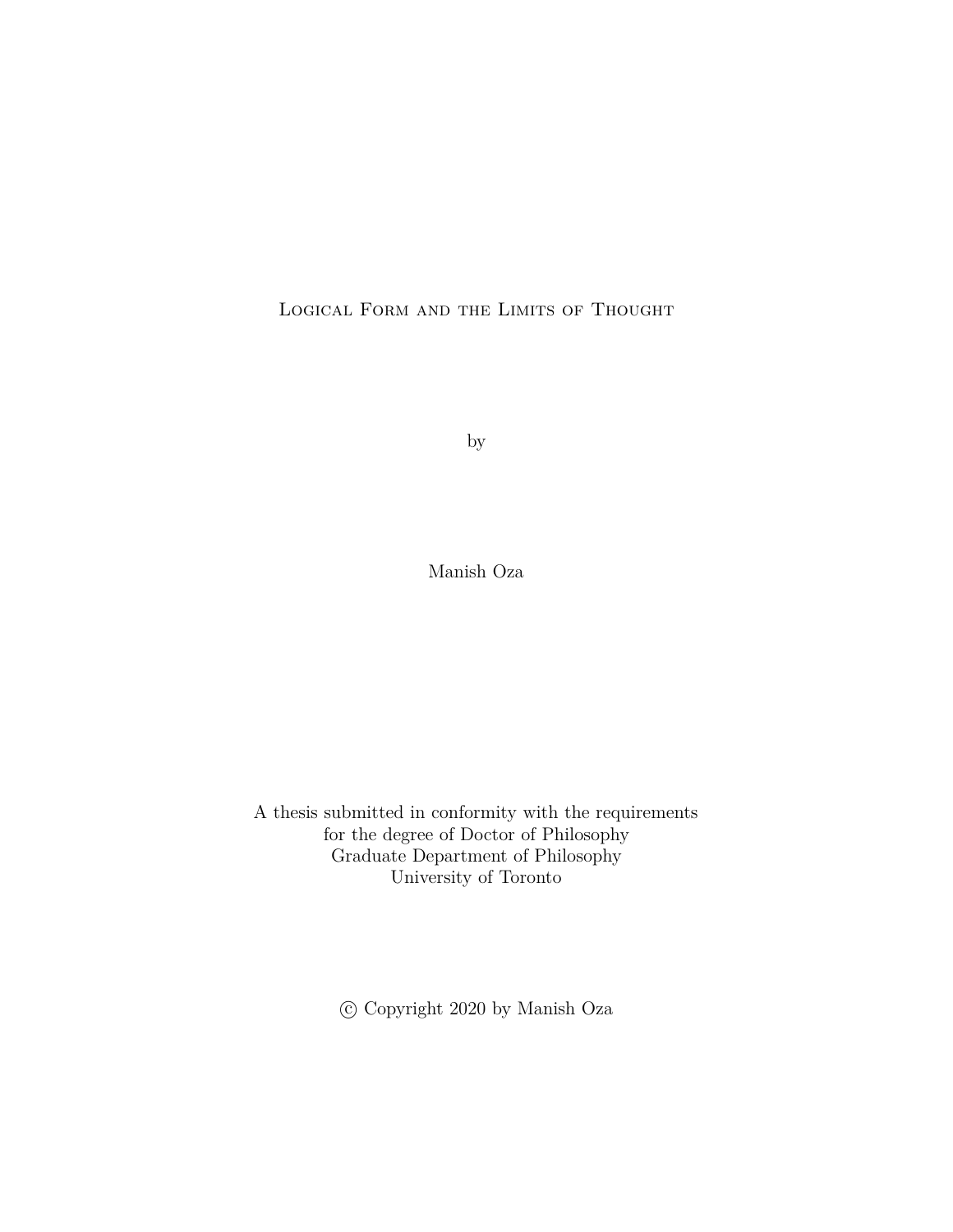# Logical Form and the Limits of Thought

by

Manish Oza

A thesis submitted in conformity with the requirements
for the degree of Doctor of Philosophy
Graduate Department of Philosophy
University of Toronto

© Copyright 2020 by Manish Oza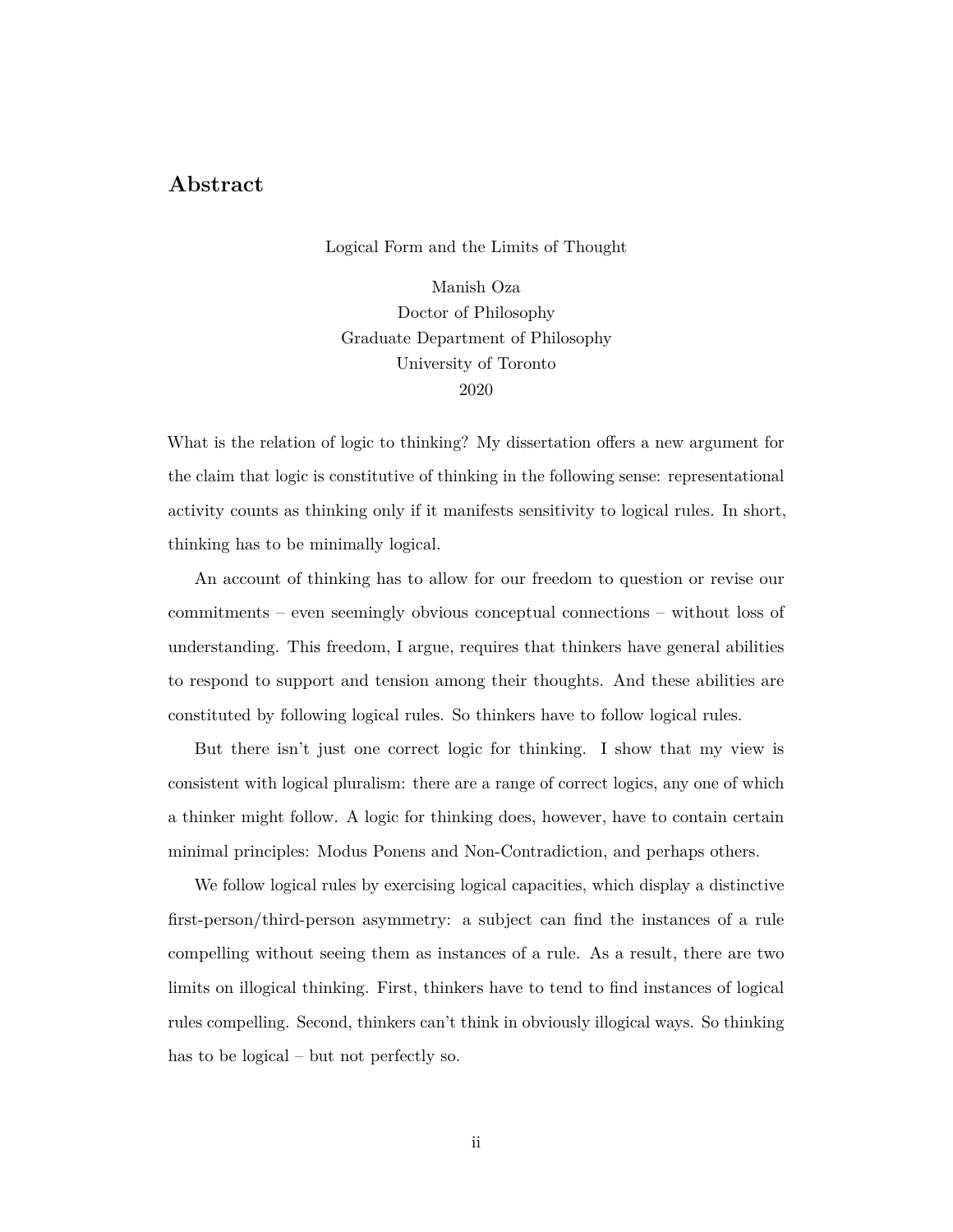## Abstract

Logical Form and the Limits of Thought

Manish Oza
Doctor of Philosophy
Graduate Department of Philosophy
University of Toronto
2020

What is the relation of logic to thinking? My dissertation offers a new argument for the claim that logic is constitutive of thinking in the following sense: representational activity counts as thinking only if it manifests sensitivity to logical rules. In short, thinking has to be minimally logical.

An account of thinking has to allow for our freedom to question or revise our commitments – even seemingly obvious conceptual connections – without loss of understanding. This freedom, I argue, requires that thinkers have general abilities to respond to support and tension among their thoughts. And these abilities are constituted by following logical rules. So thinkers have to follow logical rules.

But there isn't just one correct logic for thinking. I show that my view is consistent with logical pluralism: there are a range of correct logics, any one of which a thinker might follow. A logic for thinking does, however, have to contain certain minimal principles: Modus Ponens and Non-Contradiction, and perhaps others.

We follow logical rules by exercising logical capacities, which display a distinctive first-person/third-person asymmetry: a subject can find the instances of a rule compelling without seeing them as instances of a rule. As a result, there are two limits on illogical thinking. First, thinkers have to tend to find instances of logical rules compelling. Second, thinkers can't think in obviously illogical ways. So thinking has to be logical – but not perfectly so.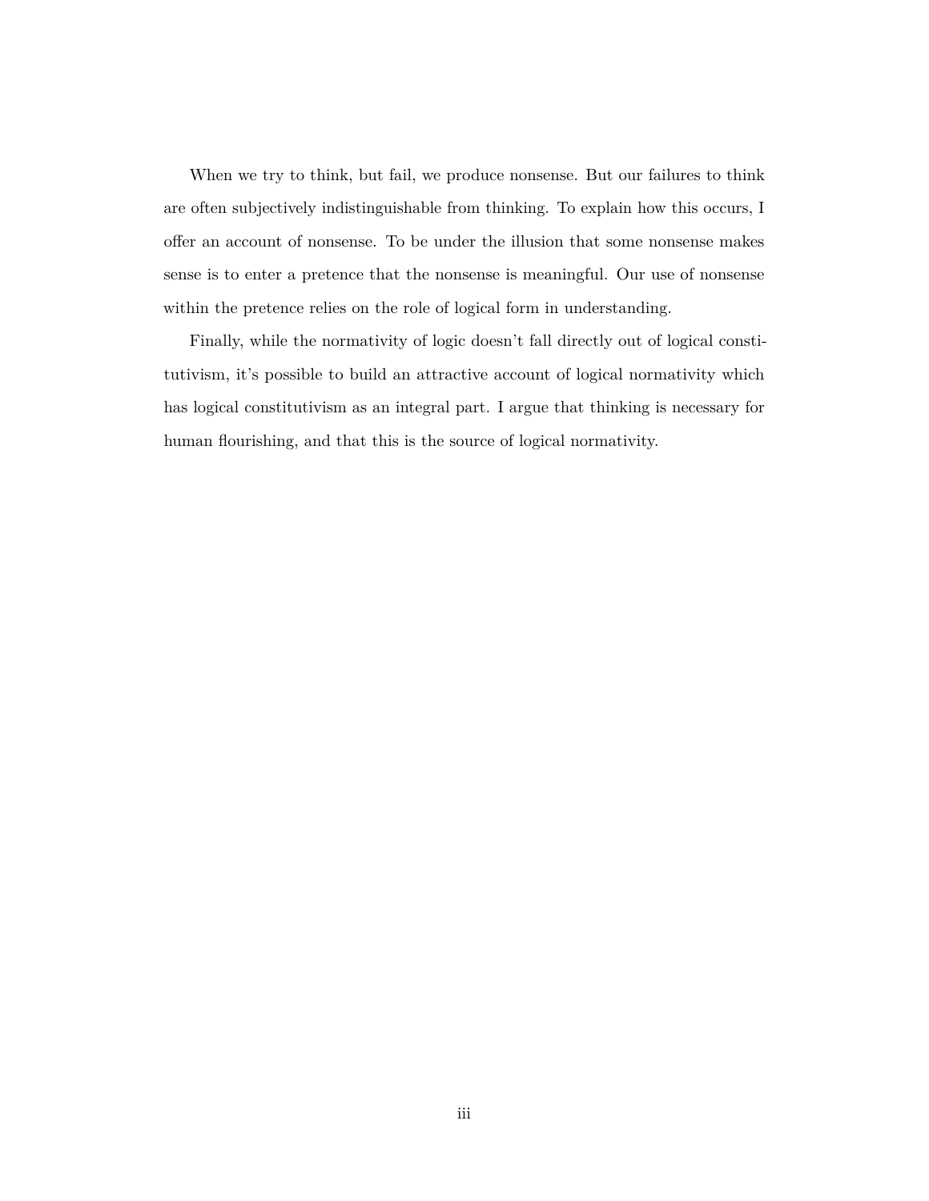When we try to think, but fail, we produce nonsense. But our failures to think are often subjectively indistinguishable from thinking. To explain how this occurs, I offer an account of nonsense. To be under the illusion that some nonsense makes sense is to enter a pretence that the nonsense is meaningful. Our use of nonsense within the pretence relies on the role of logical form in understanding.

Finally, while the normativity of logic doesn't fall directly out of logical constitutivism, it's possible to build an attractive account of logical normativity which has logical constitutivism as an integral part. I argue that thinking is necessary for human flourishing, and that this is the source of logical normativity.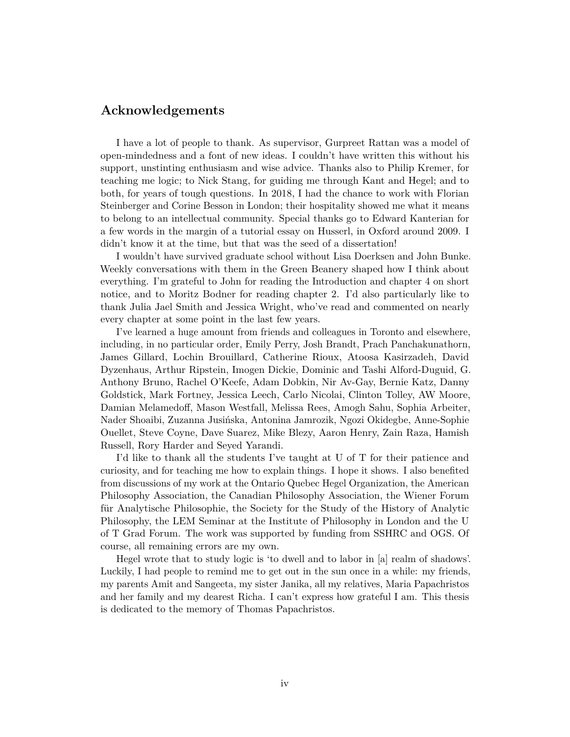## Acknowledgements

I have a lot of people to thank. As supervisor, Gurpreet Rattan was a model of open-mindedness and a font of new ideas. I couldn't have written this without his support, unstinting enthusiasm and wise advice. Thanks also to Philip Kremer, for teaching me logic; to Nick Stang, for guiding me through Kant and Hegel; and to both, for years of tough questions. In 2018, I had the chance to work with Florian Steinberger and Corine Besson in London; their hospitality showed me what it means to belong to an intellectual community. Special thanks go to Edward Kanterian for a few words in the margin of a tutorial essay on Husserl, in Oxford around 2009. I didn't know it at the time, but that was the seed of a dissertation!

I wouldn't have survived graduate school without Lisa Doerksen and John Bunke. Weekly conversations with them in the Green Beanery shaped how I think about everything. I'm grateful to John for reading the Introduction and chapter 4 on short notice, and to Moritz Bodner for reading chapter 2. I'd also particularly like to thank Julia Jael Smith and Jessica Wright, who've read and commented on nearly every chapter at some point in the last few years.

I've learned a huge amount from friends and colleagues in Toronto and elsewhere, including, in no particular order, Emily Perry, Josh Brandt, Prach Panchakunathorn, James Gillard, Lochin Brouillard, Catherine Rioux, Atoosa Kasirzadeh, David Dyzenhaus, Arthur Ripstein, Imogen Dickie, Dominic and Tashi Alford-Duguid, G. Anthony Bruno, Rachel O'Keefe, Adam Dobkin, Nir Av-Gay, Bernie Katz, Danny Goldstick, Mark Fortney, Jessica Leech, Carlo Nicolai, Clinton Tolley, AW Moore, Damian Melamedoff, Mason Westfall, Melissa Rees, Amogh Sahu, Sophia Arbeiter, Nader Shoaibi, Zuzanna Jusińska, Antonina Jamrozik, Ngozi Okidegbe, Anne-Sophie Ouellet, Steve Coyne, Dave Suarez, Mike Blezy, Aaron Henry, Zain Raza, Hamish Russell, Rory Harder and Seyed Yarandi.

I'd like to thank all the students I've taught at U of T for their patience and curiosity, and for teaching me how to explain things. I hope it shows. I also benefited from discussions of my work at the Ontario Quebec Hegel Organization, the American Philosophy Association, the Canadian Philosophy Association, the Wiener Forum für Analytische Philosophie, the Society for the Study of the History of Analytic Philosophy, the LEM Seminar at the Institute of Philosophy in London and the U of T Grad Forum. The work was supported by funding from SSHRC and OGS. Of course, all remaining errors are my own.

Hegel wrote that to study logic is 'to dwell and to labor in [a] realm of shadows'. Luckily, I had people to remind me to get out in the sun once in a while: my friends, my parents Amit and Sangeeta, my sister Janika, all my relatives, Maria Papachristos and her family and my dearest Richa. I can't express how grateful I am. This thesis is dedicated to the memory of Thomas Papachristos.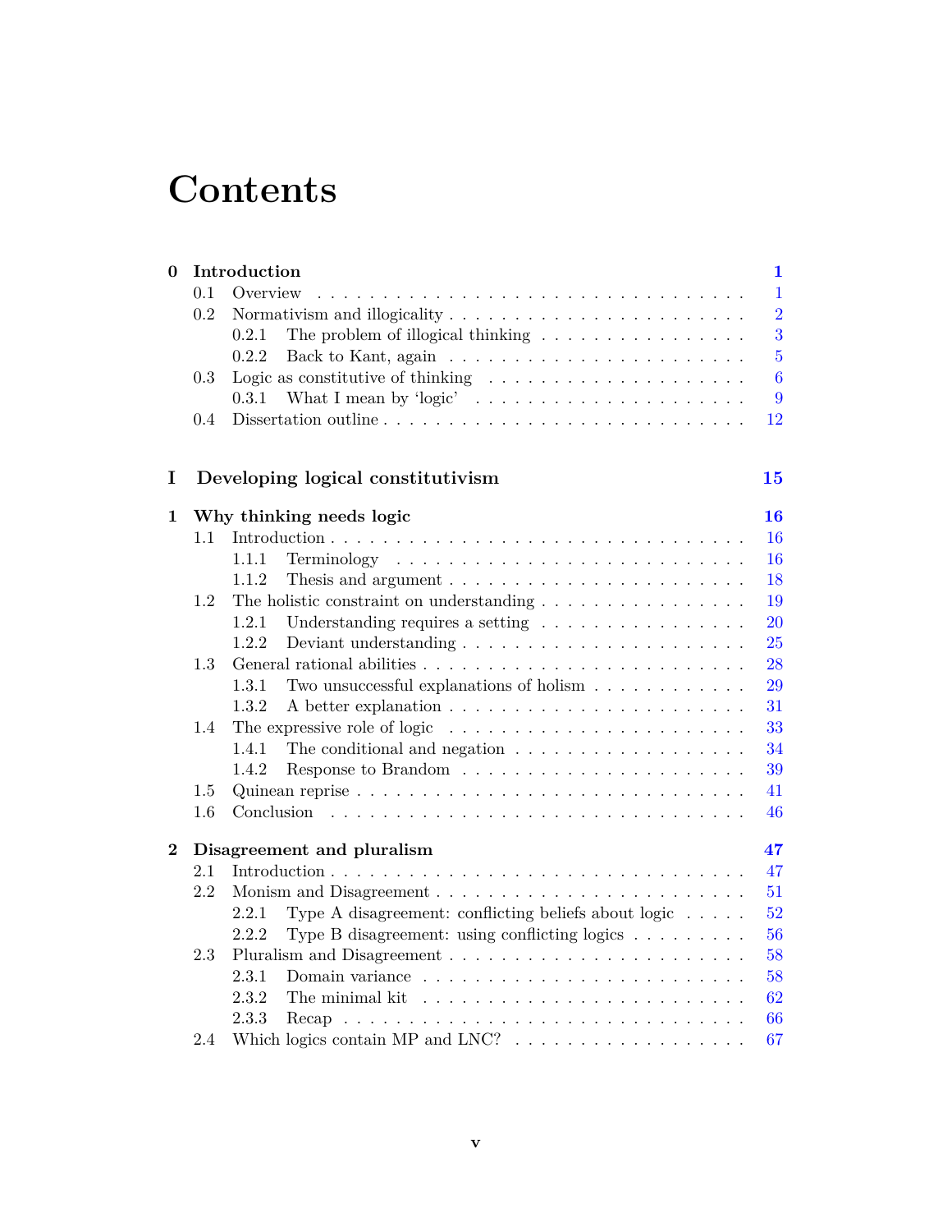# Contents

- **0 Introduction** — **1**
  - 0.1 Overview — 1
  - 0.2 Normativism and illogicality — 2
    - 0.2.1 The problem of illogical thinking — 3
    - 0.2.2 Back to Kant, again — 5
  - 0.3 Logic as constitutive of thinking — 6
    - 0.3.1 What I mean by 'logic' — 9
  - 0.4 Dissertation outline — 12

**I Developing logical constitutivism** — **15**

- **1 Why thinking needs logic** — **16**
  - 1.1 Introduction — 16
    - 1.1.1 Terminology — 16
    - 1.1.2 Thesis and argument — 18
  - 1.2 The holistic constraint on understanding — 19
    - 1.2.1 Understanding requires a setting — 20
    - 1.2.2 Deviant understanding — 25
  - 1.3 General rational abilities — 28
    - 1.3.1 Two unsuccessful explanations of holism — 29
    - 1.3.2 A better explanation — 31
  - 1.4 The expressive role of logic — 33
    - 1.4.1 The conditional and negation — 34
    - 1.4.2 Response to Brandom — 39
  - 1.5 Quinean reprise — 41
  - 1.6 Conclusion — 46
- **2 Disagreement and pluralism** — **47**
  - 2.1 Introduction — 47
  - 2.2 Monism and Disagreement — 51
    - 2.2.1 Type A disagreement: conflicting beliefs about logic — 52
    - 2.2.2 Type B disagreement: using conflicting logics — 56
  - 2.3 Pluralism and Disagreement — 58
    - 2.3.1 Domain variance — 58
    - 2.3.2 The minimal kit — 62
    - 2.3.3 Recap — 66
  - 2.4 Which logics contain MP and LNC? — 67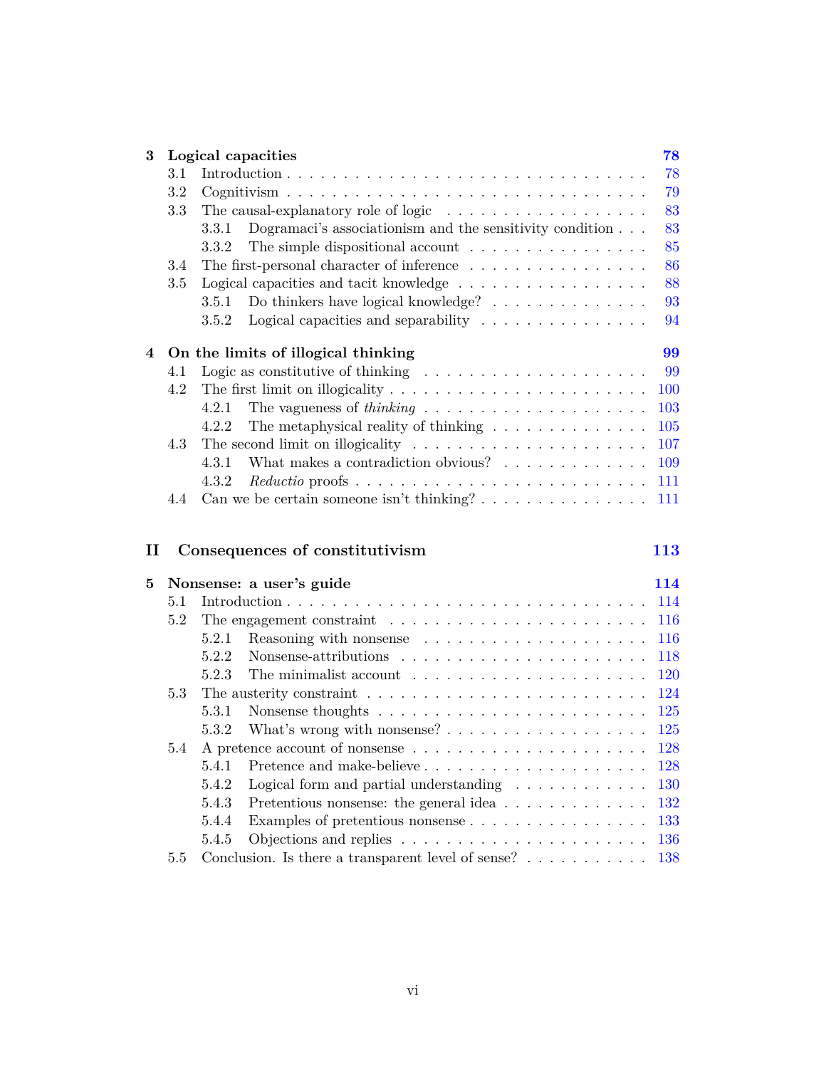**3 Logical capacities** **78**

- 3.1 Introduction . . . 78
- 3.2 Cognitivism . . . 79
- 3.3 The causal-explanatory role of logic . . . 83
  - 3.3.1 Dogramaci's associationism and the sensitivity condition . . . 83
  - 3.3.2 The simple dispositional account . . . 85
- 3.4 The first-personal character of inference . . . 86
- 3.5 Logical capacities and tacit knowledge . . . 88
  - 3.5.1 Do thinkers have logical knowledge? . . . 93
  - 3.5.2 Logical capacities and separability . . . 94

**4 On the limits of illogical thinking** **99**

- 4.1 Logic as constitutive of thinking . . . 99
- 4.2 The first limit on illogicality . . . 100
  - 4.2.1 The vagueness of *thinking* . . . 103
  - 4.2.2 The metaphysical reality of thinking . . . 105
- 4.3 The second limit on illogicality . . . 107
  - 4.3.1 What makes a contradiction obvious? . . . 109
  - 4.3.2 *Reductio* proofs . . . 111
- 4.4 Can we be certain someone isn't thinking? . . . 111

**II Consequences of constitutivism** **113**

**5 Nonsense: a user's guide** **114**

- 5.1 Introduction . . . 114
- 5.2 The engagement constraint . . . 116
  - 5.2.1 Reasoning with nonsense . . . 116
  - 5.2.2 Nonsense-attributions . . . 118
  - 5.2.3 The minimalist account . . . 120
- 5.3 The austerity constraint . . . 124
  - 5.3.1 Nonsense thoughts . . . 125
  - 5.3.2 What's wrong with nonsense? . . . 125
- 5.4 A pretence account of nonsense . . . 128
  - 5.4.1 Pretence and make-believe . . . 128
  - 5.4.2 Logical form and partial understanding . . . 130
  - 5.4.3 Pretentious nonsense: the general idea . . . 132
  - 5.4.4 Examples of pretentious nonsense . . . 133
  - 5.4.5 Objections and replies . . . 136
- 5.5 Conclusion. Is there a transparent level of sense? . . . 138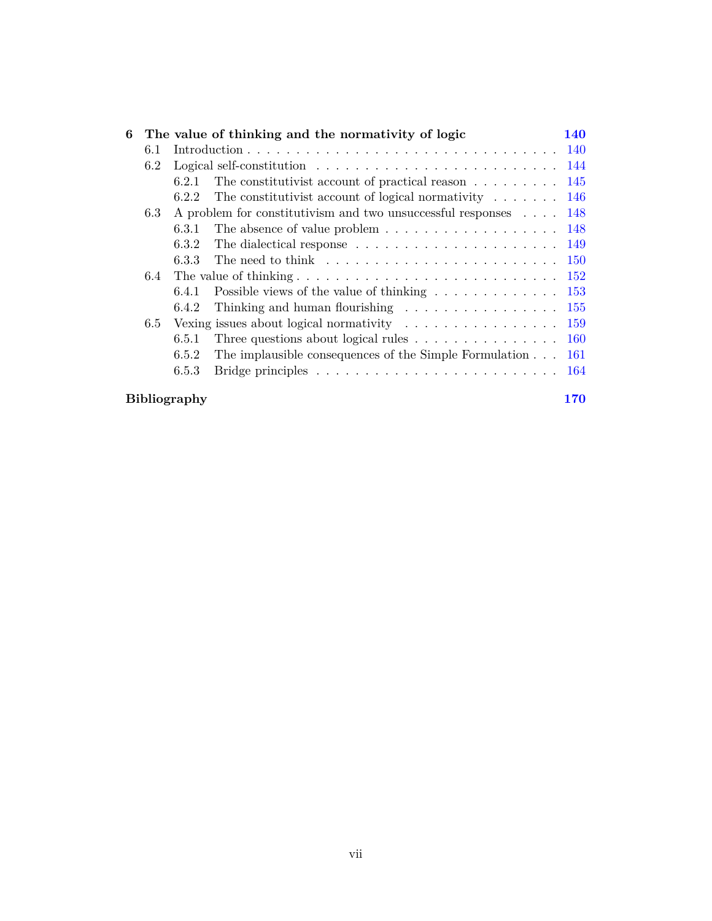**6 The value of thinking and the normativity of logic** **140**

- 6.1 Introduction . . . . . . . . . . 140
- 6.2 Logical self-constitution . . . . . . . . . . 144
  - 6.2.1 The constitutivist account of practical reason . . . . . . . . . . 145
  - 6.2.2 The constitutivist account of logical normativity . . . . . . . . . . 146
- 6.3 A problem for constitutivism and two unsuccessful responses . . . . 148
  - 6.3.1 The absence of value problem . . . . . . . . . . 148
  - 6.3.2 The dialectical response . . . . . . . . . . 149
  - 6.3.3 The need to think . . . . . . . . . . 150
- 6.4 The value of thinking . . . . . . . . . . 152
  - 6.4.1 Possible views of the value of thinking . . . . . . . . . . 153
  - 6.4.2 Thinking and human flourishing . . . . . . . . . . 155
- 6.5 Vexing issues about logical normativity . . . . . . . . . . 159
  - 6.5.1 Three questions about logical rules . . . . . . . . . . 160
  - 6.5.2 The implausible consequences of the Simple Formulation . . . 161
  - 6.5.3 Bridge principles . . . . . . . . . . 164

**Bibliography** **170**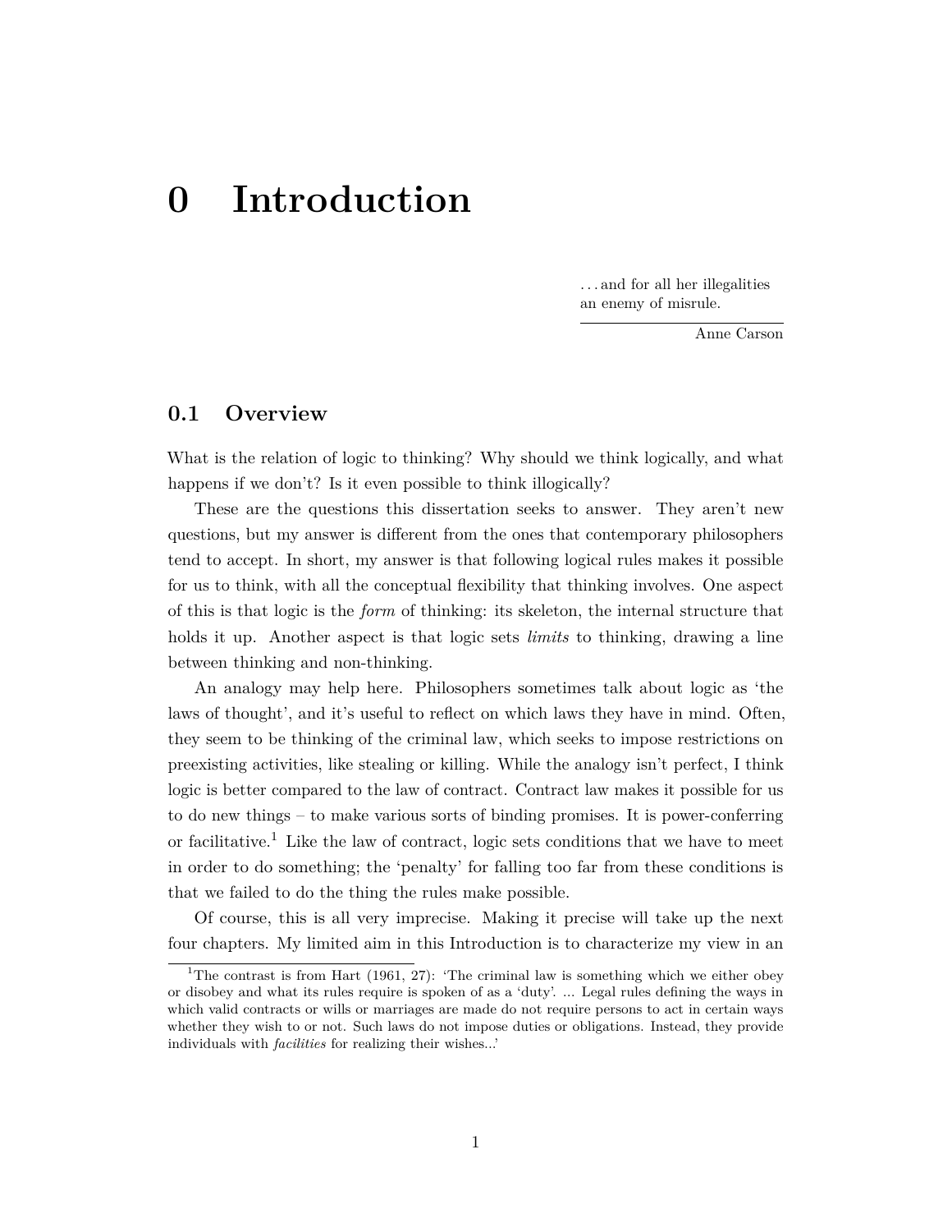# 0 Introduction

> ...and for all her illegalities
> an enemy of misrule.
>
> Anne Carson

## 0.1 Overview

What is the relation of logic to thinking? Why should we think logically, and what happens if we don't? Is it even possible to think illogically?

These are the questions this dissertation seeks to answer. They aren't new questions, but my answer is different from the ones that contemporary philosophers tend to accept. In short, my answer is that following logical rules makes it possible for us to think, with all the conceptual flexibility that thinking involves. One aspect of this is that logic is the *form* of thinking: its skeleton, the internal structure that holds it up. Another aspect is that logic sets *limits* to thinking, drawing a line between thinking and non-thinking.

An analogy may help here. Philosophers sometimes talk about logic as 'the laws of thought', and it's useful to reflect on which laws they have in mind. Often, they seem to be thinking of the criminal law, which seeks to impose restrictions on preexisting activities, like stealing or killing. While the analogy isn't perfect, I think logic is better compared to the law of contract. Contract law makes it possible for us to do new things – to make various sorts of binding promises. It is power-conferring or facilitative.[1] Like the law of contract, logic sets conditions that we have to meet in order to do something; the 'penalty' for falling too far from these conditions is that we failed to do the thing the rules make possible.

Of course, this is all very imprecise. Making it precise will take up the next four chapters. My limited aim in this Introduction is to characterize my view in an

[1] The contrast is from Hart (1961, 27): 'The criminal law is something which we either obey or disobey and what its rules require is spoken of as a 'duty'. ... Legal rules defining the ways in which valid contracts or wills or marriages are made do not require persons to act in certain ways whether they wish to or not. Such laws do not impose duties or obligations. Instead, they provide individuals with *facilities* for realizing their wishes...'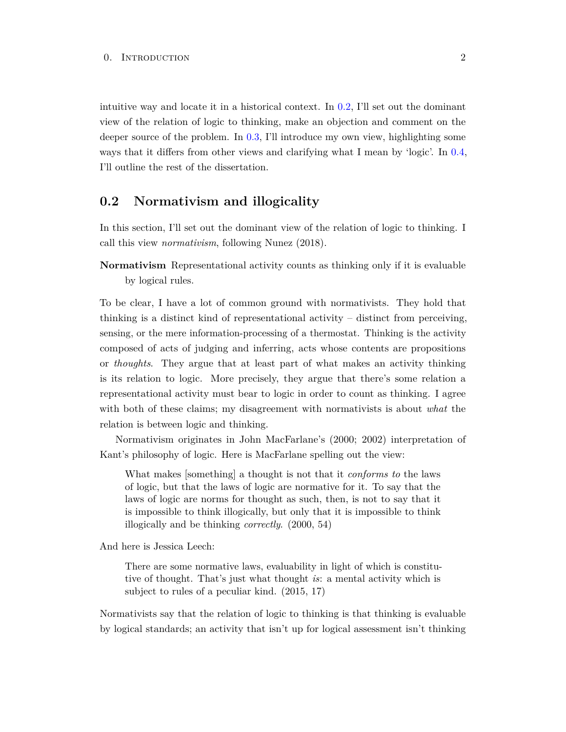intuitive way and locate it in a historical context. In 0.2, I'll set out the dominant view of the relation of logic to thinking, make an objection and comment on the deeper source of the problem. In 0.3, I'll introduce my own view, highlighting some ways that it differs from other views and clarifying what I mean by 'logic'. In 0.4, I'll outline the rest of the dissertation.

## 0.2 Normativism and illogicality

In this section, I'll set out the dominant view of the relation of logic to thinking. I call this view *normativism*, following Nunez (2018).

**Normativism** Representational activity counts as thinking only if it is evaluable by logical rules.

To be clear, I have a lot of common ground with normativists. They hold that thinking is a distinct kind of representational activity – distinct from perceiving, sensing, or the mere information-processing of a thermostat. Thinking is the activity composed of acts of judging and inferring, acts whose contents are propositions or *thoughts*. They argue that at least part of what makes an activity thinking is its relation to logic. More precisely, they argue that there's some relation a representational activity must bear to logic in order to count as thinking. I agree with both of these claims; my disagreement with normativists is about *what* the relation is between logic and thinking.

Normativism originates in John MacFarlane's (2000; 2002) interpretation of Kant's philosophy of logic. Here is MacFarlane spelling out the view:

> What makes [something] a thought is not that it *conforms to* the laws of logic, but that the laws of logic are normative for it. To say that the laws of logic are norms for thought as such, then, is not to say that it is impossible to think illogically, but only that it is impossible to think illogically and be thinking *correctly*. (2000, 54)

And here is Jessica Leech:

> There are some normative laws, evaluability in light of which is constitutive of thought. That's just what thought *is*: a mental activity which is subject to rules of a peculiar kind. (2015, 17)

Normativists say that the relation of logic to thinking is that thinking is evaluable by logical standards; an activity that isn't up for logical assessment isn't thinking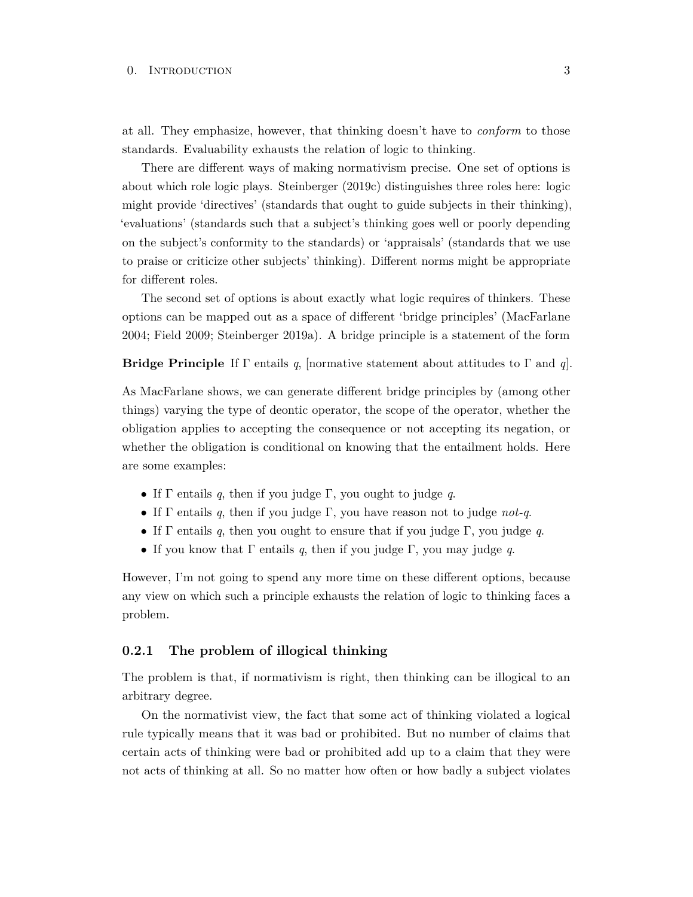at all. They emphasize, however, that thinking doesn't have to *conform* to those standards. Evaluability exhausts the relation of logic to thinking.

There are different ways of making normativism precise. One set of options is about which role logic plays. Steinberger (2019c) distinguishes three roles here: logic might provide 'directives' (standards that ought to guide subjects in their thinking), 'evaluations' (standards such that a subject's thinking goes well or poorly depending on the subject's conformity to the standards) or 'appraisals' (standards that we use to praise or criticize other subjects' thinking). Different norms might be appropriate for different roles.

The second set of options is about exactly what logic requires of thinkers. These options can be mapped out as a space of different 'bridge principles' (MacFarlane 2004; Field 2009; Steinberger 2019a). A bridge principle is a statement of the form

**Bridge Principle** If $\Gamma$ entails $q$, [normative statement about attitudes to $\Gamma$ and $q$].

As MacFarlane shows, we can generate different bridge principles by (among other things) varying the type of deontic operator, the scope of the operator, whether the obligation applies to accepting the consequence or not accepting its negation, or whether the obligation is conditional on knowing that the entailment holds. Here are some examples:

- If $\Gamma$ entails $q$, then if you judge $\Gamma$, you ought to judge $q$.
- If $\Gamma$ entails $q$, then if you judge $\Gamma$, you have reason not to judge *not-q*.
- If $\Gamma$ entails $q$, then you ought to ensure that if you judge $\Gamma$, you judge $q$.
- If you know that $\Gamma$ entails $q$, then if you judge $\Gamma$, you may judge $q$.

However, I'm not going to spend any more time on these different options, because any view on which such a principle exhausts the relation of logic to thinking faces a problem.

### 0.2.1 The problem of illogical thinking

The problem is that, if normativism is right, then thinking can be illogical to an arbitrary degree.

On the normativist view, the fact that some act of thinking violated a logical rule typically means that it was bad or prohibited. But no number of claims that certain acts of thinking were bad or prohibited add up to a claim that they were not acts of thinking at all. So no matter how often or how badly a subject violates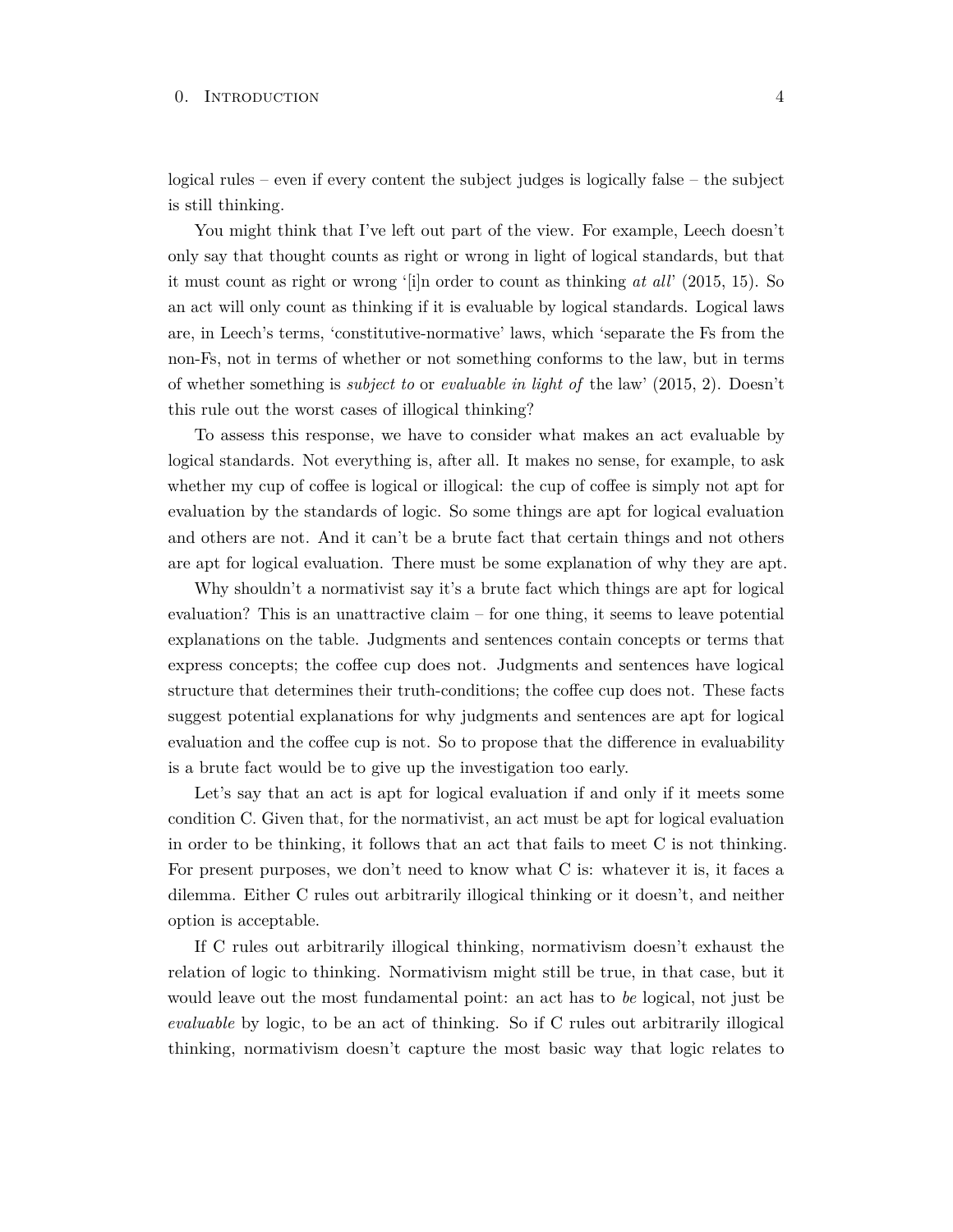logical rules – even if every content the subject judges is logically false – the subject is still thinking.

You might think that I've left out part of the view. For example, Leech doesn't only say that thought counts as right or wrong in light of logical standards, but that it must count as right or wrong '[i]n order to count as thinking *at all*' (2015, 15). So an act will only count as thinking if it is evaluable by logical standards. Logical laws are, in Leech's terms, 'constitutive-normative' laws, which 'separate the Fs from the non-Fs, not in terms of whether or not something conforms to the law, but in terms of whether something is *subject to* or *evaluable in light of* the law' (2015, 2). Doesn't this rule out the worst cases of illogical thinking?

To assess this response, we have to consider what makes an act evaluable by logical standards. Not everything is, after all. It makes no sense, for example, to ask whether my cup of coffee is logical or illogical: the cup of coffee is simply not apt for evaluation by the standards of logic. So some things are apt for logical evaluation and others are not. And it can't be a brute fact that certain things and not others are apt for logical evaluation. There must be some explanation of why they are apt.

Why shouldn't a normativist say it's a brute fact which things are apt for logical evaluation? This is an unattractive claim – for one thing, it seems to leave potential explanations on the table. Judgments and sentences contain concepts or terms that express concepts; the coffee cup does not. Judgments and sentences have logical structure that determines their truth-conditions; the coffee cup does not. These facts suggest potential explanations for why judgments and sentences are apt for logical evaluation and the coffee cup is not. So to propose that the difference in evaluability is a brute fact would be to give up the investigation too early.

Let's say that an act is apt for logical evaluation if and only if it meets some condition C. Given that, for the normativist, an act must be apt for logical evaluation in order to be thinking, it follows that an act that fails to meet C is not thinking. For present purposes, we don't need to know what C is: whatever it is, it faces a dilemma. Either C rules out arbitrarily illogical thinking or it doesn't, and neither option is acceptable.

If C rules out arbitrarily illogical thinking, normativism doesn't exhaust the relation of logic to thinking. Normativism might still be true, in that case, but it would leave out the most fundamental point: an act has to *be* logical, not just be *evaluable* by logic, to be an act of thinking. So if C rules out arbitrarily illogical thinking, normativism doesn't capture the most basic way that logic relates to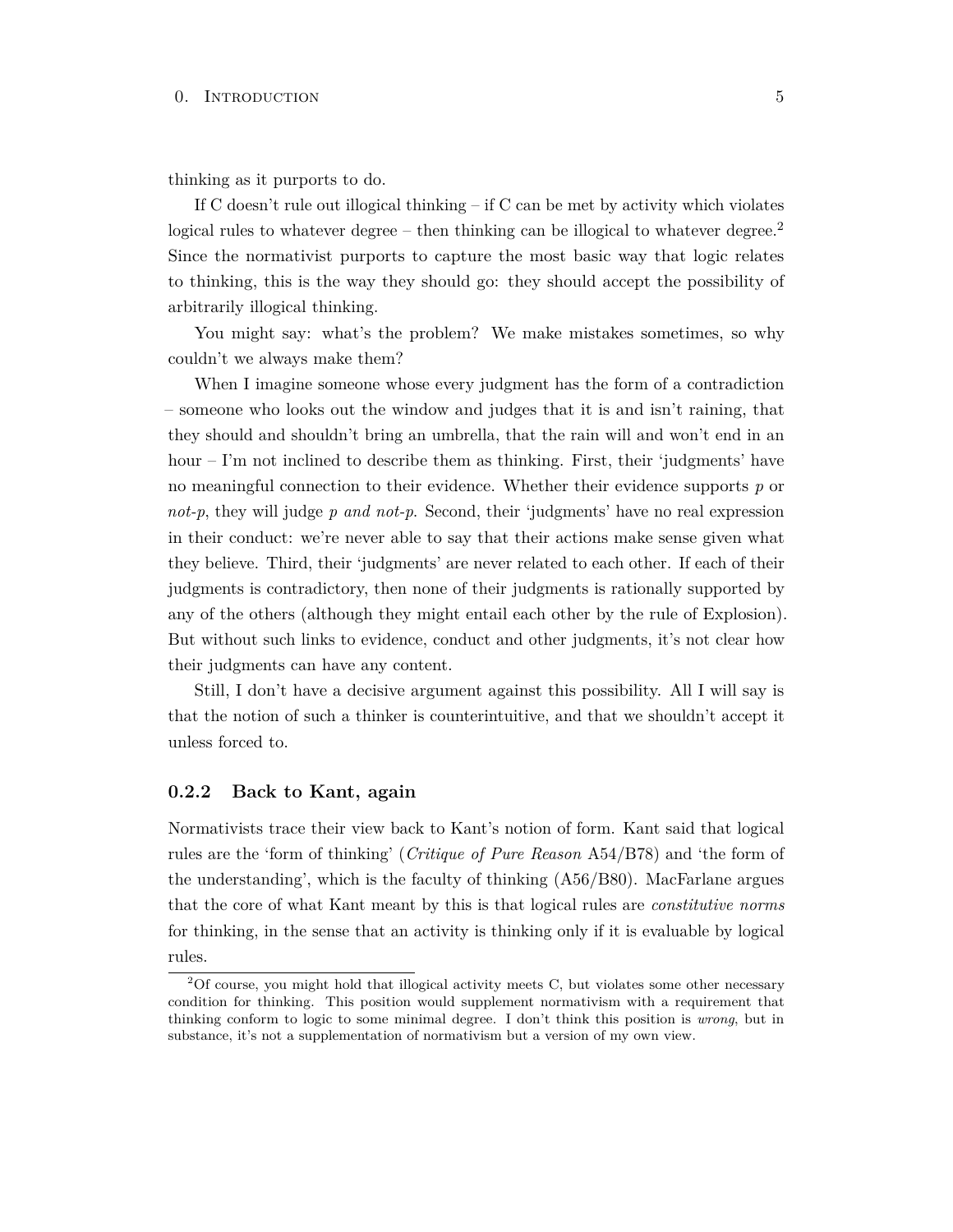thinking as it purports to do.

If C doesn't rule out illogical thinking – if C can be met by activity which violates logical rules to whatever degree – then thinking can be illogical to whatever degree.[2] Since the normativist purports to capture the most basic way that logic relates to thinking, this is the way they should go: they should accept the possibility of arbitrarily illogical thinking.

You might say: what's the problem? We make mistakes sometimes, so why couldn't we always make them?

When I imagine someone whose every judgment has the form of a contradiction – someone who looks out the window and judges that it is and isn't raining, that they should and shouldn't bring an umbrella, that the rain will and won't end in an hour – I'm not inclined to describe them as thinking. First, their 'judgments' have no meaningful connection to their evidence. Whether their evidence supports *p* or *not-p*, they will judge *p and not-p*. Second, their 'judgments' have no real expression in their conduct: we're never able to say that their actions make sense given what they believe. Third, their 'judgments' are never related to each other. If each of their judgments is contradictory, then none of their judgments is rationally supported by any of the others (although they might entail each other by the rule of Explosion). But without such links to evidence, conduct and other judgments, it's not clear how their judgments can have any content.

Still, I don't have a decisive argument against this possibility. All I will say is that the notion of such a thinker is counterintuitive, and that we shouldn't accept it unless forced to.

### 0.2.2 Back to Kant, again

Normativists trace their view back to Kant's notion of form. Kant said that logical rules are the 'form of thinking' (*Critique of Pure Reason* A54/B78) and 'the form of the understanding', which is the faculty of thinking (A56/B80). MacFarlane argues that the core of what Kant meant by this is that logical rules are *constitutive norms* for thinking, in the sense that an activity is thinking only if it is evaluable by logical rules.

[2] Of course, you might hold that illogical activity meets C, but violates some other necessary condition for thinking. This position would supplement normativism with a requirement that thinking conform to logic to some minimal degree. I don't think this position is *wrong*, but in substance, it's not a supplementation of normativism but a version of my own view.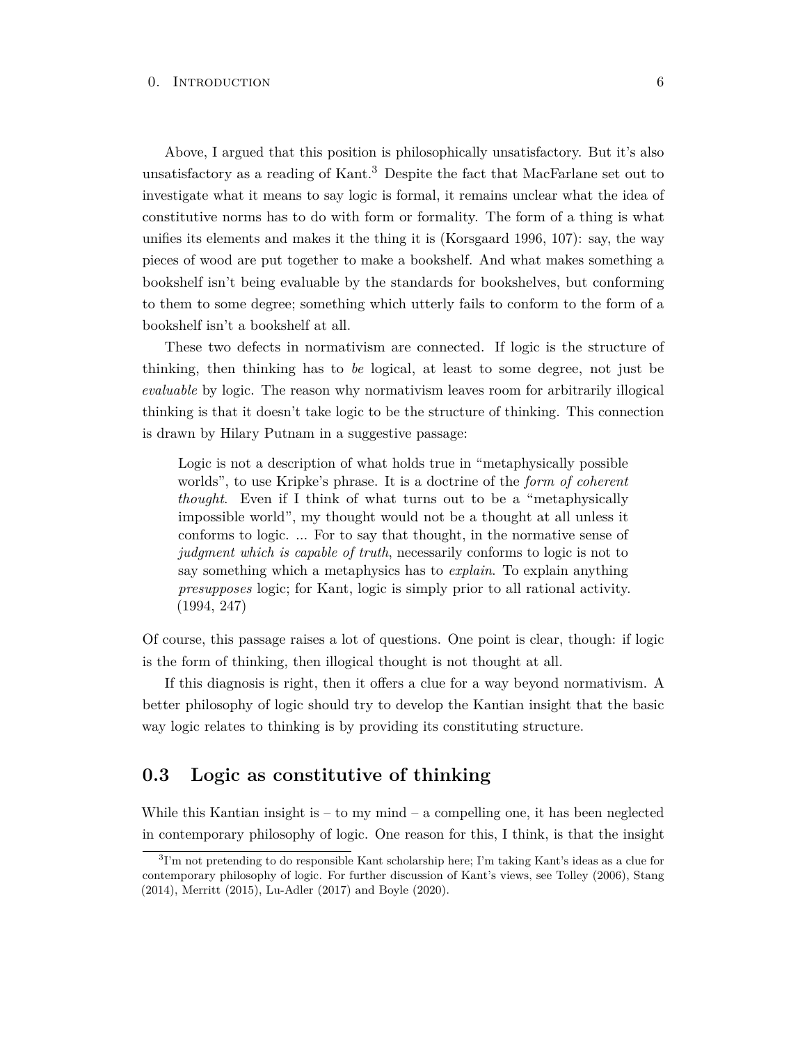Above, I argued that this position is philosophically unsatisfactory. But it's also unsatisfactory as a reading of Kant.[3] Despite the fact that MacFarlane set out to investigate what it means to say logic is formal, it remains unclear what the idea of constitutive norms has to do with form or formality. The form of a thing is what unifies its elements and makes it the thing it is (Korsgaard 1996, 107): say, the way pieces of wood are put together to make a bookshelf. And what makes something a bookshelf isn't being evaluable by the standards for bookshelves, but conforming to them to some degree; something which utterly fails to conform to the form of a bookshelf isn't a bookshelf at all.

These two defects in normativism are connected. If logic is the structure of thinking, then thinking has to *be* logical, at least to some degree, not just be *evaluable* by logic. The reason why normativism leaves room for arbitrarily illogical thinking is that it doesn't take logic to be the structure of thinking. This connection is drawn by Hilary Putnam in a suggestive passage:

> Logic is not a description of what holds true in "metaphysically possible worlds", to use Kripke's phrase. It is a doctrine of the *form of coherent thought*. Even if I think of what turns out to be a "metaphysically impossible world", my thought would not be a thought at all unless it conforms to logic. ... For to say that thought, in the normative sense of *judgment which is capable of truth*, necessarily conforms to logic is not to say something which a metaphysics has to *explain*. To explain anything *presupposes* logic; for Kant, logic is simply prior to all rational activity. (1994, 247)

Of course, this passage raises a lot of questions. One point is clear, though: if logic is the form of thinking, then illogical thought is not thought at all.

If this diagnosis is right, then it offers a clue for a way beyond normativism. A better philosophy of logic should try to develop the Kantian insight that the basic way logic relates to thinking is by providing its constituting structure.

## 0.3 Logic as constitutive of thinking

While this Kantian insight is – to my mind – a compelling one, it has been neglected in contemporary philosophy of logic. One reason for this, I think, is that the insight

[3] I'm not pretending to do responsible Kant scholarship here; I'm taking Kant's ideas as a clue for contemporary philosophy of logic. For further discussion of Kant's views, see Tolley (2006), Stang (2014), Merritt (2015), Lu-Adler (2017) and Boyle (2020).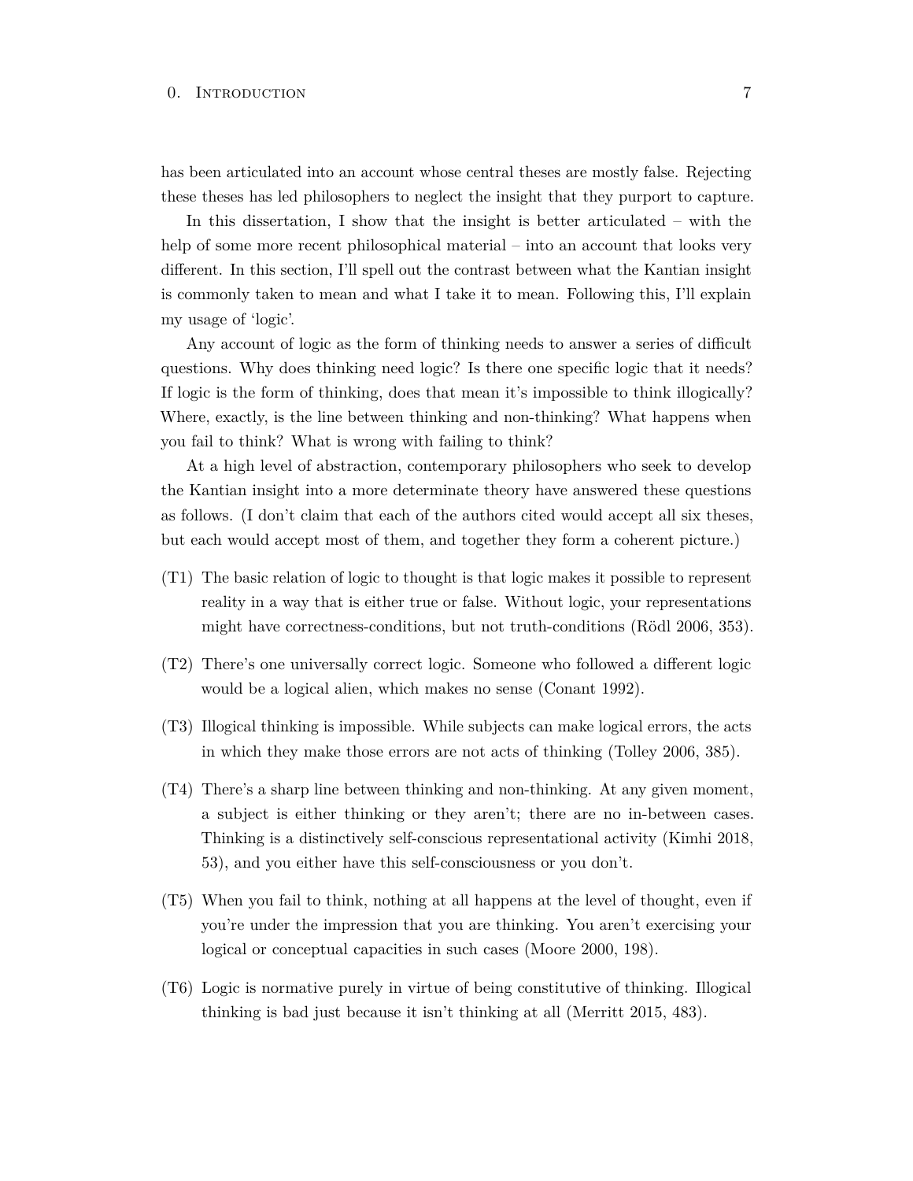has been articulated into an account whose central theses are mostly false. Rejecting these theses has led philosophers to neglect the insight that they purport to capture.

In this dissertation, I show that the insight is better articulated – with the help of some more recent philosophical material – into an account that looks very different. In this section, I'll spell out the contrast between what the Kantian insight is commonly taken to mean and what I take it to mean. Following this, I'll explain my usage of 'logic'.

Any account of logic as the form of thinking needs to answer a series of difficult questions. Why does thinking need logic? Is there one specific logic that it needs? If logic is the form of thinking, does that mean it's impossible to think illogically? Where, exactly, is the line between thinking and non-thinking? What happens when you fail to think? What is wrong with failing to think?

At a high level of abstraction, contemporary philosophers who seek to develop the Kantian insight into a more determinate theory have answered these questions as follows. (I don't claim that each of the authors cited would accept all six theses, but each would accept most of them, and together they form a coherent picture.)

- (T1) The basic relation of logic to thought is that logic makes it possible to represent reality in a way that is either true or false. Without logic, your representations might have correctness-conditions, but not truth-conditions (Rödl 2006, 353).
- (T2) There's one universally correct logic. Someone who followed a different logic would be a logical alien, which makes no sense (Conant 1992).
- (T3) Illogical thinking is impossible. While subjects can make logical errors, the acts in which they make those errors are not acts of thinking (Tolley 2006, 385).
- (T4) There's a sharp line between thinking and non-thinking. At any given moment, a subject is either thinking or they aren't; there are no in-between cases. Thinking is a distinctively self-conscious representational activity (Kimhi 2018, 53), and you either have this self-consciousness or you don't.
- (T5) When you fail to think, nothing at all happens at the level of thought, even if you're under the impression that you are thinking. You aren't exercising your logical or conceptual capacities in such cases (Moore 2000, 198).
- (T6) Logic is normative purely in virtue of being constitutive of thinking. Illogical thinking is bad just because it isn't thinking at all (Merritt 2015, 483).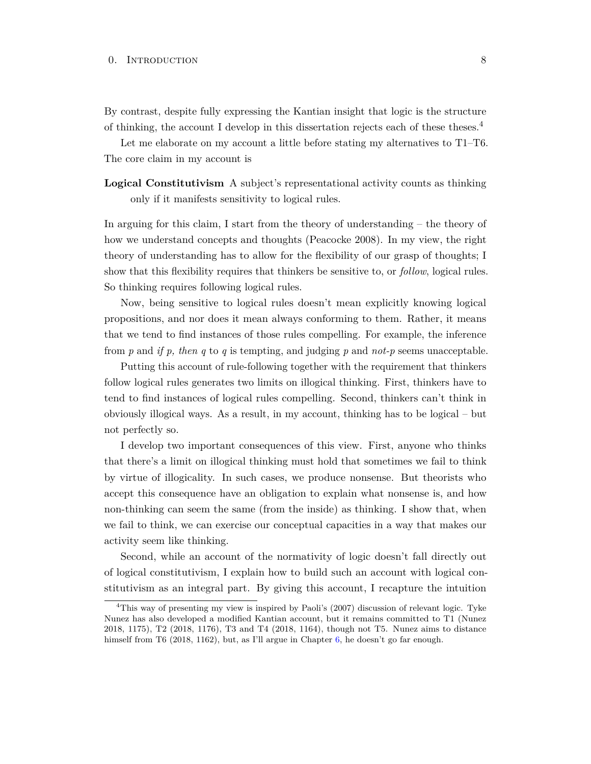By contrast, despite fully expressing the Kantian insight that logic is the structure of thinking, the account I develop in this dissertation rejects each of these theses.[4]

Let me elaborate on my account a little before stating my alternatives to T1–T6. The core claim in my account is

**Logical Constitutivism** A subject's representational activity counts as thinking only if it manifests sensitivity to logical rules.

In arguing for this claim, I start from the theory of understanding – the theory of how we understand concepts and thoughts (Peacocke 2008). In my view, the right theory of understanding has to allow for the flexibility of our grasp of thoughts; I show that this flexibility requires that thinkers be sensitive to, or *follow*, logical rules. So thinking requires following logical rules.

Now, being sensitive to logical rules doesn't mean explicitly knowing logical propositions, and nor does it mean always conforming to them. Rather, it means that we tend to find instances of those rules compelling. For example, the inference from *p* and *if p, then q* to *q* is tempting, and judging *p* and *not-p* seems unacceptable.

Putting this account of rule-following together with the requirement that thinkers follow logical rules generates two limits on illogical thinking. First, thinkers have to tend to find instances of logical rules compelling. Second, thinkers can't think in obviously illogical ways. As a result, in my account, thinking has to be logical – but not perfectly so.

I develop two important consequences of this view. First, anyone who thinks that there's a limit on illogical thinking must hold that sometimes we fail to think by virtue of illogicality. In such cases, we produce nonsense. But theorists who accept this consequence have an obligation to explain what nonsense is, and how non-thinking can seem the same (from the inside) as thinking. I show that, when we fail to think, we can exercise our conceptual capacities in a way that makes our activity seem like thinking.

Second, while an account of the normativity of logic doesn't fall directly out of logical constitutivism, I explain how to build such an account with logical constitutivism as an integral part. By giving this account, I recapture the intuition

[4] This way of presenting my view is inspired by Paoli's (2007) discussion of relevant logic. Tyke Nunez has also developed a modified Kantian account, but it remains committed to T1 (Nunez 2018, 1175), T2 (2018, 1176), T3 and T4 (2018, 1164), though not T5. Nunez aims to distance himself from T6 (2018, 1162), but, as I'll argue in Chapter 6, he doesn't go far enough.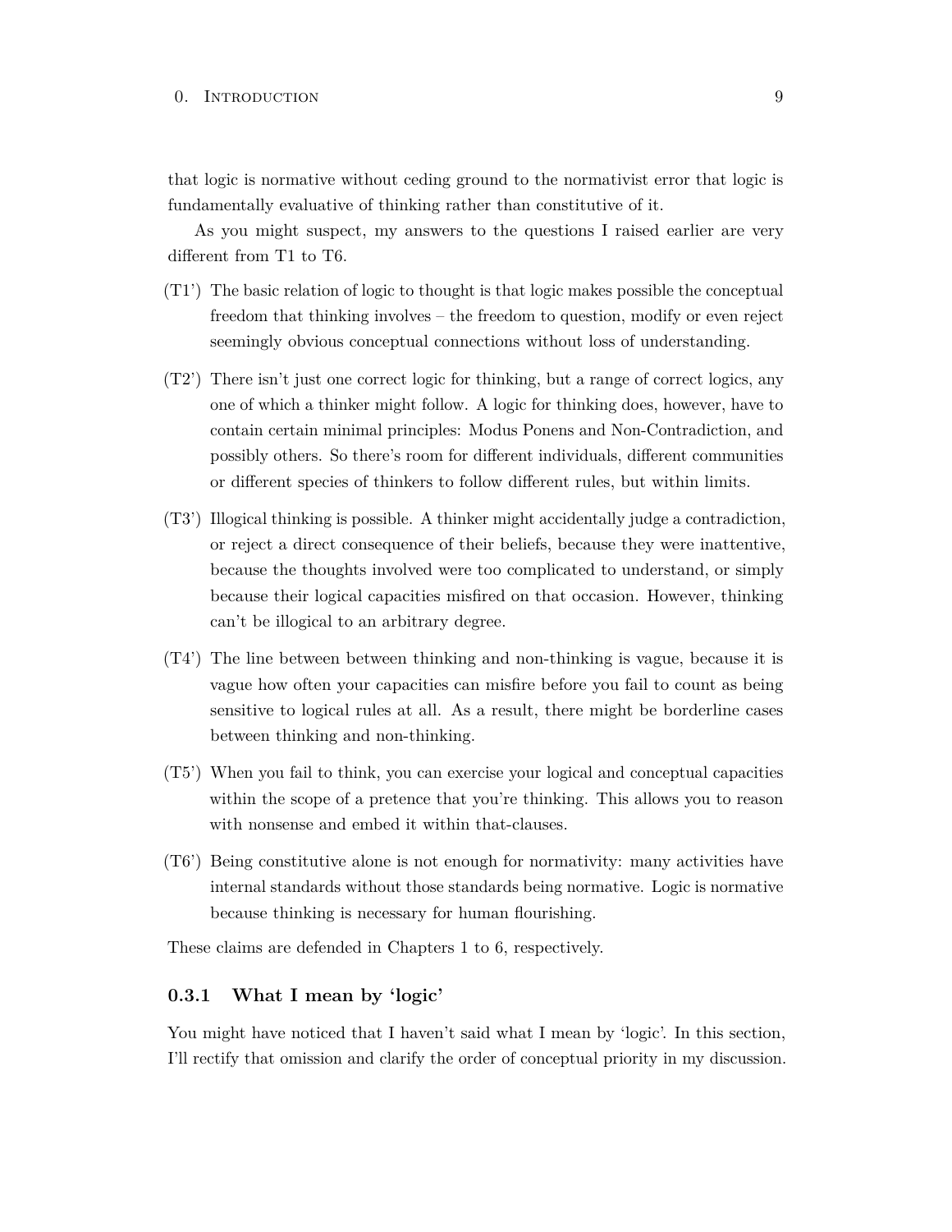that logic is normative without ceding ground to the normativist error that logic is fundamentally evaluative of thinking rather than constitutive of it.

As you might suspect, my answers to the questions I raised earlier are very different from T1 to T6.

- (T1') The basic relation of logic to thought is that logic makes possible the conceptual freedom that thinking involves – the freedom to question, modify or even reject seemingly obvious conceptual connections without loss of understanding.

- (T2') There isn't just one correct logic for thinking, but a range of correct logics, any one of which a thinker might follow. A logic for thinking does, however, have to contain certain minimal principles: Modus Ponens and Non-Contradiction, and possibly others. So there's room for different individuals, different communities or different species of thinkers to follow different rules, but within limits.

- (T3') Illogical thinking is possible. A thinker might accidentally judge a contradiction, or reject a direct consequence of their beliefs, because they were inattentive, because the thoughts involved were too complicated to understand, or simply because their logical capacities misfired on that occasion. However, thinking can't be illogical to an arbitrary degree.

- (T4') The line between between thinking and non-thinking is vague, because it is vague how often your capacities can misfire before you fail to count as being sensitive to logical rules at all. As a result, there might be borderline cases between thinking and non-thinking.

- (T5') When you fail to think, you can exercise your logical and conceptual capacities within the scope of a pretence that you're thinking. This allows you to reason with nonsense and embed it within that-clauses.

- (T6') Being constitutive alone is not enough for normativity: many activities have internal standards without those standards being normative. Logic is normative because thinking is necessary for human flourishing.

These claims are defended in Chapters 1 to 6, respectively.

### 0.3.1 What I mean by 'logic'

You might have noticed that I haven't said what I mean by 'logic'. In this section, I'll rectify that omission and clarify the order of conceptual priority in my discussion.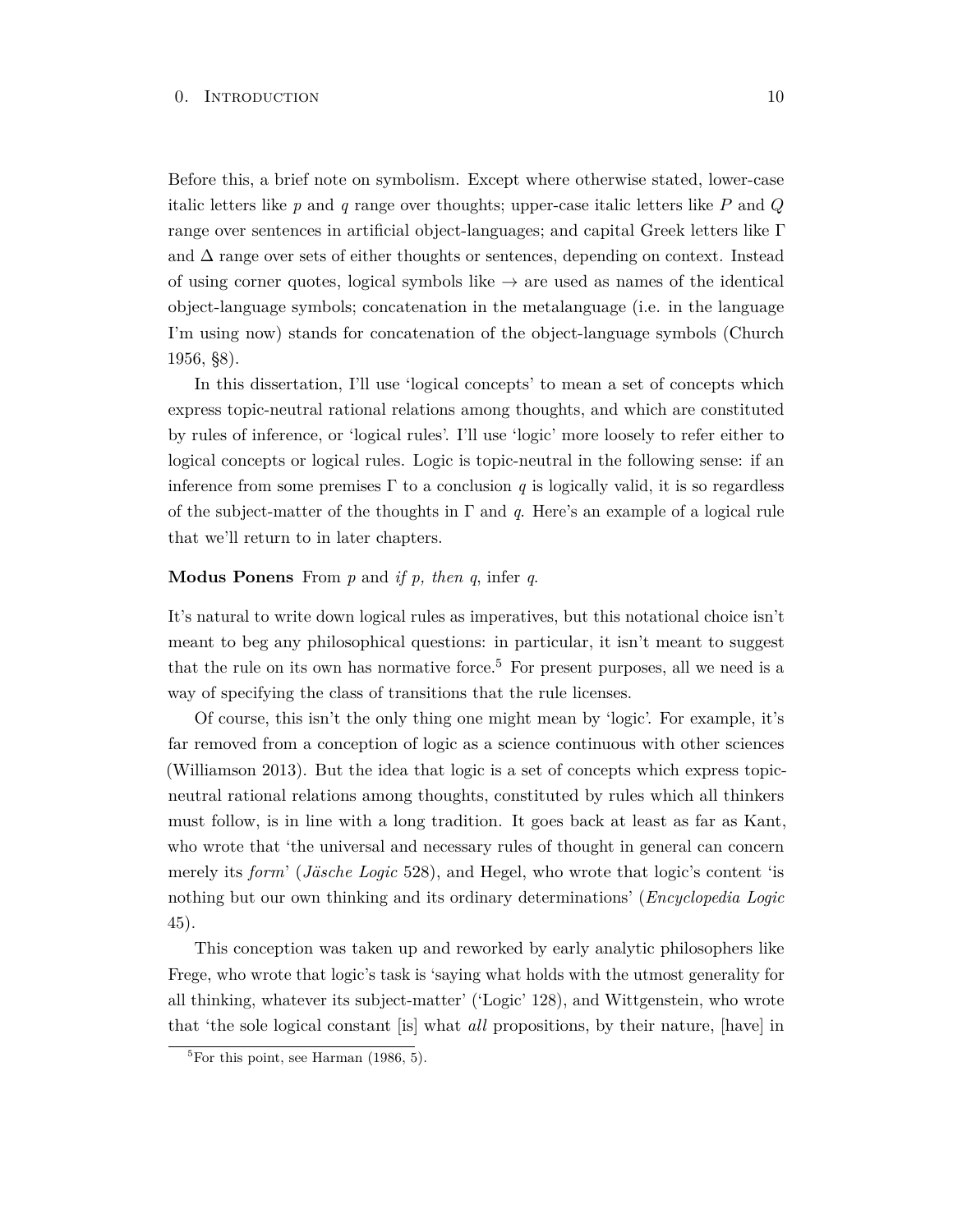Before this, a brief note on symbolism. Except where otherwise stated, lower-case italic letters like $p$ and $q$ range over thoughts; upper-case italic letters like $P$ and $Q$ range over sentences in artificial object-languages; and capital Greek letters like $\Gamma$ and $\Delta$ range over sets of either thoughts or sentences, depending on context. Instead of using corner quotes, logical symbols like $\rightarrow$ are used as names of the identical object-language symbols; concatenation in the metalanguage (i.e. in the language I'm using now) stands for concatenation of the object-language symbols (Church 1956, §8).

In this dissertation, I'll use 'logical concepts' to mean a set of concepts which express topic-neutral rational relations among thoughts, and which are constituted by rules of inference, or 'logical rules'. I'll use 'logic' more loosely to refer either to logical concepts or logical rules. Logic is topic-neutral in the following sense: if an inference from some premises $\Gamma$ to a conclusion $q$ is logically valid, it is so regardless of the subject-matter of the thoughts in $\Gamma$ and $q$. Here's an example of a logical rule that we'll return to in later chapters.

**Modus Ponens** From $p$ and *if p, then q*, infer $q$.

It's natural to write down logical rules as imperatives, but this notational choice isn't meant to beg any philosophical questions: in particular, it isn't meant to suggest that the rule on its own has normative force.[5] For present purposes, all we need is a way of specifying the class of transitions that the rule licenses.

Of course, this isn't the only thing one might mean by 'logic'. For example, it's far removed from a conception of logic as a science continuous with other sciences (Williamson 2013). But the idea that logic is a set of concepts which express topic-neutral rational relations among thoughts, constituted by rules which all thinkers must follow, is in line with a long tradition. It goes back at least as far as Kant, who wrote that 'the universal and necessary rules of thought in general can concern merely its *form*' (*Jäsche Logic* 528), and Hegel, who wrote that logic's content 'is nothing but our own thinking and its ordinary determinations' (*Encyclopedia Logic* 45).

This conception was taken up and reworked by early analytic philosophers like Frege, who wrote that logic's task is 'saying what holds with the utmost generality for all thinking, whatever its subject-matter' ('Logic' 128), and Wittgenstein, who wrote that 'the sole logical constant [is] what *all* propositions, by their nature, [have] in

[5] For this point, see Harman (1986, 5).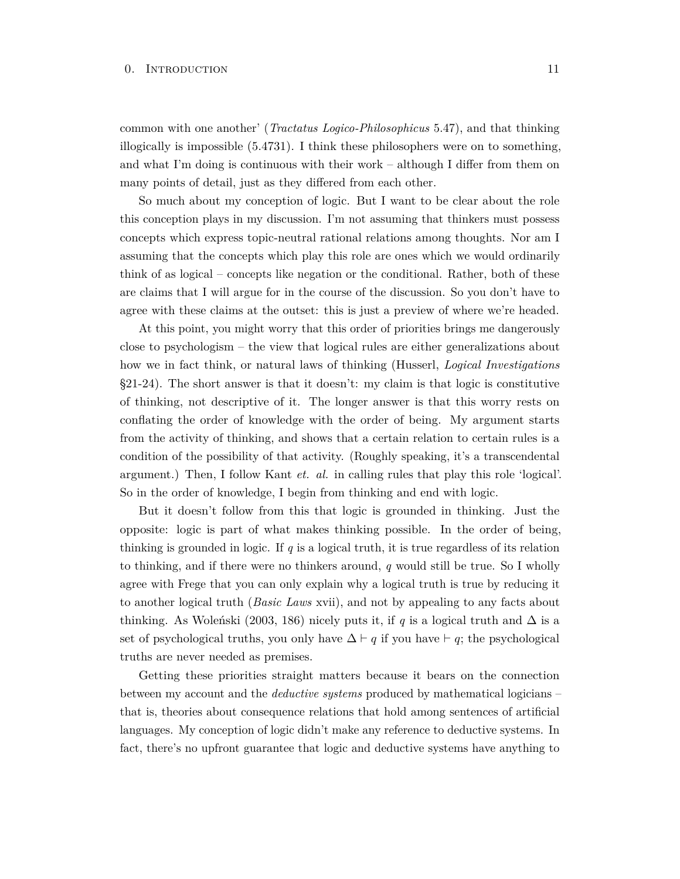common with one another' (*Tractatus Logico-Philosophicus* 5.47), and that thinking illogically is impossible (5.4731). I think these philosophers were on to something, and what I'm doing is continuous with their work – although I differ from them on many points of detail, just as they differed from each other.

So much about my conception of logic. But I want to be clear about the role this conception plays in my discussion. I'm not assuming that thinkers must possess concepts which express topic-neutral rational relations among thoughts. Nor am I assuming that the concepts which play this role are ones which we would ordinarily think of as logical – concepts like negation or the conditional. Rather, both of these are claims that I will argue for in the course of the discussion. So you don't have to agree with these claims at the outset: this is just a preview of where we're headed.

At this point, you might worry that this order of priorities brings me dangerously close to psychologism – the view that logical rules are either generalizations about how we in fact think, or natural laws of thinking (Husserl, *Logical Investigations* §21-24). The short answer is that it doesn't: my claim is that logic is constitutive of thinking, not descriptive of it. The longer answer is that this worry rests on conflating the order of knowledge with the order of being. My argument starts from the activity of thinking, and shows that a certain relation to certain rules is a condition of the possibility of that activity. (Roughly speaking, it's a transcendental argument.) Then, I follow Kant *et. al.* in calling rules that play this role 'logical'. So in the order of knowledge, I begin from thinking and end with logic.

But it doesn't follow from this that logic is grounded in thinking. Just the opposite: logic is part of what makes thinking possible. In the order of being, thinking is grounded in logic. If $q$ is a logical truth, it is true regardless of its relation to thinking, and if there were no thinkers around, $q$ would still be true. So I wholly agree with Frege that you can only explain why a logical truth is true by reducing it to another logical truth (*Basic Laws* xvii), and not by appealing to any facts about thinking. As Woleński (2003, 186) nicely puts it, if $q$ is a logical truth and $\Delta$ is a set of psychological truths, you only have $\Delta \vdash q$ if you have $\vdash q$; the psychological truths are never needed as premises.

Getting these priorities straight matters because it bears on the connection between my account and the *deductive systems* produced by mathematical logicians – that is, theories about consequence relations that hold among sentences of artificial languages. My conception of logic didn't make any reference to deductive systems. In fact, there's no upfront guarantee that logic and deductive systems have anything to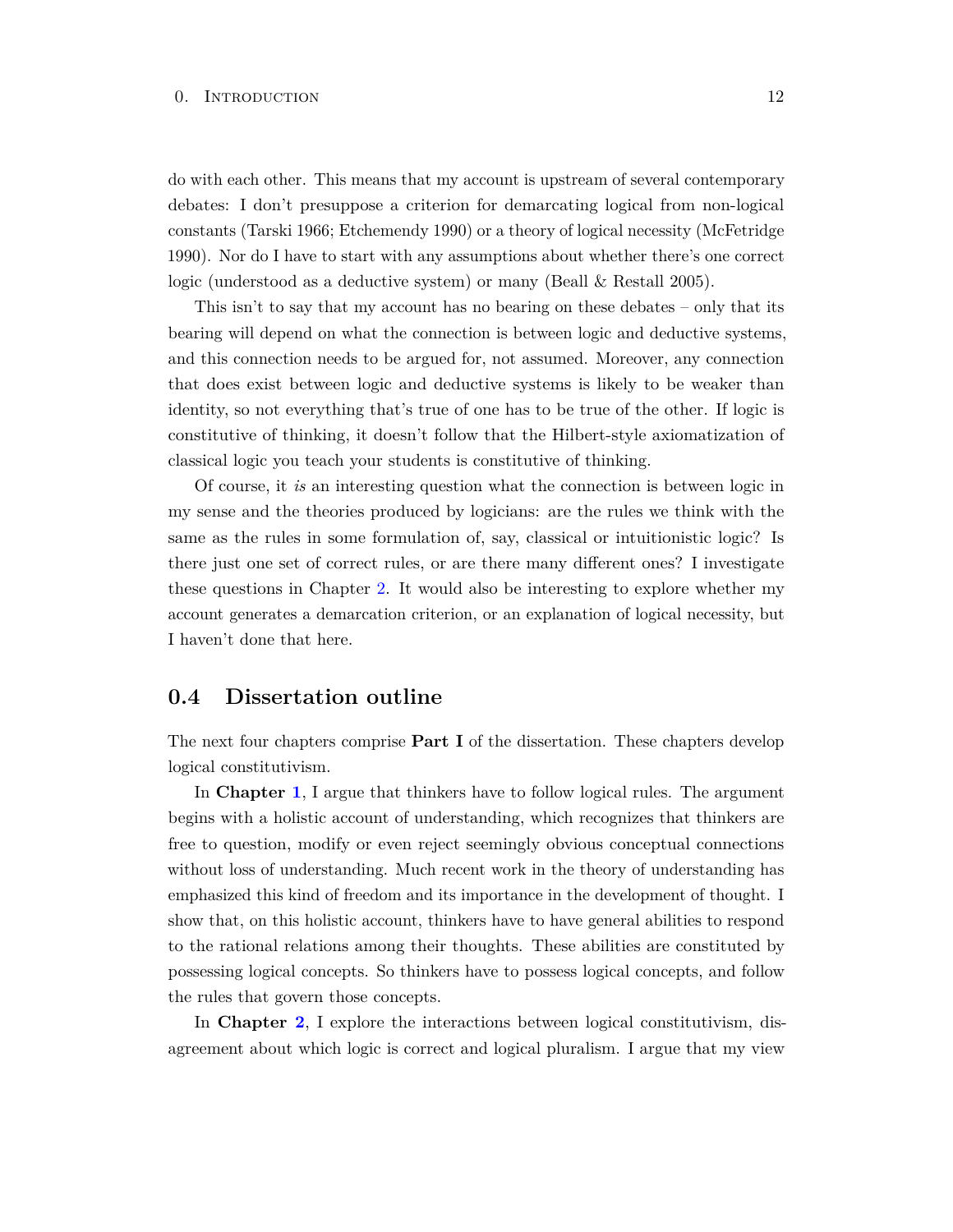do with each other. This means that my account is upstream of several contemporary debates: I don't presuppose a criterion for demarcating logical from non-logical constants (Tarski 1966; Etchemendy 1990) or a theory of logical necessity (McFetridge 1990). Nor do I have to start with any assumptions about whether there's one correct logic (understood as a deductive system) or many (Beall & Restall 2005).

This isn't to say that my account has no bearing on these debates – only that its bearing will depend on what the connection is between logic and deductive systems, and this connection needs to be argued for, not assumed. Moreover, any connection that does exist between logic and deductive systems is likely to be weaker than identity, so not everything that's true of one has to be true of the other. If logic is constitutive of thinking, it doesn't follow that the Hilbert-style axiomatization of classical logic you teach your students is constitutive of thinking.

Of course, it *is* an interesting question what the connection is between logic in my sense and the theories produced by logicians: are the rules we think with the same as the rules in some formulation of, say, classical or intuitionistic logic? Is there just one set of correct rules, or are there many different ones? I investigate these questions in Chapter 2. It would also be interesting to explore whether my account generates a demarcation criterion, or an explanation of logical necessity, but I haven't done that here.

## 0.4 Dissertation outline

The next four chapters comprise **Part I** of the dissertation. These chapters develop logical constitutivism.

In **Chapter 1**, I argue that thinkers have to follow logical rules. The argument begins with a holistic account of understanding, which recognizes that thinkers are free to question, modify or even reject seemingly obvious conceptual connections without loss of understanding. Much recent work in the theory of understanding has emphasized this kind of freedom and its importance in the development of thought. I show that, on this holistic account, thinkers have to have general abilities to respond to the rational relations among their thoughts. These abilities are constituted by possessing logical concepts. So thinkers have to possess logical concepts, and follow the rules that govern those concepts.

In **Chapter 2**, I explore the interactions between logical constitutivism, disagreement about which logic is correct and logical pluralism. I argue that my view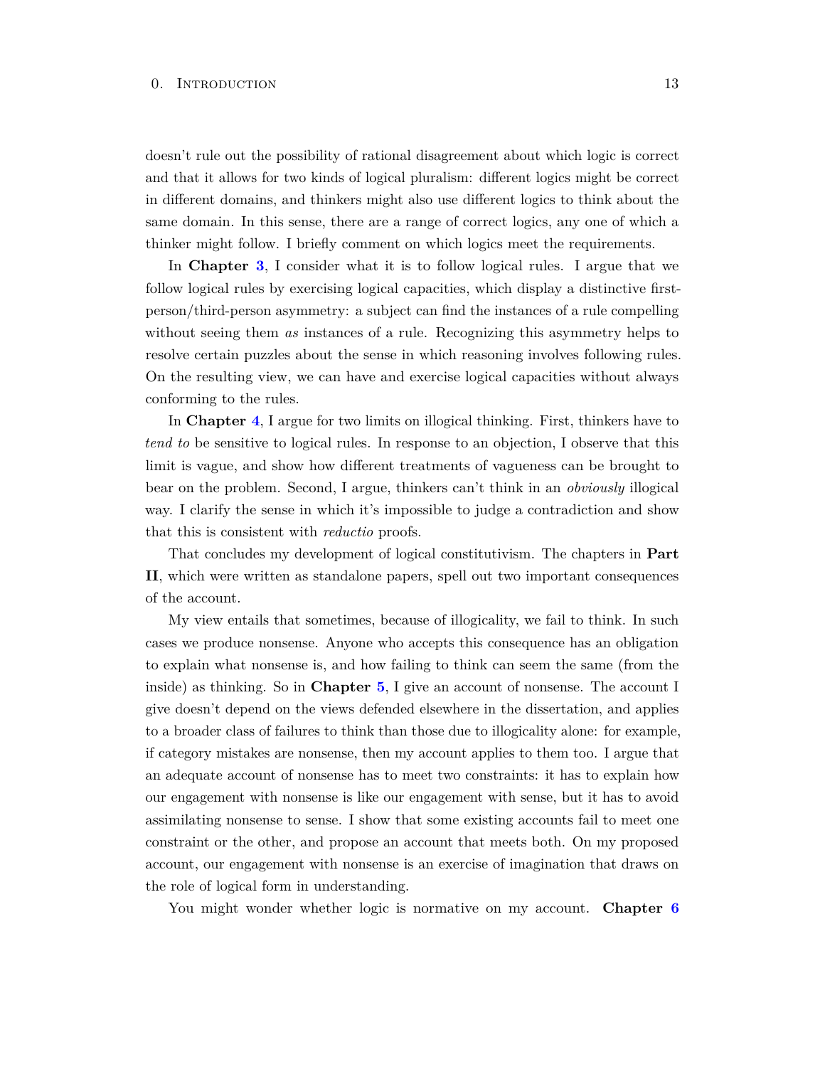doesn't rule out the possibility of rational disagreement about which logic is correct and that it allows for two kinds of logical pluralism: different logics might be correct in different domains, and thinkers might also use different logics to think about the same domain. In this sense, there are a range of correct logics, any one of which a thinker might follow. I briefly comment on which logics meet the requirements.

In **Chapter 3**, I consider what it is to follow logical rules. I argue that we follow logical rules by exercising logical capacities, which display a distinctive first-person/third-person asymmetry: a subject can find the instances of a rule compelling without seeing them *as* instances of a rule. Recognizing this asymmetry helps to resolve certain puzzles about the sense in which reasoning involves following rules. On the resulting view, we can have and exercise logical capacities without always conforming to the rules.

In **Chapter 4**, I argue for two limits on illogical thinking. First, thinkers have to *tend to* be sensitive to logical rules. In response to an objection, I observe that this limit is vague, and show how different treatments of vagueness can be brought to bear on the problem. Second, I argue, thinkers can't think in an *obviously* illogical way. I clarify the sense in which it's impossible to judge a contradiction and show that this is consistent with *reductio* proofs.

That concludes my development of logical constitutivism. The chapters in **Part II**, which were written as standalone papers, spell out two important consequences of the account.

My view entails that sometimes, because of illogicality, we fail to think. In such cases we produce nonsense. Anyone who accepts this consequence has an obligation to explain what nonsense is, and how failing to think can seem the same (from the inside) as thinking. So in **Chapter 5**, I give an account of nonsense. The account I give doesn't depend on the views defended elsewhere in the dissertation, and applies to a broader class of failures to think than those due to illogicality alone: for example, if category mistakes are nonsense, then my account applies to them too. I argue that an adequate account of nonsense has to meet two constraints: it has to explain how our engagement with nonsense is like our engagement with sense, but it has to avoid assimilating nonsense to sense. I show that some existing accounts fail to meet one constraint or the other, and propose an account that meets both. On my proposed account, our engagement with nonsense is an exercise of imagination that draws on the role of logical form in understanding.

You might wonder whether logic is normative on my account. **Chapter 6**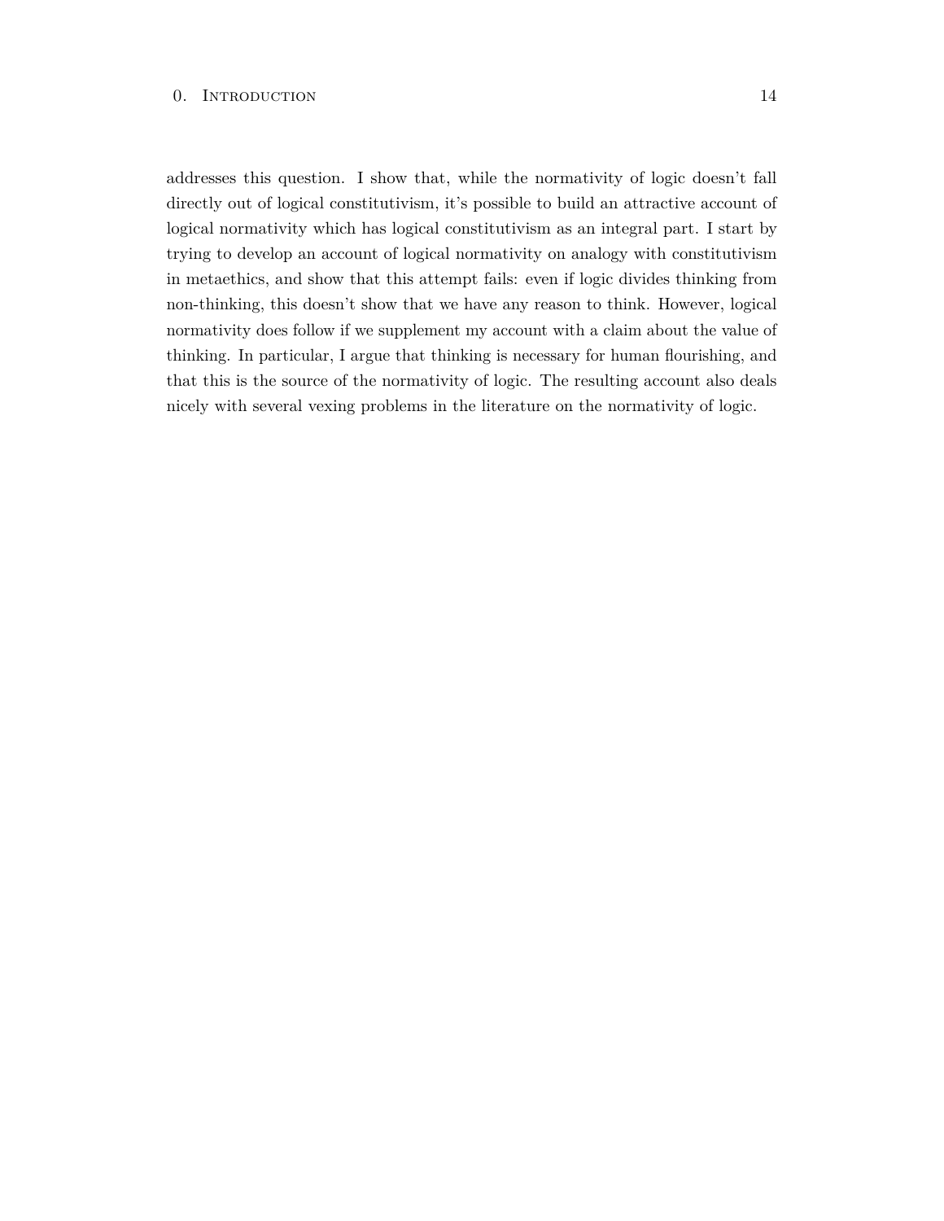addresses this question. I show that, while the normativity of logic doesn't fall directly out of logical constitutivism, it's possible to build an attractive account of logical normativity which has logical constitutivism as an integral part. I start by trying to develop an account of logical normativity on analogy with constitutivism in metaethics, and show that this attempt fails: even if logic divides thinking from non-thinking, this doesn't show that we have any reason to think. However, logical normativity does follow if we supplement my account with a claim about the value of thinking. In particular, I argue that thinking is necessary for human flourishing, and that this is the source of the normativity of logic. The resulting account also deals nicely with several vexing problems in the literature on the normativity of logic.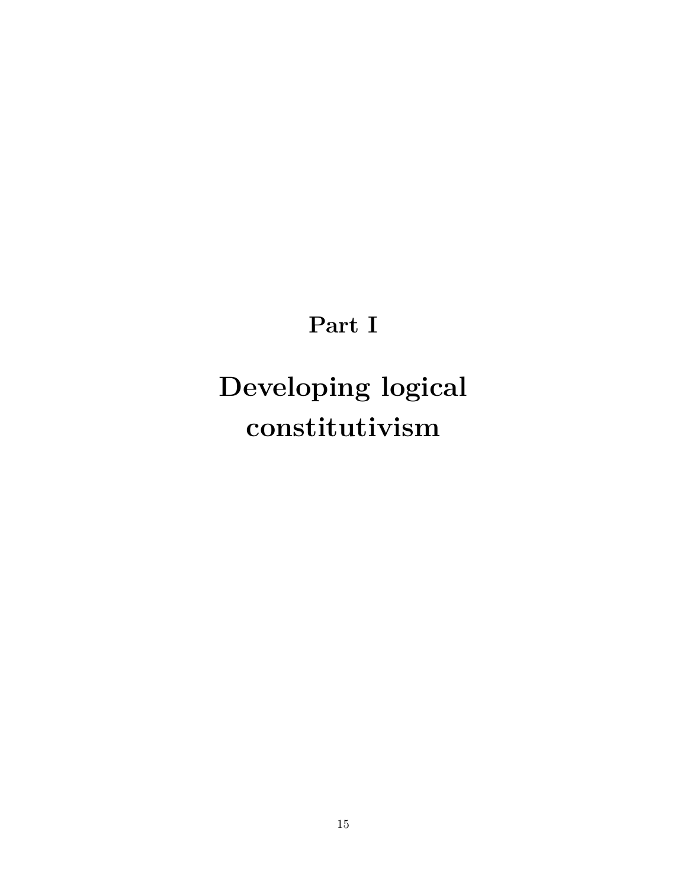# Part I

# Developing logical constitutivism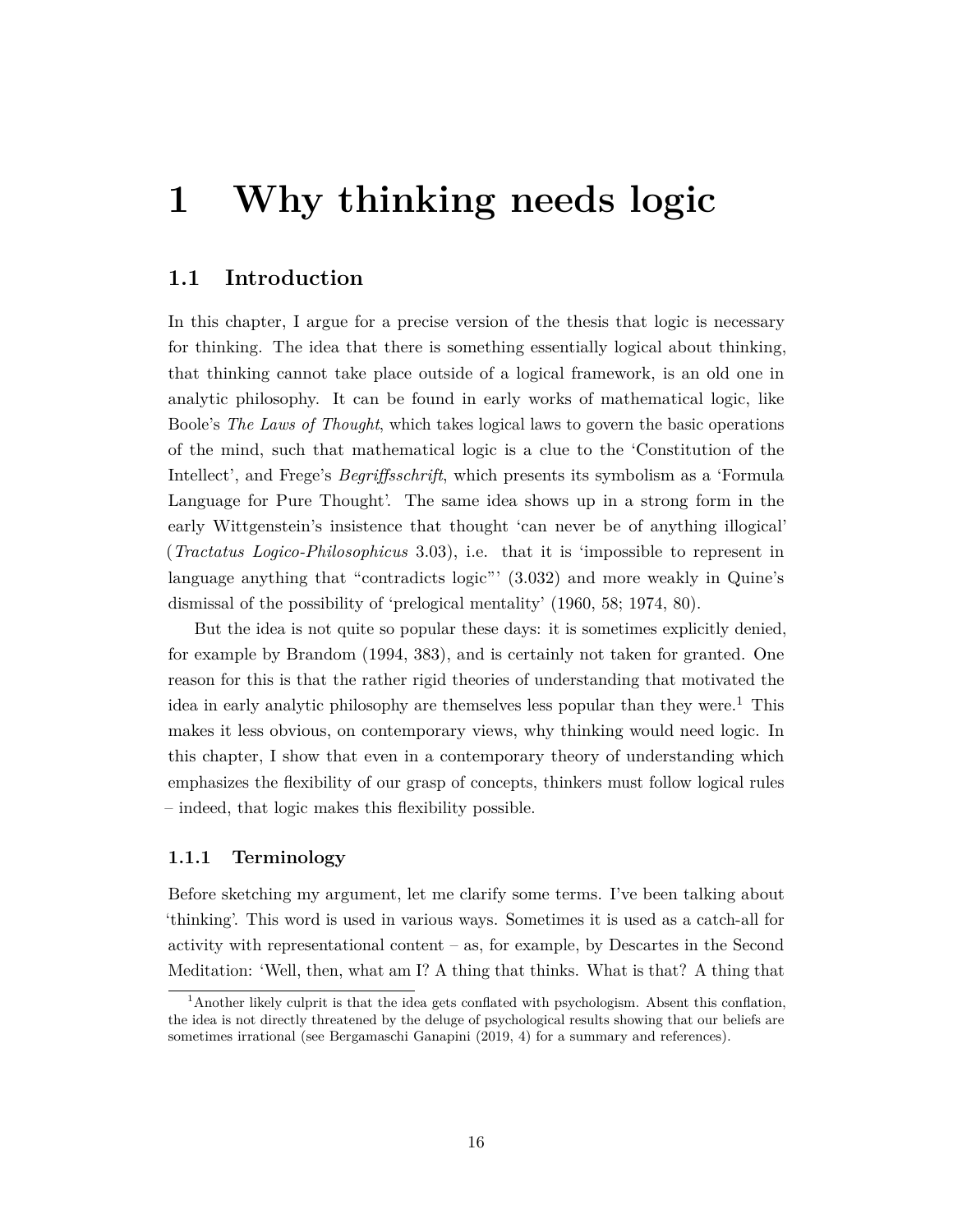# 1 Why thinking needs logic

## 1.1 Introduction

In this chapter, I argue for a precise version of the thesis that logic is necessary for thinking. The idea that there is something essentially logical about thinking, that thinking cannot take place outside of a logical framework, is an old one in analytic philosophy. It can be found in early works of mathematical logic, like Boole's *The Laws of Thought*, which takes logical laws to govern the basic operations of the mind, such that mathematical logic is a clue to the 'Constitution of the Intellect', and Frege's *Begriffsschrift*, which presents its symbolism as a 'Formula Language for Pure Thought'. The same idea shows up in a strong form in the early Wittgenstein's insistence that thought 'can never be of anything illogical' (*Tractatus Logico-Philosophicus* 3.03), i.e. that it is 'impossible to represent in language anything that "contradicts logic"' (3.032) and more weakly in Quine's dismissal of the possibility of 'prelogical mentality' (1960, 58; 1974, 80).

But the idea is not quite so popular these days: it is sometimes explicitly denied, for example by Brandom (1994, 383), and is certainly not taken for granted. One reason for this is that the rather rigid theories of understanding that motivated the idea in early analytic philosophy are themselves less popular than they were.[1] This makes it less obvious, on contemporary views, why thinking would need logic. In this chapter, I show that even in a contemporary theory of understanding which emphasizes the flexibility of our grasp of concepts, thinkers must follow logical rules – indeed, that logic makes this flexibility possible.

### 1.1.1 Terminology

Before sketching my argument, let me clarify some terms. I've been talking about 'thinking'. This word is used in various ways. Sometimes it is used as a catch-all for activity with representational content – as, for example, by Descartes in the Second Meditation: 'Well, then, what am I? A thing that thinks. What is that? A thing that

[1] Another likely culprit is that the idea gets conflated with psychologism. Absent this conflation, the idea is not directly threatened by the deluge of psychological results showing that our beliefs are sometimes irrational (see Bergamaschi Ganapini (2019, 4) for a summary and references).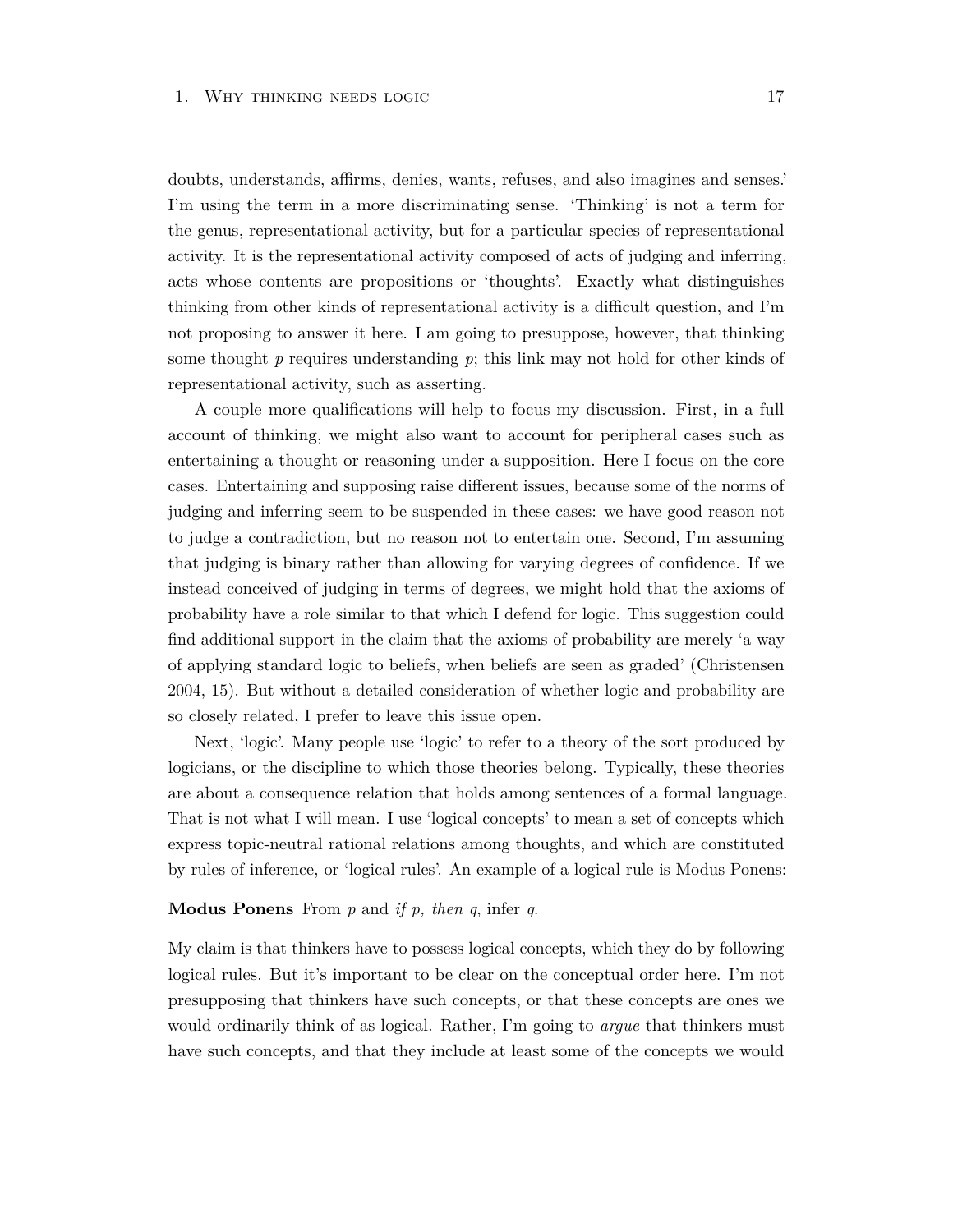doubts, understands, affirms, denies, wants, refuses, and also imagines and senses.' I'm using the term in a more discriminating sense. 'Thinking' is not a term for the genus, representational activity, but for a particular species of representational activity. It is the representational activity composed of acts of judging and inferring, acts whose contents are propositions or 'thoughts'. Exactly what distinguishes thinking from other kinds of representational activity is a difficult question, and I'm not proposing to answer it here. I am going to presuppose, however, that thinking some thought *p* requires understanding *p*; this link may not hold for other kinds of representational activity, such as asserting.

A couple more qualifications will help to focus my discussion. First, in a full account of thinking, we might also want to account for peripheral cases such as entertaining a thought or reasoning under a supposition. Here I focus on the core cases. Entertaining and supposing raise different issues, because some of the norms of judging and inferring seem to be suspended in these cases: we have good reason not to judge a contradiction, but no reason not to entertain one. Second, I'm assuming that judging is binary rather than allowing for varying degrees of confidence. If we instead conceived of judging in terms of degrees, we might hold that the axioms of probability have a role similar to that which I defend for logic. This suggestion could find additional support in the claim that the axioms of probability are merely 'a way of applying standard logic to beliefs, when beliefs are seen as graded' (Christensen 2004, 15). But without a detailed consideration of whether logic and probability are so closely related, I prefer to leave this issue open.

Next, 'logic'. Many people use 'logic' to refer to a theory of the sort produced by logicians, or the discipline to which those theories belong. Typically, these theories are about a consequence relation that holds among sentences of a formal language. That is not what I will mean. I use 'logical concepts' to mean a set of concepts which express topic-neutral rational relations among thoughts, and which are constituted by rules of inference, or 'logical rules'. An example of a logical rule is Modus Ponens:

**Modus Ponens** From *p* and *if p, then q*, infer *q*.

My claim is that thinkers have to possess logical concepts, which they do by following logical rules. But it's important to be clear on the conceptual order here. I'm not presupposing that thinkers have such concepts, or that these concepts are ones we would ordinarily think of as logical. Rather, I'm going to *argue* that thinkers must have such concepts, and that they include at least some of the concepts we would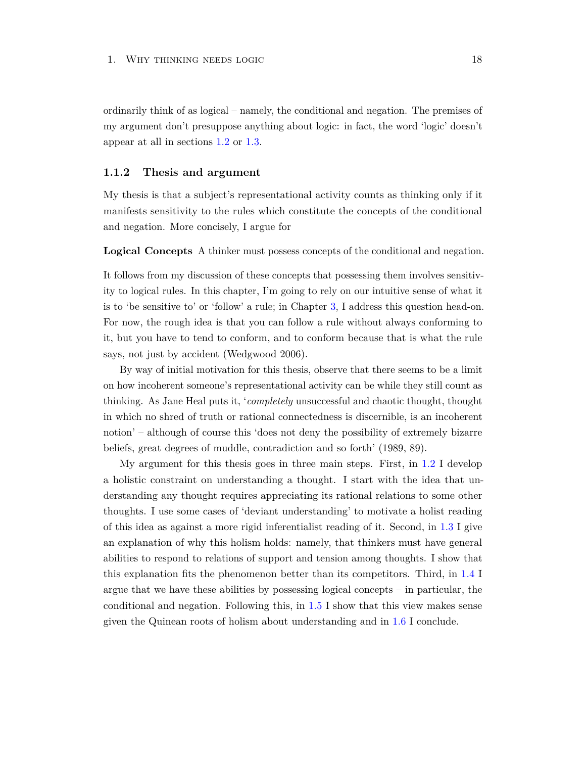ordinarily think of as logical – namely, the conditional and negation. The premises of my argument don't presuppose anything about logic: in fact, the word 'logic' doesn't appear at all in sections 1.2 or 1.3.

### 1.1.2 Thesis and argument

My thesis is that a subject's representational activity counts as thinking only if it manifests sensitivity to the rules which constitute the concepts of the conditional and negation. More concisely, I argue for

**Logical Concepts** A thinker must possess concepts of the conditional and negation.

It follows from my discussion of these concepts that possessing them involves sensitivity to logical rules. In this chapter, I'm going to rely on our intuitive sense of what it is to 'be sensitive to' or 'follow' a rule; in Chapter 3, I address this question head-on. For now, the rough idea is that you can follow a rule without always conforming to it, but you have to tend to conform, and to conform because that is what the rule says, not just by accident (Wedgwood 2006).

By way of initial motivation for this thesis, observe that there seems to be a limit on how incoherent someone's representational activity can be while they still count as thinking. As Jane Heal puts it, '*completely* unsuccessful and chaotic thought, thought in which no shred of truth or rational connectedness is discernible, is an incoherent notion' – although of course this 'does not deny the possibility of extremely bizarre beliefs, great degrees of muddle, contradiction and so forth' (1989, 89).

My argument for this thesis goes in three main steps. First, in 1.2 I develop a holistic constraint on understanding a thought. I start with the idea that understanding any thought requires appreciating its rational relations to some other thoughts. I use some cases of 'deviant understanding' to motivate a holist reading of this idea as against a more rigid inferentialist reading of it. Second, in 1.3 I give an explanation of why this holism holds: namely, that thinkers must have general abilities to respond to relations of support and tension among thoughts. I show that this explanation fits the phenomenon better than its competitors. Third, in 1.4 I argue that we have these abilities by possessing logical concepts – in particular, the conditional and negation. Following this, in 1.5 I show that this view makes sense given the Quinean roots of holism about understanding and in 1.6 I conclude.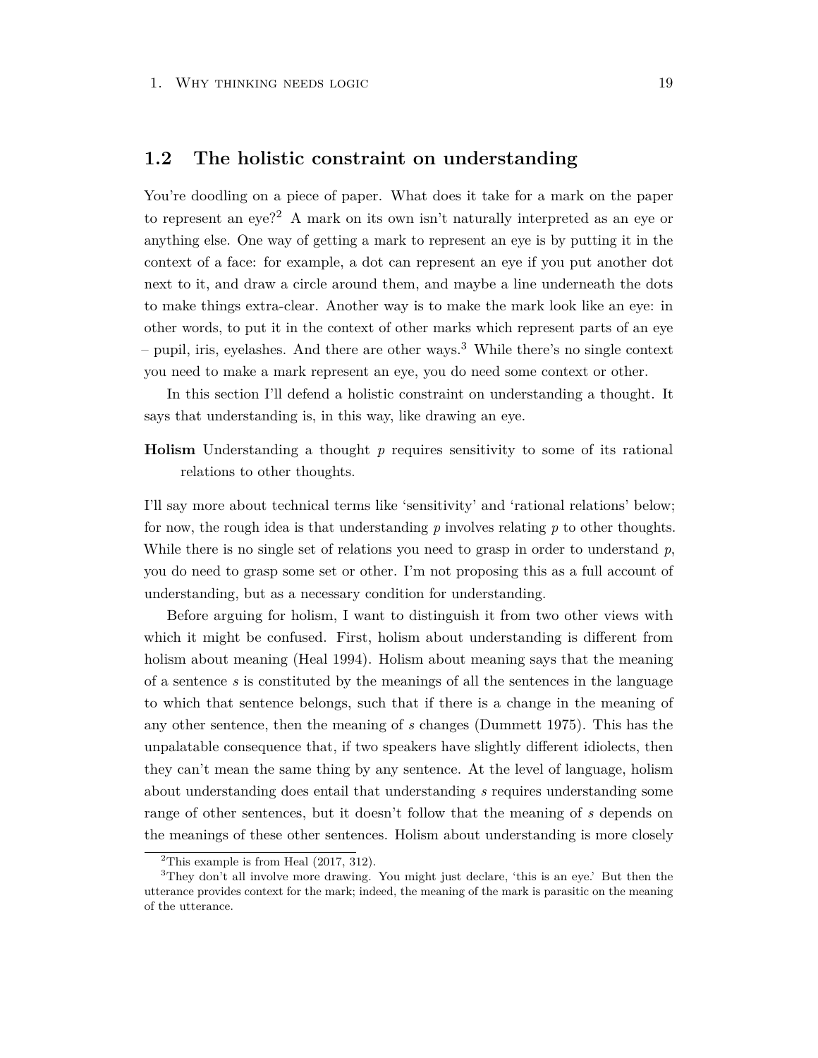## 1.2 The holistic constraint on understanding

You're doodling on a piece of paper. What does it take for a mark on the paper to represent an eye?[2] A mark on its own isn't naturally interpreted as an eye or anything else. One way of getting a mark to represent an eye is by putting it in the context of a face: for example, a dot can represent an eye if you put another dot next to it, and draw a circle around them, and maybe a line underneath the dots to make things extra-clear. Another way is to make the mark look like an eye: in other words, to put it in the context of other marks which represent parts of an eye – pupil, iris, eyelashes. And there are other ways.[3] While there's no single context you need to make a mark represent an eye, you do need some context or other.

In this section I'll defend a holistic constraint on understanding a thought. It says that understanding is, in this way, like drawing an eye.

**Holism** Understanding a thought *p* requires sensitivity to some of its rational relations to other thoughts.

I'll say more about technical terms like 'sensitivity' and 'rational relations' below; for now, the rough idea is that understanding *p* involves relating *p* to other thoughts. While there is no single set of relations you need to grasp in order to understand *p*, you do need to grasp some set or other. I'm not proposing this as a full account of understanding, but as a necessary condition for understanding.

Before arguing for holism, I want to distinguish it from two other views with which it might be confused. First, holism about understanding is different from holism about meaning (Heal 1994). Holism about meaning says that the meaning of a sentence *s* is constituted by the meanings of all the sentences in the language to which that sentence belongs, such that if there is a change in the meaning of any other sentence, then the meaning of *s* changes (Dummett 1975). This has the unpalatable consequence that, if two speakers have slightly different idiolects, then they can't mean the same thing by any sentence. At the level of language, holism about understanding does entail that understanding *s* requires understanding some range of other sentences, but it doesn't follow that the meaning of *s* depends on the meanings of these other sentences. Holism about understanding is more closely

[2] This example is from Heal (2017, 312).

[3] They don't all involve more drawing. You might just declare, 'this is an eye.' But then the utterance provides context for the mark; indeed, the meaning of the mark is parasitic on the meaning of the utterance.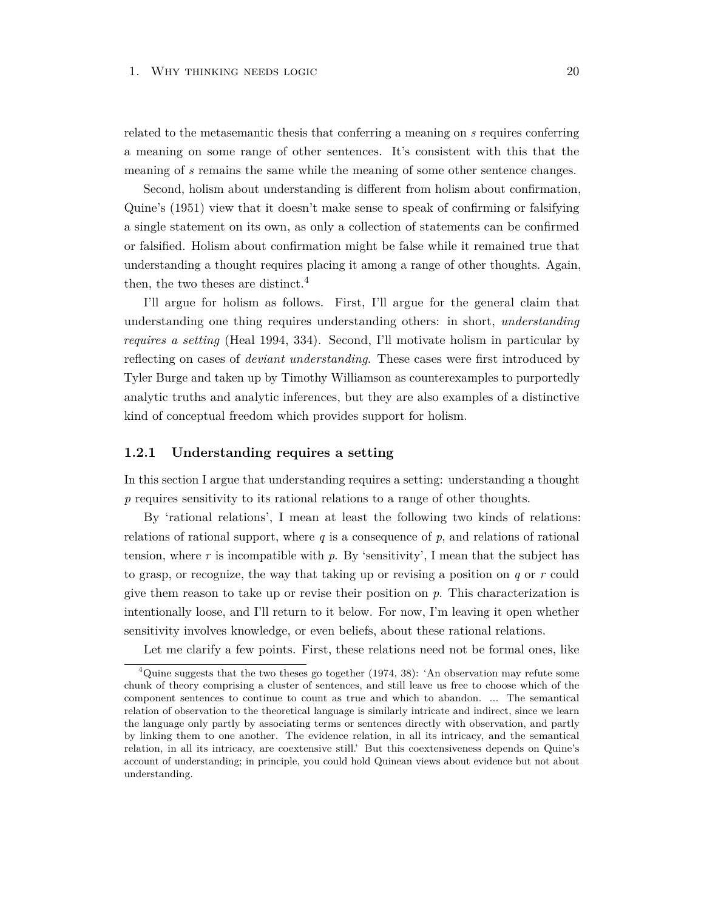related to the metasemantic thesis that conferring a meaning on *s* requires conferring a meaning on some range of other sentences. It's consistent with this that the meaning of *s* remains the same while the meaning of some other sentence changes.

Second, holism about understanding is different from holism about confirmation, Quine's (1951) view that it doesn't make sense to speak of confirming or falsifying a single statement on its own, as only a collection of statements can be confirmed or falsified. Holism about confirmation might be false while it remained true that understanding a thought requires placing it among a range of other thoughts. Again, then, the two theses are distinct.[4]

I'll argue for holism as follows. First, I'll argue for the general claim that understanding one thing requires understanding others: in short, *understanding requires a setting* (Heal 1994, 334). Second, I'll motivate holism in particular by reflecting on cases of *deviant understanding*. These cases were first introduced by Tyler Burge and taken up by Timothy Williamson as counterexamples to purportedly analytic truths and analytic inferences, but they are also examples of a distinctive kind of conceptual freedom which provides support for holism.

### 1.2.1 Understanding requires a setting

In this section I argue that understanding requires a setting: understanding a thought *p* requires sensitivity to its rational relations to a range of other thoughts.

By 'rational relations', I mean at least the following two kinds of relations: relations of rational support, where *q* is a consequence of *p*, and relations of rational tension, where *r* is incompatible with *p*. By 'sensitivity', I mean that the subject has to grasp, or recognize, the way that taking up or revising a position on *q* or *r* could give them reason to take up or revise their position on *p*. This characterization is intentionally loose, and I'll return to it below. For now, I'm leaving it open whether sensitivity involves knowledge, or even beliefs, about these rational relations.

Let me clarify a few points. First, these relations need not be formal ones, like

[4] Quine suggests that the two theses go together (1974, 38): 'An observation may refute some chunk of theory comprising a cluster of sentences, and still leave us free to choose which of the component sentences to continue to count as true and which to abandon. ... The semantical relation of observation to the theoretical language is similarly intricate and indirect, since we learn the language only partly by associating terms or sentences directly with observation, and partly by linking them to one another. The evidence relation, in all its intricacy, and the semantical relation, in all its intricacy, are coextensive still.' But this coextensiveness depends on Quine's account of understanding; in principle, you could hold Quinean views about evidence but not about understanding.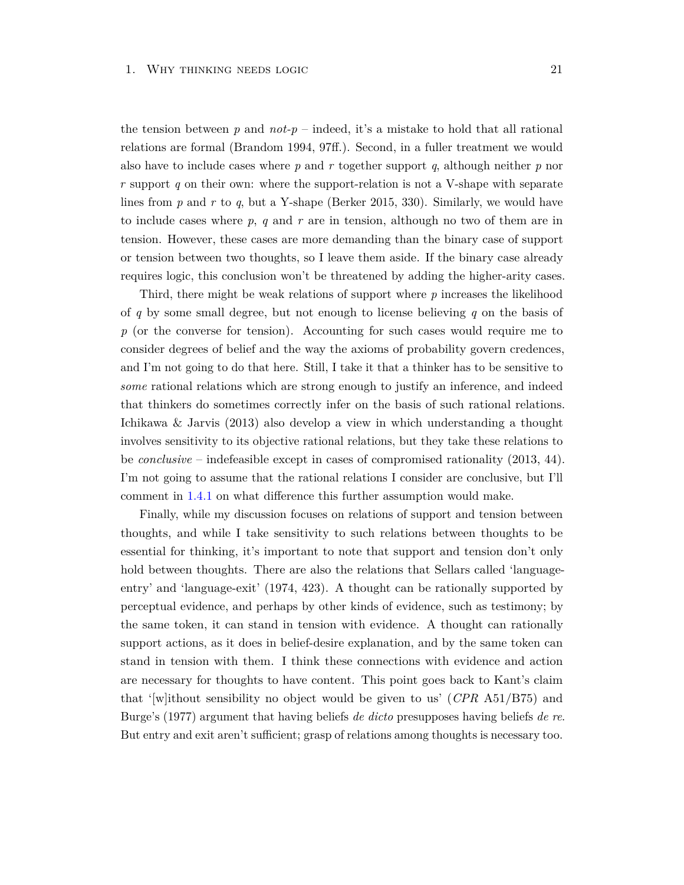the tension between $p$ and *not-p* – indeed, it's a mistake to hold that all rational relations are formal (Brandom 1994, 97ff.). Second, in a fuller treatment we would also have to include cases where $p$ and $r$ together support $q$, although neither $p$ nor $r$ support $q$ on their own: where the support-relation is not a V-shape with separate lines from $p$ and $r$ to $q$, but a Y-shape (Berker 2015, 330). Similarly, we would have to include cases where $p$, $q$ and $r$ are in tension, although no two of them are in tension. However, these cases are more demanding than the binary case of support or tension between two thoughts, so I leave them aside. If the binary case already requires logic, this conclusion won't be threatened by adding the higher-arity cases.

Third, there might be weak relations of support where $p$ increases the likelihood of $q$ by some small degree, but not enough to license believing $q$ on the basis of $p$ (or the converse for tension). Accounting for such cases would require me to consider degrees of belief and the way the axioms of probability govern credences, and I'm not going to do that here. Still, I take it that a thinker has to be sensitive to *some* rational relations which are strong enough to justify an inference, and indeed that thinkers do sometimes correctly infer on the basis of such rational relations. Ichikawa & Jarvis (2013) also develop a view in which understanding a thought involves sensitivity to its objective rational relations, but they take these relations to be *conclusive* – indefeasible except in cases of compromised rationality (2013, 44). I'm not going to assume that the rational relations I consider are conclusive, but I'll comment in 1.4.1 on what difference this further assumption would make.

Finally, while my discussion focuses on relations of support and tension between thoughts, and while I take sensitivity to such relations between thoughts to be essential for thinking, it's important to note that support and tension don't only hold between thoughts. There are also the relations that Sellars called 'language-entry' and 'language-exit' (1974, 423). A thought can be rationally supported by perceptual evidence, and perhaps by other kinds of evidence, such as testimony; by the same token, it can stand in tension with evidence. A thought can rationally support actions, as it does in belief-desire explanation, and by the same token can stand in tension with them. I think these connections with evidence and action are necessary for thoughts to have content. This point goes back to Kant's claim that '[w]ithout sensibility no object would be given to us' (*CPR* A51/B75) and Burge's (1977) argument that having beliefs *de dicto* presupposes having beliefs *de re*. But entry and exit aren't sufficient; grasp of relations among thoughts is necessary too.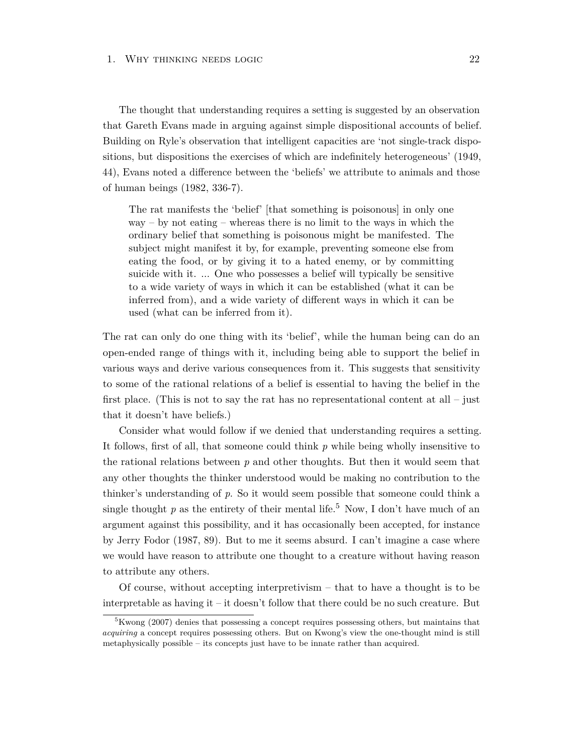The thought that understanding requires a setting is suggested by an observation that Gareth Evans made in arguing against simple dispositional accounts of belief. Building on Ryle's observation that intelligent capacities are 'not single-track dispositions, but dispositions the exercises of which are indefinitely heterogeneous' (1949, 44), Evans noted a difference between the 'beliefs' we attribute to animals and those of human beings (1982, 336-7).

> The rat manifests the 'belief' [that something is poisonous] in only one way – by not eating – whereas there is no limit to the ways in which the ordinary belief that something is poisonous might be manifested. The subject might manifest it by, for example, preventing someone else from eating the food, or by giving it to a hated enemy, or by committing suicide with it. ... One who possesses a belief will typically be sensitive to a wide variety of ways in which it can be established (what it can be inferred from), and a wide variety of different ways in which it can be used (what can be inferred from it).

The rat can only do one thing with its 'belief', while the human being can do an open-ended range of things with it, including being able to support the belief in various ways and derive various consequences from it. This suggests that sensitivity to some of the rational relations of a belief is essential to having the belief in the first place. (This is not to say the rat has no representational content at all – just that it doesn't have beliefs.)

Consider what would follow if we denied that understanding requires a setting. It follows, first of all, that someone could think $p$ while being wholly insensitive to the rational relations between $p$ and other thoughts. But then it would seem that any other thoughts the thinker understood would be making no contribution to the thinker's understanding of $p$. So it would seem possible that someone could think a single thought $p$ as the entirety of their mental life.[5] Now, I don't have much of an argument against this possibility, and it has occasionally been accepted, for instance by Jerry Fodor (1987, 89). But to me it seems absurd. I can't imagine a case where we would have reason to attribute one thought to a creature without having reason to attribute any others.

Of course, without accepting interpretivism – that to have a thought is to be interpretable as having it – it doesn't follow that there could be no such creature. But

[5] Kwong (2007) denies that possessing a concept requires possessing others, but maintains that *acquiring* a concept requires possessing others. But on Kwong's view the one-thought mind is still metaphysically possible – its concepts just have to be innate rather than acquired.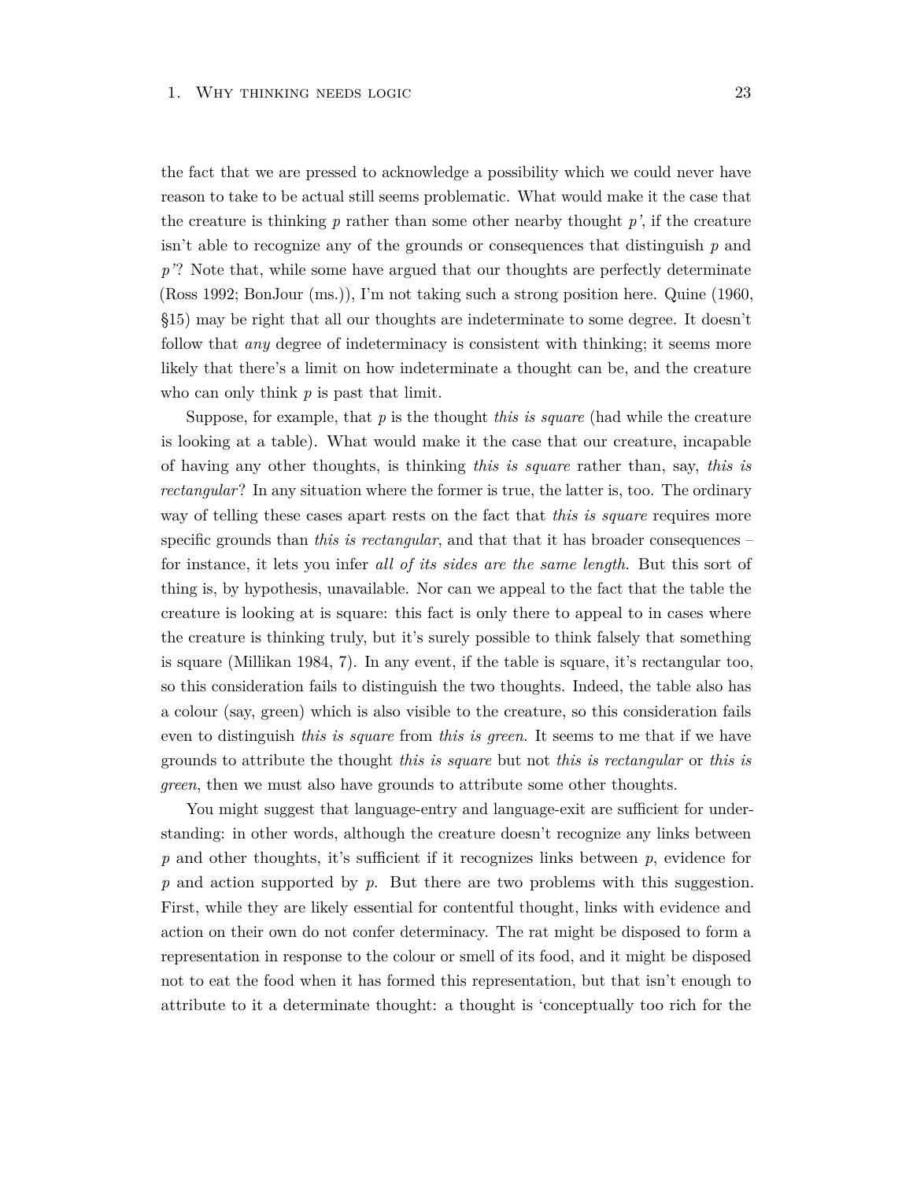the fact that we are pressed to acknowledge a possibility which we could never have reason to take to be actual still seems problematic. What would make it the case that the creature is thinking *p* rather than some other nearby thought *p'*, if the creature isn't able to recognize any of the grounds or consequences that distinguish *p* and *p'*? Note that, while some have argued that our thoughts are perfectly determinate (Ross 1992; BonJour (ms.)), I'm not taking such a strong position here. Quine (1960, §15) may be right that all our thoughts are indeterminate to some degree. It doesn't follow that *any* degree of indeterminacy is consistent with thinking; it seems more likely that there's a limit on how indeterminate a thought can be, and the creature who can only think *p* is past that limit.

Suppose, for example, that *p* is the thought *this is square* (had while the creature is looking at a table). What would make it the case that our creature, incapable of having any other thoughts, is thinking *this is square* rather than, say, *this is rectangular*? In any situation where the former is true, the latter is, too. The ordinary way of telling these cases apart rests on the fact that *this is square* requires more specific grounds than *this is rectangular*, and that that it has broader consequences – for instance, it lets you infer *all of its sides are the same length*. But this sort of thing is, by hypothesis, unavailable. Nor can we appeal to the fact that the table the creature is looking at is square: this fact is only there to appeal to in cases where the creature is thinking truly, but it's surely possible to think falsely that something is square (Millikan 1984, 7). In any event, if the table is square, it's rectangular too, so this consideration fails to distinguish the two thoughts. Indeed, the table also has a colour (say, green) which is also visible to the creature, so this consideration fails even to distinguish *this is square* from *this is green*. It seems to me that if we have grounds to attribute the thought *this is square* but not *this is rectangular* or *this is green*, then we must also have grounds to attribute some other thoughts.

You might suggest that language-entry and language-exit are sufficient for understanding: in other words, although the creature doesn't recognize any links between *p* and other thoughts, it's sufficient if it recognizes links between *p*, evidence for *p* and action supported by *p*. But there are two problems with this suggestion. First, while they are likely essential for contentful thought, links with evidence and action on their own do not confer determinacy. The rat might be disposed to form a representation in response to the colour or smell of its food, and it might be disposed not to eat the food when it has formed this representation, but that isn't enough to attribute to it a determinate thought: a thought is 'conceptually too rich for the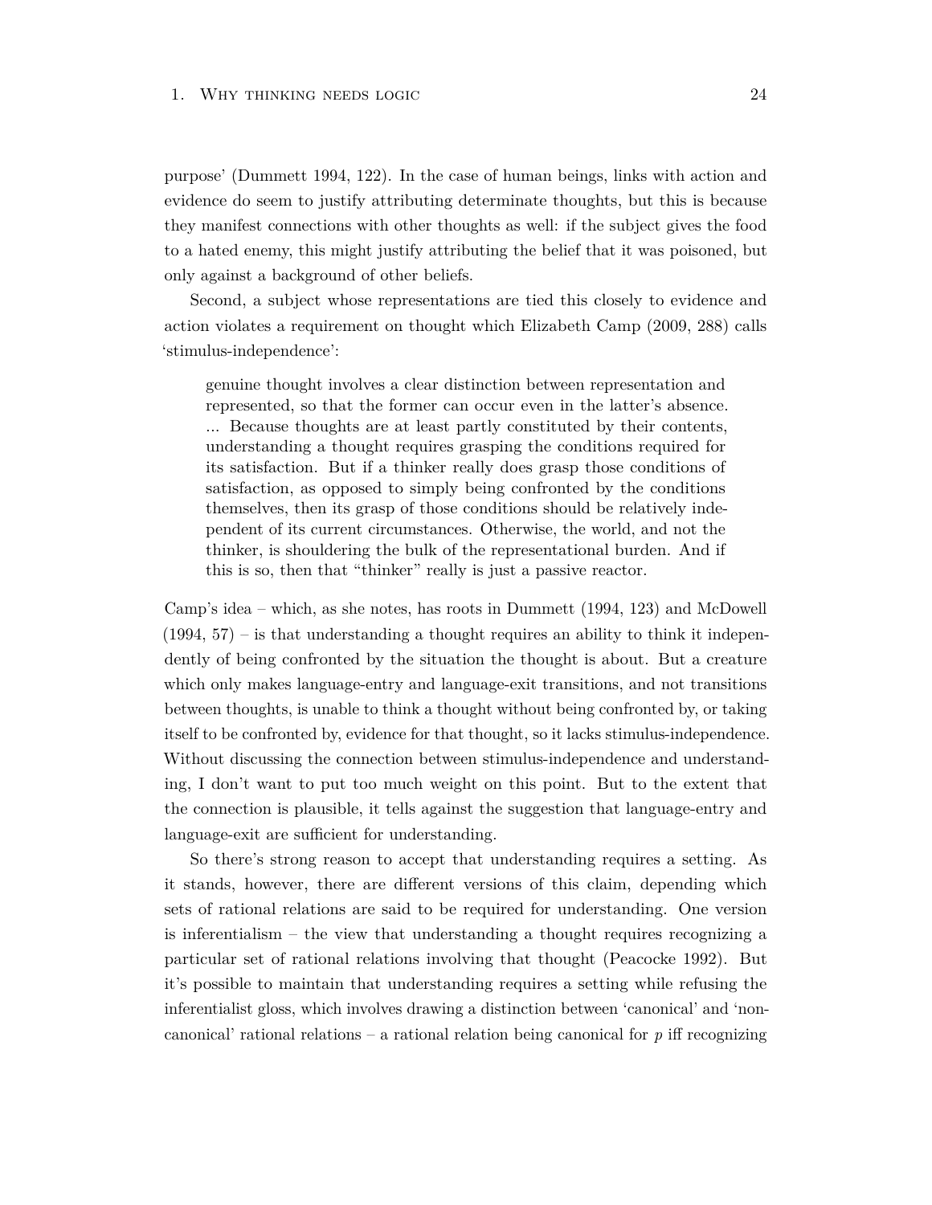purpose' (Dummett 1994, 122). In the case of human beings, links with action and evidence do seem to justify attributing determinate thoughts, but this is because they manifest connections with other thoughts as well: if the subject gives the food to a hated enemy, this might justify attributing the belief that it was poisoned, but only against a background of other beliefs.

Second, a subject whose representations are tied this closely to evidence and action violates a requirement on thought which Elizabeth Camp (2009, 288) calls 'stimulus-independence':

> genuine thought involves a clear distinction between representation and represented, so that the former can occur even in the latter's absence. ... Because thoughts are at least partly constituted by their contents, understanding a thought requires grasping the conditions required for its satisfaction. But if a thinker really does grasp those conditions of satisfaction, as opposed to simply being confronted by the conditions themselves, then its grasp of those conditions should be relatively independent of its current circumstances. Otherwise, the world, and not the thinker, is shouldering the bulk of the representational burden. And if this is so, then that "thinker" really is just a passive reactor.

Camp's idea – which, as she notes, has roots in Dummett (1994, 123) and McDowell (1994, 57) – is that understanding a thought requires an ability to think it independently of being confronted by the situation the thought is about. But a creature which only makes language-entry and language-exit transitions, and not transitions between thoughts, is unable to think a thought without being confronted by, or taking itself to be confronted by, evidence for that thought, so it lacks stimulus-independence. Without discussing the connection between stimulus-independence and understanding, I don't want to put too much weight on this point. But to the extent that the connection is plausible, it tells against the suggestion that language-entry and language-exit are sufficient for understanding.

So there's strong reason to accept that understanding requires a setting. As it stands, however, there are different versions of this claim, depending which sets of rational relations are said to be required for understanding. One version is inferentialism – the view that understanding a thought requires recognizing a particular set of rational relations involving that thought (Peacocke 1992). But it's possible to maintain that understanding requires a setting while refusing the inferentialist gloss, which involves drawing a distinction between 'canonical' and 'non-canonical' rational relations – a rational relation being canonical for $p$ iff recognizing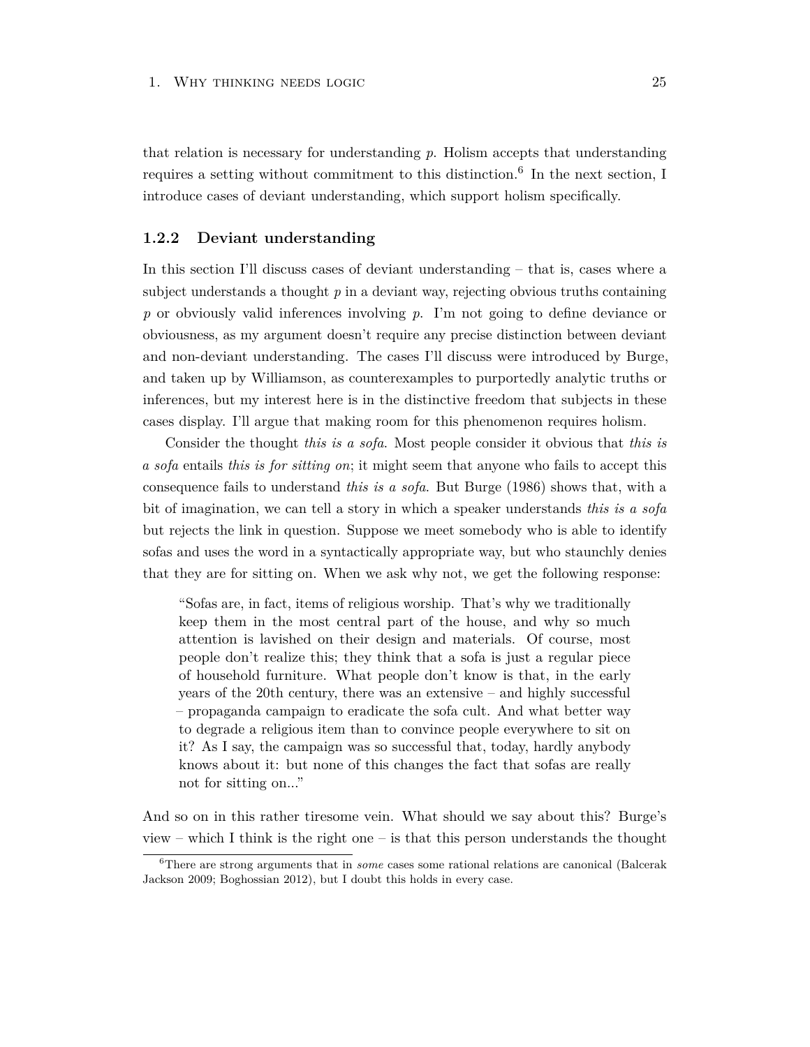that relation is necessary for understanding *p*. Holism accepts that understanding requires a setting without commitment to this distinction.[6] In the next section, I introduce cases of deviant understanding, which support holism specifically.

### 1.2.2 Deviant understanding

In this section I'll discuss cases of deviant understanding – that is, cases where a subject understands a thought *p* in a deviant way, rejecting obvious truths containing *p* or obviously valid inferences involving *p*. I'm not going to define deviance or obviousness, as my argument doesn't require any precise distinction between deviant and non-deviant understanding. The cases I'll discuss were introduced by Burge, and taken up by Williamson, as counterexamples to purportedly analytic truths or inferences, but my interest here is in the distinctive freedom that subjects in these cases display. I'll argue that making room for this phenomenon requires holism.

Consider the thought *this is a sofa*. Most people consider it obvious that *this is a sofa* entails *this is for sitting on*; it might seem that anyone who fails to accept this consequence fails to understand *this is a sofa*. But Burge (1986) shows that, with a bit of imagination, we can tell a story in which a speaker understands *this is a sofa* but rejects the link in question. Suppose we meet somebody who is able to identify sofas and uses the word in a syntactically appropriate way, but who staunchly denies that they are for sitting on. When we ask why not, we get the following response:

> "Sofas are, in fact, items of religious worship. That's why we traditionally keep them in the most central part of the house, and why so much attention is lavished on their design and materials. Of course, most people don't realize this; they think that a sofa is just a regular piece of household furniture. What people don't know is that, in the early years of the 20th century, there was an extensive – and highly successful – propaganda campaign to eradicate the sofa cult. And what better way to degrade a religious item than to convince people everywhere to sit on it? As I say, the campaign was so successful that, today, hardly anybody knows about it: but none of this changes the fact that sofas are really not for sitting on..."

And so on in this rather tiresome vein. What should we say about this? Burge's view – which I think is the right one – is that this person understands the thought

[6] There are strong arguments that in *some* cases some rational relations are canonical (Balcerak Jackson 2009; Boghossian 2012), but I doubt this holds in every case.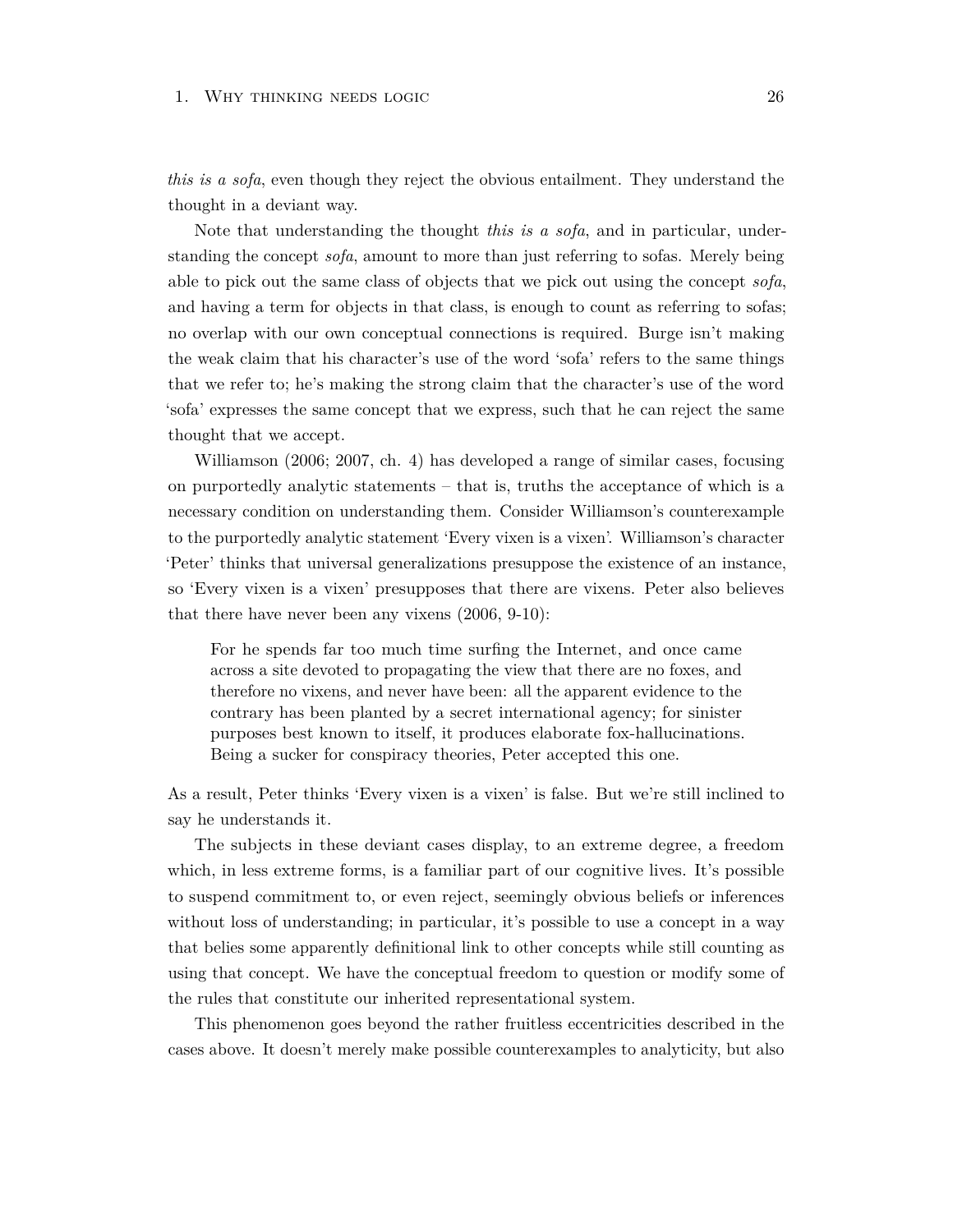*this is a sofa*, even though they reject the obvious entailment. They understand the thought in a deviant way.

Note that understanding the thought *this is a sofa*, and in particular, understanding the concept *sofa*, amount to more than just referring to sofas. Merely being able to pick out the same class of objects that we pick out using the concept *sofa*, and having a term for objects in that class, is enough to count as referring to sofas; no overlap with our own conceptual connections is required. Burge isn't making the weak claim that his character's use of the word 'sofa' refers to the same things that we refer to; he's making the strong claim that the character's use of the word 'sofa' expresses the same concept that we express, such that he can reject the same thought that we accept.

Williamson (2006; 2007, ch. 4) has developed a range of similar cases, focusing on purportedly analytic statements – that is, truths the acceptance of which is a necessary condition on understanding them. Consider Williamson's counterexample to the purportedly analytic statement 'Every vixen is a vixen'. Williamson's character 'Peter' thinks that universal generalizations presuppose the existence of an instance, so 'Every vixen is a vixen' presupposes that there are vixens. Peter also believes that there have never been any vixens (2006, 9-10):

> For he spends far too much time surfing the Internet, and once came across a site devoted to propagating the view that there are no foxes, and therefore no vixens, and never have been: all the apparent evidence to the contrary has been planted by a secret international agency; for sinister purposes best known to itself, it produces elaborate fox-hallucinations. Being a sucker for conspiracy theories, Peter accepted this one.

As a result, Peter thinks 'Every vixen is a vixen' is false. But we're still inclined to say he understands it.

The subjects in these deviant cases display, to an extreme degree, a freedom which, in less extreme forms, is a familiar part of our cognitive lives. It's possible to suspend commitment to, or even reject, seemingly obvious beliefs or inferences without loss of understanding; in particular, it's possible to use a concept in a way that belies some apparently definitional link to other concepts while still counting as using that concept. We have the conceptual freedom to question or modify some of the rules that constitute our inherited representational system.

This phenomenon goes beyond the rather fruitless eccentricities described in the cases above. It doesn't merely make possible counterexamples to analyticity, but also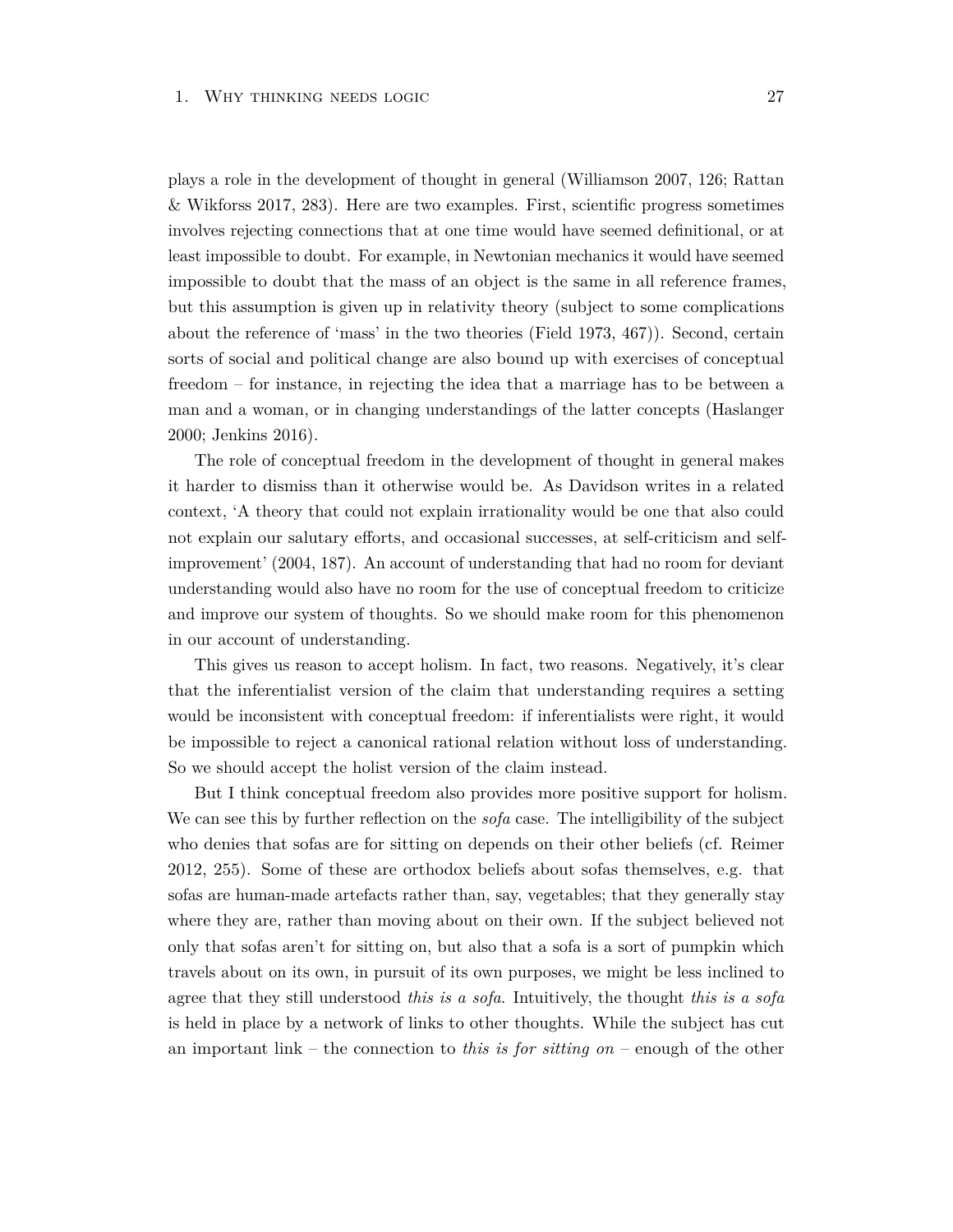plays a role in the development of thought in general (Williamson 2007, 126; Rattan & Wikforss 2017, 283). Here are two examples. First, scientific progress sometimes involves rejecting connections that at one time would have seemed definitional, or at least impossible to doubt. For example, in Newtonian mechanics it would have seemed impossible to doubt that the mass of an object is the same in all reference frames, but this assumption is given up in relativity theory (subject to some complications about the reference of 'mass' in the two theories (Field 1973, 467)). Second, certain sorts of social and political change are also bound up with exercises of conceptual freedom – for instance, in rejecting the idea that a marriage has to be between a man and a woman, or in changing understandings of the latter concepts (Haslanger 2000; Jenkins 2016).

The role of conceptual freedom in the development of thought in general makes it harder to dismiss than it otherwise would be. As Davidson writes in a related context, 'A theory that could not explain irrationality would be one that also could not explain our salutary efforts, and occasional successes, at self-criticism and self-improvement' (2004, 187). An account of understanding that had no room for deviant understanding would also have no room for the use of conceptual freedom to criticize and improve our system of thoughts. So we should make room for this phenomenon in our account of understanding.

This gives us reason to accept holism. In fact, two reasons. Negatively, it's clear that the inferentialist version of the claim that understanding requires a setting would be inconsistent with conceptual freedom: if inferentialists were right, it would be impossible to reject a canonical rational relation without loss of understanding. So we should accept the holist version of the claim instead.

But I think conceptual freedom also provides more positive support for holism. We can see this by further reflection on the *sofa* case. The intelligibility of the subject who denies that sofas are for sitting on depends on their other beliefs (cf. Reimer 2012, 255). Some of these are orthodox beliefs about sofas themselves, e.g. that sofas are human-made artefacts rather than, say, vegetables; that they generally stay where they are, rather than moving about on their own. If the subject believed not only that sofas aren't for sitting on, but also that a sofa is a sort of pumpkin which travels about on its own, in pursuit of its own purposes, we might be less inclined to agree that they still understood *this is a sofa*. Intuitively, the thought *this is a sofa* is held in place by a network of links to other thoughts. While the subject has cut an important link – the connection to *this is for sitting on* – enough of the other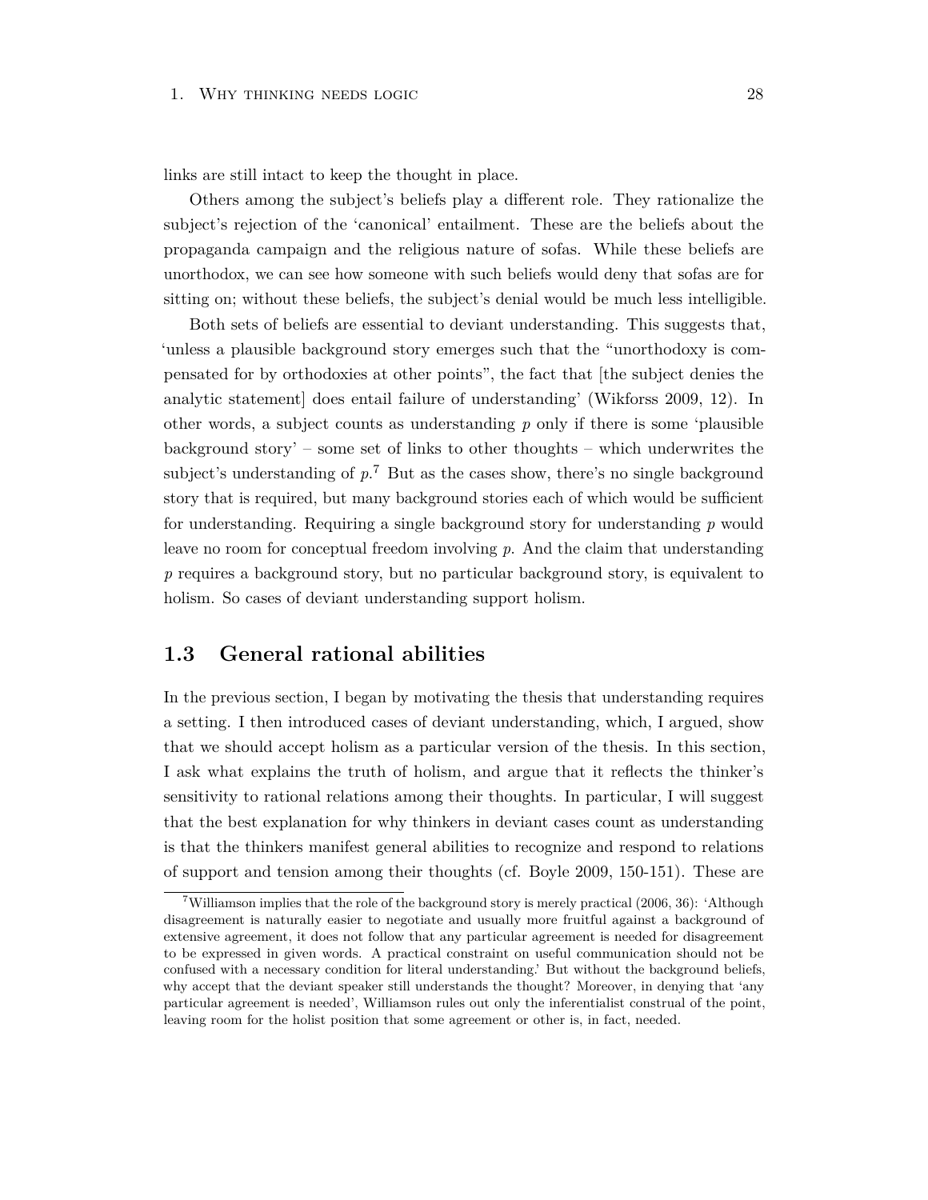links are still intact to keep the thought in place.

Others among the subject's beliefs play a different role. They rationalize the subject's rejection of the 'canonical' entailment. These are the beliefs about the propaganda campaign and the religious nature of sofas. While these beliefs are unorthodox, we can see how someone with such beliefs would deny that sofas are for sitting on; without these beliefs, the subject's denial would be much less intelligible.

Both sets of beliefs are essential to deviant understanding. This suggests that, 'unless a plausible background story emerges such that the "unorthodoxy is compensated for by orthodoxies at other points", the fact that [the subject denies the analytic statement] does entail failure of understanding' (Wikforss 2009, 12). In other words, a subject counts as understanding *p* only if there is some 'plausible background story' – some set of links to other thoughts – which underwrites the subject's understanding of *p*.[7] But as the cases show, there's no single background story that is required, but many background stories each of which would be sufficient for understanding. Requiring a single background story for understanding *p* would leave no room for conceptual freedom involving *p*. And the claim that understanding *p* requires a background story, but no particular background story, is equivalent to holism. So cases of deviant understanding support holism.

## 1.3 General rational abilities

In the previous section, I began by motivating the thesis that understanding requires a setting. I then introduced cases of deviant understanding, which, I argued, show that we should accept holism as a particular version of the thesis. In this section, I ask what explains the truth of holism, and argue that it reflects the thinker's sensitivity to rational relations among their thoughts. In particular, I will suggest that the best explanation for why thinkers in deviant cases count as understanding is that the thinkers manifest general abilities to recognize and respond to relations of support and tension among their thoughts (cf. Boyle 2009, 150-151). These are

[7] Williamson implies that the role of the background story is merely practical (2006, 36): 'Although disagreement is naturally easier to negotiate and usually more fruitful against a background of extensive agreement, it does not follow that any particular agreement is needed for disagreement to be expressed in given words. A practical constraint on useful communication should not be confused with a necessary condition for literal understanding.' But without the background beliefs, why accept that the deviant speaker still understands the thought? Moreover, in denying that 'any particular agreement is needed', Williamson rules out only the inferentialist construal of the point, leaving room for the holist position that some agreement or other is, in fact, needed.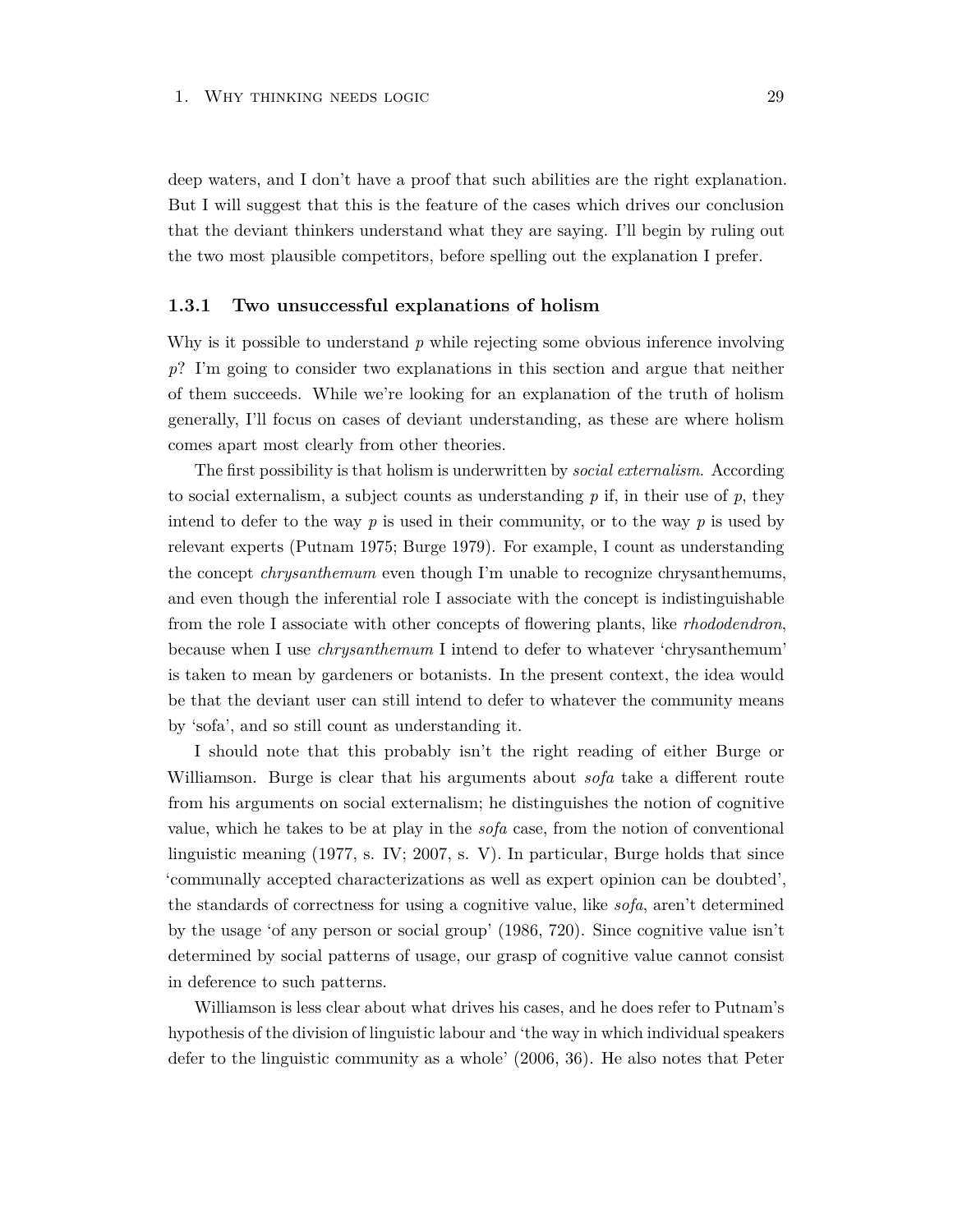deep waters, and I don't have a proof that such abilities are the right explanation. But I will suggest that this is the feature of the cases which drives our conclusion that the deviant thinkers understand what they are saying. I'll begin by ruling out the two most plausible competitors, before spelling out the explanation I prefer.

### 1.3.1 Two unsuccessful explanations of holism

Why is it possible to understand *p* while rejecting some obvious inference involving *p*? I'm going to consider two explanations in this section and argue that neither of them succeeds. While we're looking for an explanation of the truth of holism generally, I'll focus on cases of deviant understanding, as these are where holism comes apart most clearly from other theories.

The first possibility is that holism is underwritten by *social externalism*. According to social externalism, a subject counts as understanding *p* if, in their use of *p*, they intend to defer to the way *p* is used in their community, or to the way *p* is used by relevant experts (Putnam 1975; Burge 1979). For example, I count as understanding the concept *chrysanthemum* even though I'm unable to recognize chrysanthemums, and even though the inferential role I associate with the concept is indistinguishable from the role I associate with other concepts of flowering plants, like *rhododendron*, because when I use *chrysanthemum* I intend to defer to whatever 'chrysanthemum' is taken to mean by gardeners or botanists. In the present context, the idea would be that the deviant user can still intend to defer to whatever the community means by 'sofa', and so still count as understanding it.

I should note that this probably isn't the right reading of either Burge or Williamson. Burge is clear that his arguments about *sofa* take a different route from his arguments on social externalism; he distinguishes the notion of cognitive value, which he takes to be at play in the *sofa* case, from the notion of conventional linguistic meaning (1977, s. IV; 2007, s. V). In particular, Burge holds that since 'communally accepted characterizations as well as expert opinion can be doubted', the standards of correctness for using a cognitive value, like *sofa*, aren't determined by the usage 'of any person or social group' (1986, 720). Since cognitive value isn't determined by social patterns of usage, our grasp of cognitive value cannot consist in deference to such patterns.

Williamson is less clear about what drives his cases, and he does refer to Putnam's hypothesis of the division of linguistic labour and 'the way in which individual speakers defer to the linguistic community as a whole' (2006, 36). He also notes that Peter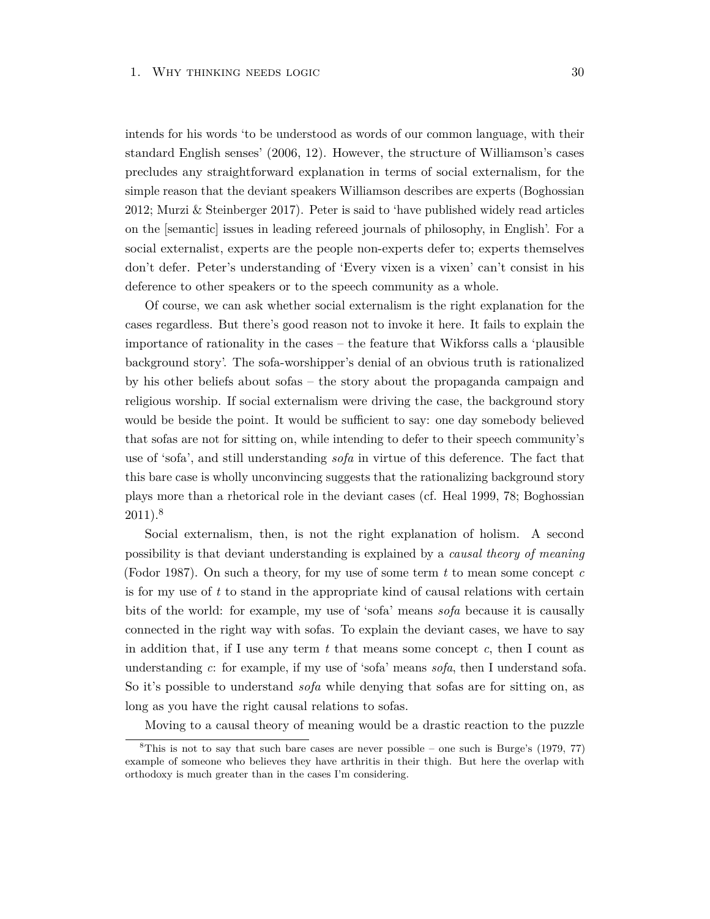intends for his words ‘to be understood as words of our common language, with their standard English senses’ (2006, 12). However, the structure of Williamson’s cases precludes any straightforward explanation in terms of social externalism, for the simple reason that the deviant speakers Williamson describes are experts (Boghossian 2012; Murzi & Steinberger 2017). Peter is said to ‘have published widely read articles on the [semantic] issues in leading refereed journals of philosophy, in English’. For a social externalist, experts are the people non-experts defer to; experts themselves don’t defer. Peter’s understanding of ‘Every vixen is a vixen’ can’t consist in his deference to other speakers or to the speech community as a whole.

Of course, we can ask whether social externalism is the right explanation for the cases regardless. But there’s good reason not to invoke it here. It fails to explain the importance of rationality in the cases – the feature that Wikforss calls a ‘plausible background story’. The sofa-worshipper’s denial of an obvious truth is rationalized by his other beliefs about sofas – the story about the propaganda campaign and religious worship. If social externalism were driving the case, the background story would be beside the point. It would be sufficient to say: one day somebody believed that sofas are not for sitting on, while intending to defer to their speech community’s use of ‘sofa’, and still understanding *sofa* in virtue of this deference. The fact that this bare case is wholly unconvincing suggests that the rationalizing background story plays more than a rhetorical role in the deviant cases (cf. Heal 1999, 78; Boghossian 2011).[8]

Social externalism, then, is not the right explanation of holism. A second possibility is that deviant understanding is explained by a *causal theory of meaning* (Fodor 1987). On such a theory, for my use of some term $t$ to mean some concept $c$ is for my use of $t$ to stand in the appropriate kind of causal relations with certain bits of the world: for example, my use of ‘sofa’ means *sofa* because it is causally connected in the right way with sofas. To explain the deviant cases, we have to say in addition that, if I use any term $t$ that means some concept $c$, then I count as understanding $c$: for example, if my use of ‘sofa’ means *sofa*, then I understand sofa. So it’s possible to understand *sofa* while denying that sofas are for sitting on, as long as you have the right causal relations to sofas.

Moving to a causal theory of meaning would be a drastic reaction to the puzzle

[8] This is not to say that such bare cases are never possible – one such is Burge’s (1979, 77) example of someone who believes they have arthritis in their thigh. But here the overlap with orthodoxy is much greater than in the cases I’m considering.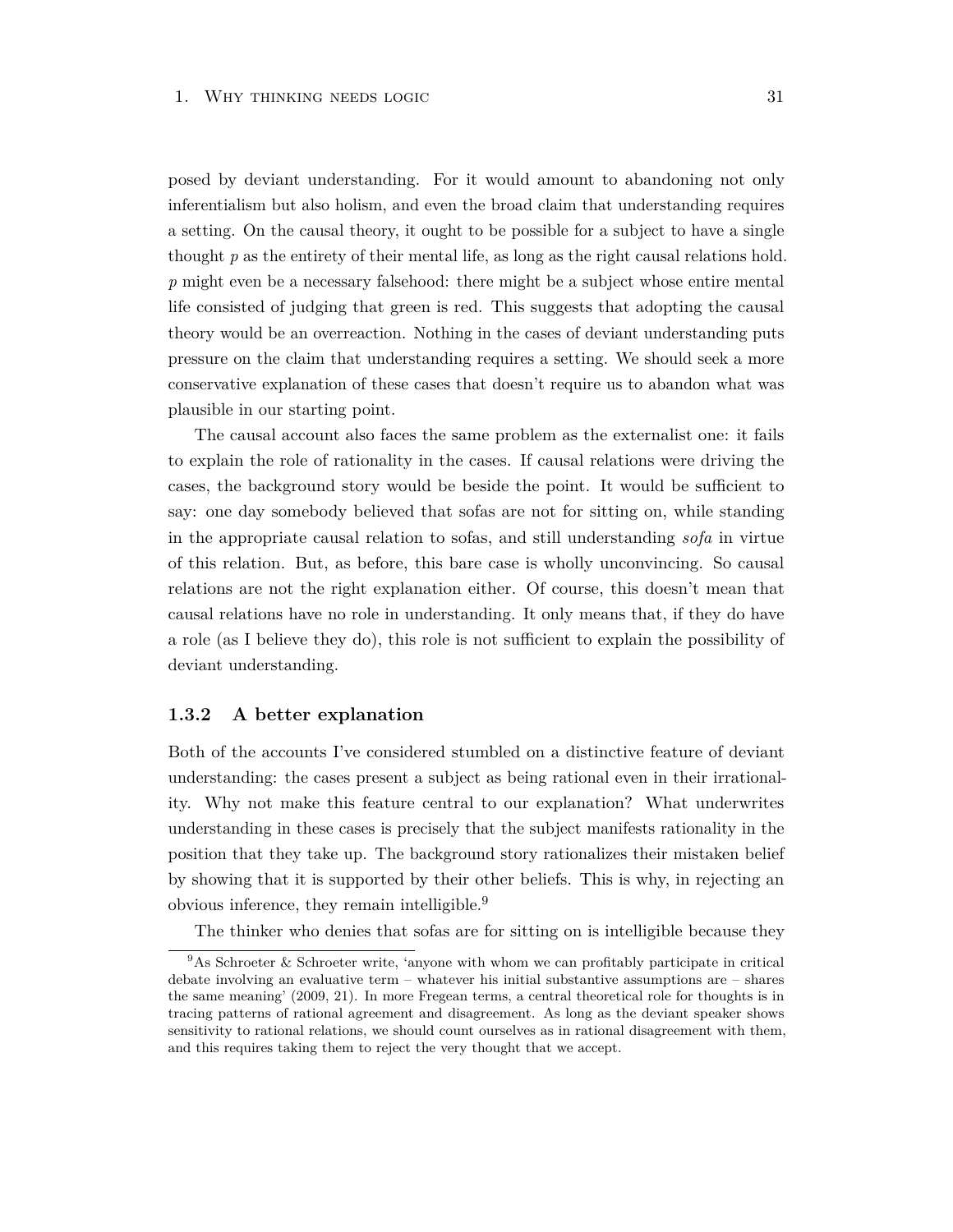posed by deviant understanding. For it would amount to abandoning not only inferentialism but also holism, and even the broad claim that understanding requires a setting. On the causal theory, it ought to be possible for a subject to have a single thought *p* as the entirety of their mental life, as long as the right causal relations hold. *p* might even be a necessary falsehood: there might be a subject whose entire mental life consisted of judging that green is red. This suggests that adopting the causal theory would be an overreaction. Nothing in the cases of deviant understanding puts pressure on the claim that understanding requires a setting. We should seek a more conservative explanation of these cases that doesn't require us to abandon what was plausible in our starting point.

The causal account also faces the same problem as the externalist one: it fails to explain the role of rationality in the cases. If causal relations were driving the cases, the background story would be beside the point. It would be sufficient to say: one day somebody believed that sofas are not for sitting on, while standing in the appropriate causal relation to sofas, and still understanding *sofa* in virtue of this relation. But, as before, this bare case is wholly unconvincing. So causal relations are not the right explanation either. Of course, this doesn't mean that causal relations have no role in understanding. It only means that, if they do have a role (as I believe they do), this role is not sufficient to explain the possibility of deviant understanding.

### 1.3.2 A better explanation

Both of the accounts I've considered stumbled on a distinctive feature of deviant understanding: the cases present a subject as being rational even in their irrationality. Why not make this feature central to our explanation? What underwrites understanding in these cases is precisely that the subject manifests rationality in the position that they take up. The background story rationalizes their mistaken belief by showing that it is supported by their other beliefs. This is why, in rejecting an obvious inference, they remain intelligible.[9]

The thinker who denies that sofas are for sitting on is intelligible because they

[9] As Schroeter & Schroeter write, 'anyone with whom we can profitably participate in critical debate involving an evaluative term – whatever his initial substantive assumptions are – shares the same meaning' (2009, 21). In more Fregean terms, a central theoretical role for thoughts is in tracing patterns of rational agreement and disagreement. As long as the deviant speaker shows sensitivity to rational relations, we should count ourselves as in rational disagreement with them, and this requires taking them to reject the very thought that we accept.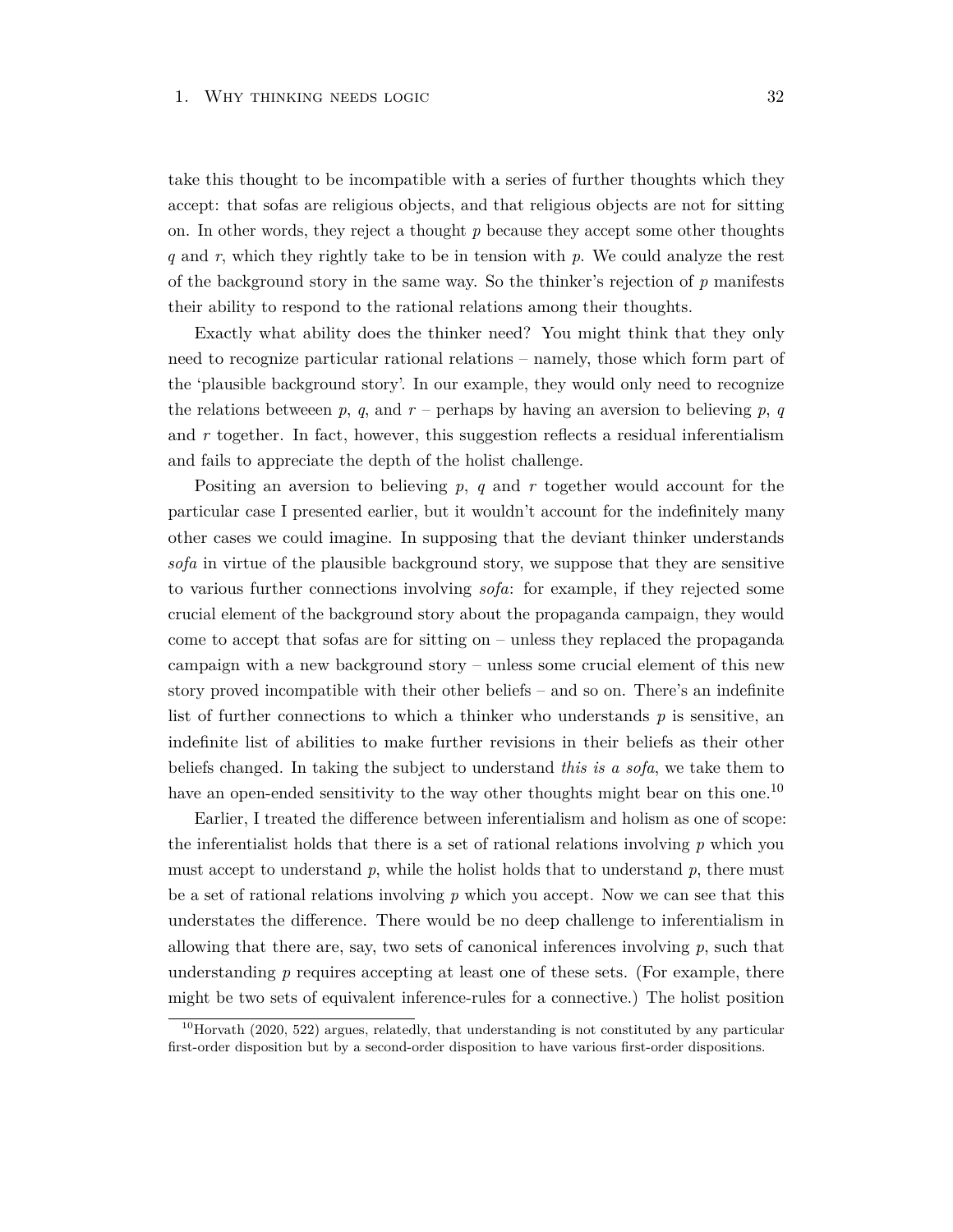take this thought to be incompatible with a series of further thoughts which they accept: that sofas are religious objects, and that religious objects are not for sitting on. In other words, they reject a thought $p$ because they accept some other thoughts $q$ and $r$, which they rightly take to be in tension with $p$. We could analyze the rest of the background story in the same way. So the thinker's rejection of $p$ manifests their ability to respond to the rational relations among their thoughts.

Exactly what ability does the thinker need? You might think that they only need to recognize particular rational relations – namely, those which form part of the 'plausible background story'. In our example, they would only need to recognize the relations betweeen $p$, $q$, and $r$ – perhaps by having an aversion to believing $p$, $q$ and $r$ together. In fact, however, this suggestion reflects a residual inferentialism and fails to appreciate the depth of the holist challenge.

Positing an aversion to believing $p$, $q$ and $r$ together would account for the particular case I presented earlier, but it wouldn't account for the indefinitely many other cases we could imagine. In supposing that the deviant thinker understands *sofa* in virtue of the plausible background story, we suppose that they are sensitive to various further connections involving *sofa*: for example, if they rejected some crucial element of the background story about the propaganda campaign, they would come to accept that sofas are for sitting on – unless they replaced the propaganda campaign with a new background story – unless some crucial element of this new story proved incompatible with their other beliefs – and so on. There's an indefinite list of further connections to which a thinker who understands $p$ is sensitive, an indefinite list of abilities to make further revisions in their beliefs as their other beliefs changed. In taking the subject to understand *this is a sofa*, we take them to have an open-ended sensitivity to the way other thoughts might bear on this one.[10]

Earlier, I treated the difference between inferentialism and holism as one of scope: the inferentialist holds that there is a set of rational relations involving $p$ which you must accept to understand $p$, while the holist holds that to understand $p$, there must be a set of rational relations involving $p$ which you accept. Now we can see that this understates the difference. There would be no deep challenge to inferentialism in allowing that there are, say, two sets of canonical inferences involving $p$, such that understanding $p$ requires accepting at least one of these sets. (For example, there might be two sets of equivalent inference-rules for a connective.) The holist position

[10] Horvath (2020, 522) argues, relatedly, that understanding is not constituted by any particular first-order disposition but by a second-order disposition to have various first-order dispositions.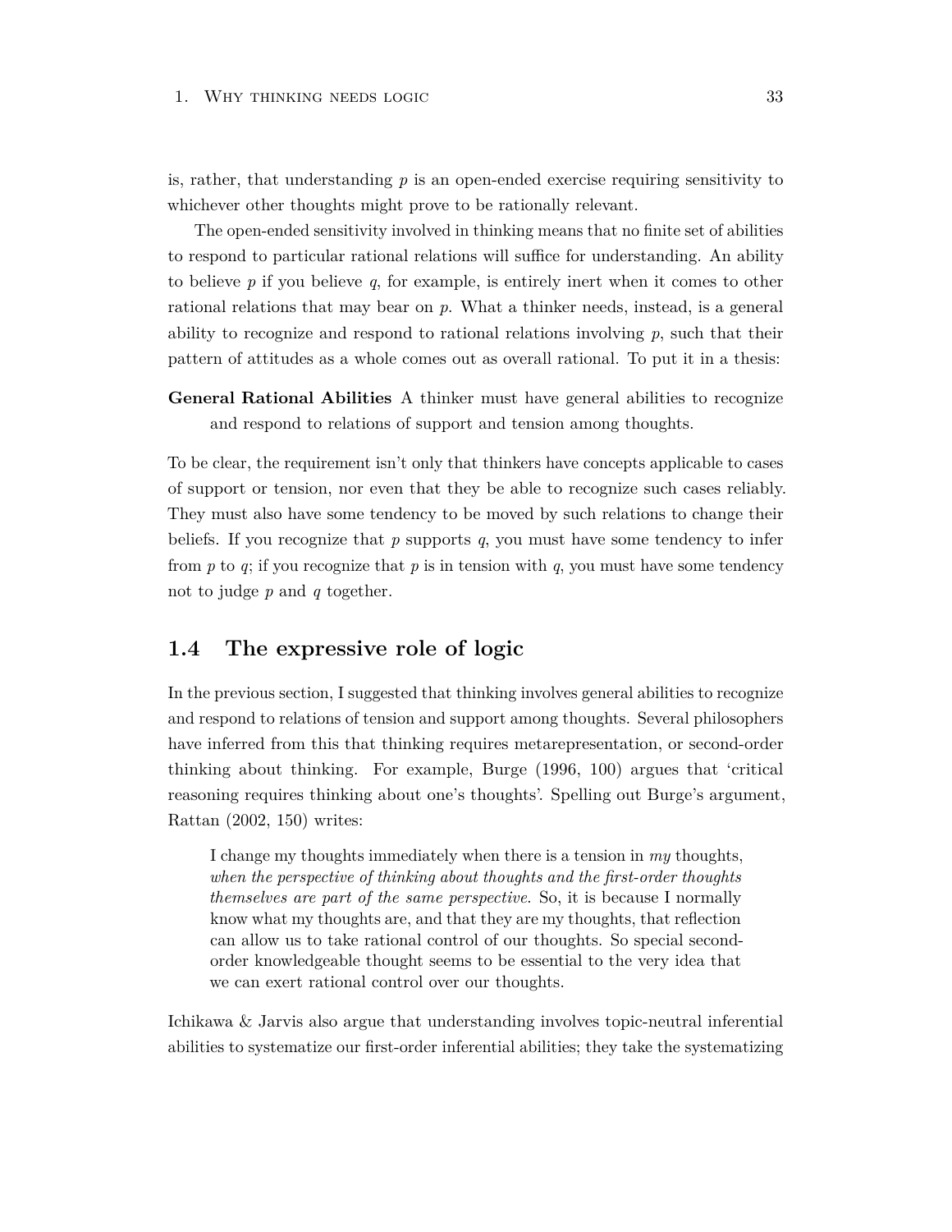is, rather, that understanding *p* is an open-ended exercise requiring sensitivity to whichever other thoughts might prove to be rationally relevant.

The open-ended sensitivity involved in thinking means that no finite set of abilities to respond to particular rational relations will suffice for understanding. An ability to believe *p* if you believe *q*, for example, is entirely inert when it comes to other rational relations that may bear on *p*. What a thinker needs, instead, is a general ability to recognize and respond to rational relations involving *p*, such that their pattern of attitudes as a whole comes out as overall rational. To put it in a thesis:

**General Rational Abilities** A thinker must have general abilities to recognize and respond to relations of support and tension among thoughts.

To be clear, the requirement isn't only that thinkers have concepts applicable to cases of support or tension, nor even that they be able to recognize such cases reliably. They must also have some tendency to be moved by such relations to change their beliefs. If you recognize that *p* supports *q*, you must have some tendency to infer from *p* to *q*; if you recognize that *p* is in tension with *q*, you must have some tendency not to judge *p* and *q* together.

## 1.4 The expressive role of logic

In the previous section, I suggested that thinking involves general abilities to recognize and respond to relations of tension and support among thoughts. Several philosophers have inferred from this that thinking requires metarepresentation, or second-order thinking about thinking. For example, Burge (1996, 100) argues that 'critical reasoning requires thinking about one's thoughts'. Spelling out Burge's argument, Rattan (2002, 150) writes:

> I change my thoughts immediately when there is a tension in *my* thoughts, *when the perspective of thinking about thoughts and the first-order thoughts themselves are part of the same perspective*. So, it is because I normally know what my thoughts are, and that they are my thoughts, that reflection can allow us to take rational control of our thoughts. So special second-order knowledgeable thought seems to be essential to the very idea that we can exert rational control over our thoughts.

Ichikawa & Jarvis also argue that understanding involves topic-neutral inferential abilities to systematize our first-order inferential abilities; they take the systematizing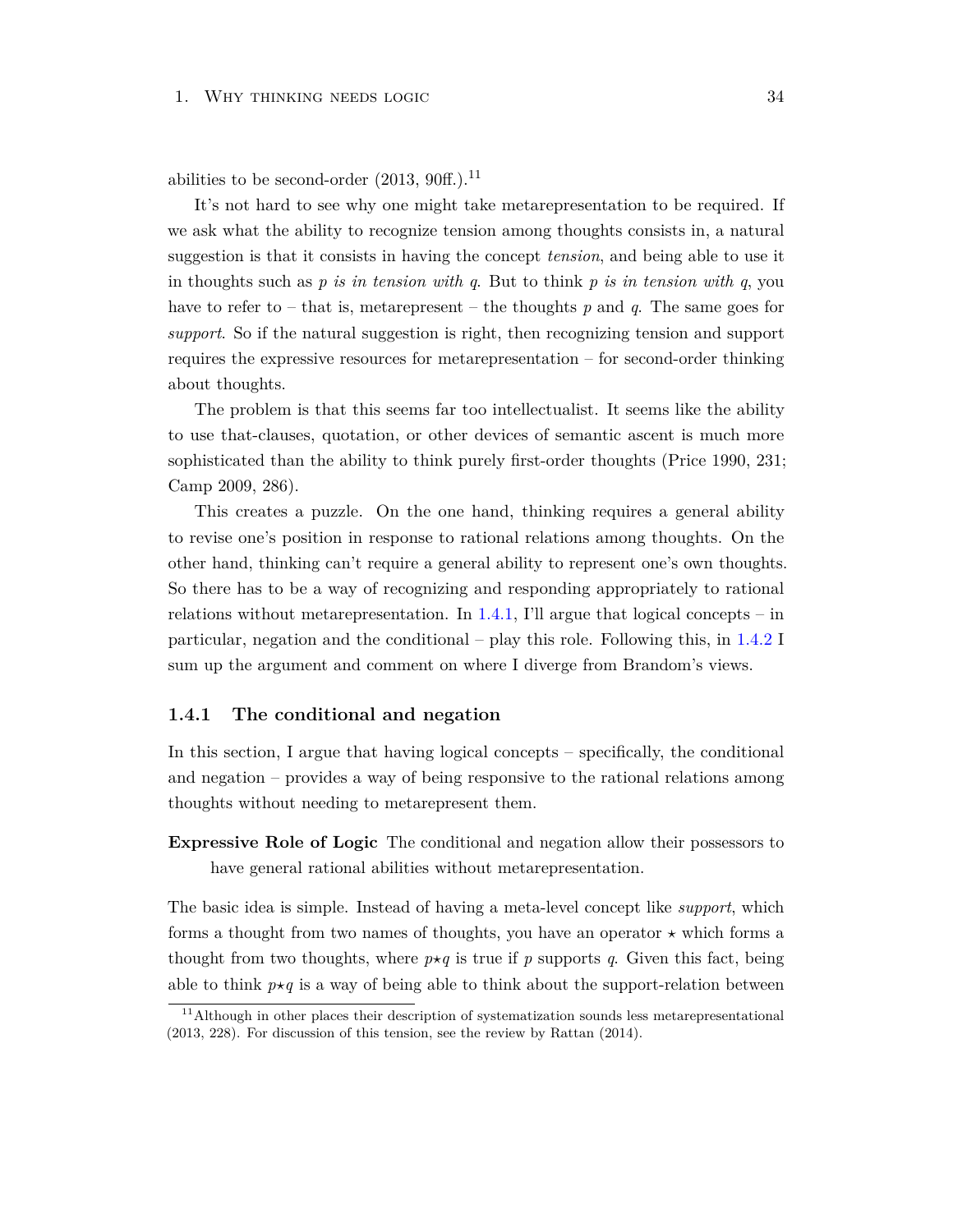abilities to be second-order (2013, 90ff.).[11]

It's not hard to see why one might take metarepresentation to be required. If we ask what the ability to recognize tension among thoughts consists in, a natural suggestion is that it consists in having the concept *tension*, and being able to use it in thoughts such as *p is in tension with q*. But to think *p is in tension with q*, you have to refer to – that is, metarepresent – the thoughts *p* and *q*. The same goes for *support*. So if the natural suggestion is right, then recognizing tension and support requires the expressive resources for metarepresentation – for second-order thinking about thoughts.

The problem is that this seems far too intellectualist. It seems like the ability to use that-clauses, quotation, or other devices of semantic ascent is much more sophisticated than the ability to think purely first-order thoughts (Price 1990, 231; Camp 2009, 286).

This creates a puzzle. On the one hand, thinking requires a general ability to revise one's position in response to rational relations among thoughts. On the other hand, thinking can't require a general ability to represent one's own thoughts. So there has to be a way of recognizing and responding appropriately to rational relations without metarepresentation. In 1.4.1, I'll argue that logical concepts – in particular, negation and the conditional – play this role. Following this, in 1.4.2 I sum up the argument and comment on where I diverge from Brandom's views.

### 1.4.1 The conditional and negation

In this section, I argue that having logical concepts – specifically, the conditional and negation – provides a way of being responsive to the rational relations among thoughts without needing to metarepresent them.

**Expressive Role of Logic** The conditional and negation allow their possessors to have general rational abilities without metarepresentation.

The basic idea is simple. Instead of having a meta-level concept like *support*, which forms a thought from two names of thoughts, you have an operator $\star$ which forms a thought from two thoughts, where $p \star q$ is true if *p* supports *q*. Given this fact, being able to think $p \star q$ is a way of being able to think about the support-relation between

[11] Although in other places their description of systematization sounds less metarepresentational (2013, 228). For discussion of this tension, see the review by Rattan (2014).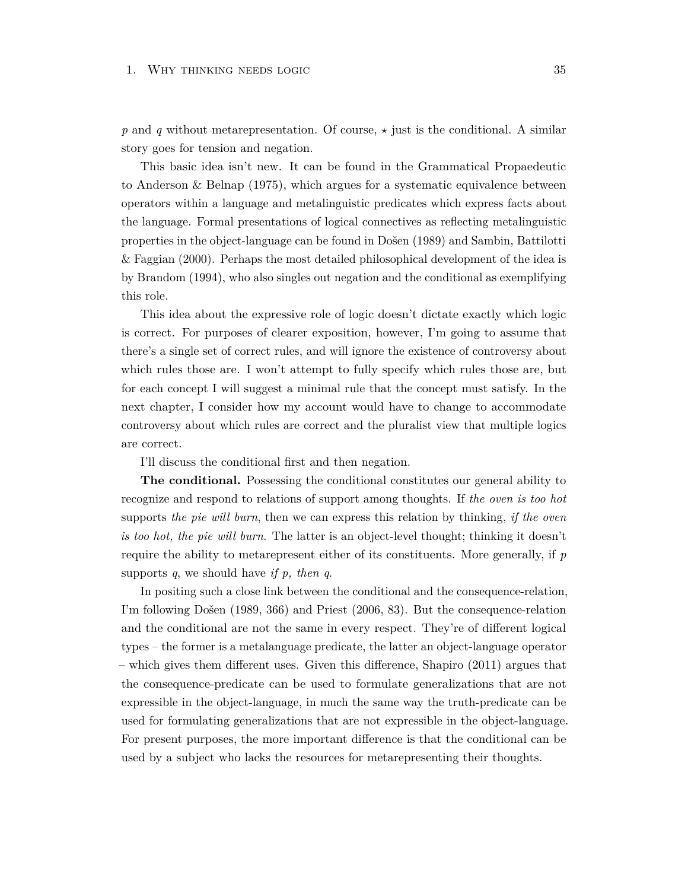$p$ and $q$ without metarepresentation. Of course, $\star$ just is the conditional. A similar story goes for tension and negation.

This basic idea isn't new. It can be found in the Grammatical Propaedeutic to Anderson & Belnap (1975), which argues for a systematic equivalence between operators within a language and metalinguistic predicates which express facts about the language. Formal presentations of logical connectives as reflecting metalinguistic properties in the object-language can be found in Došen (1989) and Sambin, Battilotti & Faggian (2000). Perhaps the most detailed philosophical development of the idea is by Brandom (1994), who also singles out negation and the conditional as exemplifying this role.

This idea about the expressive role of logic doesn't dictate exactly which logic is correct. For purposes of clearer exposition, however, I'm going to assume that there's a single set of correct rules, and will ignore the existence of controversy about which rules those are. I won't attempt to fully specify which rules those are, but for each concept I will suggest a minimal rule that the concept must satisfy. In the next chapter, I consider how my account would have to change to accommodate controversy about which rules are correct and the pluralist view that multiple logics are correct.

I'll discuss the conditional first and then negation.

**The conditional.** Possessing the conditional constitutes our general ability to recognize and respond to relations of support among thoughts. If *the oven is too hot* supports *the pie will burn*, then we can express this relation by thinking, *if the oven is too hot, the pie will burn*. The latter is an object-level thought; thinking it doesn't require the ability to metarepresent either of its constituents. More generally, if $p$ supports $q$, we should have *if $p$, then $q$*.

In positing such a close link between the conditional and the consequence-relation, I'm following Došen (1989, 366) and Priest (2006, 83). But the consequence-relation and the conditional are not the same in every respect. They're of different logical types – the former is a metalanguage predicate, the latter an object-language operator – which gives them different uses. Given this difference, Shapiro (2011) argues that the consequence-predicate can be used to formulate generalizations that are not expressible in the object-language, in much the same way the truth-predicate can be used for formulating generalizations that are not expressible in the object-language. For present purposes, the more important difference is that the conditional can be used by a subject who lacks the resources for metarepresenting their thoughts.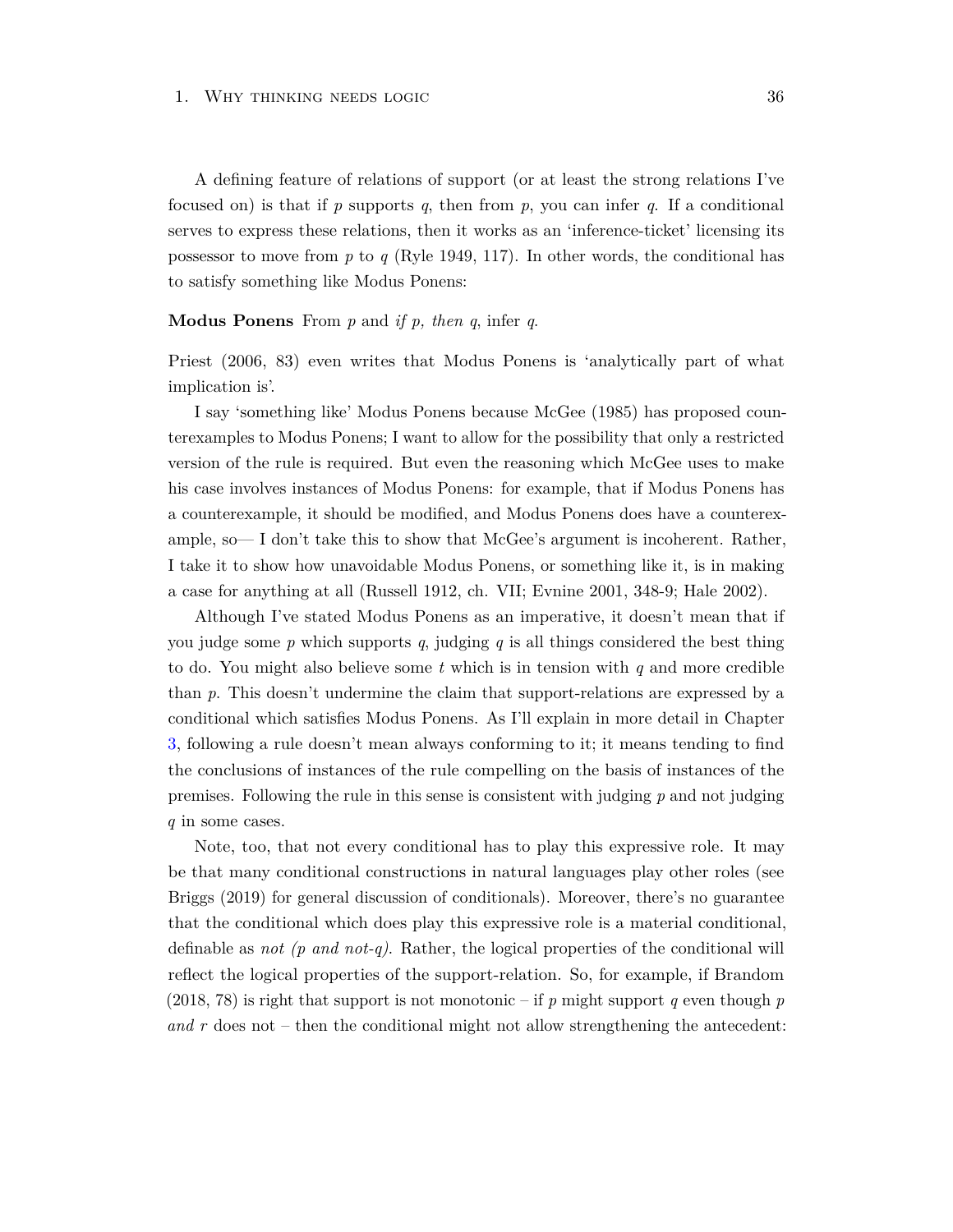A defining feature of relations of support (or at least the strong relations I've focused on) is that if *p* supports *q*, then from *p*, you can infer *q*. If a conditional serves to express these relations, then it works as an 'inference-ticket' licensing its possessor to move from *p* to *q* (Ryle 1949, 117). In other words, the conditional has to satisfy something like Modus Ponens:

**Modus Ponens** From *p* and *if p, then q*, infer *q*.

Priest (2006, 83) even writes that Modus Ponens is 'analytically part of what implication is'.

I say 'something like' Modus Ponens because McGee (1985) has proposed counterexamples to Modus Ponens; I want to allow for the possibility that only a restricted version of the rule is required. But even the reasoning which McGee uses to make his case involves instances of Modus Ponens: for example, that if Modus Ponens has a counterexample, it should be modified, and Modus Ponens does have a counterexample, so— I don't take this to show that McGee's argument is incoherent. Rather, I take it to show how unavoidable Modus Ponens, or something like it, is in making a case for anything at all (Russell 1912, ch. VII; Evnine 2001, 348-9; Hale 2002).

Although I've stated Modus Ponens as an imperative, it doesn't mean that if you judge some *p* which supports *q*, judging *q* is all things considered the best thing to do. You might also believe some *t* which is in tension with *q* and more credible than *p*. This doesn't undermine the claim that support-relations are expressed by a conditional which satisfies Modus Ponens. As I'll explain in more detail in Chapter 3, following a rule doesn't mean always conforming to it; it means tending to find the conclusions of instances of the rule compelling on the basis of instances of the premises. Following the rule in this sense is consistent with judging *p* and not judging *q* in some cases.

Note, too, that not every conditional has to play this expressive role. It may be that many conditional constructions in natural languages play other roles (see Briggs (2019) for general discussion of conditionals). Moreover, there's no guarantee that the conditional which does play this expressive role is a material conditional, definable as *not (p and not-q)*. Rather, the logical properties of the conditional will reflect the logical properties of the support-relation. So, for example, if Brandom (2018, 78) is right that support is not monotonic – if *p* might support *q* even though *p and r* does not – then the conditional might not allow strengthening the antecedent: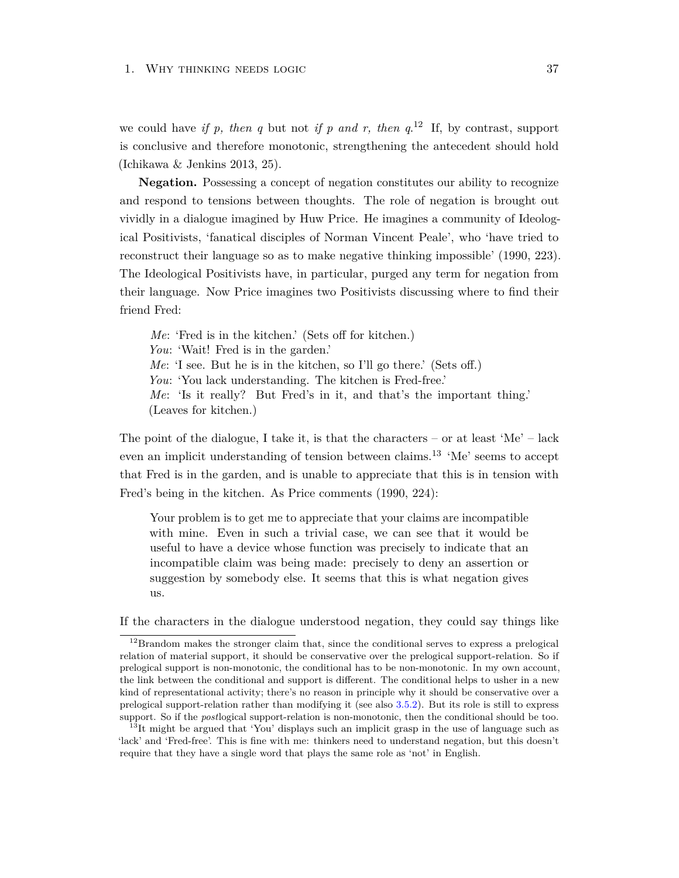we could have *if p, then q* but not *if p and r, then q*.[12] If, by contrast, support is conclusive and therefore monotonic, strengthening the antecedent should hold (Ichikawa & Jenkins 2013, 25).

**Negation.** Possessing a concept of negation constitutes our ability to recognize and respond to tensions between thoughts. The role of negation is brought out vividly in a dialogue imagined by Huw Price. He imagines a community of Ideological Positivists, 'fanatical disciples of Norman Vincent Peale', who 'have tried to reconstruct their language so as to make negative thinking impossible' (1990, 223). The Ideological Positivists have, in particular, purged any term for negation from their language. Now Price imagines two Positivists discussing where to find their friend Fred:

> *Me*: 'Fred is in the kitchen.' (Sets off for kitchen.)
> *You*: 'Wait! Fred is in the garden.'
> *Me*: 'I see. But he is in the kitchen, so I'll go there.' (Sets off.)
> *You*: 'You lack understanding. The kitchen is Fred-free.'
> *Me*: 'Is it really? But Fred's in it, and that's the important thing.' (Leaves for kitchen.)

The point of the dialogue, I take it, is that the characters – or at least 'Me' – lack even an implicit understanding of tension between claims.[13] 'Me' seems to accept that Fred is in the garden, and is unable to appreciate that this is in tension with Fred's being in the kitchen. As Price comments (1990, 224):

> Your problem is to get me to appreciate that your claims are incompatible with mine. Even in such a trivial case, we can see that it would be useful to have a device whose function was precisely to indicate that an incompatible claim was being made: precisely to deny an assertion or suggestion by somebody else. It seems that this is what negation gives us.

If the characters in the dialogue understood negation, they could say things like

---

[12] Brandom makes the stronger claim that, since the conditional serves to express a prelogical relation of material support, it should be conservative over the prelogical support-relation. So if prelogical support is non-monotonic, the conditional has to be non-monotonic. In my own account, the link between the conditional and support is different. The conditional helps to usher in a new kind of representational activity; there's no reason in principle why it should be conservative over a prelogical support-relation rather than modifying it (see also 3.5.2). But its role is still to express support. So if the *post*logical support-relation is non-monotonic, then the conditional should be too.

[13] It might be argued that 'You' displays such an implicit grasp in the use of language such as 'lack' and 'Fred-free'. This is fine with me: thinkers need to understand negation, but this doesn't require that they have a single word that plays the same role as 'not' in English.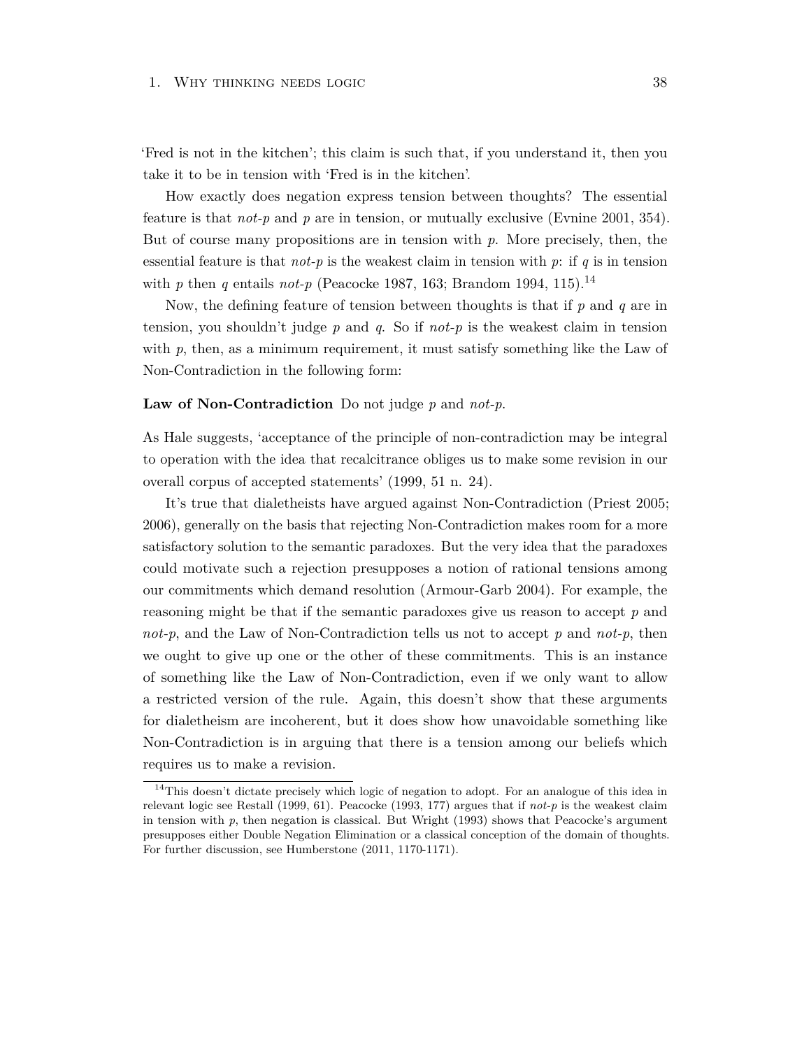'Fred is not in the kitchen'; this claim is such that, if you understand it, then you take it to be in tension with 'Fred is in the kitchen'.

How exactly does negation express tension between thoughts? The essential feature is that *not-p* and *p* are in tension, or mutually exclusive (Evnine 2001, 354). But of course many propositions are in tension with *p*. More precisely, then, the essential feature is that *not-p* is the weakest claim in tension with *p*: if *q* is in tension with *p* then *q* entails *not-p* (Peacocke 1987, 163; Brandom 1994, 115).[14]

Now, the defining feature of tension between thoughts is that if *p* and *q* are in tension, you shouldn't judge *p* and *q*. So if *not-p* is the weakest claim in tension with *p*, then, as a minimum requirement, it must satisfy something like the Law of Non-Contradiction in the following form:

**Law of Non-Contradiction** Do not judge *p* and *not-p*.

As Hale suggests, 'acceptance of the principle of non-contradiction may be integral to operation with the idea that recalcitrance obliges us to make some revision in our overall corpus of accepted statements' (1999, 51 n. 24).

It's true that dialetheists have argued against Non-Contradiction (Priest 2005; 2006), generally on the basis that rejecting Non-Contradiction makes room for a more satisfactory solution to the semantic paradoxes. But the very idea that the paradoxes could motivate such a rejection presupposes a notion of rational tensions among our commitments which demand resolution (Armour-Garb 2004). For example, the reasoning might be that if the semantic paradoxes give us reason to accept *p* and *not-p*, and the Law of Non-Contradiction tells us not to accept *p* and *not-p*, then we ought to give up one or the other of these commitments. This is an instance of something like the Law of Non-Contradiction, even if we only want to allow a restricted version of the rule. Again, this doesn't show that these arguments for dialetheism are incoherent, but it does show how unavoidable something like Non-Contradiction is in arguing that there is a tension among our beliefs which requires us to make a revision.

[14] This doesn't dictate precisely which logic of negation to adopt. For an analogue of this idea in relevant logic see Restall (1999, 61). Peacocke (1993, 177) argues that if *not-p* is the weakest claim in tension with *p*, then negation is classical. But Wright (1993) shows that Peacocke's argument presupposes either Double Negation Elimination or a classical conception of the domain of thoughts. For further discussion, see Humberstone (2011, 1170-1171).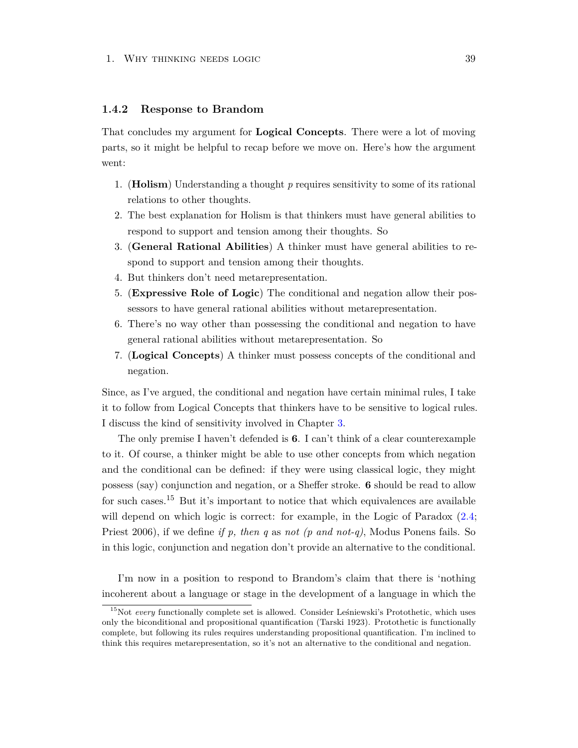### 1.4.2 Response to Brandom

That concludes my argument for **Logical Concepts**. There were a lot of moving parts, so it might be helpful to recap before we move on. Here's how the argument went:

1. (**Holism**) Understanding a thought *p* requires sensitivity to some of its rational relations to other thoughts.
2. The best explanation for Holism is that thinkers must have general abilities to respond to support and tension among their thoughts. So
3. (**General Rational Abilities**) A thinker must have general abilities to respond to support and tension among their thoughts.
4. But thinkers don't need metarepresentation.
5. (**Expressive Role of Logic**) The conditional and negation allow their possessors to have general rational abilities without metarepresentation.
6. There's no way other than possessing the conditional and negation to have general rational abilities without metarepresentation. So
7. (**Logical Concepts**) A thinker must possess concepts of the conditional and negation.

Since, as I've argued, the conditional and negation have certain minimal rules, I take it to follow from Logical Concepts that thinkers have to be sensitive to logical rules. I discuss the kind of sensitivity involved in Chapter 3.

The only premise I haven't defended is **6**. I can't think of a clear counterexample to it. Of course, a thinker might be able to use other concepts from which negation and the conditional can be defined: if they were using classical logic, they might possess (say) conjunction and negation, or a Sheffer stroke. **6** should be read to allow for such cases.[15] But it's important to notice that which equivalences are available will depend on which logic is correct: for example, in the Logic of Paradox (2.4; Priest 2006), if we define *if p, then q* as *not (p and not-q)*, Modus Ponens fails. So in this logic, conjunction and negation don't provide an alternative to the conditional.

I'm now in a position to respond to Brandom's claim that there is 'nothing incoherent about a language or stage in the development of a language in which the

[15] Not *every* functionally complete set is allowed. Consider Leśniewski's Protothetic, which uses only the biconditional and propositional quantification (Tarski 1923). Protothetic is functionally complete, but following its rules requires understanding propositional quantification. I'm inclined to think this requires metarepresentation, so it's not an alternative to the conditional and negation.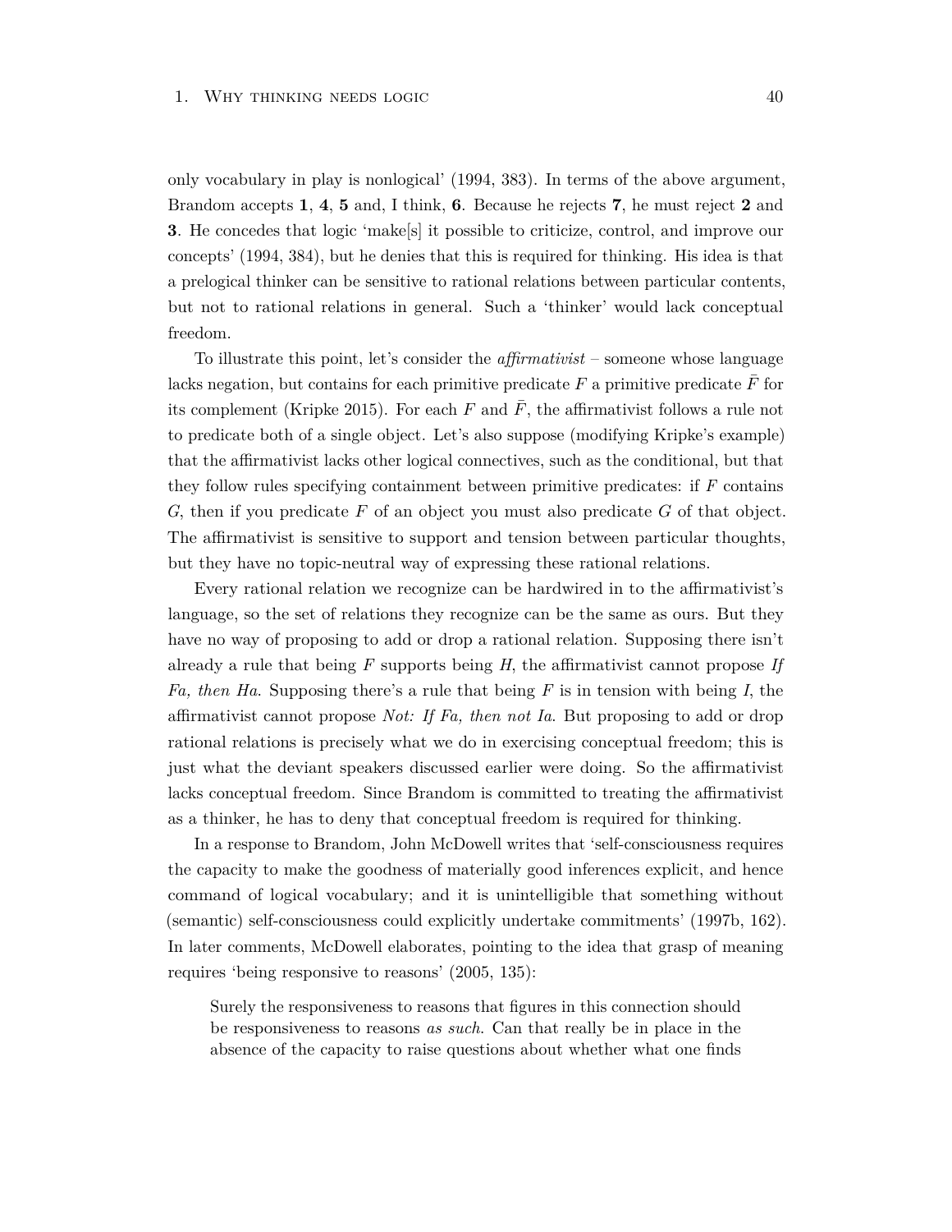only vocabulary in play is nonlogical' (1994, 383). In terms of the above argument, Brandom accepts **1**, **4**, **5** and, I think, **6**. Because he rejects **7**, he must reject **2** and **3**. He concedes that logic 'make[s] it possible to criticize, control, and improve our concepts' (1994, 384), but he denies that this is required for thinking. His idea is that a prelogical thinker can be sensitive to rational relations between particular contents, but not to rational relations in general. Such a 'thinker' would lack conceptual freedom.

To illustrate this point, let's consider the *affirmativist* – someone whose language lacks negation, but contains for each primitive predicate $F$ a primitive predicate $\bar{F}$ for its complement (Kripke 2015). For each $F$ and $\bar{F}$, the affirmativist follows a rule not to predicate both of a single object. Let's also suppose (modifying Kripke's example) that the affirmativist lacks other logical connectives, such as the conditional, but that they follow rules specifying containment between primitive predicates: if $F$ contains $G$, then if you predicate $F$ of an object you must also predicate $G$ of that object. The affirmativist is sensitive to support and tension between particular thoughts, but they have no topic-neutral way of expressing these rational relations.

Every rational relation we recognize can be hardwired in to the affirmativist's language, so the set of relations they recognize can be the same as ours. But they have no way of proposing to add or drop a rational relation. Supposing there isn't already a rule that being $F$ supports being $H$, the affirmativist cannot propose *If Fa, then Ha*. Supposing there's a rule that being $F$ is in tension with being $I$, the affirmativist cannot propose *Not: If Fa, then not Ia*. But proposing to add or drop rational relations is precisely what we do in exercising conceptual freedom; this is just what the deviant speakers discussed earlier were doing. So the affirmativist lacks conceptual freedom. Since Brandom is committed to treating the affirmativist as a thinker, he has to deny that conceptual freedom is required for thinking.

In a response to Brandom, John McDowell writes that 'self-consciousness requires the capacity to make the goodness of materially good inferences explicit, and hence command of logical vocabulary; and it is unintelligible that something without (semantic) self-consciousness could explicitly undertake commitments' (1997b, 162). In later comments, McDowell elaborates, pointing to the idea that grasp of meaning requires 'being responsive to reasons' (2005, 135):

> Surely the responsiveness to reasons that figures in this connection should be responsiveness to reasons *as such*. Can that really be in place in the absence of the capacity to raise questions about whether what one finds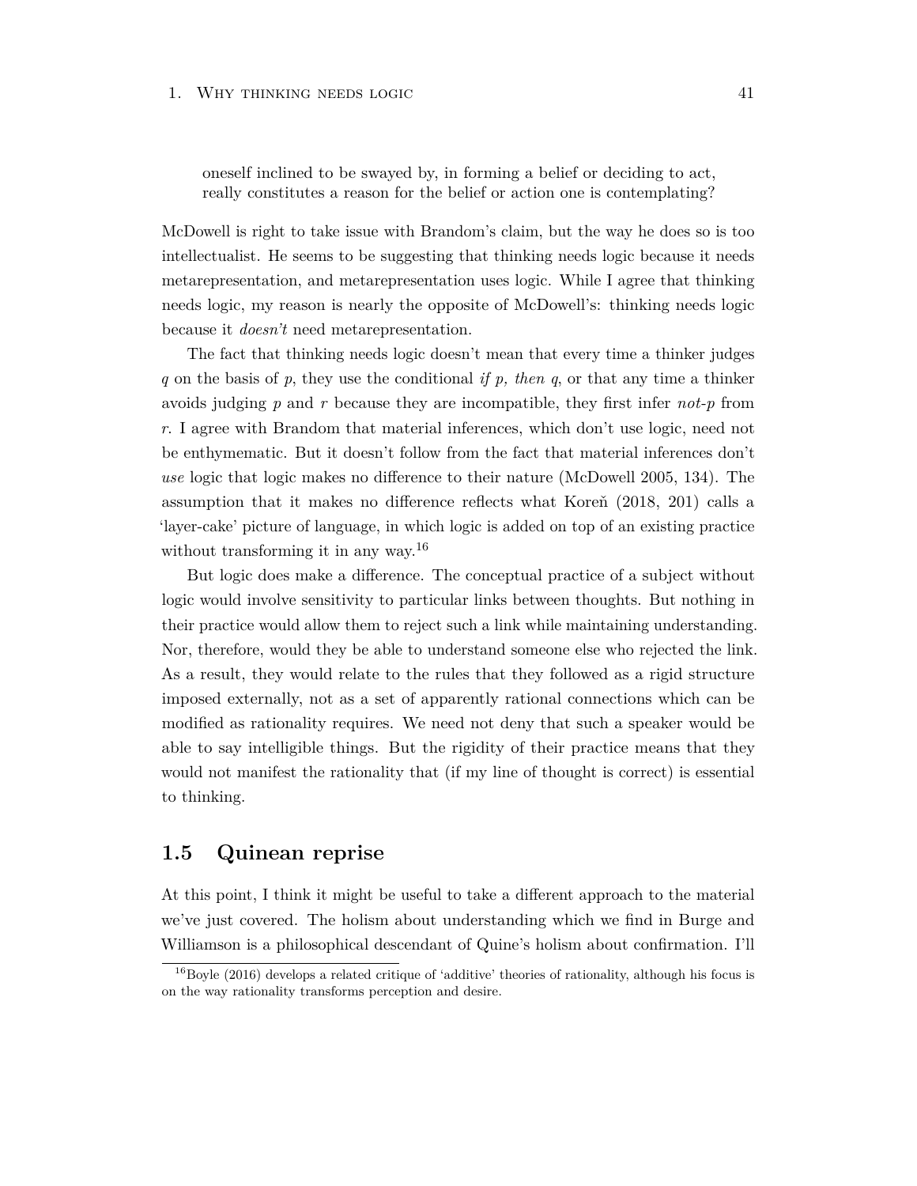> oneself inclined to be swayed by, in forming a belief or deciding to act, really constitutes a reason for the belief or action one is contemplating?

McDowell is right to take issue with Brandom's claim, but the way he does so is too intellectualist. He seems to be suggesting that thinking needs logic because it needs metarepresentation, and metarepresentation uses logic. While I agree that thinking needs logic, my reason is nearly the opposite of McDowell's: thinking needs logic because it *doesn't* need metarepresentation.

The fact that thinking needs logic doesn't mean that every time a thinker judges *q* on the basis of *p*, they use the conditional *if p, then q*, or that any time a thinker avoids judging *p* and *r* because they are incompatible, they first infer *not-p* from *r*. I agree with Brandom that material inferences, which don't use logic, need not be enthymematic. But it doesn't follow from the fact that material inferences don't *use* logic that logic makes no difference to their nature (McDowell 2005, 134). The assumption that it makes no difference reflects what Koreň (2018, 201) calls a 'layer-cake' picture of language, in which logic is added on top of an existing practice without transforming it in any way.[16]

But logic does make a difference. The conceptual practice of a subject without logic would involve sensitivity to particular links between thoughts. But nothing in their practice would allow them to reject such a link while maintaining understanding. Nor, therefore, would they be able to understand someone else who rejected the link. As a result, they would relate to the rules that they followed as a rigid structure imposed externally, not as a set of apparently rational connections which can be modified as rationality requires. We need not deny that such a speaker would be able to say intelligible things. But the rigidity of their practice means that they would not manifest the rationality that (if my line of thought is correct) is essential to thinking.

## 1.5 Quinean reprise

At this point, I think it might be useful to take a different approach to the material we've just covered. The holism about understanding which we find in Burge and Williamson is a philosophical descendant of Quine's holism about confirmation. I'll

[16] Boyle (2016) develops a related critique of 'additive' theories of rationality, although his focus is on the way rationality transforms perception and desire.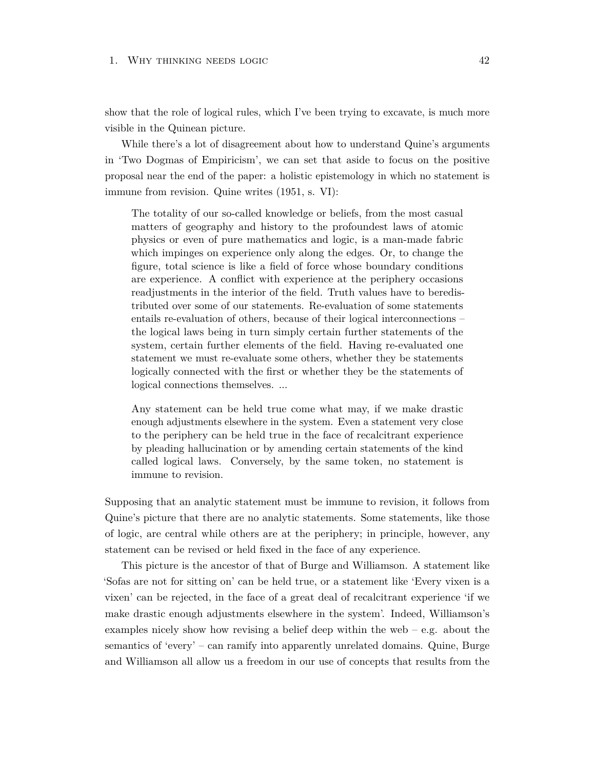show that the role of logical rules, which I've been trying to excavate, is much more visible in the Quinean picture.

While there's a lot of disagreement about how to understand Quine's arguments in 'Two Dogmas of Empiricism', we can set that aside to focus on the positive proposal near the end of the paper: a holistic epistemology in which no statement is immune from revision. Quine writes (1951, s. VI):

> The totality of our so-called knowledge or beliefs, from the most casual matters of geography and history to the profoundest laws of atomic physics or even of pure mathematics and logic, is a man-made fabric which impinges on experience only along the edges. Or, to change the figure, total science is like a field of force whose boundary conditions are experience. A conflict with experience at the periphery occasions readjustments in the interior of the field. Truth values have to beredistributed over some of our statements. Re-evaluation of some statements entails re-evaluation of others, because of their logical interconnections – the logical laws being in turn simply certain further statements of the system, certain further elements of the field. Having re-evaluated one statement we must re-evaluate some others, whether they be statements logically connected with the first or whether they be the statements of logical connections themselves. ...
>
> Any statement can be held true come what may, if we make drastic enough adjustments elsewhere in the system. Even a statement very close to the periphery can be held true in the face of recalcitrant experience by pleading hallucination or by amending certain statements of the kind called logical laws. Conversely, by the same token, no statement is immune to revision.

Supposing that an analytic statement must be immune to revision, it follows from Quine's picture that there are no analytic statements. Some statements, like those of logic, are central while others are at the periphery; in principle, however, any statement can be revised or held fixed in the face of any experience.

This picture is the ancestor of that of Burge and Williamson. A statement like 'Sofas are not for sitting on' can be held true, or a statement like 'Every vixen is a vixen' can be rejected, in the face of a great deal of recalcitrant experience 'if we make drastic enough adjustments elsewhere in the system'. Indeed, Williamson's examples nicely show how revising a belief deep within the web – e.g. about the semantics of 'every' – can ramify into apparently unrelated domains. Quine, Burge and Williamson all allow us a freedom in our use of concepts that results from the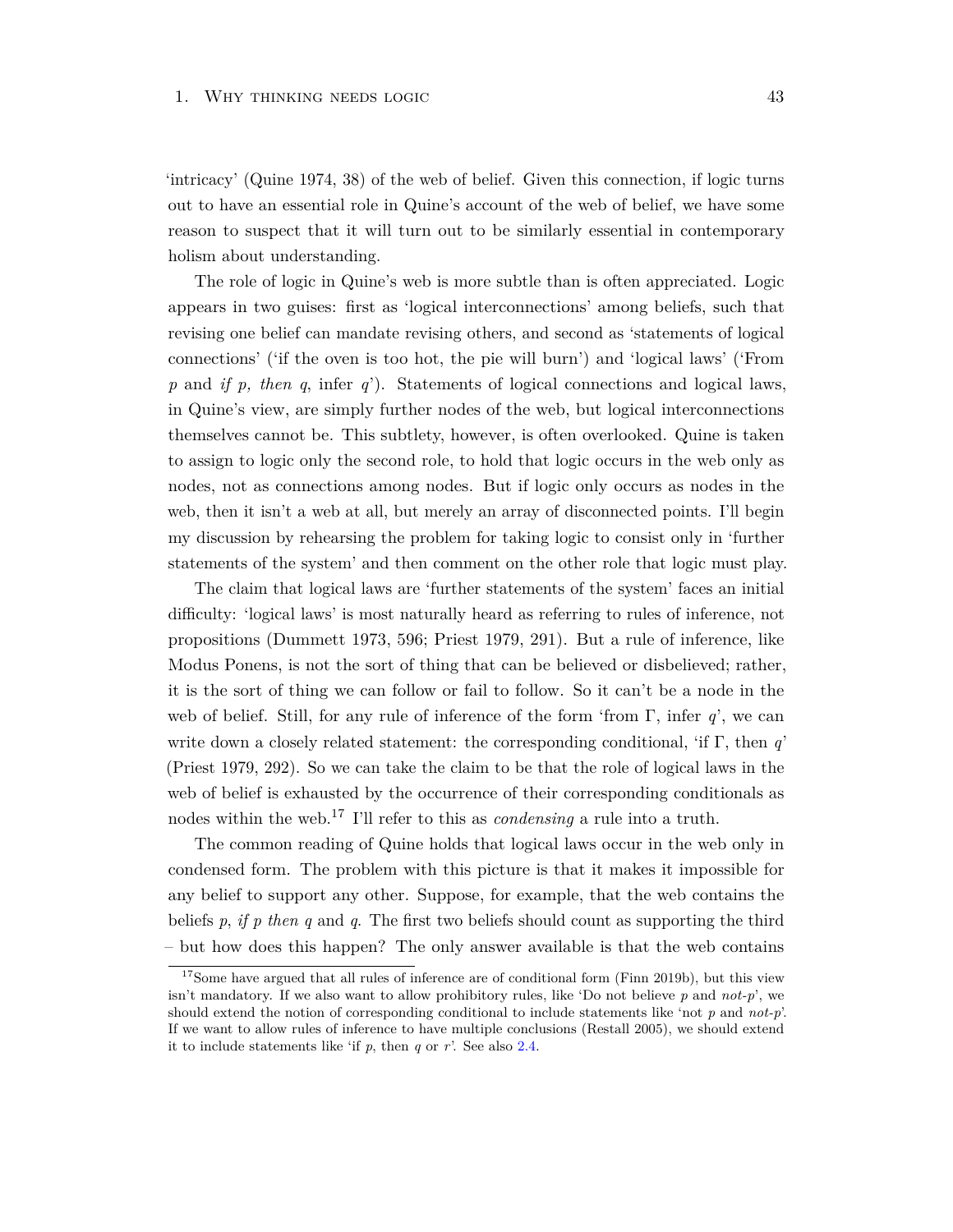'intricacy' (Quine 1974, 38) of the web of belief. Given this connection, if logic turns out to have an essential role in Quine's account of the web of belief, we have some reason to suspect that it will turn out to be similarly essential in contemporary holism about understanding.

The role of logic in Quine's web is more subtle than is often appreciated. Logic appears in two guises: first as 'logical interconnections' among beliefs, such that revising one belief can mandate revising others, and second as 'statements of logical connections' ('if the oven is too hot, the pie will burn') and 'logical laws' ('From *p* and *if p, then q*, infer *q*'). Statements of logical connections and logical laws, in Quine's view, are simply further nodes of the web, but logical interconnections themselves cannot be. This subtlety, however, is often overlooked. Quine is taken to assign to logic only the second role, to hold that logic occurs in the web only as nodes, not as connections among nodes. But if logic only occurs as nodes in the web, then it isn't a web at all, but merely an array of disconnected points. I'll begin my discussion by rehearsing the problem for taking logic to consist only in 'further statements of the system' and then comment on the other role that logic must play.

The claim that logical laws are 'further statements of the system' faces an initial difficulty: 'logical laws' is most naturally heard as referring to rules of inference, not propositions (Dummett 1973, 596; Priest 1979, 291). But a rule of inference, like Modus Ponens, is not the sort of thing that can be believed or disbelieved; rather, it is the sort of thing we can follow or fail to follow. So it can't be a node in the web of belief. Still, for any rule of inference of the form 'from $\Gamma$, infer *q*', we can write down a closely related statement: the corresponding conditional, 'if $\Gamma$, then *q*' (Priest 1979, 292). So we can take the claim to be that the role of logical laws in the web of belief is exhausted by the occurrence of their corresponding conditionals as nodes within the web.[17] I'll refer to this as *condensing* a rule into a truth.

The common reading of Quine holds that logical laws occur in the web only in condensed form. The problem with this picture is that it makes it impossible for any belief to support any other. Suppose, for example, that the web contains the beliefs *p*, *if p then q* and *q*. The first two beliefs should count as supporting the third – but how does this happen? The only answer available is that the web contains

[17] Some have argued that all rules of inference are of conditional form (Finn 2019b), but this view isn't mandatory. If we also want to allow prohibitory rules, like 'Do not believe *p* and *not-p*', we should extend the notion of corresponding conditional to include statements like 'not *p* and *not-p*'. If we want to allow rules of inference to have multiple conclusions (Restall 2005), we should extend it to include statements like 'if *p*, then *q* or *r*'. See also 2.4.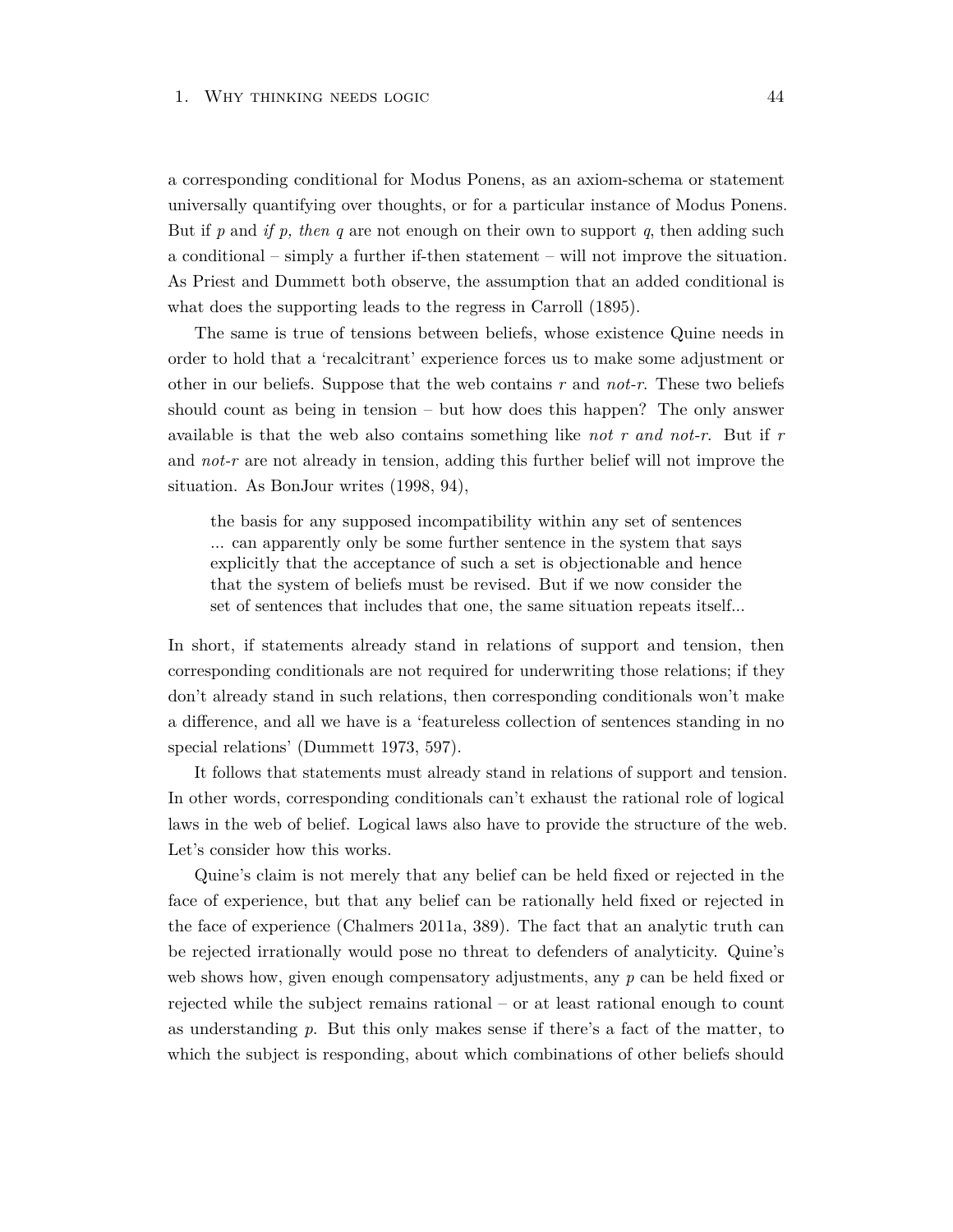a corresponding conditional for Modus Ponens, as an axiom-schema or statement universally quantifying over thoughts, or for a particular instance of Modus Ponens. But if *p* and *if p, then q* are not enough on their own to support *q*, then adding such a conditional – simply a further if-then statement – will not improve the situation. As Priest and Dummett both observe, the assumption that an added conditional is what does the supporting leads to the regress in Carroll (1895).

The same is true of tensions between beliefs, whose existence Quine needs in order to hold that a 'recalcitrant' experience forces us to make some adjustment or other in our beliefs. Suppose that the web contains *r* and *not-r*. These two beliefs should count as being in tension – but how does this happen? The only answer available is that the web also contains something like *not r and not-r*. But if *r* and *not-r* are not already in tension, adding this further belief will not improve the situation. As BonJour writes (1998, 94),

> the basis for any supposed incompatibility within any set of sentences ... can apparently only be some further sentence in the system that says explicitly that the acceptance of such a set is objectionable and hence that the system of beliefs must be revised. But if we now consider the set of sentences that includes that one, the same situation repeats itself...

In short, if statements already stand in relations of support and tension, then corresponding conditionals are not required for underwriting those relations; if they don't already stand in such relations, then corresponding conditionals won't make a difference, and all we have is a 'featureless collection of sentences standing in no special relations' (Dummett 1973, 597).

It follows that statements must already stand in relations of support and tension. In other words, corresponding conditionals can't exhaust the rational role of logical laws in the web of belief. Logical laws also have to provide the structure of the web. Let's consider how this works.

Quine's claim is not merely that any belief can be held fixed or rejected in the face of experience, but that any belief can be rationally held fixed or rejected in the face of experience (Chalmers 2011a, 389). The fact that an analytic truth can be rejected irrationally would pose no threat to defenders of analyticity. Quine's web shows how, given enough compensatory adjustments, any *p* can be held fixed or rejected while the subject remains rational – or at least rational enough to count as understanding *p*. But this only makes sense if there's a fact of the matter, to which the subject is responding, about which combinations of other beliefs should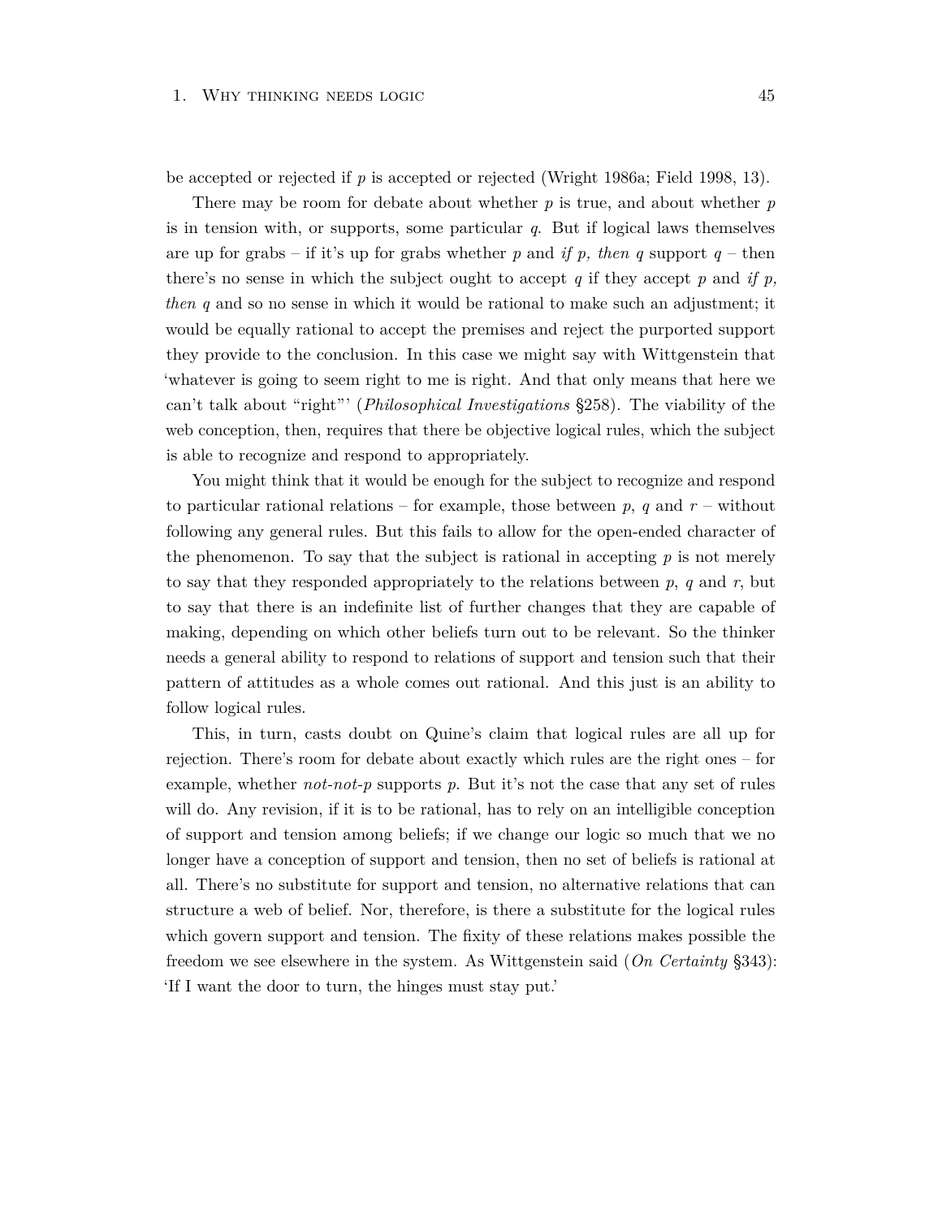be accepted or rejected if *p* is accepted or rejected (Wright 1986a; Field 1998, 13).

There may be room for debate about whether *p* is true, and about whether *p* is in tension with, or supports, some particular *q*. But if logical laws themselves are up for grabs – if it's up for grabs whether *p* and *if p, then q* support *q* – then there's no sense in which the subject ought to accept *q* if they accept *p* and *if p, then q* and so no sense in which it would be rational to make such an adjustment; it would be equally rational to accept the premises and reject the purported support they provide to the conclusion. In this case we might say with Wittgenstein that 'whatever is going to seem right to me is right. And that only means that here we can't talk about "right"' (*Philosophical Investigations* §258). The viability of the web conception, then, requires that there be objective logical rules, which the subject is able to recognize and respond to appropriately.

You might think that it would be enough for the subject to recognize and respond to particular rational relations – for example, those between *p*, *q* and *r* – without following any general rules. But this fails to allow for the open-ended character of the phenomenon. To say that the subject is rational in accepting *p* is not merely to say that they responded appropriately to the relations between *p*, *q* and *r*, but to say that there is an indefinite list of further changes that they are capable of making, depending on which other beliefs turn out to be relevant. So the thinker needs a general ability to respond to relations of support and tension such that their pattern of attitudes as a whole comes out rational. And this just is an ability to follow logical rules.

This, in turn, casts doubt on Quine's claim that logical rules are all up for rejection. There's room for debate about exactly which rules are the right ones – for example, whether *not-not-p* supports *p*. But it's not the case that any set of rules will do. Any revision, if it is to be rational, has to rely on an intelligible conception of support and tension among beliefs; if we change our logic so much that we no longer have a conception of support and tension, then no set of beliefs is rational at all. There's no substitute for support and tension, no alternative relations that can structure a web of belief. Nor, therefore, is there a substitute for the logical rules which govern support and tension. The fixity of these relations makes possible the freedom we see elsewhere in the system. As Wittgenstein said (*On Certainty* §343): 'If I want the door to turn, the hinges must stay put.'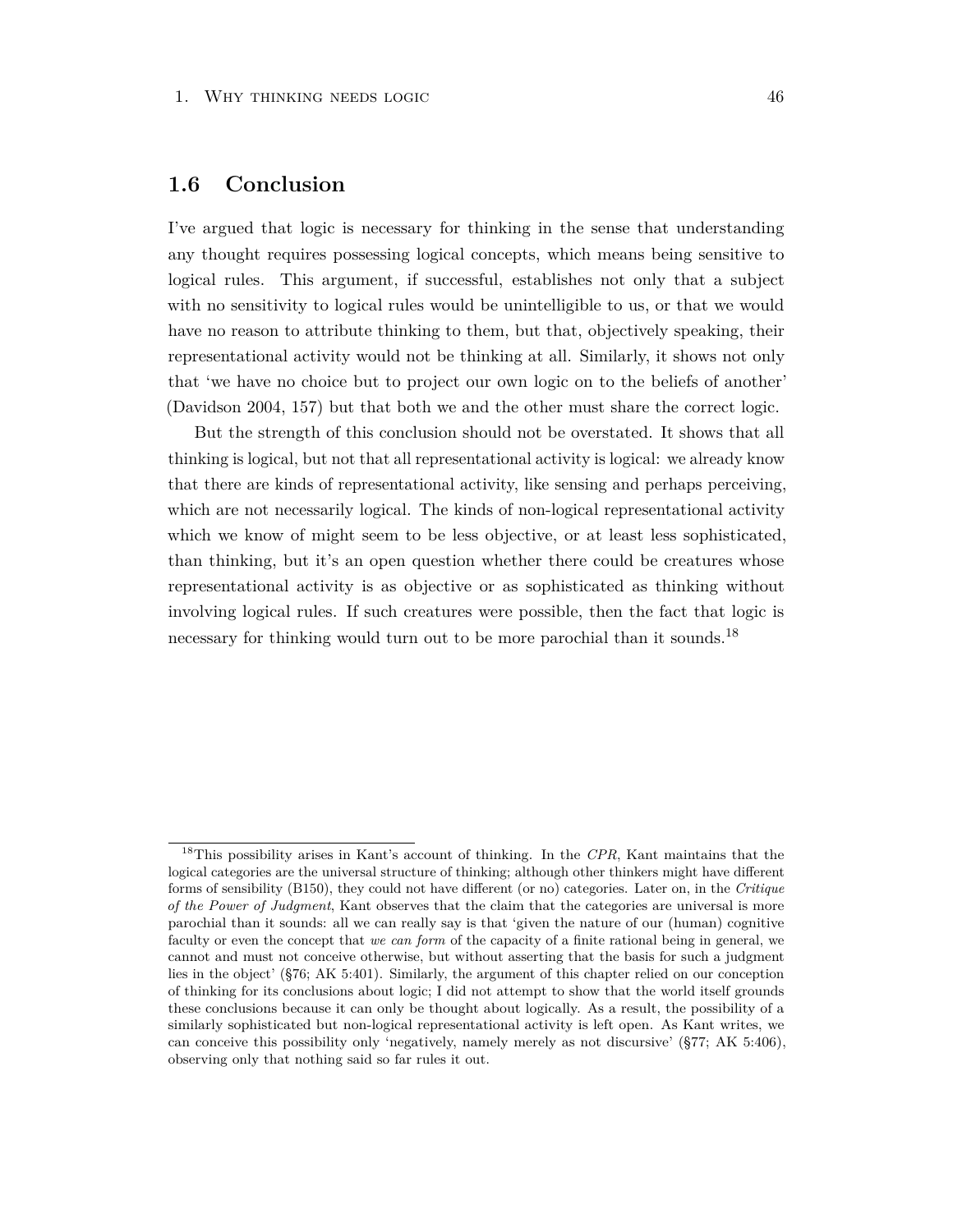## 1.6 Conclusion

I've argued that logic is necessary for thinking in the sense that understanding any thought requires possessing logical concepts, which means being sensitive to logical rules. This argument, if successful, establishes not only that a subject with no sensitivity to logical rules would be unintelligible to us, or that we would have no reason to attribute thinking to them, but that, objectively speaking, their representational activity would not be thinking at all. Similarly, it shows not only that 'we have no choice but to project our own logic on to the beliefs of another' (Davidson 2004, 157) but that both we and the other must share the correct logic.

But the strength of this conclusion should not be overstated. It shows that all thinking is logical, but not that all representational activity is logical: we already know that there are kinds of representational activity, like sensing and perhaps perceiving, which are not necessarily logical. The kinds of non-logical representational activity which we know of might seem to be less objective, or at least less sophisticated, than thinking, but it's an open question whether there could be creatures whose representational activity is as objective or as sophisticated as thinking without involving logical rules. If such creatures were possible, then the fact that logic is necessary for thinking would turn out to be more parochial than it sounds.[18]

[18] This possibility arises in Kant's account of thinking. In the *CPR*, Kant maintains that the logical categories are the universal structure of thinking; although other thinkers might have different forms of sensibility (B150), they could not have different (or no) categories. Later on, in the *Critique of the Power of Judgment*, Kant observes that the claim that the categories are universal is more parochial than it sounds: all we can really say is that 'given the nature of our (human) cognitive faculty or even the concept that *we can form* of the capacity of a finite rational being in general, we cannot and must not conceive otherwise, but without asserting that the basis for such a judgment lies in the object' (§76; AK 5:401). Similarly, the argument of this chapter relied on our conception of thinking for its conclusions about logic; I did not attempt to show that the world itself grounds these conclusions because it can only be thought about logically. As a result, the possibility of a similarly sophisticated but non-logical representational activity is left open. As Kant writes, we can conceive this possibility only 'negatively, namely merely as not discursive' (§77; AK 5:406), observing only that nothing said so far rules it out.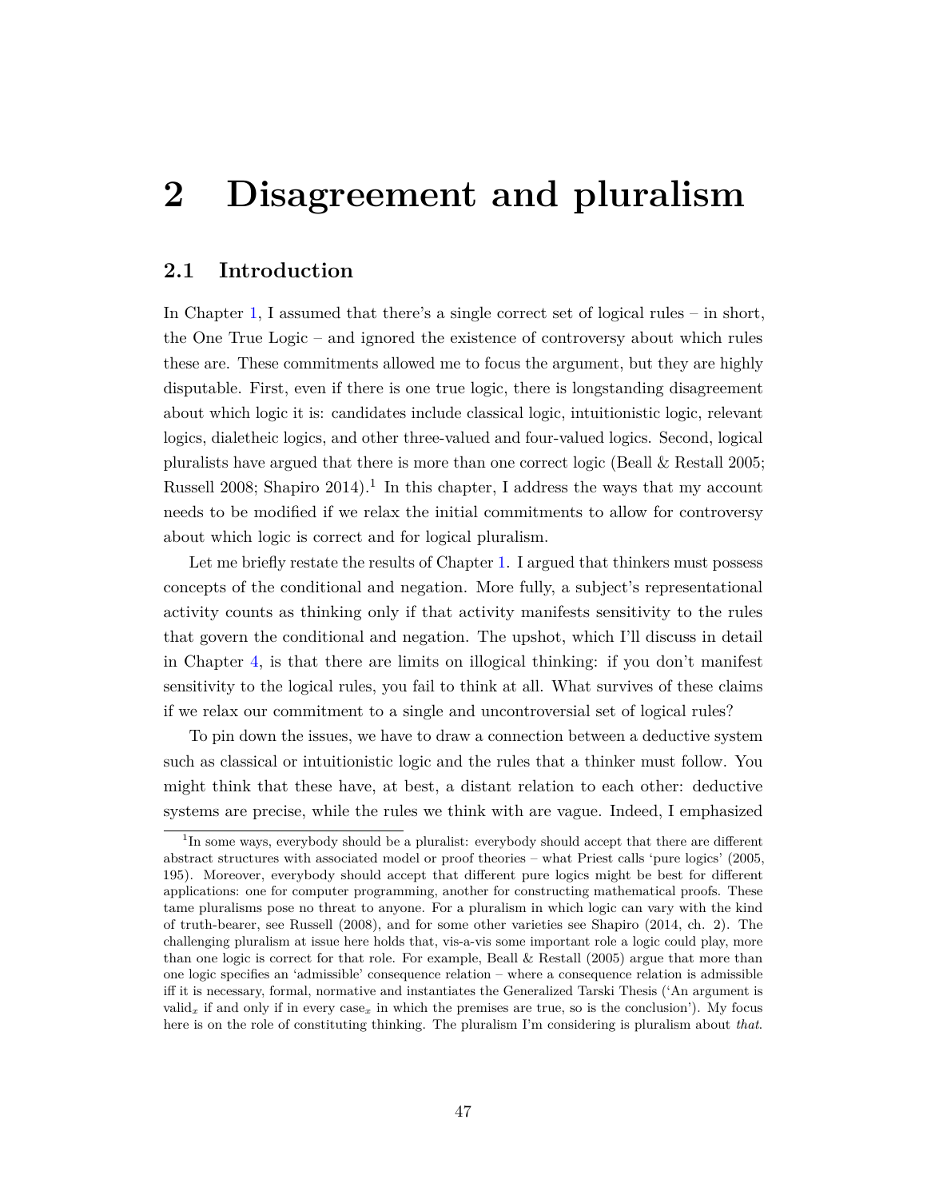# 2 Disagreement and pluralism

## 2.1 Introduction

In Chapter 1, I assumed that there's a single correct set of logical rules – in short, the One True Logic – and ignored the existence of controversy about which rules these are. These commitments allowed me to focus the argument, but they are highly disputable. First, even if there is one true logic, there is longstanding disagreement about which logic it is: candidates include classical logic, intuitionistic logic, relevant logics, dialetheic logics, and other three-valued and four-valued logics. Second, logical pluralists have argued that there is more than one correct logic (Beall & Restall 2005; Russell 2008; Shapiro 2014).[1] In this chapter, I address the ways that my account needs to be modified if we relax the initial commitments to allow for controversy about which logic is correct and for logical pluralism.

Let me briefly restate the results of Chapter 1. I argued that thinkers must possess concepts of the conditional and negation. More fully, a subject's representational activity counts as thinking only if that activity manifests sensitivity to the rules that govern the conditional and negation. The upshot, which I'll discuss in detail in Chapter 4, is that there are limits on illogical thinking: if you don't manifest sensitivity to the logical rules, you fail to think at all. What survives of these claims if we relax our commitment to a single and uncontroversial set of logical rules?

To pin down the issues, we have to draw a connection between a deductive system such as classical or intuitionistic logic and the rules that a thinker must follow. You might think that these have, at best, a distant relation to each other: deductive systems are precise, while the rules we think with are vague. Indeed, I emphasized

[1] In some ways, everybody should be a pluralist: everybody should accept that there are different abstract structures with associated model or proof theories – what Priest calls 'pure logics' (2005, 195). Moreover, everybody should accept that different pure logics might be best for different applications: one for computer programming, another for constructing mathematical proofs. These tame pluralisms pose no threat to anyone. For a pluralism in which logic can vary with the kind of truth-bearer, see Russell (2008), and for some other varieties see Shapiro (2014, ch. 2). The challenging pluralism at issue here holds that, vis-a-vis some important role a logic could play, more than one logic is correct for that role. For example, Beall & Restall (2005) argue that more than one logic specifies an 'admissible' consequence relation – where a consequence relation is admissible iff it is necessary, formal, normative and instantiates the Generalized Tarski Thesis ('An argument is valid$_x$ if and only if in every case$_x$ in which the premises are true, so is the conclusion'). My focus here is on the role of constituting thinking. The pluralism I'm considering is pluralism about *that*.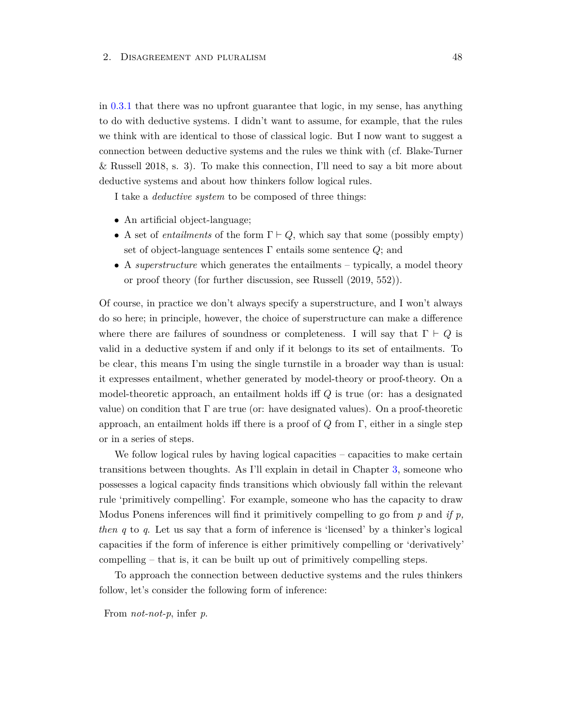in 0.3.1 that there was no upfront guarantee that logic, in my sense, has anything to do with deductive systems. I didn't want to assume, for example, that the rules we think with are identical to those of classical logic. But I now want to suggest a connection between deductive systems and the rules we think with (cf. Blake-Turner & Russell 2018, s. 3). To make this connection, I'll need to say a bit more about deductive systems and about how thinkers follow logical rules.

I take a *deductive system* to be composed of three things:

- An artificial object-language;
- A set of *entailments* of the form $\Gamma \vdash Q$, which say that some (possibly empty) set of object-language sentences $\Gamma$ entails some sentence $Q$; and
- A *superstructure* which generates the entailments – typically, a model theory or proof theory (for further discussion, see Russell (2019, 552)).

Of course, in practice we don't always specify a superstructure, and I won't always do so here; in principle, however, the choice of superstructure can make a difference where there are failures of soundness or completeness. I will say that $\Gamma \vdash Q$ is valid in a deductive system if and only if it belongs to its set of entailments. To be clear, this means I'm using the single turnstile in a broader way than is usual: it expresses entailment, whether generated by model-theory or proof-theory. On a model-theoretic approach, an entailment holds iff $Q$ is true (or: has a designated value) on condition that $\Gamma$ are true (or: have designated values). On a proof-theoretic approach, an entailment holds iff there is a proof of $Q$ from $\Gamma$, either in a single step or in a series of steps.

We follow logical rules by having logical capacities – capacities to make certain transitions between thoughts. As I'll explain in detail in Chapter 3, someone who possesses a logical capacity finds transitions which obviously fall within the relevant rule 'primitively compelling'. For example, someone who has the capacity to draw Modus Ponens inferences will find it primitively compelling to go from *p* and *if p, then q* to *q*. Let us say that a form of inference is 'licensed' by a thinker's logical capacities if the form of inference is either primitively compelling or 'derivatively' compelling – that is, it can be built up out of primitively compelling steps.

To approach the connection between deductive systems and the rules thinkers follow, let's consider the following form of inference:

From *not-not-p*, infer *p*.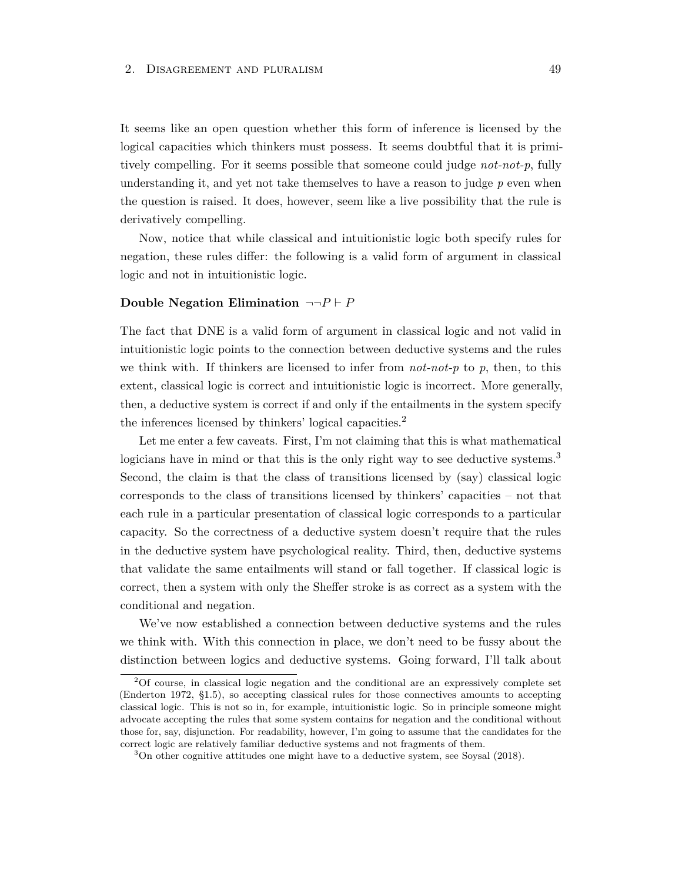It seems like an open question whether this form of inference is licensed by the logical capacities which thinkers must possess. It seems doubtful that it is primitively compelling. For it seems possible that someone could judge *not-not-p*, fully understanding it, and yet not take themselves to have a reason to judge *p* even when the question is raised. It does, however, seem like a live possibility that the rule is derivatively compelling.

Now, notice that while classical and intuitionistic logic both specify rules for negation, these rules differ: the following is a valid form of argument in classical logic and not in intuitionistic logic.

**Double Negation Elimination** $\neg\neg P \vdash P$

The fact that DNE is a valid form of argument in classical logic and not valid in intuitionistic logic points to the connection between deductive systems and the rules we think with. If thinkers are licensed to infer from *not-not-p* to *p*, then, to this extent, classical logic is correct and intuitionistic logic is incorrect. More generally, then, a deductive system is correct if and only if the entailments in the system specify the inferences licensed by thinkers' logical capacities.[2]

Let me enter a few caveats. First, I'm not claiming that this is what mathematical logicians have in mind or that this is the only right way to see deductive systems.[3] Second, the claim is that the class of transitions licensed by (say) classical logic corresponds to the class of transitions licensed by thinkers' capacities – not that each rule in a particular presentation of classical logic corresponds to a particular capacity. So the correctness of a deductive system doesn't require that the rules in the deductive system have psychological reality. Third, then, deductive systems that validate the same entailments will stand or fall together. If classical logic is correct, then a system with only the Sheffer stroke is as correct as a system with the conditional and negation.

We've now established a connection between deductive systems and the rules we think with. With this connection in place, we don't need to be fussy about the distinction between logics and deductive systems. Going forward, I'll talk about

[2]Of course, in classical logic negation and the conditional are an expressively complete set (Enderton 1972, §1.5), so accepting classical rules for those connectives amounts to accepting classical logic. This is not so in, for example, intuitionistic logic. So in principle someone might advocate accepting the rules that some system contains for negation and the conditional without those for, say, disjunction. For readability, however, I'm going to assume that the candidates for the correct logic are relatively familiar deductive systems and not fragments of them.

[3]On other cognitive attitudes one might have to a deductive system, see Soysal (2018).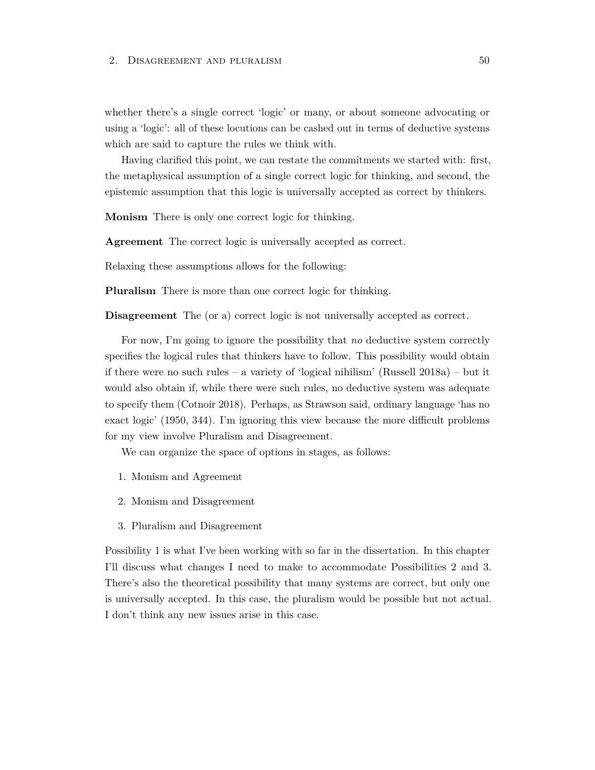whether there's a single correct 'logic' or many, or about someone advocating or using a 'logic': all of these locutions can be cashed out in terms of deductive systems which are said to capture the rules we think with.

Having clarified this point, we can restate the commitments we started with: first, the metaphysical assumption of a single correct logic for thinking, and second, the epistemic assumption that this logic is universally accepted as correct by thinkers.

**Monism** There is only one correct logic for thinking.

**Agreement** The correct logic is universally accepted as correct.

Relaxing these assumptions allows for the following:

**Pluralism** There is more than one correct logic for thinking.

**Disagreement** The (or a) correct logic is not universally accepted as correct.

For now, I'm going to ignore the possibility that *no* deductive system correctly specifies the logical rules that thinkers have to follow. This possibility would obtain if there were no such rules – a variety of 'logical nihilism' (Russell 2018a) – but it would also obtain if, while there were such rules, no deductive system was adequate to specify them (Cotnoir 2018). Perhaps, as Strawson said, ordinary language 'has no exact logic' (1950, 344). I'm ignoring this view because the more difficult problems for my view involve Pluralism and Disagreement.

We can organize the space of options in stages, as follows:

1. Monism and Agreement
2. Monism and Disagreement
3. Pluralism and Disagreement

Possibility 1 is what I've been working with so far in the dissertation. In this chapter I'll discuss what changes I need to make to accommodate Possibilities 2 and 3. There's also the theoretical possibility that many systems are correct, but only one is universally accepted. In this case, the pluralism would be possible but not actual. I don't think any new issues arise in this case.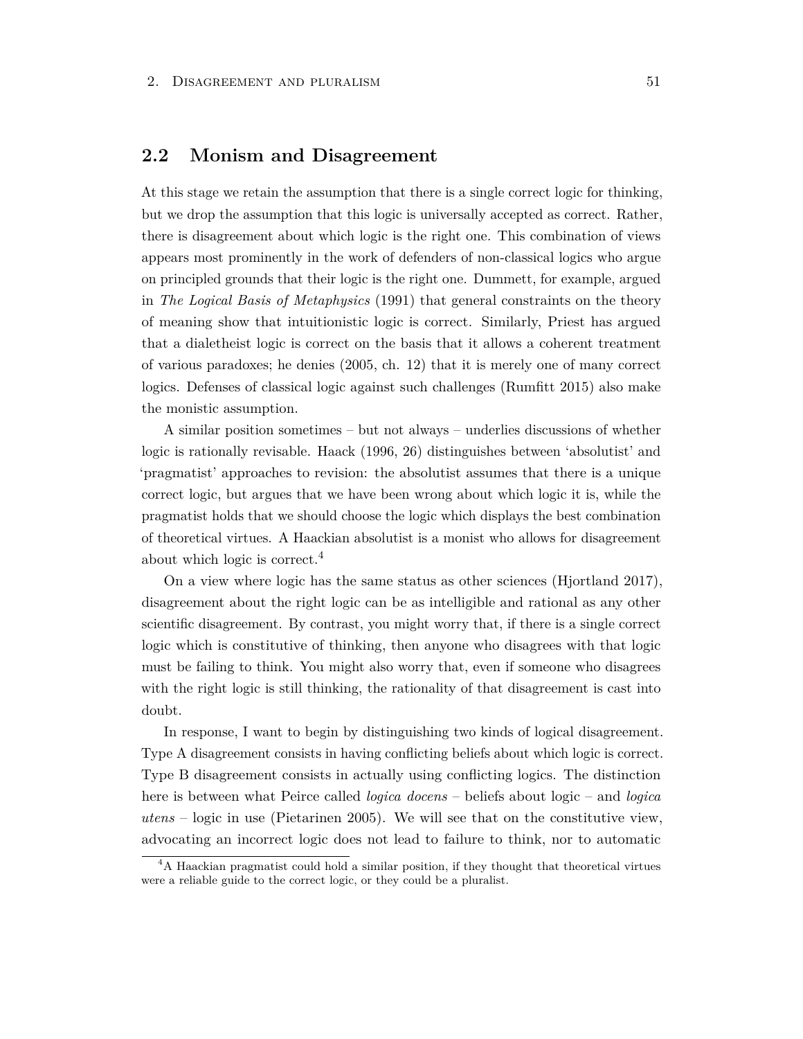## 2.2 Monism and Disagreement

At this stage we retain the assumption that there is a single correct logic for thinking, but we drop the assumption that this logic is universally accepted as correct. Rather, there is disagreement about which logic is the right one. This combination of views appears most prominently in the work of defenders of non-classical logics who argue on principled grounds that their logic is the right one. Dummett, for example, argued in *The Logical Basis of Metaphysics* (1991) that general constraints on the theory of meaning show that intuitionistic logic is correct. Similarly, Priest has argued that a dialetheist logic is correct on the basis that it allows a coherent treatment of various paradoxes; he denies (2005, ch. 12) that it is merely one of many correct logics. Defenses of classical logic against such challenges (Rumfitt 2015) also make the monistic assumption.

A similar position sometimes – but not always – underlies discussions of whether logic is rationally revisable. Haack (1996, 26) distinguishes between 'absolutist' and 'pragmatist' approaches to revision: the absolutist assumes that there is a unique correct logic, but argues that we have been wrong about which logic it is, while the pragmatist holds that we should choose the logic which displays the best combination of theoretical virtues. A Haackian absolutist is a monist who allows for disagreement about which logic is correct.[4]

On a view where logic has the same status as other sciences (Hjortland 2017), disagreement about the right logic can be as intelligible and rational as any other scientific disagreement. By contrast, you might worry that, if there is a single correct logic which is constitutive of thinking, then anyone who disagrees with that logic must be failing to think. You might also worry that, even if someone who disagrees with the right logic is still thinking, the rationality of that disagreement is cast into doubt.

In response, I want to begin by distinguishing two kinds of logical disagreement. Type A disagreement consists in having conflicting beliefs about which logic is correct. Type B disagreement consists in actually using conflicting logics. The distinction here is between what Peirce called *logica docens* – beliefs about logic – and *logica utens* – logic in use (Pietarinen 2005). We will see that on the constitutive view, advocating an incorrect logic does not lead to failure to think, nor to automatic

[4] A Haackian pragmatist could hold a similar position, if they thought that theoretical virtues were a reliable guide to the correct logic, or they could be a pluralist.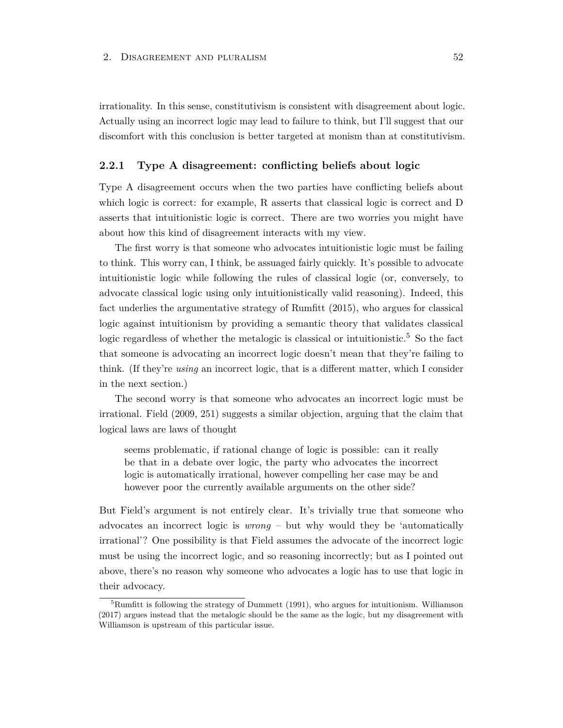irrationality. In this sense, constitutivism is consistent with disagreement about logic. Actually using an incorrect logic may lead to failure to think, but I'll suggest that our discomfort with this conclusion is better targeted at monism than at constitutivism.

### 2.2.1 Type A disagreement: conflicting beliefs about logic

Type A disagreement occurs when the two parties have conflicting beliefs about which logic is correct: for example, R asserts that classical logic is correct and D asserts that intuitionistic logic is correct. There are two worries you might have about how this kind of disagreement interacts with my view.

The first worry is that someone who advocates intuitionistic logic must be failing to think. This worry can, I think, be assuaged fairly quickly. It's possible to advocate intuitionistic logic while following the rules of classical logic (or, conversely, to advocate classical logic using only intuitionistically valid reasoning). Indeed, this fact underlies the argumentative strategy of Rumfitt (2015), who argues for classical logic against intuitionism by providing a semantic theory that validates classical logic regardless of whether the metalogic is classical or intuitionistic.[5] So the fact that someone is advocating an incorrect logic doesn't mean that they're failing to think. (If they're *using* an incorrect logic, that is a different matter, which I consider in the next section.)

The second worry is that someone who advocates an incorrect logic must be irrational. Field (2009, 251) suggests a similar objection, arguing that the claim that logical laws are laws of thought

> seems problematic, if rational change of logic is possible: can it really be that in a debate over logic, the party who advocates the incorrect logic is automatically irrational, however compelling her case may be and however poor the currently available arguments on the other side?

But Field's argument is not entirely clear. It's trivially true that someone who advocates an incorrect logic is *wrong* – but why would they be 'automatically irrational'? One possibility is that Field assumes the advocate of the incorrect logic must be using the incorrect logic, and so reasoning incorrectly; but as I pointed out above, there's no reason why someone who advocates a logic has to use that logic in their advocacy.

[5] Rumfitt is following the strategy of Dummett (1991), who argues for intuitionism. Williamson (2017) argues instead that the metalogic should be the same as the logic, but my disagreement with Williamson is upstream of this particular issue.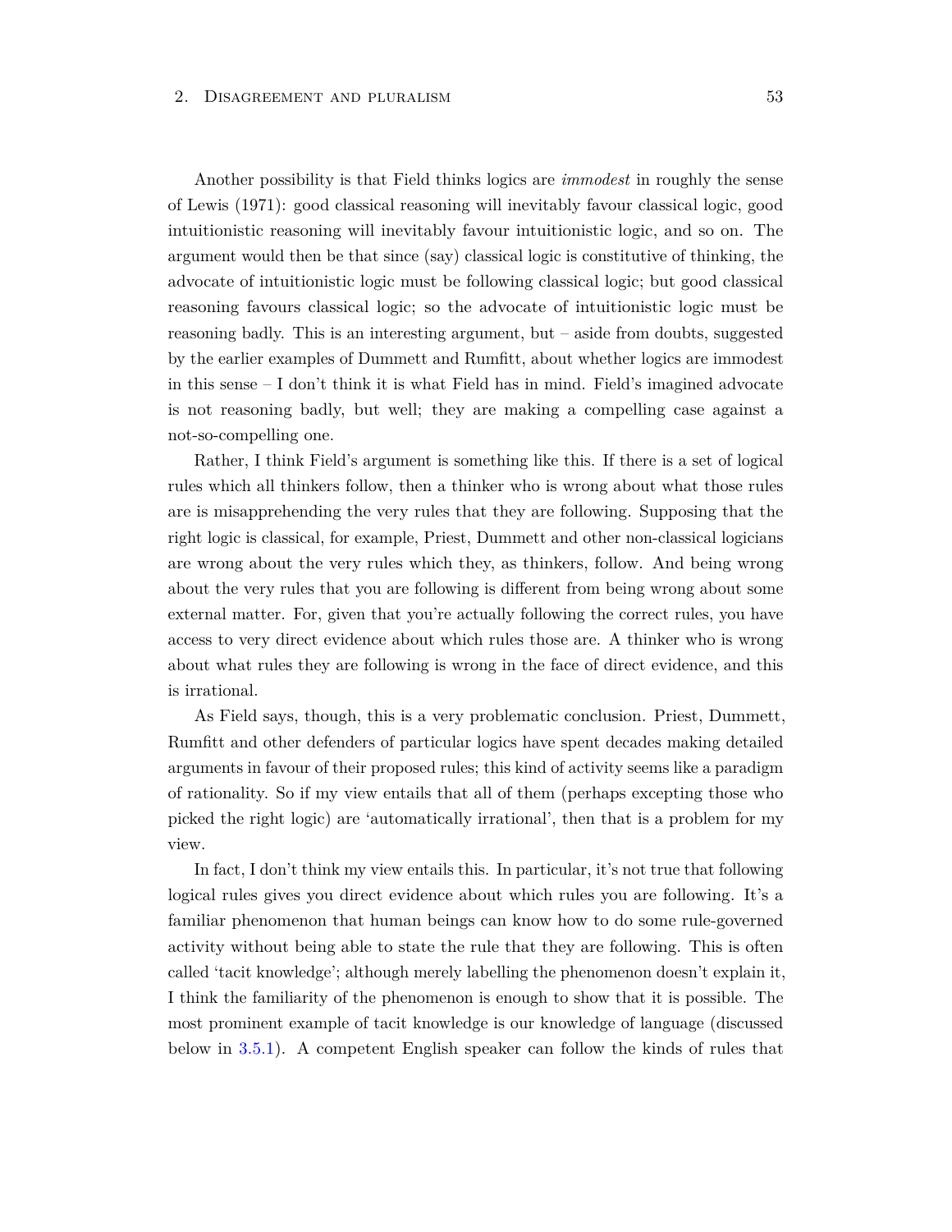Another possibility is that Field thinks logics are *immodest* in roughly the sense of Lewis (1971): good classical reasoning will inevitably favour classical logic, good intuitionistic reasoning will inevitably favour intuitionistic logic, and so on. The argument would then be that since (say) classical logic is constitutive of thinking, the advocate of intuitionistic logic must be following classical logic; but good classical reasoning favours classical logic; so the advocate of intuitionistic logic must be reasoning badly. This is an interesting argument, but – aside from doubts, suggested by the earlier examples of Dummett and Rumfitt, about whether logics are immodest in this sense – I don't think it is what Field has in mind. Field's imagined advocate is not reasoning badly, but well; they are making a compelling case against a not-so-compelling one.

Rather, I think Field's argument is something like this. If there is a set of logical rules which all thinkers follow, then a thinker who is wrong about what those rules are is misapprehending the very rules that they are following. Supposing that the right logic is classical, for example, Priest, Dummett and other non-classical logicians are wrong about the very rules which they, as thinkers, follow. And being wrong about the very rules that you are following is different from being wrong about some external matter. For, given that you're actually following the correct rules, you have access to very direct evidence about which rules those are. A thinker who is wrong about what rules they are following is wrong in the face of direct evidence, and this is irrational.

As Field says, though, this is a very problematic conclusion. Priest, Dummett, Rumfitt and other defenders of particular logics have spent decades making detailed arguments in favour of their proposed rules; this kind of activity seems like a paradigm of rationality. So if my view entails that all of them (perhaps excepting those who picked the right logic) are 'automatically irrational', then that is a problem for my view.

In fact, I don't think my view entails this. In particular, it's not true that following logical rules gives you direct evidence about which rules you are following. It's a familiar phenomenon that human beings can know how to do some rule-governed activity without being able to state the rule that they are following. This is often called 'tacit knowledge'; although merely labelling the phenomenon doesn't explain it, I think the familiarity of the phenomenon is enough to show that it is possible. The most prominent example of tacit knowledge is our knowledge of language (discussed below in 3.5.1). A competent English speaker can follow the kinds of rules that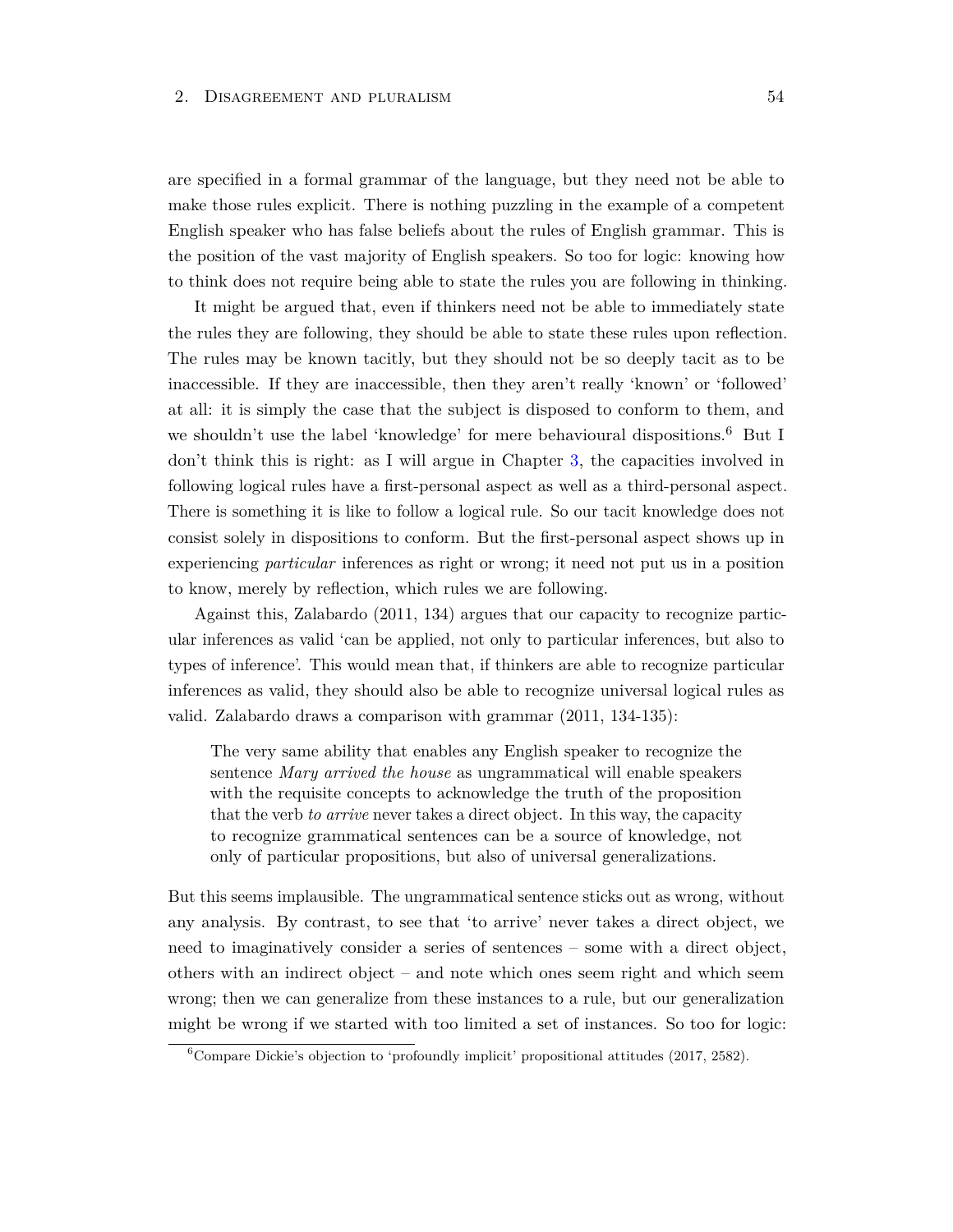are specified in a formal grammar of the language, but they need not be able to make those rules explicit. There is nothing puzzling in the example of a competent English speaker who has false beliefs about the rules of English grammar. This is the position of the vast majority of English speakers. So too for logic: knowing how to think does not require being able to state the rules you are following in thinking.

It might be argued that, even if thinkers need not be able to immediately state the rules they are following, they should be able to state these rules upon reflection. The rules may be known tacitly, but they should not be so deeply tacit as to be inaccessible. If they are inaccessible, then they aren't really 'known' or 'followed' at all: it is simply the case that the subject is disposed to conform to them, and we shouldn't use the label 'knowledge' for mere behavioural dispositions.[6] But I don't think this is right: as I will argue in Chapter 3, the capacities involved in following logical rules have a first-personal aspect as well as a third-personal aspect. There is something it is like to follow a logical rule. So our tacit knowledge does not consist solely in dispositions to conform. But the first-personal aspect shows up in experiencing *particular* inferences as right or wrong; it need not put us in a position to know, merely by reflection, which rules we are following.

Against this, Zalabardo (2011, 134) argues that our capacity to recognize particular inferences as valid 'can be applied, not only to particular inferences, but also to types of inference'. This would mean that, if thinkers are able to recognize particular inferences as valid, they should also be able to recognize universal logical rules as valid. Zalabardo draws a comparison with grammar (2011, 134-135):

> The very same ability that enables any English speaker to recognize the sentence *Mary arrived the house* as ungrammatical will enable speakers with the requisite concepts to acknowledge the truth of the proposition that the verb *to arrive* never takes a direct object. In this way, the capacity to recognize grammatical sentences can be a source of knowledge, not only of particular propositions, but also of universal generalizations.

But this seems implausible. The ungrammatical sentence sticks out as wrong, without any analysis. By contrast, to see that 'to arrive' never takes a direct object, we need to imaginatively consider a series of sentences – some with a direct object, others with an indirect object – and note which ones seem right and which seem wrong; then we can generalize from these instances to a rule, but our generalization might be wrong if we started with too limited a set of instances. So too for logic:

[6] Compare Dickie's objection to 'profoundly implicit' propositional attitudes (2017, 2582).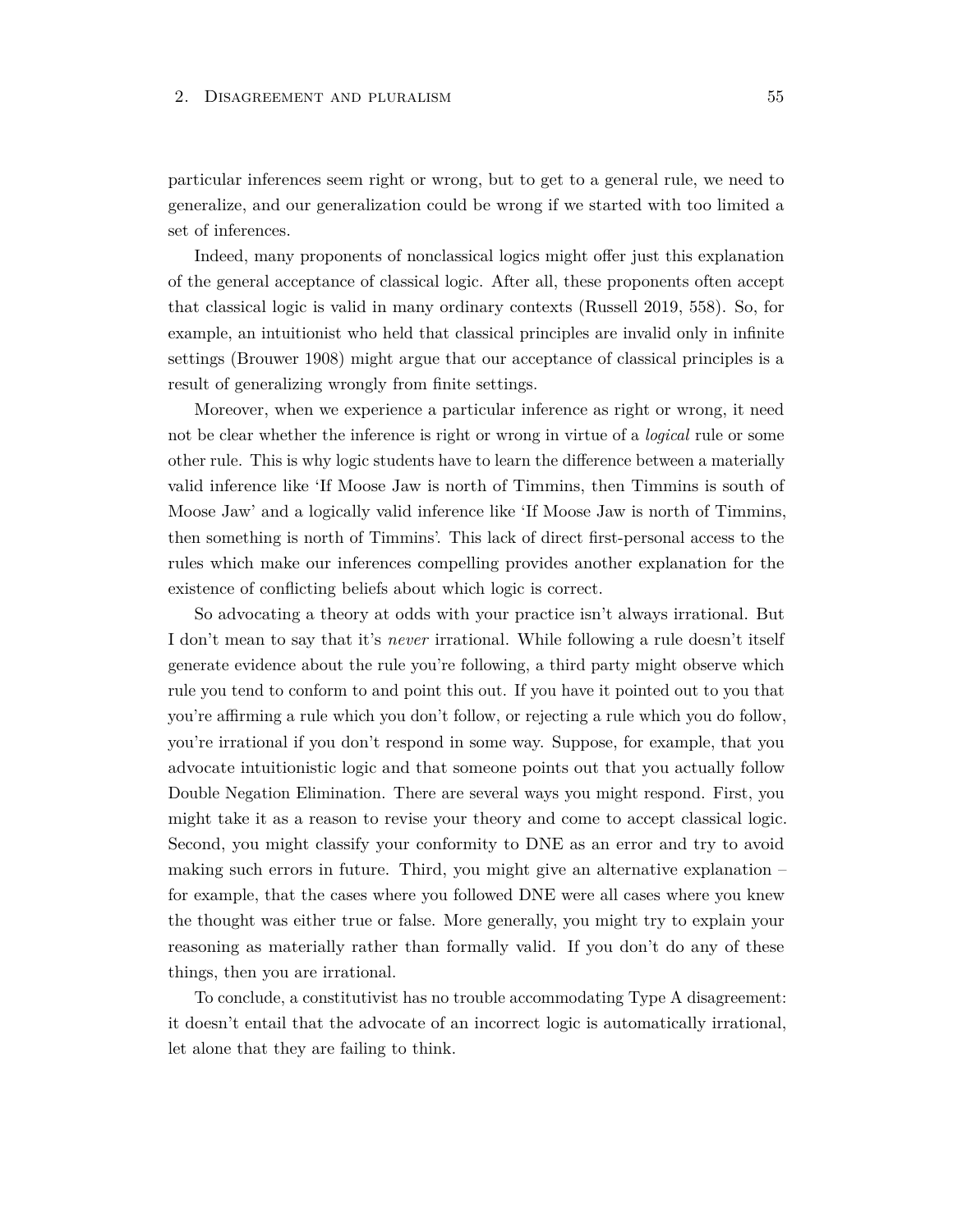particular inferences seem right or wrong, but to get to a general rule, we need to generalize, and our generalization could be wrong if we started with too limited a set of inferences.

Indeed, many proponents of nonclassical logics might offer just this explanation of the general acceptance of classical logic. After all, these proponents often accept that classical logic is valid in many ordinary contexts (Russell 2019, 558). So, for example, an intuitionist who held that classical principles are invalid only in infinite settings (Brouwer 1908) might argue that our acceptance of classical principles is a result of generalizing wrongly from finite settings.

Moreover, when we experience a particular inference as right or wrong, it need not be clear whether the inference is right or wrong in virtue of a *logical* rule or some other rule. This is why logic students have to learn the difference between a materially valid inference like 'If Moose Jaw is north of Timmins, then Timmins is south of Moose Jaw' and a logically valid inference like 'If Moose Jaw is north of Timmins, then something is north of Timmins'. This lack of direct first-personal access to the rules which make our inferences compelling provides another explanation for the existence of conflicting beliefs about which logic is correct.

So advocating a theory at odds with your practice isn't always irrational. But I don't mean to say that it's *never* irrational. While following a rule doesn't itself generate evidence about the rule you're following, a third party might observe which rule you tend to conform to and point this out. If you have it pointed out to you that you're affirming a rule which you don't follow, or rejecting a rule which you do follow, you're irrational if you don't respond in some way. Suppose, for example, that you advocate intuitionistic logic and that someone points out that you actually follow Double Negation Elimination. There are several ways you might respond. First, you might take it as a reason to revise your theory and come to accept classical logic. Second, you might classify your conformity to DNE as an error and try to avoid making such errors in future. Third, you might give an alternative explanation – for example, that the cases where you followed DNE were all cases where you knew the thought was either true or false. More generally, you might try to explain your reasoning as materially rather than formally valid. If you don't do any of these things, then you are irrational.

To conclude, a constitutivist has no trouble accommodating Type A disagreement: it doesn't entail that the advocate of an incorrect logic is automatically irrational, let alone that they are failing to think.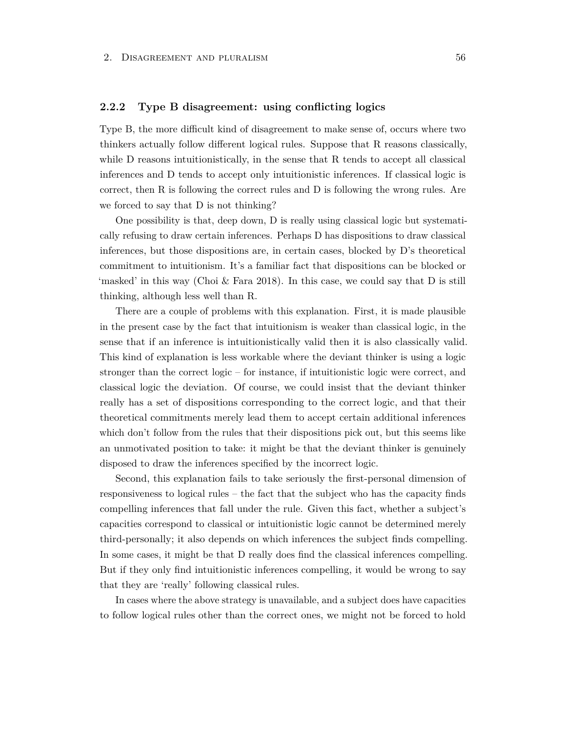### 2.2.2 Type B disagreement: using conflicting logics

Type B, the more difficult kind of disagreement to make sense of, occurs where two thinkers actually follow different logical rules. Suppose that R reasons classically, while D reasons intuitionistically, in the sense that R tends to accept all classical inferences and D tends to accept only intuitionistic inferences. If classical logic is correct, then R is following the correct rules and D is following the wrong rules. Are we forced to say that D is not thinking?

One possibility is that, deep down, D is really using classical logic but systematically refusing to draw certain inferences. Perhaps D has dispositions to draw classical inferences, but those dispositions are, in certain cases, blocked by D's theoretical commitment to intuitionism. It's a familiar fact that dispositions can be blocked or 'masked' in this way (Choi & Fara 2018). In this case, we could say that D is still thinking, although less well than R.

There are a couple of problems with this explanation. First, it is made plausible in the present case by the fact that intuitionism is weaker than classical logic, in the sense that if an inference is intuitionistically valid then it is also classically valid. This kind of explanation is less workable where the deviant thinker is using a logic stronger than the correct logic – for instance, if intuitionistic logic were correct, and classical logic the deviation. Of course, we could insist that the deviant thinker really has a set of dispositions corresponding to the correct logic, and that their theoretical commitments merely lead them to accept certain additional inferences which don't follow from the rules that their dispositions pick out, but this seems like an unmotivated position to take: it might be that the deviant thinker is genuinely disposed to draw the inferences specified by the incorrect logic.

Second, this explanation fails to take seriously the first-personal dimension of responsiveness to logical rules – the fact that the subject who has the capacity finds compelling inferences that fall under the rule. Given this fact, whether a subject's capacities correspond to classical or intuitionistic logic cannot be determined merely third-personally; it also depends on which inferences the subject finds compelling. In some cases, it might be that D really does find the classical inferences compelling. But if they only find intuitionistic inferences compelling, it would be wrong to say that they are 'really' following classical rules.

In cases where the above strategy is unavailable, and a subject does have capacities to follow logical rules other than the correct ones, we might not be forced to hold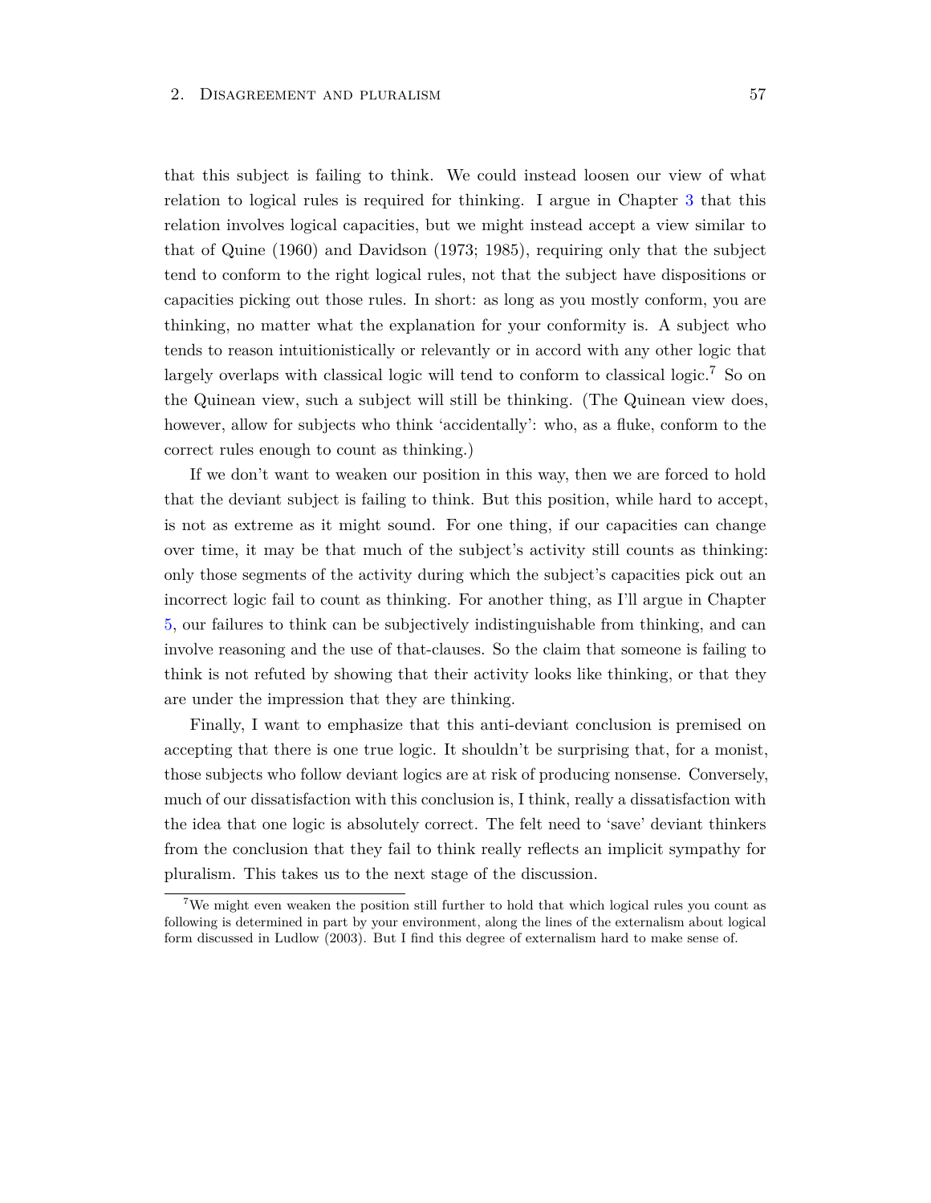that this subject is failing to think. We could instead loosen our view of what relation to logical rules is required for thinking. I argue in Chapter 3 that this relation involves logical capacities, but we might instead accept a view similar to that of Quine (1960) and Davidson (1973; 1985), requiring only that the subject tend to conform to the right logical rules, not that the subject have dispositions or capacities picking out those rules. In short: as long as you mostly conform, you are thinking, no matter what the explanation for your conformity is. A subject who tends to reason intuitionistically or relevantly or in accord with any other logic that largely overlaps with classical logic will tend to conform to classical logic.[7] So on the Quinean view, such a subject will still be thinking. (The Quinean view does, however, allow for subjects who think 'accidentally': who, as a fluke, conform to the correct rules enough to count as thinking.)

If we don't want to weaken our position in this way, then we are forced to hold that the deviant subject is failing to think. But this position, while hard to accept, is not as extreme as it might sound. For one thing, if our capacities can change over time, it may be that much of the subject's activity still counts as thinking: only those segments of the activity during which the subject's capacities pick out an incorrect logic fail to count as thinking. For another thing, as I'll argue in Chapter 5, our failures to think can be subjectively indistinguishable from thinking, and can involve reasoning and the use of that-clauses. So the claim that someone is failing to think is not refuted by showing that their activity looks like thinking, or that they are under the impression that they are thinking.

Finally, I want to emphasize that this anti-deviant conclusion is premised on accepting that there is one true logic. It shouldn't be surprising that, for a monist, those subjects who follow deviant logics are at risk of producing nonsense. Conversely, much of our dissatisfaction with this conclusion is, I think, really a dissatisfaction with the idea that one logic is absolutely correct. The felt need to 'save' deviant thinkers from the conclusion that they fail to think really reflects an implicit sympathy for pluralism. This takes us to the next stage of the discussion.

[7] We might even weaken the position still further to hold that which logical rules you count as following is determined in part by your environment, along the lines of the externalism about logical form discussed in Ludlow (2003). But I find this degree of externalism hard to make sense of.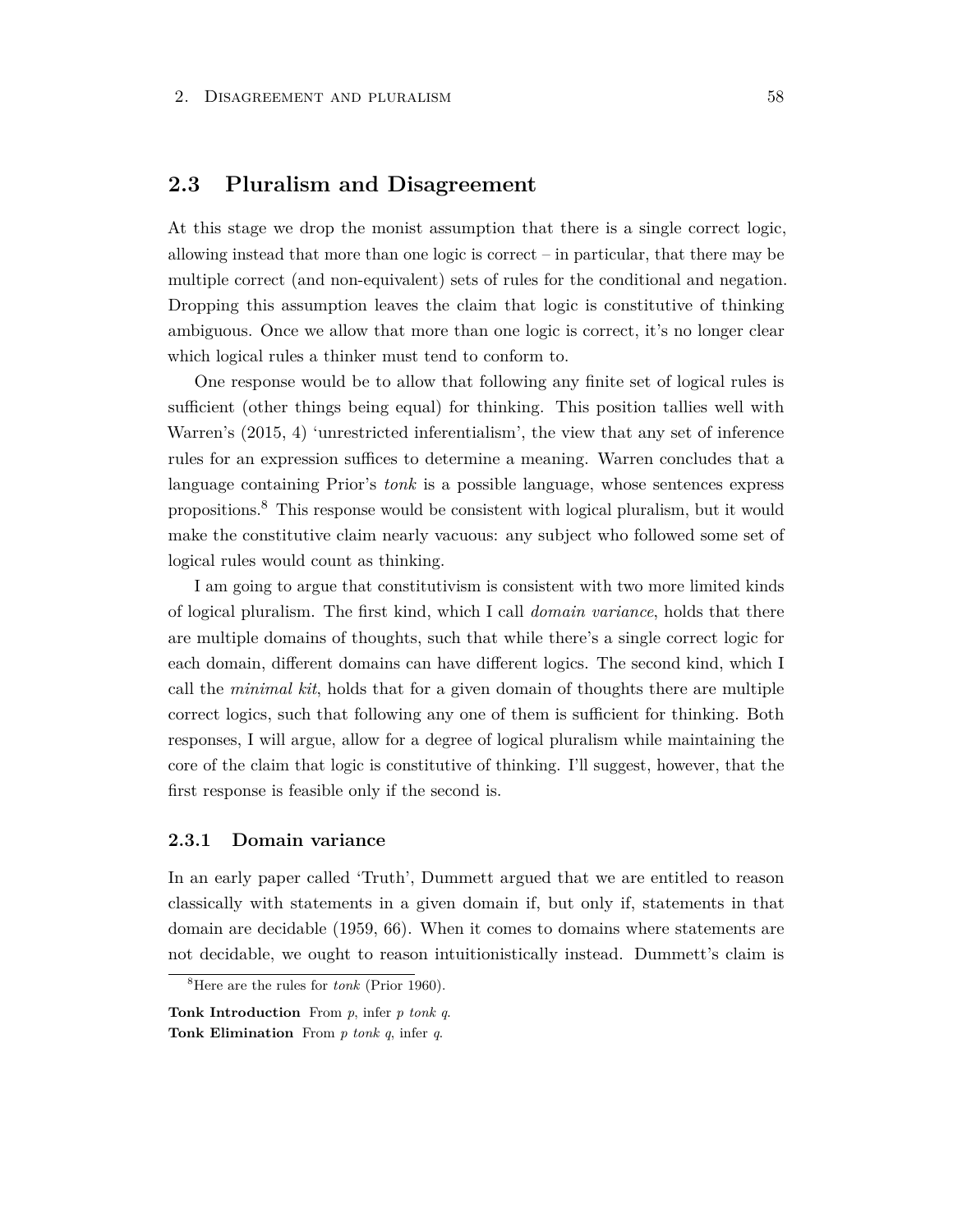## 2.3 Pluralism and Disagreement

At this stage we drop the monist assumption that there is a single correct logic, allowing instead that more than one logic is correct – in particular, that there may be multiple correct (and non-equivalent) sets of rules for the conditional and negation. Dropping this assumption leaves the claim that logic is constitutive of thinking ambiguous. Once we allow that more than one logic is correct, it's no longer clear which logical rules a thinker must tend to conform to.

One response would be to allow that following any finite set of logical rules is sufficient (other things being equal) for thinking. This position tallies well with Warren's (2015, 4) 'unrestricted inferentialism', the view that any set of inference rules for an expression suffices to determine a meaning. Warren concludes that a language containing Prior's *tonk* is a possible language, whose sentences express propositions.[8] This response would be consistent with logical pluralism, but it would make the constitutive claim nearly vacuous: any subject who followed some set of logical rules would count as thinking.

I am going to argue that constitutivism is consistent with two more limited kinds of logical pluralism. The first kind, which I call *domain variance*, holds that there are multiple domains of thoughts, such that while there's a single correct logic for each domain, different domains can have different logics. The second kind, which I call the *minimal kit*, holds that for a given domain of thoughts there are multiple correct logics, such that following any one of them is sufficient for thinking. Both responses, I will argue, allow for a degree of logical pluralism while maintaining the core of the claim that logic is constitutive of thinking. I'll suggest, however, that the first response is feasible only if the second is.

### 2.3.1 Domain variance

In an early paper called 'Truth', Dummett argued that we are entitled to reason classically with statements in a given domain if, but only if, statements in that domain are decidable (1959, 66). When it comes to domains where statements are not decidable, we ought to reason intuitionistically instead. Dummett's claim is

[8] Here are the rules for *tonk* (Prior 1960).

**Tonk Introduction** From *p*, infer *p tonk q*.
**Tonk Elimination** From *p tonk q*, infer *q*.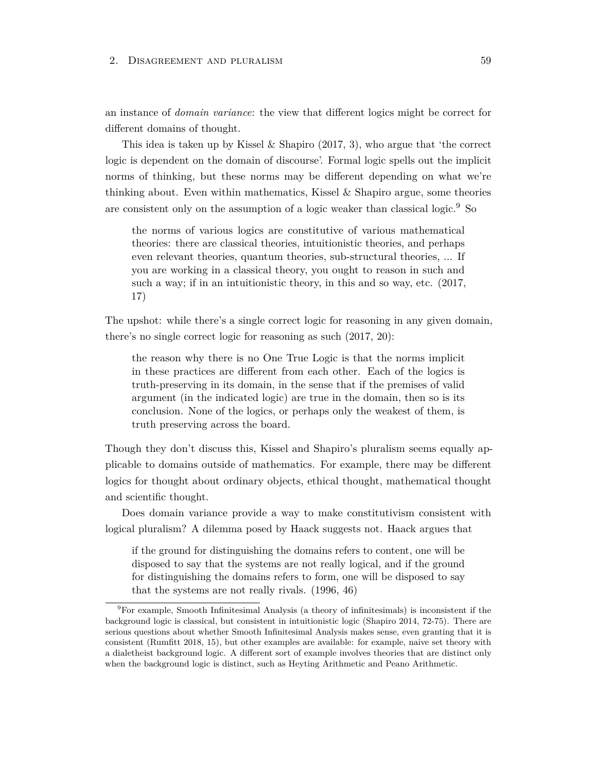an instance of *domain variance*: the view that different logics might be correct for different domains of thought.

This idea is taken up by Kissel & Shapiro (2017, 3), who argue that 'the correct logic is dependent on the domain of discourse'. Formal logic spells out the implicit norms of thinking, but these norms may be different depending on what we're thinking about. Even within mathematics, Kissel & Shapiro argue, some theories are consistent only on the assumption of a logic weaker than classical logic.[9] So

> the norms of various logics are constitutive of various mathematical theories: there are classical theories, intuitionistic theories, and perhaps even relevant theories, quantum theories, sub-structural theories, ... If you are working in a classical theory, you ought to reason in such and such a way; if in an intuitionistic theory, in this and so way, etc. (2017, 17)

The upshot: while there's a single correct logic for reasoning in any given domain, there's no single correct logic for reasoning as such (2017, 20):

> the reason why there is no One True Logic is that the norms implicit in these practices are different from each other. Each of the logics is truth-preserving in its domain, in the sense that if the premises of valid argument (in the indicated logic) are true in the domain, then so is its conclusion. None of the logics, or perhaps only the weakest of them, is truth preserving across the board.

Though they don't discuss this, Kissel and Shapiro's pluralism seems equally applicable to domains outside of mathematics. For example, there may be different logics for thought about ordinary objects, ethical thought, mathematical thought and scientific thought.

Does domain variance provide a way to make constitutivism consistent with logical pluralism? A dilemma posed by Haack suggests not. Haack argues that

> if the ground for distinguishing the domains refers to content, one will be disposed to say that the systems are not really logical, and if the ground for distinguishing the domains refers to form, one will be disposed to say that the systems are not really rivals. (1996, 46)

[9] For example, Smooth Infinitesimal Analysis (a theory of infinitesimals) is inconsistent if the background logic is classical, but consistent in intuitionistic logic (Shapiro 2014, 72-75). There are serious questions about whether Smooth Infinitesimal Analysis makes sense, even granting that it is consistent (Rumfitt 2018, 15), but other examples are available: for example, naive set theory with a dialetheist background logic. A different sort of example involves theories that are distinct only when the background logic is distinct, such as Heyting Arithmetic and Peano Arithmetic.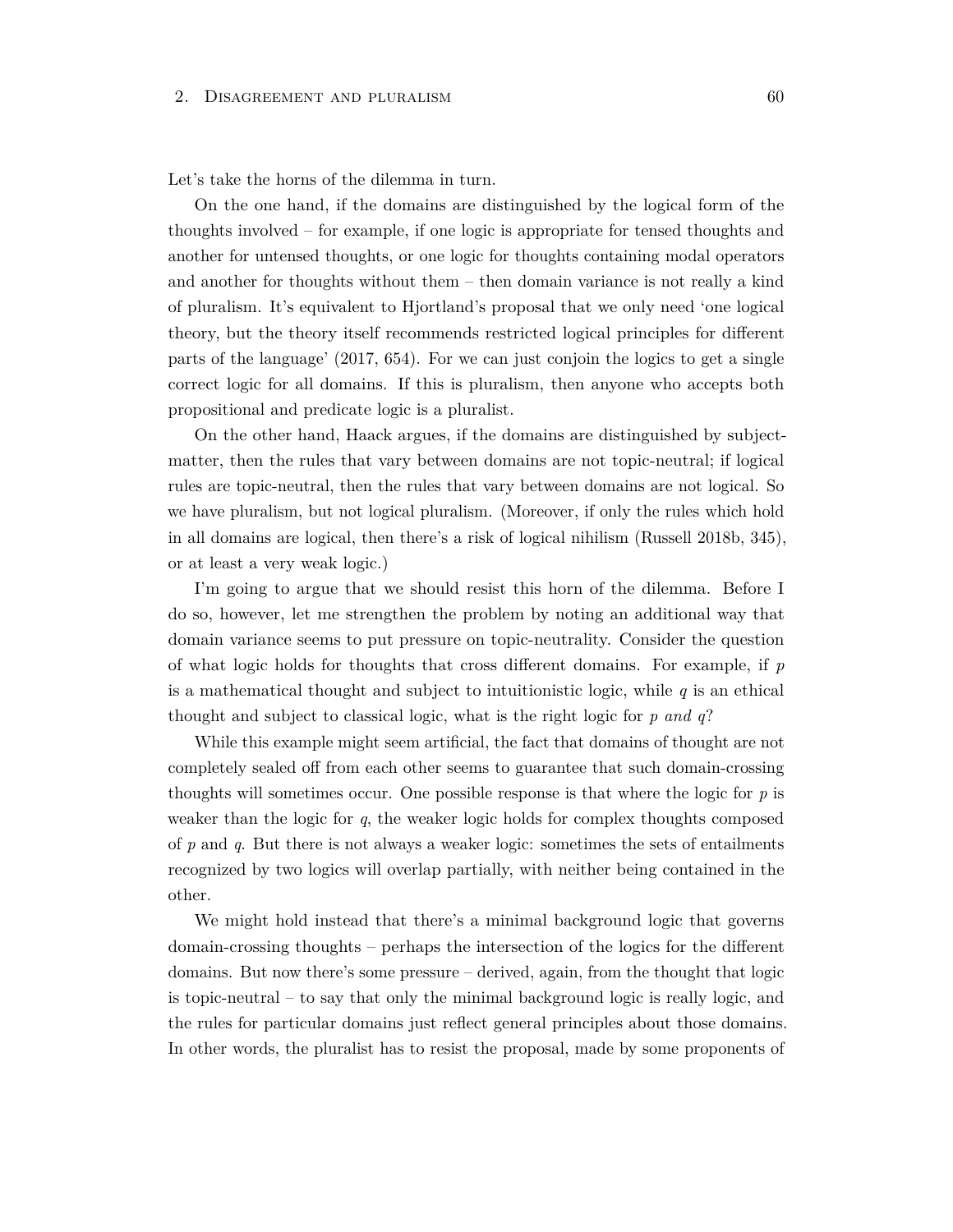Let's take the horns of the dilemma in turn.

On the one hand, if the domains are distinguished by the logical form of the thoughts involved – for example, if one logic is appropriate for tensed thoughts and another for untensed thoughts, or one logic for thoughts containing modal operators and another for thoughts without them – then domain variance is not really a kind of pluralism. It's equivalent to Hjortland's proposal that we only need 'one logical theory, but the theory itself recommends restricted logical principles for different parts of the language' (2017, 654). For we can just conjoin the logics to get a single correct logic for all domains. If this is pluralism, then anyone who accepts both propositional and predicate logic is a pluralist.

On the other hand, Haack argues, if the domains are distinguished by subject-matter, then the rules that vary between domains are not topic-neutral; if logical rules are topic-neutral, then the rules that vary between domains are not logical. So we have pluralism, but not logical pluralism. (Moreover, if only the rules which hold in all domains are logical, then there's a risk of logical nihilism (Russell 2018b, 345), or at least a very weak logic.)

I'm going to argue that we should resist this horn of the dilemma. Before I do so, however, let me strengthen the problem by noting an additional way that domain variance seems to put pressure on topic-neutrality. Consider the question of what logic holds for thoughts that cross different domains. For example, if $p$ is a mathematical thought and subject to intuitionistic logic, while $q$ is an ethical thought and subject to classical logic, what is the right logic for *p and q*?

While this example might seem artificial, the fact that domains of thought are not completely sealed off from each other seems to guarantee that such domain-crossing thoughts will sometimes occur. One possible response is that where the logic for $p$ is weaker than the logic for $q$, the weaker logic holds for complex thoughts composed of $p$ and $q$. But there is not always a weaker logic: sometimes the sets of entailments recognized by two logics will overlap partially, with neither being contained in the other.

We might hold instead that there's a minimal background logic that governs domain-crossing thoughts – perhaps the intersection of the logics for the different domains. But now there's some pressure – derived, again, from the thought that logic is topic-neutral – to say that only the minimal background logic is really logic, and the rules for particular domains just reflect general principles about those domains. In other words, the pluralist has to resist the proposal, made by some proponents of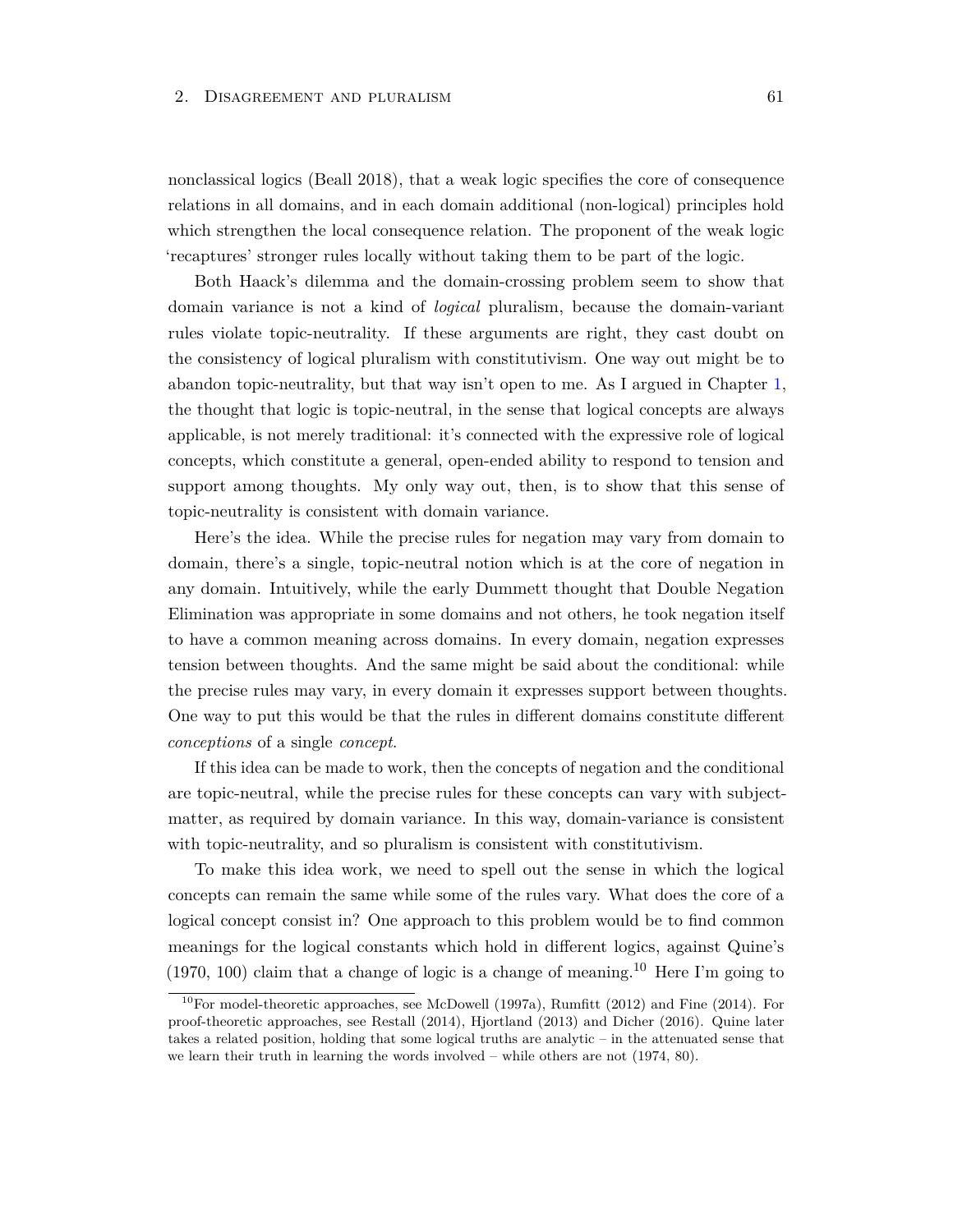nonclassical logics (Beall 2018), that a weak logic specifies the core of consequence relations in all domains, and in each domain additional (non-logical) principles hold which strengthen the local consequence relation. The proponent of the weak logic 'recaptures' stronger rules locally without taking them to be part of the logic.

Both Haack's dilemma and the domain-crossing problem seem to show that domain variance is not a kind of *logical* pluralism, because the domain-variant rules violate topic-neutrality. If these arguments are right, they cast doubt on the consistency of logical pluralism with constitutivism. One way out might be to abandon topic-neutrality, but that way isn't open to me. As I argued in Chapter 1, the thought that logic is topic-neutral, in the sense that logical concepts are always applicable, is not merely traditional: it's connected with the expressive role of logical concepts, which constitute a general, open-ended ability to respond to tension and support among thoughts. My only way out, then, is to show that this sense of topic-neutrality is consistent with domain variance.

Here's the idea. While the precise rules for negation may vary from domain to domain, there's a single, topic-neutral notion which is at the core of negation in any domain. Intuitively, while the early Dummett thought that Double Negation Elimination was appropriate in some domains and not others, he took negation itself to have a common meaning across domains. In every domain, negation expresses tension between thoughts. And the same might be said about the conditional: while the precise rules may vary, in every domain it expresses support between thoughts. One way to put this would be that the rules in different domains constitute different *conceptions* of a single *concept*.

If this idea can be made to work, then the concepts of negation and the conditional are topic-neutral, while the precise rules for these concepts can vary with subject-matter, as required by domain variance. In this way, domain-variance is consistent with topic-neutrality, and so pluralism is consistent with constitutivism.

To make this idea work, we need to spell out the sense in which the logical concepts can remain the same while some of the rules vary. What does the core of a logical concept consist in? One approach to this problem would be to find common meanings for the logical constants which hold in different logics, against Quine's (1970, 100) claim that a change of logic is a change of meaning.[10] Here I'm going to

[10] For model-theoretic approaches, see McDowell (1997a), Rumfitt (2012) and Fine (2014). For proof-theoretic approaches, see Restall (2014), Hjortland (2013) and Dicher (2016). Quine later takes a related position, holding that some logical truths are analytic – in the attenuated sense that we learn their truth in learning the words involved – while others are not (1974, 80).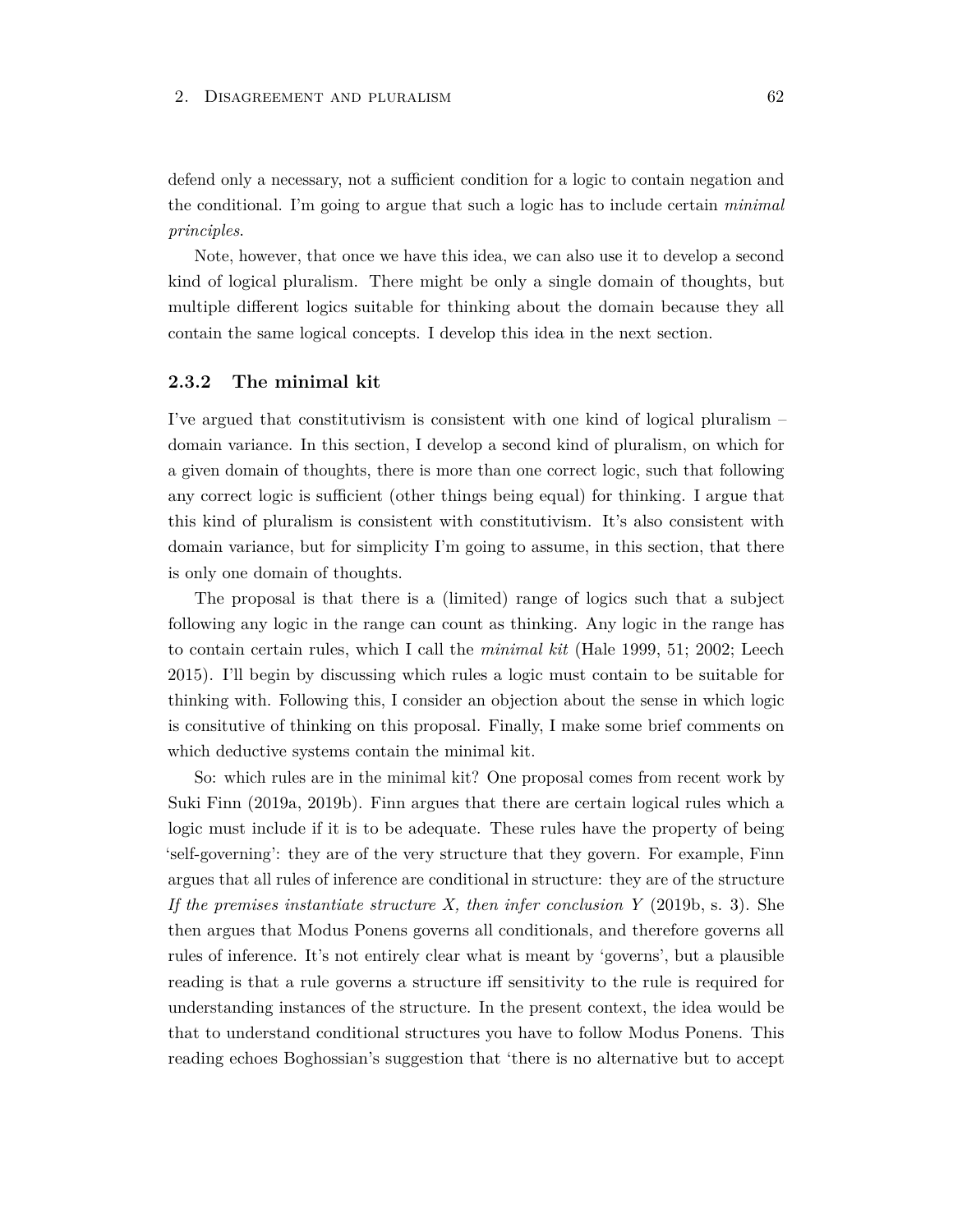defend only a necessary, not a sufficient condition for a logic to contain negation and the conditional. I'm going to argue that such a logic has to include certain *minimal principles*.

Note, however, that once we have this idea, we can also use it to develop a second kind of logical pluralism. There might be only a single domain of thoughts, but multiple different logics suitable for thinking about the domain because they all contain the same logical concepts. I develop this idea in the next section.

### 2.3.2 The minimal kit

I've argued that constitutivism is consistent with one kind of logical pluralism – domain variance. In this section, I develop a second kind of pluralism, on which for a given domain of thoughts, there is more than one correct logic, such that following any correct logic is sufficient (other things being equal) for thinking. I argue that this kind of pluralism is consistent with constitutivism. It's also consistent with domain variance, but for simplicity I'm going to assume, in this section, that there is only one domain of thoughts.

The proposal is that there is a (limited) range of logics such that a subject following any logic in the range can count as thinking. Any logic in the range has to contain certain rules, which I call the *minimal kit* (Hale 1999, 51; 2002; Leech 2015). I'll begin by discussing which rules a logic must contain to be suitable for thinking with. Following this, I consider an objection about the sense in which logic is consitutive of thinking on this proposal. Finally, I make some brief comments on which deductive systems contain the minimal kit.

So: which rules are in the minimal kit? One proposal comes from recent work by Suki Finn (2019a, 2019b). Finn argues that there are certain logical rules which a logic must include if it is to be adequate. These rules have the property of being 'self-governing': they are of the very structure that they govern. For example, Finn argues that all rules of inference are conditional in structure: they are of the structure *If the premises instantiate structure X, then infer conclusion Y* (2019b, s. 3). She then argues that Modus Ponens governs all conditionals, and therefore governs all rules of inference. It's not entirely clear what is meant by 'governs', but a plausible reading is that a rule governs a structure iff sensitivity to the rule is required for understanding instances of the structure. In the present context, the idea would be that to understand conditional structures you have to follow Modus Ponens. This reading echoes Boghossian's suggestion that 'there is no alternative but to accept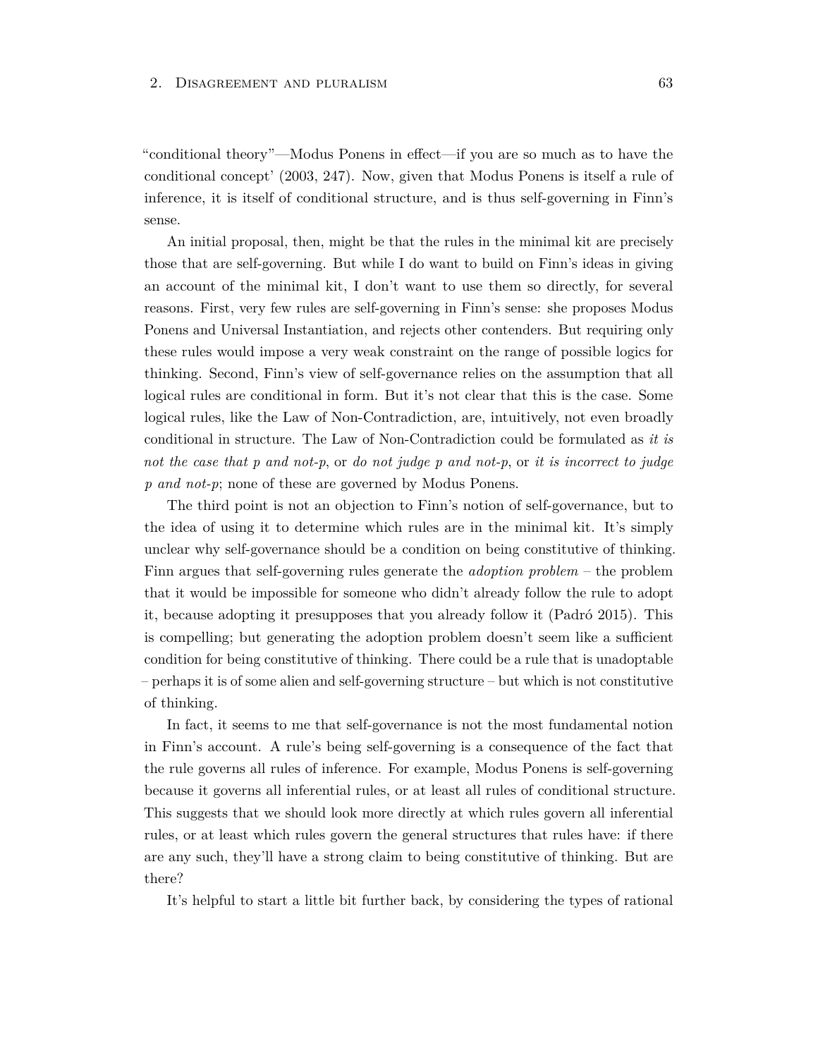"conditional theory"—Modus Ponens in effect—if you are so much as to have the conditional concept' (2003, 247). Now, given that Modus Ponens is itself a rule of inference, it is itself of conditional structure, and is thus self-governing in Finn's sense.

An initial proposal, then, might be that the rules in the minimal kit are precisely those that are self-governing. But while I do want to build on Finn's ideas in giving an account of the minimal kit, I don't want to use them so directly, for several reasons. First, very few rules are self-governing in Finn's sense: she proposes Modus Ponens and Universal Instantiation, and rejects other contenders. But requiring only these rules would impose a very weak constraint on the range of possible logics for thinking. Second, Finn's view of self-governance relies on the assumption that all logical rules are conditional in form. But it's not clear that this is the case. Some logical rules, like the Law of Non-Contradiction, are, intuitively, not even broadly conditional in structure. The Law of Non-Contradiction could be formulated as *it is not the case that p and not-p*, or *do not judge p and not-p*, or *it is incorrect to judge p and not-p*; none of these are governed by Modus Ponens.

The third point is not an objection to Finn's notion of self-governance, but to the idea of using it to determine which rules are in the minimal kit. It's simply unclear why self-governance should be a condition on being constitutive of thinking. Finn argues that self-governing rules generate the *adoption problem* – the problem that it would be impossible for someone who didn't already follow the rule to adopt it, because adopting it presupposes that you already follow it (Padró 2015). This is compelling; but generating the adoption problem doesn't seem like a sufficient condition for being constitutive of thinking. There could be a rule that is unadoptable – perhaps it is of some alien and self-governing structure – but which is not constitutive of thinking.

In fact, it seems to me that self-governance is not the most fundamental notion in Finn's account. A rule's being self-governing is a consequence of the fact that the rule governs all rules of inference. For example, Modus Ponens is self-governing because it governs all inferential rules, or at least all rules of conditional structure. This suggests that we should look more directly at which rules govern all inferential rules, or at least which rules govern the general structures that rules have: if there are any such, they'll have a strong claim to being constitutive of thinking. But are there?

It's helpful to start a little bit further back, by considering the types of rational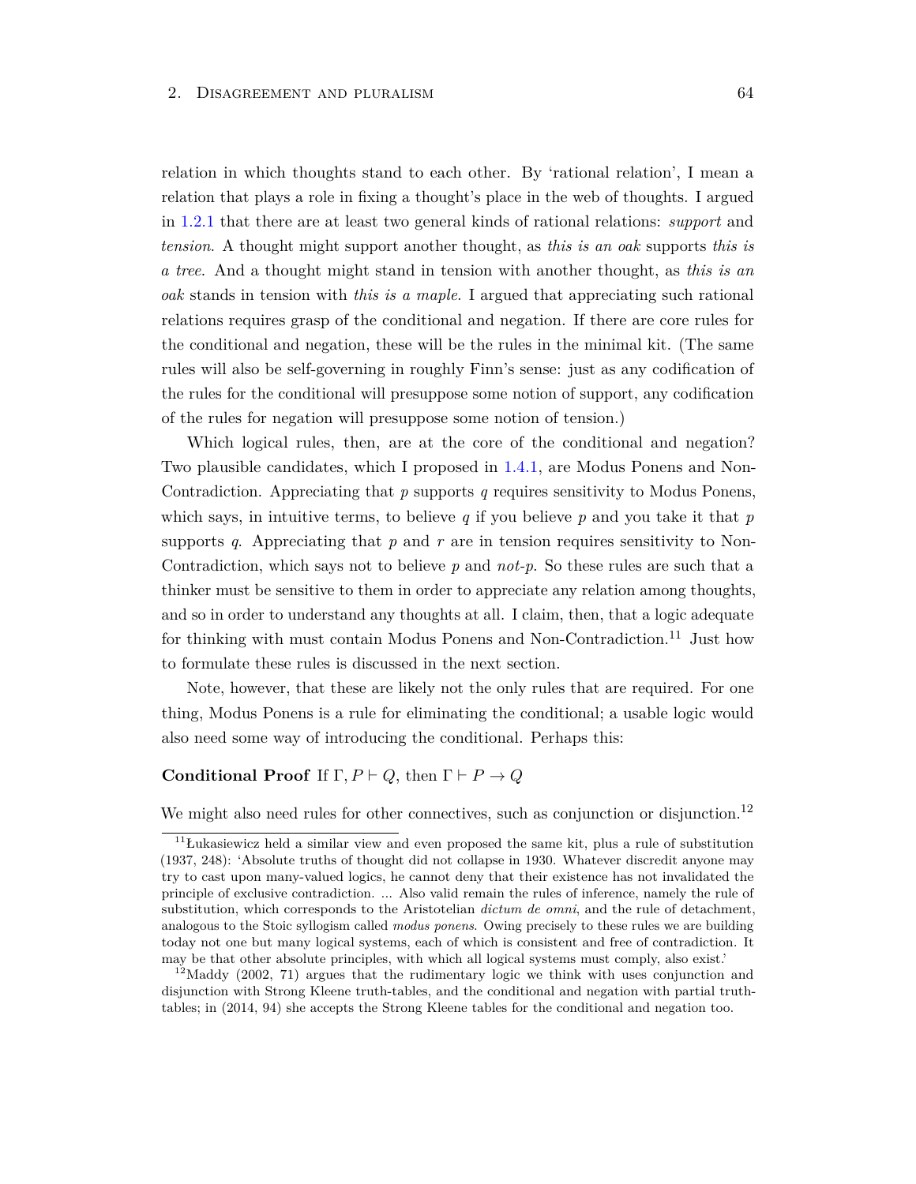relation in which thoughts stand to each other. By 'rational relation', I mean a relation that plays a role in fixing a thought's place in the web of thoughts. I argued in 1.2.1 that there are at least two general kinds of rational relations: *support* and *tension*. A thought might support another thought, as *this is an oak* supports *this is a tree*. And a thought might stand in tension with another thought, as *this is an oak* stands in tension with *this is a maple*. I argued that appreciating such rational relations requires grasp of the conditional and negation. If there are core rules for the conditional and negation, these will be the rules in the minimal kit. (The same rules will also be self-governing in roughly Finn's sense: just as any codification of the rules for the conditional will presuppose some notion of support, any codification of the rules for negation will presuppose some notion of tension.)

Which logical rules, then, are at the core of the conditional and negation? Two plausible candidates, which I proposed in 1.4.1, are Modus Ponens and Non-Contradiction. Appreciating that $p$ supports $q$ requires sensitivity to Modus Ponens, which says, in intuitive terms, to believe $q$ if you believe $p$ and you take it that $p$ supports $q$. Appreciating that $p$ and $r$ are in tension requires sensitivity to Non-Contradiction, which says not to believe $p$ and *not-p*. So these rules are such that a thinker must be sensitive to them in order to appreciate any relation among thoughts, and so in order to understand any thoughts at all. I claim, then, that a logic adequate for thinking with must contain Modus Ponens and Non-Contradiction.[11] Just how to formulate these rules is discussed in the next section.

Note, however, that these are likely not the only rules that are required. For one thing, Modus Ponens is a rule for eliminating the conditional; a usable logic would also need some way of introducing the conditional. Perhaps this:

**Conditional Proof** If $\Gamma, P \vdash Q$, then $\Gamma \vdash P \rightarrow Q$

We might also need rules for other connectives, such as conjunction or disjunction.[12]

[11] Łukasiewicz held a similar view and even proposed the same kit, plus a rule of substitution (1937, 248): 'Absolute truths of thought did not collapse in 1930. Whatever discredit anyone may try to cast upon many-valued logics, he cannot deny that their existence has not invalidated the principle of exclusive contradiction. ... Also valid remain the rules of inference, namely the rule of substitution, which corresponds to the Aristotelian *dictum de omni*, and the rule of detachment, analogous to the Stoic syllogism called *modus ponens*. Owing precisely to these rules we are building today not one but many logical systems, each of which is consistent and free of contradiction. It may be that other absolute principles, with which all logical systems must comply, also exist.'

[12] Maddy (2002, 71) argues that the rudimentary logic we think with uses conjunction and disjunction with Strong Kleene truth-tables, and the conditional and negation with partial truth-tables; in (2014, 94) she accepts the Strong Kleene tables for the conditional and negation too.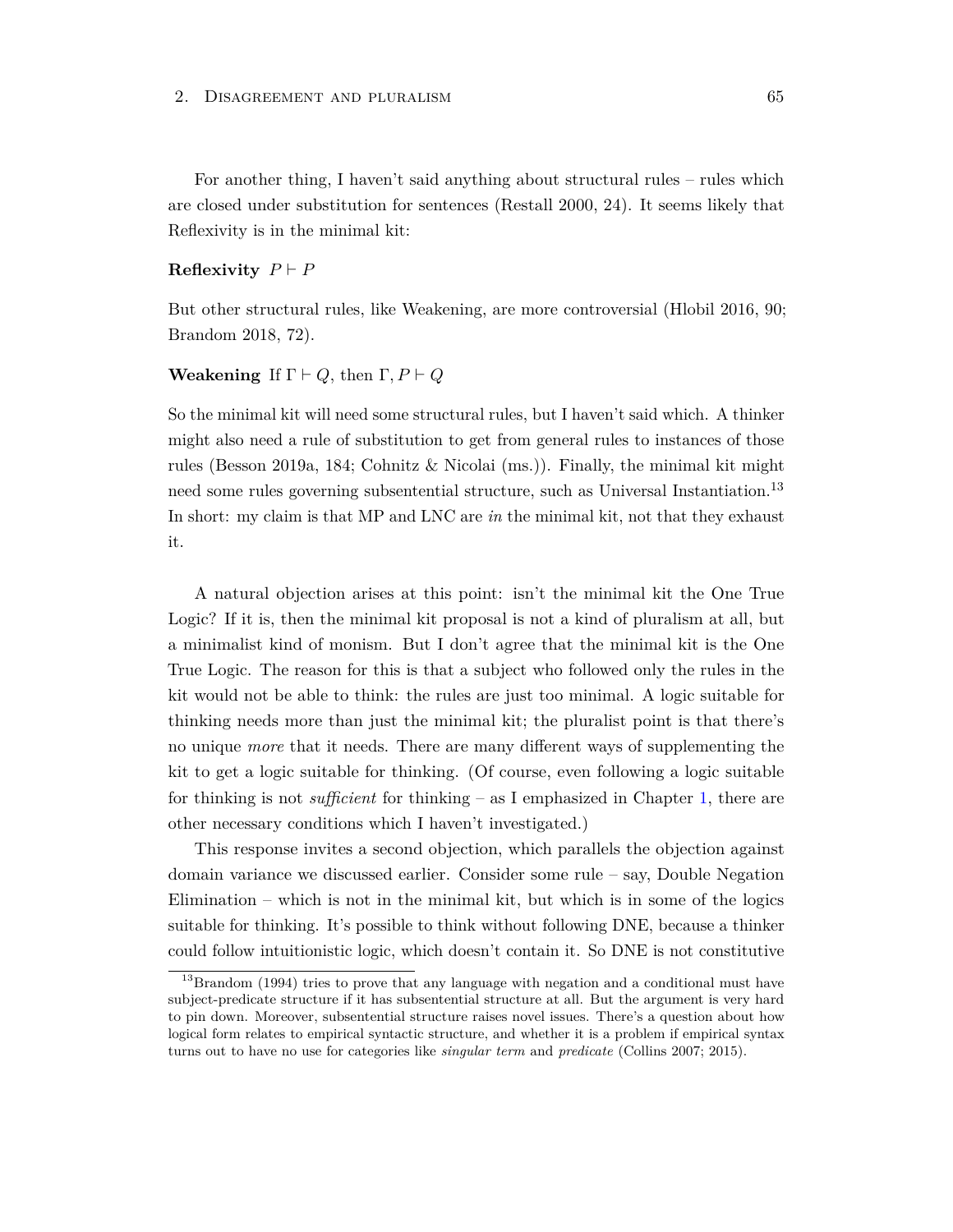For another thing, I haven't said anything about structural rules – rules which are closed under substitution for sentences (Restall 2000, 24). It seems likely that Reflexivity is in the minimal kit:

**Reflexivity** $P \vdash P$

But other structural rules, like Weakening, are more controversial (Hlobil 2016, 90; Brandom 2018, 72).

**Weakening** If $\Gamma \vdash Q$, then $\Gamma, P \vdash Q$

So the minimal kit will need some structural rules, but I haven't said which. A thinker might also need a rule of substitution to get from general rules to instances of those rules (Besson 2019a, 184; Cohnitz & Nicolai (ms.)). Finally, the minimal kit might need some rules governing subsentential structure, such as Universal Instantiation.[13] In short: my claim is that MP and LNC are *in* the minimal kit, not that they exhaust it.

A natural objection arises at this point: isn't the minimal kit the One True Logic? If it is, then the minimal kit proposal is not a kind of pluralism at all, but a minimalist kind of monism. But I don't agree that the minimal kit is the One True Logic. The reason for this is that a subject who followed only the rules in the kit would not be able to think: the rules are just too minimal. A logic suitable for thinking needs more than just the minimal kit; the pluralist point is that there's no unique *more* that it needs. There are many different ways of supplementing the kit to get a logic suitable for thinking. (Of course, even following a logic suitable for thinking is not *sufficient* for thinking – as I emphasized in Chapter 1, there are other necessary conditions which I haven't investigated.)

This response invites a second objection, which parallels the objection against domain variance we discussed earlier. Consider some rule – say, Double Negation Elimination – which is not in the minimal kit, but which is in some of the logics suitable for thinking. It's possible to think without following DNE, because a thinker could follow intuitionistic logic, which doesn't contain it. So DNE is not constitutive

[13] Brandom (1994) tries to prove that any language with negation and a conditional must have subject-predicate structure if it has subsentential structure at all. But the argument is very hard to pin down. Moreover, subsentential structure raises novel issues. There's a question about how logical form relates to empirical syntactic structure, and whether it is a problem if empirical syntax turns out to have no use for categories like *singular term* and *predicate* (Collins 2007; 2015).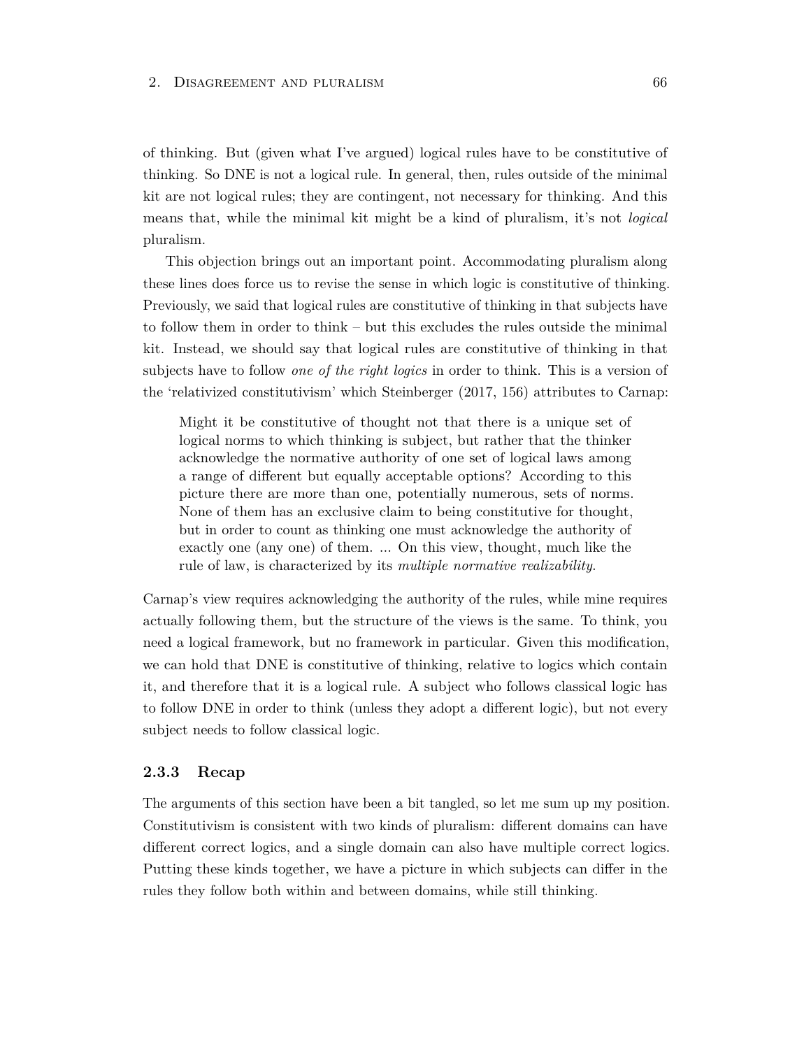of thinking. But (given what I've argued) logical rules have to be constitutive of thinking. So DNE is not a logical rule. In general, then, rules outside of the minimal kit are not logical rules; they are contingent, not necessary for thinking. And this means that, while the minimal kit might be a kind of pluralism, it's not *logical* pluralism.

This objection brings out an important point. Accommodating pluralism along these lines does force us to revise the sense in which logic is constitutive of thinking. Previously, we said that logical rules are constitutive of thinking in that subjects have to follow them in order to think – but this excludes the rules outside the minimal kit. Instead, we should say that logical rules are constitutive of thinking in that subjects have to follow *one of the right logics* in order to think. This is a version of the 'relativized constitutivism' which Steinberger (2017, 156) attributes to Carnap:

> Might it be constitutive of thought not that there is a unique set of logical norms to which thinking is subject, but rather that the thinker acknowledge the normative authority of one set of logical laws among a range of different but equally acceptable options? According to this picture there are more than one, potentially numerous, sets of norms. None of them has an exclusive claim to being constitutive for thought, but in order to count as thinking one must acknowledge the authority of exactly one (any one) of them. ... On this view, thought, much like the rule of law, is characterized by its *multiple normative realizability*.

Carnap's view requires acknowledging the authority of the rules, while mine requires actually following them, but the structure of the views is the same. To think, you need a logical framework, but no framework in particular. Given this modification, we can hold that DNE is constitutive of thinking, relative to logics which contain it, and therefore that it is a logical rule. A subject who follows classical logic has to follow DNE in order to think (unless they adopt a different logic), but not every subject needs to follow classical logic.

### 2.3.3 Recap

The arguments of this section have been a bit tangled, so let me sum up my position. Constitutivism is consistent with two kinds of pluralism: different domains can have different correct logics, and a single domain can also have multiple correct logics. Putting these kinds together, we have a picture in which subjects can differ in the rules they follow both within and between domains, while still thinking.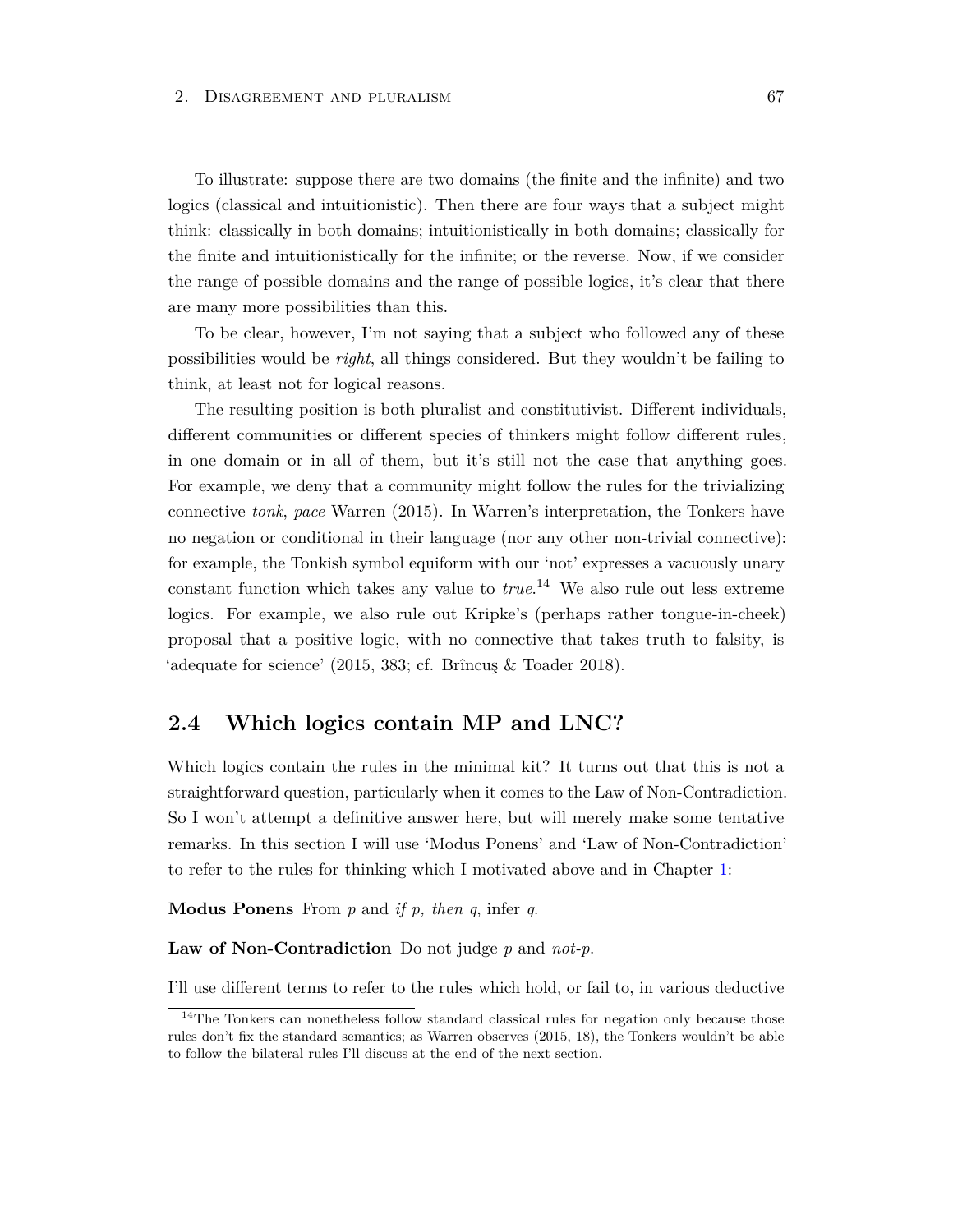To illustrate: suppose there are two domains (the finite and the infinite) and two logics (classical and intuitionistic). Then there are four ways that a subject might think: classically in both domains; intuitionistically in both domains; classically for the finite and intuitionistically for the infinite; or the reverse. Now, if we consider the range of possible domains and the range of possible logics, it's clear that there are many more possibilities than this.

To be clear, however, I'm not saying that a subject who followed any of these possibilities would be *right*, all things considered. But they wouldn't be failing to think, at least not for logical reasons.

The resulting position is both pluralist and constitutivist. Different individuals, different communities or different species of thinkers might follow different rules, in one domain or in all of them, but it's still not the case that anything goes. For example, we deny that a community might follow the rules for the trivializing connective *tonk*, *pace* Warren (2015). In Warren's interpretation, the Tonkers have no negation or conditional in their language (nor any other non-trivial connective): for example, the Tonkish symbol equiform with our 'not' expresses a vacuously unary constant function which takes any value to *true*.[14] We also rule out less extreme logics. For example, we also rule out Kripke's (perhaps rather tongue-in-cheek) proposal that a positive logic, with no connective that takes truth to falsity, is 'adequate for science' (2015, 383; cf. Brîncuş & Toader 2018).

## 2.4 Which logics contain MP and LNC?

Which logics contain the rules in the minimal kit? It turns out that this is not a straightforward question, particularly when it comes to the Law of Non-Contradiction. So I won't attempt a definitive answer here, but will merely make some tentative remarks. In this section I will use 'Modus Ponens' and 'Law of Non-Contradiction' to refer to the rules for thinking which I motivated above and in Chapter 1:

**Modus Ponens** From *p* and *if p, then q*, infer *q*.

**Law of Non-Contradiction** Do not judge *p* and *not-p*.

I'll use different terms to refer to the rules which hold, or fail to, in various deductive

[14] The Tonkers can nonetheless follow standard classical rules for negation only because those rules don't fix the standard semantics; as Warren observes (2015, 18), the Tonkers wouldn't be able to follow the bilateral rules I'll discuss at the end of the next section.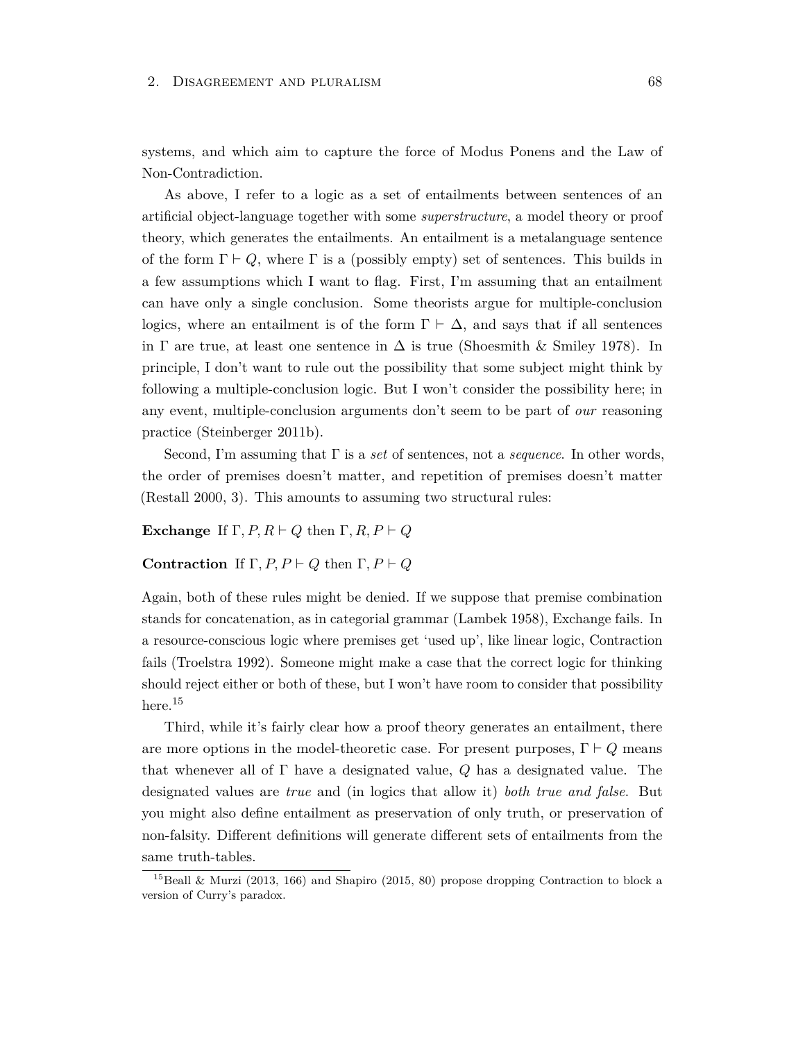systems, and which aim to capture the force of Modus Ponens and the Law of Non-Contradiction.

As above, I refer to a logic as a set of entailments between sentences of an artificial object-language together with some *superstructure*, a model theory or proof theory, which generates the entailments. An entailment is a metalanguage sentence of the form $\Gamma \vdash Q$, where $\Gamma$ is a (possibly empty) set of sentences. This builds in a few assumptions which I want to flag. First, I'm assuming that an entailment can have only a single conclusion. Some theorists argue for multiple-conclusion logics, where an entailment is of the form $\Gamma \vdash \Delta$, and says that if all sentences in $\Gamma$ are true, at least one sentence in $\Delta$ is true (Shoesmith & Smiley 1978). In principle, I don't want to rule out the possibility that some subject might think by following a multiple-conclusion logic. But I won't consider the possibility here; in any event, multiple-conclusion arguments don't seem to be part of *our* reasoning practice (Steinberger 2011b).

Second, I'm assuming that $\Gamma$ is a *set* of sentences, not a *sequence*. In other words, the order of premises doesn't matter, and repetition of premises doesn't matter (Restall 2000, 3). This amounts to assuming two structural rules:

**Exchange** If $\Gamma, P, R \vdash Q$ then $\Gamma, R, P \vdash Q$

**Contraction** If $\Gamma, P, P \vdash Q$ then $\Gamma, P \vdash Q$

Again, both of these rules might be denied. If we suppose that premise combination stands for concatenation, as in categorial grammar (Lambek 1958), Exchange fails. In a resource-conscious logic where premises get 'used up', like linear logic, Contraction fails (Troelstra 1992). Someone might make a case that the correct logic for thinking should reject either or both of these, but I won't have room to consider that possibility here.[15]

Third, while it's fairly clear how a proof theory generates an entailment, there are more options in the model-theoretic case. For present purposes, $\Gamma \vdash Q$ means that whenever all of $\Gamma$ have a designated value, $Q$ has a designated value. The designated values are *true* and (in logics that allow it) *both true and false*. But you might also define entailment as preservation of only truth, or preservation of non-falsity. Different definitions will generate different sets of entailments from the same truth-tables.

[15] Beall & Murzi (2013, 166) and Shapiro (2015, 80) propose dropping Contraction to block a version of Curry's paradox.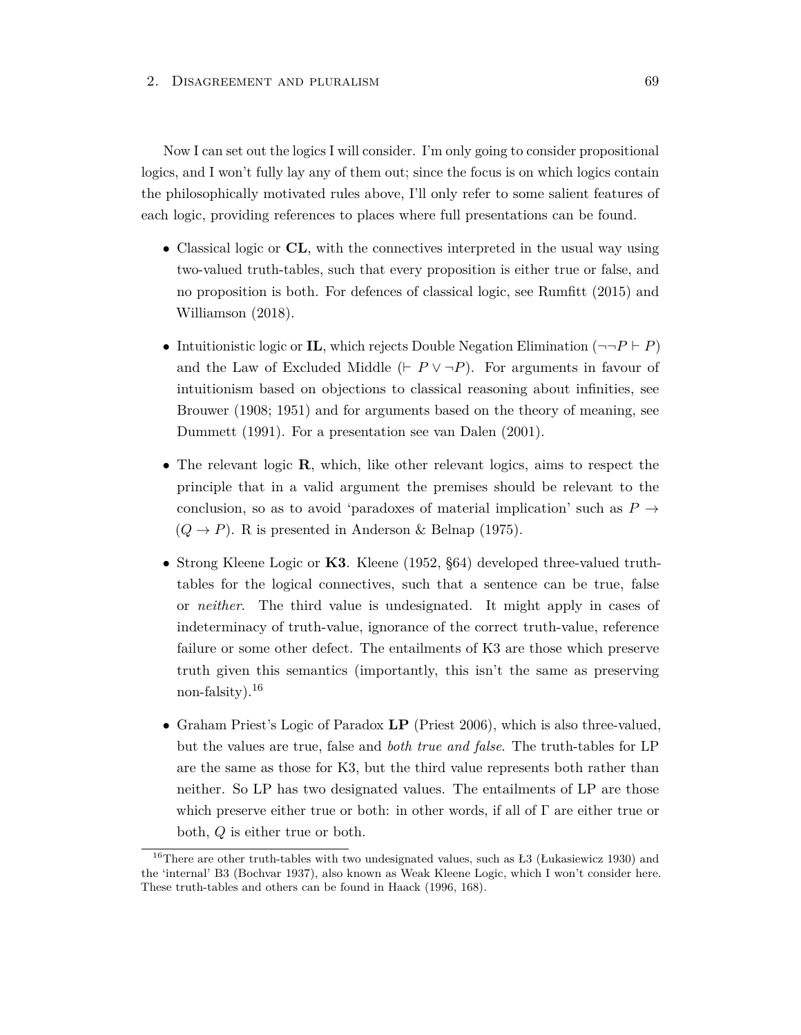Now I can set out the logics I will consider. I'm only going to consider propositional logics, and I won't fully lay any of them out; since the focus is on which logics contain the philosophically motivated rules above, I'll only refer to some salient features of each logic, providing references to places where full presentations can be found.

- Classical logic or **CL**, with the connectives interpreted in the usual way using two-valued truth-tables, such that every proposition is either true or false, and no proposition is both. For defences of classical logic, see Rumfitt (2015) and Williamson (2018).

- Intuitionistic logic or **IL**, which rejects Double Negation Elimination ($\neg\neg P \vdash P$) and the Law of Excluded Middle ($\vdash P \vee \neg P$). For arguments in favour of intuitionism based on objections to classical reasoning about infinities, see Brouwer (1908; 1951) and for arguments based on the theory of meaning, see Dummett (1991). For a presentation see van Dalen (2001).

- The relevant logic **R**, which, like other relevant logics, aims to respect the principle that in a valid argument the premises should be relevant to the conclusion, so as to avoid 'paradoxes of material implication' such as $P \rightarrow (Q \rightarrow P)$. R is presented in Anderson & Belnap (1975).

- Strong Kleene Logic or **K3**. Kleene (1952, §64) developed three-valued truth-tables for the logical connectives, such that a sentence can be true, false or *neither*. The third value is undesignated. It might apply in cases of indeterminacy of truth-value, ignorance of the correct truth-value, reference failure or some other defect. The entailments of K3 are those which preserve truth given this semantics (importantly, this isn't the same as preserving non-falsity).[16]

- Graham Priest's Logic of Paradox **LP** (Priest 2006), which is also three-valued, but the values are true, false and *both true and false*. The truth-tables for LP are the same as those for K3, but the third value represents both rather than neither. So LP has two designated values. The entailments of LP are those which preserve either true or both: in other words, if all of $\Gamma$ are either true or both, $Q$ is either true or both.

[16] There are other truth-tables with two undesignated values, such as Ł3 (Łukasiewicz 1930) and the 'internal' B3 (Bochvar 1937), also known as Weak Kleene Logic, which I won't consider here. These truth-tables and others can be found in Haack (1996, 168).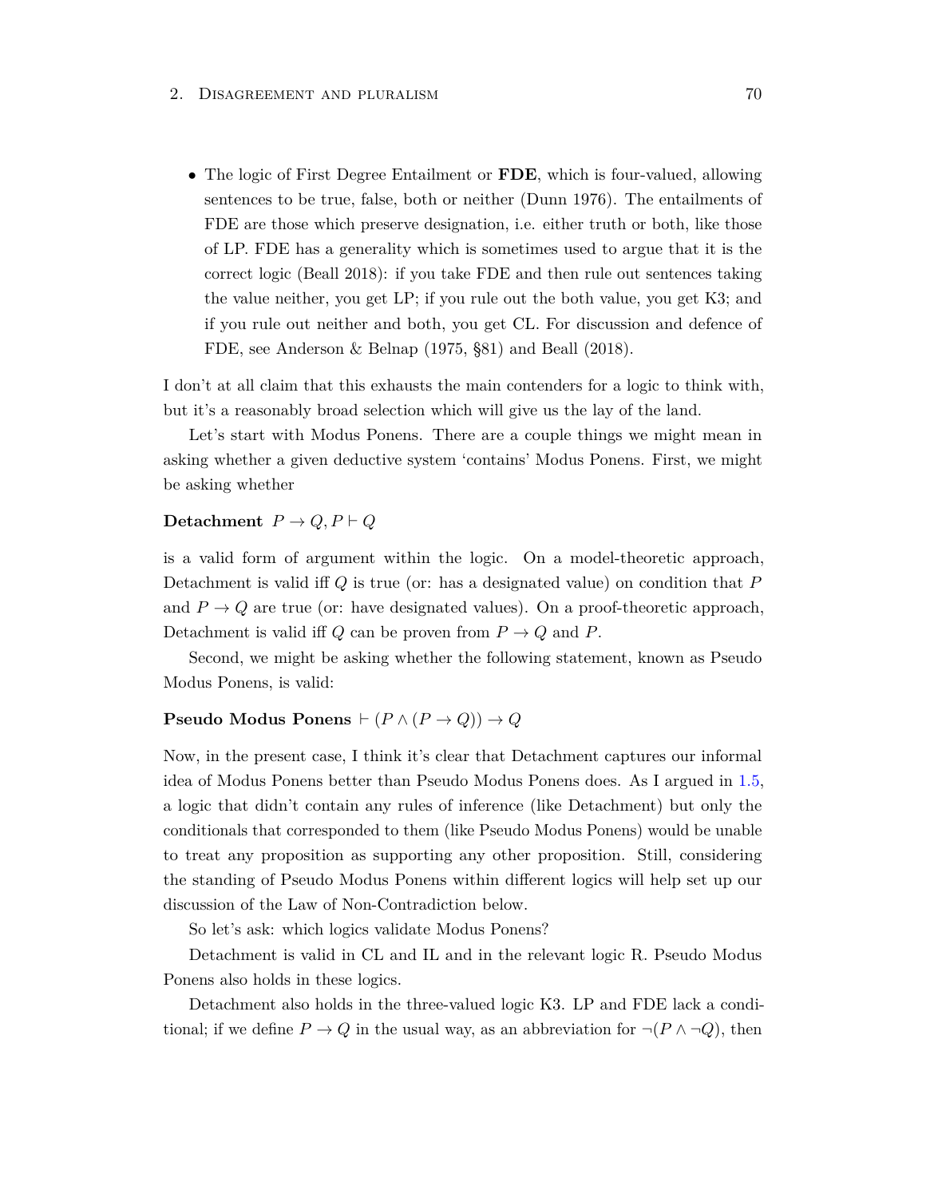- The logic of First Degree Entailment or **FDE**, which is four-valued, allowing sentences to be true, false, both or neither (Dunn 1976). The entailments of FDE are those which preserve designation, i.e. either truth or both, like those of LP. FDE has a generality which is sometimes used to argue that it is the correct logic (Beall 2018): if you take FDE and then rule out sentences taking the value neither, you get LP; if you rule out the both value, you get K3; and if you rule out neither and both, you get CL. For discussion and defence of FDE, see Anderson & Belnap (1975, §81) and Beall (2018).

I don't at all claim that this exhausts the main contenders for a logic to think with, but it's a reasonably broad selection which will give us the lay of the land.

Let's start with Modus Ponens. There are a couple things we might mean in asking whether a given deductive system 'contains' Modus Ponens. First, we might be asking whether

**Detachment** $P \to Q, P \vdash Q$

is a valid form of argument within the logic. On a model-theoretic approach, Detachment is valid iff $Q$ is true (or: has a designated value) on condition that $P$ and $P \to Q$ are true (or: have designated values). On a proof-theoretic approach, Detachment is valid iff $Q$ can be proven from $P \to Q$ and $P$.

Second, we might be asking whether the following statement, known as Pseudo Modus Ponens, is valid:

**Pseudo Modus Ponens** $\vdash (P \land (P \to Q)) \to Q$

Now, in the present case, I think it's clear that Detachment captures our informal idea of Modus Ponens better than Pseudo Modus Ponens does. As I argued in 1.5, a logic that didn't contain any rules of inference (like Detachment) but only the conditionals that corresponded to them (like Pseudo Modus Ponens) would be unable to treat any proposition as supporting any other proposition. Still, considering the standing of Pseudo Modus Ponens within different logics will help set up our discussion of the Law of Non-Contradiction below.

So let's ask: which logics validate Modus Ponens?

Detachment is valid in CL and IL and in the relevant logic R. Pseudo Modus Ponens also holds in these logics.

Detachment also holds in the three-valued logic K3. LP and FDE lack a conditional; if we define $P \to Q$ in the usual way, as an abbreviation for $\neg(P \land \neg Q)$, then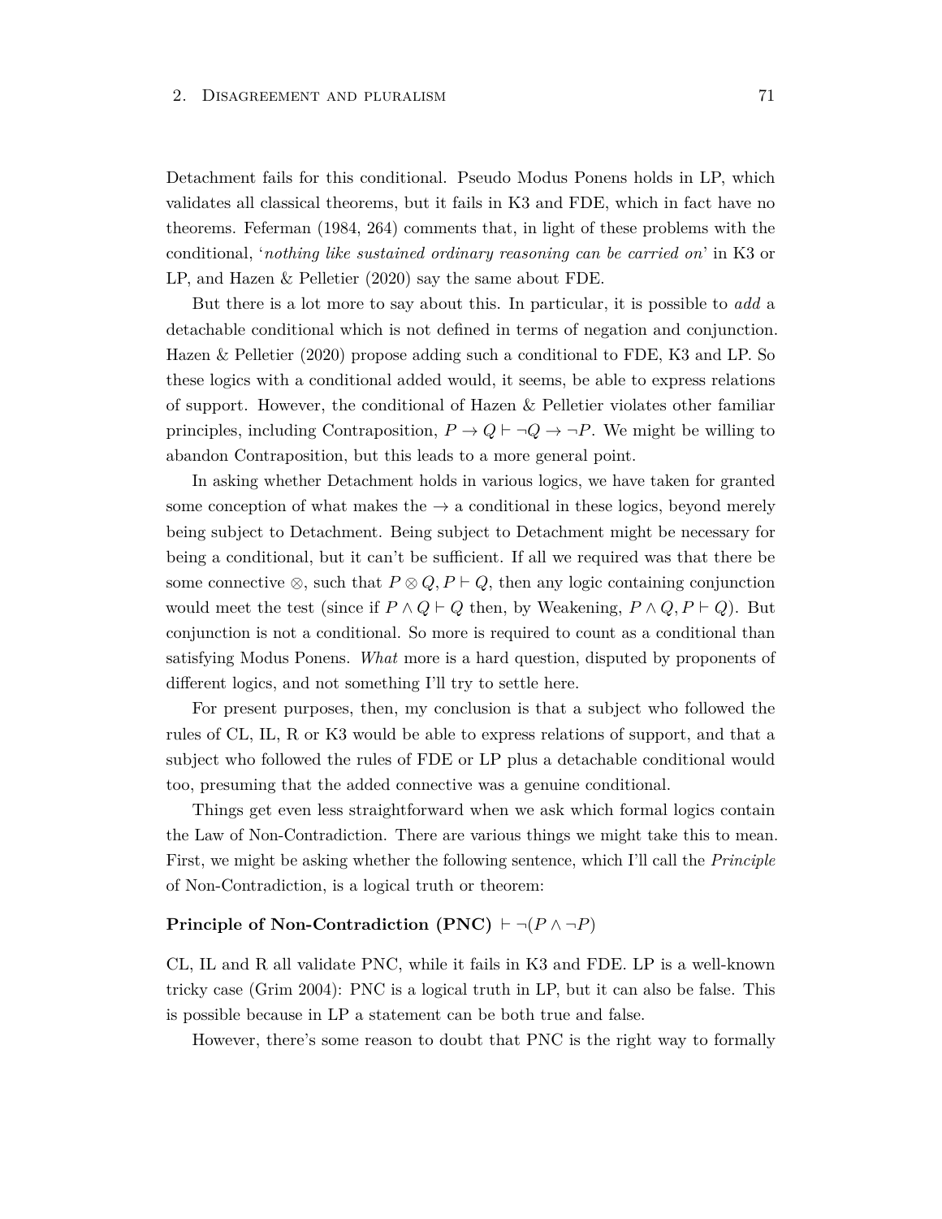Detachment fails for this conditional. Pseudo Modus Ponens holds in LP, which validates all classical theorems, but it fails in K3 and FDE, which in fact have no theorems. Feferman (1984, 264) comments that, in light of these problems with the conditional, '*nothing like sustained ordinary reasoning can be carried on*' in K3 or LP, and Hazen & Pelletier (2020) say the same about FDE.

But there is a lot more to say about this. In particular, it is possible to *add* a detachable conditional which is not defined in terms of negation and conjunction. Hazen & Pelletier (2020) propose adding such a conditional to FDE, K3 and LP. So these logics with a conditional added would, it seems, be able to express relations of support. However, the conditional of Hazen & Pelletier violates other familiar principles, including Contraposition, $P \to Q \vdash \neg Q \to \neg P$. We might be willing to abandon Contraposition, but this leads to a more general point.

In asking whether Detachment holds in various logics, we have taken for granted some conception of what makes the $\to$ a conditional in these logics, beyond merely being subject to Detachment. Being subject to Detachment might be necessary for being a conditional, but it can't be sufficient. If all we required was that there be some connective $\otimes$, such that $P \otimes Q, P \vdash Q$, then any logic containing conjunction would meet the test (since if $P \wedge Q \vdash Q$ then, by Weakening, $P \wedge Q, P \vdash Q$). But conjunction is not a conditional. So more is required to count as a conditional than satisfying Modus Ponens. *What* more is a hard question, disputed by proponents of different logics, and not something I'll try to settle here.

For present purposes, then, my conclusion is that a subject who followed the rules of CL, IL, R or K3 would be able to express relations of support, and that a subject who followed the rules of FDE or LP plus a detachable conditional would too, presuming that the added connective was a genuine conditional.

Things get even less straightforward when we ask which formal logics contain the Law of Non-Contradiction. There are various things we might take this to mean. First, we might be asking whether the following sentence, which I'll call the *Principle* of Non-Contradiction, is a logical truth or theorem:

**Principle of Non-Contradiction (PNC)** $\vdash \neg(P \wedge \neg P)$

CL, IL and R all validate PNC, while it fails in K3 and FDE. LP is a well-known tricky case (Grim 2004): PNC is a logical truth in LP, but it can also be false. This is possible because in LP a statement can be both true and false.

However, there's some reason to doubt that PNC is the right way to formally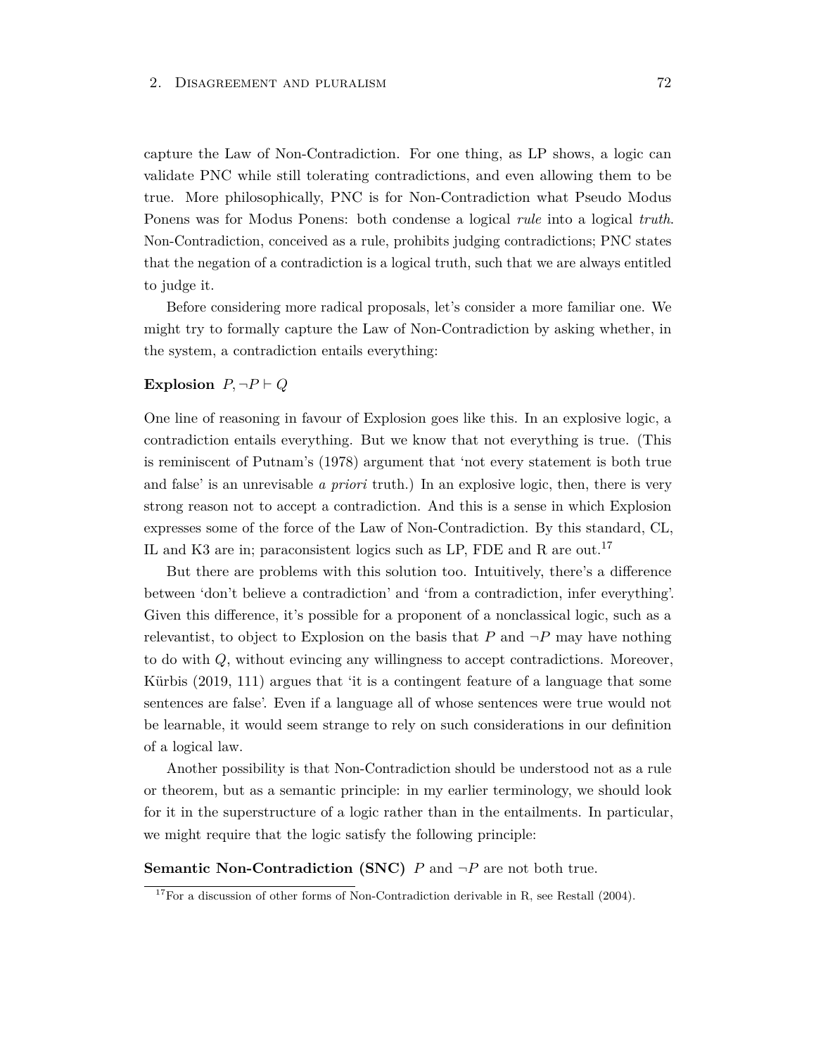capture the Law of Non-Contradiction. For one thing, as LP shows, a logic can validate PNC while still tolerating contradictions, and even allowing them to be true. More philosophically, PNC is for Non-Contradiction what Pseudo Modus Ponens was for Modus Ponens: both condense a logical *rule* into a logical *truth*. Non-Contradiction, conceived as a rule, prohibits judging contradictions; PNC states that the negation of a contradiction is a logical truth, such that we are always entitled to judge it.

Before considering more radical proposals, let's consider a more familiar one. We might try to formally capture the Law of Non-Contradiction by asking whether, in the system, a contradiction entails everything:

**Explosion** $P, \neg P \vdash Q$

One line of reasoning in favour of Explosion goes like this. In an explosive logic, a contradiction entails everything. But we know that not everything is true. (This is reminiscent of Putnam's (1978) argument that 'not every statement is both true and false' is an unrevisable *a priori* truth.) In an explosive logic, then, there is very strong reason not to accept a contradiction. And this is a sense in which Explosion expresses some of the force of the Law of Non-Contradiction. By this standard, CL, IL and K3 are in; paraconsistent logics such as LP, FDE and R are out.[17]

But there are problems with this solution too. Intuitively, there's a difference between 'don't believe a contradiction' and 'from a contradiction, infer everything'. Given this difference, it's possible for a proponent of a nonclassical logic, such as a relevantist, to object to Explosion on the basis that $P$ and $\neg P$ may have nothing to do with $Q$, without evincing any willingness to accept contradictions. Moreover, Kürbis (2019, 111) argues that 'it is a contingent feature of a language that some sentences are false'. Even if a language all of whose sentences were true would not be learnable, it would seem strange to rely on such considerations in our definition of a logical law.

Another possibility is that Non-Contradiction should be understood not as a rule or theorem, but as a semantic principle: in my earlier terminology, we should look for it in the superstructure of a logic rather than in the entailments. In particular, we might require that the logic satisfy the following principle:

**Semantic Non-Contradiction (SNC)** $P$ and $\neg P$ are not both true.

[17]For a discussion of other forms of Non-Contradiction derivable in R, see Restall (2004).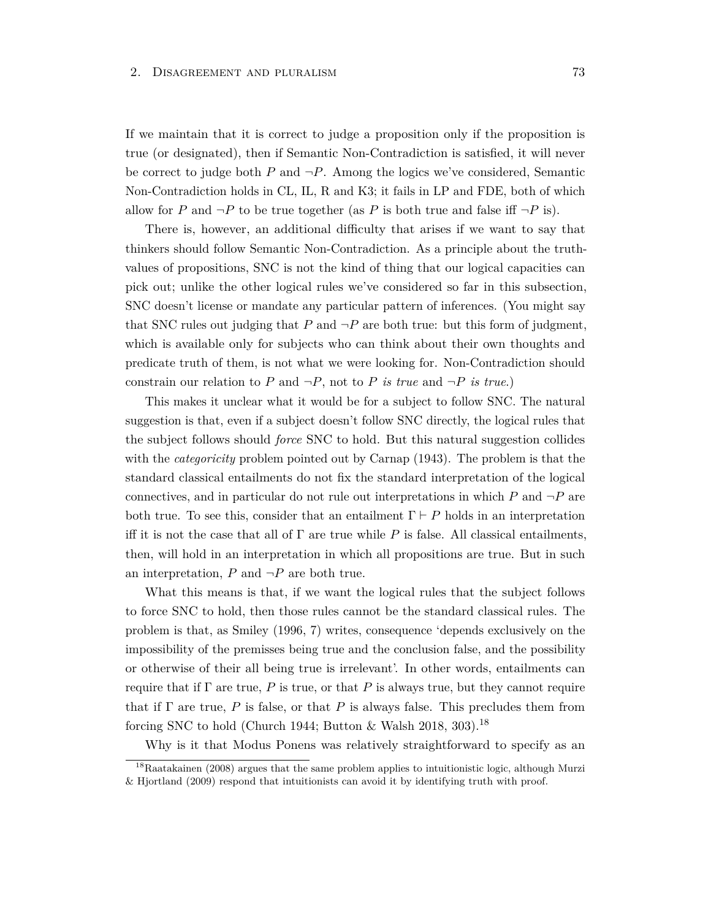If we maintain that it is correct to judge a proposition only if the proposition is true (or designated), then if Semantic Non-Contradiction is satisfied, it will never be correct to judge both $P$ and $\neg P$. Among the logics we've considered, Semantic Non-Contradiction holds in CL, IL, R and K3; it fails in LP and FDE, both of which allow for $P$ and $\neg P$ to be true together (as $P$ is both true and false iff $\neg P$ is).

There is, however, an additional difficulty that arises if we want to say that thinkers should follow Semantic Non-Contradiction. As a principle about the truth-values of propositions, SNC is not the kind of thing that our logical capacities can pick out; unlike the other logical rules we've considered so far in this subsection, SNC doesn't license or mandate any particular pattern of inferences. (You might say that SNC rules out judging that $P$ and $\neg P$ are both true: but this form of judgment, which is available only for subjects who can think about their own thoughts and predicate truth of them, is not what we were looking for. Non-Contradiction should constrain our relation to $P$ and $\neg P$, not to $P$ *is true* and $\neg P$ *is true*.)

This makes it unclear what it would be for a subject to follow SNC. The natural suggestion is that, even if a subject doesn't follow SNC directly, the logical rules that the subject follows should *force* SNC to hold. But this natural suggestion collides with the *categoricity* problem pointed out by Carnap (1943). The problem is that the standard classical entailments do not fix the standard interpretation of the logical connectives, and in particular do not rule out interpretations in which $P$ and $\neg P$ are both true. To see this, consider that an entailment $\Gamma \vdash P$ holds in an interpretation iff it is not the case that all of $\Gamma$ are true while $P$ is false. All classical entailments, then, will hold in an interpretation in which all propositions are true. But in such an interpretation, $P$ and $\neg P$ are both true.

What this means is that, if we want the logical rules that the subject follows to force SNC to hold, then those rules cannot be the standard classical rules. The problem is that, as Smiley (1996, 7) writes, consequence 'depends exclusively on the impossibility of the premisses being true and the conclusion false, and the possibility or otherwise of their all being true is irrelevant'. In other words, entailments can require that if $\Gamma$ are true, $P$ is true, or that $P$ is always true, but they cannot require that if $\Gamma$ are true, $P$ is false, or that $P$ is always false. This precludes them from forcing SNC to hold (Church 1944; Button & Walsh 2018, 303).[18]

Why is it that Modus Ponens was relatively straightforward to specify as an

[18] Raatakainen (2008) argues that the same problem applies to intuitionistic logic, although Murzi & Hjortland (2009) respond that intuitionists can avoid it by identifying truth with proof.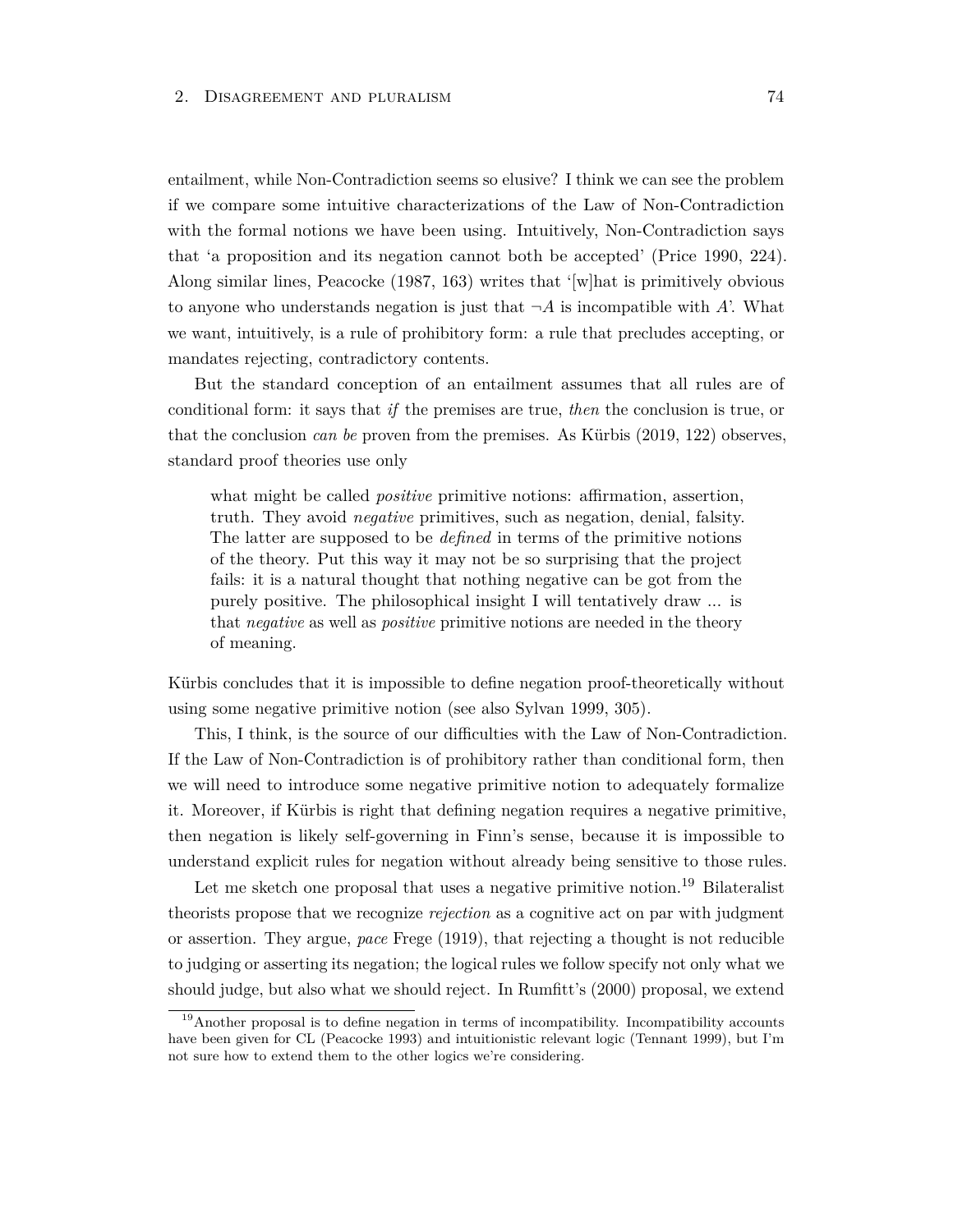entailment, while Non-Contradiction seems so elusive? I think we can see the problem if we compare some intuitive characterizations of the Law of Non-Contradiction with the formal notions we have been using. Intuitively, Non-Contradiction says that 'a proposition and its negation cannot both be accepted' (Price 1990, 224). Along similar lines, Peacocke (1987, 163) writes that '[w]hat is primitively obvious to anyone who understands negation is just that $\neg A$ is incompatible with $A$'. What we want, intuitively, is a rule of prohibitory form: a rule that precludes accepting, or mandates rejecting, contradictory contents.

But the standard conception of an entailment assumes that all rules are of conditional form: it says that *if* the premises are true, *then* the conclusion is true, or that the conclusion *can be* proven from the premises. As Kürbis (2019, 122) observes, standard proof theories use only

> what might be called *positive* primitive notions: affirmation, assertion, truth. They avoid *negative* primitives, such as negation, denial, falsity. The latter are supposed to be *defined* in terms of the primitive notions of the theory. Put this way it may not be so surprising that the project fails: it is a natural thought that nothing negative can be got from the purely positive. The philosophical insight I will tentatively draw ... is that *negative* as well as *positive* primitive notions are needed in the theory of meaning.

Kürbis concludes that it is impossible to define negation proof-theoretically without using some negative primitive notion (see also Sylvan 1999, 305).

This, I think, is the source of our difficulties with the Law of Non-Contradiction. If the Law of Non-Contradiction is of prohibitory rather than conditional form, then we will need to introduce some negative primitive notion to adequately formalize it. Moreover, if Kürbis is right that defining negation requires a negative primitive, then negation is likely self-governing in Finn's sense, because it is impossible to understand explicit rules for negation without already being sensitive to those rules.

Let me sketch one proposal that uses a negative primitive notion.[19] Bilateralist theorists propose that we recognize *rejection* as a cognitive act on par with judgment or assertion. They argue, *pace* Frege (1919), that rejecting a thought is not reducible to judging or asserting its negation; the logical rules we follow specify not only what we should judge, but also what we should reject. In Rumfitt's (2000) proposal, we extend

[19] Another proposal is to define negation in terms of incompatibility. Incompatibility accounts have been given for CL (Peacocke 1993) and intuitionistic relevant logic (Tennant 1999), but I'm not sure how to extend them to the other logics we're considering.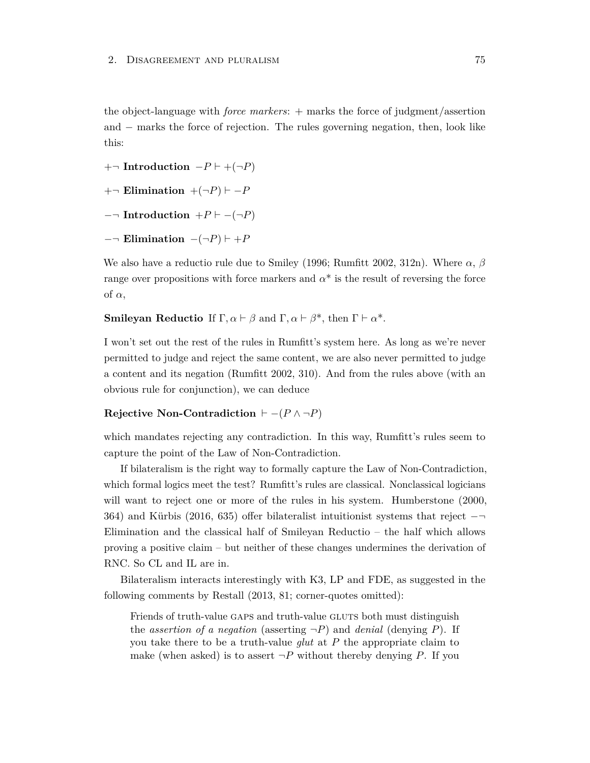the object-language with *force markers*: + marks the force of judgment/assertion and − marks the force of rejection. The rules governing negation, then, look like this:

**+¬ Introduction** $-P \vdash +(\neg P)$

**+¬ Elimination** $+(\neg P) \vdash -P$

**−¬ Introduction** $+P \vdash -(\neg P)$

**−¬ Elimination** $-(\neg P) \vdash +P$

We also have a reductio rule due to Smiley (1996; Rumfitt 2002, 312n). Where $\alpha$, $\beta$ range over propositions with force markers and $\alpha^*$ is the result of reversing the force of $\alpha$,

**Smileyan Reductio** If $\Gamma, \alpha \vdash \beta$ and $\Gamma, \alpha \vdash \beta^*$, then $\Gamma \vdash \alpha^*$.

I won't set out the rest of the rules in Rumfitt's system here. As long as we're never permitted to judge and reject the same content, we are also never permitted to judge a content and its negation (Rumfitt 2002, 310). And from the rules above (with an obvious rule for conjunction), we can deduce

**Rejective Non-Contradiction** $\vdash -(P \wedge \neg P)$

which mandates rejecting any contradiction. In this way, Rumfitt's rules seem to capture the point of the Law of Non-Contradiction.

If bilateralism is the right way to formally capture the Law of Non-Contradiction, which formal logics meet the test? Rumfitt's rules are classical. Nonclassical logicians will want to reject one or more of the rules in his system. Humberstone (2000, 364) and Kürbis (2016, 635) offer bilateralist intuitionist systems that reject −¬ Elimination and the classical half of Smileyan Reductio – the half which allows proving a positive claim – but neither of these changes undermines the derivation of RNC. So CL and IL are in.

Bilateralism interacts interestingly with K3, LP and FDE, as suggested in the following comments by Restall (2013, 81; corner-quotes omitted):

> Friends of truth-value GAPS and truth-value GLUTS both must distinguish the *assertion of a negation* (asserting $\neg P$) and *denial* (denying $P$). If you take there to be a truth-value *glut* at $P$ the appropriate claim to make (when asked) is to assert $\neg P$ without thereby denying $P$. If you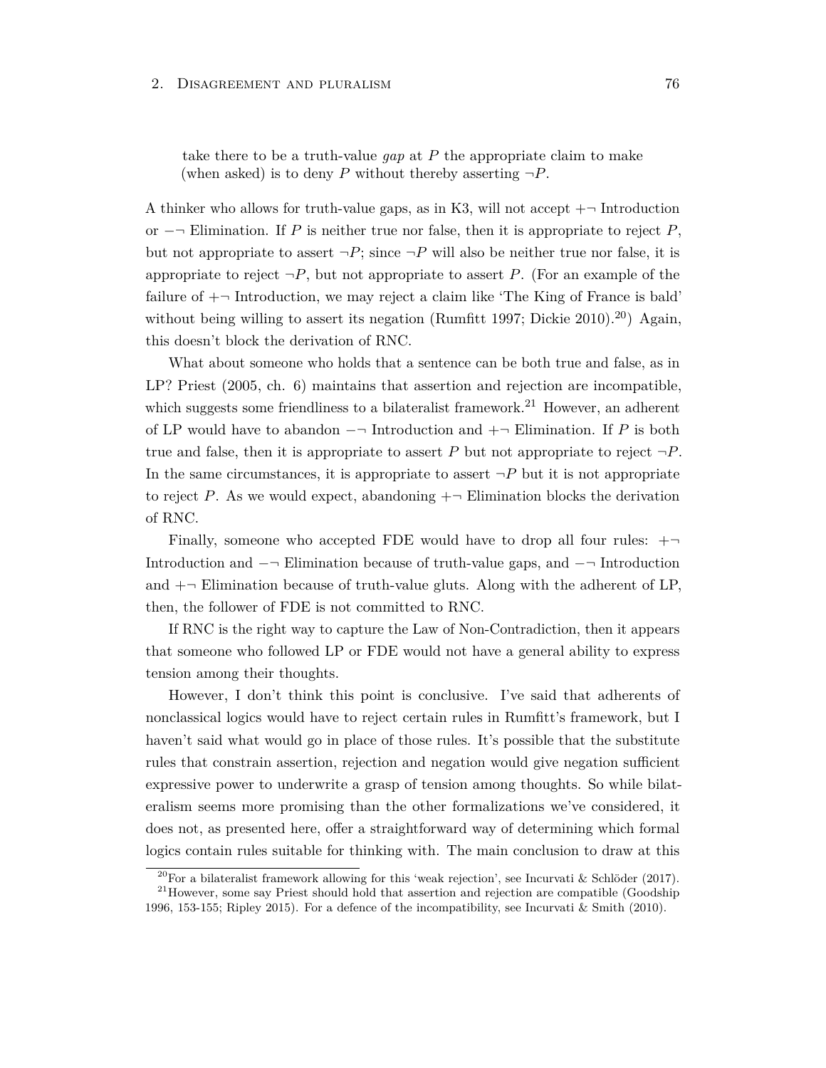take there to be a truth-value *gap* at $P$ the appropriate claim to make (when asked) is to deny $P$ without thereby asserting $\neg P$.

A thinker who allows for truth-value gaps, as in K3, will not accept $+\neg$ Introduction or $-\neg$ Elimination. If $P$ is neither true nor false, then it is appropriate to reject $P$, but not appropriate to assert $\neg P$; since $\neg P$ will also be neither true nor false, it is appropriate to reject $\neg P$, but not appropriate to assert $P$. (For an example of the failure of $+\neg$ Introduction, we may reject a claim like 'The King of France is bald' without being willing to assert its negation (Rumfitt 1997; Dickie 2010).[20]) Again, this doesn't block the derivation of RNC.

What about someone who holds that a sentence can be both true and false, as in LP? Priest (2005, ch. 6) maintains that assertion and rejection are incompatible, which suggests some friendliness to a bilateralist framework.[21] However, an adherent of LP would have to abandon $-\neg$ Introduction and $+\neg$ Elimination. If $P$ is both true and false, then it is appropriate to assert $P$ but not appropriate to reject $\neg P$. In the same circumstances, it is appropriate to assert $\neg P$ but it is not appropriate to reject $P$. As we would expect, abandoning $+\neg$ Elimination blocks the derivation of RNC.

Finally, someone who accepted FDE would have to drop all four rules: $+\neg$ Introduction and $-\neg$ Elimination because of truth-value gaps, and $-\neg$ Introduction and $+\neg$ Elimination because of truth-value gluts. Along with the adherent of LP, then, the follower of FDE is not committed to RNC.

If RNC is the right way to capture the Law of Non-Contradiction, then it appears that someone who followed LP or FDE would not have a general ability to express tension among their thoughts.

However, I don't think this point is conclusive. I've said that adherents of nonclassical logics would have to reject certain rules in Rumfitt's framework, but I haven't said what would go in place of those rules. It's possible that the substitute rules that constrain assertion, rejection and negation would give negation sufficient expressive power to underwrite a grasp of tension among thoughts. So while bilateralism seems more promising than the other formalizations we've considered, it does not, as presented here, offer a straightforward way of determining which formal logics contain rules suitable for thinking with. The main conclusion to draw at this

[20] For a bilateralist framework allowing for this 'weak rejection', see Incurvati & Schlöder (2017).

[21] However, some say Priest should hold that assertion and rejection are compatible (Goodship 1996, 153-155; Ripley 2015). For a defence of the incompatibility, see Incurvati & Smith (2010).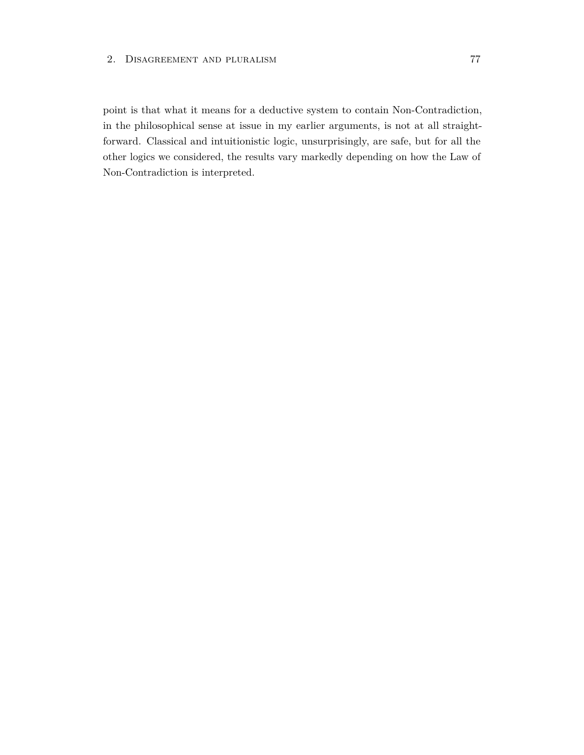point is that what it means for a deductive system to contain Non-Contradiction, in the philosophical sense at issue in my earlier arguments, is not at all straightforward. Classical and intuitionistic logic, unsurprisingly, are safe, but for all the other logics we considered, the results vary markedly depending on how the Law of Non-Contradiction is interpreted.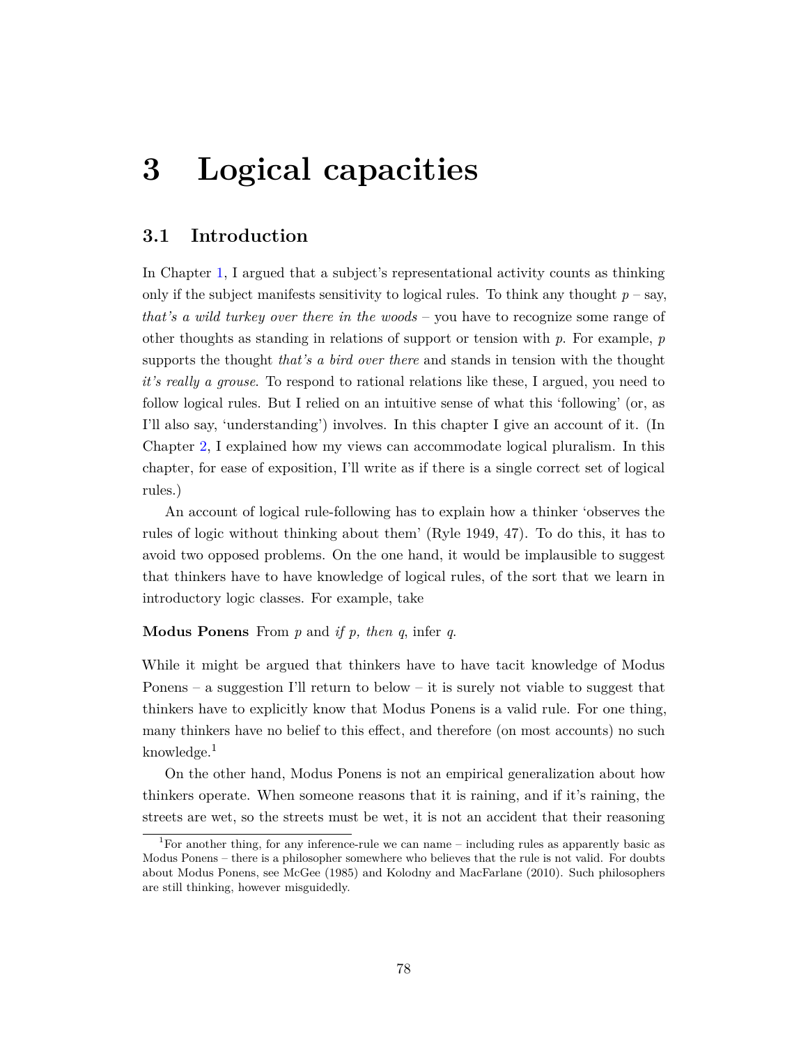# 3 Logical capacities

## 3.1 Introduction

In Chapter 1, I argued that a subject's representational activity counts as thinking only if the subject manifests sensitivity to logical rules. To think any thought $p$ – say, *that's a wild turkey over there in the woods* – you have to recognize some range of other thoughts as standing in relations of support or tension with $p$. For example, $p$ supports the thought *that's a bird over there* and stands in tension with the thought *it's really a grouse*. To respond to rational relations like these, I argued, you need to follow logical rules. But I relied on an intuitive sense of what this 'following' (or, as I'll also say, 'understanding') involves. In this chapter I give an account of it. (In Chapter 2, I explained how my views can accommodate logical pluralism. In this chapter, for ease of exposition, I'll write as if there is a single correct set of logical rules.)

An account of logical rule-following has to explain how a thinker 'observes the rules of logic without thinking about them' (Ryle 1949, 47). To do this, it has to avoid two opposed problems. On the one hand, it would be implausible to suggest that thinkers have to have knowledge of logical rules, of the sort that we learn in introductory logic classes. For example, take

**Modus Ponens** From $p$ and *if p, then q*, infer $q$.

While it might be argued that thinkers have to have tacit knowledge of Modus Ponens – a suggestion I'll return to below – it is surely not viable to suggest that thinkers have to explicitly know that Modus Ponens is a valid rule. For one thing, many thinkers have no belief to this effect, and therefore (on most accounts) no such knowledge.[1]

On the other hand, Modus Ponens is not an empirical generalization about how thinkers operate. When someone reasons that it is raining, and if it's raining, the streets are wet, so the streets must be wet, it is not an accident that their reasoning

[1] For another thing, for any inference-rule we can name – including rules as apparently basic as Modus Ponens – there is a philosopher somewhere who believes that the rule is not valid. For doubts about Modus Ponens, see McGee (1985) and Kolodny and MacFarlane (2010). Such philosophers are still thinking, however misguidedly.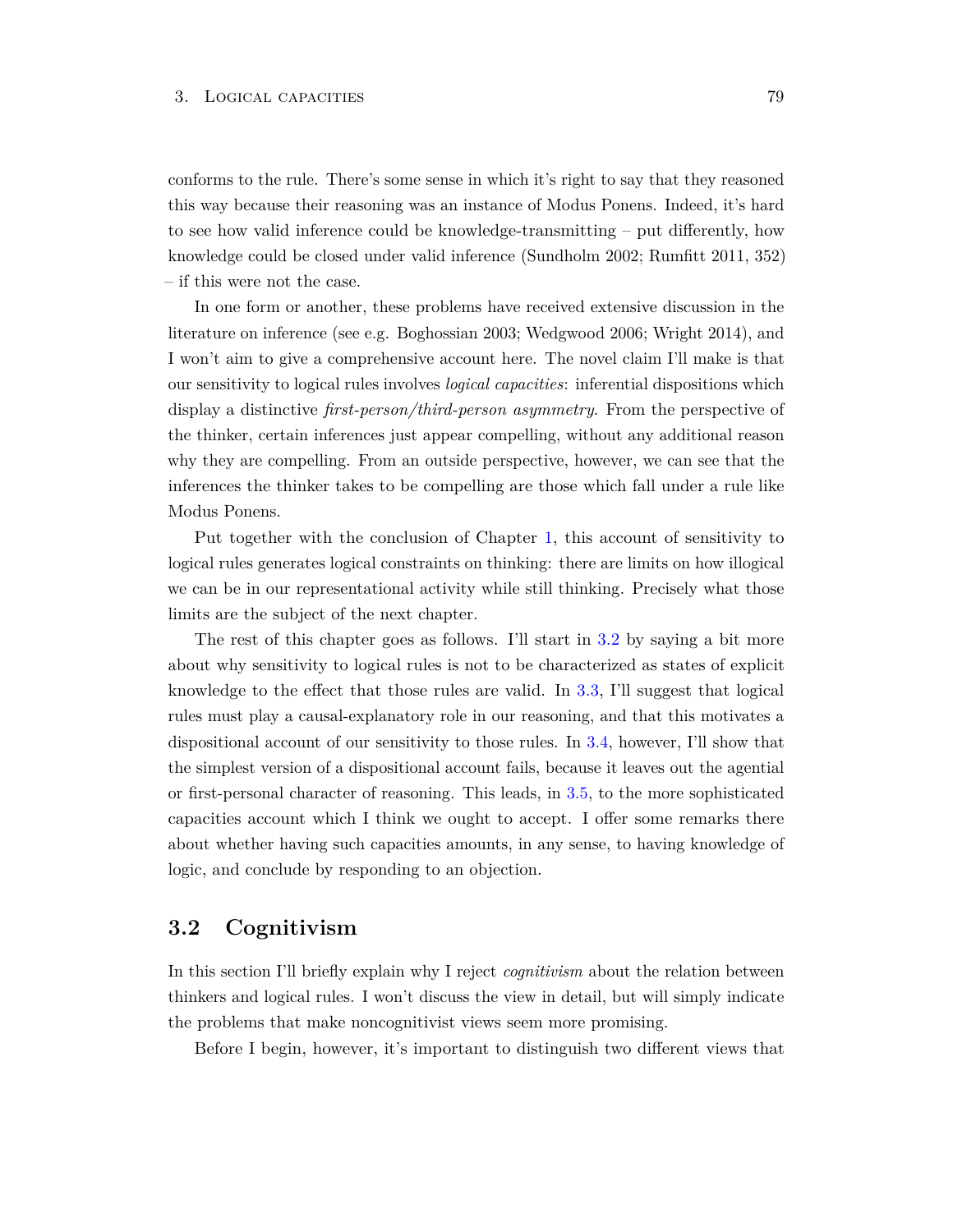conforms to the rule. There's some sense in which it's right to say that they reasoned this way because their reasoning was an instance of Modus Ponens. Indeed, it's hard to see how valid inference could be knowledge-transmitting – put differently, how knowledge could be closed under valid inference (Sundholm 2002; Rumfitt 2011, 352) – if this were not the case.

In one form or another, these problems have received extensive discussion in the literature on inference (see e.g. Boghossian 2003; Wedgwood 2006; Wright 2014), and I won't aim to give a comprehensive account here. The novel claim I'll make is that our sensitivity to logical rules involves *logical capacities*: inferential dispositions which display a distinctive *first-person/third-person asymmetry*. From the perspective of the thinker, certain inferences just appear compelling, without any additional reason why they are compelling. From an outside perspective, however, we can see that the inferences the thinker takes to be compelling are those which fall under a rule like Modus Ponens.

Put together with the conclusion of Chapter 1, this account of sensitivity to logical rules generates logical constraints on thinking: there are limits on how illogical we can be in our representational activity while still thinking. Precisely what those limits are the subject of the next chapter.

The rest of this chapter goes as follows. I'll start in 3.2 by saying a bit more about why sensitivity to logical rules is not to be characterized as states of explicit knowledge to the effect that those rules are valid. In 3.3, I'll suggest that logical rules must play a causal-explanatory role in our reasoning, and that this motivates a dispositional account of our sensitivity to those rules. In 3.4, however, I'll show that the simplest version of a dispositional account fails, because it leaves out the agential or first-personal character of reasoning. This leads, in 3.5, to the more sophisticated capacities account which I think we ought to accept. I offer some remarks there about whether having such capacities amounts, in any sense, to having knowledge of logic, and conclude by responding to an objection.

## 3.2 Cognitivism

In this section I'll briefly explain why I reject *cognitivism* about the relation between thinkers and logical rules. I won't discuss the view in detail, but will simply indicate the problems that make noncognitivist views seem more promising.

Before I begin, however, it's important to distinguish two different views that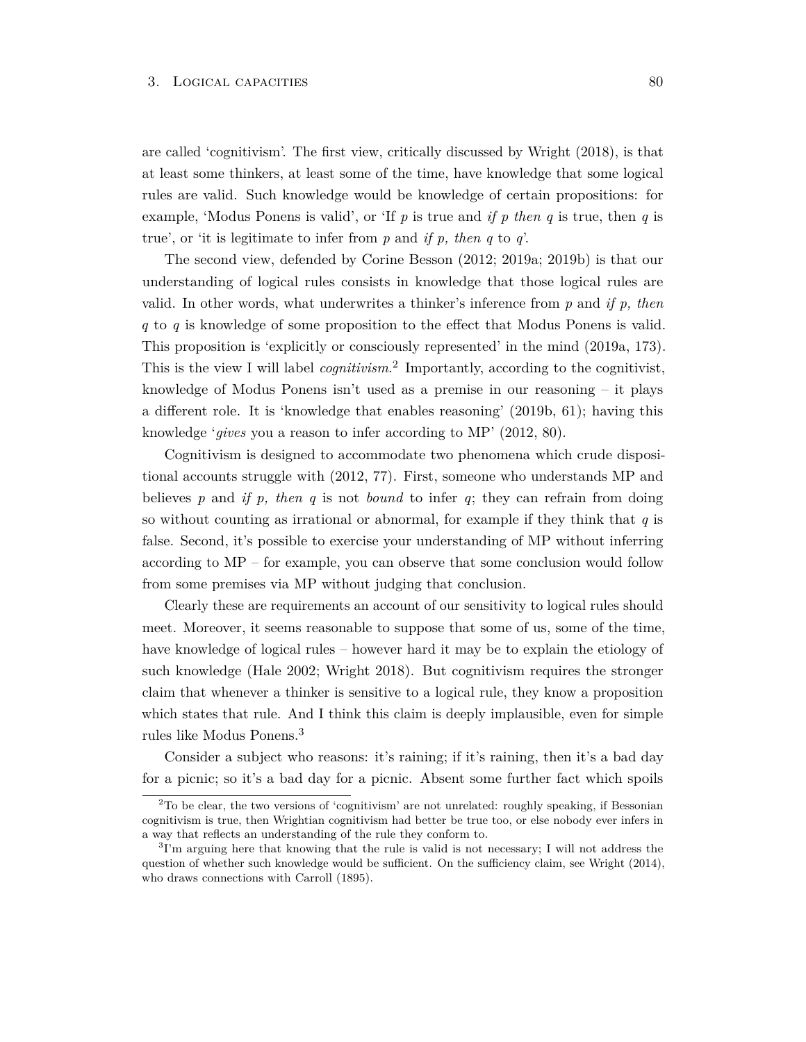are called 'cognitivism'. The first view, critically discussed by Wright (2018), is that at least some thinkers, at least some of the time, have knowledge that some logical rules are valid. Such knowledge would be knowledge of certain propositions: for example, 'Modus Ponens is valid', or 'If $p$ is true and *if* $p$ *then* $q$ is true, then $q$ is true', or 'it is legitimate to infer from $p$ and *if* $p$*, then* $q$ to $q$'.

The second view, defended by Corine Besson (2012; 2019a; 2019b) is that our understanding of logical rules consists in knowledge that those logical rules are valid. In other words, what underwrites a thinker's inference from $p$ and *if* $p$*, then* $q$ to $q$ is knowledge of some proposition to the effect that Modus Ponens is valid. This proposition is 'explicitly or consciously represented' in the mind (2019a, 173). This is the view I will label *cognitivism*.[2] Importantly, according to the cognitivist, knowledge of Modus Ponens isn't used as a premise in our reasoning – it plays a different role. It is 'knowledge that enables reasoning' (2019b, 61); having this knowledge '*gives* you a reason to infer according to MP' (2012, 80).

Cognitivism is designed to accommodate two phenomena which crude dispositional accounts struggle with (2012, 77). First, someone who understands MP and believes $p$ and *if* $p$*, then* $q$ is not *bound* to infer $q$; they can refrain from doing so without counting as irrational or abnormal, for example if they think that $q$ is false. Second, it's possible to exercise your understanding of MP without inferring according to MP – for example, you can observe that some conclusion would follow from some premises via MP without judging that conclusion.

Clearly these are requirements an account of our sensitivity to logical rules should meet. Moreover, it seems reasonable to suppose that some of us, some of the time, have knowledge of logical rules – however hard it may be to explain the etiology of such knowledge (Hale 2002; Wright 2018). But cognitivism requires the stronger claim that whenever a thinker is sensitive to a logical rule, they know a proposition which states that rule. And I think this claim is deeply implausible, even for simple rules like Modus Ponens.[3]

Consider a subject who reasons: it's raining; if it's raining, then it's a bad day for a picnic; so it's a bad day for a picnic. Absent some further fact which spoils

[2]To be clear, the two versions of 'cognitivism' are not unrelated: roughly speaking, if Bessonian cognitivism is true, then Wrightian cognitivism had better be true too, or else nobody ever infers in a way that reflects an understanding of the rule they conform to.

[3]I'm arguing here that knowing that the rule is valid is not necessary; I will not address the question of whether such knowledge would be sufficient. On the sufficiency claim, see Wright (2014), who draws connections with Carroll (1895).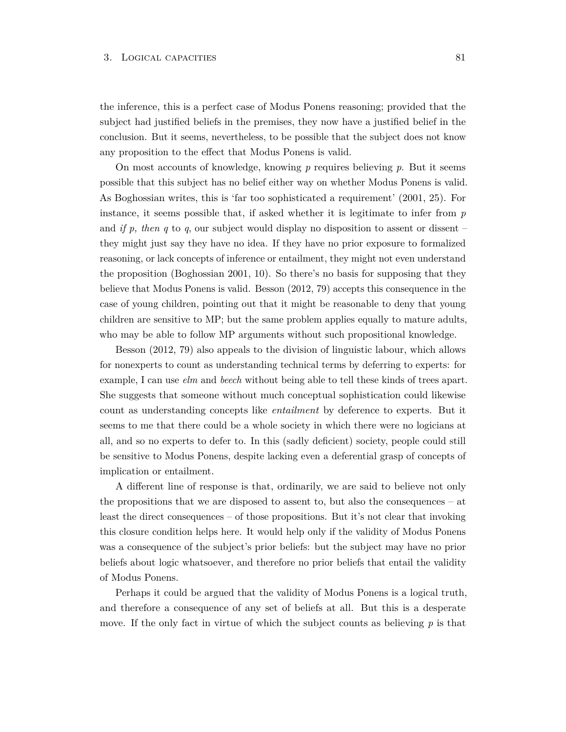the inference, this is a perfect case of Modus Ponens reasoning; provided that the subject had justified beliefs in the premises, they now have a justified belief in the conclusion. But it seems, nevertheless, to be possible that the subject does not know any proposition to the effect that Modus Ponens is valid.

On most accounts of knowledge, knowing *p* requires believing *p*. But it seems possible that this subject has no belief either way on whether Modus Ponens is valid. As Boghossian writes, this is 'far too sophisticated a requirement' (2001, 25). For instance, it seems possible that, if asked whether it is legitimate to infer from *p* and *if p, then q* to *q*, our subject would display no disposition to assent or dissent – they might just say they have no idea. If they have no prior exposure to formalized reasoning, or lack concepts of inference or entailment, they might not even understand the proposition (Boghossian 2001, 10). So there's no basis for supposing that they believe that Modus Ponens is valid. Besson (2012, 79) accepts this consequence in the case of young children, pointing out that it might be reasonable to deny that young children are sensitive to MP; but the same problem applies equally to mature adults, who may be able to follow MP arguments without such propositional knowledge.

Besson (2012, 79) also appeals to the division of linguistic labour, which allows for nonexperts to count as understanding technical terms by deferring to experts: for example, I can use *elm* and *beech* without being able to tell these kinds of trees apart. She suggests that someone without much conceptual sophistication could likewise count as understanding concepts like *entailment* by deference to experts. But it seems to me that there could be a whole society in which there were no logicians at all, and so no experts to defer to. In this (sadly deficient) society, people could still be sensitive to Modus Ponens, despite lacking even a deferential grasp of concepts of implication or entailment.

A different line of response is that, ordinarily, we are said to believe not only the propositions that we are disposed to assent to, but also the consequences – at least the direct consequences – of those propositions. But it's not clear that invoking this closure condition helps here. It would help only if the validity of Modus Ponens was a consequence of the subject's prior beliefs: but the subject may have no prior beliefs about logic whatsoever, and therefore no prior beliefs that entail the validity of Modus Ponens.

Perhaps it could be argued that the validity of Modus Ponens is a logical truth, and therefore a consequence of any set of beliefs at all. But this is a desperate move. If the only fact in virtue of which the subject counts as believing *p* is that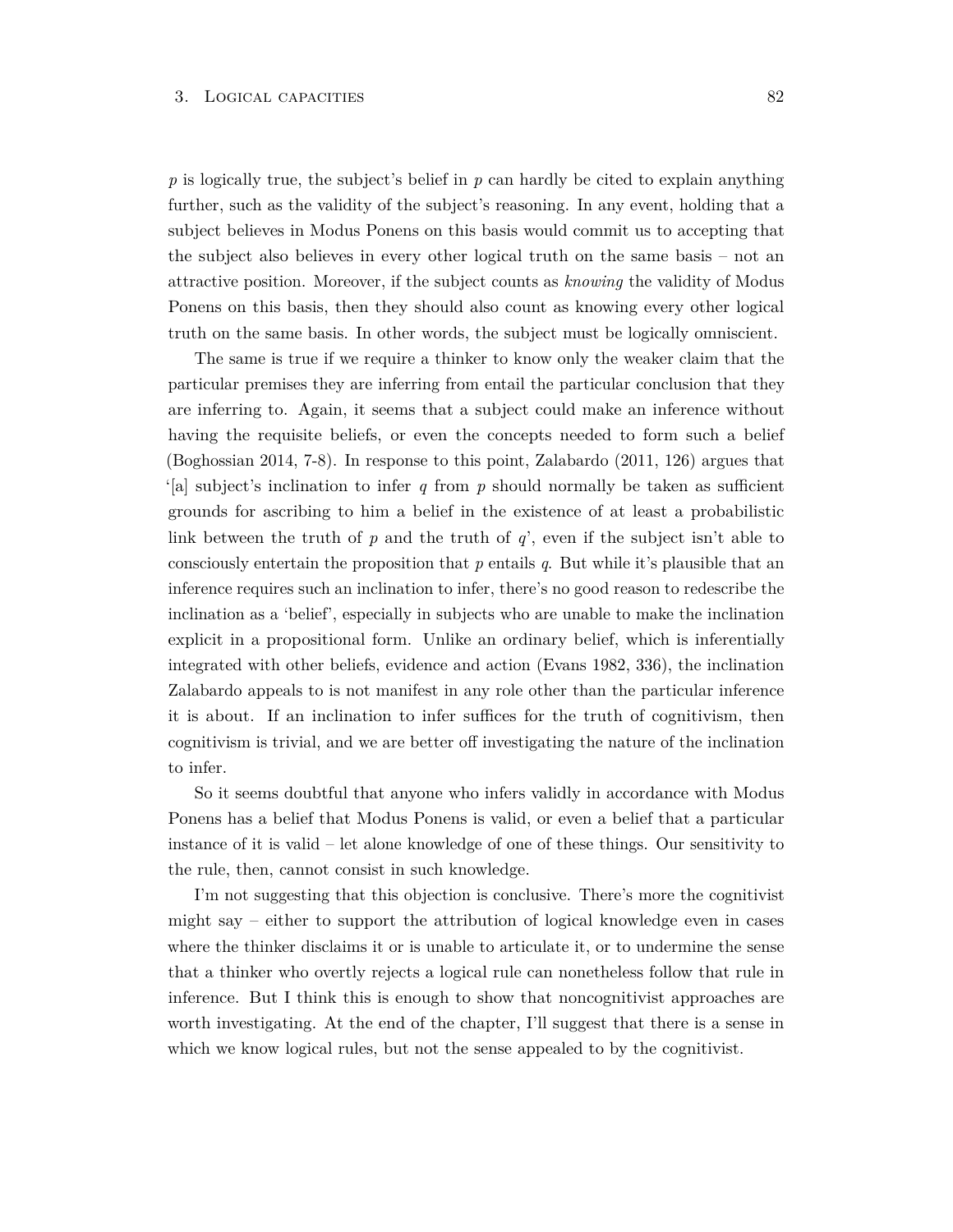$p$ is logically true, the subject's belief in $p$ can hardly be cited to explain anything further, such as the validity of the subject's reasoning. In any event, holding that a subject believes in Modus Ponens on this basis would commit us to accepting that the subject also believes in every other logical truth on the same basis – not an attractive position. Moreover, if the subject counts as *knowing* the validity of Modus Ponens on this basis, then they should also count as knowing every other logical truth on the same basis. In other words, the subject must be logically omniscient.

The same is true if we require a thinker to know only the weaker claim that the particular premises they are inferring from entail the particular conclusion that they are inferring to. Again, it seems that a subject could make an inference without having the requisite beliefs, or even the concepts needed to form such a belief (Boghossian 2014, 7-8). In response to this point, Zalabardo (2011, 126) argues that '[a] subject's inclination to infer $q$ from $p$ should normally be taken as sufficient grounds for ascribing to him a belief in the existence of at least a probabilistic link between the truth of $p$ and the truth of $q$', even if the subject isn't able to consciously entertain the proposition that $p$ entails $q$. But while it's plausible that an inference requires such an inclination to infer, there's no good reason to redescribe the inclination as a 'belief', especially in subjects who are unable to make the inclination explicit in a propositional form. Unlike an ordinary belief, which is inferentially integrated with other beliefs, evidence and action (Evans 1982, 336), the inclination Zalabardo appeals to is not manifest in any role other than the particular inference it is about. If an inclination to infer suffices for the truth of cognitivism, then cognitivism is trivial, and we are better off investigating the nature of the inclination to infer.

So it seems doubtful that anyone who infers validly in accordance with Modus Ponens has a belief that Modus Ponens is valid, or even a belief that a particular instance of it is valid – let alone knowledge of one of these things. Our sensitivity to the rule, then, cannot consist in such knowledge.

I'm not suggesting that this objection is conclusive. There's more the cognitivist might say – either to support the attribution of logical knowledge even in cases where the thinker disclaims it or is unable to articulate it, or to undermine the sense that a thinker who overtly rejects a logical rule can nonetheless follow that rule in inference. But I think this is enough to show that noncognitivist approaches are worth investigating. At the end of the chapter, I'll suggest that there is a sense in which we know logical rules, but not the sense appealed to by the cognitivist.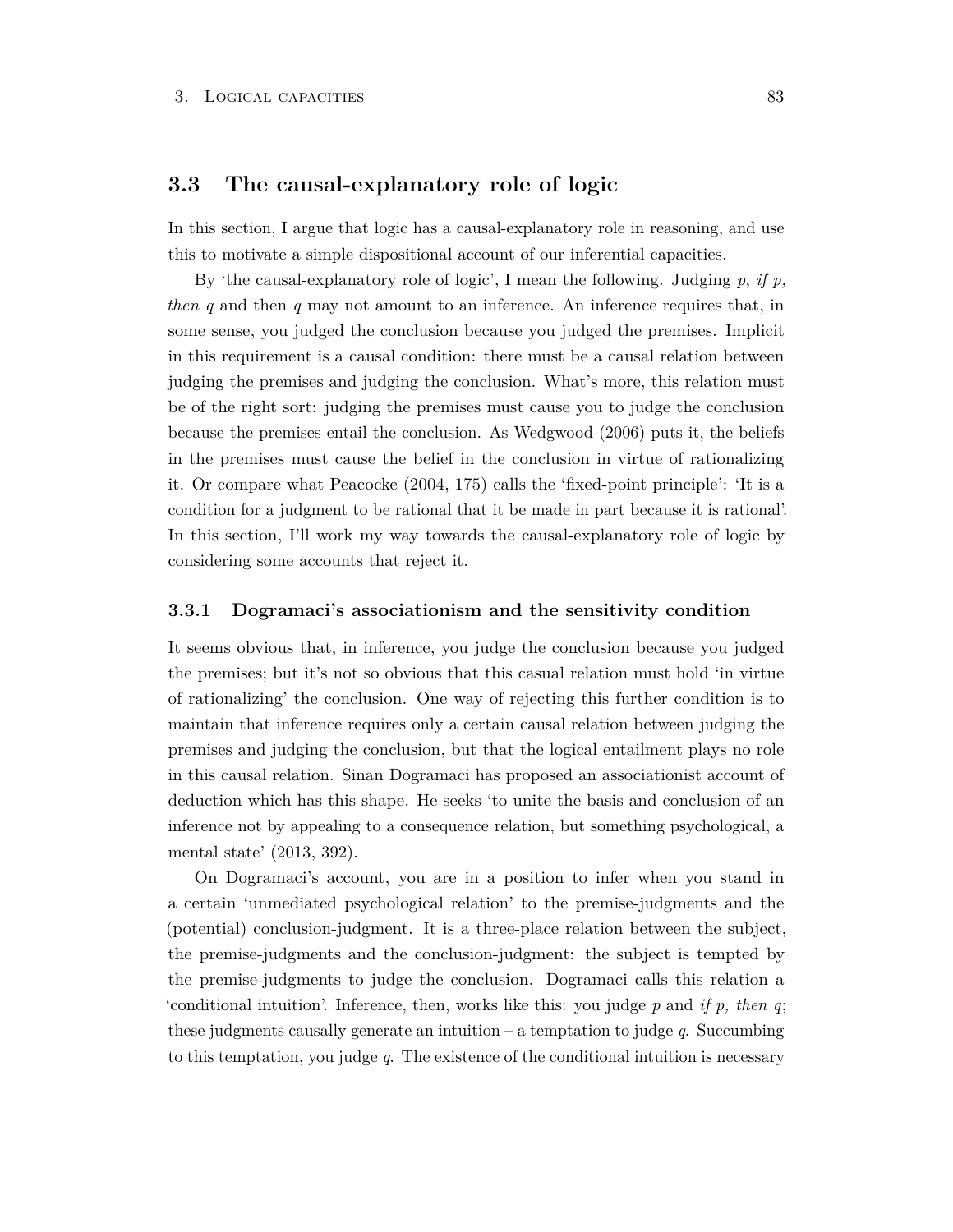## 3.3 The causal-explanatory role of logic

In this section, I argue that logic has a causal-explanatory role in reasoning, and use this to motivate a simple dispositional account of our inferential capacities.

By 'the causal-explanatory role of logic', I mean the following. Judging *p*, *if p, then q* and then *q* may not amount to an inference. An inference requires that, in some sense, you judged the conclusion because you judged the premises. Implicit in this requirement is a causal condition: there must be a causal relation between judging the premises and judging the conclusion. What's more, this relation must be of the right sort: judging the premises must cause you to judge the conclusion because the premises entail the conclusion. As Wedgwood (2006) puts it, the beliefs in the premises must cause the belief in the conclusion in virtue of rationalizing it. Or compare what Peacocke (2004, 175) calls the 'fixed-point principle': 'It is a condition for a judgment to be rational that it be made in part because it is rational'. In this section, I'll work my way towards the causal-explanatory role of logic by considering some accounts that reject it.

### 3.3.1 Dogramaci's associationism and the sensitivity condition

It seems obvious that, in inference, you judge the conclusion because you judged the premises; but it's not so obvious that this casual relation must hold 'in virtue of rationalizing' the conclusion. One way of rejecting this further condition is to maintain that inference requires only a certain causal relation between judging the premises and judging the conclusion, but that the logical entailment plays no role in this causal relation. Sinan Dogramaci has proposed an associationist account of deduction which has this shape. He seeks 'to unite the basis and conclusion of an inference not by appealing to a consequence relation, but something psychological, a mental state' (2013, 392).

On Dogramaci's account, you are in a position to infer when you stand in a certain 'unmediated psychological relation' to the premise-judgments and the (potential) conclusion-judgment. It is a three-place relation between the subject, the premise-judgments and the conclusion-judgment: the subject is tempted by the premise-judgments to judge the conclusion. Dogramaci calls this relation a 'conditional intuition'. Inference, then, works like this: you judge *p* and *if p, then q*; these judgments causally generate an intuition – a temptation to judge *q*. Succumbing to this temptation, you judge *q*. The existence of the conditional intuition is necessary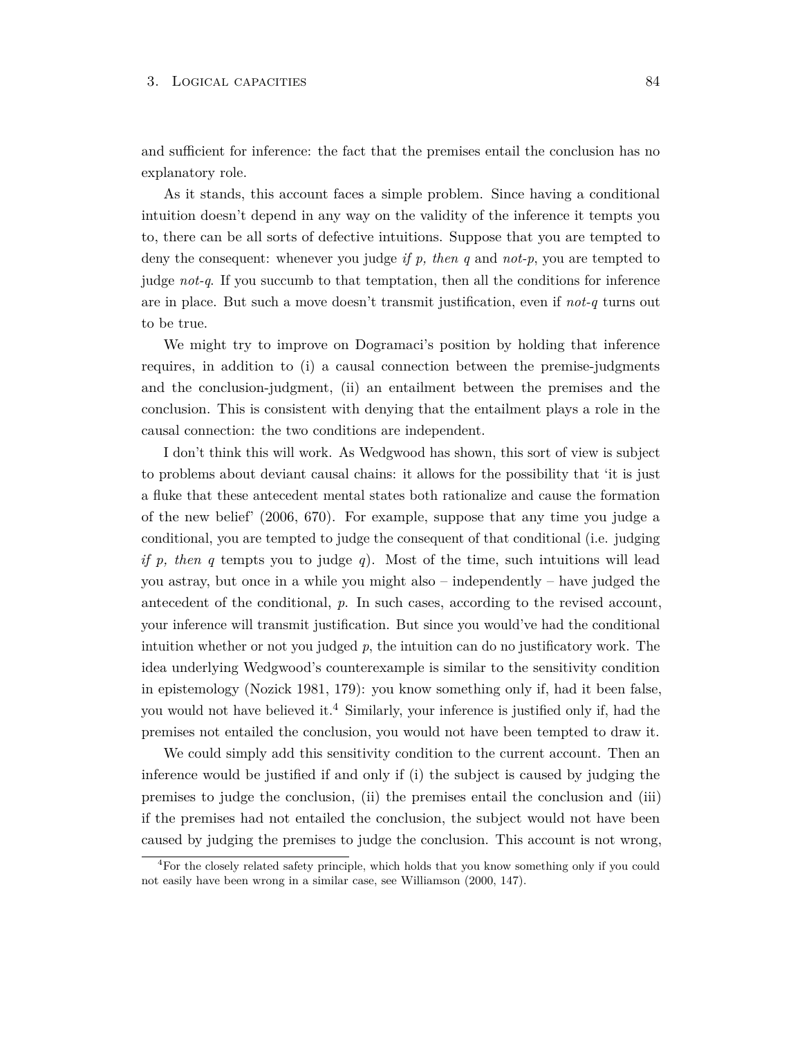and sufficient for inference: the fact that the premises entail the conclusion has no explanatory role.

As it stands, this account faces a simple problem. Since having a conditional intuition doesn't depend in any way on the validity of the inference it tempts you to, there can be all sorts of defective intuitions. Suppose that you are tempted to deny the consequent: whenever you judge *if p, then q* and *not-p*, you are tempted to judge *not-q*. If you succumb to that temptation, then all the conditions for inference are in place. But such a move doesn't transmit justification, even if *not-q* turns out to be true.

We might try to improve on Dogramaci's position by holding that inference requires, in addition to (i) a causal connection between the premise-judgments and the conclusion-judgment, (ii) an entailment between the premises and the conclusion. This is consistent with denying that the entailment plays a role in the causal connection: the two conditions are independent.

I don't think this will work. As Wedgwood has shown, this sort of view is subject to problems about deviant causal chains: it allows for the possibility that 'it is just a fluke that these antecedent mental states both rationalize and cause the formation of the new belief' (2006, 670). For example, suppose that any time you judge a conditional, you are tempted to judge the consequent of that conditional (i.e. judging *if p, then q* tempts you to judge *q*). Most of the time, such intuitions will lead you astray, but once in a while you might also – independently – have judged the antecedent of the conditional, *p*. In such cases, according to the revised account, your inference will transmit justification. But since you would've had the conditional intuition whether or not you judged *p*, the intuition can do no justificatory work. The idea underlying Wedgwood's counterexample is similar to the sensitivity condition in epistemology (Nozick 1981, 179): you know something only if, had it been false, you would not have believed it.[4] Similarly, your inference is justified only if, had the premises not entailed the conclusion, you would not have been tempted to draw it.

We could simply add this sensitivity condition to the current account. Then an inference would be justified if and only if (i) the subject is caused by judging the premises to judge the conclusion, (ii) the premises entail the conclusion and (iii) if the premises had not entailed the conclusion, the subject would not have been caused by judging the premises to judge the conclusion. This account is not wrong,

[4] For the closely related safety principle, which holds that you know something only if you could not easily have been wrong in a similar case, see Williamson (2000, 147).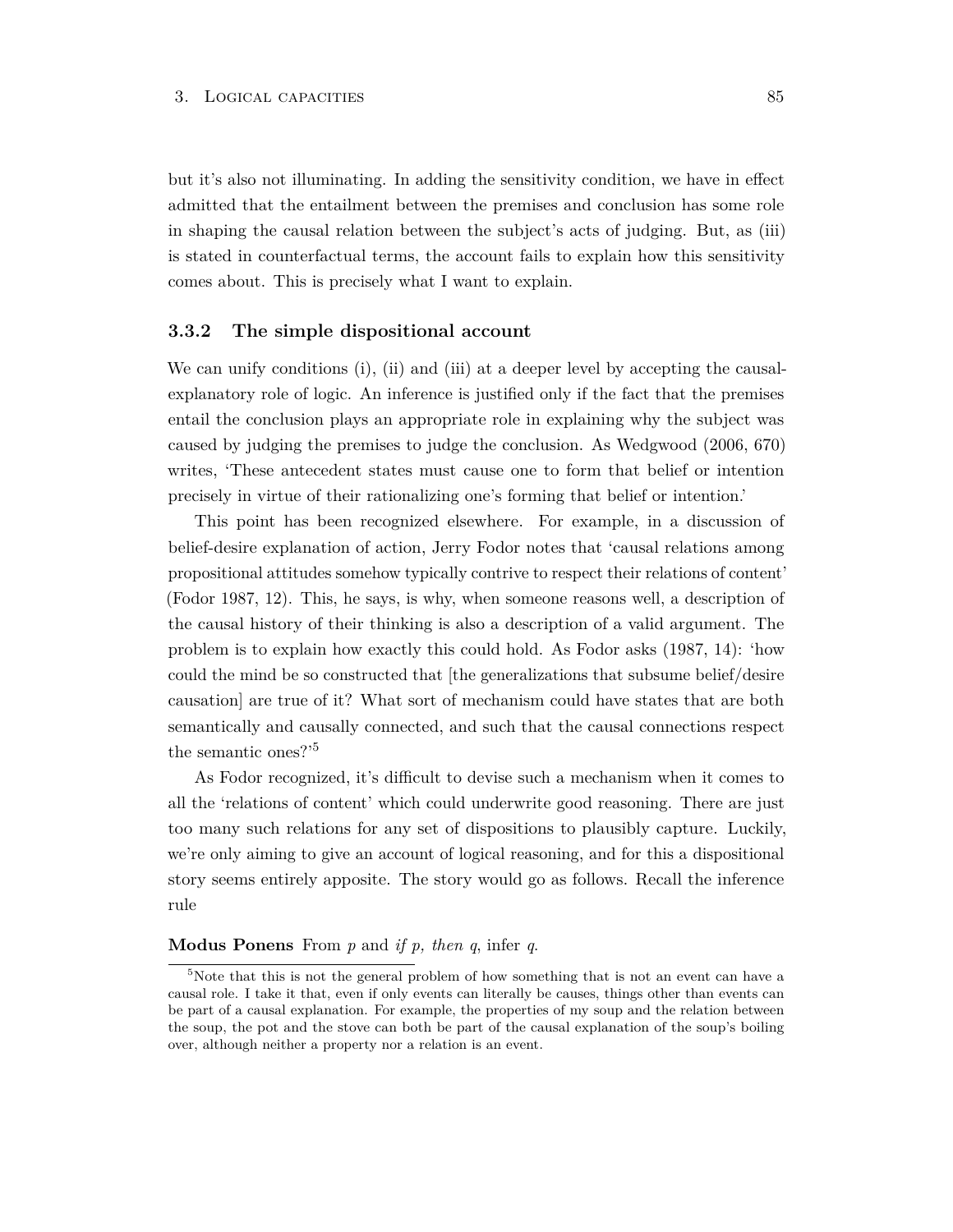but it's also not illuminating. In adding the sensitivity condition, we have in effect admitted that the entailment between the premises and conclusion has some role in shaping the causal relation between the subject's acts of judging. But, as (iii) is stated in counterfactual terms, the account fails to explain how this sensitivity comes about. This is precisely what I want to explain.

### 3.3.2 The simple dispositional account

We can unify conditions (i), (ii) and (iii) at a deeper level by accepting the causal-explanatory role of logic. An inference is justified only if the fact that the premises entail the conclusion plays an appropriate role in explaining why the subject was caused by judging the premises to judge the conclusion. As Wedgwood (2006, 670) writes, 'These antecedent states must cause one to form that belief or intention precisely in virtue of their rationalizing one's forming that belief or intention.'

This point has been recognized elsewhere. For example, in a discussion of belief-desire explanation of action, Jerry Fodor notes that 'causal relations among propositional attitudes somehow typically contrive to respect their relations of content' (Fodor 1987, 12). This, he says, is why, when someone reasons well, a description of the causal history of their thinking is also a description of a valid argument. The problem is to explain how exactly this could hold. As Fodor asks (1987, 14): 'how could the mind be so constructed that [the generalizations that subsume belief/desire causation] are true of it? What sort of mechanism could have states that are both semantically and causally connected, and such that the causal connections respect the semantic ones?'[5]

As Fodor recognized, it's difficult to devise such a mechanism when it comes to all the 'relations of content' which could underwrite good reasoning. There are just too many such relations for any set of dispositions to plausibly capture. Luckily, we're only aiming to give an account of logical reasoning, and for this a dispositional story seems entirely apposite. The story would go as follows. Recall the inference rule

**Modus Ponens** From *p* and *if p, then q*, infer *q*.

[5] Note that this is not the general problem of how something that is not an event can have a causal role. I take it that, even if only events can literally be causes, things other than events can be part of a causal explanation. For example, the properties of my soup and the relation between the soup, the pot and the stove can both be part of the causal explanation of the soup's boiling over, although neither a property nor a relation is an event.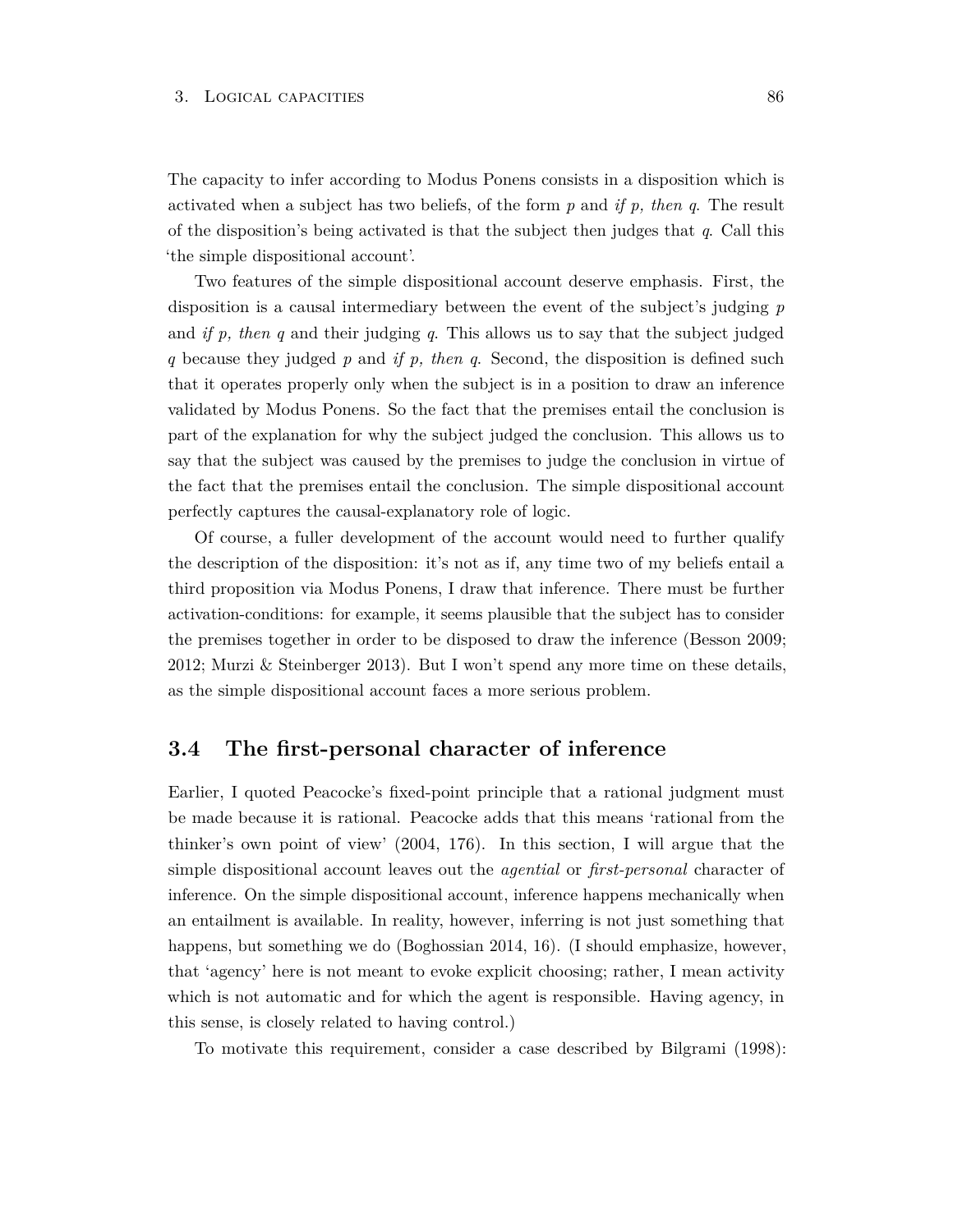The capacity to infer according to Modus Ponens consists in a disposition which is activated when a subject has two beliefs, of the form *p* and *if p, then q*. The result of the disposition's being activated is that the subject then judges that *q*. Call this 'the simple dispositional account'.

Two features of the simple dispositional account deserve emphasis. First, the disposition is a causal intermediary between the event of the subject's judging *p* and *if p, then q* and their judging *q*. This allows us to say that the subject judged *q* because they judged *p* and *if p, then q*. Second, the disposition is defined such that it operates properly only when the subject is in a position to draw an inference validated by Modus Ponens. So the fact that the premises entail the conclusion is part of the explanation for why the subject judged the conclusion. This allows us to say that the subject was caused by the premises to judge the conclusion in virtue of the fact that the premises entail the conclusion. The simple dispositional account perfectly captures the causal-explanatory role of logic.

Of course, a fuller development of the account would need to further qualify the description of the disposition: it's not as if, any time two of my beliefs entail a third proposition via Modus Ponens, I draw that inference. There must be further activation-conditions: for example, it seems plausible that the subject has to consider the premises together in order to be disposed to draw the inference (Besson 2009; 2012; Murzi & Steinberger 2013). But I won't spend any more time on these details, as the simple dispositional account faces a more serious problem.

## 3.4 The first-personal character of inference

Earlier, I quoted Peacocke's fixed-point principle that a rational judgment must be made because it is rational. Peacocke adds that this means 'rational from the thinker's own point of view' (2004, 176). In this section, I will argue that the simple dispositional account leaves out the *agential* or *first-personal* character of inference. On the simple dispositional account, inference happens mechanically when an entailment is available. In reality, however, inferring is not just something that happens, but something we do (Boghossian 2014, 16). (I should emphasize, however, that 'agency' here is not meant to evoke explicit choosing; rather, I mean activity which is not automatic and for which the agent is responsible. Having agency, in this sense, is closely related to having control.)

To motivate this requirement, consider a case described by Bilgrami (1998):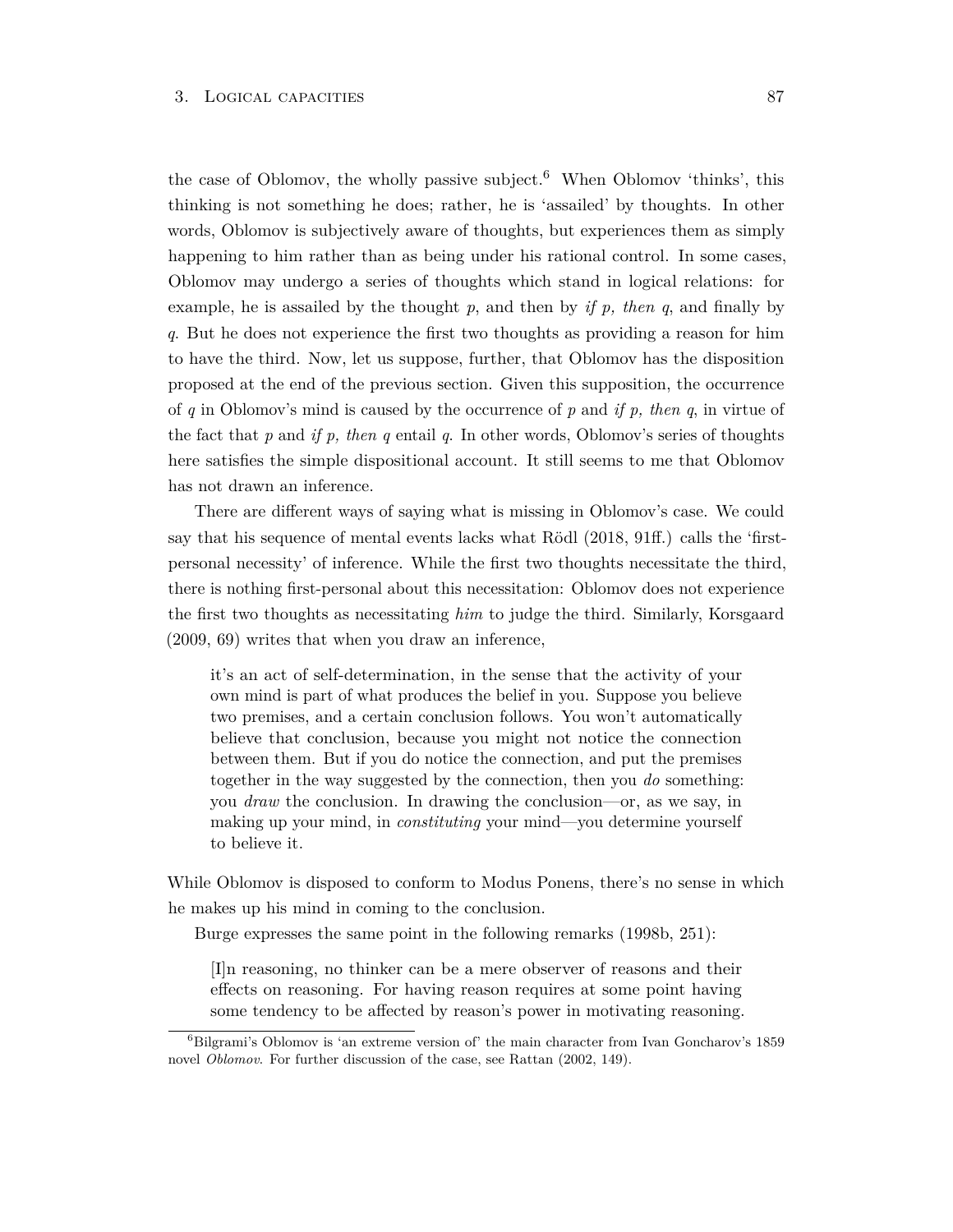the case of Oblomov, the wholly passive subject.[6] When Oblomov 'thinks', this thinking is not something he does; rather, he is 'assailed' by thoughts. In other words, Oblomov is subjectively aware of thoughts, but experiences them as simply happening to him rather than as being under his rational control. In some cases, Oblomov may undergo a series of thoughts which stand in logical relations: for example, he is assailed by the thought $p$, and then by *if $p$, then $q$*, and finally by $q$. But he does not experience the first two thoughts as providing a reason for him to have the third. Now, let us suppose, further, that Oblomov has the disposition proposed at the end of the previous section. Given this supposition, the occurrence of $q$ in Oblomov's mind is caused by the occurrence of $p$ and *if $p$, then $q$*, in virtue of the fact that $p$ and *if $p$, then $q$* entail $q$. In other words, Oblomov's series of thoughts here satisfies the simple dispositional account. It still seems to me that Oblomov has not drawn an inference.

There are different ways of saying what is missing in Oblomov's case. We could say that his sequence of mental events lacks what Rödl (2018, 91ff.) calls the 'first-personal necessity' of inference. While the first two thoughts necessitate the third, there is nothing first-personal about this necessitation: Oblomov does not experience the first two thoughts as necessitating *him* to judge the third. Similarly, Korsgaard (2009, 69) writes that when you draw an inference,

> it's an act of self-determination, in the sense that the activity of your own mind is part of what produces the belief in you. Suppose you believe two premises, and a certain conclusion follows. You won't automatically believe that conclusion, because you might not notice the connection between them. But if you do notice the connection, and put the premises together in the way suggested by the connection, then you *do* something: you *draw* the conclusion. In drawing the conclusion—or, as we say, in making up your mind, in *constituting* your mind—you determine yourself to believe it.

While Oblomov is disposed to conform to Modus Ponens, there's no sense in which he makes up his mind in coming to the conclusion.

Burge expresses the same point in the following remarks (1998b, 251):

> [I]n reasoning, no thinker can be a mere observer of reasons and their effects on reasoning. For having reason requires at some point having some tendency to be affected by reason's power in motivating reasoning.

[6] Bilgrami's Oblomov is 'an extreme version of' the main character from Ivan Goncharov's 1859 novel *Oblomov*. For further discussion of the case, see Rattan (2002, 149).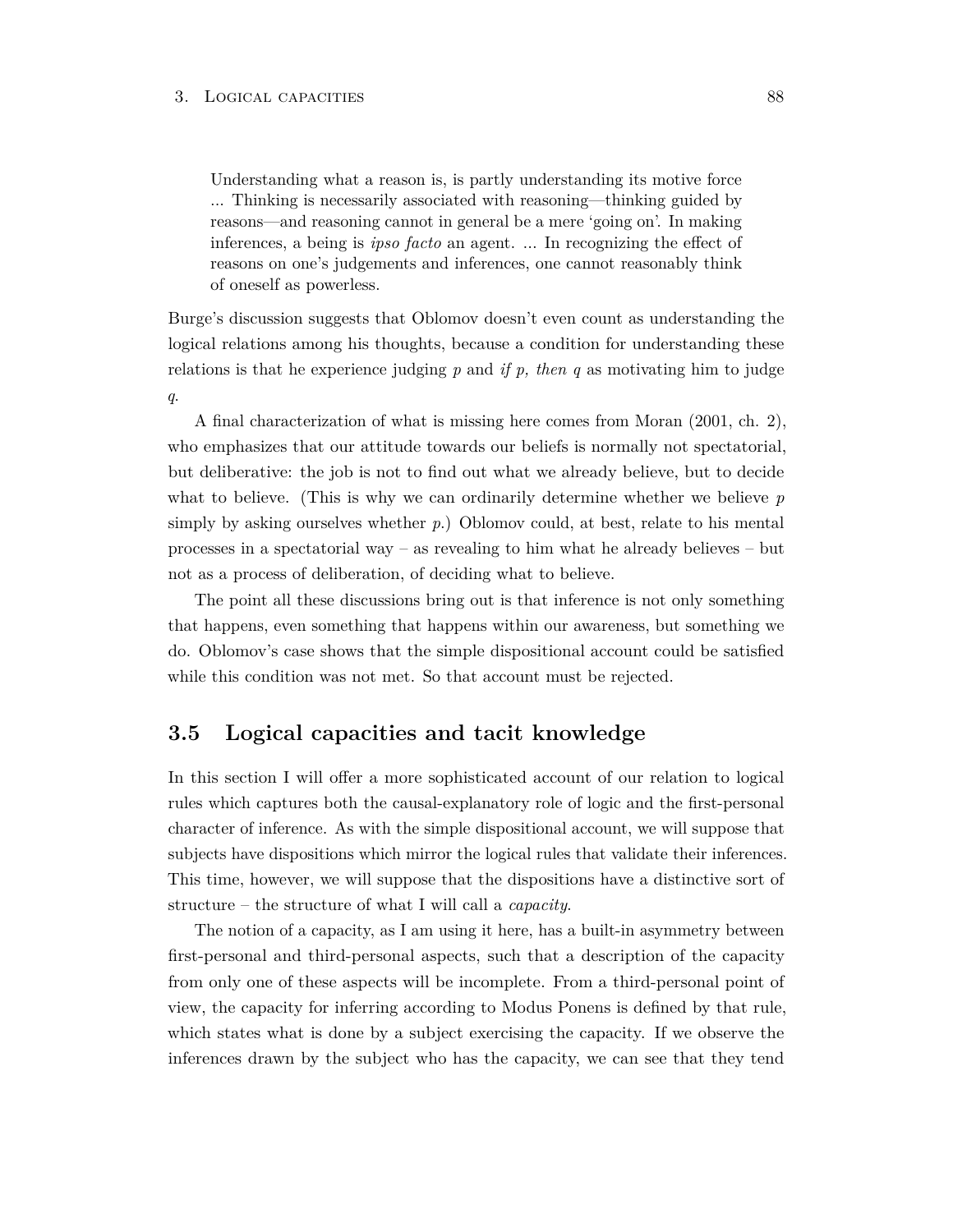> Understanding what a reason is, is partly understanding its motive force ... Thinking is necessarily associated with reasoning—thinking guided by reasons—and reasoning cannot in general be a mere 'going on'. In making inferences, a being is *ipso facto* an agent. ... In recognizing the effect of reasons on one's judgements and inferences, one cannot reasonably think of oneself as powerless.

Burge's discussion suggests that Oblomov doesn't even count as understanding the logical relations among his thoughts, because a condition for understanding these relations is that he experience judging $p$ and *if* $p$*, then* $q$ as motivating him to judge $q$.

A final characterization of what is missing here comes from Moran (2001, ch. 2), who emphasizes that our attitude towards our beliefs is normally not spectatorial, but deliberative: the job is not to find out what we already believe, but to decide what to believe. (This is why we can ordinarily determine whether we believe $p$ simply by asking ourselves whether $p$.) Oblomov could, at best, relate to his mental processes in a spectatorial way – as revealing to him what he already believes – but not as a process of deliberation, of deciding what to believe.

The point all these discussions bring out is that inference is not only something that happens, even something that happens within our awareness, but something we do. Oblomov's case shows that the simple dispositional account could be satisfied while this condition was not met. So that account must be rejected.

## 3.5 Logical capacities and tacit knowledge

In this section I will offer a more sophisticated account of our relation to logical rules which captures both the causal-explanatory role of logic and the first-personal character of inference. As with the simple dispositional account, we will suppose that subjects have dispositions which mirror the logical rules that validate their inferences. This time, however, we will suppose that the dispositions have a distinctive sort of structure – the structure of what I will call a *capacity*.

The notion of a capacity, as I am using it here, has a built-in asymmetry between first-personal and third-personal aspects, such that a description of the capacity from only one of these aspects will be incomplete. From a third-personal point of view, the capacity for inferring according to Modus Ponens is defined by that rule, which states what is done by a subject exercising the capacity. If we observe the inferences drawn by the subject who has the capacity, we can see that they tend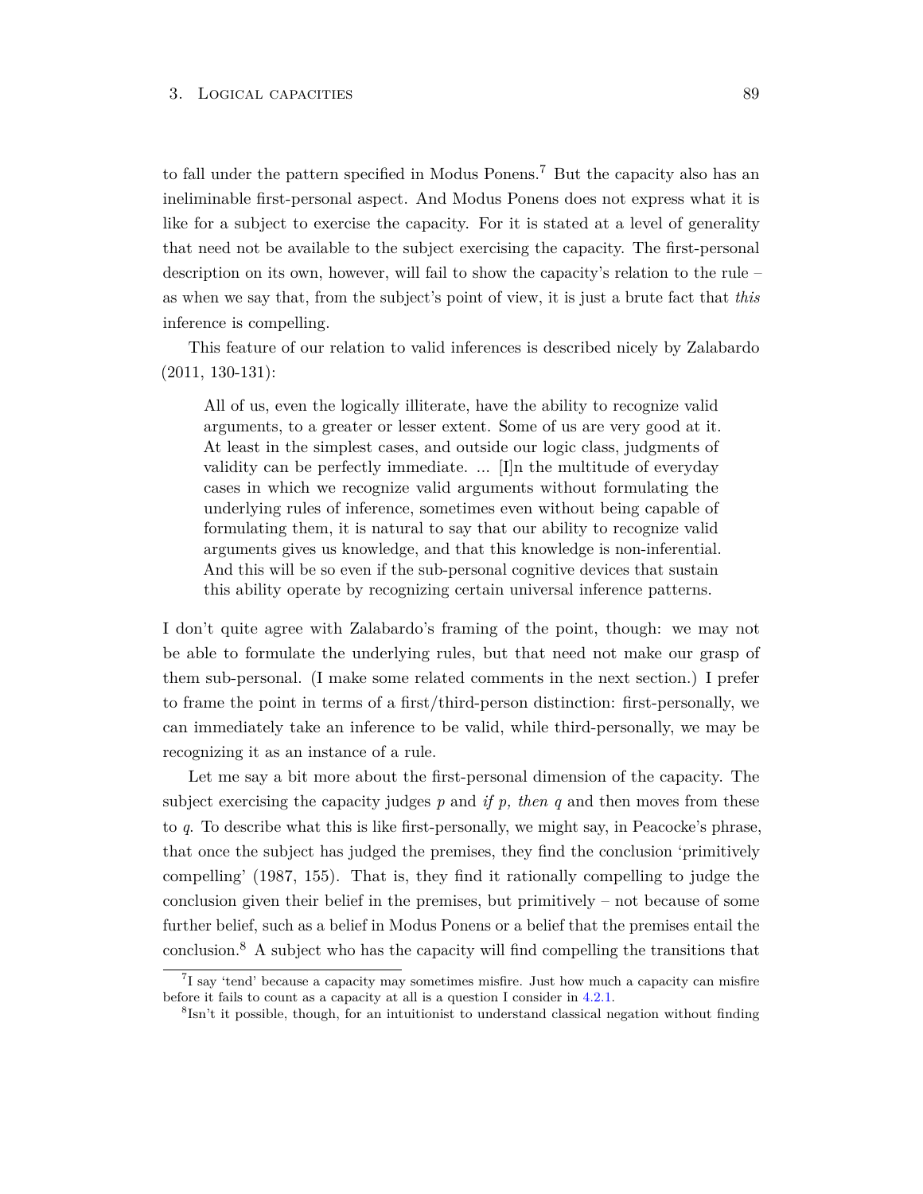to fall under the pattern specified in Modus Ponens.[7] But the capacity also has an ineliminable first-personal aspect. And Modus Ponens does not express what it is like for a subject to exercise the capacity. For it is stated at a level of generality that need not be available to the subject exercising the capacity. The first-personal description on its own, however, will fail to show the capacity's relation to the rule – as when we say that, from the subject's point of view, it is just a brute fact that *this* inference is compelling.

This feature of our relation to valid inferences is described nicely by Zalabardo (2011, 130-131):

> All of us, even the logically illiterate, have the ability to recognize valid arguments, to a greater or lesser extent. Some of us are very good at it. At least in the simplest cases, and outside our logic class, judgments of validity can be perfectly immediate. ... [I]n the multitude of everyday cases in which we recognize valid arguments without formulating the underlying rules of inference, sometimes even without being capable of formulating them, it is natural to say that our ability to recognize valid arguments gives us knowledge, and that this knowledge is non-inferential. And this will be so even if the sub-personal cognitive devices that sustain this ability operate by recognizing certain universal inference patterns.

I don't quite agree with Zalabardo's framing of the point, though: we may not be able to formulate the underlying rules, but that need not make our grasp of them sub-personal. (I make some related comments in the next section.) I prefer to frame the point in terms of a first/third-person distinction: first-personally, we can immediately take an inference to be valid, while third-personally, we may be recognizing it as an instance of a rule.

Let me say a bit more about the first-personal dimension of the capacity. The subject exercising the capacity judges *p* and *if p, then q* and then moves from these to *q*. To describe what this is like first-personally, we might say, in Peacocke's phrase, that once the subject has judged the premises, they find the conclusion 'primitively compelling' (1987, 155). That is, they find it rationally compelling to judge the conclusion given their belief in the premises, but primitively – not because of some further belief, such as a belief in Modus Ponens or a belief that the premises entail the conclusion.[8] A subject who has the capacity will find compelling the transitions that

[7] I say 'tend' because a capacity may sometimes misfire. Just how much a capacity can misfire before it fails to count as a capacity at all is a question I consider in 4.2.1.

[8] Isn't it possible, though, for an intuitionist to understand classical negation without finding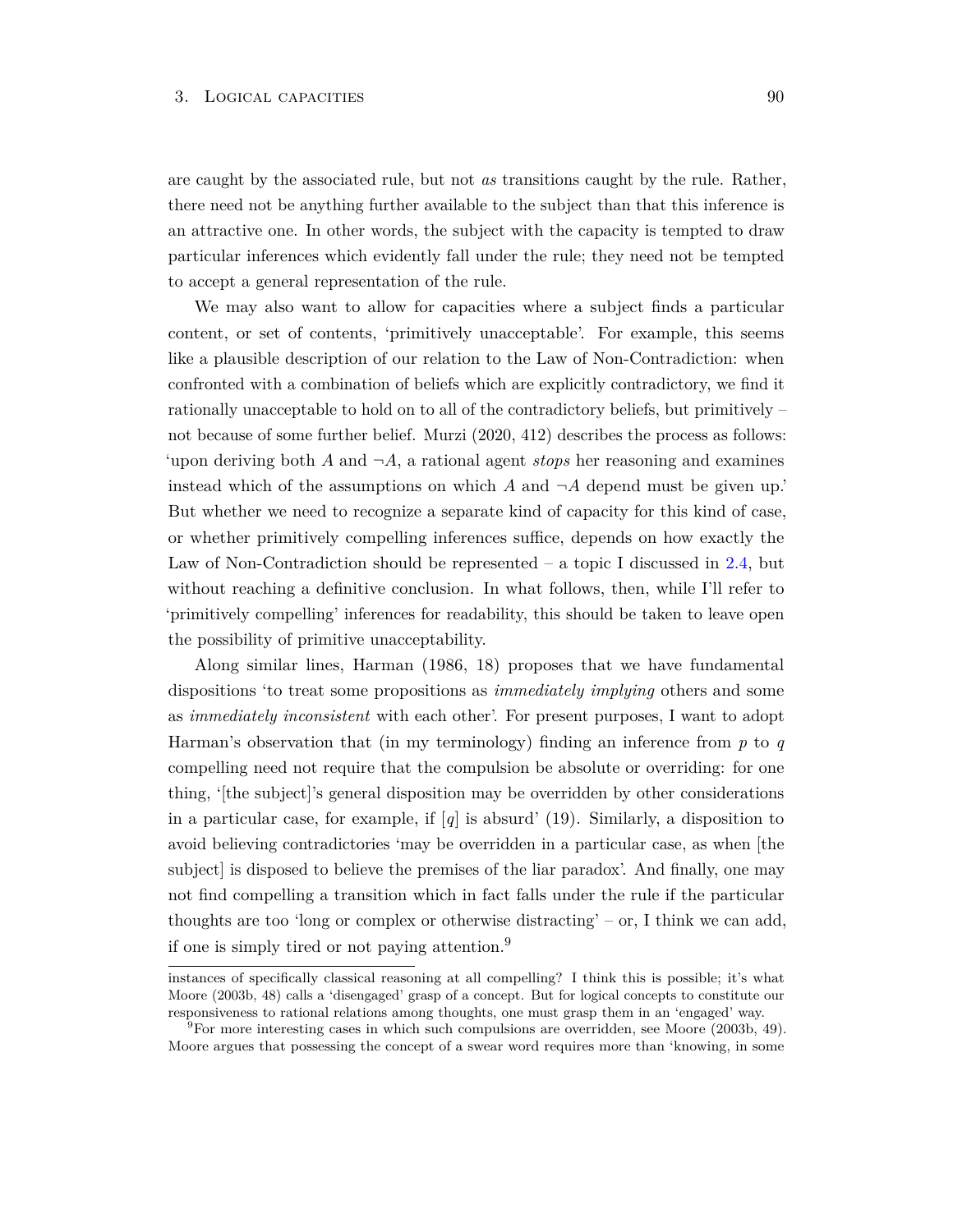are caught by the associated rule, but not *as* transitions caught by the rule. Rather, there need not be anything further available to the subject than that this inference is an attractive one. In other words, the subject with the capacity is tempted to draw particular inferences which evidently fall under the rule; they need not be tempted to accept a general representation of the rule.

We may also want to allow for capacities where a subject finds a particular content, or set of contents, 'primitively unacceptable'. For example, this seems like a plausible description of our relation to the Law of Non-Contradiction: when confronted with a combination of beliefs which are explicitly contradictory, we find it rationally unacceptable to hold on to all of the contradictory beliefs, but primitively – not because of some further belief. Murzi (2020, 412) describes the process as follows: 'upon deriving both $A$ and $\neg A$, a rational agent *stops* her reasoning and examines instead which of the assumptions on which $A$ and $\neg A$ depend must be given up.' But whether we need to recognize a separate kind of capacity for this kind of case, or whether primitively compelling inferences suffice, depends on how exactly the Law of Non-Contradiction should be represented – a topic I discussed in 2.4, but without reaching a definitive conclusion. In what follows, then, while I'll refer to 'primitively compelling' inferences for readability, this should be taken to leave open the possibility of primitive unacceptability.

Along similar lines, Harman (1986, 18) proposes that we have fundamental dispositions 'to treat some propositions as *immediately implying* others and some as *immediately inconsistent* with each other'. For present purposes, I want to adopt Harman's observation that (in my terminology) finding an inference from $p$ to $q$ compelling need not require that the compulsion be absolute or overriding: for one thing, '[the subject]'s general disposition may be overridden by other considerations in a particular case, for example, if [$q$] is absurd' (19). Similarly, a disposition to avoid believing contradictories 'may be overridden in a particular case, as when [the subject] is disposed to believe the premises of the liar paradox'. And finally, one may not find compelling a transition which in fact falls under the rule if the particular thoughts are too 'long or complex or otherwise distracting' – or, I think we can add, if one is simply tired or not paying attention.[9]

---

instances of specifically classical reasoning at all compelling? I think this is possible; it's what Moore (2003b, 48) calls a 'disengaged' grasp of a concept. But for logical concepts to constitute our responsiveness to rational relations among thoughts, one must grasp them in an 'engaged' way.

[9]For more interesting cases in which such compulsions are overridden, see Moore (2003b, 49). Moore argues that possessing the concept of a swear word requires more than 'knowing, in some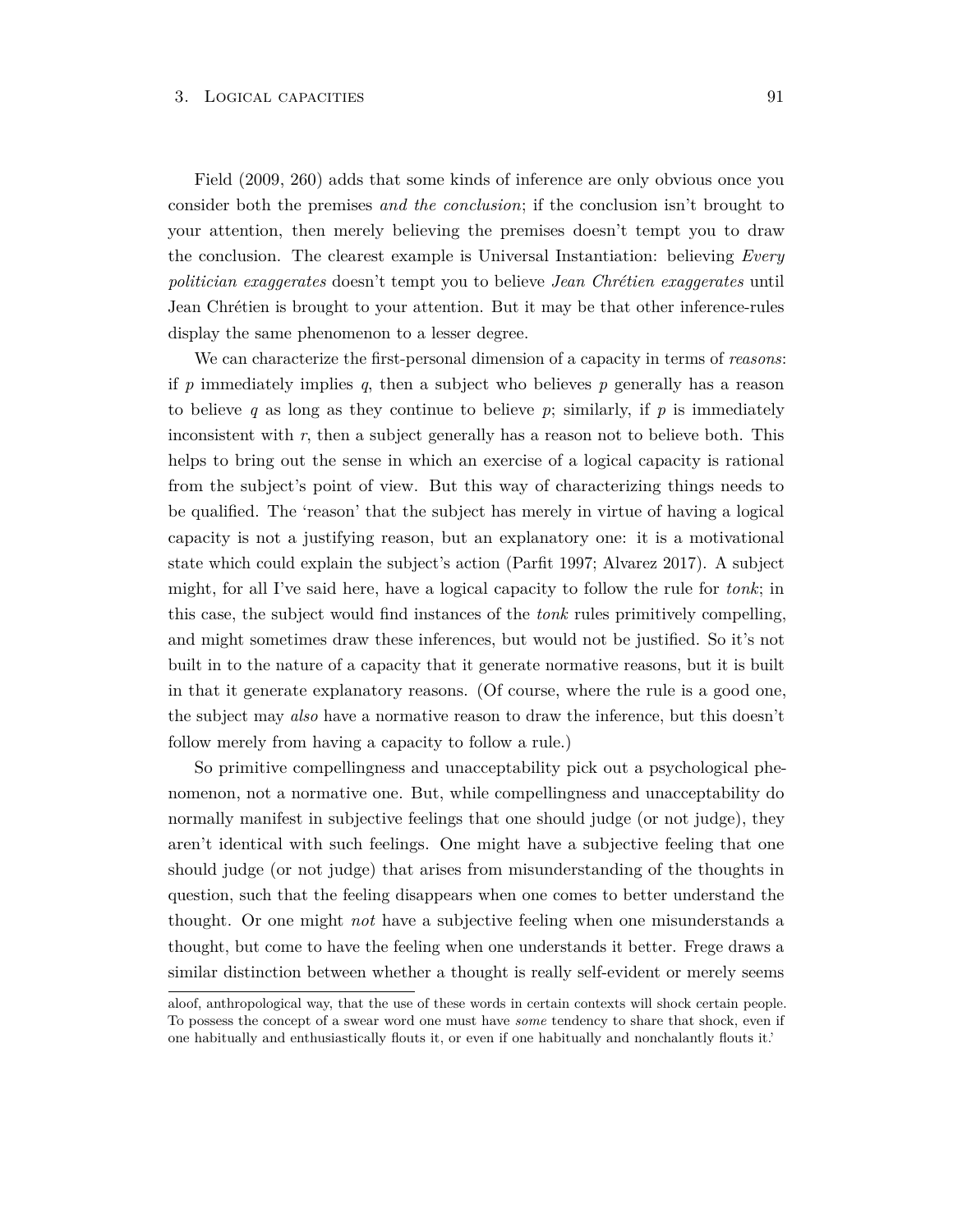Field (2009, 260) adds that some kinds of inference are only obvious once you consider both the premises *and the conclusion*; if the conclusion isn't brought to your attention, then merely believing the premises doesn't tempt you to draw the conclusion. The clearest example is Universal Instantiation: believing *Every politician exaggerates* doesn't tempt you to believe *Jean Chrétien exaggerates* until Jean Chrétien is brought to your attention. But it may be that other inference-rules display the same phenomenon to a lesser degree.

We can characterize the first-personal dimension of a capacity in terms of *reasons*: if $p$ immediately implies $q$, then a subject who believes $p$ generally has a reason to believe $q$ as long as they continue to believe $p$; similarly, if $p$ is immediately inconsistent with $r$, then a subject generally has a reason not to believe both. This helps to bring out the sense in which an exercise of a logical capacity is rational from the subject's point of view. But this way of characterizing things needs to be qualified. The 'reason' that the subject has merely in virtue of having a logical capacity is not a justifying reason, but an explanatory one: it is a motivational state which could explain the subject's action (Parfit 1997; Alvarez 2017). A subject might, for all I've said here, have a logical capacity to follow the rule for *tonk*; in this case, the subject would find instances of the *tonk* rules primitively compelling, and might sometimes draw these inferences, but would not be justified. So it's not built in to the nature of a capacity that it generate normative reasons, but it is built in that it generate explanatory reasons. (Of course, where the rule is a good one, the subject may *also* have a normative reason to draw the inference, but this doesn't follow merely from having a capacity to follow a rule.)

So primitive compellingness and unacceptability pick out a psychological phenomenon, not a normative one. But, while compellingness and unacceptability do normally manifest in subjective feelings that one should judge (or not judge), they aren't identical with such feelings. One might have a subjective feeling that one should judge (or not judge) that arises from misunderstanding of the thoughts in question, such that the feeling disappears when one comes to better understand the thought. Or one might *not* have a subjective feeling when one misunderstands a thought, but come to have the feeling when one understands it better. Frege draws a similar distinction between whether a thought is really self-evident or merely seems

aloof, anthropological way, that the use of these words in certain contexts will shock certain people. To possess the concept of a swear word one must have *some* tendency to share that shock, even if one habitually and enthusiastically flouts it, or even if one habitually and nonchalantly flouts it.'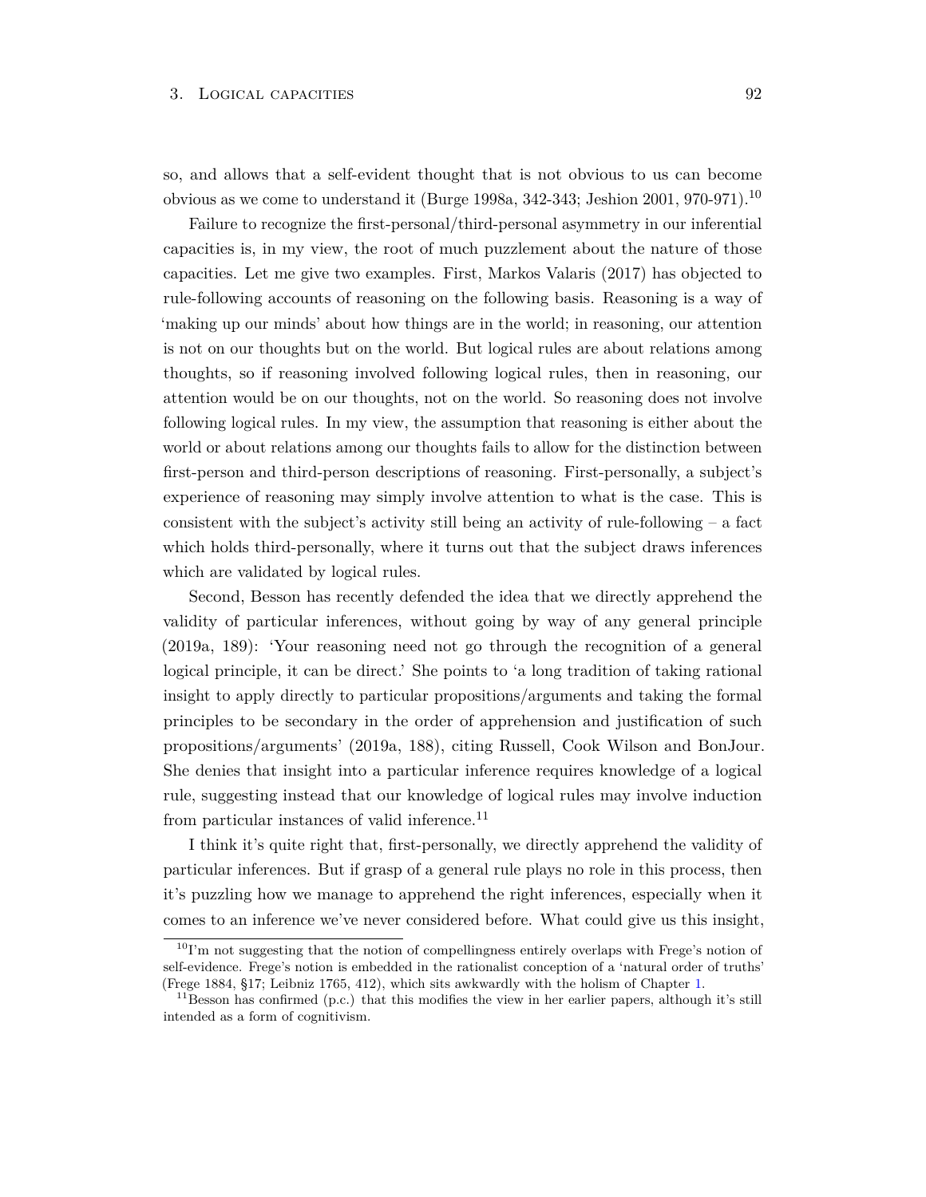so, and allows that a self-evident thought that is not obvious to us can become obvious as we come to understand it (Burge 1998a, 342-343; Jeshion 2001, 970-971).[10]

Failure to recognize the first-personal/third-personal asymmetry in our inferential capacities is, in my view, the root of much puzzlement about the nature of those capacities. Let me give two examples. First, Markos Valaris (2017) has objected to rule-following accounts of reasoning on the following basis. Reasoning is a way of 'making up our minds' about how things are in the world; in reasoning, our attention is not on our thoughts but on the world. But logical rules are about relations among thoughts, so if reasoning involved following logical rules, then in reasoning, our attention would be on our thoughts, not on the world. So reasoning does not involve following logical rules. In my view, the assumption that reasoning is either about the world or about relations among our thoughts fails to allow for the distinction between first-person and third-person descriptions of reasoning. First-personally, a subject's experience of reasoning may simply involve attention to what is the case. This is consistent with the subject's activity still being an activity of rule-following – a fact which holds third-personally, where it turns out that the subject draws inferences which are validated by logical rules.

Second, Besson has recently defended the idea that we directly apprehend the validity of particular inferences, without going by way of any general principle (2019a, 189): 'Your reasoning need not go through the recognition of a general logical principle, it can be direct.' She points to 'a long tradition of taking rational insight to apply directly to particular propositions/arguments and taking the formal principles to be secondary in the order of apprehension and justification of such propositions/arguments' (2019a, 188), citing Russell, Cook Wilson and BonJour. She denies that insight into a particular inference requires knowledge of a logical rule, suggesting instead that our knowledge of logical rules may involve induction from particular instances of valid inference.[11]

I think it's quite right that, first-personally, we directly apprehend the validity of particular inferences. But if grasp of a general rule plays no role in this process, then it's puzzling how we manage to apprehend the right inferences, especially when it comes to an inference we've never considered before. What could give us this insight,

[10] I'm not suggesting that the notion of compellingness entirely overlaps with Frege's notion of self-evidence. Frege's notion is embedded in the rationalist conception of a 'natural order of truths' (Frege 1884, §17; Leibniz 1765, 412), which sits awkwardly with the holism of Chapter 1.

[11] Besson has confirmed (p.c.) that this modifies the view in her earlier papers, although it's still intended as a form of cognitivism.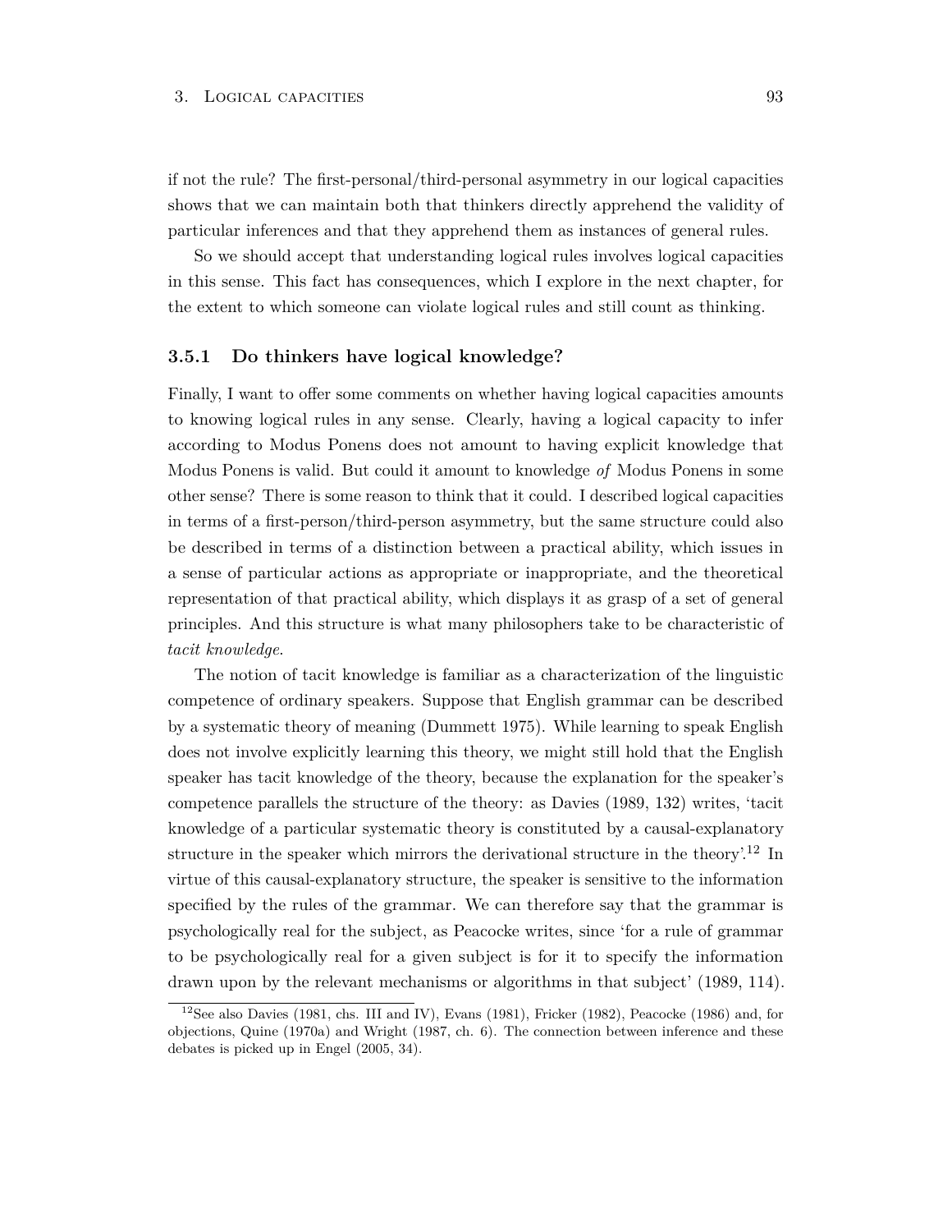if not the rule? The first-personal/third-personal asymmetry in our logical capacities shows that we can maintain both that thinkers directly apprehend the validity of particular inferences and that they apprehend them as instances of general rules.

So we should accept that understanding logical rules involves logical capacities in this sense. This fact has consequences, which I explore in the next chapter, for the extent to which someone can violate logical rules and still count as thinking.

### 3.5.1 Do thinkers have logical knowledge?

Finally, I want to offer some comments on whether having logical capacities amounts to knowing logical rules in any sense. Clearly, having a logical capacity to infer according to Modus Ponens does not amount to having explicit knowledge that Modus Ponens is valid. But could it amount to knowledge *of* Modus Ponens in some other sense? There is some reason to think that it could. I described logical capacities in terms of a first-person/third-person asymmetry, but the same structure could also be described in terms of a distinction between a practical ability, which issues in a sense of particular actions as appropriate or inappropriate, and the theoretical representation of that practical ability, which displays it as grasp of a set of general principles. And this structure is what many philosophers take to be characteristic of *tacit knowledge*.

The notion of tacit knowledge is familiar as a characterization of the linguistic competence of ordinary speakers. Suppose that English grammar can be described by a systematic theory of meaning (Dummett 1975). While learning to speak English does not involve explicitly learning this theory, we might still hold that the English speaker has tacit knowledge of the theory, because the explanation for the speaker's competence parallels the structure of the theory: as Davies (1989, 132) writes, 'tacit knowledge of a particular systematic theory is constituted by a causal-explanatory structure in the speaker which mirrors the derivational structure in the theory'.[12] In virtue of this causal-explanatory structure, the speaker is sensitive to the information specified by the rules of the grammar. We can therefore say that the grammar is psychologically real for the subject, as Peacocke writes, since 'for a rule of grammar to be psychologically real for a given subject is for it to specify the information drawn upon by the relevant mechanisms or algorithms in that subject' (1989, 114).

[12] See also Davies (1981, chs. III and IV), Evans (1981), Fricker (1982), Peacocke (1986) and, for objections, Quine (1970a) and Wright (1987, ch. 6). The connection between inference and these debates is picked up in Engel (2005, 34).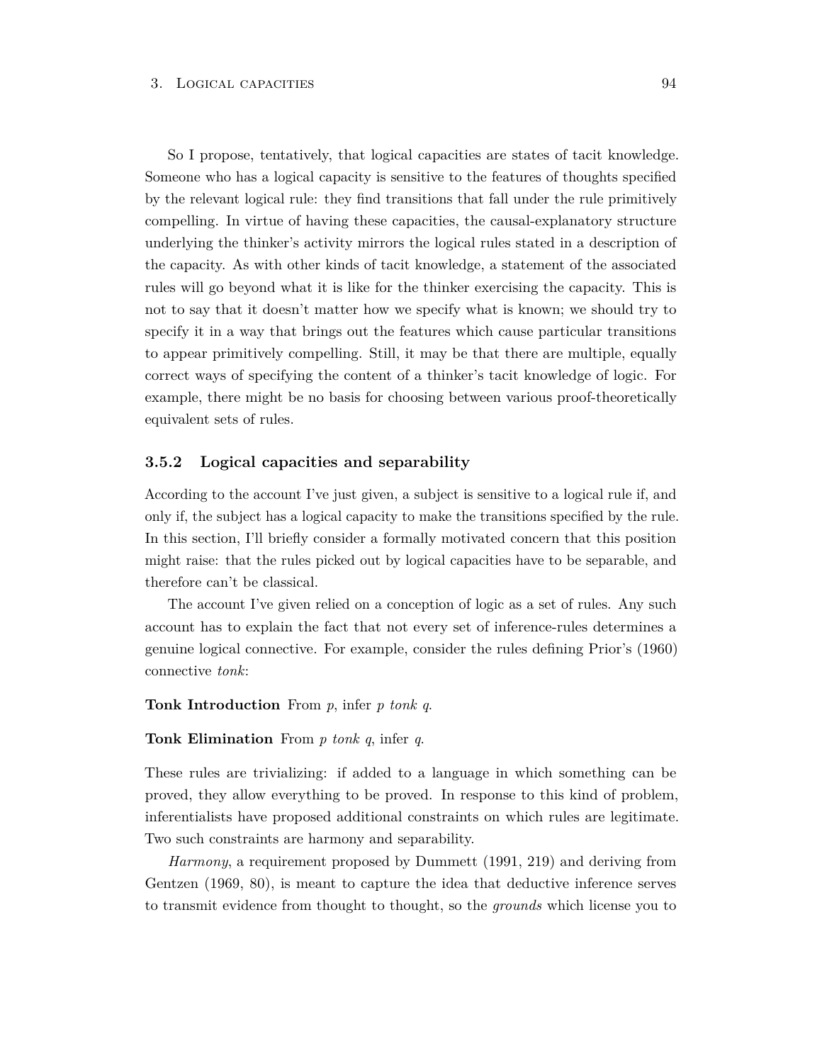So I propose, tentatively, that logical capacities are states of tacit knowledge. Someone who has a logical capacity is sensitive to the features of thoughts specified by the relevant logical rule: they find transitions that fall under the rule primitively compelling. In virtue of having these capacities, the causal-explanatory structure underlying the thinker's activity mirrors the logical rules stated in a description of the capacity. As with other kinds of tacit knowledge, a statement of the associated rules will go beyond what it is like for the thinker exercising the capacity. This is not to say that it doesn't matter how we specify what is known; we should try to specify it in a way that brings out the features which cause particular transitions to appear primitively compelling. Still, it may be that there are multiple, equally correct ways of specifying the content of a thinker's tacit knowledge of logic. For example, there might be no basis for choosing between various proof-theoretically equivalent sets of rules.

### 3.5.2 Logical capacities and separability

According to the account I've just given, a subject is sensitive to a logical rule if, and only if, the subject has a logical capacity to make the transitions specified by the rule. In this section, I'll briefly consider a formally motivated concern that this position might raise: that the rules picked out by logical capacities have to be separable, and therefore can't be classical.

The account I've given relied on a conception of logic as a set of rules. Any such account has to explain the fact that not every set of inference-rules determines a genuine logical connective. For example, consider the rules defining Prior's (1960) connective *tonk*:

**Tonk Introduction** From *p*, infer *p tonk q*.

**Tonk Elimination** From *p tonk q*, infer *q*.

These rules are trivializing: if added to a language in which something can be proved, they allow everything to be proved. In response to this kind of problem, inferentialists have proposed additional constraints on which rules are legitimate. Two such constraints are harmony and separability.

*Harmony*, a requirement proposed by Dummett (1991, 219) and deriving from Gentzen (1969, 80), is meant to capture the idea that deductive inference serves to transmit evidence from thought to thought, so the *grounds* which license you to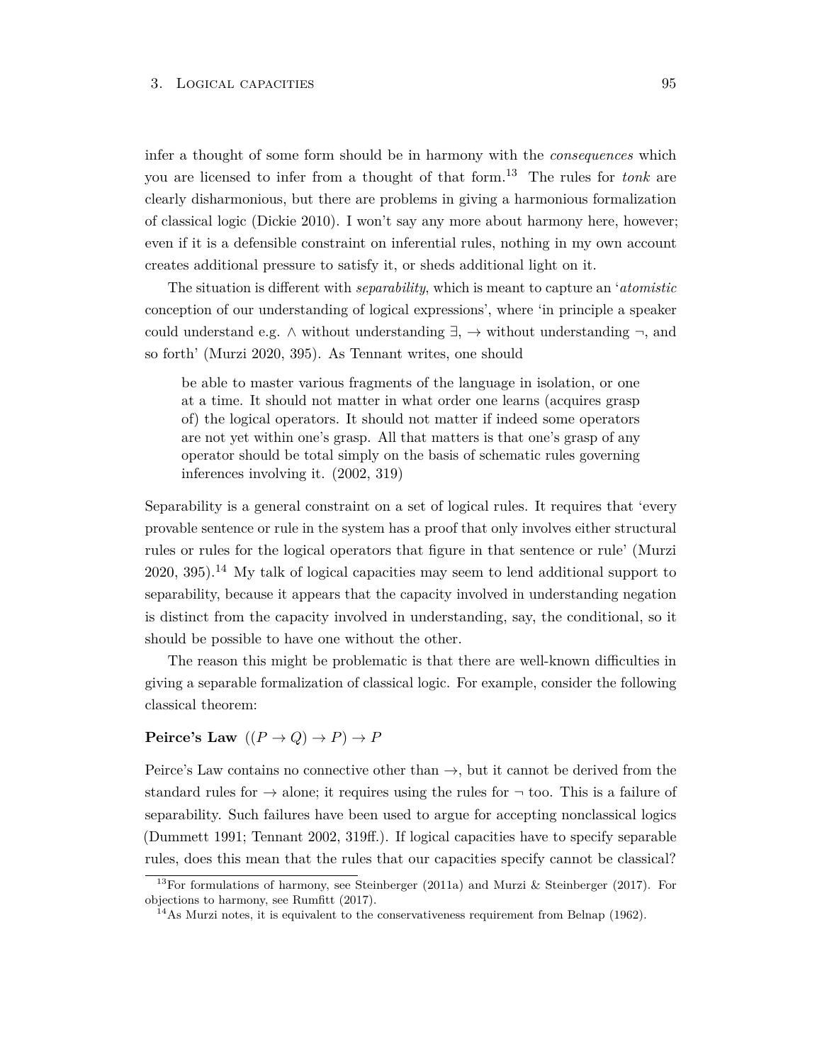infer a thought of some form should be in harmony with the *consequences* which you are licensed to infer from a thought of that form.[13] The rules for *tonk* are clearly disharmonious, but there are problems in giving a harmonious formalization of classical logic (Dickie 2010). I won't say any more about harmony here, however; even if it is a defensible constraint on inferential rules, nothing in my own account creates additional pressure to satisfy it, or sheds additional light on it.

The situation is different with *separability*, which is meant to capture an '*atomistic* conception of our understanding of logical expressions', where 'in principle a speaker could understand e.g. $\wedge$ without understanding $\exists$, $\rightarrow$ without understanding $\neg$, and so forth' (Murzi 2020, 395). As Tennant writes, one should

> be able to master various fragments of the language in isolation, or one at a time. It should not matter in what order one learns (acquires grasp of) the logical operators. It should not matter if indeed some operators are not yet within one's grasp. All that matters is that one's grasp of any operator should be total simply on the basis of schematic rules governing inferences involving it. (2002, 319)

Separability is a general constraint on a set of logical rules. It requires that 'every provable sentence or rule in the system has a proof that only involves either structural rules or rules for the logical operators that figure in that sentence or rule' (Murzi 2020, 395).[14] My talk of logical capacities may seem to lend additional support to separability, because it appears that the capacity involved in understanding negation is distinct from the capacity involved in understanding, say, the conditional, so it should be possible to have one without the other.

The reason this might be problematic is that there are well-known difficulties in giving a separable formalization of classical logic. For example, consider the following classical theorem:

**Peirce's Law** $((P \rightarrow Q) \rightarrow P) \rightarrow P$

Peirce's Law contains no connective other than $\rightarrow$, but it cannot be derived from the standard rules for $\rightarrow$ alone; it requires using the rules for $\neg$ too. This is a failure of separability. Such failures have been used to argue for accepting nonclassical logics (Dummett 1991; Tennant 2002, 319ff.). If logical capacities have to specify separable rules, does this mean that the rules that our capacities specify cannot be classical?

[13] For formulations of harmony, see Steinberger (2011a) and Murzi & Steinberger (2017). For objections to harmony, see Rumfitt (2017).

[14] As Murzi notes, it is equivalent to the conservativeness requirement from Belnap (1962).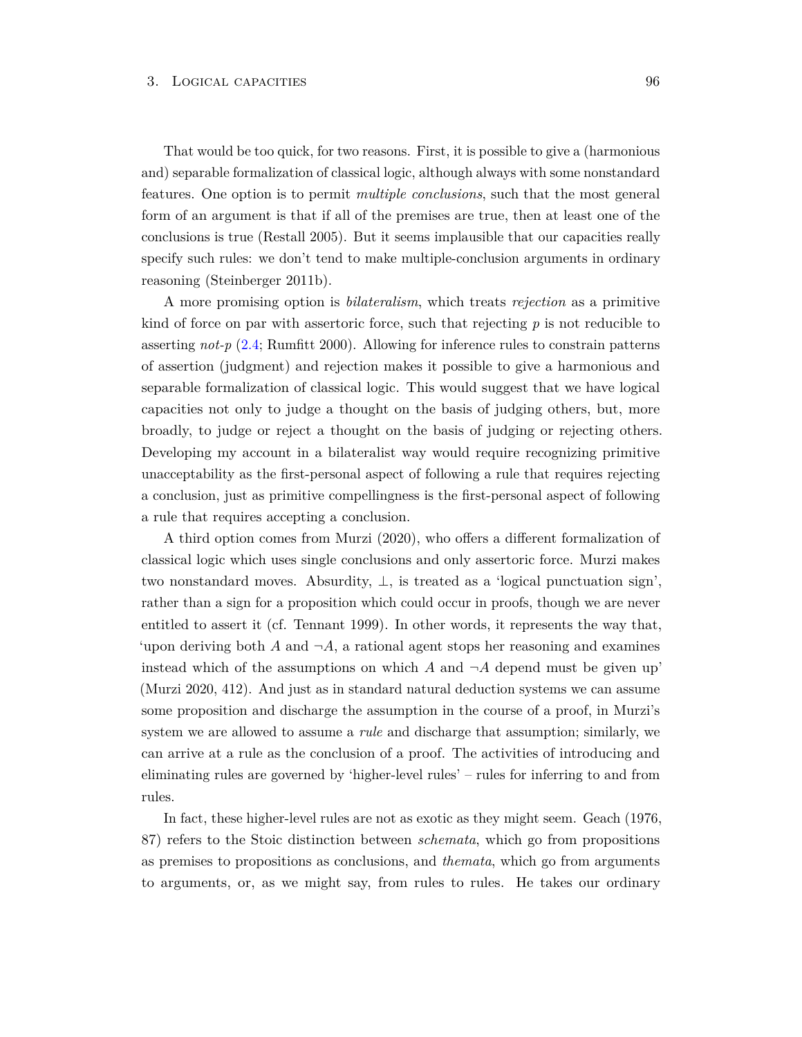That would be too quick, for two reasons. First, it is possible to give a (harmonious and) separable formalization of classical logic, although always with some nonstandard features. One option is to permit *multiple conclusions*, such that the most general form of an argument is that if all of the premises are true, then at least one of the conclusions is true (Restall 2005). But it seems implausible that our capacities really specify such rules: we don't tend to make multiple-conclusion arguments in ordinary reasoning (Steinberger 2011b).

A more promising option is *bilateralism*, which treats *rejection* as a primitive kind of force on par with assertoric force, such that rejecting *p* is not reducible to asserting *not-p* (2.4; Rumfitt 2000). Allowing for inference rules to constrain patterns of assertion (judgment) and rejection makes it possible to give a harmonious and separable formalization of classical logic. This would suggest that we have logical capacities not only to judge a thought on the basis of judging others, but, more broadly, to judge or reject a thought on the basis of judging or rejecting others. Developing my account in a bilateralist way would require recognizing primitive unacceptability as the first-personal aspect of following a rule that requires rejecting a conclusion, just as primitive compellingness is the first-personal aspect of following a rule that requires accepting a conclusion.

A third option comes from Murzi (2020), who offers a different formalization of classical logic which uses single conclusions and only assertoric force. Murzi makes two nonstandard moves. Absurdity, $\bot$, is treated as a 'logical punctuation sign', rather than a sign for a proposition which could occur in proofs, though we are never entitled to assert it (cf. Tennant 1999). In other words, it represents the way that, 'upon deriving both $A$ and $\neg A$, a rational agent stops her reasoning and examines instead which of the assumptions on which $A$ and $\neg A$ depend must be given up' (Murzi 2020, 412). And just as in standard natural deduction systems we can assume some proposition and discharge the assumption in the course of a proof, in Murzi's system we are allowed to assume a *rule* and discharge that assumption; similarly, we can arrive at a rule as the conclusion of a proof. The activities of introducing and eliminating rules are governed by 'higher-level rules' – rules for inferring to and from rules.

In fact, these higher-level rules are not as exotic as they might seem. Geach (1976, 87) refers to the Stoic distinction between *schemata*, which go from propositions as premises to propositions as conclusions, and *themata*, which go from arguments to arguments, or, as we might say, from rules to rules. He takes our ordinary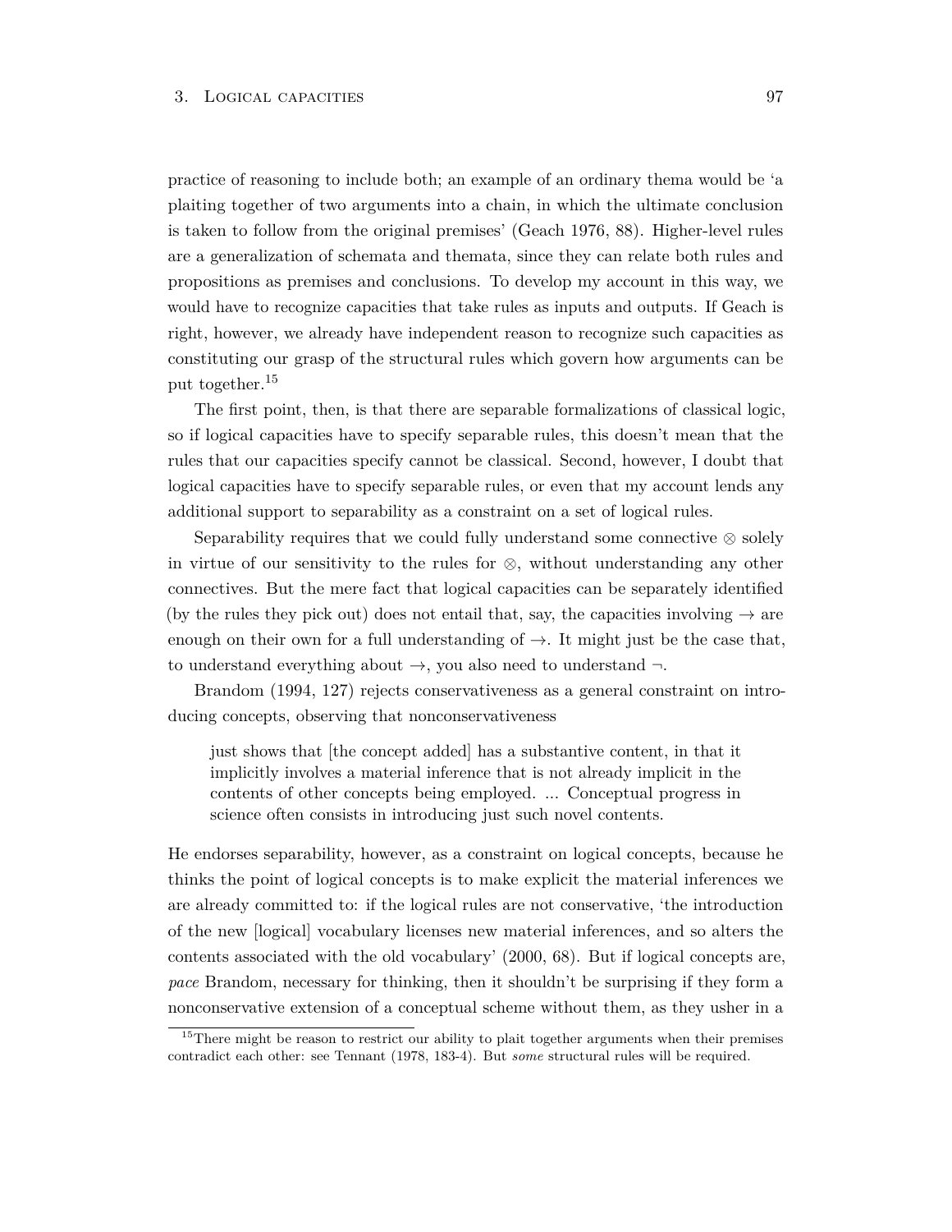practice of reasoning to include both; an example of an ordinary thema would be 'a plaiting together of two arguments into a chain, in which the ultimate conclusion is taken to follow from the original premises' (Geach 1976, 88). Higher-level rules are a generalization of schemata and themata, since they can relate both rules and propositions as premises and conclusions. To develop my account in this way, we would have to recognize capacities that take rules as inputs and outputs. If Geach is right, however, we already have independent reason to recognize such capacities as constituting our grasp of the structural rules which govern how arguments can be put together.[15]

The first point, then, is that there are separable formalizations of classical logic, so if logical capacities have to specify separable rules, this doesn't mean that the rules that our capacities specify cannot be classical. Second, however, I doubt that logical capacities have to specify separable rules, or even that my account lends any additional support to separability as a constraint on a set of logical rules.

Separability requires that we could fully understand some connective $\otimes$ solely in virtue of our sensitivity to the rules for $\otimes$, without understanding any other connectives. But the mere fact that logical capacities can be separately identified (by the rules they pick out) does not entail that, say, the capacities involving $\rightarrow$ are enough on their own for a full understanding of $\rightarrow$. It might just be the case that, to understand everything about $\rightarrow$, you also need to understand $\neg$.

Brandom (1994, 127) rejects conservativeness as a general constraint on introducing concepts, observing that nonconservativeness

> just shows that [the concept added] has a substantive content, in that it implicitly involves a material inference that is not already implicit in the contents of other concepts being employed. ... Conceptual progress in science often consists in introducing just such novel contents.

He endorses separability, however, as a constraint on logical concepts, because he thinks the point of logical concepts is to make explicit the material inferences we are already committed to: if the logical rules are not conservative, 'the introduction of the new [logical] vocabulary licenses new material inferences, and so alters the contents associated with the old vocabulary' (2000, 68). But if logical concepts are, *pace* Brandom, necessary for thinking, then it shouldn't be surprising if they form a nonconservative extension of a conceptual scheme without them, as they usher in a

[15] There might be reason to restrict our ability to plait together arguments when their premises contradict each other: see Tennant (1978, 183-4). But *some* structural rules will be required.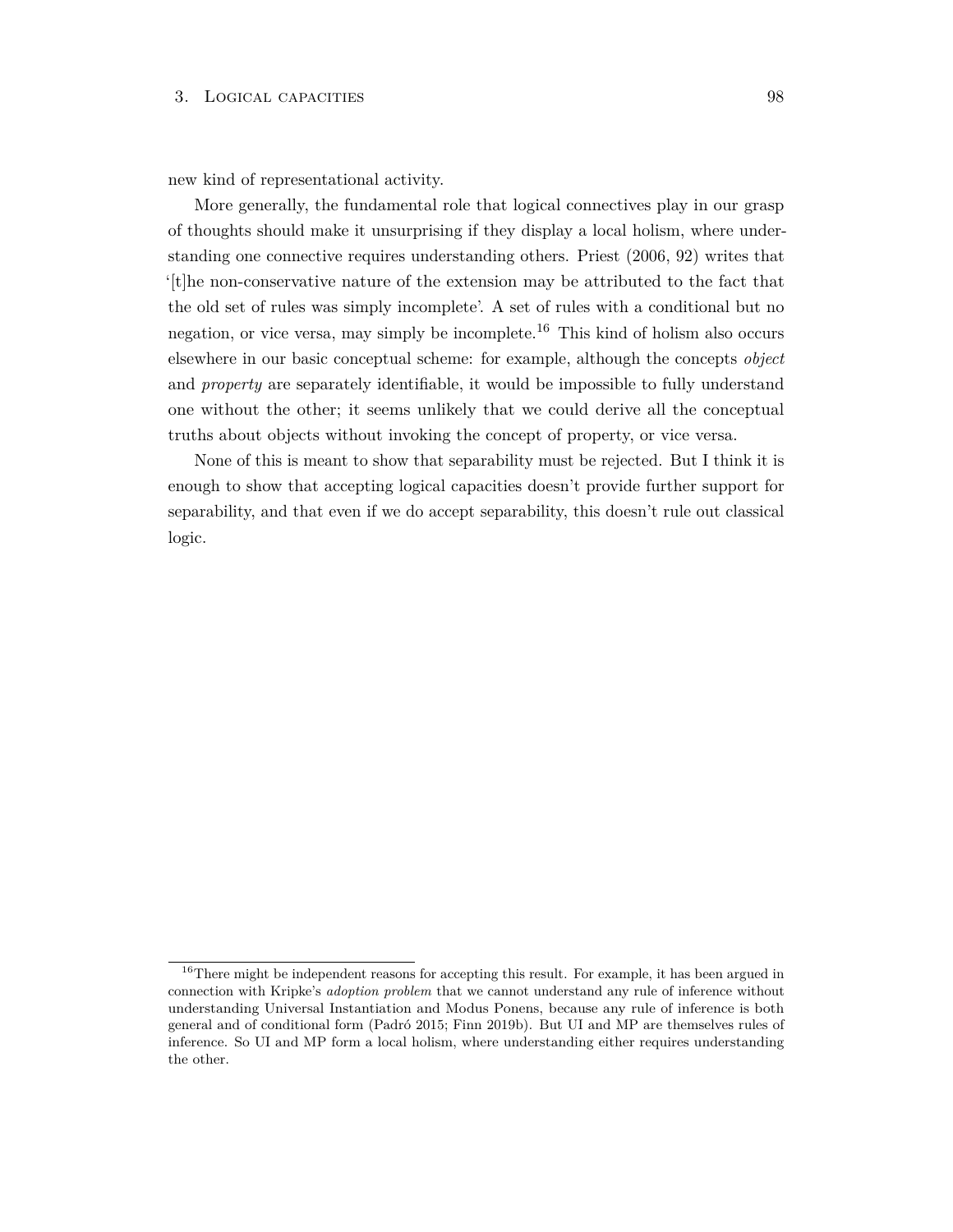new kind of representational activity.

More generally, the fundamental role that logical connectives play in our grasp of thoughts should make it unsurprising if they display a local holism, where understanding one connective requires understanding others. Priest (2006, 92) writes that '[t]he non-conservative nature of the extension may be attributed to the fact that the old set of rules was simply incomplete'. A set of rules with a conditional but no negation, or vice versa, may simply be incomplete.[16] This kind of holism also occurs elsewhere in our basic conceptual scheme: for example, although the concepts *object* and *property* are separately identifiable, it would be impossible to fully understand one without the other; it seems unlikely that we could derive all the conceptual truths about objects without invoking the concept of property, or vice versa.

None of this is meant to show that separability must be rejected. But I think it is enough to show that accepting logical capacities doesn't provide further support for separability, and that even if we do accept separability, this doesn't rule out classical logic.

---

[16] There might be independent reasons for accepting this result. For example, it has been argued in connection with Kripke's *adoption problem* that we cannot understand any rule of inference without understanding Universal Instantiation and Modus Ponens, because any rule of inference is both general and of conditional form (Padró 2015; Finn 2019b). But UI and MP are themselves rules of inference. So UI and MP form a local holism, where understanding either requires understanding the other.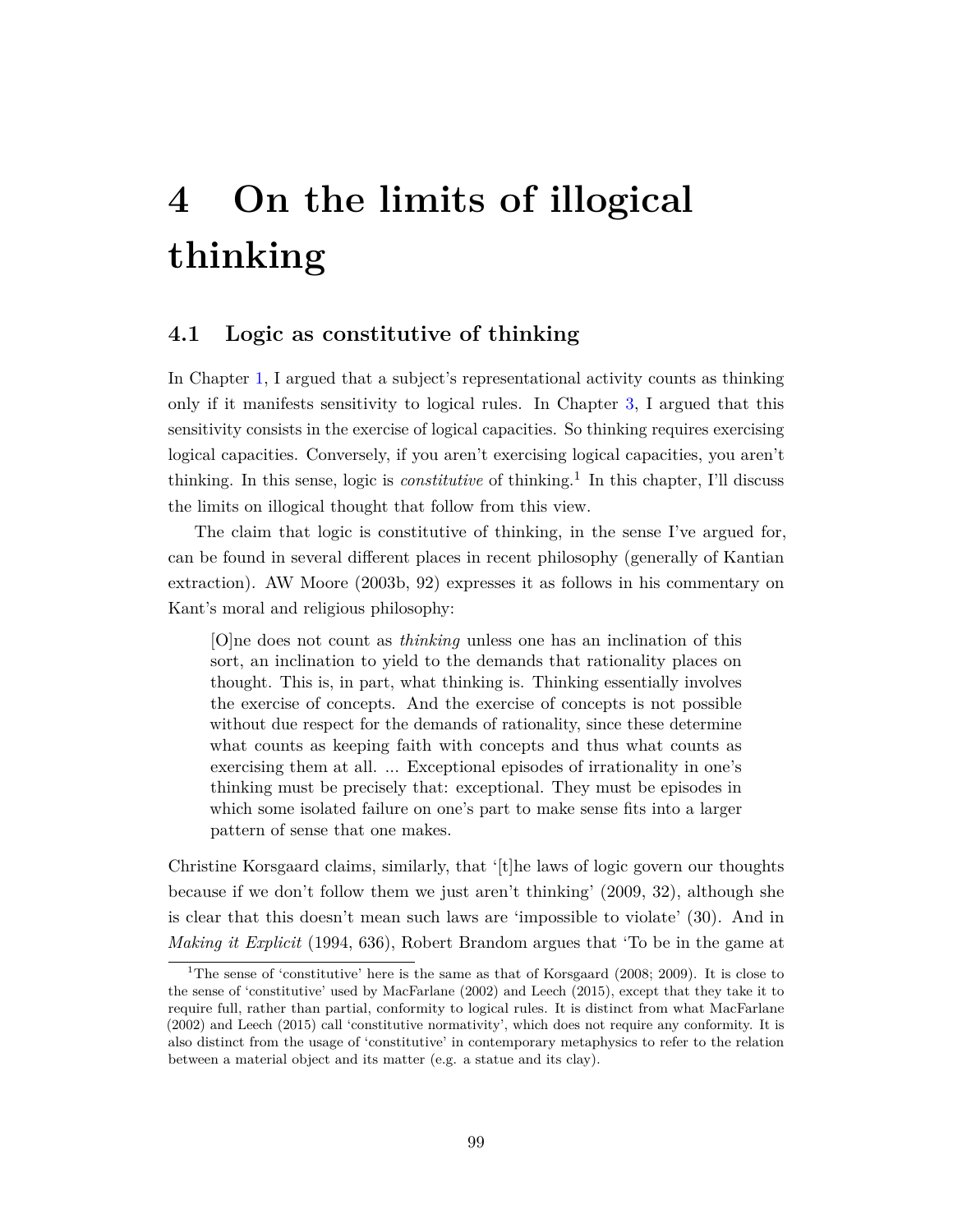# 4 On the limits of illogical thinking

## 4.1 Logic as constitutive of thinking

In Chapter 1, I argued that a subject's representational activity counts as thinking only if it manifests sensitivity to logical rules. In Chapter 3, I argued that this sensitivity consists in the exercise of logical capacities. So thinking requires exercising logical capacities. Conversely, if you aren't exercising logical capacities, you aren't thinking. In this sense, logic is *constitutive* of thinking.[1] In this chapter, I'll discuss the limits on illogical thought that follow from this view.

The claim that logic is constitutive of thinking, in the sense I've argued for, can be found in several different places in recent philosophy (generally of Kantian extraction). AW Moore (2003b, 92) expresses it as follows in his commentary on Kant's moral and religious philosophy:

> [O]ne does not count as *thinking* unless one has an inclination of this sort, an inclination to yield to the demands that rationality places on thought. This is, in part, what thinking is. Thinking essentially involves the exercise of concepts. And the exercise of concepts is not possible without due respect for the demands of rationality, since these determine what counts as keeping faith with concepts and thus what counts as exercising them at all. ... Exceptional episodes of irrationality in one's thinking must be precisely that: exceptional. They must be episodes in which some isolated failure on one's part to make sense fits into a larger pattern of sense that one makes.

Christine Korsgaard claims, similarly, that '[t]he laws of logic govern our thoughts because if we don't follow them we just aren't thinking' (2009, 32), although she is clear that this doesn't mean such laws are 'impossible to violate' (30). And in *Making it Explicit* (1994, 636), Robert Brandom argues that 'To be in the game at

---

[1] The sense of 'constitutive' here is the same as that of Korsgaard (2008; 2009). It is close to the sense of 'constitutive' used by MacFarlane (2002) and Leech (2015), except that they take it to require full, rather than partial, conformity to logical rules. It is distinct from what MacFarlane (2002) and Leech (2015) call 'constitutive normativity', which does not require any conformity. It is also distinct from the usage of 'constitutive' in contemporary metaphysics to refer to the relation between a material object and its matter (e.g. a statue and its clay).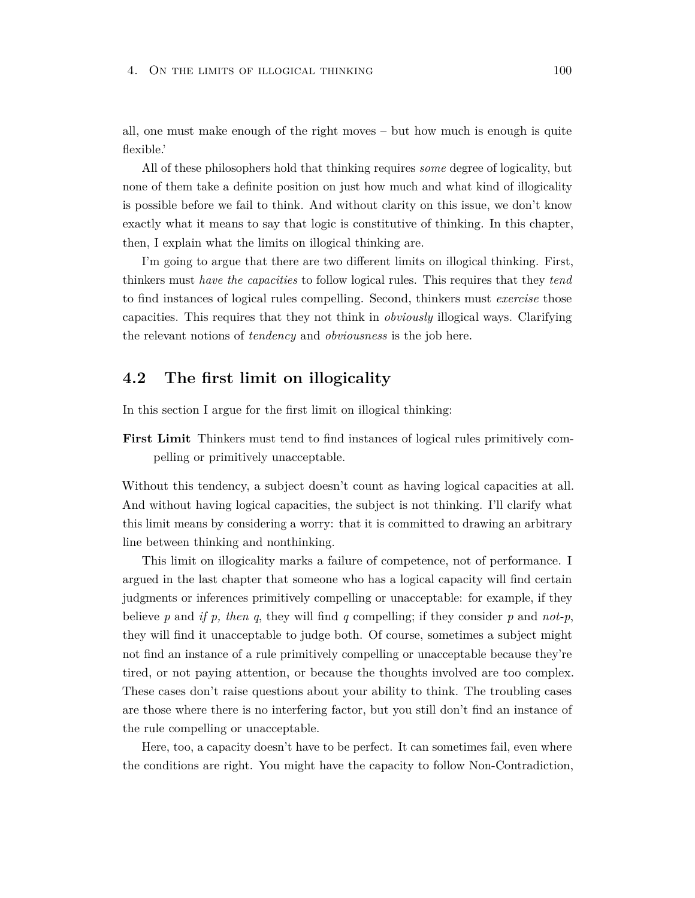all, one must make enough of the right moves – but how much is enough is quite flexible.'

All of these philosophers hold that thinking requires *some* degree of logicality, but none of them take a definite position on just how much and what kind of illogicality is possible before we fail to think. And without clarity on this issue, we don't know exactly what it means to say that logic is constitutive of thinking. In this chapter, then, I explain what the limits on illogical thinking are.

I'm going to argue that there are two different limits on illogical thinking. First, thinkers must *have the capacities* to follow logical rules. This requires that they *tend* to find instances of logical rules compelling. Second, thinkers must *exercise* those capacities. This requires that they not think in *obviously* illogical ways. Clarifying the relevant notions of *tendency* and *obviousness* is the job here.

## 4.2 The first limit on illogicality

In this section I argue for the first limit on illogical thinking:

**First Limit** Thinkers must tend to find instances of logical rules primitively compelling or primitively unacceptable.

Without this tendency, a subject doesn't count as having logical capacities at all. And without having logical capacities, the subject is not thinking. I'll clarify what this limit means by considering a worry: that it is committed to drawing an arbitrary line between thinking and nonthinking.

This limit on illogicality marks a failure of competence, not of performance. I argued in the last chapter that someone who has a logical capacity will find certain judgments or inferences primitively compelling or unacceptable: for example, if they believe *p* and *if p, then q*, they will find *q* compelling; if they consider *p* and *not-p*, they will find it unacceptable to judge both. Of course, sometimes a subject might not find an instance of a rule primitively compelling or unacceptable because they're tired, or not paying attention, or because the thoughts involved are too complex. These cases don't raise questions about your ability to think. The troubling cases are those where there is no interfering factor, but you still don't find an instance of the rule compelling or unacceptable.

Here, too, a capacity doesn't have to be perfect. It can sometimes fail, even where the conditions are right. You might have the capacity to follow Non-Contradiction,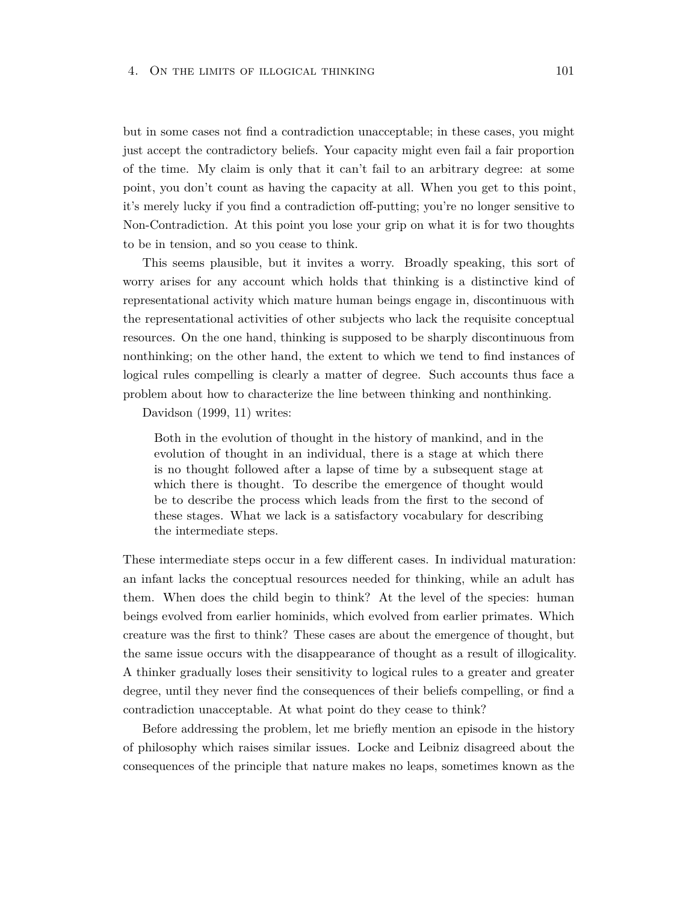but in some cases not find a contradiction unacceptable; in these cases, you might just accept the contradictory beliefs. Your capacity might even fail a fair proportion of the time. My claim is only that it can't fail to an arbitrary degree: at some point, you don't count as having the capacity at all. When you get to this point, it's merely lucky if you find a contradiction off-putting; you're no longer sensitive to Non-Contradiction. At this point you lose your grip on what it is for two thoughts to be in tension, and so you cease to think.

This seems plausible, but it invites a worry. Broadly speaking, this sort of worry arises for any account which holds that thinking is a distinctive kind of representational activity which mature human beings engage in, discontinuous with the representational activities of other subjects who lack the requisite conceptual resources. On the one hand, thinking is supposed to be sharply discontinuous from nonthinking; on the other hand, the extent to which we tend to find instances of logical rules compelling is clearly a matter of degree. Such accounts thus face a problem about how to characterize the line between thinking and nonthinking.

Davidson (1999, 11) writes:

> Both in the evolution of thought in the history of mankind, and in the evolution of thought in an individual, there is a stage at which there is no thought followed after a lapse of time by a subsequent stage at which there is thought. To describe the emergence of thought would be to describe the process which leads from the first to the second of these stages. What we lack is a satisfactory vocabulary for describing the intermediate steps.

These intermediate steps occur in a few different cases. In individual maturation: an infant lacks the conceptual resources needed for thinking, while an adult has them. When does the child begin to think? At the level of the species: human beings evolved from earlier hominids, which evolved from earlier primates. Which creature was the first to think? These cases are about the emergence of thought, but the same issue occurs with the disappearance of thought as a result of illogicality. A thinker gradually loses their sensitivity to logical rules to a greater and greater degree, until they never find the consequences of their beliefs compelling, or find a contradiction unacceptable. At what point do they cease to think?

Before addressing the problem, let me briefly mention an episode in the history of philosophy which raises similar issues. Locke and Leibniz disagreed about the consequences of the principle that nature makes no leaps, sometimes known as the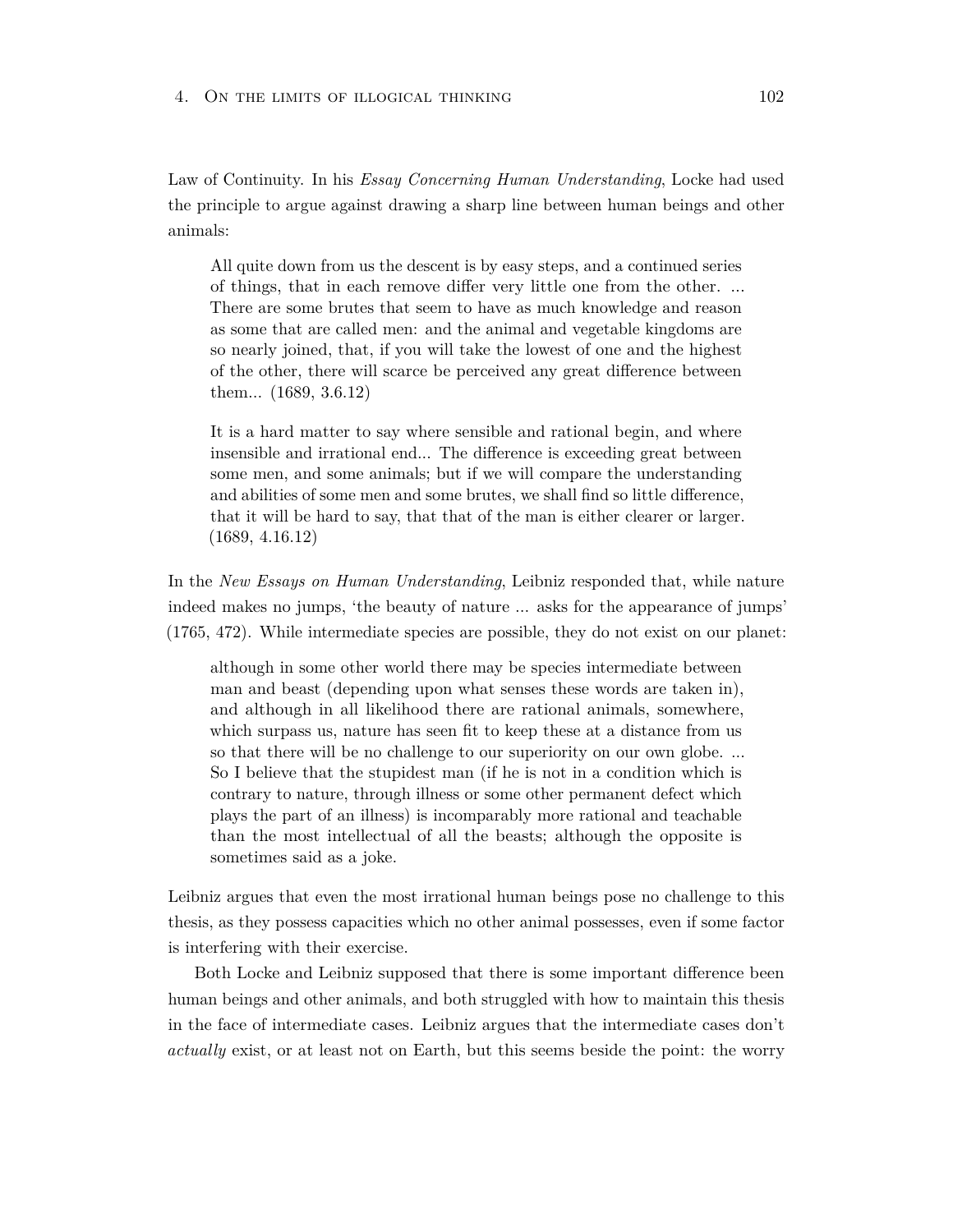Law of Continuity. In his *Essay Concerning Human Understanding*, Locke had used the principle to argue against drawing a sharp line between human beings and other animals:

> All quite down from us the descent is by easy steps, and a continued series of things, that in each remove differ very little one from the other. ... There are some brutes that seem to have as much knowledge and reason as some that are called men: and the animal and vegetable kingdoms are so nearly joined, that, if you will take the lowest of one and the highest of the other, there will scarce be perceived any great difference between them... (1689, 3.6.12)
>
> It is a hard matter to say where sensible and rational begin, and where insensible and irrational end... The difference is exceeding great between some men, and some animals; but if we will compare the understanding and abilities of some men and some brutes, we shall find so little difference, that it will be hard to say, that that of the man is either clearer or larger. (1689, 4.16.12)

In the *New Essays on Human Understanding*, Leibniz responded that, while nature indeed makes no jumps, 'the beauty of nature ... asks for the appearance of jumps' (1765, 472). While intermediate species are possible, they do not exist on our planet:

> although in some other world there may be species intermediate between man and beast (depending upon what senses these words are taken in), and although in all likelihood there are rational animals, somewhere, which surpass us, nature has seen fit to keep these at a distance from us so that there will be no challenge to our superiority on our own globe. ... So I believe that the stupidest man (if he is not in a condition which is contrary to nature, through illness or some other permanent defect which plays the part of an illness) is incomparably more rational and teachable than the most intellectual of all the beasts; although the opposite is sometimes said as a joke.

Leibniz argues that even the most irrational human beings pose no challenge to this thesis, as they possess capacities which no other animal possesses, even if some factor is interfering with their exercise.

Both Locke and Leibniz supposed that there is some important difference been human beings and other animals, and both struggled with how to maintain this thesis in the face of intermediate cases. Leibniz argues that the intermediate cases don't *actually* exist, or at least not on Earth, but this seems beside the point: the worry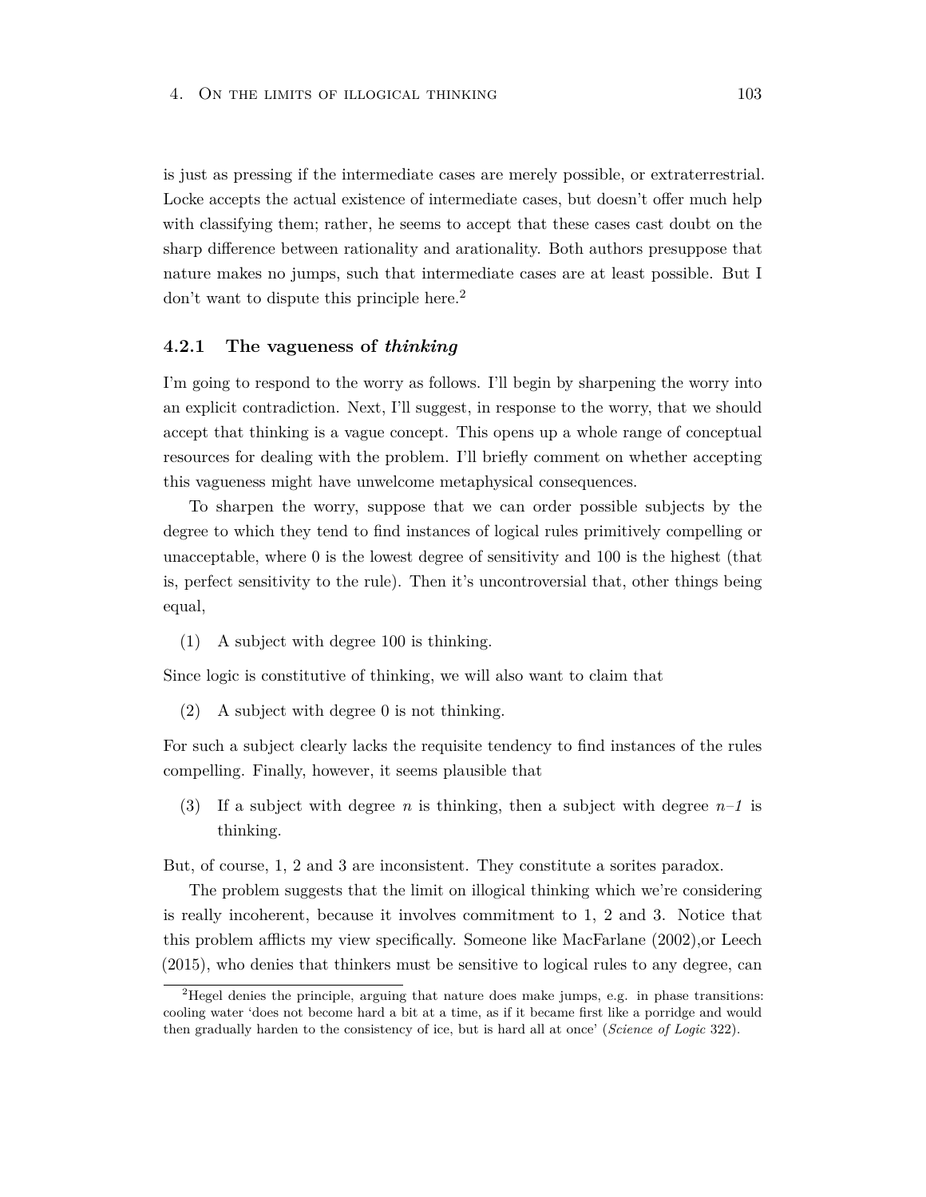is just as pressing if the intermediate cases are merely possible, or extraterrestrial. Locke accepts the actual existence of intermediate cases, but doesn't offer much help with classifying them; rather, he seems to accept that these cases cast doubt on the sharp difference between rationality and arationality. Both authors presuppose that nature makes no jumps, such that intermediate cases are at least possible. But I don't want to dispute this principle here.[2]

### 4.2.1 The vagueness of *thinking*

I'm going to respond to the worry as follows. I'll begin by sharpening the worry into an explicit contradiction. Next, I'll suggest, in response to the worry, that we should accept that thinking is a vague concept. This opens up a whole range of conceptual resources for dealing with the problem. I'll briefly comment on whether accepting this vagueness might have unwelcome metaphysical consequences.

To sharpen the worry, suppose that we can order possible subjects by the degree to which they tend to find instances of logical rules primitively compelling or unacceptable, where 0 is the lowest degree of sensitivity and 100 is the highest (that is, perfect sensitivity to the rule). Then it's uncontroversial that, other things being equal,

(1) A subject with degree 100 is thinking.

Since logic is constitutive of thinking, we will also want to claim that

(2) A subject with degree 0 is not thinking.

For such a subject clearly lacks the requisite tendency to find instances of the rules compelling. Finally, however, it seems plausible that

(3) If a subject with degree $n$ is thinking, then a subject with degree $n$–$1$ is thinking.

But, of course, 1, 2 and 3 are inconsistent. They constitute a sorites paradox.

The problem suggests that the limit on illogical thinking which we're considering is really incoherent, because it involves commitment to 1, 2 and 3. Notice that this problem afflicts my view specifically. Someone like MacFarlane (2002),or Leech (2015), who denies that thinkers must be sensitive to logical rules to any degree, can

[2]Hegel denies the principle, arguing that nature does make jumps, e.g. in phase transitions: cooling water 'does not become hard a bit at a time, as if it became first like a porridge and would then gradually harden to the consistency of ice, but is hard all at once' (*Science of Logic* 322).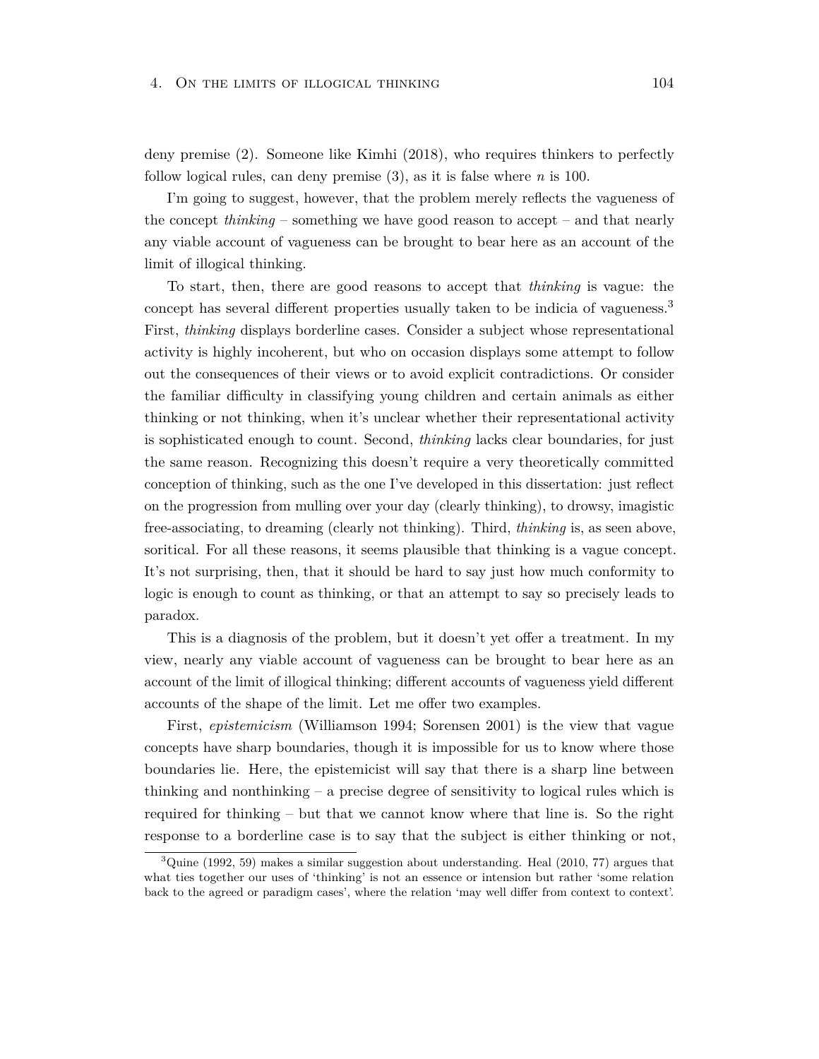deny premise (2). Someone like Kimhi (2018), who requires thinkers to perfectly follow logical rules, can deny premise (3), as it is false where *n* is 100.

I'm going to suggest, however, that the problem merely reflects the vagueness of the concept *thinking* – something we have good reason to accept – and that nearly any viable account of vagueness can be brought to bear here as an account of the limit of illogical thinking.

To start, then, there are good reasons to accept that *thinking* is vague: the concept has several different properties usually taken to be indicia of vagueness.[3] First, *thinking* displays borderline cases. Consider a subject whose representational activity is highly incoherent, but who on occasion displays some attempt to follow out the consequences of their views or to avoid explicit contradictions. Or consider the familiar difficulty in classifying young children and certain animals as either thinking or not thinking, when it's unclear whether their representational activity is sophisticated enough to count. Second, *thinking* lacks clear boundaries, for just the same reason. Recognizing this doesn't require a very theoretically committed conception of thinking, such as the one I've developed in this dissertation: just reflect on the progression from mulling over your day (clearly thinking), to drowsy, imagistic free-associating, to dreaming (clearly not thinking). Third, *thinking* is, as seen above, soritical. For all these reasons, it seems plausible that thinking is a vague concept. It's not surprising, then, that it should be hard to say just how much conformity to logic is enough to count as thinking, or that an attempt to say so precisely leads to paradox.

This is a diagnosis of the problem, but it doesn't yet offer a treatment. In my view, nearly any viable account of vagueness can be brought to bear here as an account of the limit of illogical thinking; different accounts of vagueness yield different accounts of the shape of the limit. Let me offer two examples.

First, *epistemicism* (Williamson 1994; Sorensen 2001) is the view that vague concepts have sharp boundaries, though it is impossible for us to know where those boundaries lie. Here, the epistemicist will say that there is a sharp line between thinking and nonthinking – a precise degree of sensitivity to logical rules which is required for thinking – but that we cannot know where that line is. So the right response to a borderline case is to say that the subject is either thinking or not,

[3] Quine (1992, 59) makes a similar suggestion about understanding. Heal (2010, 77) argues that what ties together our uses of 'thinking' is not an essence or intension but rather 'some relation back to the agreed or paradigm cases', where the relation 'may well differ from context to context'.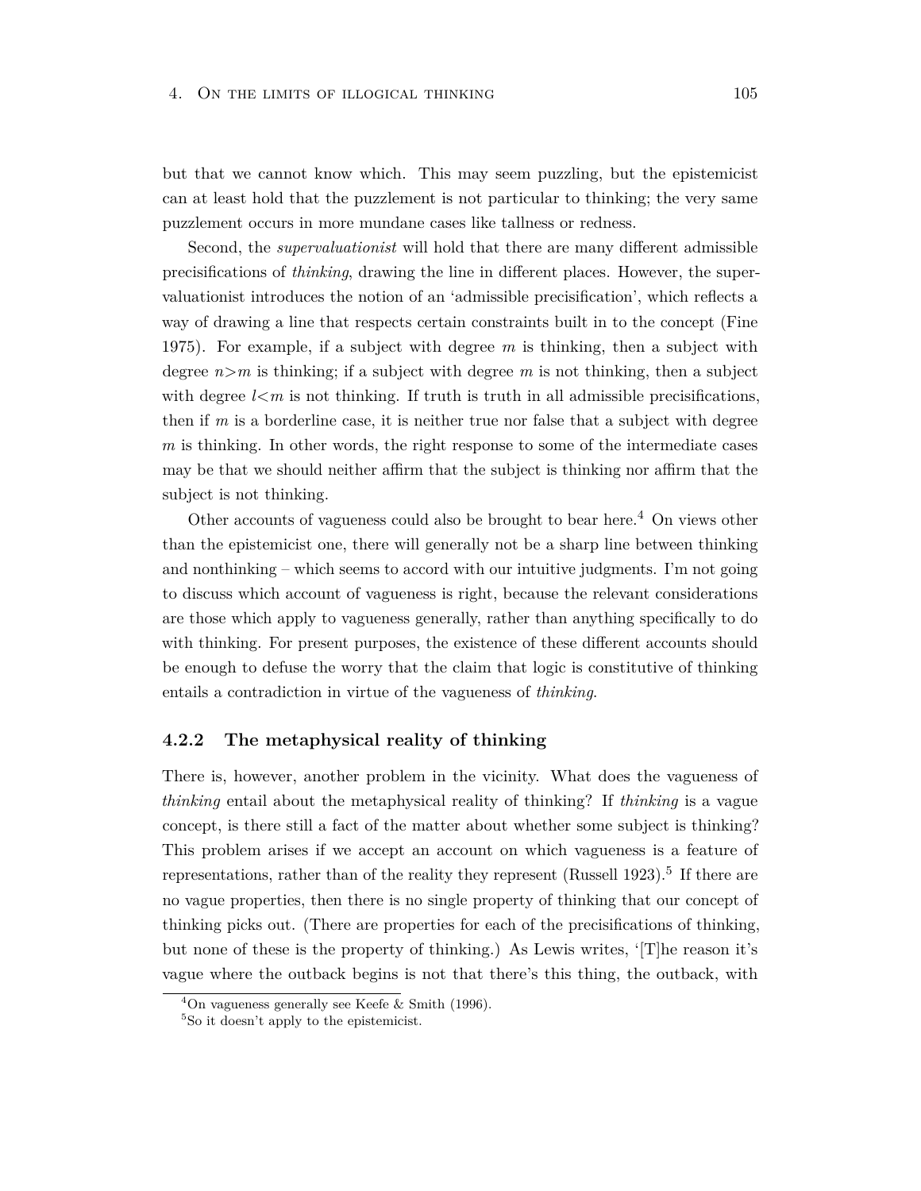but that we cannot know which. This may seem puzzling, but the epistemicist can at least hold that the puzzlement is not particular to thinking; the very same puzzlement occurs in more mundane cases like tallness or redness.

Second, the *supervaluationist* will hold that there are many different admissible precisifications of *thinking*, drawing the line in different places. However, the supervaluationist introduces the notion of an 'admissible precisification', which reflects a way of drawing a line that respects certain constraints built in to the concept (Fine 1975). For example, if a subject with degree $m$ is thinking, then a subject with degree $n > m$ is thinking; if a subject with degree $m$ is not thinking, then a subject with degree $l < m$ is not thinking. If truth is truth in all admissible precisifications, then if $m$ is a borderline case, it is neither true nor false that a subject with degree $m$ is thinking. In other words, the right response to some of the intermediate cases may be that we should neither affirm that the subject is thinking nor affirm that the subject is not thinking.

Other accounts of vagueness could also be brought to bear here.[4] On views other than the epistemicist one, there will generally not be a sharp line between thinking and nonthinking – which seems to accord with our intuitive judgments. I'm not going to discuss which account of vagueness is right, because the relevant considerations are those which apply to vagueness generally, rather than anything specifically to do with thinking. For present purposes, the existence of these different accounts should be enough to defuse the worry that the claim that logic is constitutive of thinking entails a contradiction in virtue of the vagueness of *thinking*.

### 4.2.2 The metaphysical reality of thinking

There is, however, another problem in the vicinity. What does the vagueness of *thinking* entail about the metaphysical reality of thinking? If *thinking* is a vague concept, is there still a fact of the matter about whether some subject is thinking? This problem arises if we accept an account on which vagueness is a feature of representations, rather than of the reality they represent (Russell 1923).[5] If there are no vague properties, then there is no single property of thinking that our concept of thinking picks out. (There are properties for each of the precisifications of thinking, but none of these is the property of thinking.) As Lewis writes, '[T]he reason it's vague where the outback begins is not that there's this thing, the outback, with

[4]On vagueness generally see Keefe & Smith (1996).

[5]So it doesn't apply to the epistemicist.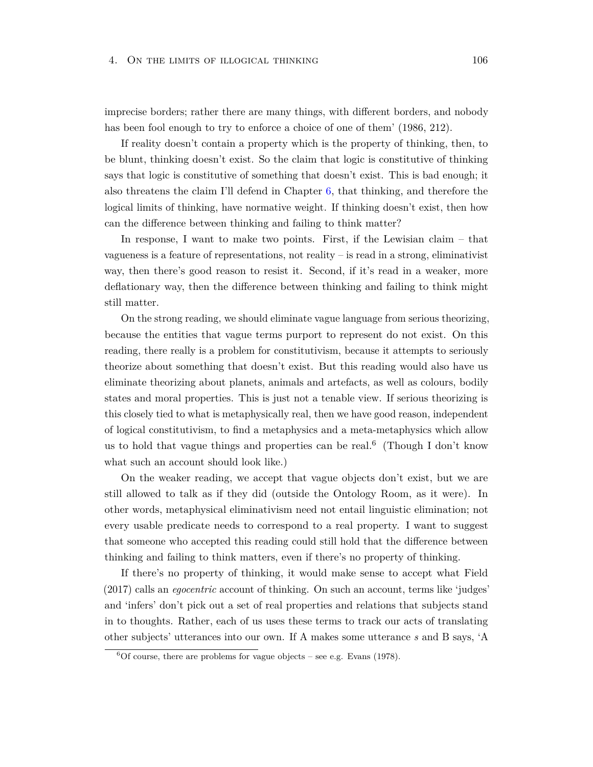imprecise borders; rather there are many things, with different borders, and nobody has been fool enough to try to enforce a choice of one of them' (1986, 212).

If reality doesn't contain a property which is the property of thinking, then, to be blunt, thinking doesn't exist. So the claim that logic is constitutive of thinking says that logic is constitutive of something that doesn't exist. This is bad enough; it also threatens the claim I'll defend in Chapter 6, that thinking, and therefore the logical limits of thinking, have normative weight. If thinking doesn't exist, then how can the difference between thinking and failing to think matter?

In response, I want to make two points. First, if the Lewisian claim – that vagueness is a feature of representations, not reality – is read in a strong, eliminativist way, then there's good reason to resist it. Second, if it's read in a weaker, more deflationary way, then the difference between thinking and failing to think might still matter.

On the strong reading, we should eliminate vague language from serious theorizing, because the entities that vague terms purport to represent do not exist. On this reading, there really is a problem for constitutivism, because it attempts to seriously theorize about something that doesn't exist. But this reading would also have us eliminate theorizing about planets, animals and artefacts, as well as colours, bodily states and moral properties. This is just not a tenable view. If serious theorizing is this closely tied to what is metaphysically real, then we have good reason, independent of logical constitutivism, to find a metaphysics and a meta-metaphysics which allow us to hold that vague things and properties can be real.[6] (Though I don't know what such an account should look like.)

On the weaker reading, we accept that vague objects don't exist, but we are still allowed to talk as if they did (outside the Ontology Room, as it were). In other words, metaphysical eliminativism need not entail linguistic elimination; not every usable predicate needs to correspond to a real property. I want to suggest that someone who accepted this reading could still hold that the difference between thinking and failing to think matters, even if there's no property of thinking.

If there's no property of thinking, it would make sense to accept what Field (2017) calls an *egocentric* account of thinking. On such an account, terms like 'judges' and 'infers' don't pick out a set of real properties and relations that subjects stand in to thoughts. Rather, each of us uses these terms to track our acts of translating other subjects' utterances into our own. If A makes some utterance *s* and B says, 'A

[6] Of course, there are problems for vague objects – see e.g. Evans (1978).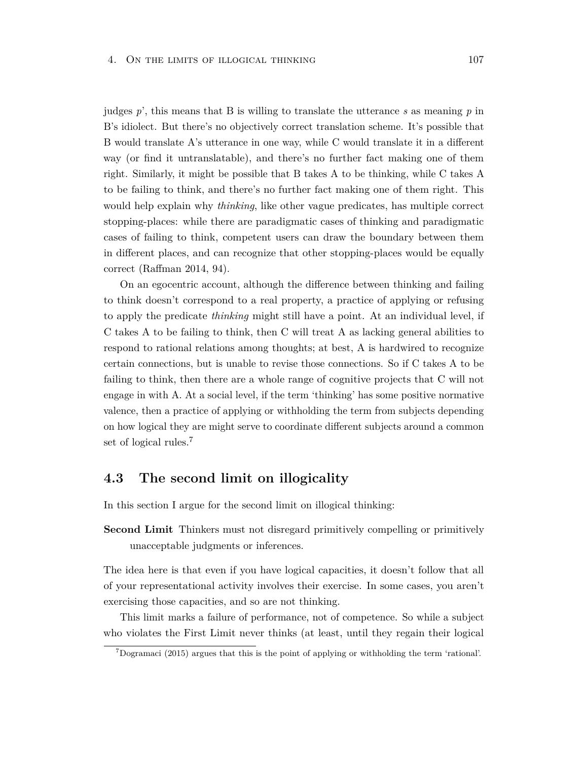judges *p*', this means that B is willing to translate the utterance *s* as meaning *p* in B's idiolect. But there's no objectively correct translation scheme. It's possible that B would translate A's utterance in one way, while C would translate it in a different way (or find it untranslatable), and there's no further fact making one of them right. Similarly, it might be possible that B takes A to be thinking, while C takes A to be failing to think, and there's no further fact making one of them right. This would help explain why *thinking*, like other vague predicates, has multiple correct stopping-places: while there are paradigmatic cases of thinking and paradigmatic cases of failing to think, competent users can draw the boundary between them in different places, and can recognize that other stopping-places would be equally correct (Raffman 2014, 94).

On an egocentric account, although the difference between thinking and failing to think doesn't correspond to a real property, a practice of applying or refusing to apply the predicate *thinking* might still have a point. At an individual level, if C takes A to be failing to think, then C will treat A as lacking general abilities to respond to rational relations among thoughts; at best, A is hardwired to recognize certain connections, but is unable to revise those connections. So if C takes A to be failing to think, then there are a whole range of cognitive projects that C will not engage in with A. At a social level, if the term 'thinking' has some positive normative valence, then a practice of applying or withholding the term from subjects depending on how logical they are might serve to coordinate different subjects around a common set of logical rules.[7]

## 4.3 The second limit on illogicality

In this section I argue for the second limit on illogical thinking:

**Second Limit** Thinkers must not disregard primitively compelling or primitively unacceptable judgments or inferences.

The idea here is that even if you have logical capacities, it doesn't follow that all of your representational activity involves their exercise. In some cases, you aren't exercising those capacities, and so are not thinking.

This limit marks a failure of performance, not of competence. So while a subject who violates the First Limit never thinks (at least, until they regain their logical

[7] Dogramaci (2015) argues that this is the point of applying or withholding the term 'rational'.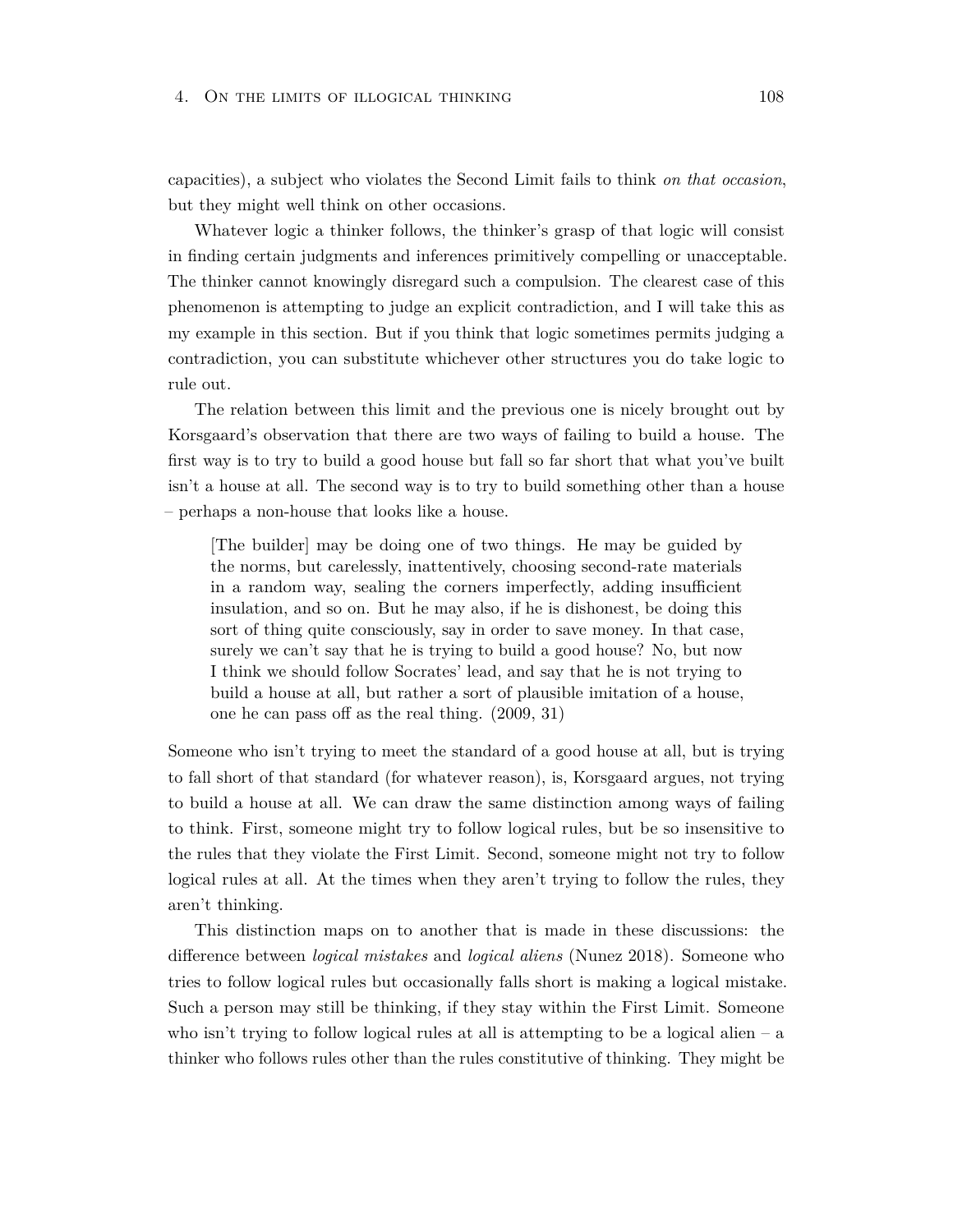capacities), a subject who violates the Second Limit fails to think *on that occasion*, but they might well think on other occasions.

Whatever logic a thinker follows, the thinker's grasp of that logic will consist in finding certain judgments and inferences primitively compelling or unacceptable. The thinker cannot knowingly disregard such a compulsion. The clearest case of this phenomenon is attempting to judge an explicit contradiction, and I will take this as my example in this section. But if you think that logic sometimes permits judging a contradiction, you can substitute whichever other structures you do take logic to rule out.

The relation between this limit and the previous one is nicely brought out by Korsgaard's observation that there are two ways of failing to build a house. The first way is to try to build a good house but fall so far short that what you've built isn't a house at all. The second way is to try to build something other than a house – perhaps a non-house that looks like a house.

> [The builder] may be doing one of two things. He may be guided by the norms, but carelessly, inattentively, choosing second-rate materials in a random way, sealing the corners imperfectly, adding insufficient insulation, and so on. But he may also, if he is dishonest, be doing this sort of thing quite consciously, say in order to save money. In that case, surely we can't say that he is trying to build a good house? No, but now I think we should follow Socrates' lead, and say that he is not trying to build a house at all, but rather a sort of plausible imitation of a house, one he can pass off as the real thing. (2009, 31)

Someone who isn't trying to meet the standard of a good house at all, but is trying to fall short of that standard (for whatever reason), is, Korsgaard argues, not trying to build a house at all. We can draw the same distinction among ways of failing to think. First, someone might try to follow logical rules, but be so insensitive to the rules that they violate the First Limit. Second, someone might not try to follow logical rules at all. At the times when they aren't trying to follow the rules, they aren't thinking.

This distinction maps on to another that is made in these discussions: the difference between *logical mistakes* and *logical aliens* (Nunez 2018). Someone who tries to follow logical rules but occasionally falls short is making a logical mistake. Such a person may still be thinking, if they stay within the First Limit. Someone who isn't trying to follow logical rules at all is attempting to be a logical alien – a thinker who follows rules other than the rules constitutive of thinking. They might be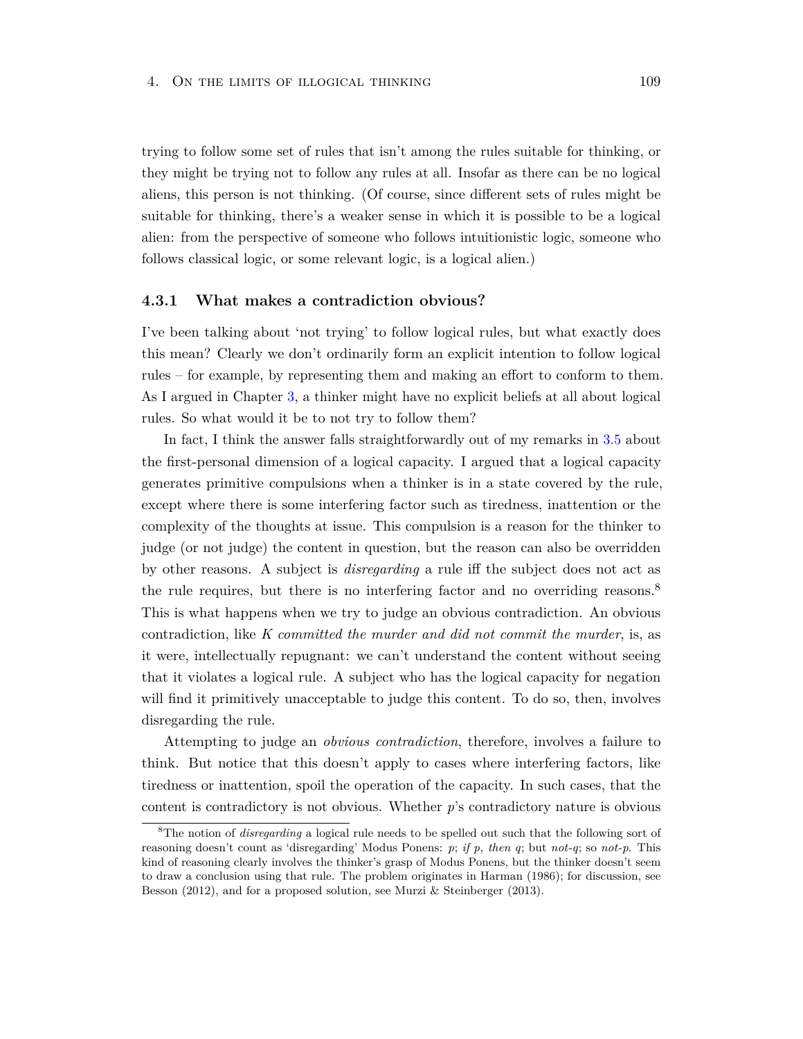trying to follow some set of rules that isn't among the rules suitable for thinking, or they might be trying not to follow any rules at all. Insofar as there can be no logical aliens, this person is not thinking. (Of course, since different sets of rules might be suitable for thinking, there's a weaker sense in which it is possible to be a logical alien: from the perspective of someone who follows intuitionistic logic, someone who follows classical logic, or some relevant logic, is a logical alien.)

### 4.3.1 What makes a contradiction obvious?

I've been talking about 'not trying' to follow logical rules, but what exactly does this mean? Clearly we don't ordinarily form an explicit intention to follow logical rules – for example, by representing them and making an effort to conform to them. As I argued in Chapter 3, a thinker might have no explicit beliefs at all about logical rules. So what would it be to not try to follow them?

In fact, I think the answer falls straightforwardly out of my remarks in 3.5 about the first-personal dimension of a logical capacity. I argued that a logical capacity generates primitive compulsions when a thinker is in a state covered by the rule, except where there is some interfering factor such as tiredness, inattention or the complexity of the thoughts at issue. This compulsion is a reason for the thinker to judge (or not judge) the content in question, but the reason can also be overridden by other reasons. A subject is *disregarding* a rule iff the subject does not act as the rule requires, but there is no interfering factor and no overriding reasons.[8] This is what happens when we try to judge an obvious contradiction. An obvious contradiction, like *K committed the murder and did not commit the murder*, is, as it were, intellectually repugnant: we can't understand the content without seeing that it violates a logical rule. A subject who has the logical capacity for negation will find it primitively unacceptable to judge this content. To do so, then, involves disregarding the rule.

Attempting to judge an *obvious contradiction*, therefore, involves a failure to think. But notice that this doesn't apply to cases where interfering factors, like tiredness or inattention, spoil the operation of the capacity. In such cases, that the content is contradictory is not obvious. Whether $p$'s contradictory nature is obvious

[8]The notion of *disregarding* a logical rule needs to be spelled out such that the following sort of reasoning doesn't count as 'disregarding' Modus Ponens: $p$; *if p, then q*; but *not-q*; so *not-p*. This kind of reasoning clearly involves the thinker's grasp of Modus Ponens, but the thinker doesn't seem to draw a conclusion using that rule. The problem originates in Harman (1986); for discussion, see Besson (2012), and for a proposed solution, see Murzi & Steinberger (2013).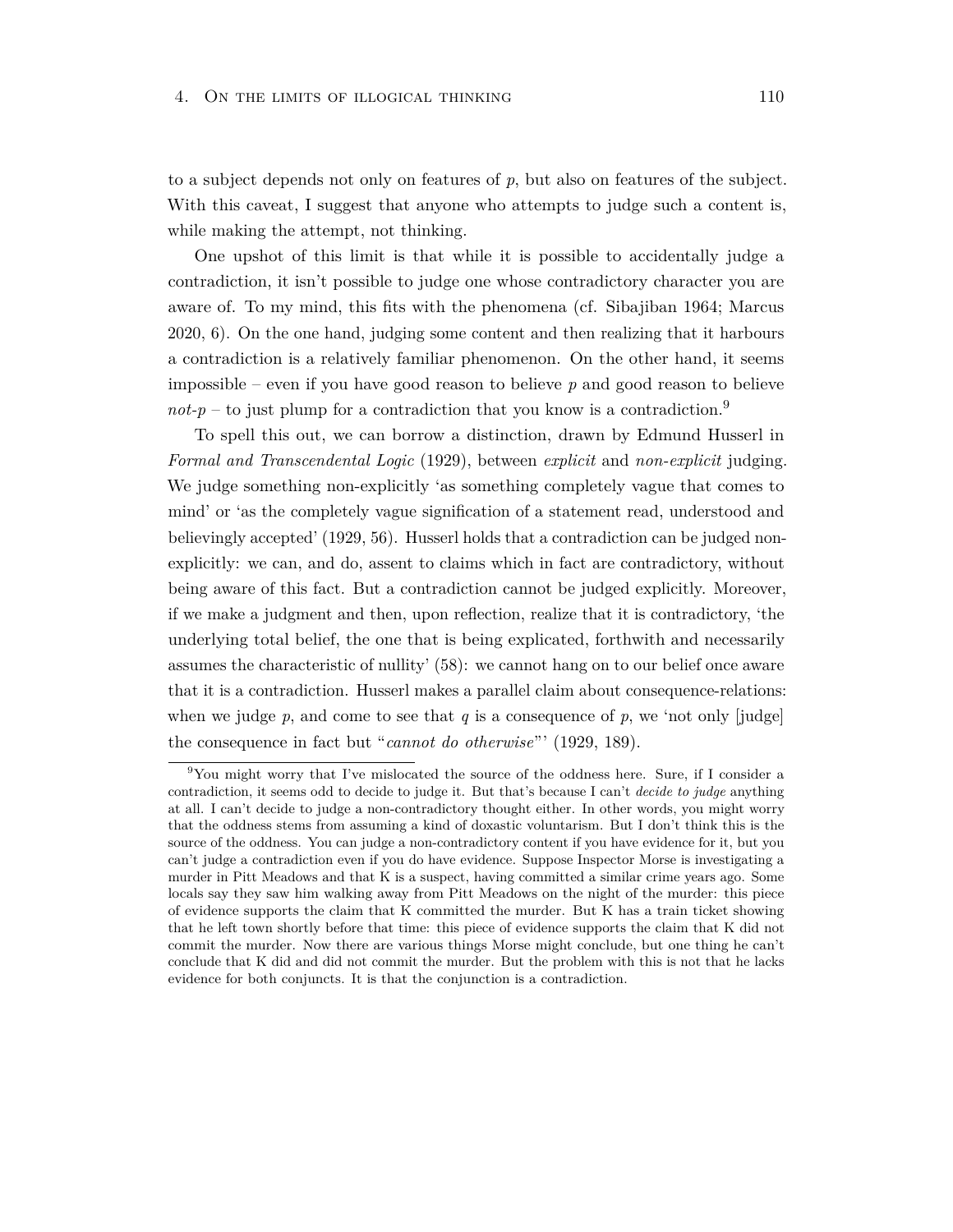to a subject depends not only on features of *p*, but also on features of the subject. With this caveat, I suggest that anyone who attempts to judge such a content is, while making the attempt, not thinking.

One upshot of this limit is that while it is possible to accidentally judge a contradiction, it isn't possible to judge one whose contradictory character you are aware of. To my mind, this fits with the phenomena (cf. Sibajiban 1964; Marcus 2020, 6). On the one hand, judging some content and then realizing that it harbours a contradiction is a relatively familiar phenomenon. On the other hand, it seems impossible – even if you have good reason to believe *p* and good reason to believe *not-p* – to just plump for a contradiction that you know is a contradiction.[9]

To spell this out, we can borrow a distinction, drawn by Edmund Husserl in *Formal and Transcendental Logic* (1929), between *explicit* and *non-explicit* judging. We judge something non-explicitly 'as something completely vague that comes to mind' or 'as the completely vague signification of a statement read, understood and believingly accepted' (1929, 56). Husserl holds that a contradiction can be judged non-explicitly: we can, and do, assent to claims which in fact are contradictory, without being aware of this fact. But a contradiction cannot be judged explicitly. Moreover, if we make a judgment and then, upon reflection, realize that it is contradictory, 'the underlying total belief, the one that is being explicated, forthwith and necessarily assumes the characteristic of nullity' (58): we cannot hang on to our belief once aware that it is a contradiction. Husserl makes a parallel claim about consequence-relations: when we judge *p*, and come to see that *q* is a consequence of *p*, we 'not only [judge] the consequence in fact but "*cannot do otherwise*"' (1929, 189).

[9] You might worry that I've mislocated the source of the oddness here. Sure, if I consider a contradiction, it seems odd to decide to judge it. But that's because I can't *decide to judge* anything at all. I can't decide to judge a non-contradictory thought either. In other words, you might worry that the oddness stems from assuming a kind of doxastic voluntarism. But I don't think this is the source of the oddness. You can judge a non-contradictory content if you have evidence for it, but you can't judge a contradiction even if you do have evidence. Suppose Inspector Morse is investigating a murder in Pitt Meadows and that K is a suspect, having committed a similar crime years ago. Some locals say they saw him walking away from Pitt Meadows on the night of the murder: this piece of evidence supports the claim that K committed the murder. But K has a train ticket showing that he left town shortly before that time: this piece of evidence supports the claim that K did not commit the murder. Now there are various things Morse might conclude, but one thing he can't conclude that K did and did not commit the murder. But the problem with this is not that he lacks evidence for both conjuncts. It is that the conjunction is a contradiction.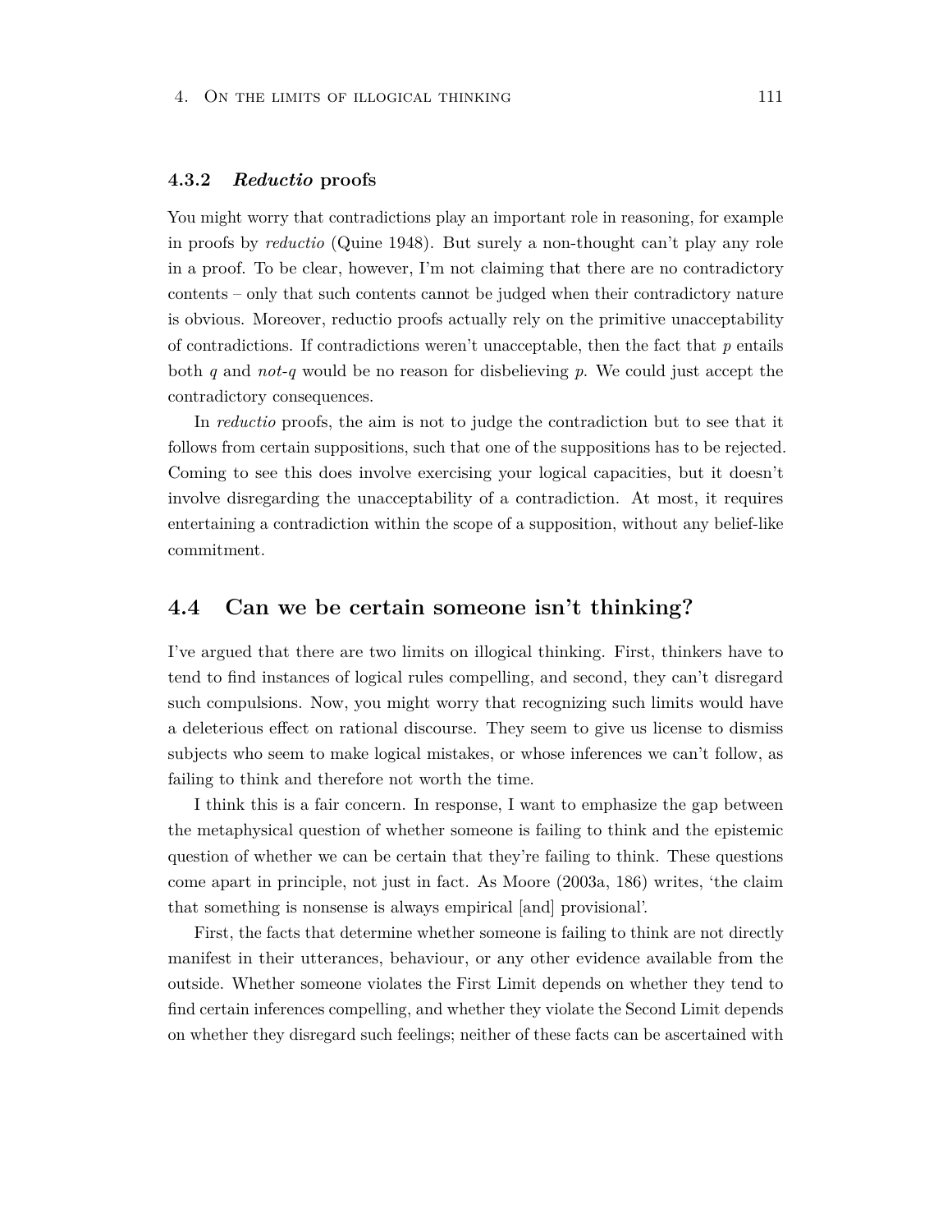### 4.3.2 *Reductio* proofs

You might worry that contradictions play an important role in reasoning, for example in proofs by *reductio* (Quine 1948). But surely a non-thought can't play any role in a proof. To be clear, however, I'm not claiming that there are no contradictory contents – only that such contents cannot be judged when their contradictory nature is obvious. Moreover, reductio proofs actually rely on the primitive unacceptability of contradictions. If contradictions weren't unacceptable, then the fact that *p* entails both *q* and *not-q* would be no reason for disbelieving *p*. We could just accept the contradictory consequences.

In *reductio* proofs, the aim is not to judge the contradiction but to see that it follows from certain suppositions, such that one of the suppositions has to be rejected. Coming to see this does involve exercising your logical capacities, but it doesn't involve disregarding the unacceptability of a contradiction. At most, it requires entertaining a contradiction within the scope of a supposition, without any belief-like commitment.

## 4.4 Can we be certain someone isn't thinking?

I've argued that there are two limits on illogical thinking. First, thinkers have to tend to find instances of logical rules compelling, and second, they can't disregard such compulsions. Now, you might worry that recognizing such limits would have a deleterious effect on rational discourse. They seem to give us license to dismiss subjects who seem to make logical mistakes, or whose inferences we can't follow, as failing to think and therefore not worth the time.

I think this is a fair concern. In response, I want to emphasize the gap between the metaphysical question of whether someone is failing to think and the epistemic question of whether we can be certain that they're failing to think. These questions come apart in principle, not just in fact. As Moore (2003a, 186) writes, 'the claim that something is nonsense is always empirical [and] provisional'.

First, the facts that determine whether someone is failing to think are not directly manifest in their utterances, behaviour, or any other evidence available from the outside. Whether someone violates the First Limit depends on whether they tend to find certain inferences compelling, and whether they violate the Second Limit depends on whether they disregard such feelings; neither of these facts can be ascertained with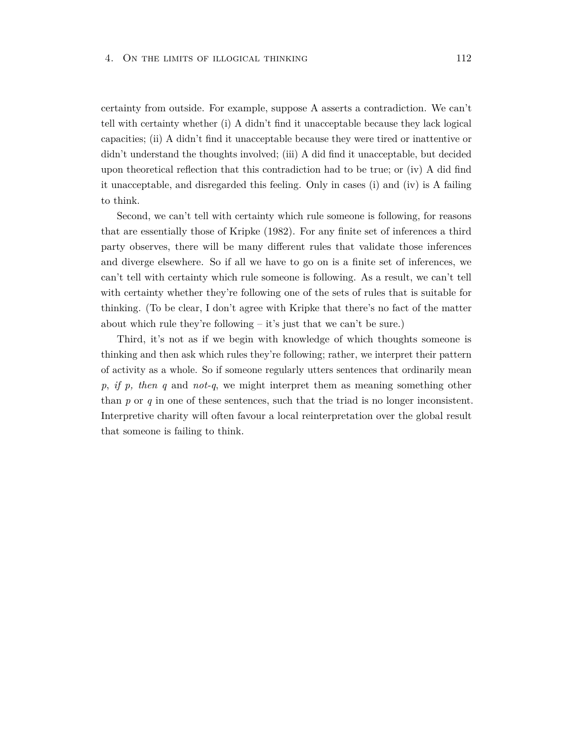certainty from outside. For example, suppose A asserts a contradiction. We can't tell with certainty whether (i) A didn't find it unacceptable because they lack logical capacities; (ii) A didn't find it unacceptable because they were tired or inattentive or didn't understand the thoughts involved; (iii) A did find it unacceptable, but decided upon theoretical reflection that this contradiction had to be true; or (iv) A did find it unacceptable, and disregarded this feeling. Only in cases (i) and (iv) is A failing to think.

Second, we can't tell with certainty which rule someone is following, for reasons that are essentially those of Kripke (1982). For any finite set of inferences a third party observes, there will be many different rules that validate those inferences and diverge elsewhere. So if all we have to go on is a finite set of inferences, we can't tell with certainty which rule someone is following. As a result, we can't tell with certainty whether they're following one of the sets of rules that is suitable for thinking. (To be clear, I don't agree with Kripke that there's no fact of the matter about which rule they're following – it's just that we can't be sure.)

Third, it's not as if we begin with knowledge of which thoughts someone is thinking and then ask which rules they're following; rather, we interpret their pattern of activity as a whole. So if someone regularly utters sentences that ordinarily mean *p*, *if p, then q* and *not-q*, we might interpret them as meaning something other than *p* or *q* in one of these sentences, such that the triad is no longer inconsistent. Interpretive charity will often favour a local reinterpretation over the global result that someone is failing to think.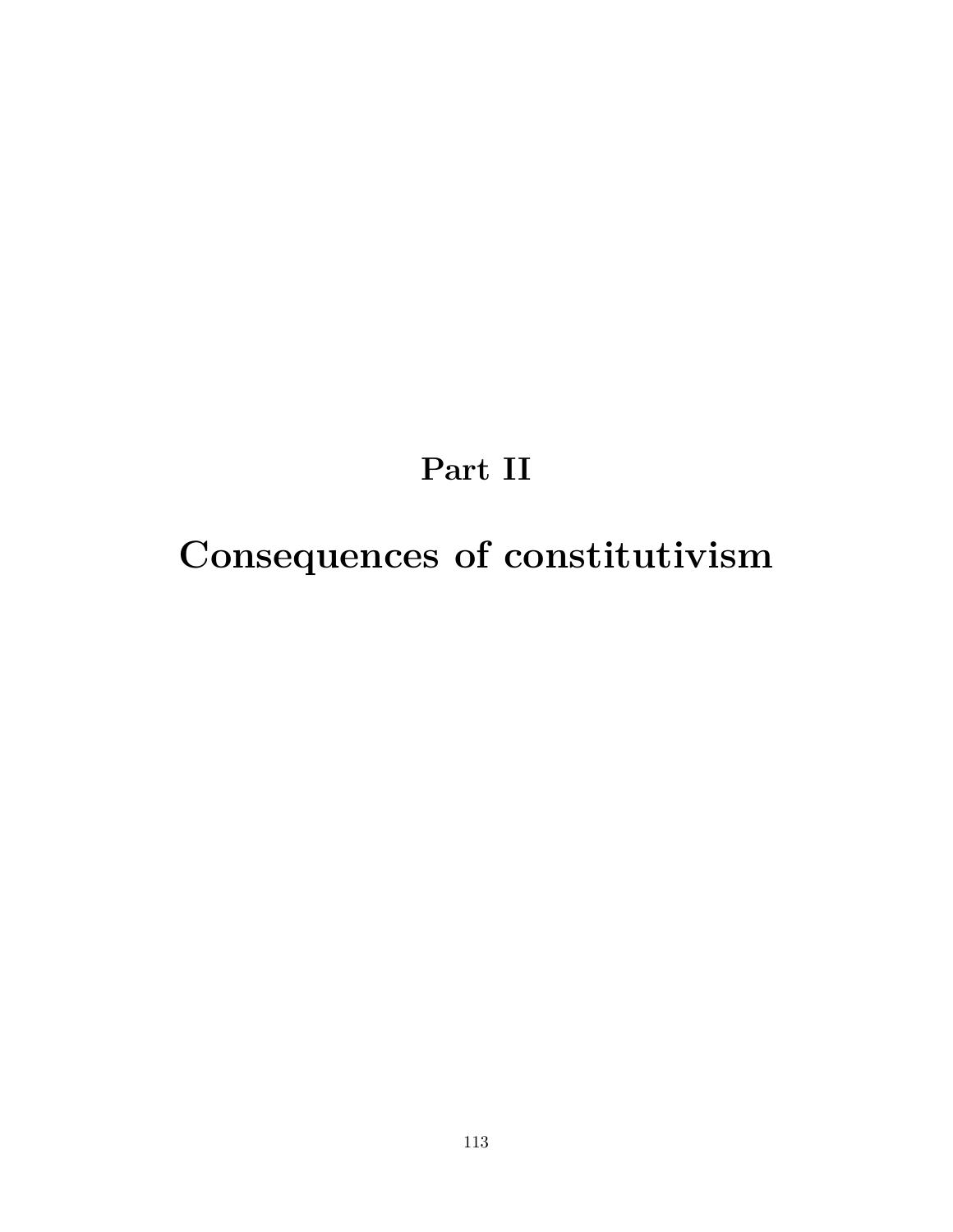# Part II

# Consequences of constitutivism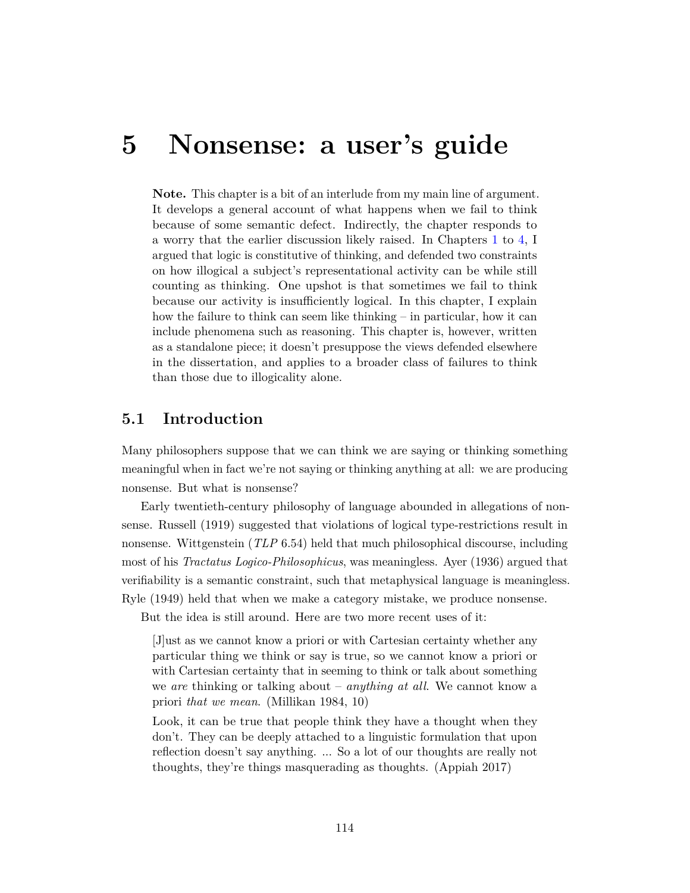# 5 Nonsense: a user's guide

**Note.** This chapter is a bit of an interlude from my main line of argument. It develops a general account of what happens when we fail to think because of some semantic defect. Indirectly, the chapter responds to a worry that the earlier discussion likely raised. In Chapters 1 to 4, I argued that logic is constitutive of thinking, and defended two constraints on how illogical a subject's representational activity can be while still counting as thinking. One upshot is that sometimes we fail to think because our activity is insufficiently logical. In this chapter, I explain how the failure to think can seem like thinking – in particular, how it can include phenomena such as reasoning. This chapter is, however, written as a standalone piece; it doesn't presuppose the views defended elsewhere in the dissertation, and applies to a broader class of failures to think than those due to illogicality alone.

## 5.1 Introduction

Many philosophers suppose that we can think we are saying or thinking something meaningful when in fact we're not saying or thinking anything at all: we are producing nonsense. But what is nonsense?

Early twentieth-century philosophy of language abounded in allegations of nonsense. Russell (1919) suggested that violations of logical type-restrictions result in nonsense. Wittgenstein (*TLP* 6.54) held that much philosophical discourse, including most of his *Tractatus Logico-Philosophicus*, was meaningless. Ayer (1936) argued that verifiability is a semantic constraint, such that metaphysical language is meaningless. Ryle (1949) held that when we make a category mistake, we produce nonsense.

But the idea is still around. Here are two more recent uses of it:

> [J]ust as we cannot know a priori or with Cartesian certainty whether any particular thing we think or say is true, so we cannot know a priori or with Cartesian certainty that in seeming to think or talk about something we *are* thinking or talking about – *anything at all*. We cannot know a priori *that we mean*. (Millikan 1984, 10)

> Look, it can be true that people think they have a thought when they don't. They can be deeply attached to a linguistic formulation that upon reflection doesn't say anything. ... So a lot of our thoughts are really not thoughts, they're things masquerading as thoughts. (Appiah 2017)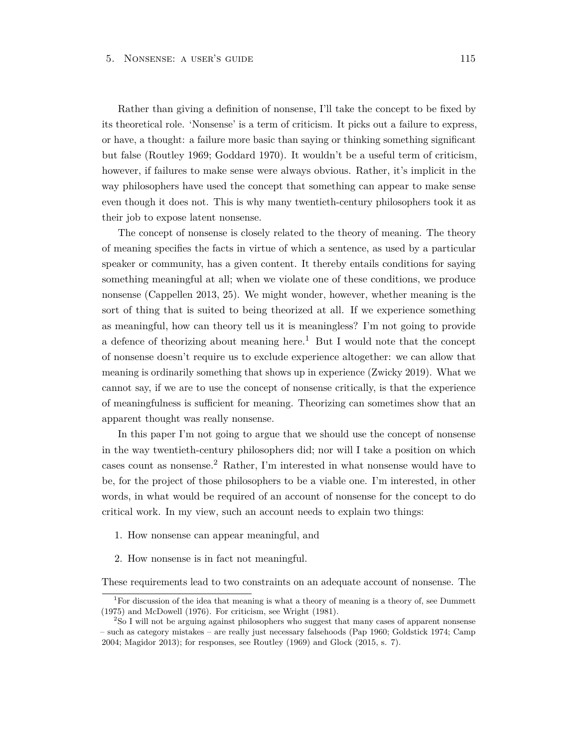Rather than giving a definition of nonsense, I'll take the concept to be fixed by its theoretical role. 'Nonsense' is a term of criticism. It picks out a failure to express, or have, a thought: a failure more basic than saying or thinking something significant but false (Routley 1969; Goddard 1970). It wouldn't be a useful term of criticism, however, if failures to make sense were always obvious. Rather, it's implicit in the way philosophers have used the concept that something can appear to make sense even though it does not. This is why many twentieth-century philosophers took it as their job to expose latent nonsense.

The concept of nonsense is closely related to the theory of meaning. The theory of meaning specifies the facts in virtue of which a sentence, as used by a particular speaker or community, has a given content. It thereby entails conditions for saying something meaningful at all; when we violate one of these conditions, we produce nonsense (Cappelen 2013, 25). We might wonder, however, whether meaning is the sort of thing that is suited to being theorized at all. If we experience something as meaningful, how can theory tell us it is meaningless? I'm not going to provide a defence of theorizing about meaning here.[1] But I would note that the concept of nonsense doesn't require us to exclude experience altogether: we can allow that meaning is ordinarily something that shows up in experience (Zwicky 2019). What we cannot say, if we are to use the concept of nonsense critically, is that the experience of meaningfulness is sufficient for meaning. Theorizing can sometimes show that an apparent thought was really nonsense.

In this paper I'm not going to argue that we should use the concept of nonsense in the way twentieth-century philosophers did; nor will I take a position on which cases count as nonsense.[2] Rather, I'm interested in what nonsense would have to be, for the project of those philosophers to be a viable one. I'm interested, in other words, in what would be required of an account of nonsense for the concept to do critical work. In my view, such an account needs to explain two things:

1. How nonsense can appear meaningful, and
2. How nonsense is in fact not meaningful.

These requirements lead to two constraints on an adequate account of nonsense. The

[1] For discussion of the idea that meaning is what a theory of meaning is a theory of, see Dummett (1975) and McDowell (1976). For criticism, see Wright (1981).

[2] So I will not be arguing against philosophers who suggest that many cases of apparent nonsense – such as category mistakes – are really just necessary falsehoods (Pap 1960; Goldstick 1974; Camp 2004; Magidor 2013); for responses, see Routley (1969) and Glock (2015, s. 7).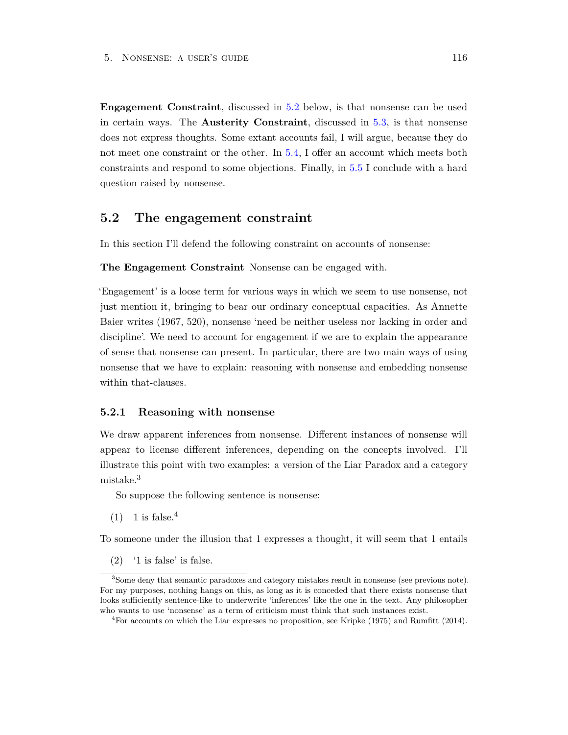**Engagement Constraint**, discussed in 5.2 below, is that nonsense can be used in certain ways. The **Austerity Constraint**, discussed in 5.3, is that nonsense does not express thoughts. Some extant accounts fail, I will argue, because they do not meet one constraint or the other. In 5.4, I offer an account which meets both constraints and respond to some objections. Finally, in 5.5 I conclude with a hard question raised by nonsense.

## 5.2 The engagement constraint

In this section I'll defend the following constraint on accounts of nonsense:

**The Engagement Constraint** Nonsense can be engaged with.

'Engagement' is a loose term for various ways in which we seem to use nonsense, not just mention it, bringing to bear our ordinary conceptual capacities. As Annette Baier writes (1967, 520), nonsense 'need be neither useless nor lacking in order and discipline'. We need to account for engagement if we are to explain the appearance of sense that nonsense can present. In particular, there are two main ways of using nonsense that we have to explain: reasoning with nonsense and embedding nonsense within that-clauses.

### 5.2.1 Reasoning with nonsense

We draw apparent inferences from nonsense. Different instances of nonsense will appear to license different inferences, depending on the concepts involved. I'll illustrate this point with two examples: a version of the Liar Paradox and a category mistake.[3]

So suppose the following sentence is nonsense:

(1) 1 is false.[4]

To someone under the illusion that 1 expresses a thought, it will seem that 1 entails

(2) '1 is false' is false.

---

[3] Some deny that semantic paradoxes and category mistakes result in nonsense (see previous note). For my purposes, nothing hangs on this, as long as it is conceded that there exists nonsense that looks sufficiently sentence-like to underwrite 'inferences' like the one in the text. Any philosopher who wants to use 'nonsense' as a term of criticism must think that such instances exist.

[4] For accounts on which the Liar expresses no proposition, see Kripke (1975) and Rumfitt (2014).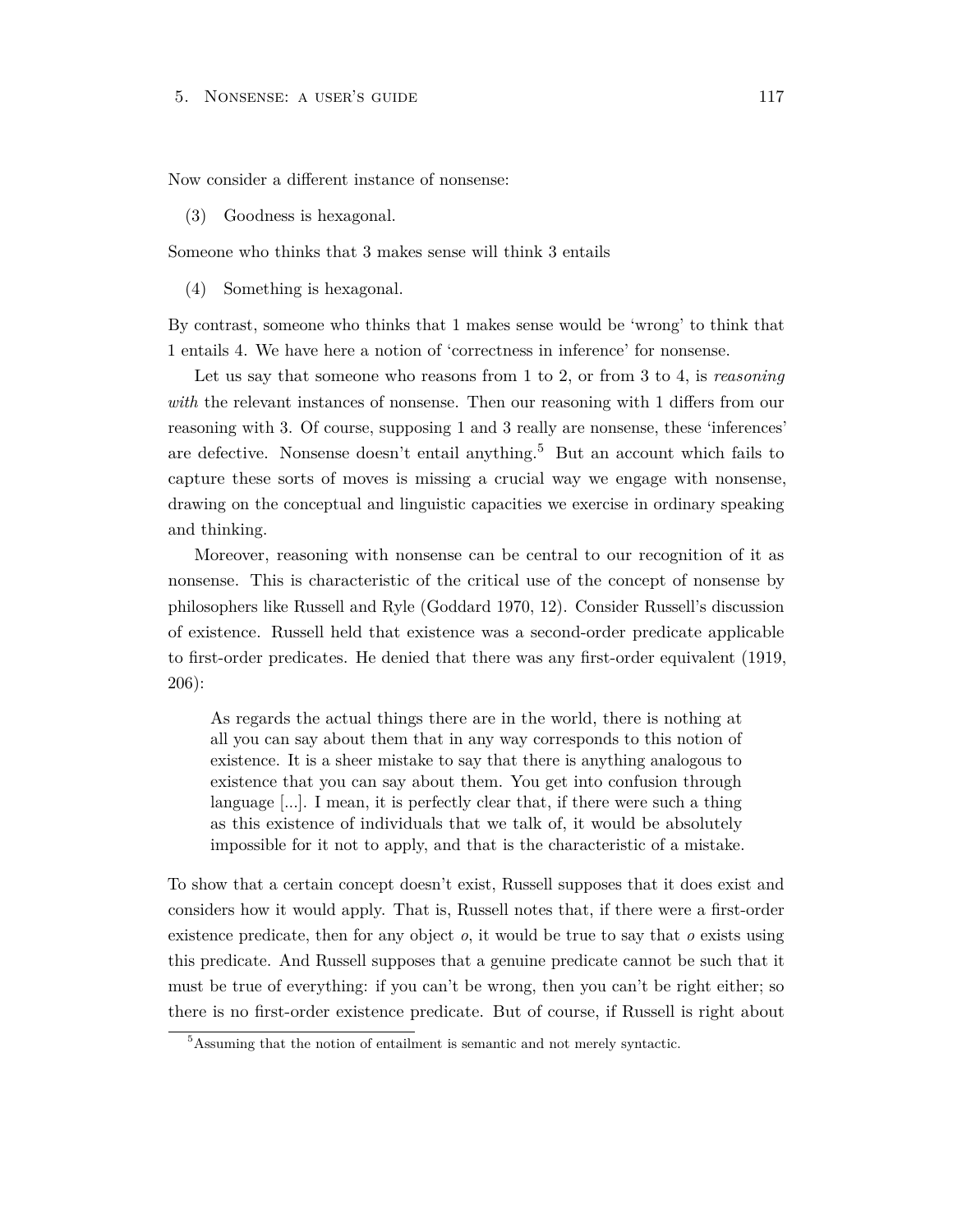Now consider a different instance of nonsense:

(3) Goodness is hexagonal.

Someone who thinks that 3 makes sense will think 3 entails

(4) Something is hexagonal.

By contrast, someone who thinks that 1 makes sense would be 'wrong' to think that 1 entails 4. We have here a notion of 'correctness in inference' for nonsense.

Let us say that someone who reasons from 1 to 2, or from 3 to 4, is *reasoning with* the relevant instances of nonsense. Then our reasoning with 1 differs from our reasoning with 3. Of course, supposing 1 and 3 really are nonsense, these 'inferences' are defective. Nonsense doesn't entail anything.[5] But an account which fails to capture these sorts of moves is missing a crucial way we engage with nonsense, drawing on the conceptual and linguistic capacities we exercise in ordinary speaking and thinking.

Moreover, reasoning with nonsense can be central to our recognition of it as nonsense. This is characteristic of the critical use of the concept of nonsense by philosophers like Russell and Ryle (Goddard 1970, 12). Consider Russell's discussion of existence. Russell held that existence was a second-order predicate applicable to first-order predicates. He denied that there was any first-order equivalent (1919, 206):

> As regards the actual things there are in the world, there is nothing at all you can say about them that in any way corresponds to this notion of existence. It is a sheer mistake to say that there is anything analogous to existence that you can say about them. You get into confusion through language [...]. I mean, it is perfectly clear that, if there were such a thing as this existence of individuals that we talk of, it would be absolutely impossible for it not to apply, and that is the characteristic of a mistake.

To show that a certain concept doesn't exist, Russell supposes that it does exist and considers how it would apply. That is, Russell notes that, if there were a first-order existence predicate, then for any object $o$, it would be true to say that $o$ exists using this predicate. And Russell supposes that a genuine predicate cannot be such that it must be true of everything: if you can't be wrong, then you can't be right either; so there is no first-order existence predicate. But of course, if Russell is right about

[5] Assuming that the notion of entailment is semantic and not merely syntactic.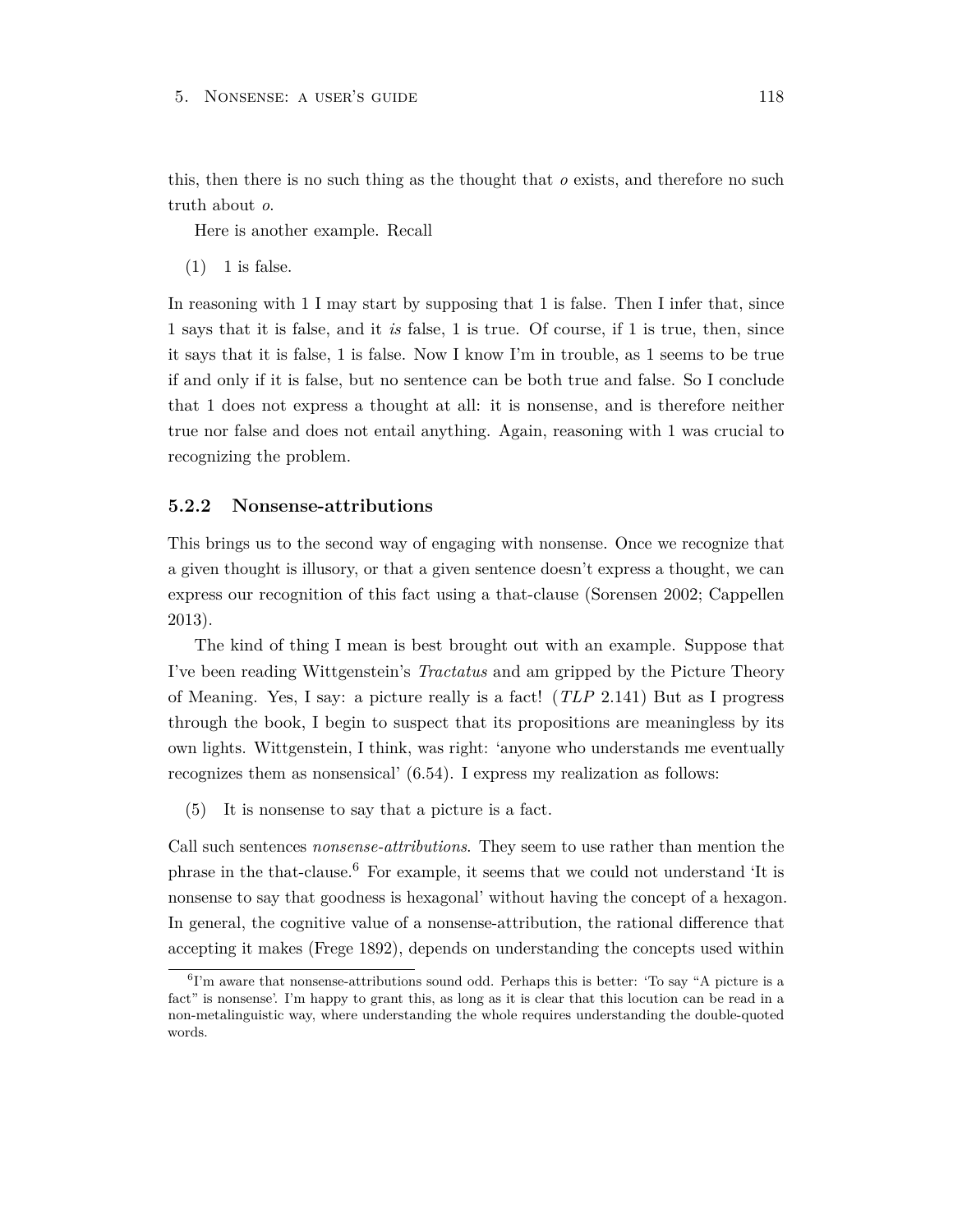this, then there is no such thing as the thought that *o* exists, and therefore no such truth about *o*.

Here is another example. Recall

(1) 1 is false.

In reasoning with 1 I may start by supposing that 1 is false. Then I infer that, since 1 says that it is false, and it *is* false, 1 is true. Of course, if 1 is true, then, since it says that it is false, 1 is false. Now I know I'm in trouble, as 1 seems to be true if and only if it is false, but no sentence can be both true and false. So I conclude that 1 does not express a thought at all: it is nonsense, and is therefore neither true nor false and does not entail anything. Again, reasoning with 1 was crucial to recognizing the problem.

### 5.2.2 Nonsense-attributions

This brings us to the second way of engaging with nonsense. Once we recognize that a given thought is illusory, or that a given sentence doesn't express a thought, we can express our recognition of this fact using a that-clause (Sorensen 2002; Cappellen 2013).

The kind of thing I mean is best brought out with an example. Suppose that I've been reading Wittgenstein's *Tractatus* and am gripped by the Picture Theory of Meaning. Yes, I say: a picture really is a fact! (*TLP* 2.141) But as I progress through the book, I begin to suspect that its propositions are meaningless by its own lights. Wittgenstein, I think, was right: 'anyone who understands me eventually recognizes them as nonsensical' (6.54). I express my realization as follows:

(5) It is nonsense to say that a picture is a fact.

Call such sentences *nonsense-attributions*. They seem to use rather than mention the phrase in the that-clause.[6] For example, it seems that we could not understand 'It is nonsense to say that goodness is hexagonal' without having the concept of a hexagon. In general, the cognitive value of a nonsense-attribution, the rational difference that accepting it makes (Frege 1892), depends on understanding the concepts used within

[6] I'm aware that nonsense-attributions sound odd. Perhaps this is better: 'To say "A picture is a fact" is nonsense'. I'm happy to grant this, as long as it is clear that this locution can be read in a non-metalinguistic way, where understanding the whole requires understanding the double-quoted words.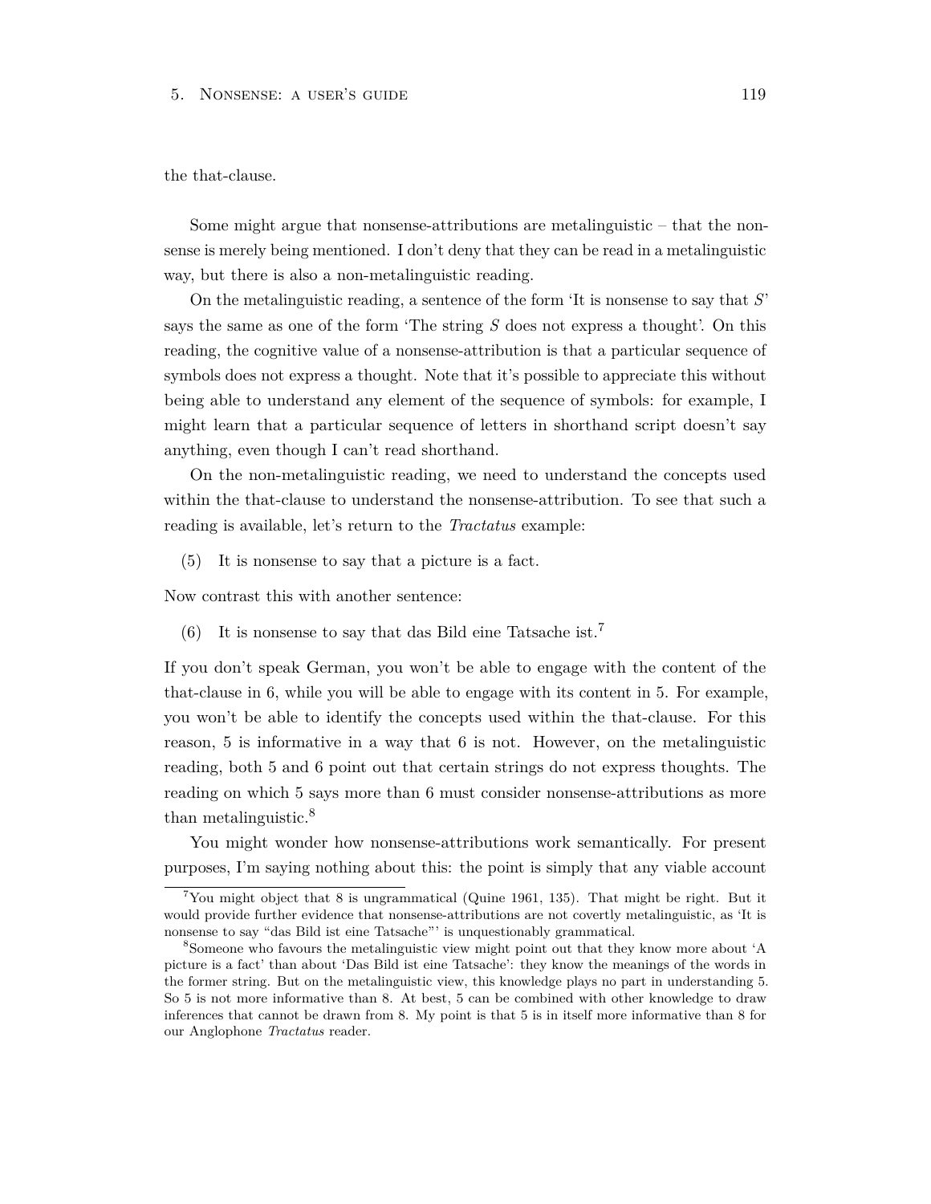the that-clause.

Some might argue that nonsense-attributions are metalinguistic – that the nonsense is merely being mentioned. I don't deny that they can be read in a metalinguistic way, but there is also a non-metalinguistic reading.

On the metalinguistic reading, a sentence of the form 'It is nonsense to say that *S*' says the same as one of the form 'The string *S* does not express a thought'. On this reading, the cognitive value of a nonsense-attribution is that a particular sequence of symbols does not express a thought. Note that it's possible to appreciate this without being able to understand any element of the sequence of symbols: for example, I might learn that a particular sequence of letters in shorthand script doesn't say anything, even though I can't read shorthand.

On the non-metalinguistic reading, we need to understand the concepts used within the that-clause to understand the nonsense-attribution. To see that such a reading is available, let's return to the *Tractatus* example:

(5) It is nonsense to say that a picture is a fact.

Now contrast this with another sentence:

(6) It is nonsense to say that das Bild eine Tatsache ist.[7]

If you don't speak German, you won't be able to engage with the content of the that-clause in 6, while you will be able to engage with its content in 5. For example, you won't be able to identify the concepts used within the that-clause. For this reason, 5 is informative in a way that 6 is not. However, on the metalinguistic reading, both 5 and 6 point out that certain strings do not express thoughts. The reading on which 5 says more than 6 must consider nonsense-attributions as more than metalinguistic.[8]

You might wonder how nonsense-attributions work semantically. For present purposes, I'm saying nothing about this: the point is simply that any viable account

---

[7] You might object that 8 is ungrammatical (Quine 1961, 135). That might be right. But it would provide further evidence that nonsense-attributions are not covertly metalinguistic, as 'It is nonsense to say "das Bild ist eine Tatsache"' is unquestionably grammatical.

[8] Someone who favours the metalinguistic view might point out that they know more about 'A picture is a fact' than about 'Das Bild ist eine Tatsache': they know the meanings of the words in the former string. But on the metalinguistic view, this knowledge plays no part in understanding 5. So 5 is not more informative than 8. At best, 5 can be combined with other knowledge to draw inferences that cannot be drawn from 8. My point is that 5 is in itself more informative than 8 for our Anglophone *Tractatus* reader.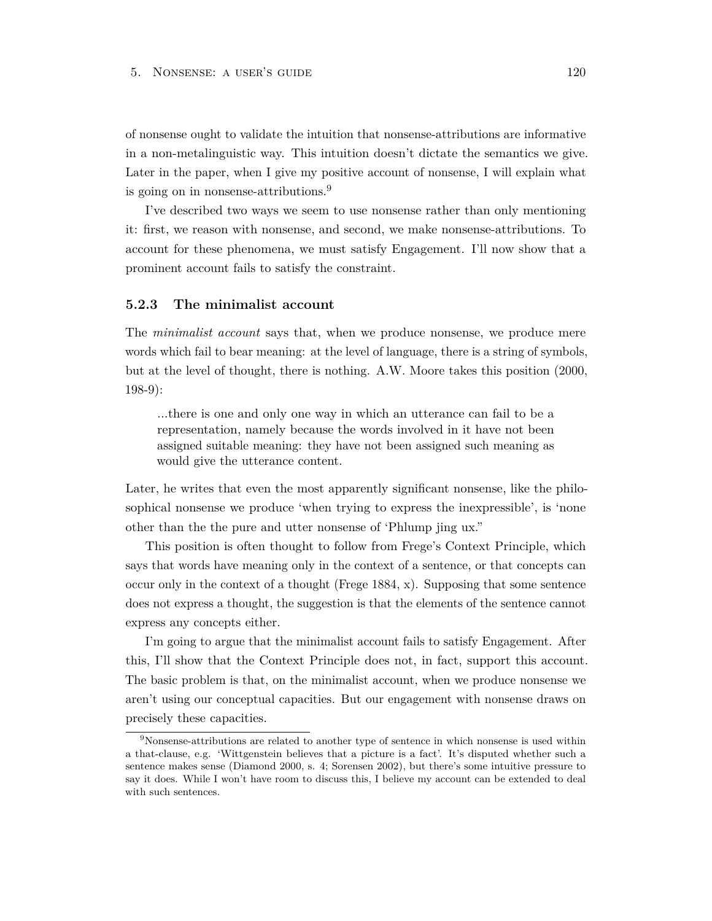of nonsense ought to validate the intuition that nonsense-attributions are informative in a non-metalinguistic way. This intuition doesn't dictate the semantics we give. Later in the paper, when I give my positive account of nonsense, I will explain what is going on in nonsense-attributions.[9]

I've described two ways we seem to use nonsense rather than only mentioning it: first, we reason with nonsense, and second, we make nonsense-attributions. To account for these phenomena, we must satisfy Engagement. I'll now show that a prominent account fails to satisfy the constraint.

### 5.2.3 The minimalist account

The *minimalist account* says that, when we produce nonsense, we produce mere words which fail to bear meaning: at the level of language, there is a string of symbols, but at the level of thought, there is nothing. A.W. Moore takes this position (2000, 198-9):

> ...there is one and only one way in which an utterance can fail to be a representation, namely because the words involved in it have not been assigned suitable meaning: they have not been assigned such meaning as would give the utterance content.

Later, he writes that even the most apparently significant nonsense, like the philosophical nonsense we produce 'when trying to express the inexpressible', is 'none other than the the pure and utter nonsense of 'Phlump jing ux."

This position is often thought to follow from Frege's Context Principle, which says that words have meaning only in the context of a sentence, or that concepts can occur only in the context of a thought (Frege 1884, x). Supposing that some sentence does not express a thought, the suggestion is that the elements of the sentence cannot express any concepts either.

I'm going to argue that the minimalist account fails to satisfy Engagement. After this, I'll show that the Context Principle does not, in fact, support this account. The basic problem is that, on the minimalist account, when we produce nonsense we aren't using our conceptual capacities. But our engagement with nonsense draws on precisely these capacities.

[9] Nonsense-attributions are related to another type of sentence in which nonsense is used within a that-clause, e.g. 'Wittgenstein believes that a picture is a fact'. It's disputed whether such a sentence makes sense (Diamond 2000, s. 4; Sorensen 2002), but there's some intuitive pressure to say it does. While I won't have room to discuss this, I believe my account can be extended to deal with such sentences.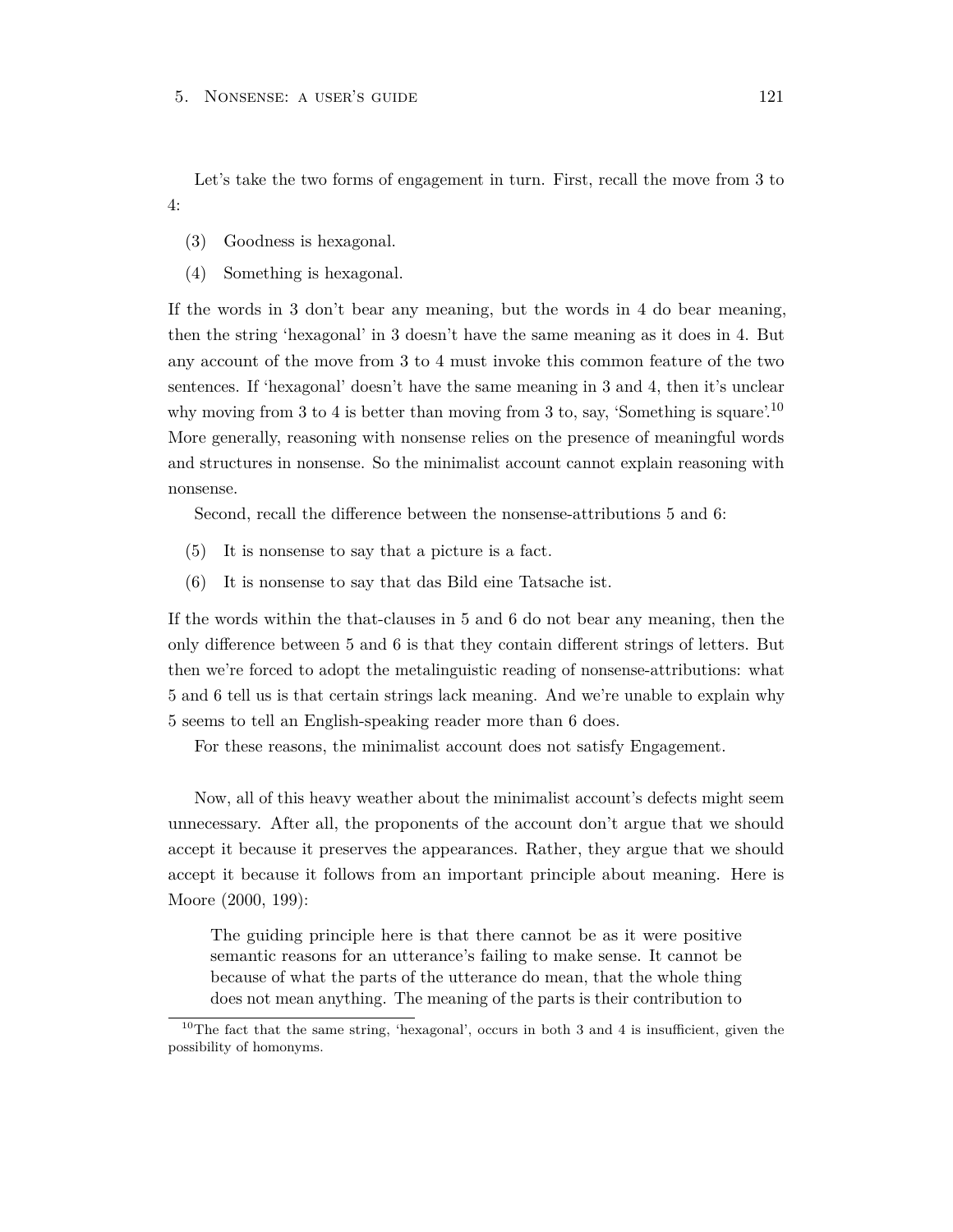Let's take the two forms of engagement in turn. First, recall the move from 3 to 4:

(3) Goodness is hexagonal.

(4) Something is hexagonal.

If the words in 3 don't bear any meaning, but the words in 4 do bear meaning, then the string 'hexagonal' in 3 doesn't have the same meaning as it does in 4. But any account of the move from 3 to 4 must invoke this common feature of the two sentences. If 'hexagonal' doesn't have the same meaning in 3 and 4, then it's unclear why moving from 3 to 4 is better than moving from 3 to, say, 'Something is square'.[10] More generally, reasoning with nonsense relies on the presence of meaningful words and structures in nonsense. So the minimalist account cannot explain reasoning with nonsense.

Second, recall the difference between the nonsense-attributions 5 and 6:

(5) It is nonsense to say that a picture is a fact.

(6) It is nonsense to say that das Bild eine Tatsache ist.

If the words within the that-clauses in 5 and 6 do not bear any meaning, then the only difference between 5 and 6 is that they contain different strings of letters. But then we're forced to adopt the metalinguistic reading of nonsense-attributions: what 5 and 6 tell us is that certain strings lack meaning. And we're unable to explain why 5 seems to tell an English-speaking reader more than 6 does.

For these reasons, the minimalist account does not satisfy Engagement.

Now, all of this heavy weather about the minimalist account's defects might seem unnecessary. After all, the proponents of the account don't argue that we should accept it because it preserves the appearances. Rather, they argue that we should accept it because it follows from an important principle about meaning. Here is Moore (2000, 199):

> The guiding principle here is that there cannot be as it were positive semantic reasons for an utterance's failing to make sense. It cannot be because of what the parts of the utterance do mean, that the whole thing does not mean anything. The meaning of the parts is their contribution to

[10] The fact that the same string, 'hexagonal', occurs in both 3 and 4 is insufficient, given the possibility of homonyms.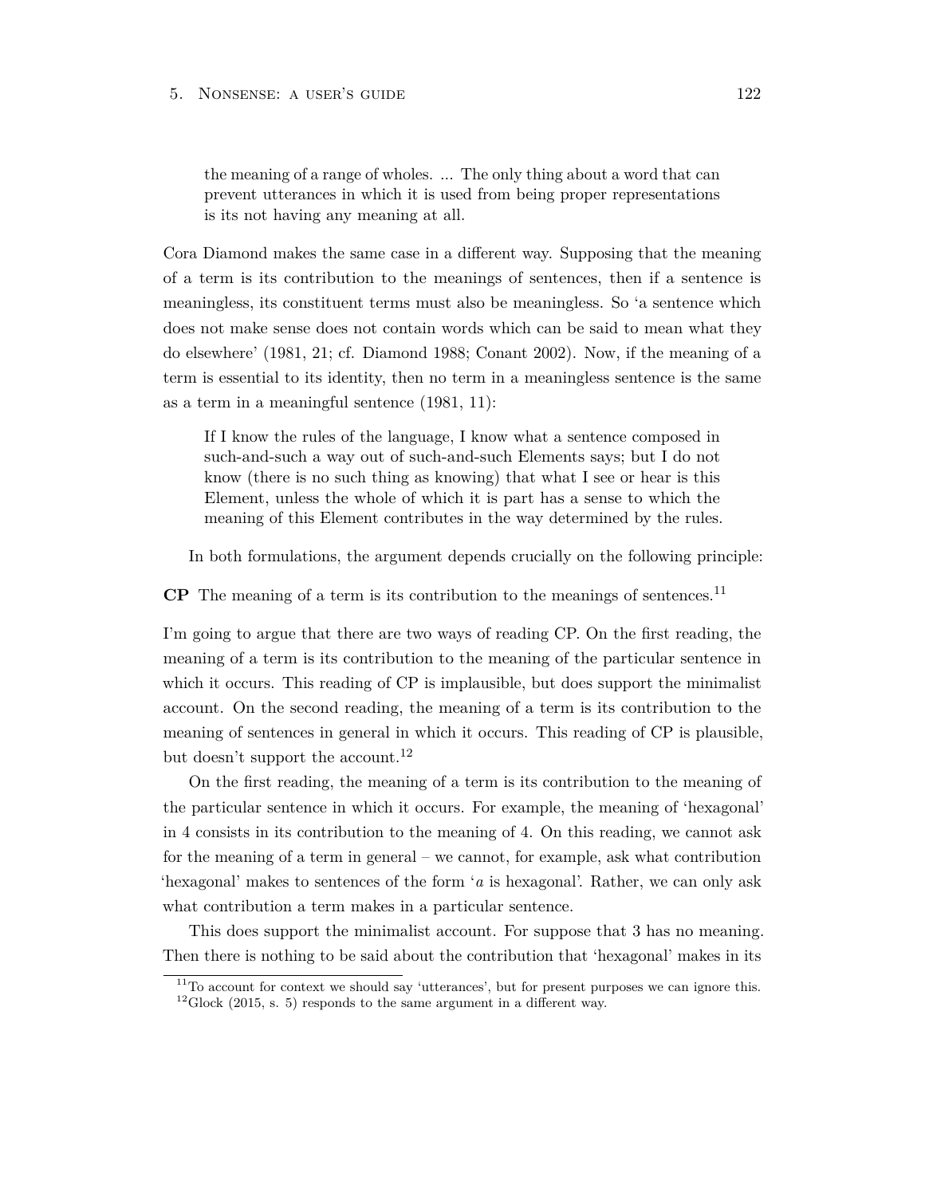> the meaning of a range of wholes. ... The only thing about a word that can prevent utterances in which it is used from being proper representations is its not having any meaning at all.

Cora Diamond makes the same case in a different way. Supposing that the meaning of a term is its contribution to the meanings of sentences, then if a sentence is meaningless, its constituent terms must also be meaningless. So 'a sentence which does not make sense does not contain words which can be said to mean what they do elsewhere' (1981, 21; cf. Diamond 1988; Conant 2002). Now, if the meaning of a term is essential to its identity, then no term in a meaningless sentence is the same as a term in a meaningful sentence (1981, 11):

> If I know the rules of the language, I know what a sentence composed in such-and-such a way out of such-and-such Elements says; but I do not know (there is no such thing as knowing) that what I see or hear is this Element, unless the whole of which it is part has a sense to which the meaning of this Element contributes in the way determined by the rules.

In both formulations, the argument depends crucially on the following principle:

**CP** The meaning of a term is its contribution to the meanings of sentences.[11]

I'm going to argue that there are two ways of reading CP. On the first reading, the meaning of a term is its contribution to the meaning of the particular sentence in which it occurs. This reading of CP is implausible, but does support the minimalist account. On the second reading, the meaning of a term is its contribution to the meaning of sentences in general in which it occurs. This reading of CP is plausible, but doesn't support the account.[12]

On the first reading, the meaning of a term is its contribution to the meaning of the particular sentence in which it occurs. For example, the meaning of 'hexagonal' in 4 consists in its contribution to the meaning of 4. On this reading, we cannot ask for the meaning of a term in general – we cannot, for example, ask what contribution 'hexagonal' makes to sentences of the form '*a* is hexagonal'. Rather, we can only ask what contribution a term makes in a particular sentence.

This does support the minimalist account. For suppose that 3 has no meaning. Then there is nothing to be said about the contribution that 'hexagonal' makes in its

[11] To account for context we should say 'utterances', but for present purposes we can ignore this.

[12] Glock (2015, s. 5) responds to the same argument in a different way.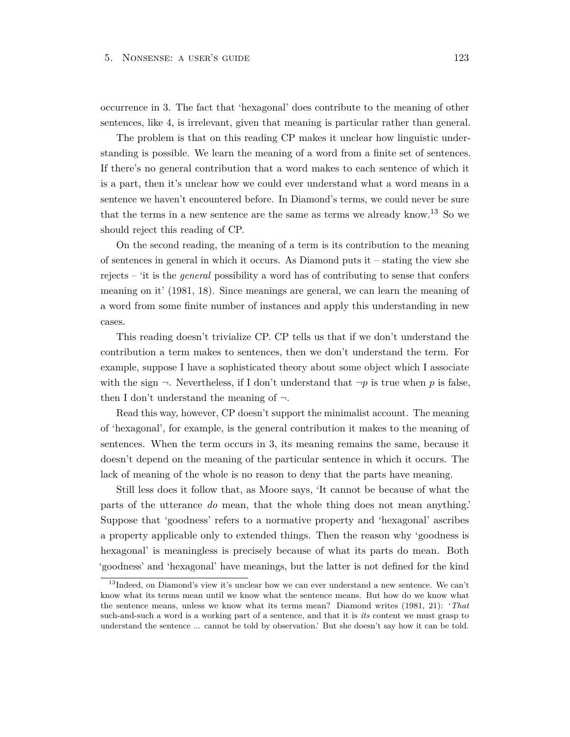occurrence in 3. The fact that 'hexagonal' does contribute to the meaning of other sentences, like 4, is irrelevant, given that meaning is particular rather than general.

The problem is that on this reading CP makes it unclear how linguistic understanding is possible. We learn the meaning of a word from a finite set of sentences. If there's no general contribution that a word makes to each sentence of which it is a part, then it's unclear how we could ever understand what a word means in a sentence we haven't encountered before. In Diamond's terms, we could never be sure that the terms in a new sentence are the same as terms we already know.[13] So we should reject this reading of CP.

On the second reading, the meaning of a term is its contribution to the meaning of sentences in general in which it occurs. As Diamond puts it – stating the view she rejects – 'it is the *general* possibility a word has of contributing to sense that confers meaning on it' (1981, 18). Since meanings are general, we can learn the meaning of a word from some finite number of instances and apply this understanding in new cases.

This reading doesn't trivialize CP. CP tells us that if we don't understand the contribution a term makes to sentences, then we don't understand the term. For example, suppose I have a sophisticated theory about some object which I associate with the sign $\neg$. Nevertheless, if I don't understand that $\neg p$ is true when $p$ is false, then I don't understand the meaning of $\neg$.

Read this way, however, CP doesn't support the minimalist account. The meaning of 'hexagonal', for example, is the general contribution it makes to the meaning of sentences. When the term occurs in 3, its meaning remains the same, because it doesn't depend on the meaning of the particular sentence in which it occurs. The lack of meaning of the whole is no reason to deny that the parts have meaning.

Still less does it follow that, as Moore says, 'It cannot be because of what the parts of the utterance *do* mean, that the whole thing does not mean anything.' Suppose that 'goodness' refers to a normative property and 'hexagonal' ascribes a property applicable only to extended things. Then the reason why 'goodness is hexagonal' is meaningless is precisely because of what its parts do mean. Both 'goodness' and 'hexagonal' have meanings, but the latter is not defined for the kind

[13] Indeed, on Diamond's view it's unclear how we can ever understand a new sentence. We can't know what its terms mean until we know what the sentence means. But how do we know what the sentence means, unless we know what its terms mean? Diamond writes (1981, 21): '*That* such-and-such a word is a working part of a sentence, and that it is *its* content we must grasp to understand the sentence ... cannot be told by observation.' But she doesn't say how it can be told.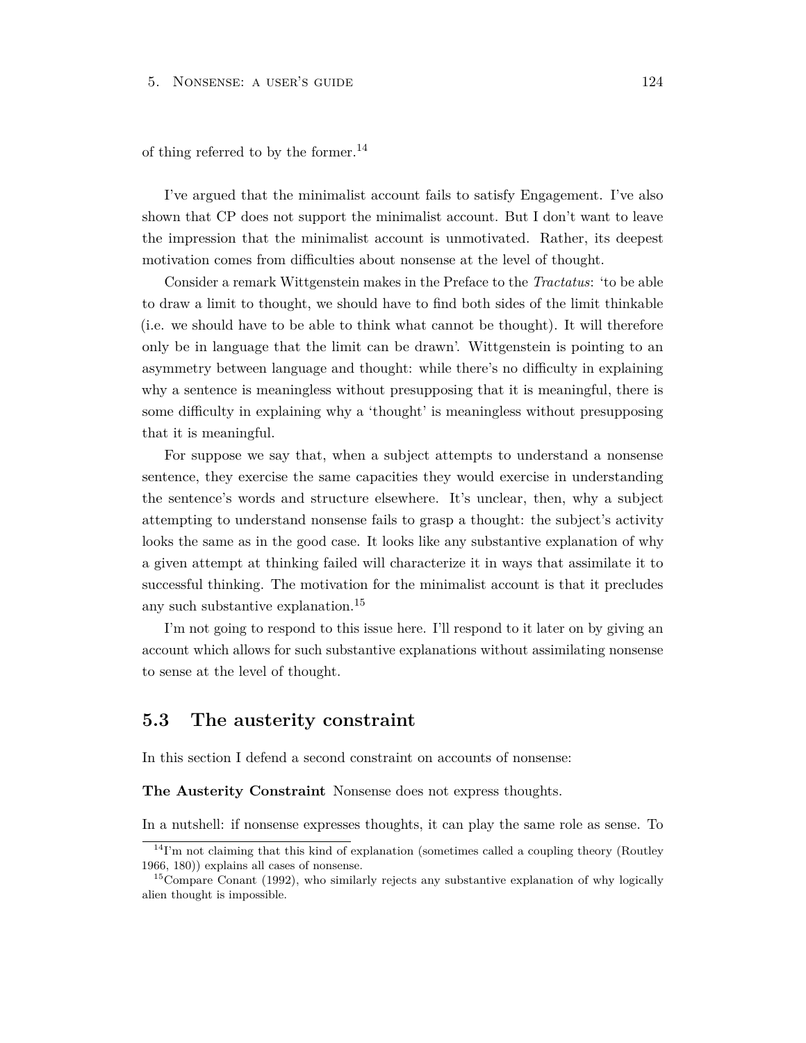of thing referred to by the former.[14]

I've argued that the minimalist account fails to satisfy Engagement. I've also shown that CP does not support the minimalist account. But I don't want to leave the impression that the minimalist account is unmotivated. Rather, its deepest motivation comes from difficulties about nonsense at the level of thought.

Consider a remark Wittgenstein makes in the Preface to the *Tractatus*: 'to be able to draw a limit to thought, we should have to find both sides of the limit thinkable (i.e. we should have to be able to think what cannot be thought). It will therefore only be in language that the limit can be drawn'. Wittgenstein is pointing to an asymmetry between language and thought: while there's no difficulty in explaining why a sentence is meaningless without presupposing that it is meaningful, there is some difficulty in explaining why a 'thought' is meaningless without presupposing that it is meaningful.

For suppose we say that, when a subject attempts to understand a nonsense sentence, they exercise the same capacities they would exercise in understanding the sentence's words and structure elsewhere. It's unclear, then, why a subject attempting to understand nonsense fails to grasp a thought: the subject's activity looks the same as in the good case. It looks like any substantive explanation of why a given attempt at thinking failed will characterize it in ways that assimilate it to successful thinking. The motivation for the minimalist account is that it precludes any such substantive explanation.[15]

I'm not going to respond to this issue here. I'll respond to it later on by giving an account which allows for such substantive explanations without assimilating nonsense to sense at the level of thought.

## 5.3 The austerity constraint

In this section I defend a second constraint on accounts of nonsense:

**The Austerity Constraint** Nonsense does not express thoughts.

In a nutshell: if nonsense expresses thoughts, it can play the same role as sense. To

[14] I'm not claiming that this kind of explanation (sometimes called a coupling theory (Routley 1966, 180)) explains all cases of nonsense.

[15] Compare Conant (1992), who similarly rejects any substantive explanation of why logically alien thought is impossible.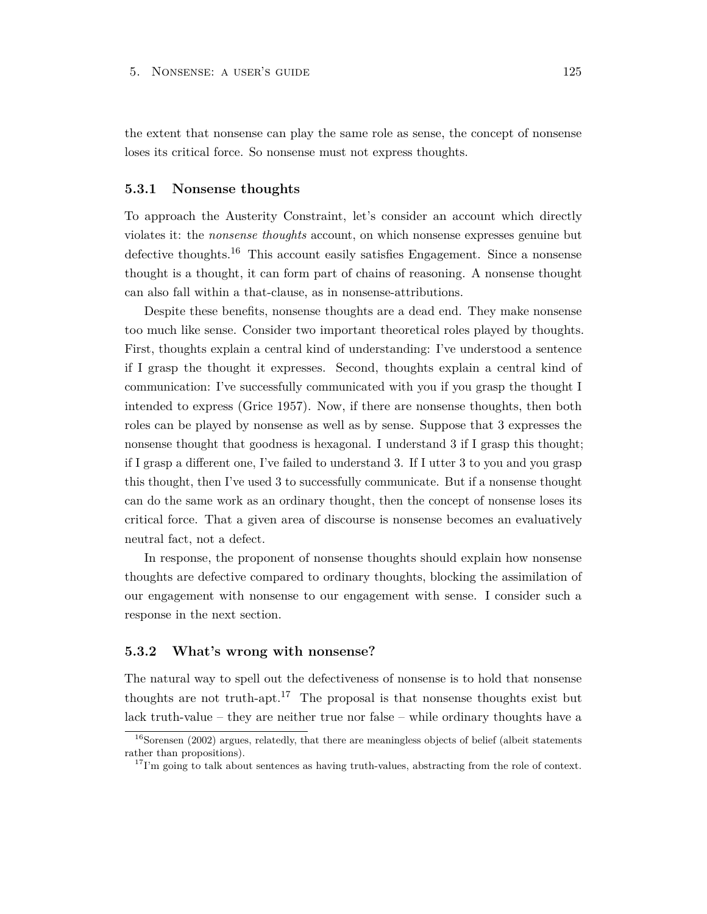the extent that nonsense can play the same role as sense, the concept of nonsense loses its critical force. So nonsense must not express thoughts.

### 5.3.1 Nonsense thoughts

To approach the Austerity Constraint, let's consider an account which directly violates it: the *nonsense thoughts* account, on which nonsense expresses genuine but defective thoughts.[16] This account easily satisfies Engagement. Since a nonsense thought is a thought, it can form part of chains of reasoning. A nonsense thought can also fall within a that-clause, as in nonsense-attributions.

Despite these benefits, nonsense thoughts are a dead end. They make nonsense too much like sense. Consider two important theoretical roles played by thoughts. First, thoughts explain a central kind of understanding: I've understood a sentence if I grasp the thought it expresses. Second, thoughts explain a central kind of communication: I've successfully communicated with you if you grasp the thought I intended to express (Grice 1957). Now, if there are nonsense thoughts, then both roles can be played by nonsense as well as by sense. Suppose that 3 expresses the nonsense thought that goodness is hexagonal. I understand 3 if I grasp this thought; if I grasp a different one, I've failed to understand 3. If I utter 3 to you and you grasp this thought, then I've used 3 to successfully communicate. But if a nonsense thought can do the same work as an ordinary thought, then the concept of nonsense loses its critical force. That a given area of discourse is nonsense becomes an evaluatively neutral fact, not a defect.

In response, the proponent of nonsense thoughts should explain how nonsense thoughts are defective compared to ordinary thoughts, blocking the assimilation of our engagement with nonsense to our engagement with sense. I consider such a response in the next section.

### 5.3.2 What's wrong with nonsense?

The natural way to spell out the defectiveness of nonsense is to hold that nonsense thoughts are not truth-apt.[17] The proposal is that nonsense thoughts exist but lack truth-value – they are neither true nor false – while ordinary thoughts have a

[16] Sorensen (2002) argues, relatedly, that there are meaningless objects of belief (albeit statements rather than propositions).

[17] I'm going to talk about sentences as having truth-values, abstracting from the role of context.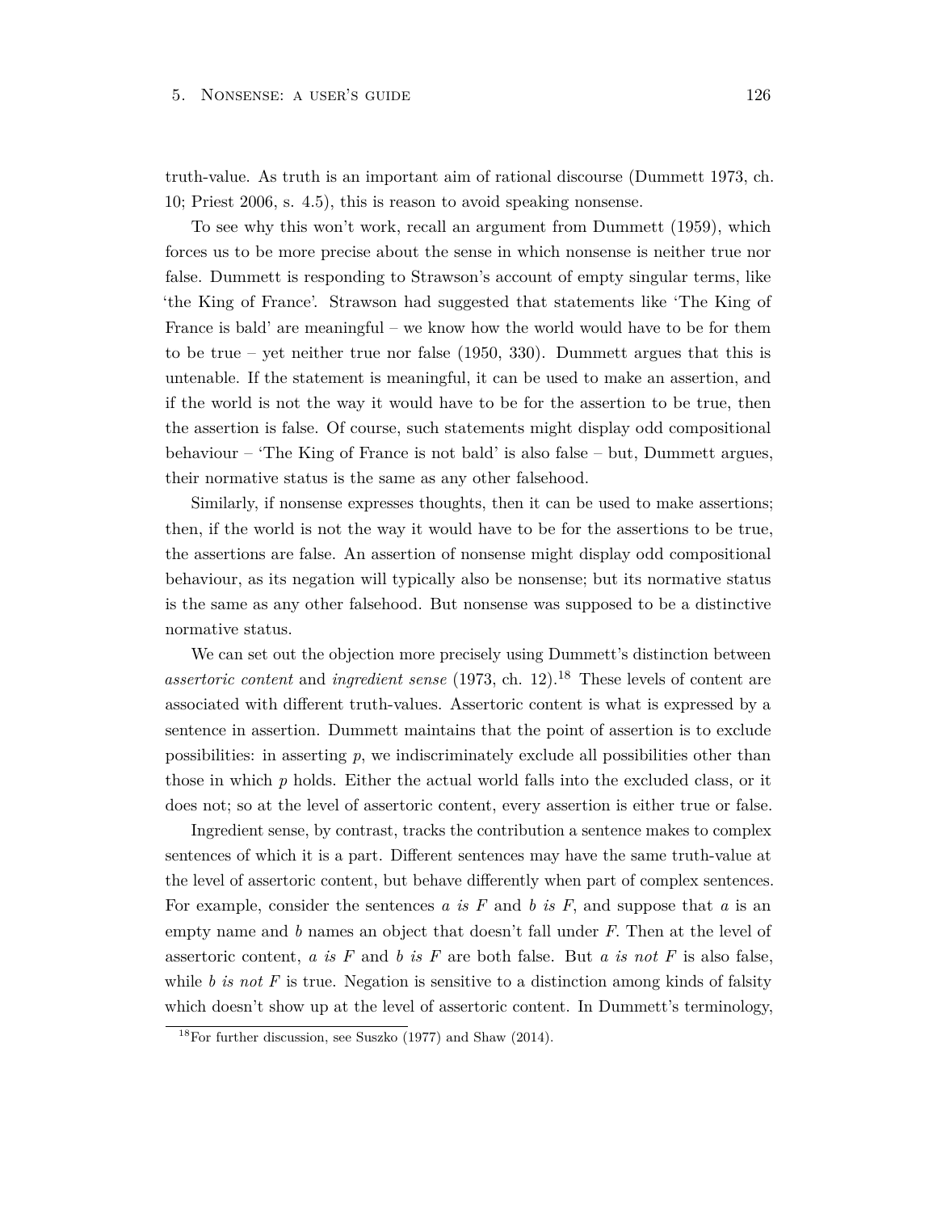truth-value. As truth is an important aim of rational discourse (Dummett 1973, ch. 10; Priest 2006, s. 4.5), this is reason to avoid speaking nonsense.

To see why this won't work, recall an argument from Dummett (1959), which forces us to be more precise about the sense in which nonsense is neither true nor false. Dummett is responding to Strawson's account of empty singular terms, like 'the King of France'. Strawson had suggested that statements like 'The King of France is bald' are meaningful – we know how the world would have to be for them to be true – yet neither true nor false (1950, 330). Dummett argues that this is untenable. If the statement is meaningful, it can be used to make an assertion, and if the world is not the way it would have to be for the assertion to be true, then the assertion is false. Of course, such statements might display odd compositional behaviour – 'The King of France is not bald' is also false – but, Dummett argues, their normative status is the same as any other falsehood.

Similarly, if nonsense expresses thoughts, then it can be used to make assertions; then, if the world is not the way it would have to be for the assertions to be true, the assertions are false. An assertion of nonsense might display odd compositional behaviour, as its negation will typically also be nonsense; but its normative status is the same as any other falsehood. But nonsense was supposed to be a distinctive normative status.

We can set out the objection more precisely using Dummett's distinction between *assertoric content* and *ingredient sense* (1973, ch. 12).[18] These levels of content are associated with different truth-values. Assertoric content is what is expressed by a sentence in assertion. Dummett maintains that the point of assertion is to exclude possibilities: in asserting $p$, we indiscriminately exclude all possibilities other than those in which $p$ holds. Either the actual world falls into the excluded class, or it does not; so at the level of assertoric content, every assertion is either true or false.

Ingredient sense, by contrast, tracks the contribution a sentence makes to complex sentences of which it is a part. Different sentences may have the same truth-value at the level of assertoric content, but behave differently when part of complex sentences. For example, consider the sentences *a is F* and *b is F*, and suppose that $a$ is an empty name and $b$ names an object that doesn't fall under $F$. Then at the level of assertoric content, *a is F* and *b is F* are both false. But *a is not F* is also false, while *b is not F* is true. Negation is sensitive to a distinction among kinds of falsity which doesn't show up at the level of assertoric content. In Dummett's terminology,

[18] For further discussion, see Suszko (1977) and Shaw (2014).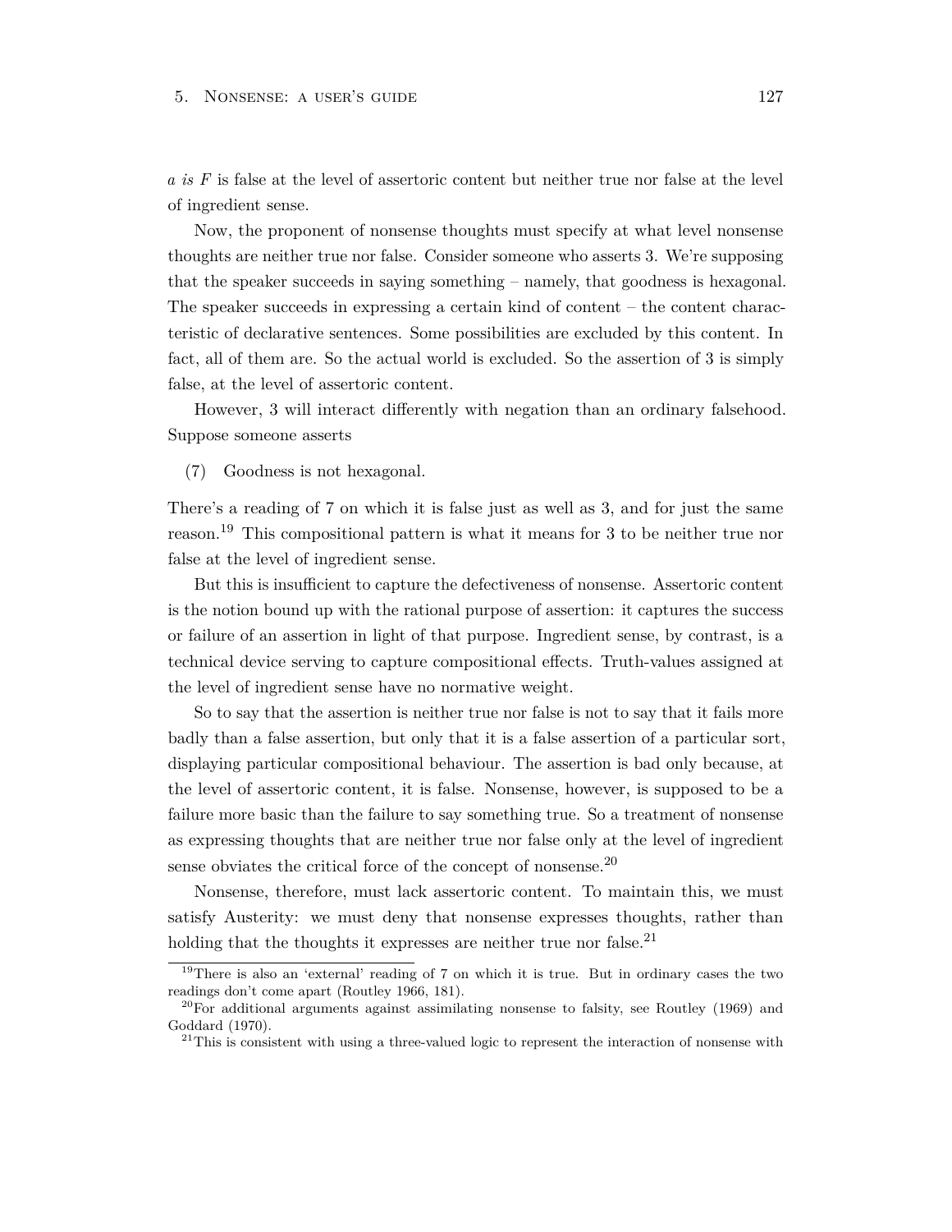*a is F* is false at the level of assertoric content but neither true nor false at the level of ingredient sense.

Now, the proponent of nonsense thoughts must specify at what level nonsense thoughts are neither true nor false. Consider someone who asserts 3. We're supposing that the speaker succeeds in saying something – namely, that goodness is hexagonal. The speaker succeeds in expressing a certain kind of content – the content characteristic of declarative sentences. Some possibilities are excluded by this content. In fact, all of them are. So the actual world is excluded. So the assertion of 3 is simply false, at the level of assertoric content.

However, 3 will interact differently with negation than an ordinary falsehood. Suppose someone asserts

(7) Goodness is not hexagonal.

There's a reading of 7 on which it is false just as well as 3, and for just the same reason.[19] This compositional pattern is what it means for 3 to be neither true nor false at the level of ingredient sense.

But this is insufficient to capture the defectiveness of nonsense. Assertoric content is the notion bound up with the rational purpose of assertion: it captures the success or failure of an assertion in light of that purpose. Ingredient sense, by contrast, is a technical device serving to capture compositional effects. Truth-values assigned at the level of ingredient sense have no normative weight.

So to say that the assertion is neither true nor false is not to say that it fails more badly than a false assertion, but only that it is a false assertion of a particular sort, displaying particular compositional behaviour. The assertion is bad only because, at the level of assertoric content, it is false. Nonsense, however, is supposed to be a failure more basic than the failure to say something true. So a treatment of nonsense as expressing thoughts that are neither true nor false only at the level of ingredient sense obviates the critical force of the concept of nonsense.[20]

Nonsense, therefore, must lack assertoric content. To maintain this, we must satisfy Austerity: we must deny that nonsense expresses thoughts, rather than holding that the thoughts it expresses are neither true nor false.[21]

---

[19] There is also an 'external' reading of 7 on which it is true. But in ordinary cases the two readings don't come apart (Routley 1966, 181).

[20] For additional arguments against assimilating nonsense to falsity, see Routley (1969) and Goddard (1970).

[21] This is consistent with using a three-valued logic to represent the interaction of nonsense with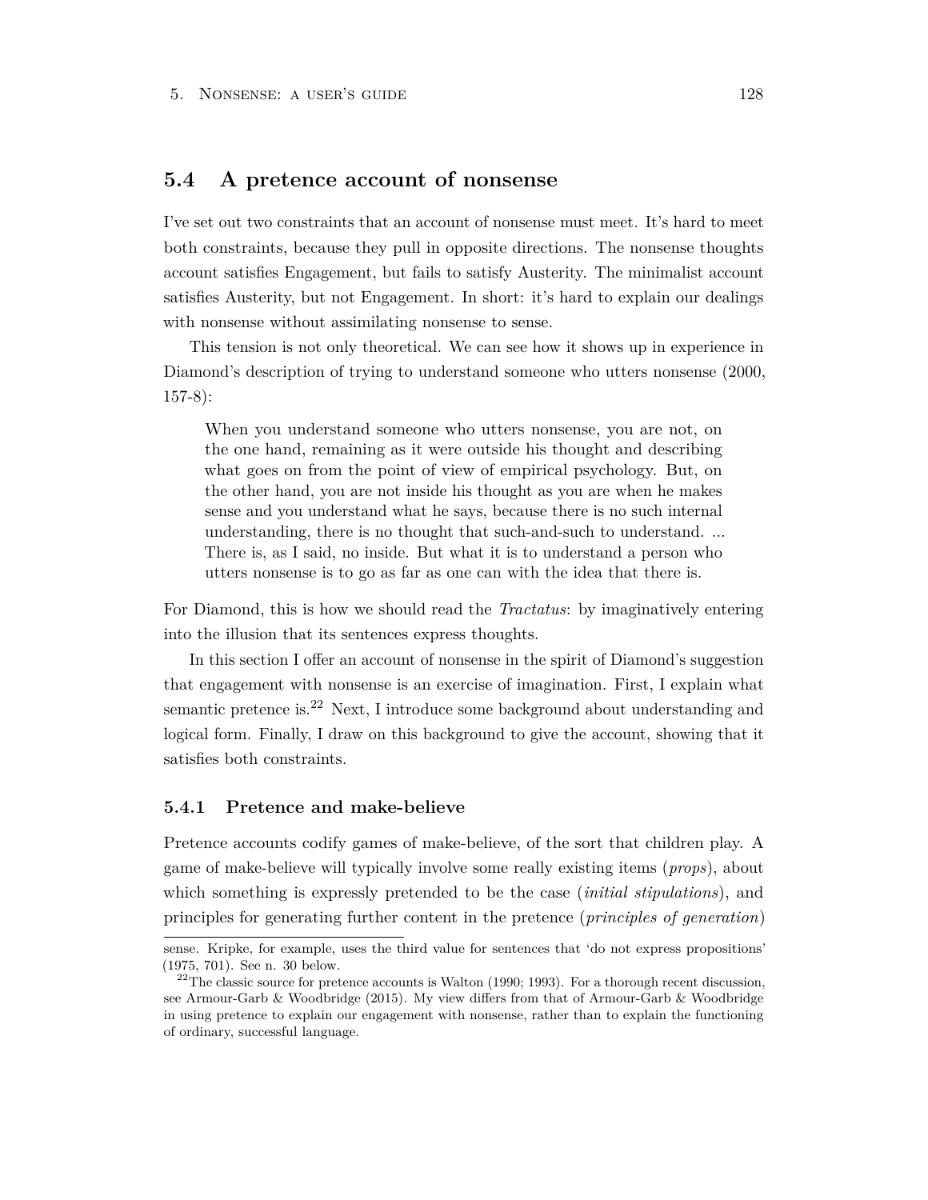## 5.4 A pretence account of nonsense

I've set out two constraints that an account of nonsense must meet. It's hard to meet both constraints, because they pull in opposite directions. The nonsense thoughts account satisfies Engagement, but fails to satisfy Austerity. The minimalist account satisfies Austerity, but not Engagement. In short: it's hard to explain our dealings with nonsense without assimilating nonsense to sense.

This tension is not only theoretical. We can see how it shows up in experience in Diamond's description of trying to understand someone who utters nonsense (2000, 157-8):

> When you understand someone who utters nonsense, you are not, on the one hand, remaining as it were outside his thought and describing what goes on from the point of view of empirical psychology. But, on the other hand, you are not inside his thought as you are when he makes sense and you understand what he says, because there is no such internal understanding, there is no thought that such-and-such to understand. ... There is, as I said, no inside. But what it is to understand a person who utters nonsense is to go as far as one can with the idea that there is.

For Diamond, this is how we should read the *Tractatus*: by imaginatively entering into the illusion that its sentences express thoughts.

In this section I offer an account of nonsense in the spirit of Diamond's suggestion that engagement with nonsense is an exercise of imagination. First, I explain what semantic pretence is.[22] Next, I introduce some background about understanding and logical form. Finally, I draw on this background to give the account, showing that it satisfies both constraints.

### 5.4.1 Pretence and make-believe

Pretence accounts codify games of make-believe, of the sort that children play. A game of make-believe will typically involve some really existing items (*props*), about which something is expressly pretended to be the case (*initial stipulations*), and principles for generating further content in the pretence (*principles of generation*)

---

sense. Kripke, for example, uses the third value for sentences that 'do not express propositions' (1975, 701). See n. 30 below.

[22] The classic source for pretence accounts is Walton (1990; 1993). For a thorough recent discussion, see Armour-Garb & Woodbridge (2015). My view differs from that of Armour-Garb & Woodbridge in using pretence to explain our engagement with nonsense, rather than to explain the functioning of ordinary, successful language.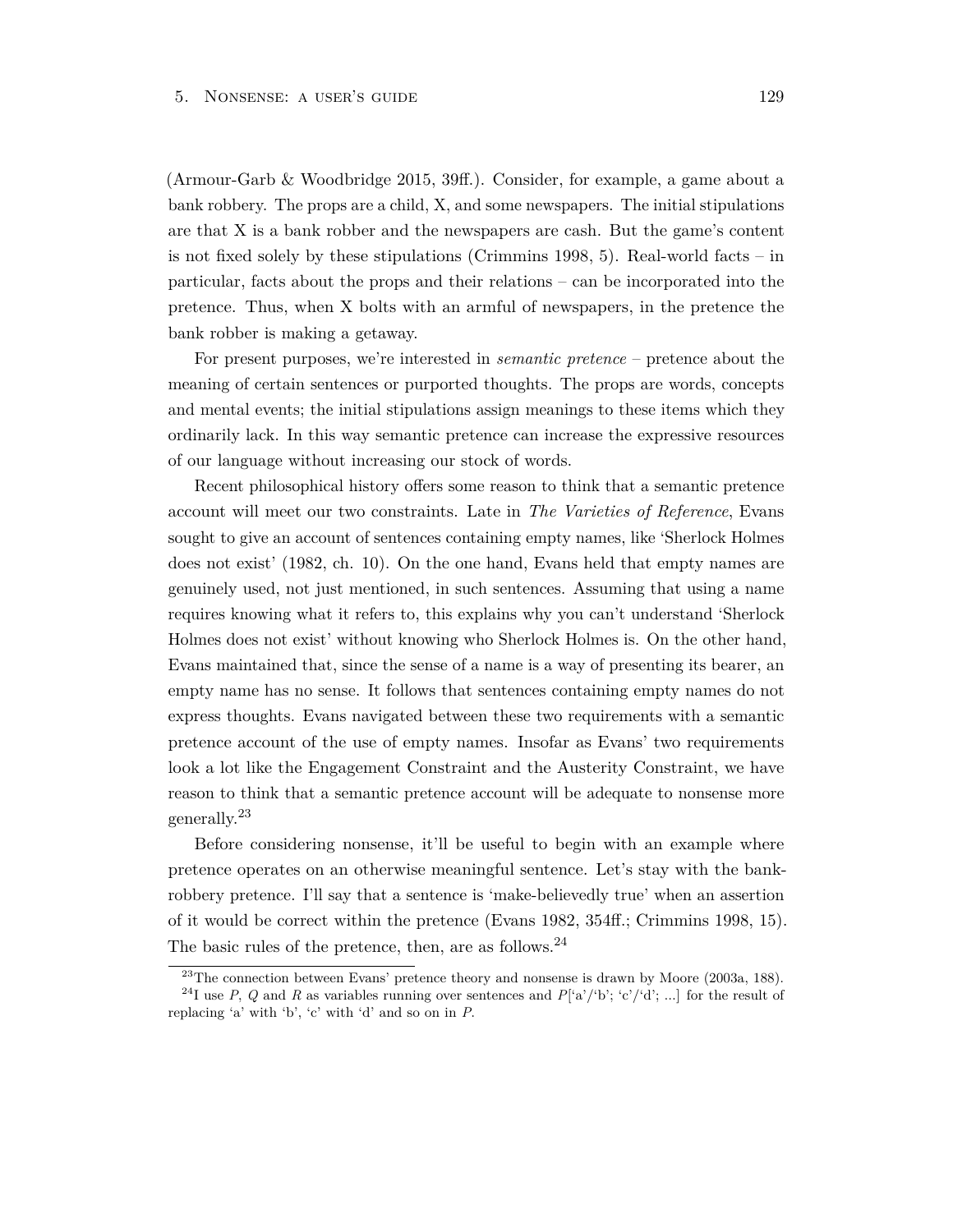(Armour-Garb & Woodbridge 2015, 39ff.). Consider, for example, a game about a bank robbery. The props are a child, X, and some newspapers. The initial stipulations are that X is a bank robber and the newspapers are cash. But the game's content is not fixed solely by these stipulations (Crimmins 1998, 5). Real-world facts – in particular, facts about the props and their relations – can be incorporated into the pretence. Thus, when X bolts with an armful of newspapers, in the pretence the bank robber is making a getaway.

For present purposes, we're interested in *semantic pretence* – pretence about the meaning of certain sentences or purported thoughts. The props are words, concepts and mental events; the initial stipulations assign meanings to these items which they ordinarily lack. In this way semantic pretence can increase the expressive resources of our language without increasing our stock of words.

Recent philosophical history offers some reason to think that a semantic pretence account will meet our two constraints. Late in *The Varieties of Reference*, Evans sought to give an account of sentences containing empty names, like 'Sherlock Holmes does not exist' (1982, ch. 10). On the one hand, Evans held that empty names are genuinely used, not just mentioned, in such sentences. Assuming that using a name requires knowing what it refers to, this explains why you can't understand 'Sherlock Holmes does not exist' without knowing who Sherlock Holmes is. On the other hand, Evans maintained that, since the sense of a name is a way of presenting its bearer, an empty name has no sense. It follows that sentences containing empty names do not express thoughts. Evans navigated between these two requirements with a semantic pretence account of the use of empty names. Insofar as Evans' two requirements look a lot like the Engagement Constraint and the Austerity Constraint, we have reason to think that a semantic pretence account will be adequate to nonsense more generally.[23]

Before considering nonsense, it'll be useful to begin with an example where pretence operates on an otherwise meaningful sentence. Let's stay with the bank-robbery pretence. I'll say that a sentence is 'make-believedly true' when an assertion of it would be correct within the pretence (Evans 1982, 354ff.; Crimmins 1998, 15). The basic rules of the pretence, then, are as follows.[24]

[23] The connection between Evans' pretence theory and nonsense is drawn by Moore (2003a, 188).

[24] I use *P*, *Q* and *R* as variables running over sentences and *P*['a'/'b'; 'c'/'d'; ...] for the result of replacing 'a' with 'b', 'c' with 'd' and so on in *P*.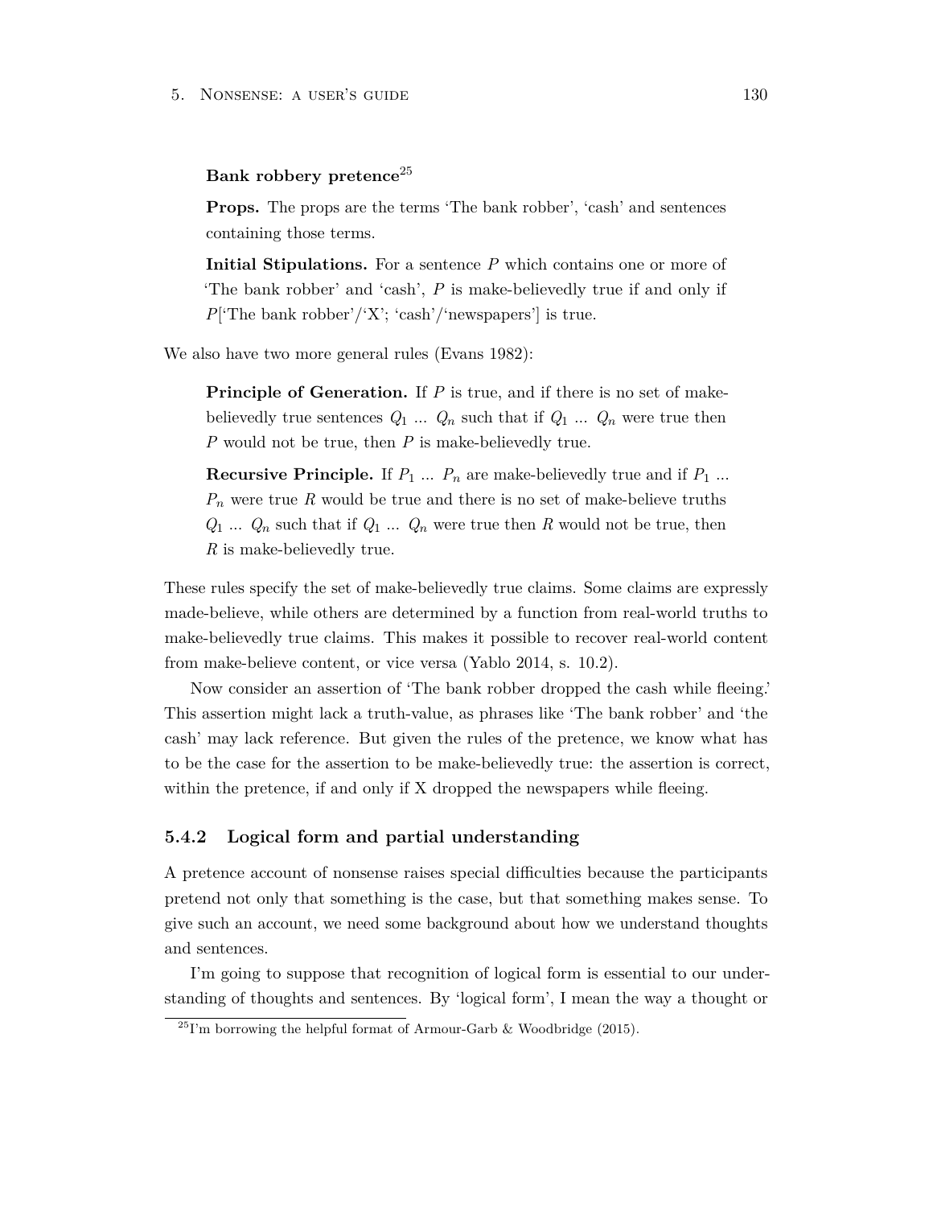**Bank robbery pretence**[25]

**Props.** The props are the terms 'The bank robber', 'cash' and sentences containing those terms.

**Initial Stipulations.** For a sentence $P$ which contains one or more of 'The bank robber' and 'cash', $P$ is make-believedly true if and only if $P$['The bank robber'/'X'; 'cash'/'newspapers'] is true.

We also have two more general rules (Evans 1982):

**Principle of Generation.** If $P$ is true, and if there is no set of make-believedly true sentences $Q_1$ ... $Q_n$ such that if $Q_1$ ... $Q_n$ were true then $P$ would not be true, then $P$ is make-believedly true.

**Recursive Principle.** If $P_1$ ... $P_n$ are make-believedly true and if $P_1$ ... $P_n$ were true $R$ would be true and there is no set of make-believe truths $Q_1$ ... $Q_n$ such that if $Q_1$ ... $Q_n$ were true then $R$ would not be true, then $R$ is make-believedly true.

These rules specify the set of make-believedly true claims. Some claims are expressly made-believe, while others are determined by a function from real-world truths to make-believedly true claims. This makes it possible to recover real-world content from make-believe content, or vice versa (Yablo 2014, s. 10.2).

Now consider an assertion of 'The bank robber dropped the cash while fleeing.' This assertion might lack a truth-value, as phrases like 'The bank robber' and 'the cash' may lack reference. But given the rules of the pretence, we know what has to be the case for the assertion to be make-believedly true: the assertion is correct, within the pretence, if and only if X dropped the newspapers while fleeing.

### 5.4.2 Logical form and partial understanding

A pretence account of nonsense raises special difficulties because the participants pretend not only that something is the case, but that something makes sense. To give such an account, we need some background about how we understand thoughts and sentences.

I'm going to suppose that recognition of logical form is essential to our understanding of thoughts and sentences. By 'logical form', I mean the way a thought or

[25] I'm borrowing the helpful format of Armour-Garb & Woodbridge (2015).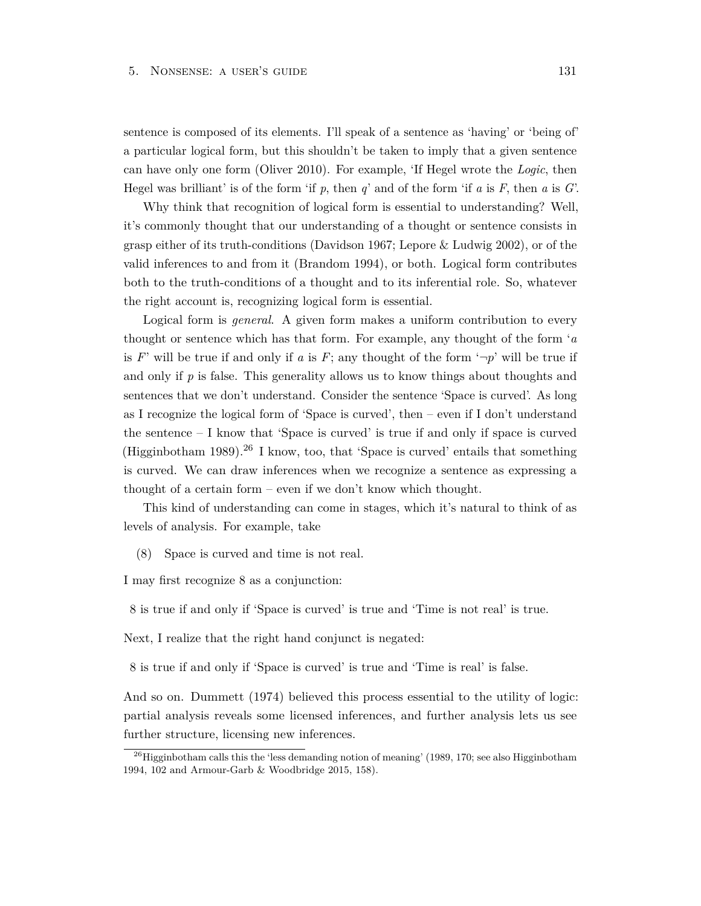sentence is composed of its elements. I'll speak of a sentence as 'having' or 'being of' a particular logical form, but this shouldn't be taken to imply that a given sentence can have only one form (Oliver 2010). For example, 'If Hegel wrote the *Logic*, then Hegel was brilliant' is of the form 'if $p$, then $q$' and of the form 'if $a$ is $F$, then $a$ is $G$'.

Why think that recognition of logical form is essential to understanding? Well, it's commonly thought that our understanding of a thought or sentence consists in grasp either of its truth-conditions (Davidson 1967; Lepore & Ludwig 2002), or of the valid inferences to and from it (Brandom 1994), or both. Logical form contributes both to the truth-conditions of a thought and to its inferential role. So, whatever the right account is, recognizing logical form is essential.

Logical form is *general*. A given form makes a uniform contribution to every thought or sentence which has that form. For example, any thought of the form '$a$ is $F$' will be true if and only if $a$ is $F$; any thought of the form '$\neg p$' will be true if and only if $p$ is false. This generality allows us to know things about thoughts and sentences that we don't understand. Consider the sentence 'Space is curved'. As long as I recognize the logical form of 'Space is curved', then – even if I don't understand the sentence – I know that 'Space is curved' is true if and only if space is curved (Higginbotham 1989).[26] I know, too, that 'Space is curved' entails that something is curved. We can draw inferences when we recognize a sentence as expressing a thought of a certain form – even if we don't know which thought.

This kind of understanding can come in stages, which it's natural to think of as levels of analysis. For example, take

(8) Space is curved and time is not real.

I may first recognize 8 as a conjunction:

8 is true if and only if 'Space is curved' is true and 'Time is not real' is true.

Next, I realize that the right hand conjunct is negated:

8 is true if and only if 'Space is curved' is true and 'Time is real' is false.

And so on. Dummett (1974) believed this process essential to the utility of logic: partial analysis reveals some licensed inferences, and further analysis lets us see further structure, licensing new inferences.

[26] Higginbotham calls this the 'less demanding notion of meaning' (1989, 170; see also Higginbotham 1994, 102 and Armour-Garb & Woodbridge 2015, 158).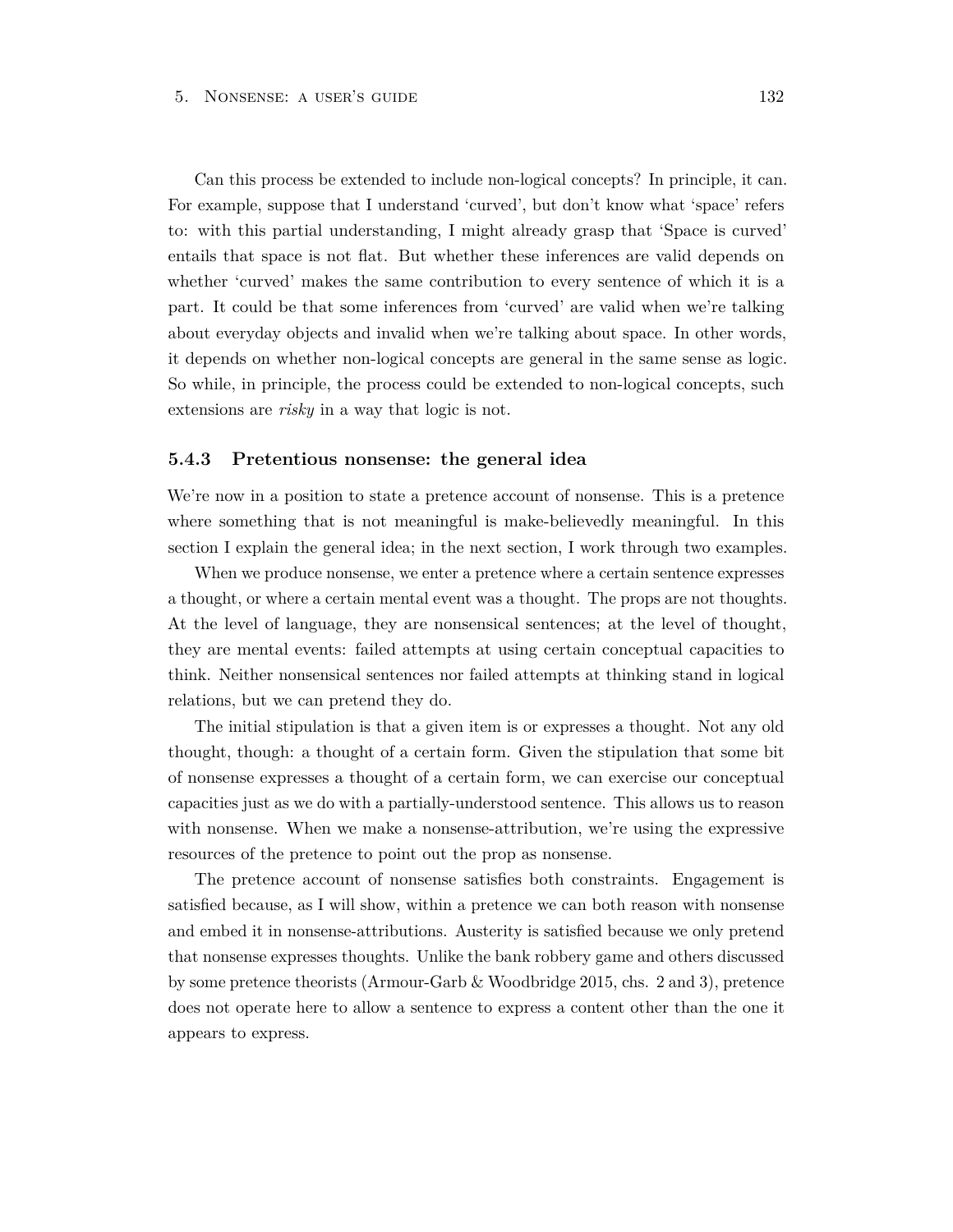Can this process be extended to include non-logical concepts? In principle, it can. For example, suppose that I understand 'curved', but don't know what 'space' refers to: with this partial understanding, I might already grasp that 'Space is curved' entails that space is not flat. But whether these inferences are valid depends on whether 'curved' makes the same contribution to every sentence of which it is a part. It could be that some inferences from 'curved' are valid when we're talking about everyday objects and invalid when we're talking about space. In other words, it depends on whether non-logical concepts are general in the same sense as logic. So while, in principle, the process could be extended to non-logical concepts, such extensions are *risky* in a way that logic is not.

### 5.4.3 Pretentious nonsense: the general idea

We're now in a position to state a pretence account of nonsense. This is a pretence where something that is not meaningful is make-believedly meaningful. In this section I explain the general idea; in the next section, I work through two examples.

When we produce nonsense, we enter a pretence where a certain sentence expresses a thought, or where a certain mental event was a thought. The props are not thoughts. At the level of language, they are nonsensical sentences; at the level of thought, they are mental events: failed attempts at using certain conceptual capacities to think. Neither nonsensical sentences nor failed attempts at thinking stand in logical relations, but we can pretend they do.

The initial stipulation is that a given item is or expresses a thought. Not any old thought, though: a thought of a certain form. Given the stipulation that some bit of nonsense expresses a thought of a certain form, we can exercise our conceptual capacities just as we do with a partially-understood sentence. This allows us to reason with nonsense. When we make a nonsense-attribution, we're using the expressive resources of the pretence to point out the prop as nonsense.

The pretence account of nonsense satisfies both constraints. Engagement is satisfied because, as I will show, within a pretence we can both reason with nonsense and embed it in nonsense-attributions. Austerity is satisfied because we only pretend that nonsense expresses thoughts. Unlike the bank robbery game and others discussed by some pretence theorists (Armour-Garb & Woodbridge 2015, chs. 2 and 3), pretence does not operate here to allow a sentence to express a content other than the one it appears to express.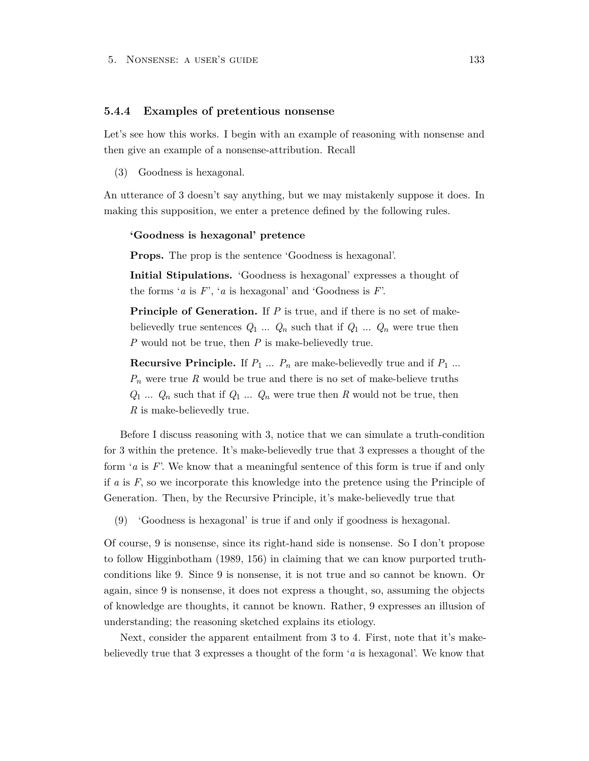### 5.4.4 Examples of pretentious nonsense

Let's see how this works. I begin with an example of reasoning with nonsense and then give an example of a nonsense-attribution. Recall

(3) Goodness is hexagonal.

An utterance of 3 doesn't say anything, but we may mistakenly suppose it does. In making this supposition, we enter a pretence defined by the following rules.

> **'Goodness is hexagonal' pretence**
>
> **Props.** The prop is the sentence 'Goodness is hexagonal'.
>
> **Initial Stipulations.** 'Goodness is hexagonal' expresses a thought of the forms '$a$ is $F$', '$a$ is hexagonal' and 'Goodness is $F$'.
>
> **Principle of Generation.** If $P$ is true, and if there is no set of make-believedly true sentences $Q_1$ ... $Q_n$ such that if $Q_1$ ... $Q_n$ were true then $P$ would not be true, then $P$ is make-believedly true.
>
> **Recursive Principle.** If $P_1$ ... $P_n$ are make-believedly true and if $P_1$ ... $P_n$ were true $R$ would be true and there is no set of make-believe truths $Q_1$ ... $Q_n$ such that if $Q_1$ ... $Q_n$ were true then $R$ would not be true, then $R$ is make-believedly true.

Before I discuss reasoning with 3, notice that we can simulate a truth-condition for 3 within the pretence. It's make-believedly true that 3 expresses a thought of the form '$a$ is $F$'. We know that a meaningful sentence of this form is true if and only if $a$ is $F$, so we incorporate this knowledge into the pretence using the Principle of Generation. Then, by the Recursive Principle, it's make-believedly true that

(9) 'Goodness is hexagonal' is true if and only if goodness is hexagonal.

Of course, 9 is nonsense, since its right-hand side is nonsense. So I don't propose to follow Higginbotham (1989, 156) in claiming that we can know purported truth-conditions like 9. Since 9 is nonsense, it is not true and so cannot be known. Or again, since 9 is nonsense, it does not express a thought, so, assuming the objects of knowledge are thoughts, it cannot be known. Rather, 9 expresses an illusion of understanding; the reasoning sketched explains its etiology.

Next, consider the apparent entailment from 3 to 4. First, note that it's make-believedly true that 3 expresses a thought of the form '$a$ is hexagonal'. We know that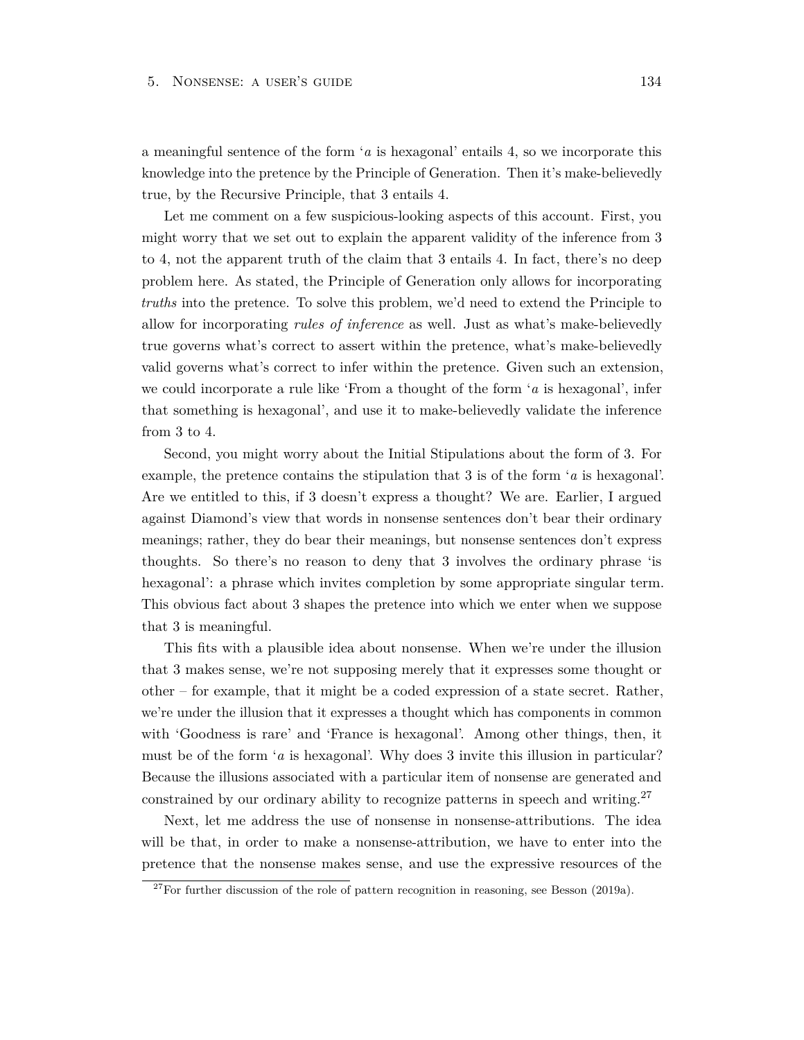a meaningful sentence of the form '*a* is hexagonal' entails 4, so we incorporate this knowledge into the pretence by the Principle of Generation. Then it's make-believedly true, by the Recursive Principle, that 3 entails 4.

Let me comment on a few suspicious-looking aspects of this account. First, you might worry that we set out to explain the apparent validity of the inference from 3 to 4, not the apparent truth of the claim that 3 entails 4. In fact, there's no deep problem here. As stated, the Principle of Generation only allows for incorporating *truths* into the pretence. To solve this problem, we'd need to extend the Principle to allow for incorporating *rules of inference* as well. Just as what's make-believedly true governs what's correct to assert within the pretence, what's make-believedly valid governs what's correct to infer within the pretence. Given such an extension, we could incorporate a rule like 'From a thought of the form '*a* is hexagonal', infer that something is hexagonal', and use it to make-believedly validate the inference from 3 to 4.

Second, you might worry about the Initial Stipulations about the form of 3. For example, the pretence contains the stipulation that 3 is of the form '*a* is hexagonal'. Are we entitled to this, if 3 doesn't express a thought? We are. Earlier, I argued against Diamond's view that words in nonsense sentences don't bear their ordinary meanings; rather, they do bear their meanings, but nonsense sentences don't express thoughts. So there's no reason to deny that 3 involves the ordinary phrase 'is hexagonal': a phrase which invites completion by some appropriate singular term. This obvious fact about 3 shapes the pretence into which we enter when we suppose that 3 is meaningful.

This fits with a plausible idea about nonsense. When we're under the illusion that 3 makes sense, we're not supposing merely that it expresses some thought or other – for example, that it might be a coded expression of a state secret. Rather, we're under the illusion that it expresses a thought which has components in common with 'Goodness is rare' and 'France is hexagonal'. Among other things, then, it must be of the form '*a* is hexagonal'. Why does 3 invite this illusion in particular? Because the illusions associated with a particular item of nonsense are generated and constrained by our ordinary ability to recognize patterns in speech and writing.[27]

Next, let me address the use of nonsense in nonsense-attributions. The idea will be that, in order to make a nonsense-attribution, we have to enter into the pretence that the nonsense makes sense, and use the expressive resources of the

[27]For further discussion of the role of pattern recognition in reasoning, see Besson (2019a).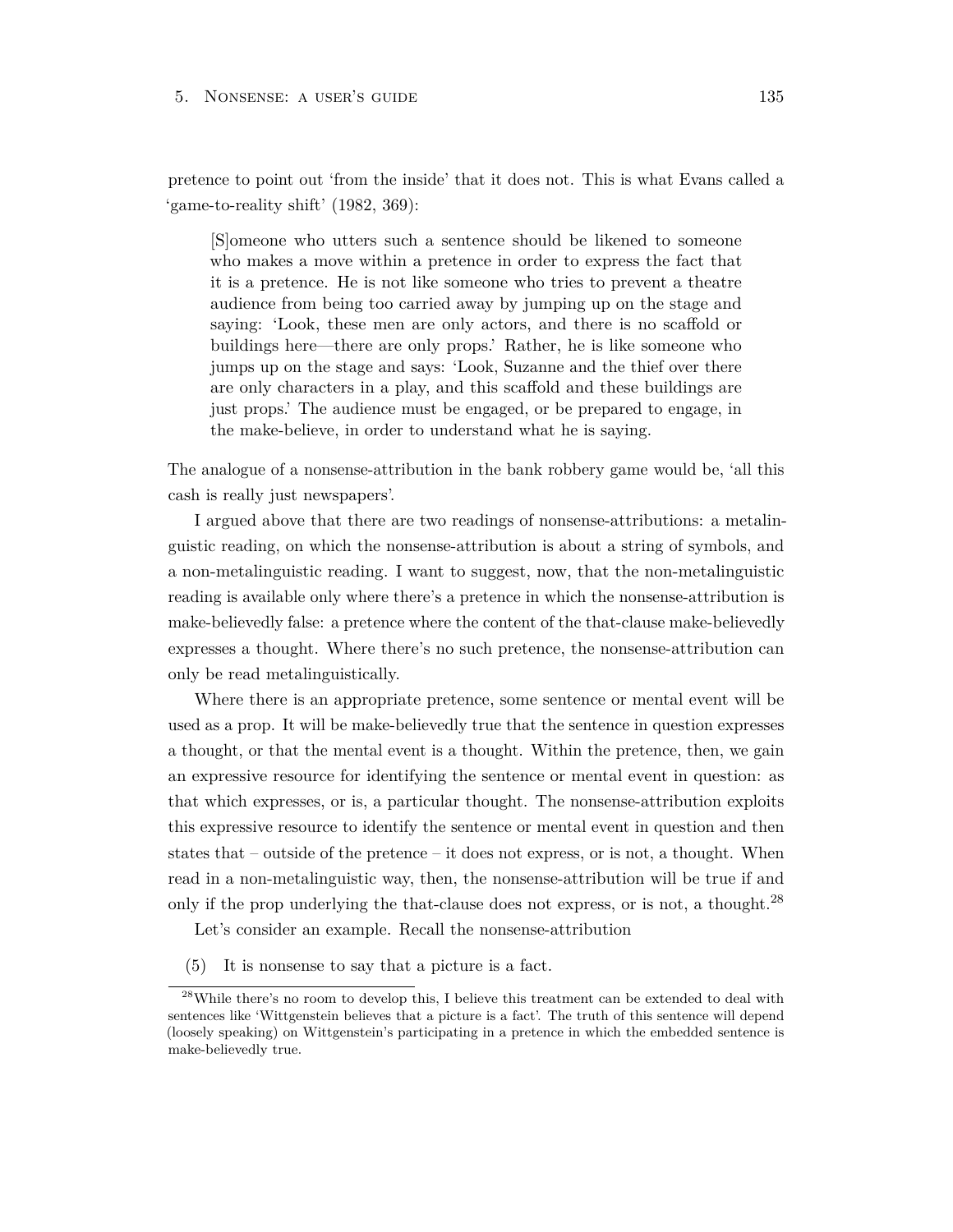pretence to point out 'from the inside' that it does not. This is what Evans called a 'game-to-reality shift' (1982, 369):

> [S]omeone who utters such a sentence should be likened to someone who makes a move within a pretence in order to express the fact that it is a pretence. He is not like someone who tries to prevent a theatre audience from being too carried away by jumping up on the stage and saying: 'Look, these men are only actors, and there is no scaffold or buildings here—there are only props.' Rather, he is like someone who jumps up on the stage and says: 'Look, Suzanne and the thief over there are only characters in a play, and this scaffold and these buildings are just props.' The audience must be engaged, or be prepared to engage, in the make-believe, in order to understand what he is saying.

The analogue of a nonsense-attribution in the bank robbery game would be, 'all this cash is really just newspapers'.

I argued above that there are two readings of nonsense-attributions: a metalinguistic reading, on which the nonsense-attribution is about a string of symbols, and a non-metalinguistic reading. I want to suggest, now, that the non-metalinguistic reading is available only where there's a pretence in which the nonsense-attribution is make-believedly false: a pretence where the content of the that-clause make-believedly expresses a thought. Where there's no such pretence, the nonsense-attribution can only be read metalinguistically.

Where there is an appropriate pretence, some sentence or mental event will be used as a prop. It will be make-believedly true that the sentence in question expresses a thought, or that the mental event is a thought. Within the pretence, then, we gain an expressive resource for identifying the sentence or mental event in question: as that which expresses, or is, a particular thought. The nonsense-attribution exploits this expressive resource to identify the sentence or mental event in question and then states that – outside of the pretence – it does not express, or is not, a thought. When read in a non-metalinguistic way, then, the nonsense-attribution will be true if and only if the prop underlying the that-clause does not express, or is not, a thought.[28]

Let's consider an example. Recall the nonsense-attribution

(5) It is nonsense to say that a picture is a fact.

[28] While there's no room to develop this, I believe this treatment can be extended to deal with sentences like 'Wittgenstein believes that a picture is a fact'. The truth of this sentence will depend (loosely speaking) on Wittgenstein's participating in a pretence in which the embedded sentence is make-believedly true.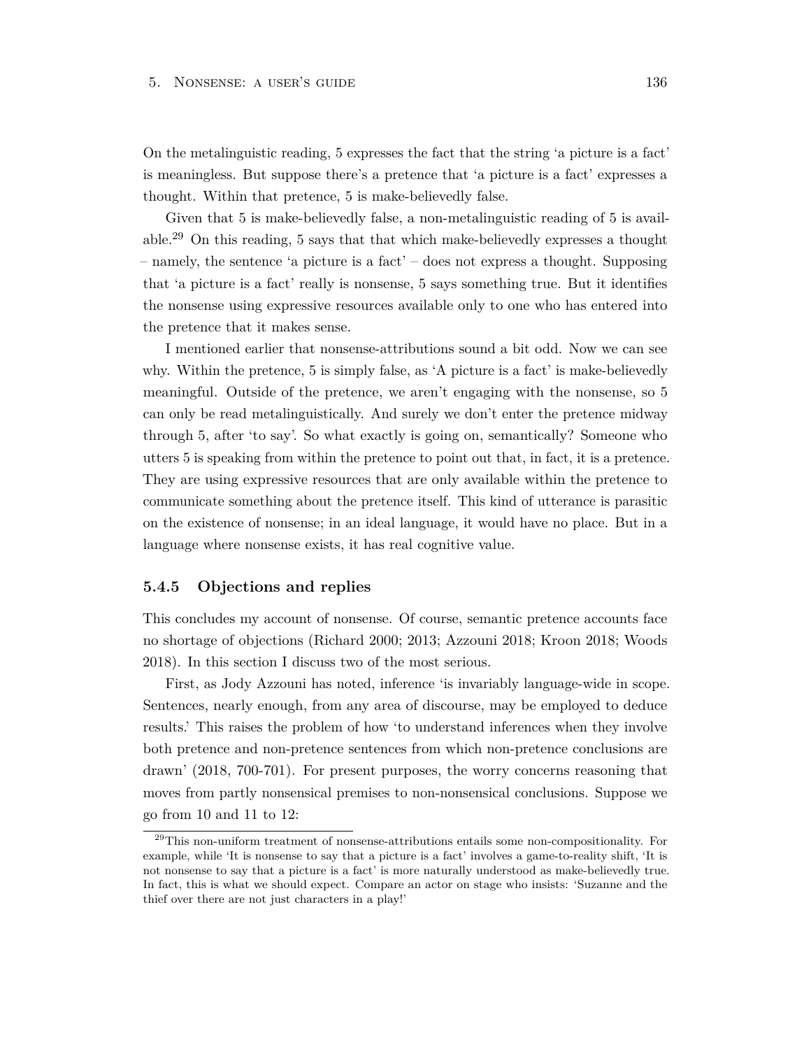On the metalinguistic reading, 5 expresses the fact that the string 'a picture is a fact' is meaningless. But suppose there's a pretence that 'a picture is a fact' expresses a thought. Within that pretence, 5 is make-believedly false.

Given that 5 is make-believedly false, a non-metalinguistic reading of 5 is available.[29] On this reading, 5 says that that which make-believedly expresses a thought – namely, the sentence 'a picture is a fact' – does not express a thought. Supposing that 'a picture is a fact' really is nonsense, 5 says something true. But it identifies the nonsense using expressive resources available only to one who has entered into the pretence that it makes sense.

I mentioned earlier that nonsense-attributions sound a bit odd. Now we can see why. Within the pretence, 5 is simply false, as 'A picture is a fact' is make-believedly meaningful. Outside of the pretence, we aren't engaging with the nonsense, so 5 can only be read metalinguistically. And surely we don't enter the pretence midway through 5, after 'to say'. So what exactly is going on, semantically? Someone who utters 5 is speaking from within the pretence to point out that, in fact, it is a pretence. They are using expressive resources that are only available within the pretence to communicate something about the pretence itself. This kind of utterance is parasitic on the existence of nonsense; in an ideal language, it would have no place. But in a language where nonsense exists, it has real cognitive value.

### 5.4.5 Objections and replies

This concludes my account of nonsense. Of course, semantic pretence accounts face no shortage of objections (Richard 2000; 2013; Azzouni 2018; Kroon 2018; Woods 2018). In this section I discuss two of the most serious.

First, as Jody Azzouni has noted, inference 'is invariably language-wide in scope. Sentences, nearly enough, from any area of discourse, may be employed to deduce results.' This raises the problem of how 'to understand inferences when they involve both pretence and non-pretence sentences from which non-pretence conclusions are drawn' (2018, 700-701). For present purposes, the worry concerns reasoning that moves from partly nonsensical premises to non-nonsensical conclusions. Suppose we go from 10 and 11 to 12:

[29] This non-uniform treatment of nonsense-attributions entails some non-compositionality. For example, while 'It is nonsense to say that a picture is a fact' involves a game-to-reality shift, 'It is not nonsense to say that a picture is a fact' is more naturally understood as make-believedly true. In fact, this is what we should expect. Compare an actor on stage who insists: 'Suzanne and the thief over there are not just characters in a play!'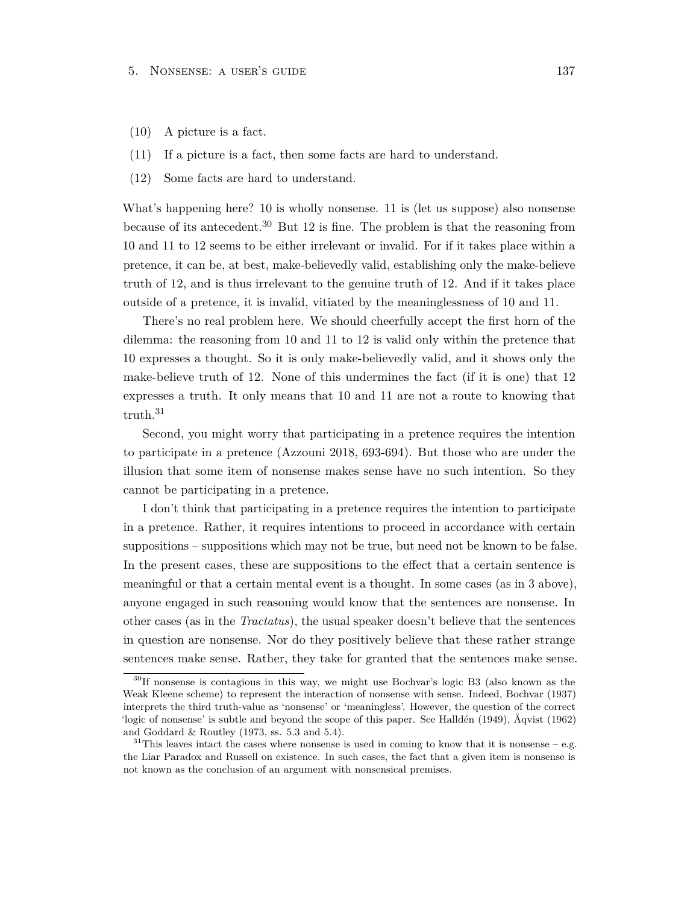(10) A picture is a fact.

(11) If a picture is a fact, then some facts are hard to understand.

(12) Some facts are hard to understand.

What's happening here? 10 is wholly nonsense. 11 is (let us suppose) also nonsense because of its antecedent.[30] But 12 is fine. The problem is that the reasoning from 10 and 11 to 12 seems to be either irrelevant or invalid. For if it takes place within a pretence, it can be, at best, make-believedly valid, establishing only the make-believe truth of 12, and is thus irrelevant to the genuine truth of 12. And if it takes place outside of a pretence, it is invalid, vitiated by the meaninglessness of 10 and 11.

There's no real problem here. We should cheerfully accept the first horn of the dilemma: the reasoning from 10 and 11 to 12 is valid only within the pretence that 10 expresses a thought. So it is only make-believedly valid, and it shows only the make-believe truth of 12. None of this undermines the fact (if it is one) that 12 expresses a truth. It only means that 10 and 11 are not a route to knowing that truth.[31]

Second, you might worry that participating in a pretence requires the intention to participate in a pretence (Azzouni 2018, 693-694). But those who are under the illusion that some item of nonsense makes sense have no such intention. So they cannot be participating in a pretence.

I don't think that participating in a pretence requires the intention to participate in a pretence. Rather, it requires intentions to proceed in accordance with certain suppositions – suppositions which may not be true, but need not be known to be false. In the present cases, these are suppositions to the effect that a certain sentence is meaningful or that a certain mental event is a thought. In some cases (as in 3 above), anyone engaged in such reasoning would know that the sentences are nonsense. In other cases (as in the *Tractatus*), the usual speaker doesn't believe that the sentences in question are nonsense. Nor do they positively believe that these rather strange sentences make sense. Rather, they take for granted that the sentences make sense.

[30] If nonsense is contagious in this way, we might use Bochvar's logic B3 (also known as the Weak Kleene scheme) to represent the interaction of nonsense with sense. Indeed, Bochvar (1937) interprets the third truth-value as 'nonsense' or 'meaningless'. However, the question of the correct 'logic of nonsense' is subtle and beyond the scope of this paper. See Halldén (1949), Åqvist (1962) and Goddard & Routley (1973, ss. 5.3 and 5.4).

[31] This leaves intact the cases where nonsense is used in coming to know that it is nonsense – e.g. the Liar Paradox and Russell on existence. In such cases, the fact that a given item is nonsense is not known as the conclusion of an argument with nonsensical premises.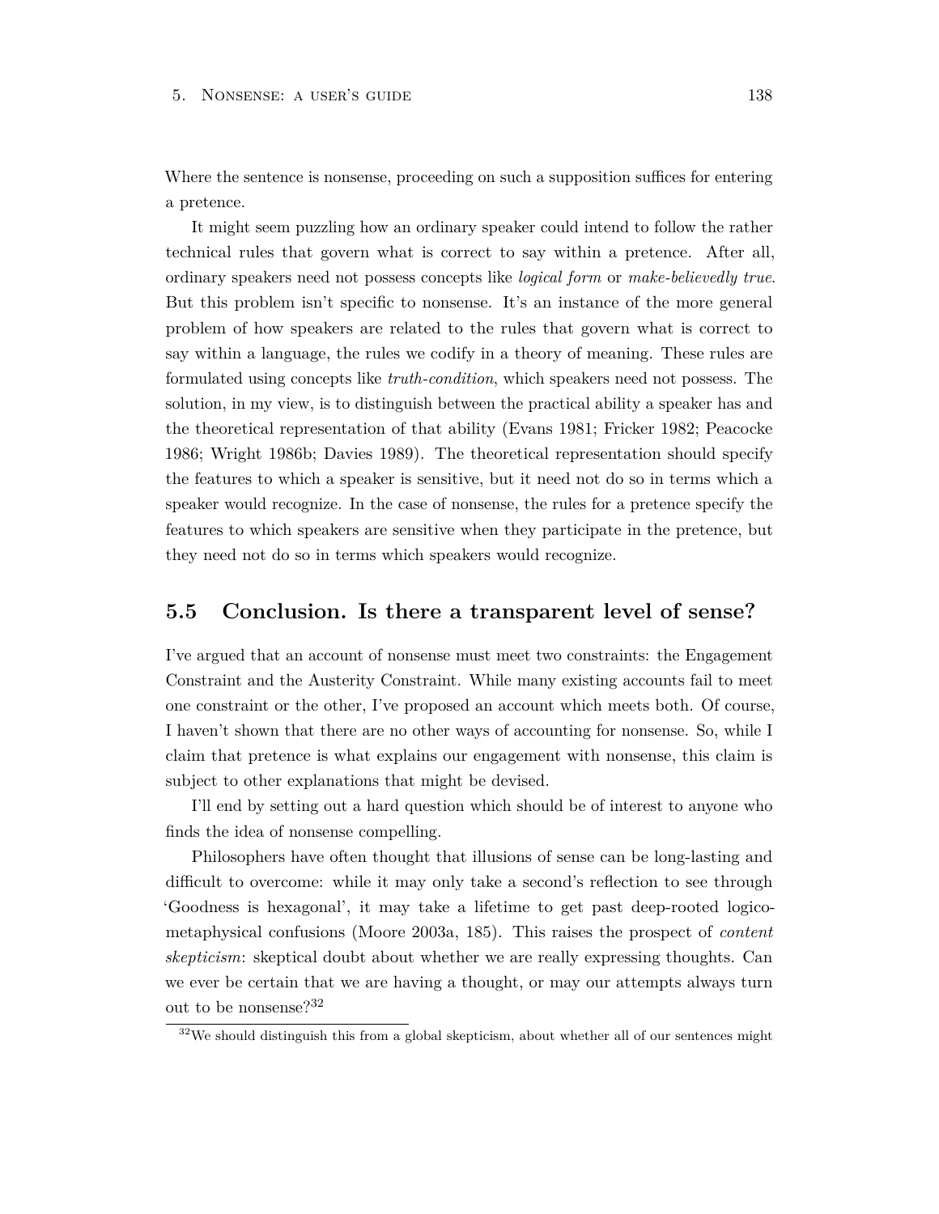Where the sentence is nonsense, proceeding on such a supposition suffices for entering a pretence.

It might seem puzzling how an ordinary speaker could intend to follow the rather technical rules that govern what is correct to say within a pretence. After all, ordinary speakers need not possess concepts like *logical form* or *make-believedly true*. But this problem isn't specific to nonsense. It's an instance of the more general problem of how speakers are related to the rules that govern what is correct to say within a language, the rules we codify in a theory of meaning. These rules are formulated using concepts like *truth-condition*, which speakers need not possess. The solution, in my view, is to distinguish between the practical ability a speaker has and the theoretical representation of that ability (Evans 1981; Fricker 1982; Peacocke 1986; Wright 1986b; Davies 1989). The theoretical representation should specify the features to which a speaker is sensitive, but it need not do so in terms which a speaker would recognize. In the case of nonsense, the rules for a pretence specify the features to which speakers are sensitive when they participate in the pretence, but they need not do so in terms which speakers would recognize.

## 5.5 Conclusion. Is there a transparent level of sense?

I've argued that an account of nonsense must meet two constraints: the Engagement Constraint and the Austerity Constraint. While many existing accounts fail to meet one constraint or the other, I've proposed an account which meets both. Of course, I haven't shown that there are no other ways of accounting for nonsense. So, while I claim that pretence is what explains our engagement with nonsense, this claim is subject to other explanations that might be devised.

I'll end by setting out a hard question which should be of interest to anyone who finds the idea of nonsense compelling.

Philosophers have often thought that illusions of sense can be long-lasting and difficult to overcome: while it may only take a second's reflection to see through 'Goodness is hexagonal', it may take a lifetime to get past deep-rooted logico-metaphysical confusions (Moore 2003a, 185). This raises the prospect of *content skepticism*: skeptical doubt about whether we are really expressing thoughts. Can we ever be certain that we are having a thought, or may our attempts always turn out to be nonsense?[32]

[32] We should distinguish this from a global skepticism, about whether all of our sentences might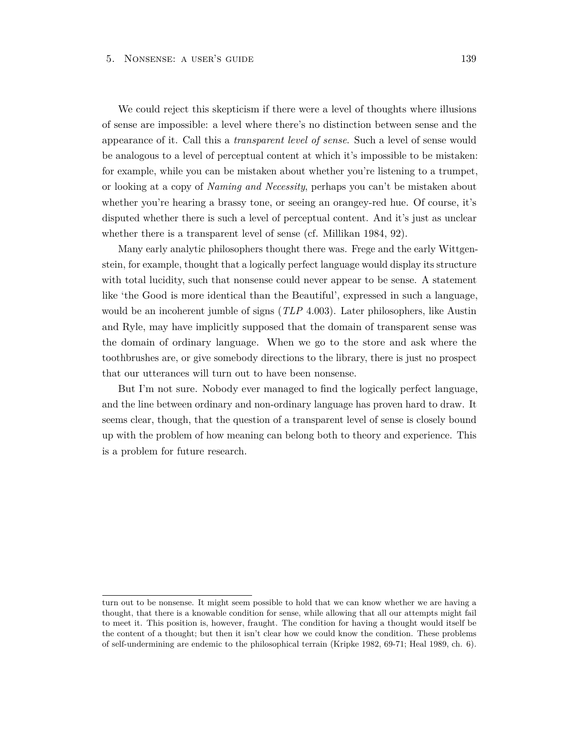We could reject this skepticism if there were a level of thoughts where illusions of sense are impossible: a level where there's no distinction between sense and the appearance of it. Call this a *transparent level of sense*. Such a level of sense would be analogous to a level of perceptual content at which it's impossible to be mistaken: for example, while you can be mistaken about whether you're listening to a trumpet, or looking at a copy of *Naming and Necessity*, perhaps you can't be mistaken about whether you're hearing a brassy tone, or seeing an orangey-red hue. Of course, it's disputed whether there is such a level of perceptual content. And it's just as unclear whether there is a transparent level of sense (cf. Millikan 1984, 92).

Many early analytic philosophers thought there was. Frege and the early Wittgenstein, for example, thought that a logically perfect language would display its structure with total lucidity, such that nonsense could never appear to be sense. A statement like 'the Good is more identical than the Beautiful', expressed in such a language, would be an incoherent jumble of signs (*TLP* 4.003). Later philosophers, like Austin and Ryle, may have implicitly supposed that the domain of transparent sense was the domain of ordinary language. When we go to the store and ask where the toothbrushes are, or give somebody directions to the library, there is just no prospect that our utterances will turn out to have been nonsense.

But I'm not sure. Nobody ever managed to find the logically perfect language, and the line between ordinary and non-ordinary language has proven hard to draw. It seems clear, though, that the question of a transparent level of sense is closely bound up with the problem of how meaning can belong both to theory and experience. This is a problem for future research.

---

turn out to be nonsense. It might seem possible to hold that we can know whether we are having a thought, that there is a knowable condition for sense, while allowing that all our attempts might fail to meet it. This position is, however, fraught. The condition for having a thought would itself be the content of a thought; but then it isn't clear how we could know the condition. These problems of self-undermining are endemic to the philosophical terrain (Kripke 1982, 69-71; Heal 1989, ch. 6).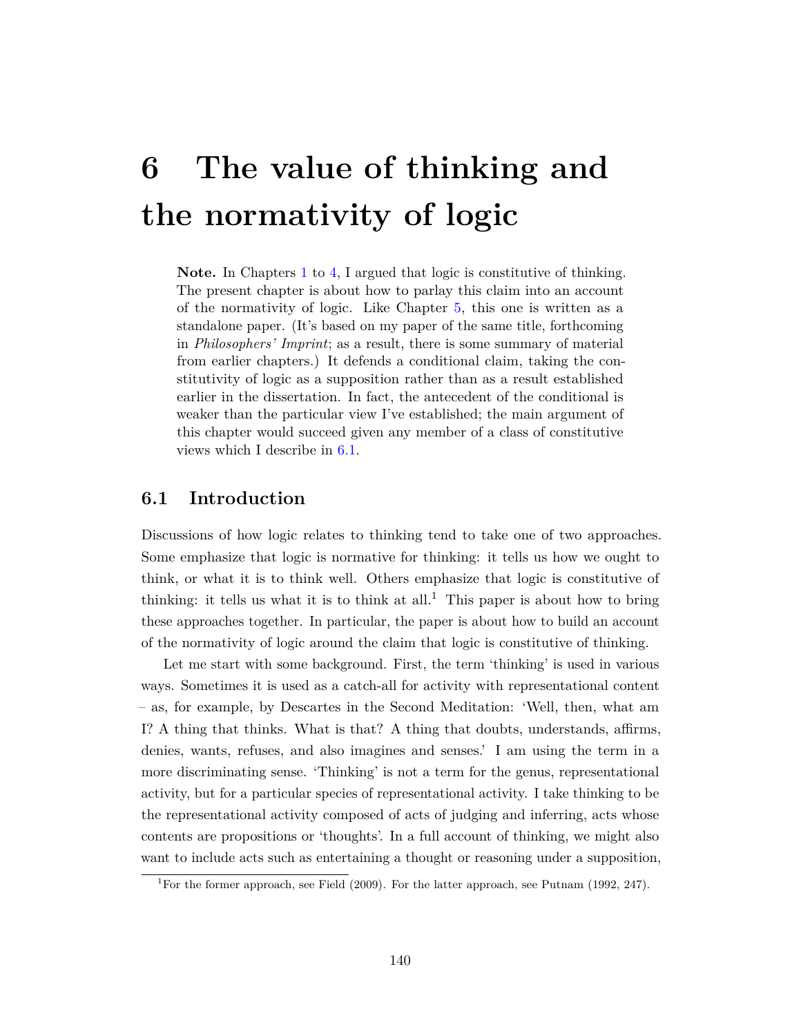# 6 The value of thinking and the normativity of logic

**Note.** In Chapters 1 to 4, I argued that logic is constitutive of thinking. The present chapter is about how to parlay this claim into an account of the normativity of logic. Like Chapter 5, this one is written as a standalone paper. (It's based on my paper of the same title, forthcoming in *Philosophers' Imprint*; as a result, there is some summary of material from earlier chapters.) It defends a conditional claim, taking the constitutivity of logic as a supposition rather than as a result established earlier in the dissertation. In fact, the antecedent of the conditional is weaker than the particular view I've established; the main argument of this chapter would succeed given any member of a class of constitutive views which I describe in 6.1.

## 6.1 Introduction

Discussions of how logic relates to thinking tend to take one of two approaches. Some emphasize that logic is normative for thinking: it tells us how we ought to think, or what it is to think well. Others emphasize that logic is constitutive of thinking: it tells us what it is to think at all.[1] This paper is about how to bring these approaches together. In particular, the paper is about how to build an account of the normativity of logic around the claim that logic is constitutive of thinking.

Let me start with some background. First, the term 'thinking' is used in various ways. Sometimes it is used as a catch-all for activity with representational content – as, for example, by Descartes in the Second Meditation: 'Well, then, what am I? A thing that thinks. What is that? A thing that doubts, understands, affirms, denies, wants, refuses, and also imagines and senses.' I am using the term in a more discriminating sense. 'Thinking' is not a term for the genus, representational activity, but for a particular species of representational activity. I take thinking to be the representational activity composed of acts of judging and inferring, acts whose contents are propositions or 'thoughts'. In a full account of thinking, we might also want to include acts such as entertaining a thought or reasoning under a supposition,

[1] For the former approach, see Field (2009). For the latter approach, see Putnam (1992, 247).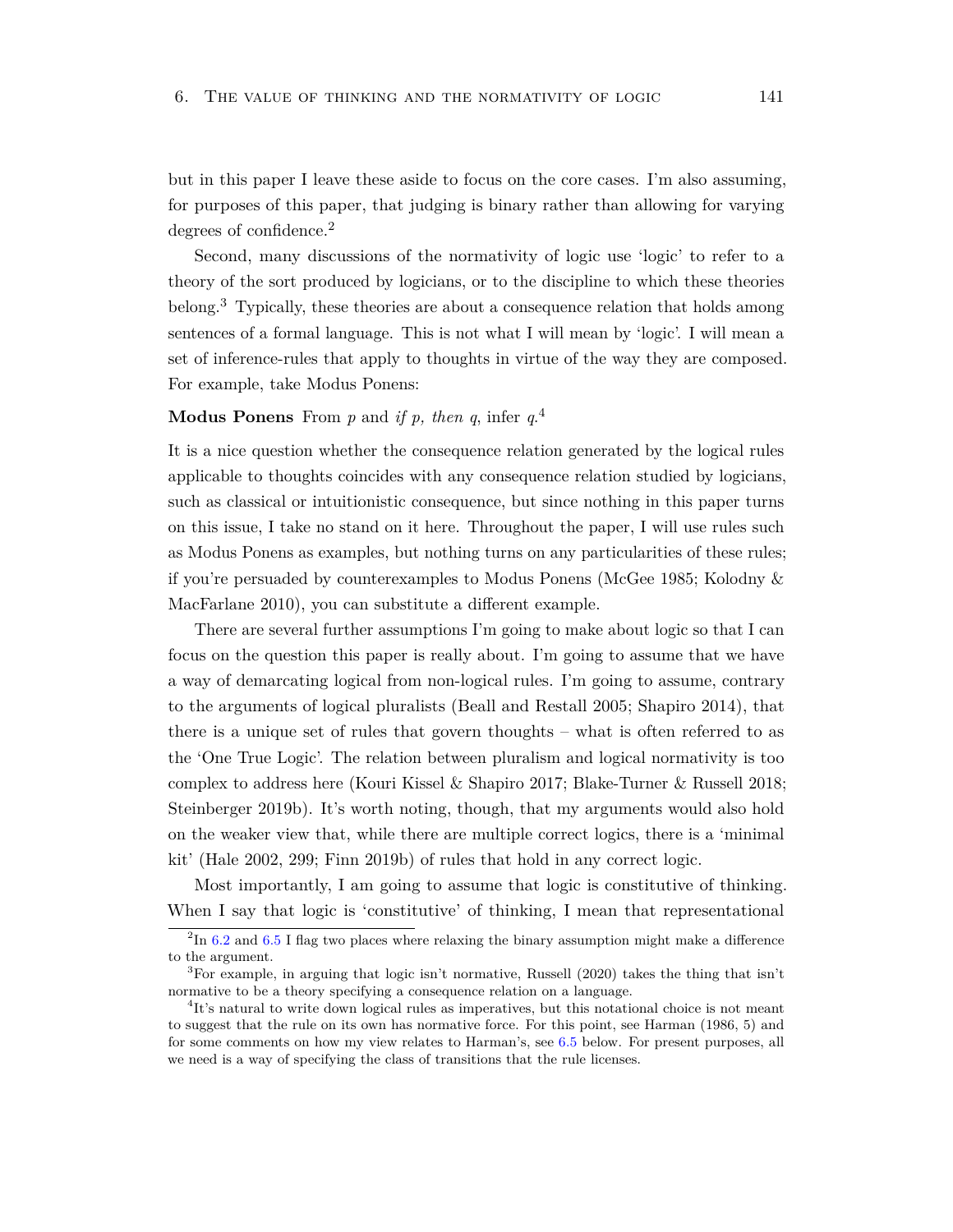but in this paper I leave these aside to focus on the core cases. I'm also assuming, for purposes of this paper, that judging is binary rather than allowing for varying degrees of confidence.[2]

Second, many discussions of the normativity of logic use 'logic' to refer to a theory of the sort produced by logicians, or to the discipline to which these theories belong.[3] Typically, these theories are about a consequence relation that holds among sentences of a formal language. This is not what I will mean by 'logic'. I will mean a set of inference-rules that apply to thoughts in virtue of the way they are composed. For example, take Modus Ponens:

**Modus Ponens** From *p* and *if p, then q*, infer *q*.[4]

It is a nice question whether the consequence relation generated by the logical rules applicable to thoughts coincides with any consequence relation studied by logicians, such as classical or intuitionistic consequence, but since nothing in this paper turns on this issue, I take no stand on it here. Throughout the paper, I will use rules such as Modus Ponens as examples, but nothing turns on any particularities of these rules; if you're persuaded by counterexamples to Modus Ponens (McGee 1985; Kolodny & MacFarlane 2010), you can substitute a different example.

There are several further assumptions I'm going to make about logic so that I can focus on the question this paper is really about. I'm going to assume that we have a way of demarcating logical from non-logical rules. I'm going to assume, contrary to the arguments of logical pluralists (Beall and Restall 2005; Shapiro 2014), that there is a unique set of rules that govern thoughts – what is often referred to as the 'One True Logic'. The relation between pluralism and logical normativity is too complex to address here (Kouri Kissel & Shapiro 2017; Blake-Turner & Russell 2018; Steinberger 2019b). It's worth noting, though, that my arguments would also hold on the weaker view that, while there are multiple correct logics, there is a 'minimal kit' (Hale 2002, 299; Finn 2019b) of rules that hold in any correct logic.

Most importantly, I am going to assume that logic is constitutive of thinking. When I say that logic is 'constitutive' of thinking, I mean that representational

[2] In 6.2 and 6.5 I flag two places where relaxing the binary assumption might make a difference to the argument.

[3] For example, in arguing that logic isn't normative, Russell (2020) takes the thing that isn't normative to be a theory specifying a consequence relation on a language.

[4] It's natural to write down logical rules as imperatives, but this notational choice is not meant to suggest that the rule on its own has normative force. For this point, see Harman (1986, 5) and for some comments on how my view relates to Harman's, see 6.5 below. For present purposes, all we need is a way of specifying the class of transitions that the rule licenses.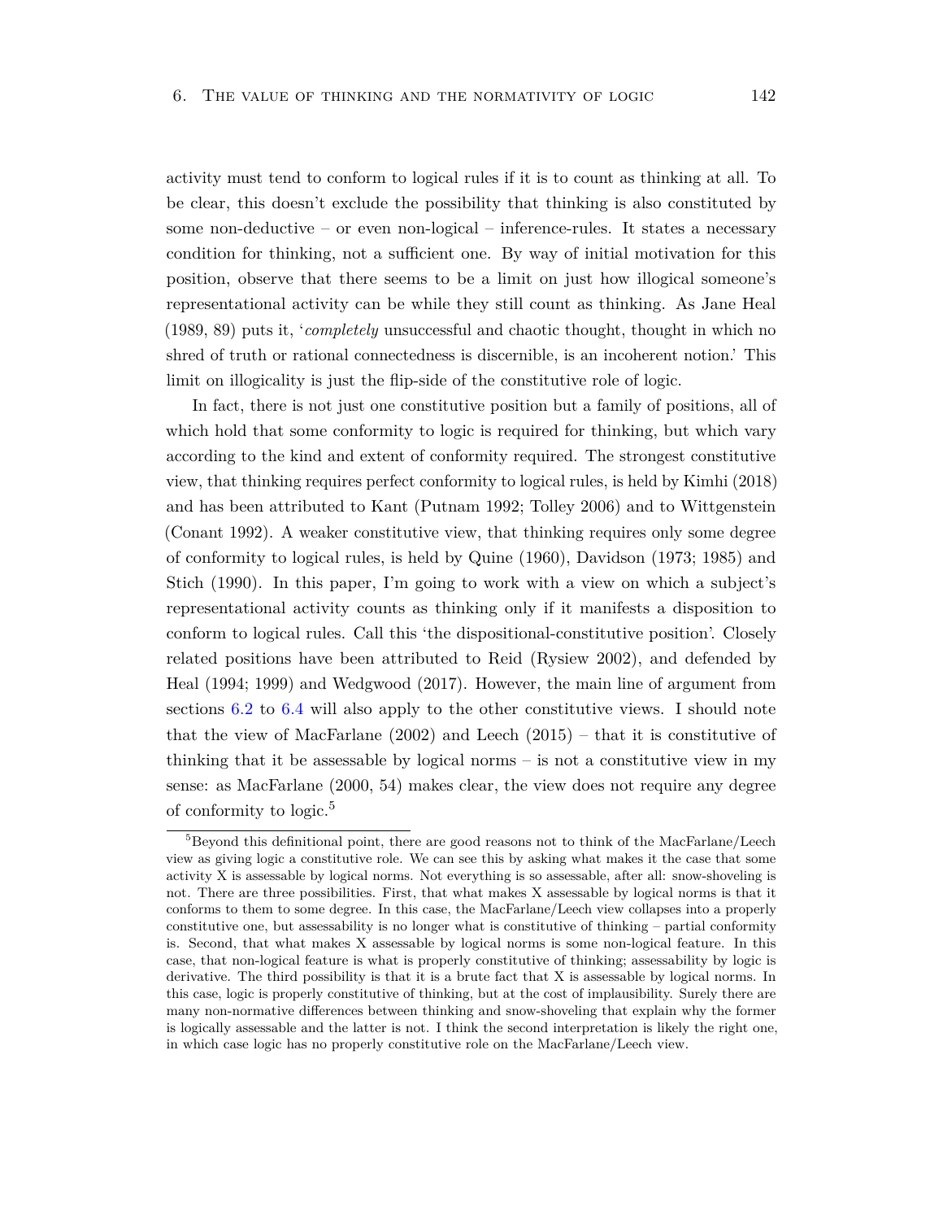activity must tend to conform to logical rules if it is to count as thinking at all. To be clear, this doesn't exclude the possibility that thinking is also constituted by some non-deductive – or even non-logical – inference-rules. It states a necessary condition for thinking, not a sufficient one. By way of initial motivation for this position, observe that there seems to be a limit on just how illogical someone's representational activity can be while they still count as thinking. As Jane Heal (1989, 89) puts it, '*completely* unsuccessful and chaotic thought, thought in which no shred of truth or rational connectedness is discernible, is an incoherent notion.' This limit on illogicality is just the flip-side of the constitutive role of logic.

In fact, there is not just one constitutive position but a family of positions, all of which hold that some conformity to logic is required for thinking, but which vary according to the kind and extent of conformity required. The strongest constitutive view, that thinking requires perfect conformity to logical rules, is held by Kimhi (2018) and has been attributed to Kant (Putnam 1992; Tolley 2006) and to Wittgenstein (Conant 1992). A weaker constitutive view, that thinking requires only some degree of conformity to logical rules, is held by Quine (1960), Davidson (1973; 1985) and Stich (1990). In this paper, I'm going to work with a view on which a subject's representational activity counts as thinking only if it manifests a disposition to conform to logical rules. Call this 'the dispositional-constitutive position'. Closely related positions have been attributed to Reid (Rysiew 2002), and defended by Heal (1994; 1999) and Wedgwood (2017). However, the main line of argument from sections 6.2 to 6.4 will also apply to the other constitutive views. I should note that the view of MacFarlane (2002) and Leech (2015) – that it is constitutive of thinking that it be assessable by logical norms – is not a constitutive view in my sense: as MacFarlane (2000, 54) makes clear, the view does not require any degree of conformity to logic.[5]

[5] Beyond this definitional point, there are good reasons not to think of the MacFarlane/Leech view as giving logic a constitutive role. We can see this by asking what makes it the case that some activity X is assessable by logical norms. Not everything is so assessable, after all: snow-shoveling is not. There are three possibilities. First, that what makes X assessable by logical norms is that it conforms to them to some degree. In this case, the MacFarlane/Leech view collapses into a properly constitutive one, but assessability is no longer what is constitutive of thinking – partial conformity is. Second, that what makes X assessable by logical norms is some non-logical feature. In this case, that non-logical feature is what is properly constitutive of thinking; assessability by logic is derivative. The third possibility is that it is a brute fact that X is assessable by logical norms. In this case, logic is properly constitutive of thinking, but at the cost of implausibility. Surely there are many non-normative differences between thinking and snow-shoveling that explain why the former is logically assessable and the latter is not. I think the second interpretation is likely the right one, in which case logic has no properly constitutive role on the MacFarlane/Leech view.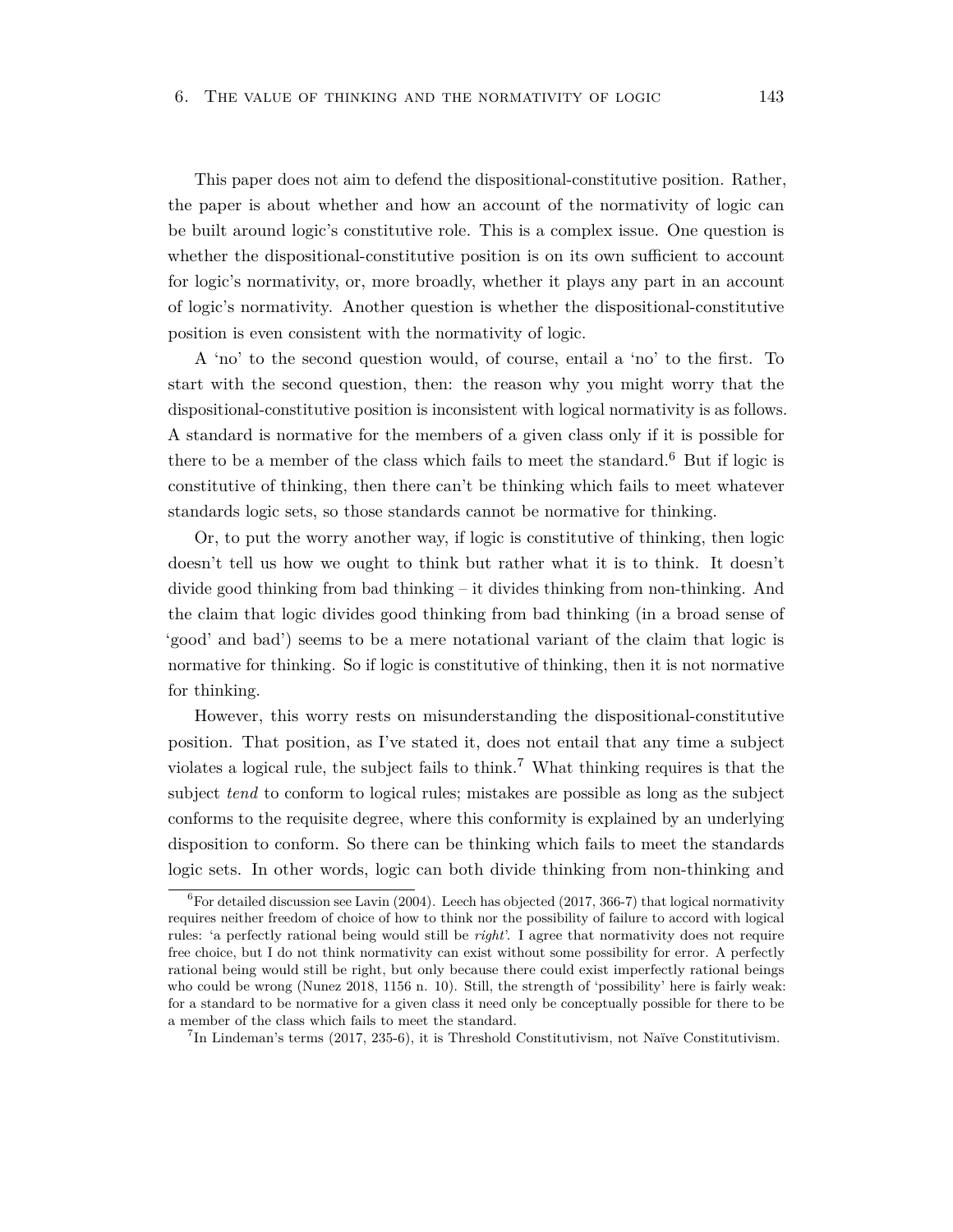This paper does not aim to defend the dispositional-constitutive position. Rather, the paper is about whether and how an account of the normativity of logic can be built around logic's constitutive role. This is a complex issue. One question is whether the dispositional-constitutive position is on its own sufficient to account for logic's normativity, or, more broadly, whether it plays any part in an account of logic's normativity. Another question is whether the dispositional-constitutive position is even consistent with the normativity of logic.

A 'no' to the second question would, of course, entail a 'no' to the first. To start with the second question, then: the reason why you might worry that the dispositional-constitutive position is inconsistent with logical normativity is as follows. A standard is normative for the members of a given class only if it is possible for there to be a member of the class which fails to meet the standard.[6] But if logic is constitutive of thinking, then there can't be thinking which fails to meet whatever standards logic sets, so those standards cannot be normative for thinking.

Or, to put the worry another way, if logic is constitutive of thinking, then logic doesn't tell us how we ought to think but rather what it is to think. It doesn't divide good thinking from bad thinking – it divides thinking from non-thinking. And the claim that logic divides good thinking from bad thinking (in a broad sense of 'good' and bad') seems to be a mere notational variant of the claim that logic is normative for thinking. So if logic is constitutive of thinking, then it is not normative for thinking.

However, this worry rests on misunderstanding the dispositional-constitutive position. That position, as I've stated it, does not entail that any time a subject violates a logical rule, the subject fails to think.[7] What thinking requires is that the subject *tend* to conform to logical rules; mistakes are possible as long as the subject conforms to the requisite degree, where this conformity is explained by an underlying disposition to conform. So there can be thinking which fails to meet the standards logic sets. In other words, logic can both divide thinking from non-thinking and

[6] For detailed discussion see Lavin (2004). Leech has objected (2017, 366-7) that logical normativity requires neither freedom of choice of how to think nor the possibility of failure to accord with logical rules: 'a perfectly rational being would still be *right*'. I agree that normativity does not require free choice, but I do not think normativity can exist without some possibility for error. A perfectly rational being would still be right, but only because there could exist imperfectly rational beings who could be wrong (Nunez 2018, 1156 n. 10). Still, the strength of 'possibility' here is fairly weak: for a standard to be normative for a given class it need only be conceptually possible for there to be a member of the class which fails to meet the standard.

[7] In Lindeman's terms (2017, 235-6), it is Threshold Constitutivism, not Naïve Constitutivism.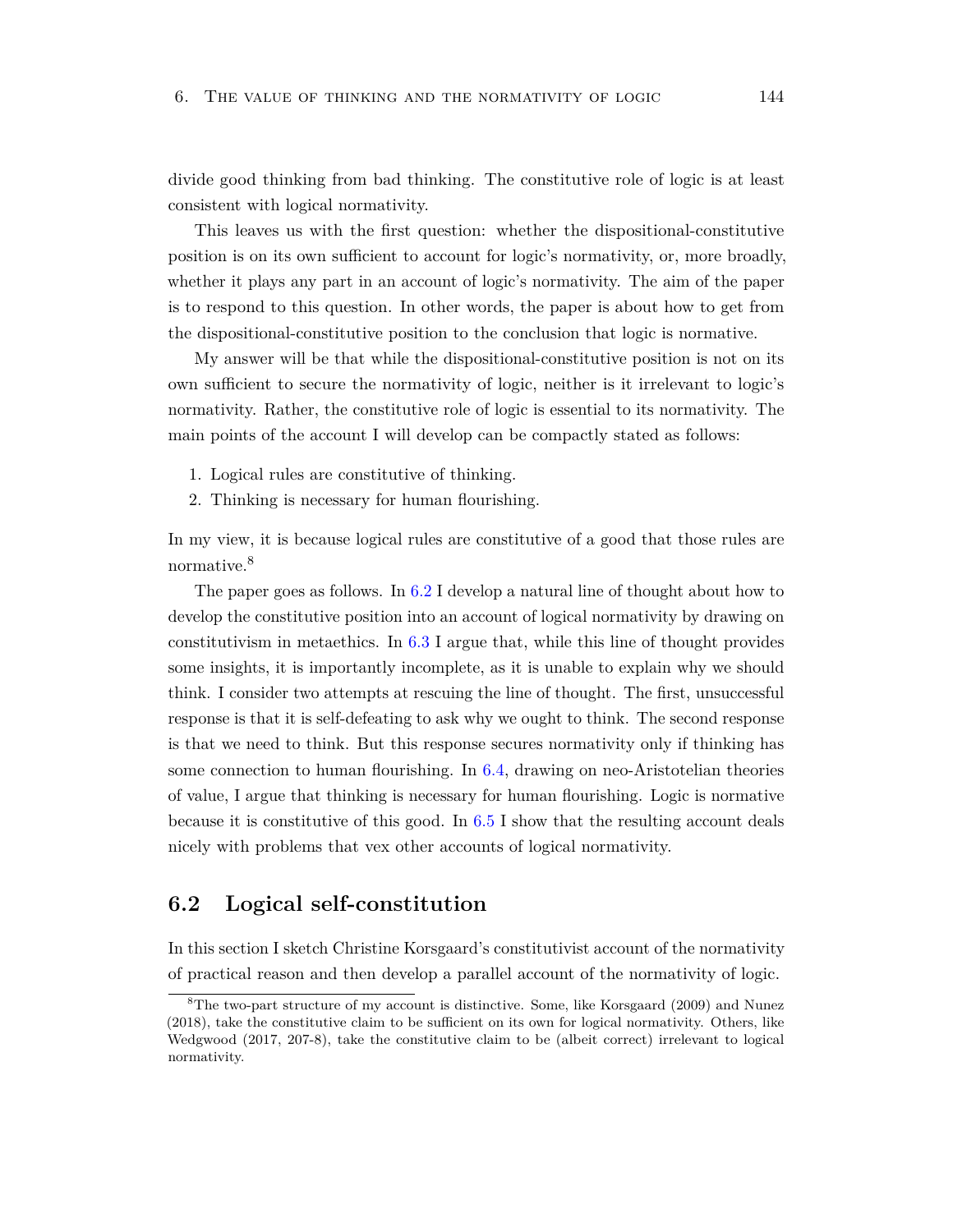divide good thinking from bad thinking. The constitutive role of logic is at least consistent with logical normativity.

This leaves us with the first question: whether the dispositional-constitutive position is on its own sufficient to account for logic's normativity, or, more broadly, whether it plays any part in an account of logic's normativity. The aim of the paper is to respond to this question. In other words, the paper is about how to get from the dispositional-constitutive position to the conclusion that logic is normative.

My answer will be that while the dispositional-constitutive position is not on its own sufficient to secure the normativity of logic, neither is it irrelevant to logic's normativity. Rather, the constitutive role of logic is essential to its normativity. The main points of the account I will develop can be compactly stated as follows:

1. Logical rules are constitutive of thinking.
2. Thinking is necessary for human flourishing.

In my view, it is because logical rules are constitutive of a good that those rules are normative.[8]

The paper goes as follows. In 6.2 I develop a natural line of thought about how to develop the constitutive position into an account of logical normativity by drawing on constitutivism in metaethics. In 6.3 I argue that, while this line of thought provides some insights, it is importantly incomplete, as it is unable to explain why we should think. I consider two attempts at rescuing the line of thought. The first, unsuccessful response is that it is self-defeating to ask why we ought to think. The second response is that we need to think. But this response secures normativity only if thinking has some connection to human flourishing. In 6.4, drawing on neo-Aristotelian theories of value, I argue that thinking is necessary for human flourishing. Logic is normative because it is constitutive of this good. In 6.5 I show that the resulting account deals nicely with problems that vex other accounts of logical normativity.

## 6.2 Logical self-constitution

In this section I sketch Christine Korsgaard's constitutivist account of the normativity of practical reason and then develop a parallel account of the normativity of logic.

[8] The two-part structure of my account is distinctive. Some, like Korsgaard (2009) and Nunez (2018), take the constitutive claim to be sufficient on its own for logical normativity. Others, like Wedgwood (2017, 207-8), take the constitutive claim to be (albeit correct) irrelevant to logical normativity.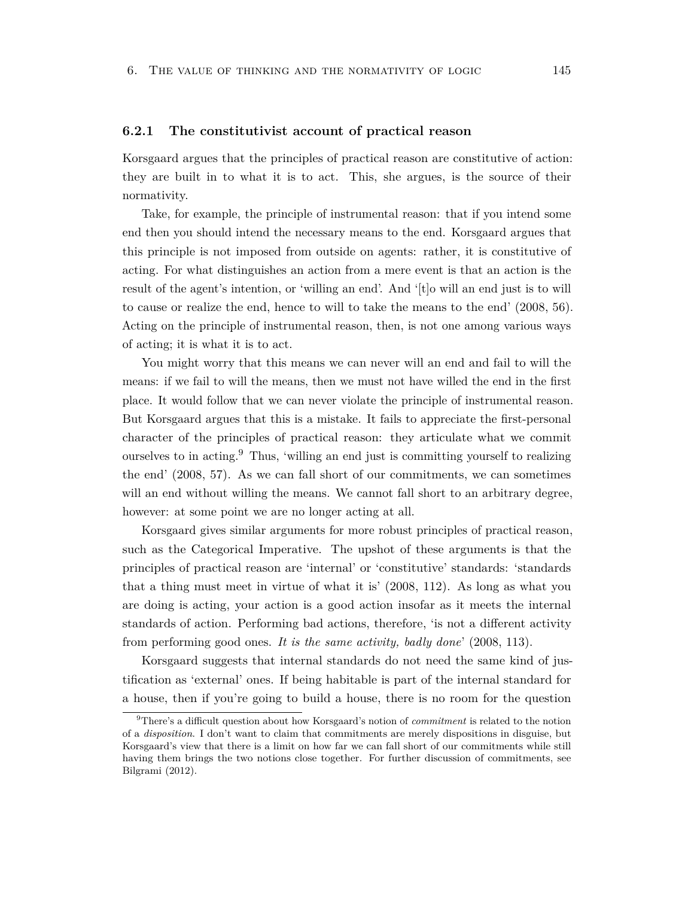### 6.2.1 The constitutivist account of practical reason

Korsgaard argues that the principles of practical reason are constitutive of action: they are built in to what it is to act. This, she argues, is the source of their normativity.

Take, for example, the principle of instrumental reason: that if you intend some end then you should intend the necessary means to the end. Korsgaard argues that this principle is not imposed from outside on agents: rather, it is constitutive of acting. For what distinguishes an action from a mere event is that an action is the result of the agent's intention, or 'willing an end'. And '[t]o will an end just is to will to cause or realize the end, hence to will to take the means to the end' (2008, 56). Acting on the principle of instrumental reason, then, is not one among various ways of acting; it is what it is to act.

You might worry that this means we can never will an end and fail to will the means: if we fail to will the means, then we must not have willed the end in the first place. It would follow that we can never violate the principle of instrumental reason. But Korsgaard argues that this is a mistake. It fails to appreciate the first-personal character of the principles of practical reason: they articulate what we commit ourselves to in acting.[9] Thus, 'willing an end just is committing yourself to realizing the end' (2008, 57). As we can fall short of our commitments, we can sometimes will an end without willing the means. We cannot fall short to an arbitrary degree, however: at some point we are no longer acting at all.

Korsgaard gives similar arguments for more robust principles of practical reason, such as the Categorical Imperative. The upshot of these arguments is that the principles of practical reason are 'internal' or 'constitutive' standards: 'standards that a thing must meet in virtue of what it is' (2008, 112). As long as what you are doing is acting, your action is a good action insofar as it meets the internal standards of action. Performing bad actions, therefore, 'is not a different activity from performing good ones. *It is the same activity, badly done*' (2008, 113).

Korsgaard suggests that internal standards do not need the same kind of justification as 'external' ones. If being habitable is part of the internal standard for a house, then if you're going to build a house, there is no room for the question

[9] There's a difficult question about how Korsgaard's notion of *commitment* is related to the notion of a *disposition*. I don't want to claim that commitments are merely dispositions in disguise, but Korsgaard's view that there is a limit on how far we can fall short of our commitments while still having them brings the two notions close together. For further discussion of commitments, see Bilgrami (2012).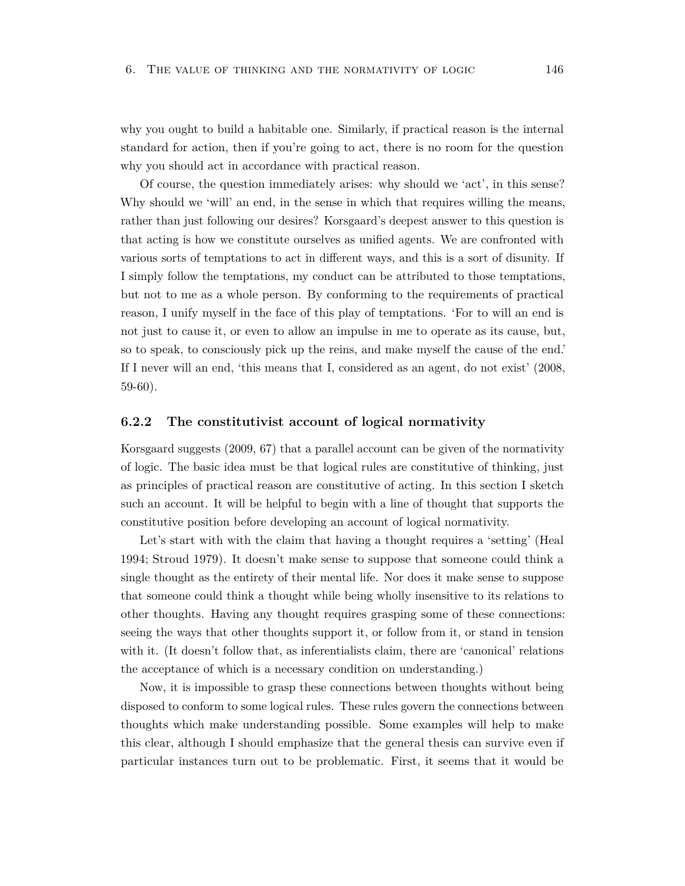why you ought to build a habitable one. Similarly, if practical reason is the internal standard for action, then if you're going to act, there is no room for the question why you should act in accordance with practical reason.

Of course, the question immediately arises: why should we 'act', in this sense? Why should we 'will' an end, in the sense in which that requires willing the means, rather than just following our desires? Korsgaard's deepest answer to this question is that acting is how we constitute ourselves as unified agents. We are confronted with various sorts of temptations to act in different ways, and this is a sort of disunity. If I simply follow the temptations, my conduct can be attributed to those temptations, but not to me as a whole person. By conforming to the requirements of practical reason, I unify myself in the face of this play of temptations. 'For to will an end is not just to cause it, or even to allow an impulse in me to operate as its cause, but, so to speak, to consciously pick up the reins, and make myself the cause of the end.' If I never will an end, 'this means that I, considered as an agent, do not exist' (2008, 59-60).

### 6.2.2 The constitutivist account of logical normativity

Korsgaard suggests (2009, 67) that a parallel account can be given of the normativity of logic. The basic idea must be that logical rules are constitutive of thinking, just as principles of practical reason are constitutive of acting. In this section I sketch such an account. It will be helpful to begin with a line of thought that supports the constitutive position before developing an account of logical normativity.

Let's start with with the claim that having a thought requires a 'setting' (Heal 1994; Stroud 1979). It doesn't make sense to suppose that someone could think a single thought as the entirety of their mental life. Nor does it make sense to suppose that someone could think a thought while being wholly insensitive to its relations to other thoughts. Having any thought requires grasping some of these connections: seeing the ways that other thoughts support it, or follow from it, or stand in tension with it. (It doesn't follow that, as inferentialists claim, there are 'canonical' relations the acceptance of which is a necessary condition on understanding.)

Now, it is impossible to grasp these connections between thoughts without being disposed to conform to some logical rules. These rules govern the connections between thoughts which make understanding possible. Some examples will help to make this clear, although I should emphasize that the general thesis can survive even if particular instances turn out to be problematic. First, it seems that it would be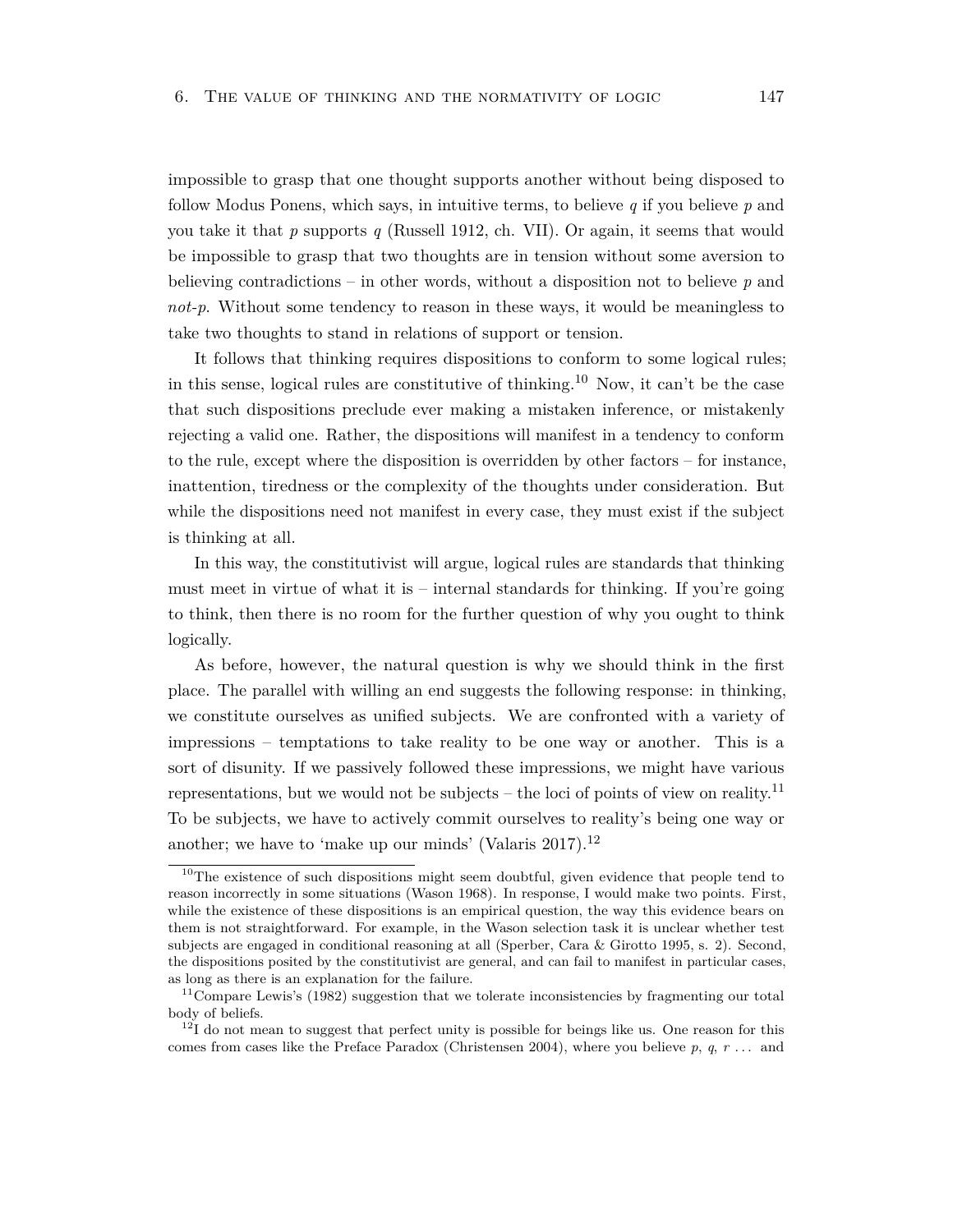impossible to grasp that one thought supports another without being disposed to follow Modus Ponens, which says, in intuitive terms, to believe *q* if you believe *p* and you take it that *p* supports *q* (Russell 1912, ch. VII). Or again, it seems that would be impossible to grasp that two thoughts are in tension without some aversion to believing contradictions – in other words, without a disposition not to believe *p* and *not-p*. Without some tendency to reason in these ways, it would be meaningless to take two thoughts to stand in relations of support or tension.

It follows that thinking requires dispositions to conform to some logical rules; in this sense, logical rules are constitutive of thinking.[10] Now, it can't be the case that such dispositions preclude ever making a mistaken inference, or mistakenly rejecting a valid one. Rather, the dispositions will manifest in a tendency to conform to the rule, except where the disposition is overridden by other factors – for instance, inattention, tiredness or the complexity of the thoughts under consideration. But while the dispositions need not manifest in every case, they must exist if the subject is thinking at all.

In this way, the constitutivist will argue, logical rules are standards that thinking must meet in virtue of what it is – internal standards for thinking. If you're going to think, then there is no room for the further question of why you ought to think logically.

As before, however, the natural question is why we should think in the first place. The parallel with willing an end suggests the following response: in thinking, we constitute ourselves as unified subjects. We are confronted with a variety of impressions – temptations to take reality to be one way or another. This is a sort of disunity. If we passively followed these impressions, we might have various representations, but we would not be subjects – the loci of points of view on reality.[11] To be subjects, we have to actively commit ourselves to reality's being one way or another; we have to 'make up our minds' (Valaris 2017).[12]

[10] The existence of such dispositions might seem doubtful, given evidence that people tend to reason incorrectly in some situations (Wason 1968). In response, I would make two points. First, while the existence of these dispositions is an empirical question, the way this evidence bears on them is not straightforward. For example, in the Wason selection task it is unclear whether test subjects are engaged in conditional reasoning at all (Sperber, Cara & Girotto 1995, s. 2). Second, the dispositions posited by the constitutivist are general, and can fail to manifest in particular cases, as long as there is an explanation for the failure.

[11] Compare Lewis's (1982) suggestion that we tolerate inconsistencies by fragmenting our total body of beliefs.

[12] I do not mean to suggest that perfect unity is possible for beings like us. One reason for this comes from cases like the Preface Paradox (Christensen 2004), where you believe *p*, *q*, *r* ... and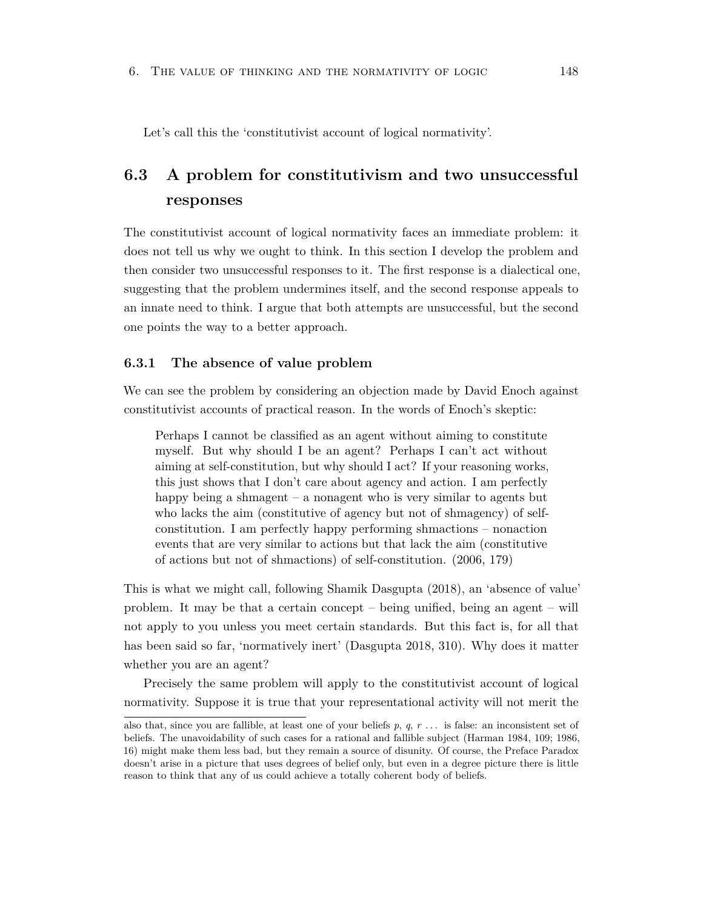Let's call this the 'constitutivist account of logical normativity'.

## 6.3 A problem for constitutivism and two unsuccessful responses

The constitutivist account of logical normativity faces an immediate problem: it does not tell us why we ought to think. In this section I develop the problem and then consider two unsuccessful responses to it. The first response is a dialectical one, suggesting that the problem undermines itself, and the second response appeals to an innate need to think. I argue that both attempts are unsuccessful, but the second one points the way to a better approach.

### 6.3.1 The absence of value problem

We can see the problem by considering an objection made by David Enoch against constitutivist accounts of practical reason. In the words of Enoch's skeptic:

> Perhaps I cannot be classified as an agent without aiming to constitute myself. But why should I be an agent? Perhaps I can't act without aiming at self-constitution, but why should I act? If your reasoning works, this just shows that I don't care about agency and action. I am perfectly happy being a shmagent – a nonagent who is very similar to agents but who lacks the aim (constitutive of agency but not of shmagency) of self-constitution. I am perfectly happy performing shmactions – nonaction events that are very similar to actions but that lack the aim (constitutive of actions but not of shmactions) of self-constitution. (2006, 179)

This is what we might call, following Shamik Dasgupta (2018), an 'absence of value' problem. It may be that a certain concept – being unified, being an agent – will not apply to you unless you meet certain standards. But this fact is, for all that has been said so far, 'normatively inert' (Dasgupta 2018, 310). Why does it matter whether you are an agent?

Precisely the same problem will apply to the constitutivist account of logical normativity. Suppose it is true that your representational activity will not merit the

also that, since you are fallible, at least one of your beliefs $p$, $q$, $r$ ... is false: an inconsistent set of beliefs. The unavoidability of such cases for a rational and fallible subject (Harman 1984, 109; 1986, 16) might make them less bad, but they remain a source of disunity. Of course, the Preface Paradox doesn't arise in a picture that uses degrees of belief only, but even in a degree picture there is little reason to think that any of us could achieve a totally coherent body of beliefs.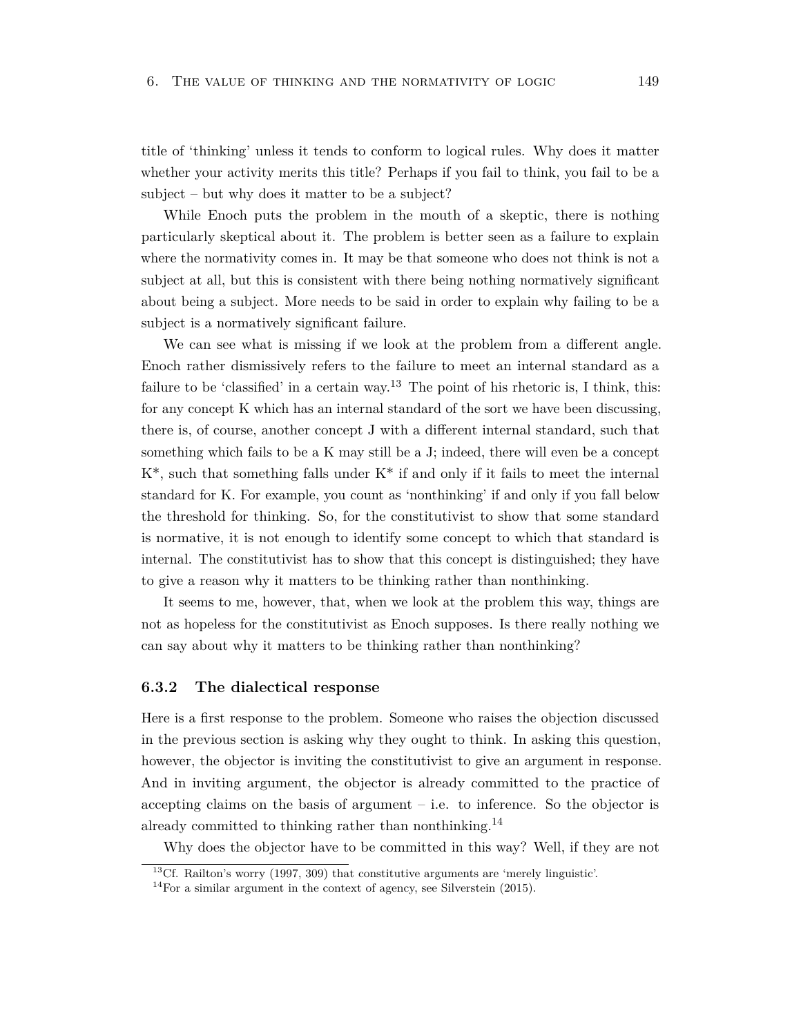title of 'thinking' unless it tends to conform to logical rules. Why does it matter whether your activity merits this title? Perhaps if you fail to think, you fail to be a subject – but why does it matter to be a subject?

While Enoch puts the problem in the mouth of a skeptic, there is nothing particularly skeptical about it. The problem is better seen as a failure to explain where the normativity comes in. It may be that someone who does not think is not a subject at all, but this is consistent with there being nothing normatively significant about being a subject. More needs to be said in order to explain why failing to be a subject is a normatively significant failure.

We can see what is missing if we look at the problem from a different angle. Enoch rather dismissively refers to the failure to meet an internal standard as a failure to be 'classified' in a certain way.[13] The point of his rhetoric is, I think, this: for any concept K which has an internal standard of the sort we have been discussing, there is, of course, another concept J with a different internal standard, such that something which fails to be a K may still be a J; indeed, there will even be a concept K*, such that something falls under K* if and only if it fails to meet the internal standard for K. For example, you count as 'nonthinking' if and only if you fall below the threshold for thinking. So, for the constitutivist to show that some standard is normative, it is not enough to identify some concept to which that standard is internal. The constitutivist has to show that this concept is distinguished; they have to give a reason why it matters to be thinking rather than nonthinking.

It seems to me, however, that, when we look at the problem this way, things are not as hopeless for the constitutivist as Enoch supposes. Is there really nothing we can say about why it matters to be thinking rather than nonthinking?

### 6.3.2 The dialectical response

Here is a first response to the problem. Someone who raises the objection discussed in the previous section is asking why they ought to think. In asking this question, however, the objector is inviting the constitutivist to give an argument in response. And in inviting argument, the objector is already committed to the practice of accepting claims on the basis of argument – i.e. to inference. So the objector is already committed to thinking rather than nonthinking.[14]

Why does the objector have to be committed in this way? Well, if they are not

[13] Cf. Railton's worry (1997, 309) that constitutive arguments are 'merely linguistic'.

[14] For a similar argument in the context of agency, see Silverstein (2015).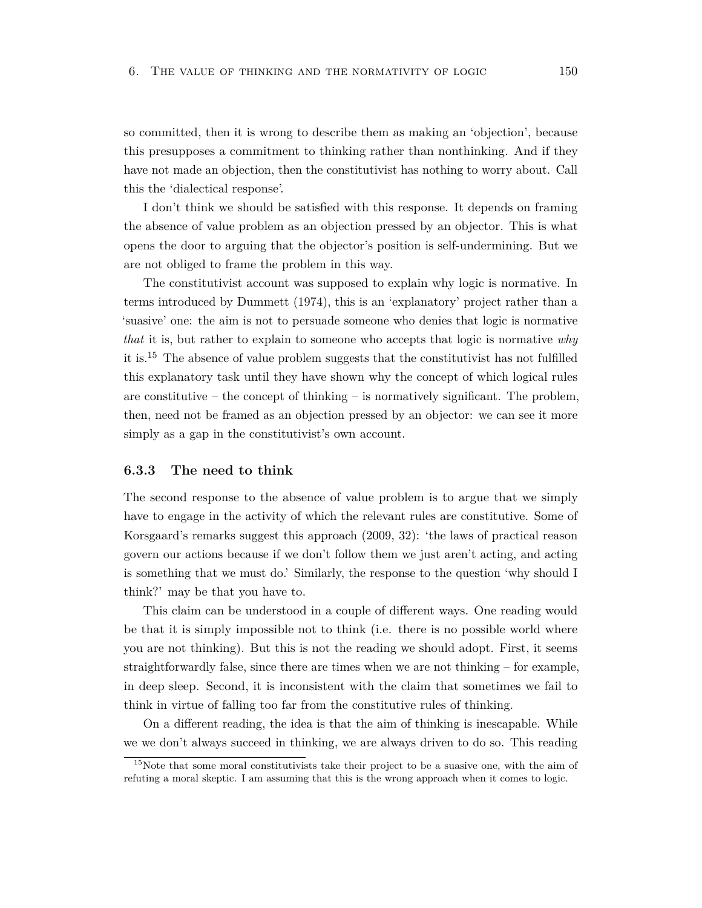so committed, then it is wrong to describe them as making an 'objection', because this presupposes a commitment to thinking rather than nonthinking. And if they have not made an objection, then the constitutivist has nothing to worry about. Call this the 'dialectical response'.

I don't think we should be satisfied with this response. It depends on framing the absence of value problem as an objection pressed by an objector. This is what opens the door to arguing that the objector's position is self-undermining. But we are not obliged to frame the problem in this way.

The constitutivist account was supposed to explain why logic is normative. In terms introduced by Dummett (1974), this is an 'explanatory' project rather than a 'suasive' one: the aim is not to persuade someone who denies that logic is normative *that* it is, but rather to explain to someone who accepts that logic is normative *why* it is.[15] The absence of value problem suggests that the constitutivist has not fulfilled this explanatory task until they have shown why the concept of which logical rules are constitutive – the concept of thinking – is normatively significant. The problem, then, need not be framed as an objection pressed by an objector: we can see it more simply as a gap in the constitutivist's own account.

### 6.3.3 The need to think

The second response to the absence of value problem is to argue that we simply have to engage in the activity of which the relevant rules are constitutive. Some of Korsgaard's remarks suggest this approach (2009, 32): 'the laws of practical reason govern our actions because if we don't follow them we just aren't acting, and acting is something that we must do.' Similarly, the response to the question 'why should I think?' may be that you have to.

This claim can be understood in a couple of different ways. One reading would be that it is simply impossible not to think (i.e. there is no possible world where you are not thinking). But this is not the reading we should adopt. First, it seems straightforwardly false, since there are times when we are not thinking – for example, in deep sleep. Second, it is inconsistent with the claim that sometimes we fail to think in virtue of falling too far from the constitutive rules of thinking.

On a different reading, the idea is that the aim of thinking is inescapable. While we we don't always succeed in thinking, we are always driven to do so. This reading

[15] Note that some moral constitutivists take their project to be a suasive one, with the aim of refuting a moral skeptic. I am assuming that this is the wrong approach when it comes to logic.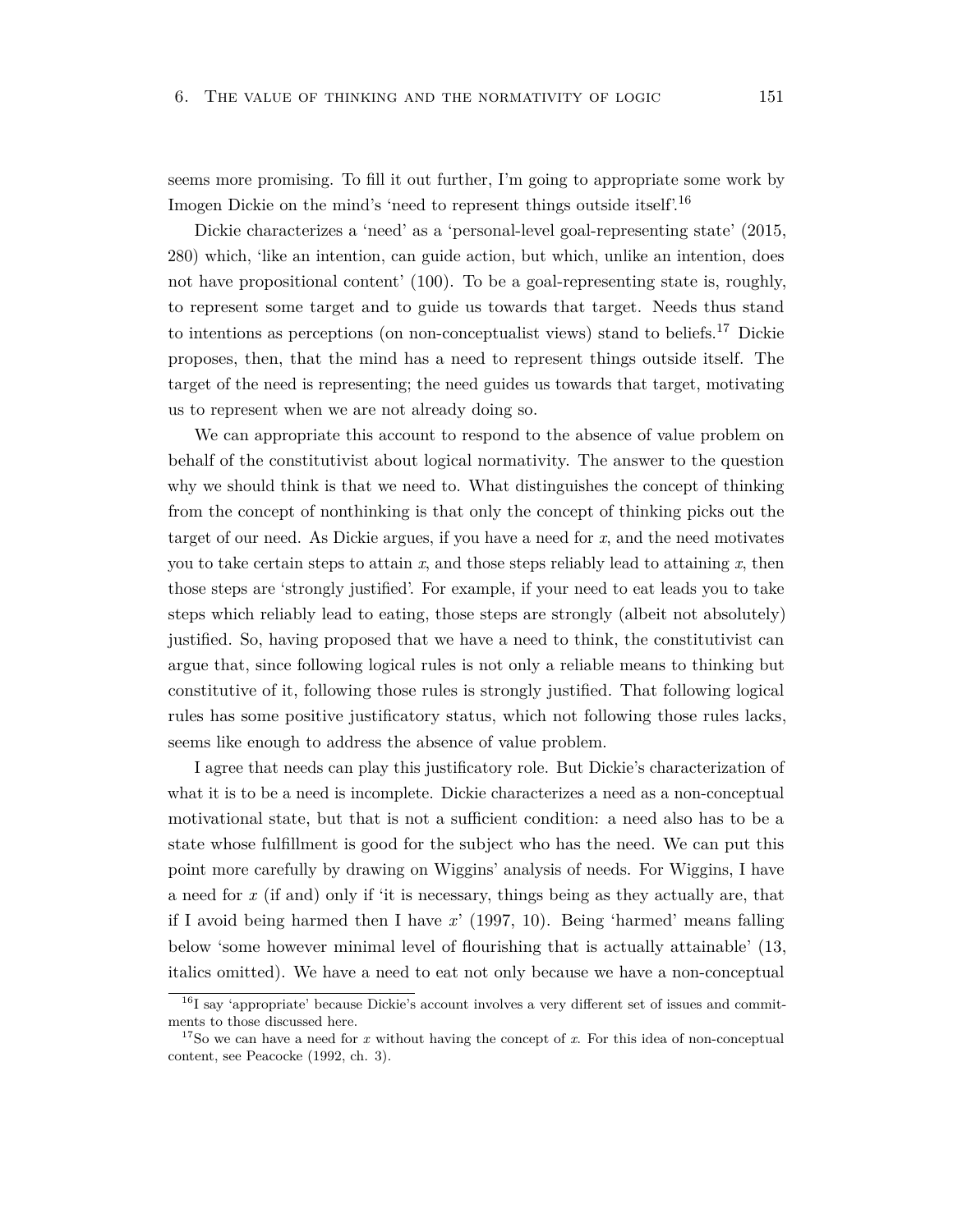seems more promising. To fill it out further, I'm going to appropriate some work by Imogen Dickie on the mind's 'need to represent things outside itself'.[16]

Dickie characterizes a 'need' as a 'personal-level goal-representing state' (2015, 280) which, 'like an intention, can guide action, but which, unlike an intention, does not have propositional content' (100). To be a goal-representing state is, roughly, to represent some target and to guide us towards that target. Needs thus stand to intentions as perceptions (on non-conceptualist views) stand to beliefs.[17] Dickie proposes, then, that the mind has a need to represent things outside itself. The target of the need is representing; the need guides us towards that target, motivating us to represent when we are not already doing so.

We can appropriate this account to respond to the absence of value problem on behalf of the constitutivist about logical normativity. The answer to the question why we should think is that we need to. What distinguishes the concept of thinking from the concept of nonthinking is that only the concept of thinking picks out the target of our need. As Dickie argues, if you have a need for *x*, and the need motivates you to take certain steps to attain *x*, and those steps reliably lead to attaining *x*, then those steps are 'strongly justified'. For example, if your need to eat leads you to take steps which reliably lead to eating, those steps are strongly (albeit not absolutely) justified. So, having proposed that we have a need to think, the constitutivist can argue that, since following logical rules is not only a reliable means to thinking but constitutive of it, following those rules is strongly justified. That following logical rules has some positive justificatory status, which not following those rules lacks, seems like enough to address the absence of value problem.

I agree that needs can play this justificatory role. But Dickie's characterization of what it is to be a need is incomplete. Dickie characterizes a need as a non-conceptual motivational state, but that is not a sufficient condition: a need also has to be a state whose fulfillment is good for the subject who has the need. We can put this point more carefully by drawing on Wiggins' analysis of needs. For Wiggins, I have a need for *x* (if and) only if 'it is necessary, things being as they actually are, that if I avoid being harmed then I have *x*' (1997, 10). Being 'harmed' means falling below 'some however minimal level of flourishing that is actually attainable' (13, italics omitted). We have a need to eat not only because we have a non-conceptual

[16] I say 'appropriate' because Dickie's account involves a very different set of issues and commitments to those discussed here.

[17] So we can have a need for *x* without having the concept of *x*. For this idea of non-conceptual content, see Peacocke (1992, ch. 3).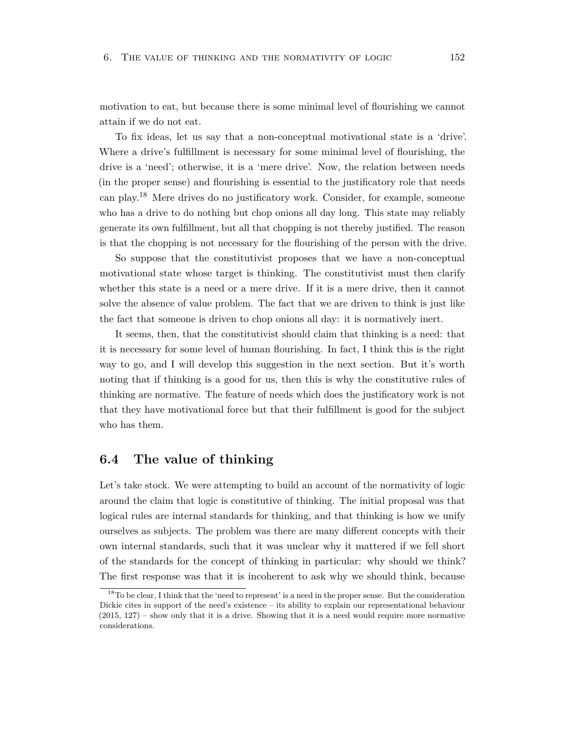motivation to eat, but because there is some minimal level of flourishing we cannot attain if we do not eat.

To fix ideas, let us say that a non-conceptual motivational state is a 'drive'. Where a drive's fulfillment is necessary for some minimal level of flourishing, the drive is a 'need'; otherwise, it is a 'mere drive'. Now, the relation between needs (in the proper sense) and flourishing is essential to the justificatory role that needs can play.[18] Mere drives do no justificatory work. Consider, for example, someone who has a drive to do nothing but chop onions all day long. This state may reliably generate its own fulfillment, but all that chopping is not thereby justified. The reason is that the chopping is not necessary for the flourishing of the person with the drive.

So suppose that the constitutivist proposes that we have a non-conceptual motivational state whose target is thinking. The constitutivist must then clarify whether this state is a need or a mere drive. If it is a mere drive, then it cannot solve the absence of value problem. The fact that we are driven to think is just like the fact that someone is driven to chop onions all day: it is normatively inert.

It seems, then, that the constitutivist should claim that thinking is a need: that it is necessary for some level of human flourishing. In fact, I think this is the right way to go, and I will develop this suggestion in the next section. But it's worth noting that if thinking is a good for us, then this is why the constitutive rules of thinking are normative. The feature of needs which does the justificatory work is not that they have motivational force but that their fulfillment is good for the subject who has them.

## 6.4 The value of thinking

Let's take stock. We were attempting to build an account of the normativity of logic around the claim that logic is constitutive of thinking. The initial proposal was that logical rules are internal standards for thinking, and that thinking is how we unify ourselves as subjects. The problem was there are many different concepts with their own internal standards, such that it was unclear why it mattered if we fell short of the standards for the concept of thinking in particular: why should we think? The first response was that it is incoherent to ask why we should think, because

[18] To be clear, I think that the 'need to represent' is a need in the proper sense. But the consideration Dickie cites in support of the need's existence – its ability to explain our representational behaviour (2015, 127) – show only that it is a drive. Showing that it is a need would require more normative considerations.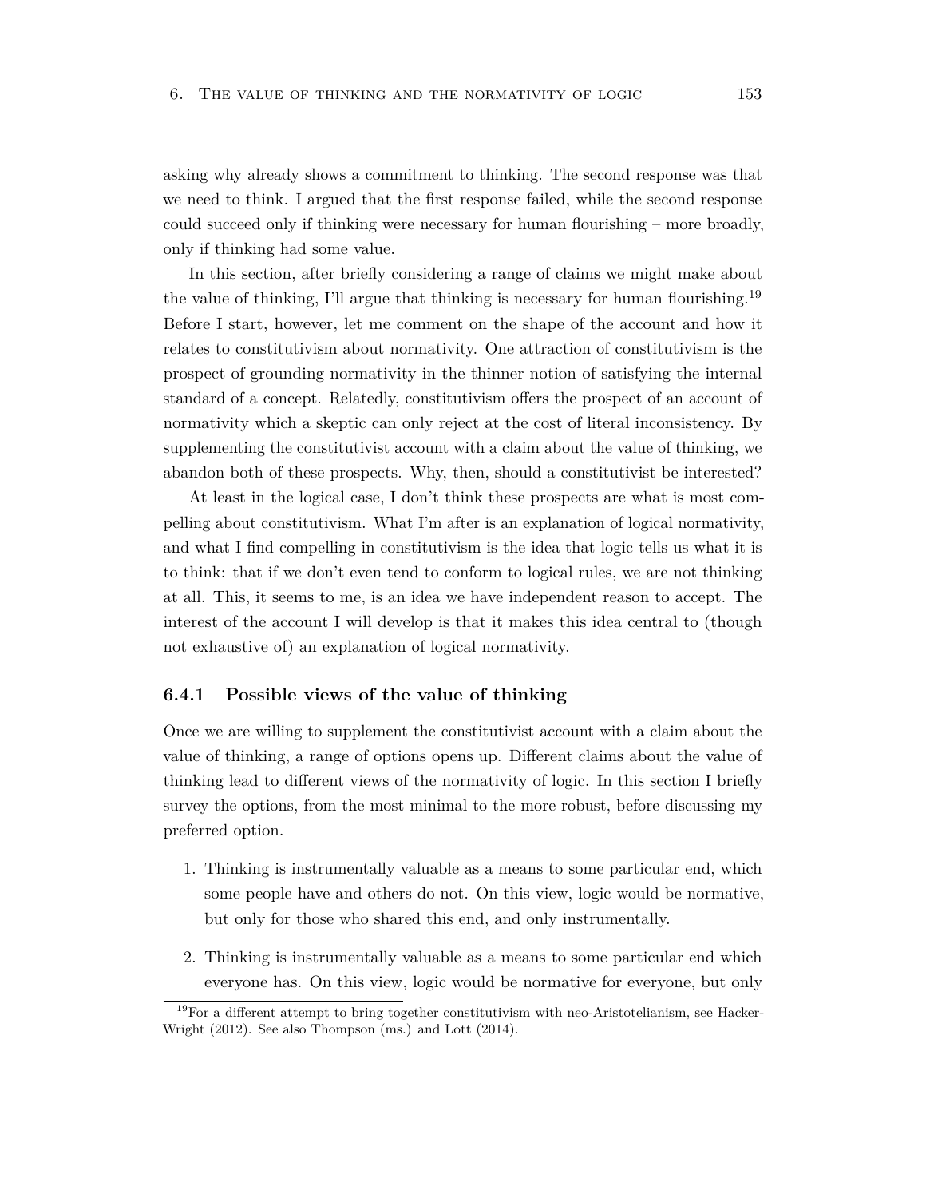asking why already shows a commitment to thinking. The second response was that we need to think. I argued that the first response failed, while the second response could succeed only if thinking were necessary for human flourishing – more broadly, only if thinking had some value.

In this section, after briefly considering a range of claims we might make about the value of thinking, I'll argue that thinking is necessary for human flourishing.[19] Before I start, however, let me comment on the shape of the account and how it relates to constitutivism about normativity. One attraction of constitutivism is the prospect of grounding normativity in the thinner notion of satisfying the internal standard of a concept. Relatedly, constitutivism offers the prospect of an account of normativity which a skeptic can only reject at the cost of literal inconsistency. By supplementing the constitutivist account with a claim about the value of thinking, we abandon both of these prospects. Why, then, should a constitutivist be interested?

At least in the logical case, I don't think these prospects are what is most compelling about constitutivism. What I'm after is an explanation of logical normativity, and what I find compelling in constitutivism is the idea that logic tells us what it is to think: that if we don't even tend to conform to logical rules, we are not thinking at all. This, it seems to me, is an idea we have independent reason to accept. The interest of the account I will develop is that it makes this idea central to (though not exhaustive of) an explanation of logical normativity.

### 6.4.1 Possible views of the value of thinking

Once we are willing to supplement the constitutivist account with a claim about the value of thinking, a range of options opens up. Different claims about the value of thinking lead to different views of the normativity of logic. In this section I briefly survey the options, from the most minimal to the more robust, before discussing my preferred option.

1. Thinking is instrumentally valuable as a means to some particular end, which some people have and others do not. On this view, logic would be normative, but only for those who shared this end, and only instrumentally.

2. Thinking is instrumentally valuable as a means to some particular end which everyone has. On this view, logic would be normative for everyone, but only

[19] For a different attempt to bring together constitutivism with neo-Aristotelianism, see Hacker-Wright (2012). See also Thompson (ms.) and Lott (2014).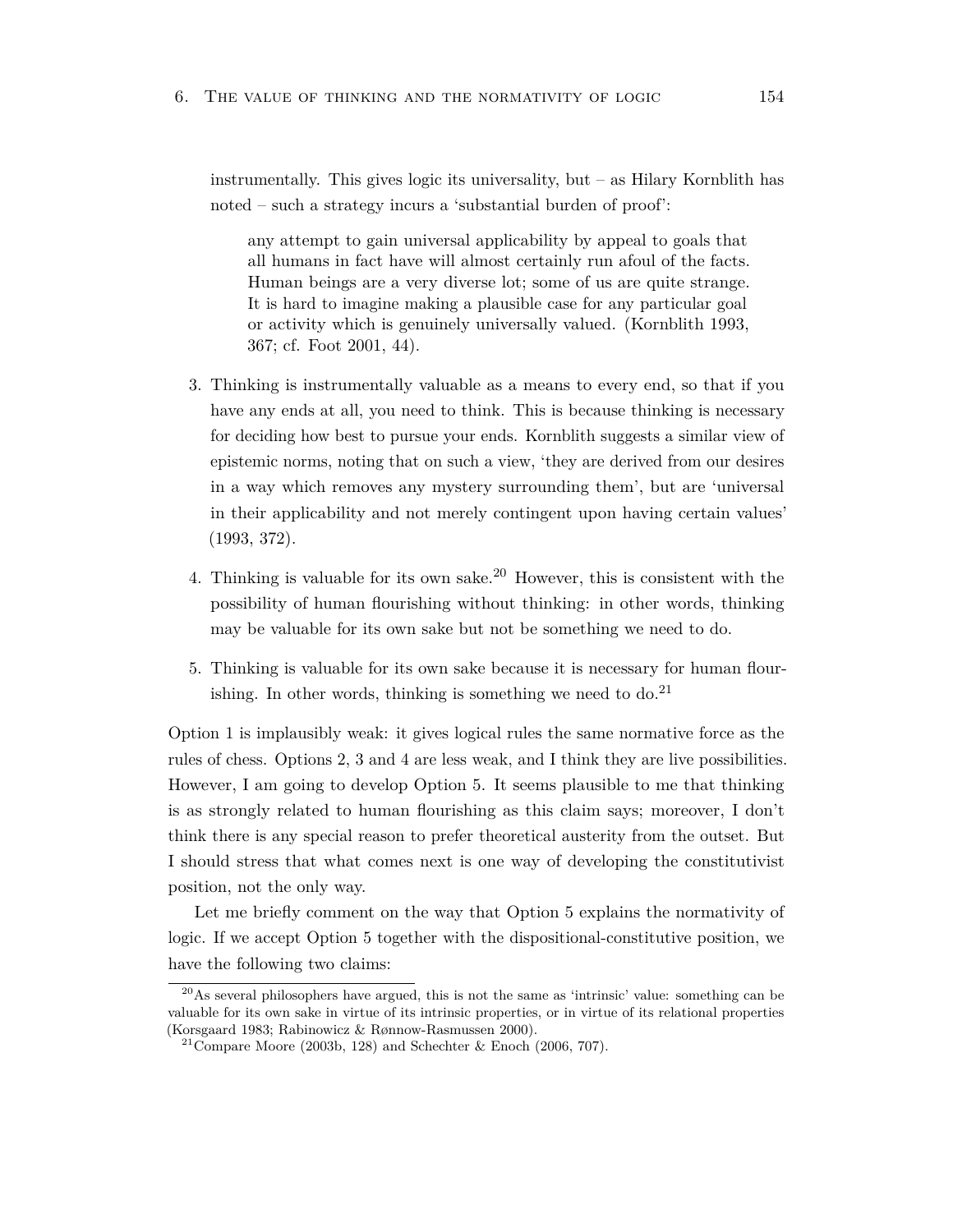instrumentally. This gives logic its universality, but – as Hilary Kornblith has noted – such a strategy incurs a 'substantial burden of proof':

> any attempt to gain universal applicability by appeal to goals that all humans in fact have will almost certainly run afoul of the facts. Human beings are a very diverse lot; some of us are quite strange. It is hard to imagine making a plausible case for any particular goal or activity which is genuinely universally valued. (Kornblith 1993, 367; cf. Foot 2001, 44).

3. Thinking is instrumentally valuable as a means to every end, so that if you have any ends at all, you need to think. This is because thinking is necessary for deciding how best to pursue your ends. Kornblith suggests a similar view of epistemic norms, noting that on such a view, 'they are derived from our desires in a way which removes any mystery surrounding them', but are 'universal in their applicability and not merely contingent upon having certain values' (1993, 372).

4. Thinking is valuable for its own sake.[20] However, this is consistent with the possibility of human flourishing without thinking: in other words, thinking may be valuable for its own sake but not be something we need to do.

5. Thinking is valuable for its own sake because it is necessary for human flourishing. In other words, thinking is something we need to do.[21]

Option 1 is implausibly weak: it gives logical rules the same normative force as the rules of chess. Options 2, 3 and 4 are less weak, and I think they are live possibilities. However, I am going to develop Option 5. It seems plausible to me that thinking is as strongly related to human flourishing as this claim says; moreover, I don't think there is any special reason to prefer theoretical austerity from the outset. But I should stress that what comes next is one way of developing the constitutivist position, not the only way.

Let me briefly comment on the way that Option 5 explains the normativity of logic. If we accept Option 5 together with the dispositional-constitutive position, we have the following two claims:

[20] As several philosophers have argued, this is not the same as 'intrinsic' value: something can be valuable for its own sake in virtue of its intrinsic properties, or in virtue of its relational properties (Korsgaard 1983; Rabinowicz & Rønnow-Rasmussen 2000).

[21] Compare Moore (2003b, 128) and Schechter & Enoch (2006, 707).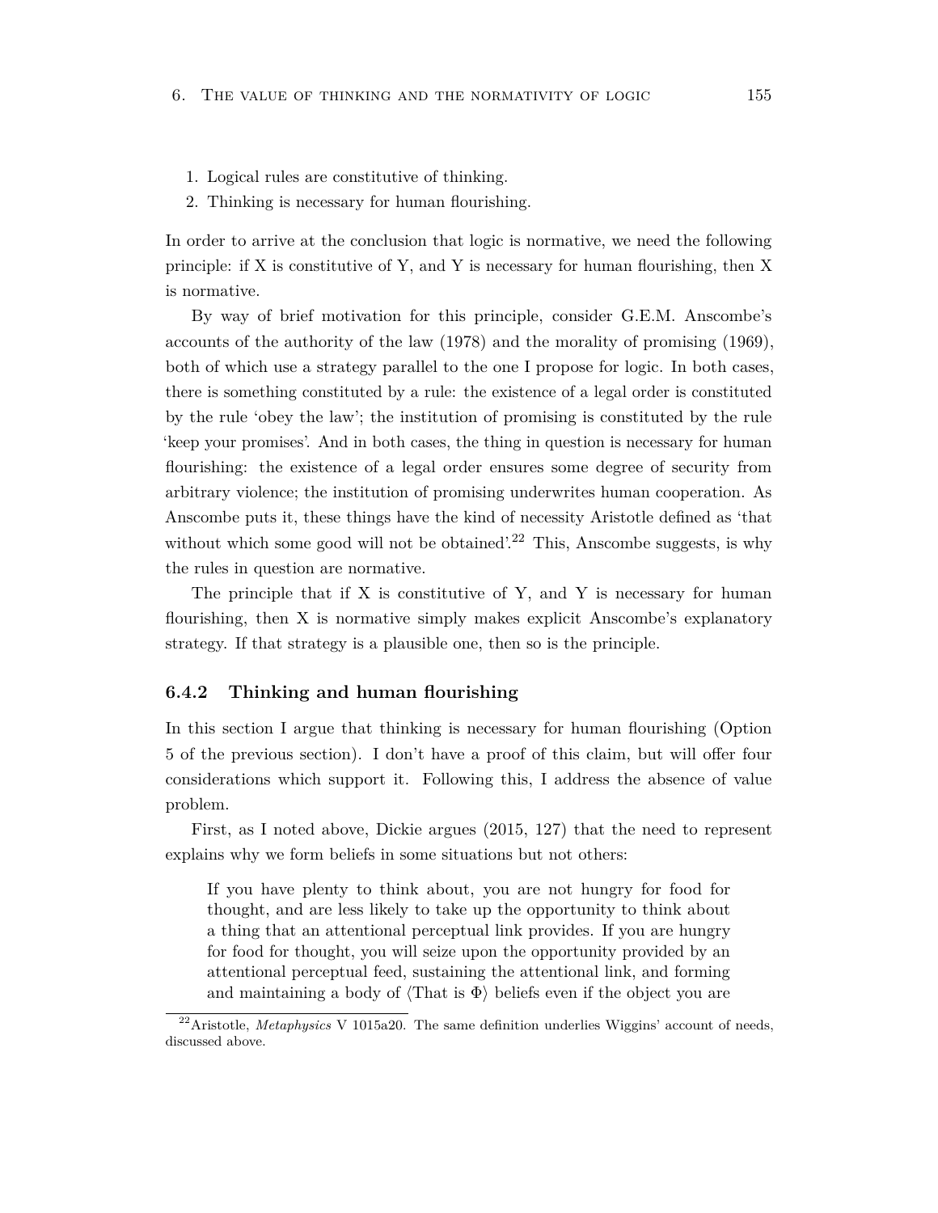1. Logical rules are constitutive of thinking.
2. Thinking is necessary for human flourishing.

In order to arrive at the conclusion that logic is normative, we need the following principle: if X is constitutive of Y, and Y is necessary for human flourishing, then X is normative.

By way of brief motivation for this principle, consider G.E.M. Anscombe's accounts of the authority of the law (1978) and the morality of promising (1969), both of which use a strategy parallel to the one I propose for logic. In both cases, there is something constituted by a rule: the existence of a legal order is constituted by the rule 'obey the law'; the institution of promising is constituted by the rule 'keep your promises'. And in both cases, the thing in question is necessary for human flourishing: the existence of a legal order ensures some degree of security from arbitrary violence; the institution of promising underwrites human cooperation. As Anscombe puts it, these things have the kind of necessity Aristotle defined as 'that without which some good will not be obtained'.[22] This, Anscombe suggests, is why the rules in question are normative.

The principle that if X is constitutive of Y, and Y is necessary for human flourishing, then X is normative simply makes explicit Anscombe's explanatory strategy. If that strategy is a plausible one, then so is the principle.

### 6.4.2 Thinking and human flourishing

In this section I argue that thinking is necessary for human flourishing (Option 5 of the previous section). I don't have a proof of this claim, but will offer four considerations which support it. Following this, I address the absence of value problem.

First, as I noted above, Dickie argues (2015, 127) that the need to represent explains why we form beliefs in some situations but not others:

> If you have plenty to think about, you are not hungry for food for thought, and are less likely to take up the opportunity to think about a thing that an attentional perceptual link provides. If you are hungry for food for thought, you will seize upon the opportunity provided by an attentional perceptual feed, sustaining the attentional link, and forming and maintaining a body of ⟨That is Φ⟩ beliefs even if the object you are

[22] Aristotle, *Metaphysics* V 1015a20. The same definition underlies Wiggins' account of needs, discussed above.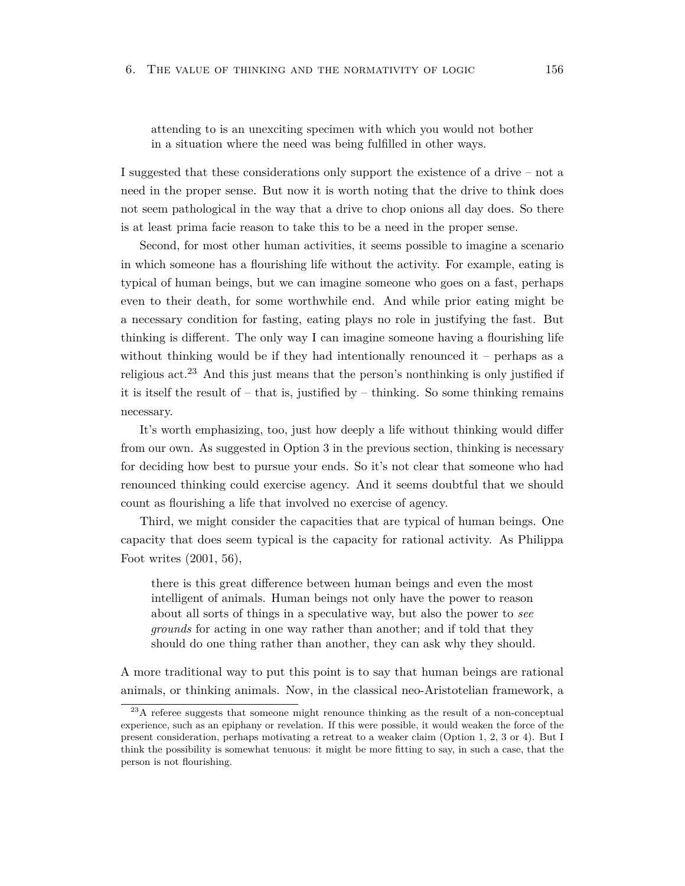> attending to is an unexciting specimen with which you would not bother in a situation where the need was being fulfilled in other ways.

I suggested that these considerations only support the existence of a drive – not a need in the proper sense. But now it is worth noting that the drive to think does not seem pathological in the way that a drive to chop onions all day does. So there is at least prima facie reason to take this to be a need in the proper sense.

Second, for most other human activities, it seems possible to imagine a scenario in which someone has a flourishing life without the activity. For example, eating is typical of human beings, but we can imagine someone who goes on a fast, perhaps even to their death, for some worthwhile end. And while prior eating might be a necessary condition for fasting, eating plays no role in justifying the fast. But thinking is different. The only way I can imagine someone having a flourishing life without thinking would be if they had intentionally renounced it – perhaps as a religious act.[23] And this just means that the person's nonthinking is only justified if it is itself the result of – that is, justified by – thinking. So some thinking remains necessary.

It's worth emphasizing, too, just how deeply a life without thinking would differ from our own. As suggested in Option 3 in the previous section, thinking is necessary for deciding how best to pursue your ends. So it's not clear that someone who had renounced thinking could exercise agency. And it seems doubtful that we should count as flourishing a life that involved no exercise of agency.

Third, we might consider the capacities that are typical of human beings. One capacity that does seem typical is the capacity for rational activity. As Philippa Foot writes (2001, 56),

> there is this great difference between human beings and even the most intelligent of animals. Human beings not only have the power to reason about all sorts of things in a speculative way, but also the power to *see grounds* for acting in one way rather than another; and if told that they should do one thing rather than another, they can ask why they should.

A more traditional way to put this point is to say that human beings are rational animals, or thinking animals. Now, in the classical neo-Aristotelian framework, a

[23] A referee suggests that someone might renounce thinking as the result of a non-conceptual experience, such as an epiphany or revelation. If this were possible, it would weaken the force of the present consideration, perhaps motivating a retreat to a weaker claim (Option 1, 2, 3 or 4). But I think the possibility is somewhat tenuous: it might be more fitting to say, in such a case, that the person is not flourishing.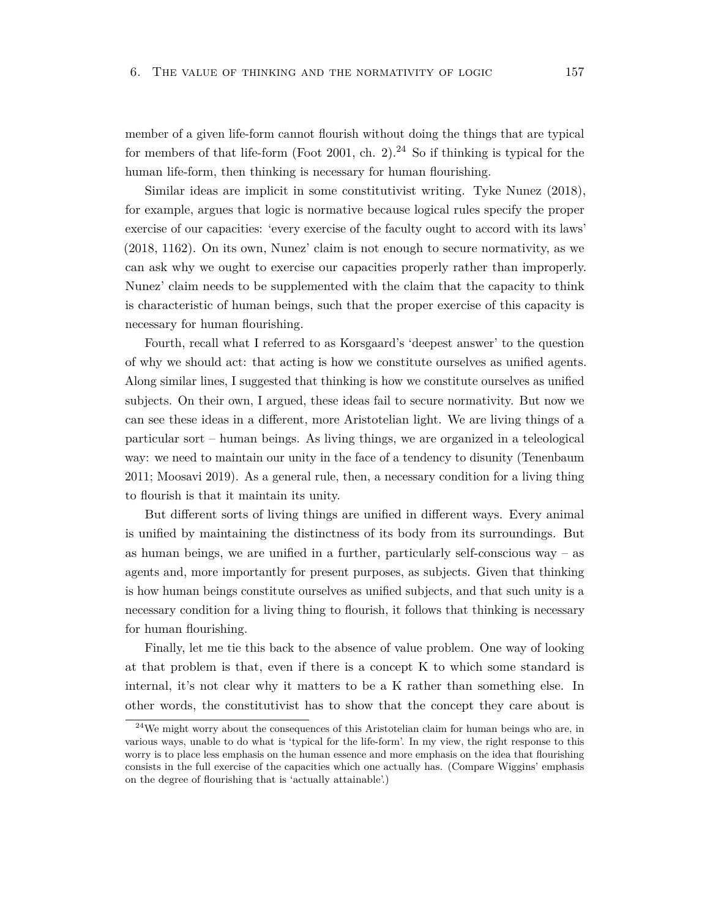member of a given life-form cannot flourish without doing the things that are typical for members of that life-form (Foot 2001, ch. 2).[24] So if thinking is typical for the human life-form, then thinking is necessary for human flourishing.

Similar ideas are implicit in some constitutivist writing. Tyke Nunez (2018), for example, argues that logic is normative because logical rules specify the proper exercise of our capacities: 'every exercise of the faculty ought to accord with its laws' (2018, 1162). On its own, Nunez' claim is not enough to secure normativity, as we can ask why we ought to exercise our capacities properly rather than improperly. Nunez' claim needs to be supplemented with the claim that the capacity to think is characteristic of human beings, such that the proper exercise of this capacity is necessary for human flourishing.

Fourth, recall what I referred to as Korsgaard's 'deepest answer' to the question of why we should act: that acting is how we constitute ourselves as unified agents. Along similar lines, I suggested that thinking is how we constitute ourselves as unified subjects. On their own, I argued, these ideas fail to secure normativity. But now we can see these ideas in a different, more Aristotelian light. We are living things of a particular sort – human beings. As living things, we are organized in a teleological way: we need to maintain our unity in the face of a tendency to disunity (Tenenbaum 2011; Moosavi 2019). As a general rule, then, a necessary condition for a living thing to flourish is that it maintain its unity.

But different sorts of living things are unified in different ways. Every animal is unified by maintaining the distinctness of its body from its surroundings. But as human beings, we are unified in a further, particularly self-conscious way – as agents and, more importantly for present purposes, as subjects. Given that thinking is how human beings constitute ourselves as unified subjects, and that such unity is a necessary condition for a living thing to flourish, it follows that thinking is necessary for human flourishing.

Finally, let me tie this back to the absence of value problem. One way of looking at that problem is that, even if there is a concept K to which some standard is internal, it's not clear why it matters to be a K rather than something else. In other words, the constitutivist has to show that the concept they care about is

[24] We might worry about the consequences of this Aristotelian claim for human beings who are, in various ways, unable to do what is 'typical for the life-form'. In my view, the right response to this worry is to place less emphasis on the human essence and more emphasis on the idea that flourishing consists in the full exercise of the capacities which one actually has. (Compare Wiggins' emphasis on the degree of flourishing that is 'actually attainable'.)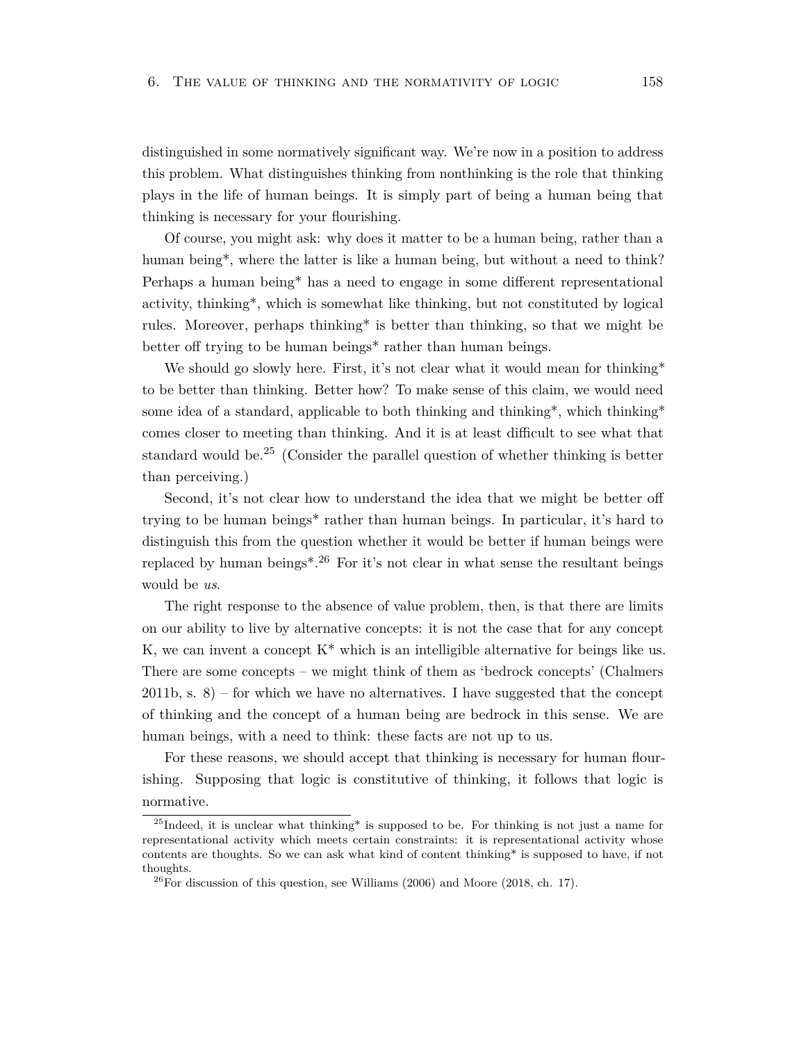distinguished in some normatively significant way. We're now in a position to address this problem. What distinguishes thinking from nonthinking is the role that thinking plays in the life of human beings. It is simply part of being a human being that thinking is necessary for your flourishing.

Of course, you might ask: why does it matter to be a human being, rather than a human being*, where the latter is like a human being, but without a need to think? Perhaps a human being* has a need to engage in some different representational activity, thinking*, which is somewhat like thinking, but not constituted by logical rules. Moreover, perhaps thinking* is better than thinking, so that we might be better off trying to be human beings* rather than human beings.

We should go slowly here. First, it's not clear what it would mean for thinking* to be better than thinking. Better how? To make sense of this claim, we would need some idea of a standard, applicable to both thinking and thinking*, which thinking* comes closer to meeting than thinking. And it is at least difficult to see what that standard would be.[25] (Consider the parallel question of whether thinking is better than perceiving.)

Second, it's not clear how to understand the idea that we might be better off trying to be human beings* rather than human beings. In particular, it's hard to distinguish this from the question whether it would be better if human beings were replaced by human beings*.[26] For it's not clear in what sense the resultant beings would be *us*.

The right response to the absence of value problem, then, is that there are limits on our ability to live by alternative concepts: it is not the case that for any concept K, we can invent a concept K* which is an intelligible alternative for beings like us. There are some concepts – we might think of them as 'bedrock concepts' (Chalmers 2011b, s. 8) – for which we have no alternatives. I have suggested that the concept of thinking and the concept of a human being are bedrock in this sense. We are human beings, with a need to think: these facts are not up to us.

For these reasons, we should accept that thinking is necessary for human flourishing. Supposing that logic is constitutive of thinking, it follows that logic is normative.

---

[25] Indeed, it is unclear what thinking* is supposed to be. For thinking is not just a name for representational activity which meets certain constraints: it is representational activity whose contents are thoughts. So we can ask what kind of content thinking* is supposed to have, if not thoughts.

[26] For discussion of this question, see Williams (2006) and Moore (2018, ch. 17).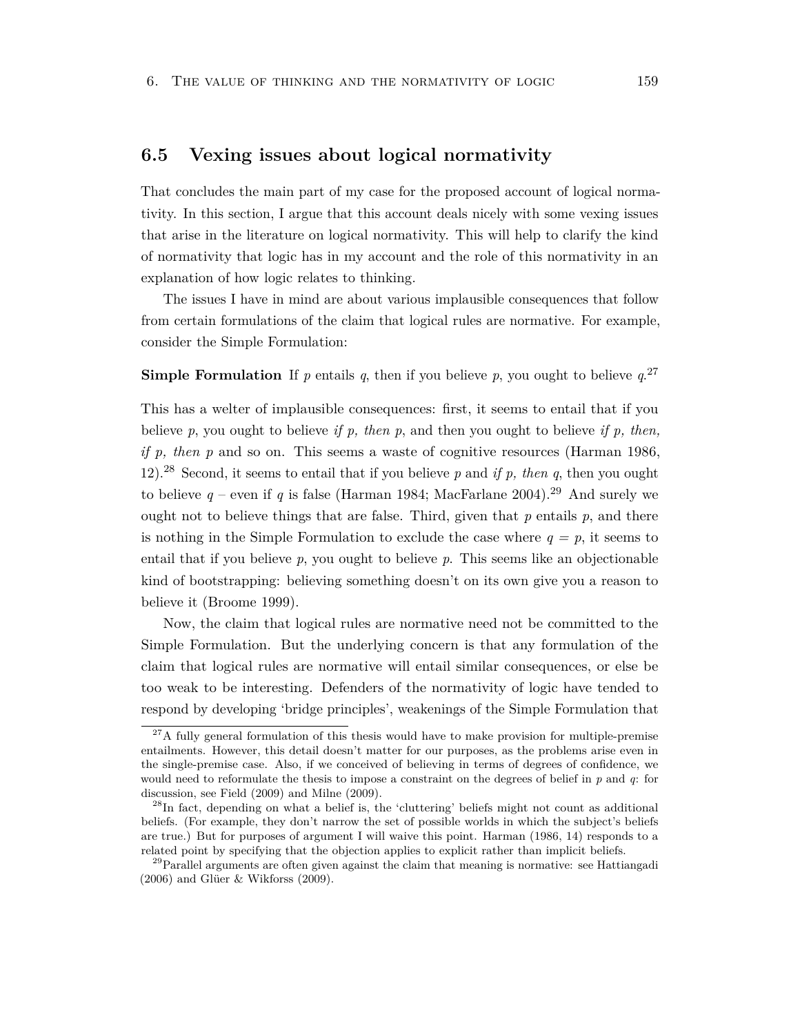## 6.5 Vexing issues about logical normativity

That concludes the main part of my case for the proposed account of logical normativity. In this section, I argue that this account deals nicely with some vexing issues that arise in the literature on logical normativity. This will help to clarify the kind of normativity that logic has in my account and the role of this normativity in an explanation of how logic relates to thinking.

The issues I have in mind are about various implausible consequences that follow from certain formulations of the claim that logical rules are normative. For example, consider the Simple Formulation:

**Simple Formulation** If $p$ entails $q$, then if you believe $p$, you ought to believe $q$.[27]

This has a welter of implausible consequences: first, it seems to entail that if you believe $p$, you ought to believe *if p, then p*, and then you ought to believe *if p, then, if p, then p* and so on. This seems a waste of cognitive resources (Harman 1986, 12).[28] Second, it seems to entail that if you believe $p$ and *if p, then q*, then you ought to believe $q$ – even if $q$ is false (Harman 1984; MacFarlane 2004).[29] And surely we ought not to believe things that are false. Third, given that $p$ entails $p$, and there is nothing in the Simple Formulation to exclude the case where $q = p$, it seems to entail that if you believe $p$, you ought to believe $p$. This seems like an objectionable kind of bootstrapping: believing something doesn't on its own give you a reason to believe it (Broome 1999).

Now, the claim that logical rules are normative need not be committed to the Simple Formulation. But the underlying concern is that any formulation of the claim that logical rules are normative will entail similar consequences, or else be too weak to be interesting. Defenders of the normativity of logic have tended to respond by developing 'bridge principles', weakenings of the Simple Formulation that

[27] A fully general formulation of this thesis would have to make provision for multiple-premise entailments. However, this detail doesn't matter for our purposes, as the problems arise even in the single-premise case. Also, if we conceived of believing in terms of degrees of confidence, we would need to reformulate the thesis to impose a constraint on the degrees of belief in $p$ and $q$: for discussion, see Field (2009) and Milne (2009).

[28] In fact, depending on what a belief is, the 'cluttering' beliefs might not count as additional beliefs. (For example, they don't narrow the set of possible worlds in which the subject's beliefs are true.) But for purposes of argument I will waive this point. Harman (1986, 14) responds to a related point by specifying that the objection applies to explicit rather than implicit beliefs.

[29] Parallel arguments are often given against the claim that meaning is normative: see Hattiangadi (2006) and Glüer & Wikforss (2009).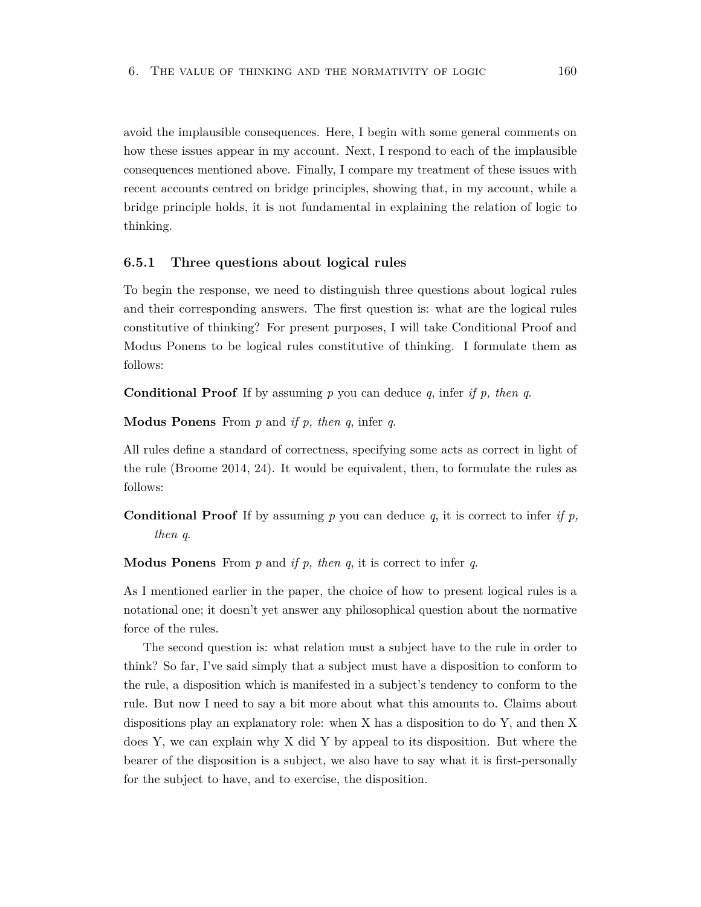avoid the implausible consequences. Here, I begin with some general comments on how these issues appear in my account. Next, I respond to each of the implausible consequences mentioned above. Finally, I compare my treatment of these issues with recent accounts centred on bridge principles, showing that, in my account, while a bridge principle holds, it is not fundamental in explaining the relation of logic to thinking.

### 6.5.1 Three questions about logical rules

To begin the response, we need to distinguish three questions about logical rules and their corresponding answers. The first question is: what are the logical rules constitutive of thinking? For present purposes, I will take Conditional Proof and Modus Ponens to be logical rules constitutive of thinking. I formulate them as follows:

**Conditional Proof** If by assuming *p* you can deduce *q*, infer *if p, then q*.

**Modus Ponens** From *p* and *if p, then q*, infer *q*.

All rules define a standard of correctness, specifying some acts as correct in light of the rule (Broome 2014, 24). It would be equivalent, then, to formulate the rules as follows:

**Conditional Proof** If by assuming *p* you can deduce *q*, it is correct to infer *if p, then q*.

**Modus Ponens** From *p* and *if p, then q*, it is correct to infer *q*.

As I mentioned earlier in the paper, the choice of how to present logical rules is a notational one; it doesn't yet answer any philosophical question about the normative force of the rules.

The second question is: what relation must a subject have to the rule in order to think? So far, I've said simply that a subject must have a disposition to conform to the rule, a disposition which is manifested in a subject's tendency to conform to the rule. But now I need to say a bit more about what this amounts to. Claims about dispositions play an explanatory role: when X has a disposition to do Y, and then X does Y, we can explain why X did Y by appeal to its disposition. But where the bearer of the disposition is a subject, we also have to say what it is first-personally for the subject to have, and to exercise, the disposition.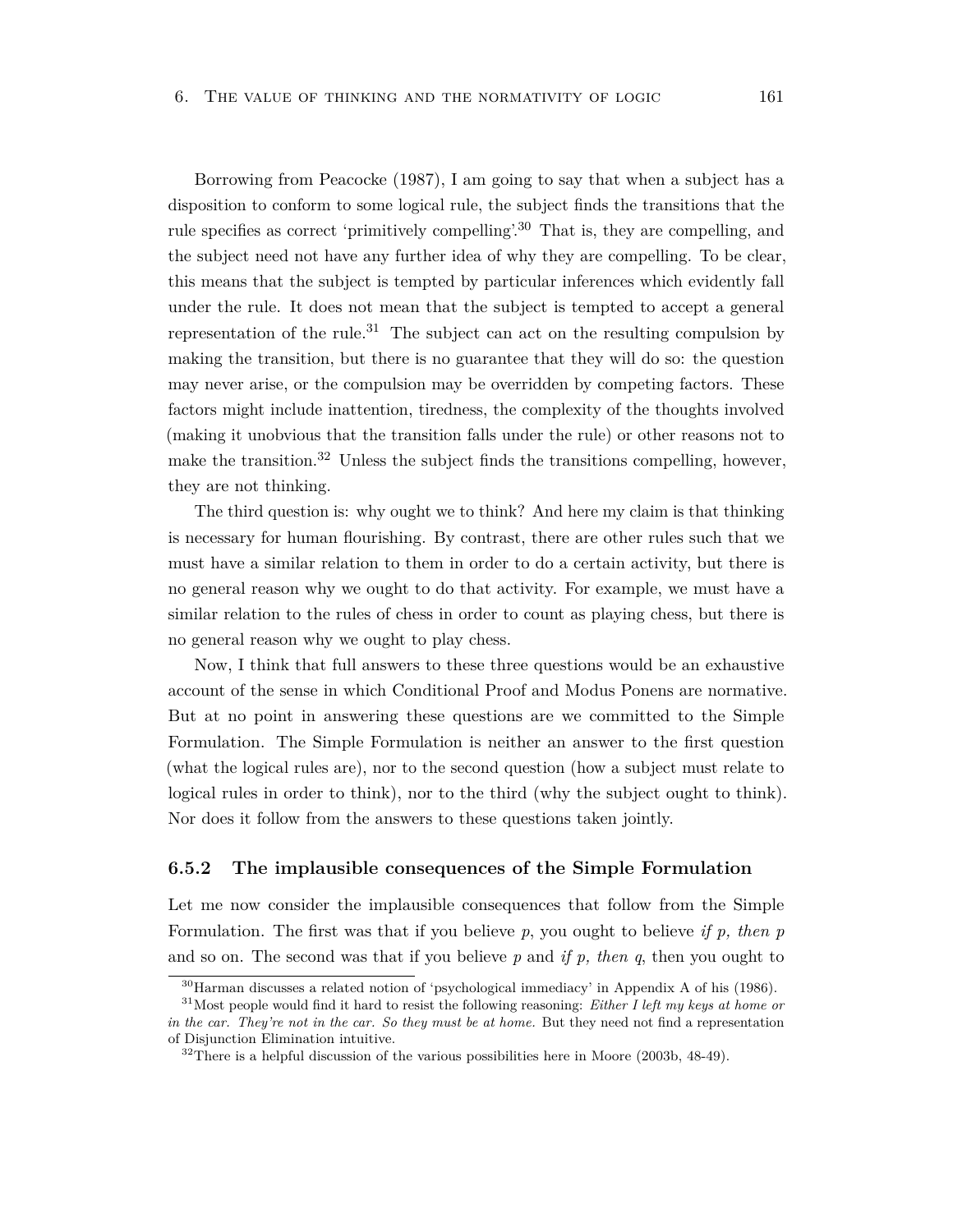Borrowing from Peacocke (1987), I am going to say that when a subject has a disposition to conform to some logical rule, the subject finds the transitions that the rule specifies as correct 'primitively compelling'.[30] That is, they are compelling, and the subject need not have any further idea of why they are compelling. To be clear, this means that the subject is tempted by particular inferences which evidently fall under the rule. It does not mean that the subject is tempted to accept a general representation of the rule.[31] The subject can act on the resulting compulsion by making the transition, but there is no guarantee that they will do so: the question may never arise, or the compulsion may be overridden by competing factors. These factors might include inattention, tiredness, the complexity of the thoughts involved (making it unobvious that the transition falls under the rule) or other reasons not to make the transition.[32] Unless the subject finds the transitions compelling, however, they are not thinking.

The third question is: why ought we to think? And here my claim is that thinking is necessary for human flourishing. By contrast, there are other rules such that we must have a similar relation to them in order to do a certain activity, but there is no general reason why we ought to do that activity. For example, we must have a similar relation to the rules of chess in order to count as playing chess, but there is no general reason why we ought to play chess.

Now, I think that full answers to these three questions would be an exhaustive account of the sense in which Conditional Proof and Modus Ponens are normative. But at no point in answering these questions are we committed to the Simple Formulation. The Simple Formulation is neither an answer to the first question (what the logical rules are), nor to the second question (how a subject must relate to logical rules in order to think), nor to the third (why the subject ought to think). Nor does it follow from the answers to these questions taken jointly.

### 6.5.2 The implausible consequences of the Simple Formulation

Let me now consider the implausible consequences that follow from the Simple Formulation. The first was that if you believe *p*, you ought to believe *if p, then p* and so on. The second was that if you believe *p* and *if p, then q*, then you ought to

[30] Harman discusses a related notion of 'psychological immediacy' in Appendix A of his (1986).

[31] Most people would find it hard to resist the following reasoning: *Either I left my keys at home or in the car. They're not in the car. So they must be at home.* But they need not find a representation of Disjunction Elimination intuitive.

[32] There is a helpful discussion of the various possibilities here in Moore (2003b, 48-49).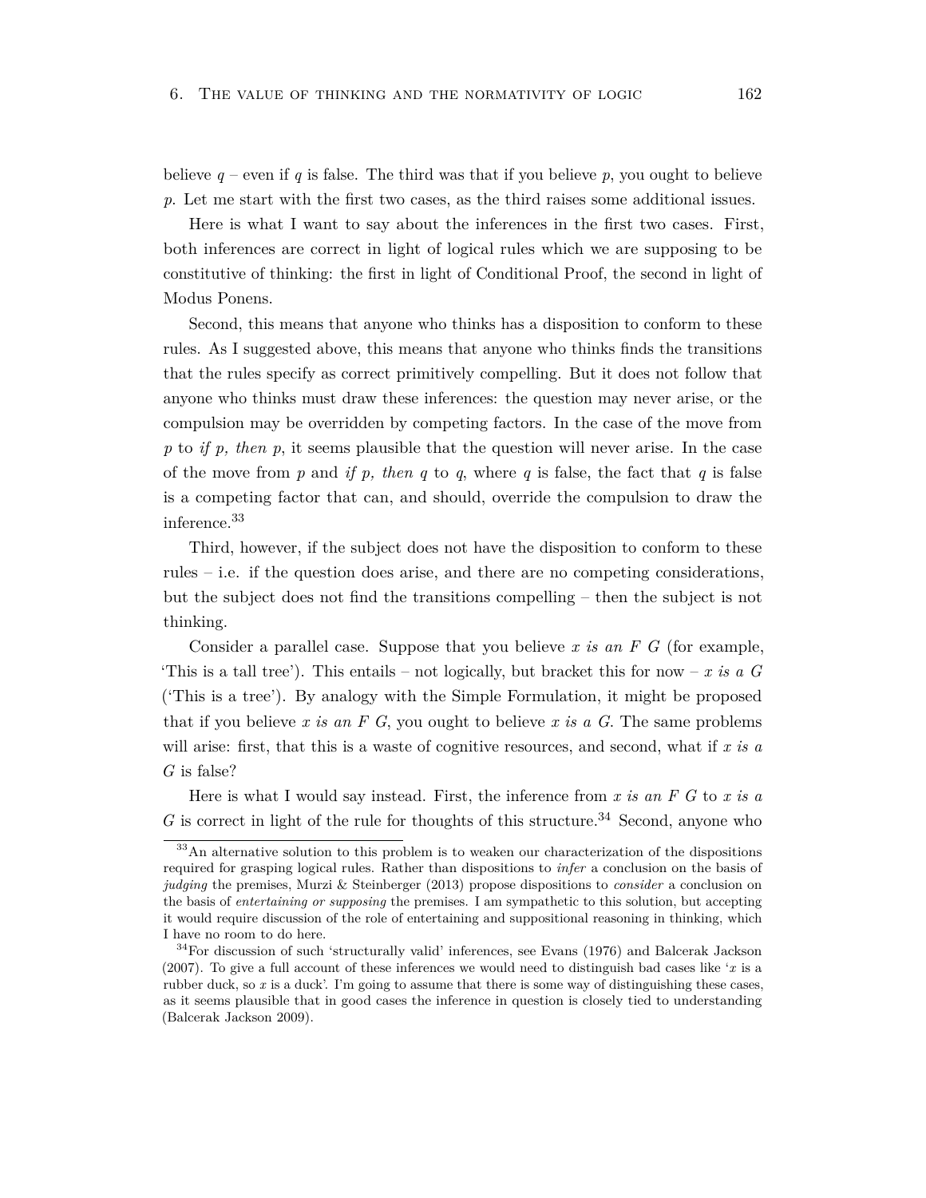believe *q* – even if *q* is false. The third was that if you believe *p*, you ought to believe *p*. Let me start with the first two cases, as the third raises some additional issues.

Here is what I want to say about the inferences in the first two cases. First, both inferences are correct in light of logical rules which we are supposing to be constitutive of thinking: the first in light of Conditional Proof, the second in light of Modus Ponens.

Second, this means that anyone who thinks has a disposition to conform to these rules. As I suggested above, this means that anyone who thinks finds the transitions that the rules specify as correct primitively compelling. But it does not follow that anyone who thinks must draw these inferences: the question may never arise, or the compulsion may be overridden by competing factors. In the case of the move from *p* to *if p, then p*, it seems plausible that the question will never arise. In the case of the move from *p* and *if p, then q* to *q*, where *q* is false, the fact that *q* is false is a competing factor that can, and should, override the compulsion to draw the inference.[33]

Third, however, if the subject does not have the disposition to conform to these rules – i.e. if the question does arise, and there are no competing considerations, but the subject does not find the transitions compelling – then the subject is not thinking.

Consider a parallel case. Suppose that you believe *x is an F G* (for example, 'This is a tall tree'). This entails – not logically, but bracket this for now – *x is a G* ('This is a tree'). By analogy with the Simple Formulation, it might be proposed that if you believe *x is an F G*, you ought to believe *x is a G*. The same problems will arise: first, that this is a waste of cognitive resources, and second, what if *x is a G* is false?

Here is what I would say instead. First, the inference from *x is an F G* to *x is a G* is correct in light of the rule for thoughts of this structure.[34] Second, anyone who

---

[33] An alternative solution to this problem is to weaken our characterization of the dispositions required for grasping logical rules. Rather than dispositions to *infer* a conclusion on the basis of *judging* the premises, Murzi & Steinberger (2013) propose dispositions to *consider* a conclusion on the basis of *entertaining or supposing* the premises. I am sympathetic to this solution, but accepting it would require discussion of the role of entertaining and suppositional reasoning in thinking, which I have no room to do here.

[34] For discussion of such 'structurally valid' inferences, see Evans (1976) and Balcerak Jackson (2007). To give a full account of these inferences we would need to distinguish bad cases like '*x* is a rubber duck, so *x* is a duck'. I'm going to assume that there is some way of distinguishing these cases, as it seems plausible that in good cases the inference in question is closely tied to understanding (Balcerak Jackson 2009).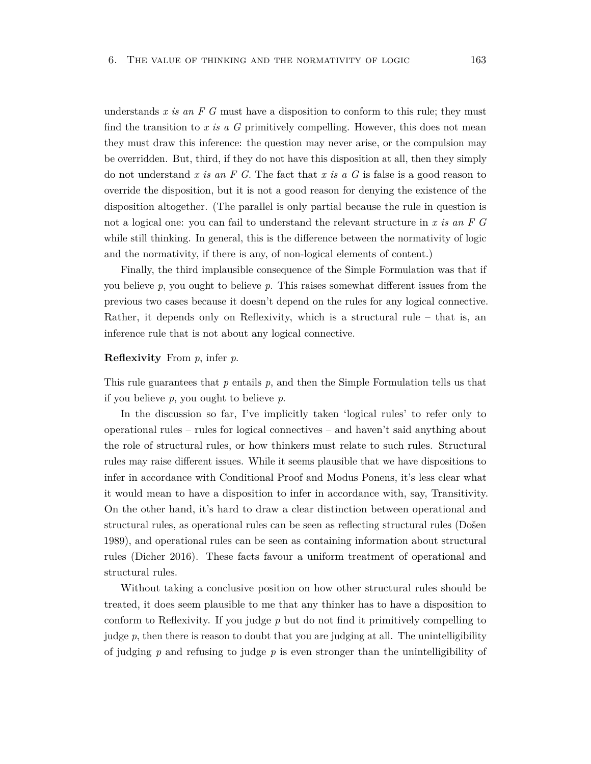understands *x is an F G* must have a disposition to conform to this rule; they must find the transition to *x is a G* primitively compelling. However, this does not mean they must draw this inference: the question may never arise, or the compulsion may be overridden. But, third, if they do not have this disposition at all, then they simply do not understand *x is an F G*. The fact that *x is a G* is false is a good reason to override the disposition, but it is not a good reason for denying the existence of the disposition altogether. (The parallel is only partial because the rule in question is not a logical one: you can fail to understand the relevant structure in *x is an F G* while still thinking. In general, this is the difference between the normativity of logic and the normativity, if there is any, of non-logical elements of content.)

Finally, the third implausible consequence of the Simple Formulation was that if you believe *p*, you ought to believe *p*. This raises somewhat different issues from the previous two cases because it doesn't depend on the rules for any logical connective. Rather, it depends only on Reflexivity, which is a structural rule – that is, an inference rule that is not about any logical connective.

**Reflexivity** From *p*, infer *p*.

This rule guarantees that *p* entails *p*, and then the Simple Formulation tells us that if you believe *p*, you ought to believe *p*.

In the discussion so far, I've implicitly taken 'logical rules' to refer only to operational rules – rules for logical connectives – and haven't said anything about the role of structural rules, or how thinkers must relate to such rules. Structural rules may raise different issues. While it seems plausible that we have dispositions to infer in accordance with Conditional Proof and Modus Ponens, it's less clear what it would mean to have a disposition to infer in accordance with, say, Transitivity. On the other hand, it's hard to draw a clear distinction between operational and structural rules, as operational rules can be seen as reflecting structural rules (Došen 1989), and operational rules can be seen as containing information about structural rules (Dicher 2016). These facts favour a uniform treatment of operational and structural rules.

Without taking a conclusive position on how other structural rules should be treated, it does seem plausible to me that any thinker has to have a disposition to conform to Reflexivity. If you judge *p* but do not find it primitively compelling to judge *p*, then there is reason to doubt that you are judging at all. The unintelligibility of judging *p* and refusing to judge *p* is even stronger than the unintelligibility of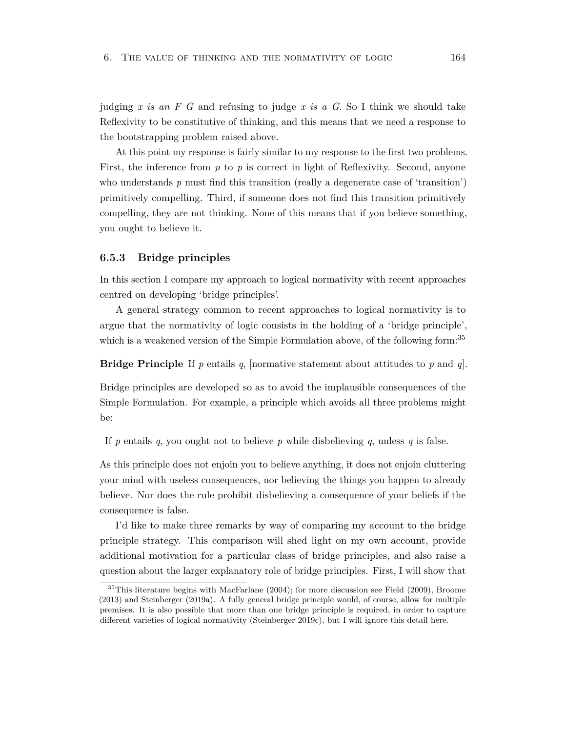judging *x is an F G* and refusing to judge *x is a G*. So I think we should take Reflexivity to be constitutive of thinking, and this means that we need a response to the bootstrapping problem raised above.

At this point my response is fairly similar to my response to the first two problems. First, the inference from *p* to *p* is correct in light of Reflexivity. Second, anyone who understands *p* must find this transition (really a degenerate case of 'transition') primitively compelling. Third, if someone does not find this transition primitively compelling, they are not thinking. None of this means that if you believe something, you ought to believe it.

### 6.5.3 Bridge principles

In this section I compare my approach to logical normativity with recent approaches centred on developing 'bridge principles'.

A general strategy common to recent approaches to logical normativity is to argue that the normativity of logic consists in the holding of a 'bridge principle', which is a weakened version of the Simple Formulation above, of the following form:[35]

**Bridge Principle** If *p* entails *q*, [normative statement about attitudes to *p* and *q*].

Bridge principles are developed so as to avoid the implausible consequences of the Simple Formulation. For example, a principle which avoids all three problems might be:

If *p* entails *q*, you ought not to believe *p* while disbelieving *q*, unless *q* is false.

As this principle does not enjoin you to believe anything, it does not enjoin cluttering your mind with useless consequences, nor believing the things you happen to already believe. Nor does the rule prohibit disbelieving a consequence of your beliefs if the consequence is false.

I'd like to make three remarks by way of comparing my account to the bridge principle strategy. This comparison will shed light on my own account, provide additional motivation for a particular class of bridge principles, and also raise a question about the larger explanatory role of bridge principles. First, I will show that

[35] This literature begins with MacFarlane (2004); for more discussion see Field (2009), Broome (2013) and Steinberger (2019a). A fully general bridge principle would, of course, allow for multiple premises. It is also possible that more than one bridge principle is required, in order to capture different varieties of logical normativity (Steinberger 2019c), but I will ignore this detail here.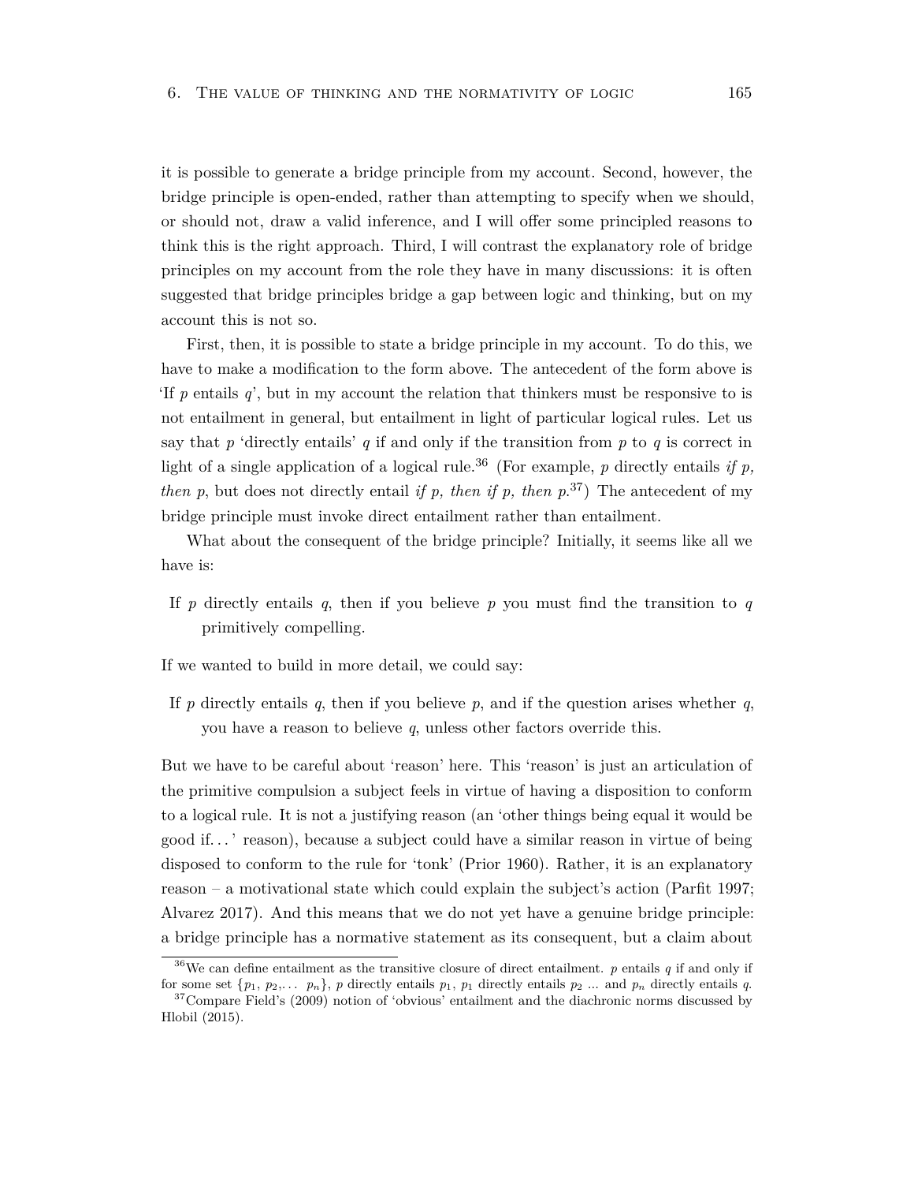it is possible to generate a bridge principle from my account. Second, however, the bridge principle is open-ended, rather than attempting to specify when we should, or should not, draw a valid inference, and I will offer some principled reasons to think this is the right approach. Third, I will contrast the explanatory role of bridge principles on my account from the role they have in many discussions: it is often suggested that bridge principles bridge a gap between logic and thinking, but on my account this is not so.

First, then, it is possible to state a bridge principle in my account. To do this, we have to make a modification to the form above. The antecedent of the form above is 'If $p$ entails $q$', but in my account the relation that thinkers must be responsive to is not entailment in general, but entailment in light of particular logical rules. Let us say that $p$ 'directly entails' $q$ if and only if the transition from $p$ to $q$ is correct in light of a single application of a logical rule.[36] (For example, $p$ directly entails *if p, then p*, but does not directly entail *if p, then if p, then p*.[37]) The antecedent of my bridge principle must invoke direct entailment rather than entailment.

What about the consequent of the bridge principle? Initially, it seems like all we have is:

> If $p$ directly entails $q$, then if you believe $p$ you must find the transition to $q$ primitively compelling.

If we wanted to build in more detail, we could say:

> If $p$ directly entails $q$, then if you believe $p$, and if the question arises whether $q$, you have a reason to believe $q$, unless other factors override this.

But we have to be careful about 'reason' here. This 'reason' is just an articulation of the primitive compulsion a subject feels in virtue of having a disposition to conform to a logical rule. It is not a justifying reason (an 'other things being equal it would be good if. . . ' reason), because a subject could have a similar reason in virtue of being disposed to conform to the rule for 'tonk' (Prior 1960). Rather, it is an explanatory reason – a motivational state which could explain the subject's action (Parfit 1997; Alvarez 2017). And this means that we do not yet have a genuine bridge principle: a bridge principle has a normative statement as its consequent, but a claim about

[36] We can define entailment as the transitive closure of direct entailment. $p$ entails $q$ if and only if for some set $\{p_1, p_2, \ldots\ p_n\}$, $p$ directly entails $p_1$, $p_1$ directly entails $p_2$ ... and $p_n$ directly entails $q$.

[37] Compare Field's (2009) notion of 'obvious' entailment and the diachronic norms discussed by Hlobil (2015).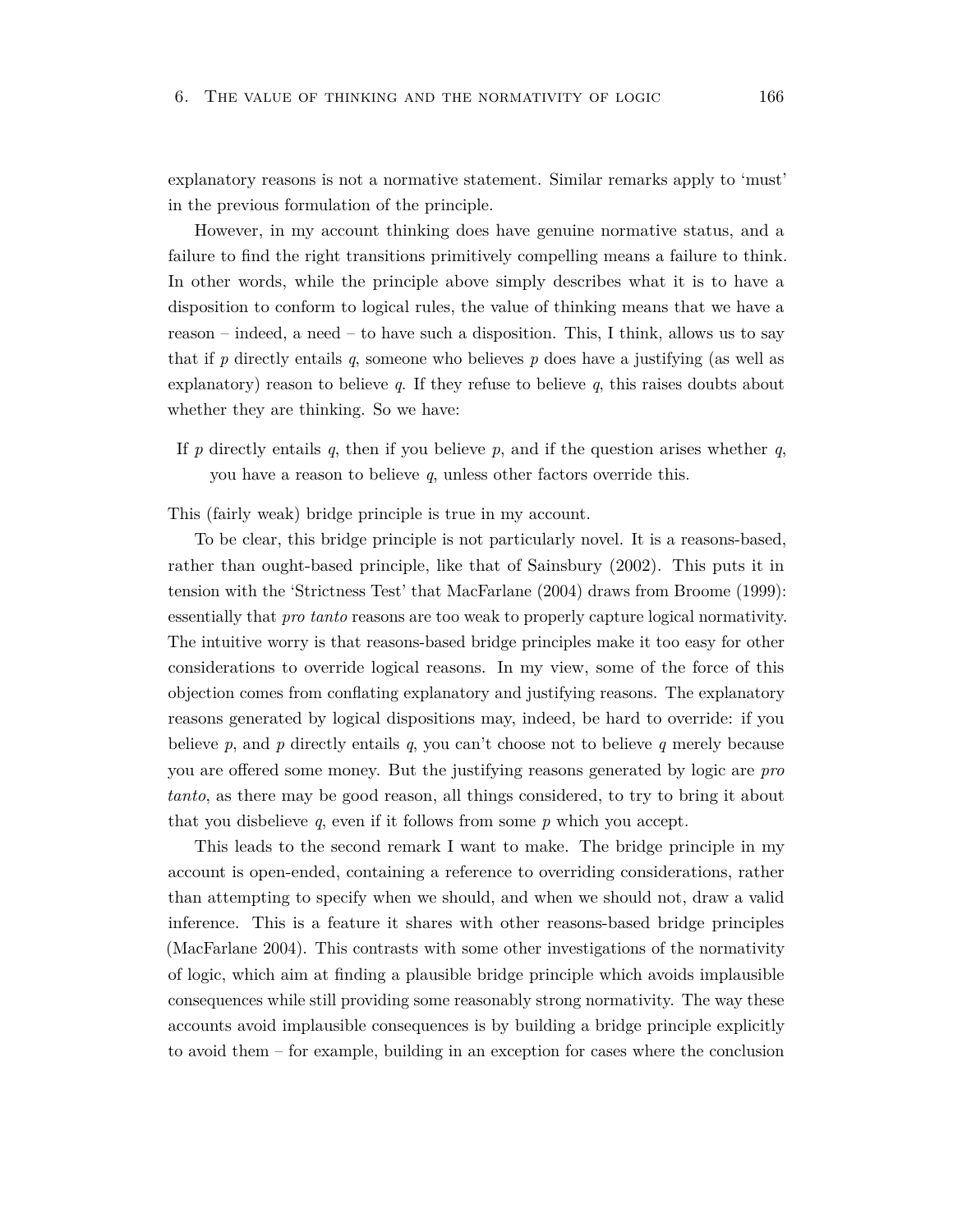explanatory reasons is not a normative statement. Similar remarks apply to 'must' in the previous formulation of the principle.

However, in my account thinking does have genuine normative status, and a failure to find the right transitions primitively compelling means a failure to think. In other words, while the principle above simply describes what it is to have a disposition to conform to logical rules, the value of thinking means that we have a reason – indeed, a need – to have such a disposition. This, I think, allows us to say that if $p$ directly entails $q$, someone who believes $p$ does have a justifying (as well as explanatory) reason to believe $q$. If they refuse to believe $q$, this raises doubts about whether they are thinking. So we have:

> If $p$ directly entails $q$, then if you believe $p$, and if the question arises whether $q$, you have a reason to believe $q$, unless other factors override this.

This (fairly weak) bridge principle is true in my account.

To be clear, this bridge principle is not particularly novel. It is a reasons-based, rather than ought-based principle, like that of Sainsbury (2002). This puts it in tension with the 'Strictness Test' that MacFarlane (2004) draws from Broome (1999): essentially that *pro tanto* reasons are too weak to properly capture logical normativity. The intuitive worry is that reasons-based bridge principles make it too easy for other considerations to override logical reasons. In my view, some of the force of this objection comes from conflating explanatory and justifying reasons. The explanatory reasons generated by logical dispositions may, indeed, be hard to override: if you believe $p$, and $p$ directly entails $q$, you can't choose not to believe $q$ merely because you are offered some money. But the justifying reasons generated by logic are *pro tanto*, as there may be good reason, all things considered, to try to bring it about that you disbelieve $q$, even if it follows from some $p$ which you accept.

This leads to the second remark I want to make. The bridge principle in my account is open-ended, containing a reference to overriding considerations, rather than attempting to specify when we should, and when we should not, draw a valid inference. This is a feature it shares with other reasons-based bridge principles (MacFarlane 2004). This contrasts with some other investigations of the normativity of logic, which aim at finding a plausible bridge principle which avoids implausible consequences while still providing some reasonably strong normativity. The way these accounts avoid implausible consequences is by building a bridge principle explicitly to avoid them – for example, building in an exception for cases where the conclusion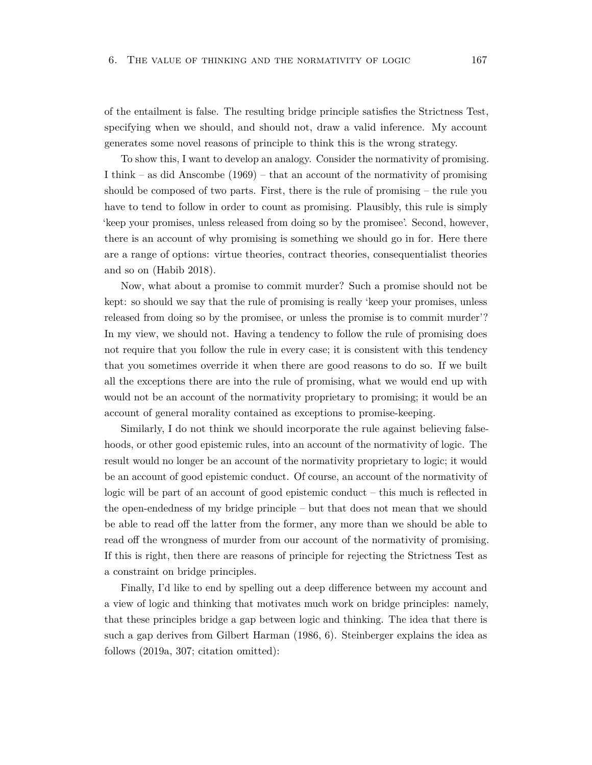of the entailment is false. The resulting bridge principle satisfies the Strictness Test, specifying when we should, and should not, draw a valid inference. My account generates some novel reasons of principle to think this is the wrong strategy.

To show this, I want to develop an analogy. Consider the normativity of promising. I think – as did Anscombe (1969) – that an account of the normativity of promising should be composed of two parts. First, there is the rule of promising – the rule you have to tend to follow in order to count as promising. Plausibly, this rule is simply 'keep your promises, unless released from doing so by the promisee'. Second, however, there is an account of why promising is something we should go in for. Here there are a range of options: virtue theories, contract theories, consequentialist theories and so on (Habib 2018).

Now, what about a promise to commit murder? Such a promise should not be kept: so should we say that the rule of promising is really 'keep your promises, unless released from doing so by the promisee, or unless the promise is to commit murder'? In my view, we should not. Having a tendency to follow the rule of promising does not require that you follow the rule in every case; it is consistent with this tendency that you sometimes override it when there are good reasons to do so. If we built all the exceptions there are into the rule of promising, what we would end up with would not be an account of the normativity proprietary to promising; it would be an account of general morality contained as exceptions to promise-keeping.

Similarly, I do not think we should incorporate the rule against believing falsehoods, or other good epistemic rules, into an account of the normativity of logic. The result would no longer be an account of the normativity proprietary to logic; it would be an account of good epistemic conduct. Of course, an account of the normativity of logic will be part of an account of good epistemic conduct – this much is reflected in the open-endedness of my bridge principle – but that does not mean that we should be able to read off the latter from the former, any more than we should be able to read off the wrongness of murder from our account of the normativity of promising. If this is right, then there are reasons of principle for rejecting the Strictness Test as a constraint on bridge principles.

Finally, I'd like to end by spelling out a deep difference between my account and a view of logic and thinking that motivates much work on bridge principles: namely, that these principles bridge a gap between logic and thinking. The idea that there is such a gap derives from Gilbert Harman (1986, 6). Steinberger explains the idea as follows (2019a, 307; citation omitted):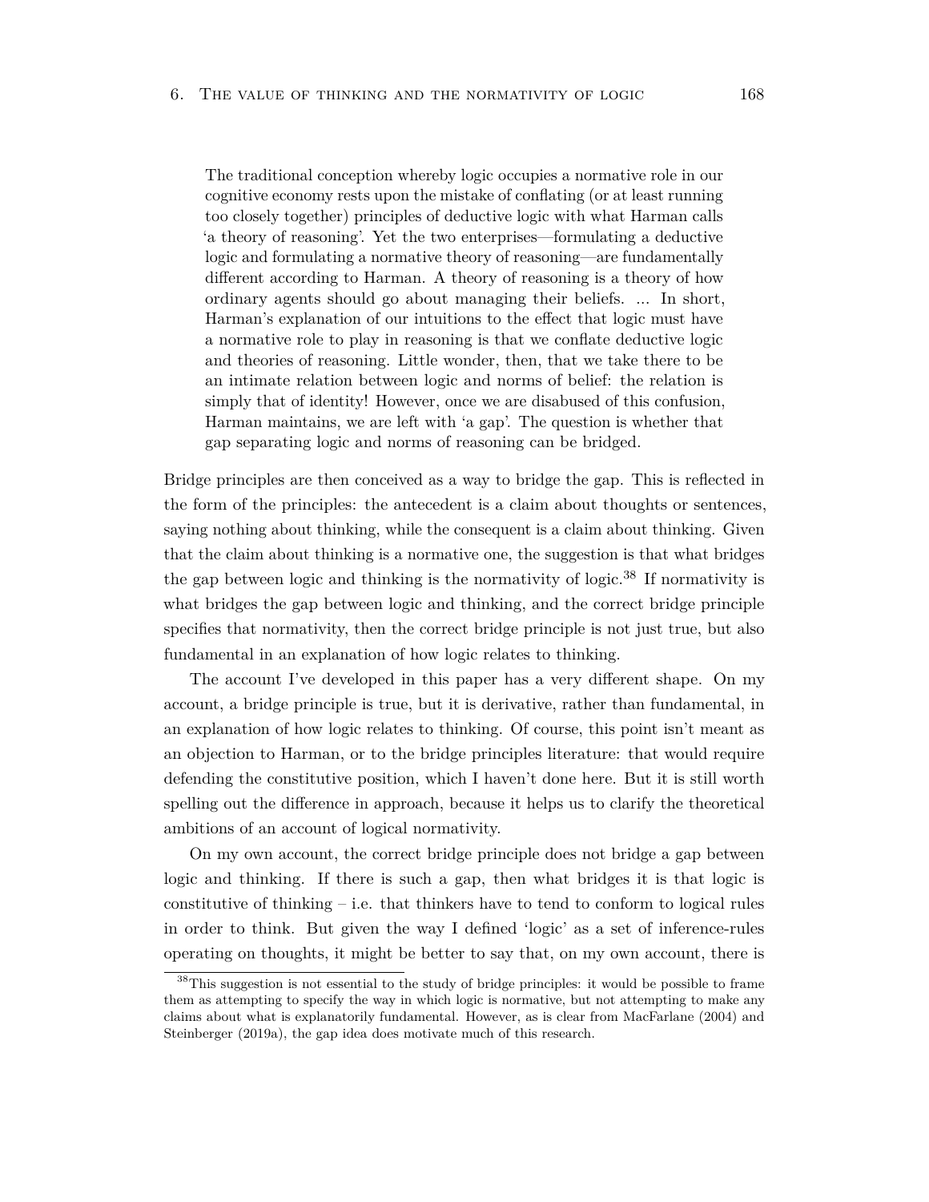> The traditional conception whereby logic occupies a normative role in our cognitive economy rests upon the mistake of conflating (or at least running too closely together) principles of deductive logic with what Harman calls 'a theory of reasoning'. Yet the two enterprises—formulating a deductive logic and formulating a normative theory of reasoning—are fundamentally different according to Harman. A theory of reasoning is a theory of how ordinary agents should go about managing their beliefs. ... In short, Harman's explanation of our intuitions to the effect that logic must have a normative role to play in reasoning is that we conflate deductive logic and theories of reasoning. Little wonder, then, that we take there to be an intimate relation between logic and norms of belief: the relation is simply that of identity! However, once we are disabused of this confusion, Harman maintains, we are left with 'a gap'. The question is whether that gap separating logic and norms of reasoning can be bridged.

Bridge principles are then conceived as a way to bridge the gap. This is reflected in the form of the principles: the antecedent is a claim about thoughts or sentences, saying nothing about thinking, while the consequent is a claim about thinking. Given that the claim about thinking is a normative one, the suggestion is that what bridges the gap between logic and thinking is the normativity of logic.[38] If normativity is what bridges the gap between logic and thinking, and the correct bridge principle specifies that normativity, then the correct bridge principle is not just true, but also fundamental in an explanation of how logic relates to thinking.

The account I've developed in this paper has a very different shape. On my account, a bridge principle is true, but it is derivative, rather than fundamental, in an explanation of how logic relates to thinking. Of course, this point isn't meant as an objection to Harman, or to the bridge principles literature: that would require defending the constitutive position, which I haven't done here. But it is still worth spelling out the difference in approach, because it helps us to clarify the theoretical ambitions of an account of logical normativity.

On my own account, the correct bridge principle does not bridge a gap between logic and thinking. If there is such a gap, then what bridges it is that logic is constitutive of thinking – i.e. that thinkers have to tend to conform to logical rules in order to think. But given the way I defined 'logic' as a set of inference-rules operating on thoughts, it might be better to say that, on my own account, there is

[38]This suggestion is not essential to the study of bridge principles: it would be possible to frame them as attempting to specify the way in which logic is normative, but not attempting to make any claims about what is explanatorily fundamental. However, as is clear from MacFarlane (2004) and Steinberger (2019a), the gap idea does motivate much of this research.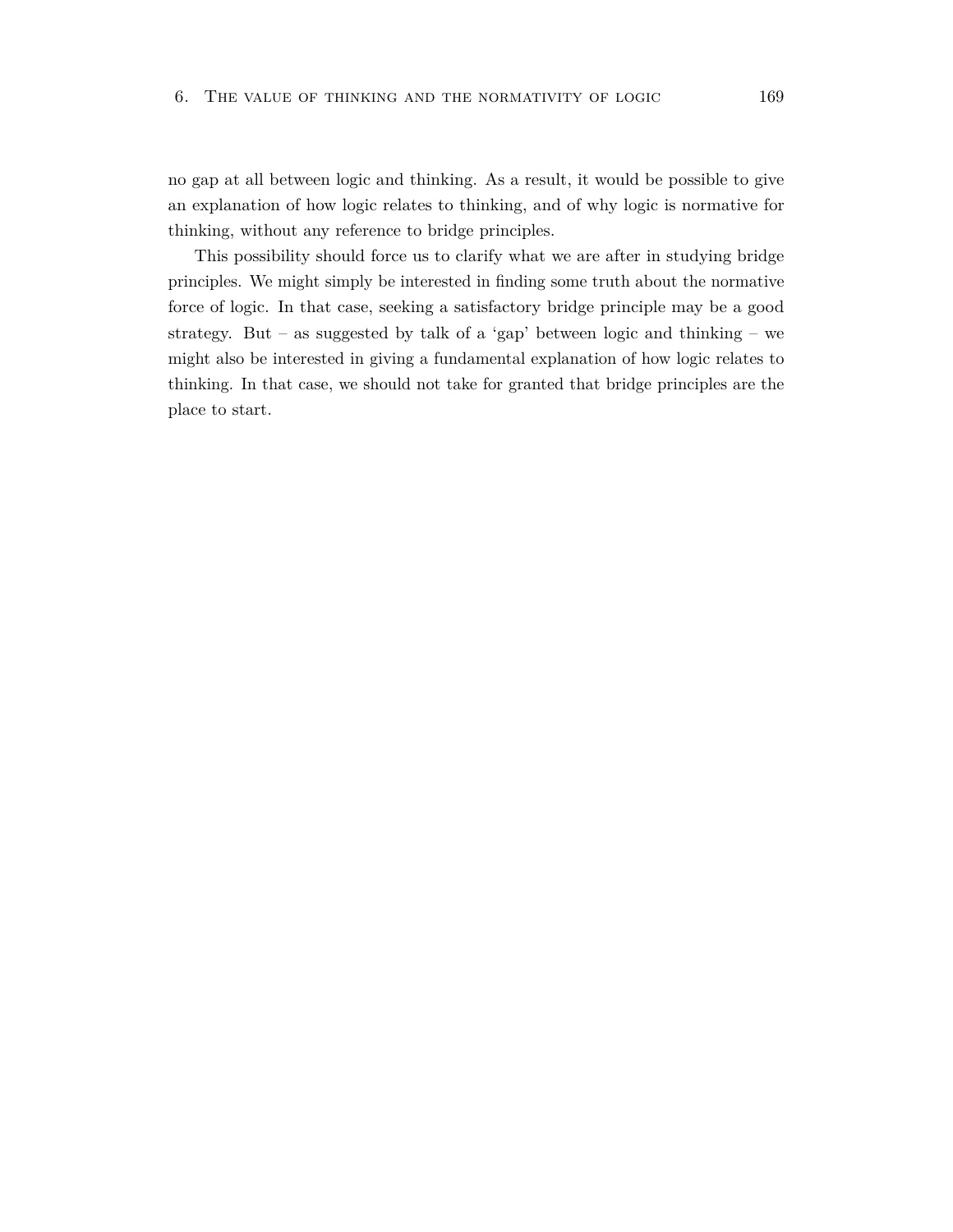no gap at all between logic and thinking. As a result, it would be possible to give an explanation of how logic relates to thinking, and of why logic is normative for thinking, without any reference to bridge principles.

This possibility should force us to clarify what we are after in studying bridge principles. We might simply be interested in finding some truth about the normative force of logic. In that case, seeking a satisfactory bridge principle may be a good strategy. But – as suggested by talk of a 'gap' between logic and thinking – we might also be interested in giving a fundamental explanation of how logic relates to thinking. In that case, we should not take for granted that bridge principles are the place to start.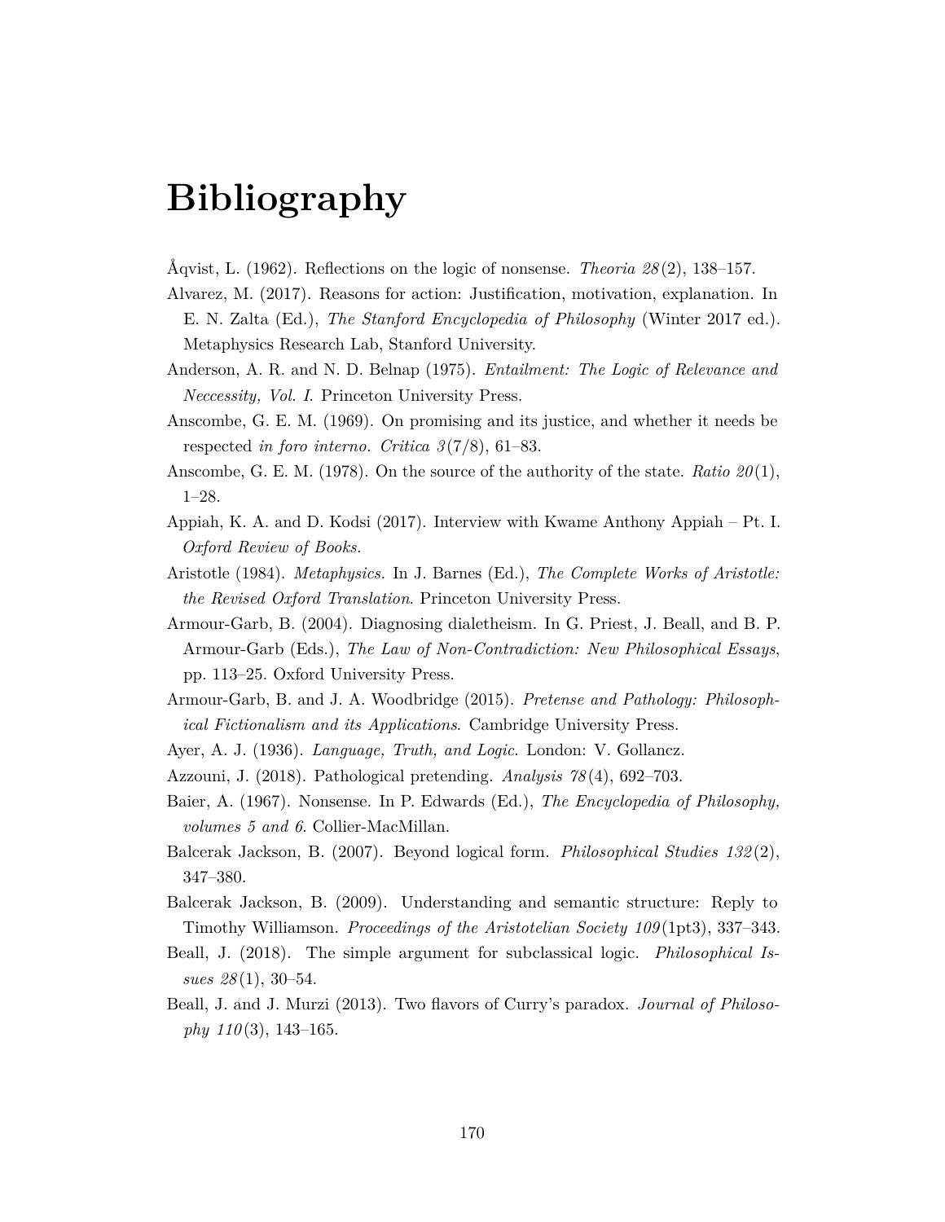# Bibliography

Åqvist, L. (1962). Reflections on the logic of nonsense. *Theoria 28*(2), 138–157.

Alvarez, M. (2017). Reasons for action: Justification, motivation, explanation. In E. N. Zalta (Ed.), *The Stanford Encyclopedia of Philosophy* (Winter 2017 ed.). Metaphysics Research Lab, Stanford University.

Anderson, A. R. and N. D. Belnap (1975). *Entailment: The Logic of Relevance and Neccessity, Vol. I*. Princeton University Press.

Anscombe, G. E. M. (1969). On promising and its justice, and whether it needs be respected *in foro interno*. *Critica 3*(7/8), 61–83.

Anscombe, G. E. M. (1978). On the source of the authority of the state. *Ratio 20*(1), 1–28.

Appiah, K. A. and D. Kodsi (2017). Interview with Kwame Anthony Appiah – Pt. I. *Oxford Review of Books*.

Aristotle (1984). *Metaphysics*. In J. Barnes (Ed.), *The Complete Works of Aristotle: the Revised Oxford Translation*. Princeton University Press.

Armour-Garb, B. (2004). Diagnosing dialetheism. In G. Priest, J. Beall, and B. P. Armour-Garb (Eds.), *The Law of Non-Contradiction: New Philosophical Essays*, pp. 113–25. Oxford University Press.

Armour-Garb, B. and J. A. Woodbridge (2015). *Pretense and Pathology: Philosophical Fictionalism and its Applications*. Cambridge University Press.

Ayer, A. J. (1936). *Language, Truth, and Logic*. London: V. Gollancz.

Azzouni, J. (2018). Pathological pretending. *Analysis 78*(4), 692–703.

Baier, A. (1967). Nonsense. In P. Edwards (Ed.), *The Encyclopedia of Philosophy, volumes 5 and 6*. Collier-MacMillan.

Balcerak Jackson, B. (2007). Beyond logical form. *Philosophical Studies 132*(2), 347–380.

Balcerak Jackson, B. (2009). Understanding and semantic structure: Reply to Timothy Williamson. *Proceedings of the Aristotelian Society 109*(1pt3), 337–343.

Beall, J. (2018). The simple argument for subclassical logic. *Philosophical Issues 28*(1), 30–54.

Beall, J. and J. Murzi (2013). Two flavors of Curry's paradox. *Journal of Philosophy 110*(3), 143–165.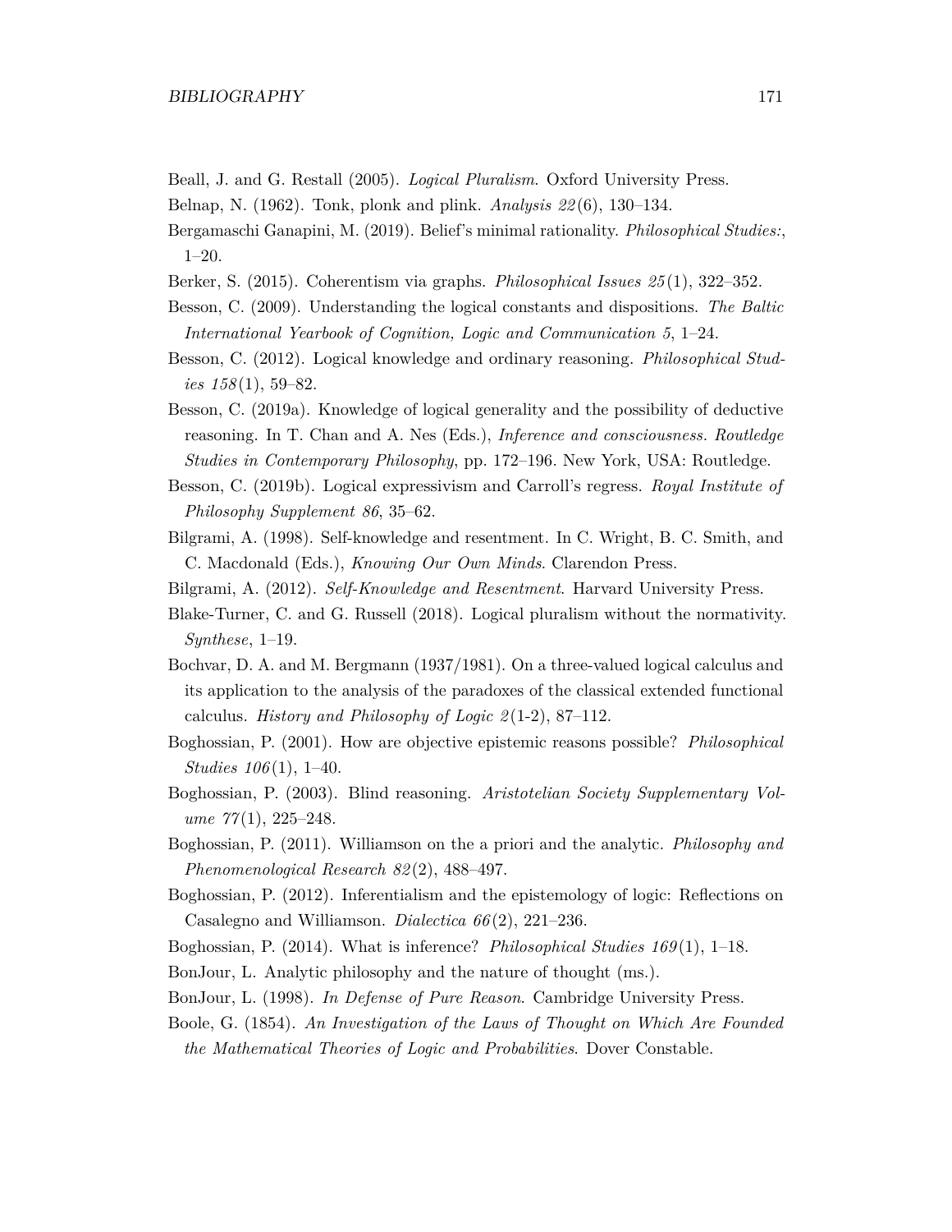Beall, J. and G. Restall (2005). *Logical Pluralism*. Oxford University Press.

Belnap, N. (1962). Tonk, plonk and plink. *Analysis 22*(6), 130–134.

Bergamaschi Ganapini, M. (2019). Belief's minimal rationality. *Philosophical Studies:*, 1–20.

Berker, S. (2015). Coherentism via graphs. *Philosophical Issues 25*(1), 322–352.

Besson, C. (2009). Understanding the logical constants and dispositions. *The Baltic International Yearbook of Cognition, Logic and Communication 5*, 1–24.

Besson, C. (2012). Logical knowledge and ordinary reasoning. *Philosophical Studies 158*(1), 59–82.

Besson, C. (2019a). Knowledge of logical generality and the possibility of deductive reasoning. In T. Chan and A. Nes (Eds.), *Inference and consciousness. Routledge Studies in Contemporary Philosophy*, pp. 172–196. New York, USA: Routledge.

Besson, C. (2019b). Logical expressivism and Carroll's regress. *Royal Institute of Philosophy Supplement 86*, 35–62.

Bilgrami, A. (1998). Self-knowledge and resentment. In C. Wright, B. C. Smith, and C. Macdonald (Eds.), *Knowing Our Own Minds*. Clarendon Press.

Bilgrami, A. (2012). *Self-Knowledge and Resentment*. Harvard University Press.

Blake-Turner, C. and G. Russell (2018). Logical pluralism without the normativity. *Synthese*, 1–19.

Bochvar, D. A. and M. Bergmann (1937/1981). On a three-valued logical calculus and its application to the analysis of the paradoxes of the classical extended functional calculus. *History and Philosophy of Logic 2*(1-2), 87–112.

Boghossian, P. (2001). How are objective epistemic reasons possible? *Philosophical Studies 106*(1), 1–40.

Boghossian, P. (2003). Blind reasoning. *Aristotelian Society Supplementary Volume 77*(1), 225–248.

Boghossian, P. (2011). Williamson on the a priori and the analytic. *Philosophy and Phenomenological Research 82*(2), 488–497.

Boghossian, P. (2012). Inferentialism and the epistemology of logic: Reflections on Casalegno and Williamson. *Dialectica 66*(2), 221–236.

Boghossian, P. (2014). What is inference? *Philosophical Studies 169*(1), 1–18.

BonJour, L. Analytic philosophy and the nature of thought (ms.).

BonJour, L. (1998). *In Defense of Pure Reason*. Cambridge University Press.

Boole, G. (1854). *An Investigation of the Laws of Thought on Which Are Founded the Mathematical Theories of Logic and Probabilities*. Dover Constable.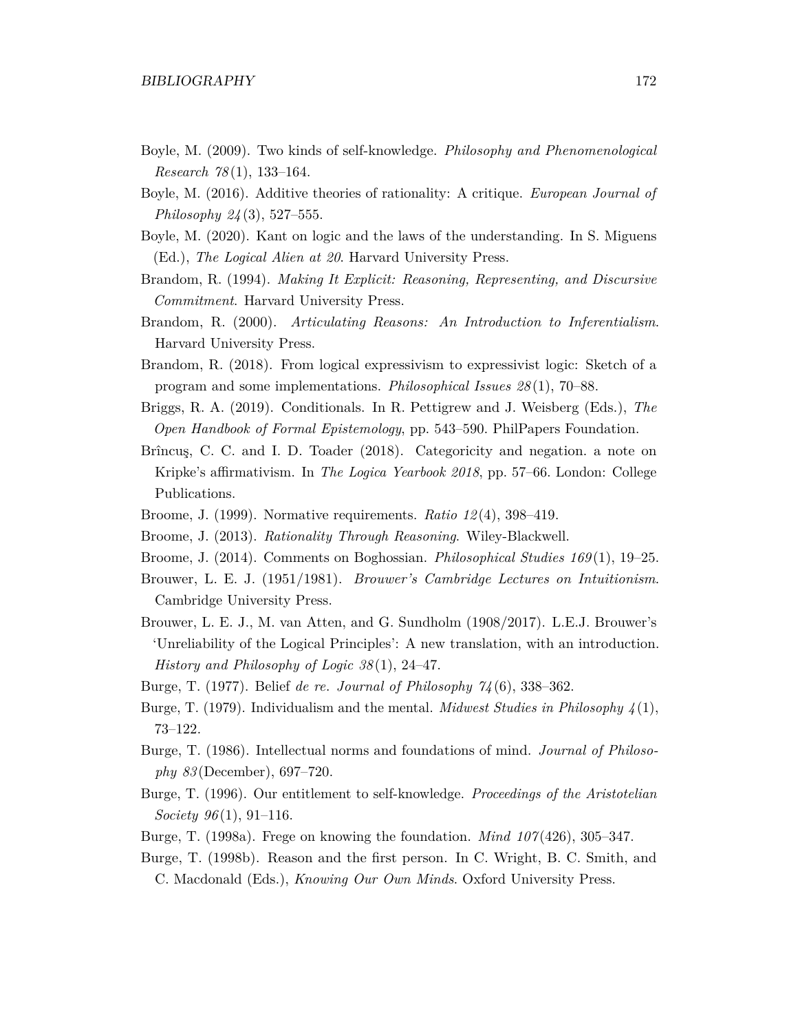Boyle, M. (2009). Two kinds of self-knowledge. *Philosophy and Phenomenological Research 78*(1), 133–164.

Boyle, M. (2016). Additive theories of rationality: A critique. *European Journal of Philosophy 24*(3), 527–555.

Boyle, M. (2020). Kant on logic and the laws of the understanding. In S. Miguens (Ed.), *The Logical Alien at 20*. Harvard University Press.

Brandom, R. (1994). *Making It Explicit: Reasoning, Representing, and Discursive Commitment*. Harvard University Press.

Brandom, R. (2000). *Articulating Reasons: An Introduction to Inferentialism*. Harvard University Press.

Brandom, R. (2018). From logical expressivism to expressivist logic: Sketch of a program and some implementations. *Philosophical Issues 28*(1), 70–88.

Briggs, R. A. (2019). Conditionals. In R. Pettigrew and J. Weisberg (Eds.), *The Open Handbook of Formal Epistemology*, pp. 543–590. PhilPapers Foundation.

Brîncuş, C. C. and I. D. Toader (2018). Categoricity and negation. a note on Kripke's affirmativism. In *The Logica Yearbook 2018*, pp. 57–66. London: College Publications.

Broome, J. (1999). Normative requirements. *Ratio 12*(4), 398–419.

Broome, J. (2013). *Rationality Through Reasoning*. Wiley-Blackwell.

Broome, J. (2014). Comments on Boghossian. *Philosophical Studies 169*(1), 19–25.

Brouwer, L. E. J. (1951/1981). *Brouwer's Cambridge Lectures on Intuitionism*. Cambridge University Press.

Brouwer, L. E. J., M. van Atten, and G. Sundholm (1908/2017). L.E.J. Brouwer's 'Unreliability of the Logical Principles': A new translation, with an introduction. *History and Philosophy of Logic 38*(1), 24–47.

Burge, T. (1977). Belief *de re*. *Journal of Philosophy 74*(6), 338–362.

Burge, T. (1979). Individualism and the mental. *Midwest Studies in Philosophy 4*(1), 73–122.

Burge, T. (1986). Intellectual norms and foundations of mind. *Journal of Philosophy 83*(December), 697–720.

Burge, T. (1996). Our entitlement to self-knowledge. *Proceedings of the Aristotelian Society 96*(1), 91–116.

Burge, T. (1998a). Frege on knowing the foundation. *Mind 107*(426), 305–347.

Burge, T. (1998b). Reason and the first person. In C. Wright, B. C. Smith, and C. Macdonald (Eds.), *Knowing Our Own Minds*. Oxford University Press.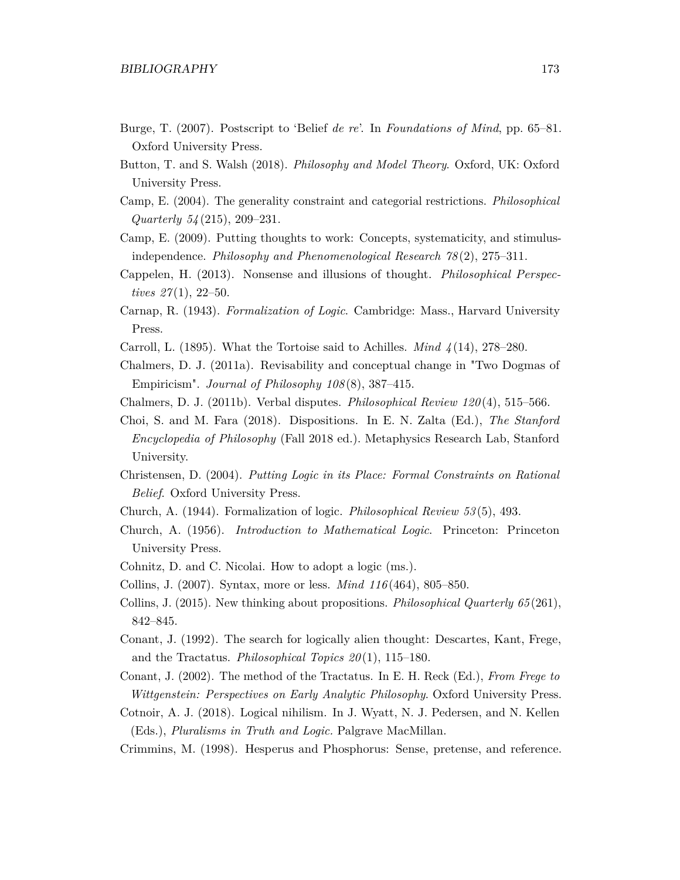Burge, T. (2007). Postscript to 'Belief *de re*'. In *Foundations of Mind*, pp. 65–81. Oxford University Press.

Button, T. and S. Walsh (2018). *Philosophy and Model Theory*. Oxford, UK: Oxford University Press.

Camp, E. (2004). The generality constraint and categorial restrictions. *Philosophical Quarterly 54*(215), 209–231.

Camp, E. (2009). Putting thoughts to work: Concepts, systematicity, and stimulus-independence. *Philosophy and Phenomenological Research 78*(2), 275–311.

Cappelen, H. (2013). Nonsense and illusions of thought. *Philosophical Perspectives 27*(1), 22–50.

Carnap, R. (1943). *Formalization of Logic*. Cambridge: Mass., Harvard University Press.

Carroll, L. (1895). What the Tortoise said to Achilles. *Mind 4*(14), 278–280.

Chalmers, D. J. (2011a). Revisability and conceptual change in "Two Dogmas of Empiricism". *Journal of Philosophy 108*(8), 387–415.

Chalmers, D. J. (2011b). Verbal disputes. *Philosophical Review 120*(4), 515–566.

Choi, S. and M. Fara (2018). Dispositions. In E. N. Zalta (Ed.), *The Stanford Encyclopedia of Philosophy* (Fall 2018 ed.). Metaphysics Research Lab, Stanford University.

Christensen, D. (2004). *Putting Logic in its Place: Formal Constraints on Rational Belief*. Oxford University Press.

Church, A. (1944). Formalization of logic. *Philosophical Review 53*(5), 493.

Church, A. (1956). *Introduction to Mathematical Logic*. Princeton: Princeton University Press.

Cohnitz, D. and C. Nicolai. How to adopt a logic (ms.).

Collins, J. (2007). Syntax, more or less. *Mind 116*(464), 805–850.

Collins, J. (2015). New thinking about propositions. *Philosophical Quarterly 65*(261), 842–845.

Conant, J. (1992). The search for logically alien thought: Descartes, Kant, Frege, and the Tractatus. *Philosophical Topics 20*(1), 115–180.

Conant, J. (2002). The method of the Tractatus. In E. H. Reck (Ed.), *From Frege to Wittgenstein: Perspectives on Early Analytic Philosophy*. Oxford University Press.

Cotnoir, A. J. (2018). Logical nihilism. In J. Wyatt, N. J. Pedersen, and N. Kellen (Eds.), *Pluralisms in Truth and Logic.* Palgrave MacMillan.

Crimmins, M. (1998). Hesperus and Phosphorus: Sense, pretense, and reference.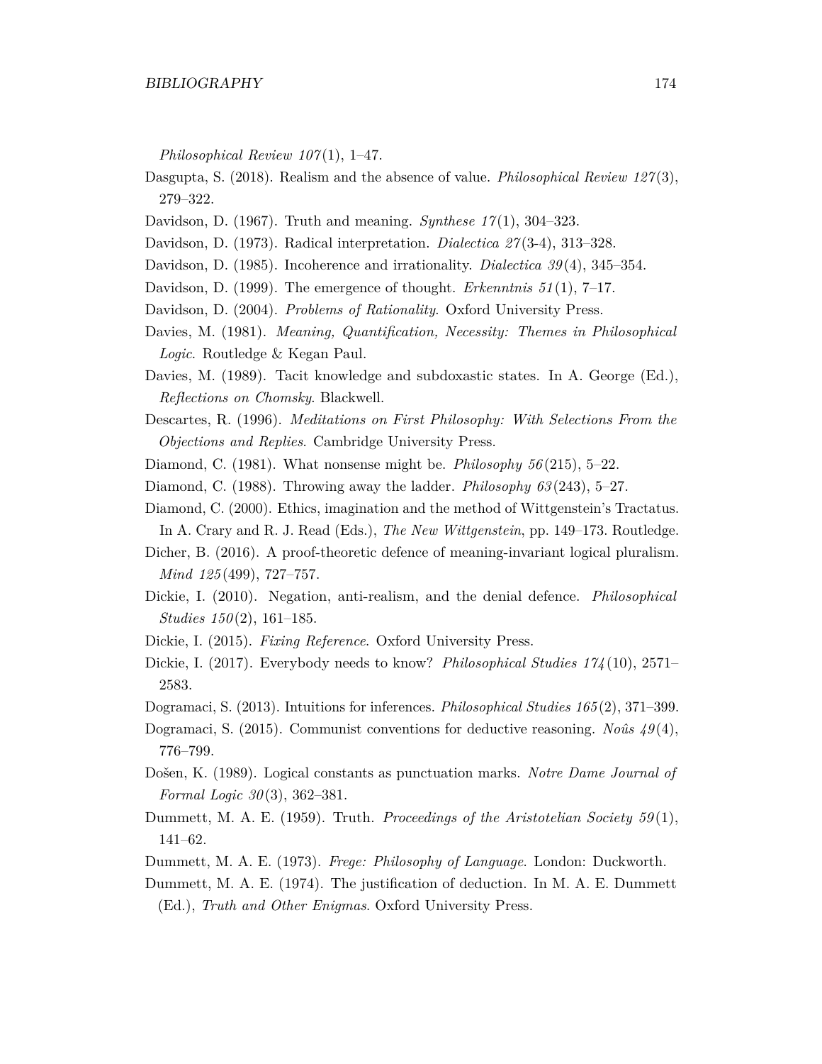*Philosophical Review 107*(1), 1–47.

Dasgupta, S. (2018). Realism and the absence of value. *Philosophical Review 127*(3), 279–322.

Davidson, D. (1967). Truth and meaning. *Synthese 17*(1), 304–323.

Davidson, D. (1973). Radical interpretation. *Dialectica 27*(3-4), 313–328.

Davidson, D. (1985). Incoherence and irrationality. *Dialectica 39*(4), 345–354.

Davidson, D. (1999). The emergence of thought. *Erkenntnis 51*(1), 7–17.

Davidson, D. (2004). *Problems of Rationality*. Oxford University Press.

Davies, M. (1981). *Meaning, Quantification, Necessity: Themes in Philosophical Logic*. Routledge & Kegan Paul.

Davies, M. (1989). Tacit knowledge and subdoxastic states. In A. George (Ed.), *Reflections on Chomsky*. Blackwell.

Descartes, R. (1996). *Meditations on First Philosophy: With Selections From the Objections and Replies*. Cambridge University Press.

Diamond, C. (1981). What nonsense might be. *Philosophy 56*(215), 5–22.

Diamond, C. (1988). Throwing away the ladder. *Philosophy 63*(243), 5–27.

Diamond, C. (2000). Ethics, imagination and the method of Wittgenstein's Tractatus. In A. Crary and R. J. Read (Eds.), *The New Wittgenstein*, pp. 149–173. Routledge.

Dicher, B. (2016). A proof-theoretic defence of meaning-invariant logical pluralism. *Mind 125*(499), 727–757.

Dickie, I. (2010). Negation, anti-realism, and the denial defence. *Philosophical Studies 150*(2), 161–185.

Dickie, I. (2015). *Fixing Reference*. Oxford University Press.

Dickie, I. (2017). Everybody needs to know? *Philosophical Studies 174*(10), 2571–2583.

Dogramaci, S. (2013). Intuitions for inferences. *Philosophical Studies 165*(2), 371–399.

Dogramaci, S. (2015). Communist conventions for deductive reasoning. *Noûs 49*(4), 776–799.

Došen, K. (1989). Logical constants as punctuation marks. *Notre Dame Journal of Formal Logic 30*(3), 362–381.

Dummett, M. A. E. (1959). Truth. *Proceedings of the Aristotelian Society 59*(1), 141–62.

Dummett, M. A. E. (1973). *Frege: Philosophy of Language*. London: Duckworth.

Dummett, M. A. E. (1974). The justification of deduction. In M. A. E. Dummett (Ed.), *Truth and Other Enigmas*. Oxford University Press.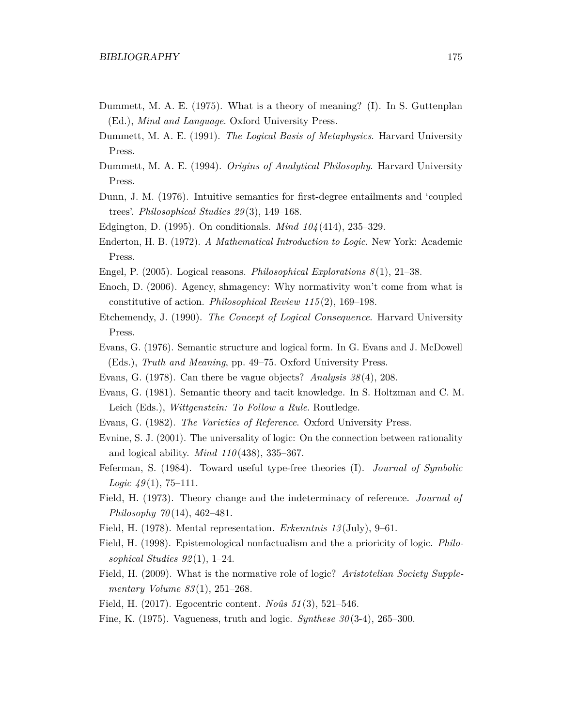Dummett, M. A. E. (1975). What is a theory of meaning? (I). In S. Guttenplan (Ed.), *Mind and Language*. Oxford University Press.

Dummett, M. A. E. (1991). *The Logical Basis of Metaphysics*. Harvard University Press.

Dummett, M. A. E. (1994). *Origins of Analytical Philosophy*. Harvard University Press.

Dunn, J. M. (1976). Intuitive semantics for first-degree entailments and 'coupled trees'. *Philosophical Studies 29*(3), 149–168.

Edgington, D. (1995). On conditionals. *Mind 104*(414), 235–329.

Enderton, H. B. (1972). *A Mathematical Introduction to Logic*. New York: Academic Press.

Engel, P. (2005). Logical reasons. *Philosophical Explorations 8*(1), 21–38.

Enoch, D. (2006). Agency, shmagency: Why normativity won't come from what is constitutive of action. *Philosophical Review 115*(2), 169–198.

Etchemendy, J. (1990). *The Concept of Logical Consequence*. Harvard University Press.

Evans, G. (1976). Semantic structure and logical form. In G. Evans and J. McDowell (Eds.), *Truth and Meaning*, pp. 49–75. Oxford University Press.

Evans, G. (1978). Can there be vague objects? *Analysis 38*(4), 208.

Evans, G. (1981). Semantic theory and tacit knowledge. In S. Holtzman and C. M. Leich (Eds.), *Wittgenstein: To Follow a Rule*. Routledge.

Evans, G. (1982). *The Varieties of Reference*. Oxford University Press.

Evnine, S. J. (2001). The universality of logic: On the connection between rationality and logical ability. *Mind 110*(438), 335–367.

Feferman, S. (1984). Toward useful type-free theories (I). *Journal of Symbolic Logic 49*(1), 75–111.

Field, H. (1973). Theory change and the indeterminacy of reference. *Journal of Philosophy 70*(14), 462–481.

Field, H. (1978). Mental representation. *Erkenntnis 13*(July), 9–61.

Field, H. (1998). Epistemological nonfactualism and the a prioricity of logic. *Philosophical Studies 92*(1), 1–24.

Field, H. (2009). What is the normative role of logic? *Aristotelian Society Supplementary Volume 83*(1), 251–268.

Field, H. (2017). Egocentric content. *Noûs 51*(3), 521–546.

Fine, K. (1975). Vagueness, truth and logic. *Synthese 30*(3-4), 265–300.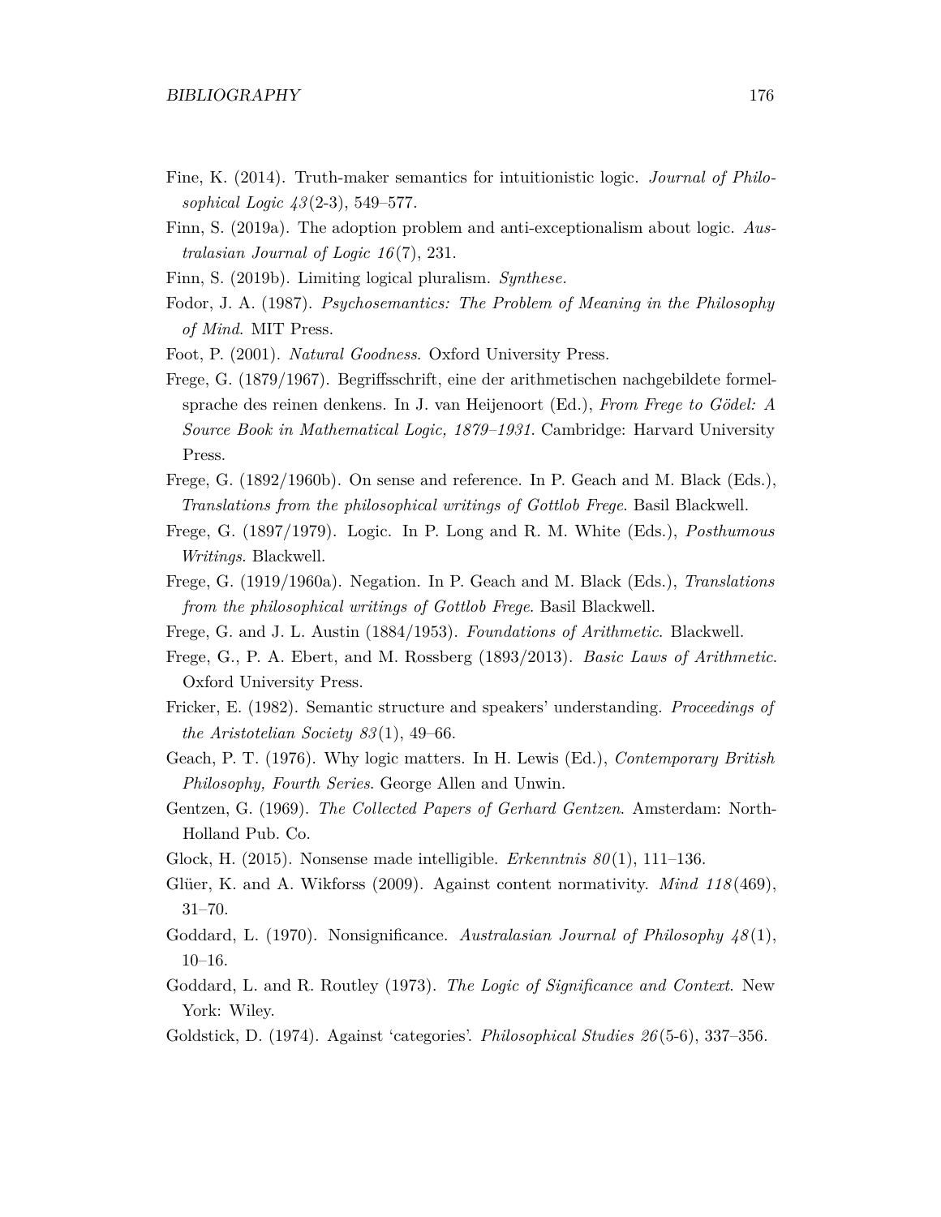Fine, K. (2014). Truth-maker semantics for intuitionistic logic. *Journal of Philosophical Logic 43*(2-3), 549–577.

Finn, S. (2019a). The adoption problem and anti-exceptionalism about logic. *Australasian Journal of Logic 16*(7), 231.

Finn, S. (2019b). Limiting logical pluralism. *Synthese*.

Fodor, J. A. (1987). *Psychosemantics: The Problem of Meaning in the Philosophy of Mind*. MIT Press.

Foot, P. (2001). *Natural Goodness*. Oxford University Press.

Frege, G. (1879/1967). Begriffsschrift, eine der arithmetischen nachgebildete formelsprache des reinen denkens. In J. van Heijenoort (Ed.), *From Frege to Gödel: A Source Book in Mathematical Logic, 1879–1931*. Cambridge: Harvard University Press.

Frege, G. (1892/1960b). On sense and reference. In P. Geach and M. Black (Eds.), *Translations from the philosophical writings of Gottlob Frege*. Basil Blackwell.

Frege, G. (1897/1979). Logic. In P. Long and R. M. White (Eds.), *Posthumous Writings*. Blackwell.

Frege, G. (1919/1960a). Negation. In P. Geach and M. Black (Eds.), *Translations from the philosophical writings of Gottlob Frege*. Basil Blackwell.

Frege, G. and J. L. Austin (1884/1953). *Foundations of Arithmetic*. Blackwell.

Frege, G., P. A. Ebert, and M. Rossberg (1893/2013). *Basic Laws of Arithmetic*. Oxford University Press.

Fricker, E. (1982). Semantic structure and speakers' understanding. *Proceedings of the Aristotelian Society 83*(1), 49–66.

Geach, P. T. (1976). Why logic matters. In H. Lewis (Ed.), *Contemporary British Philosophy, Fourth Series*. George Allen and Unwin.

Gentzen, G. (1969). *The Collected Papers of Gerhard Gentzen*. Amsterdam: North-Holland Pub. Co.

Glock, H. (2015). Nonsense made intelligible. *Erkenntnis 80*(1), 111–136.

Glüer, K. and A. Wikforss (2009). Against content normativity. *Mind 118*(469), 31–70.

Goddard, L. (1970). Nonsignificance. *Australasian Journal of Philosophy 48*(1), 10–16.

Goddard, L. and R. Routley (1973). *The Logic of Significance and Context*. New York: Wiley.

Goldstick, D. (1974). Against 'categories'. *Philosophical Studies 26*(5-6), 337–356.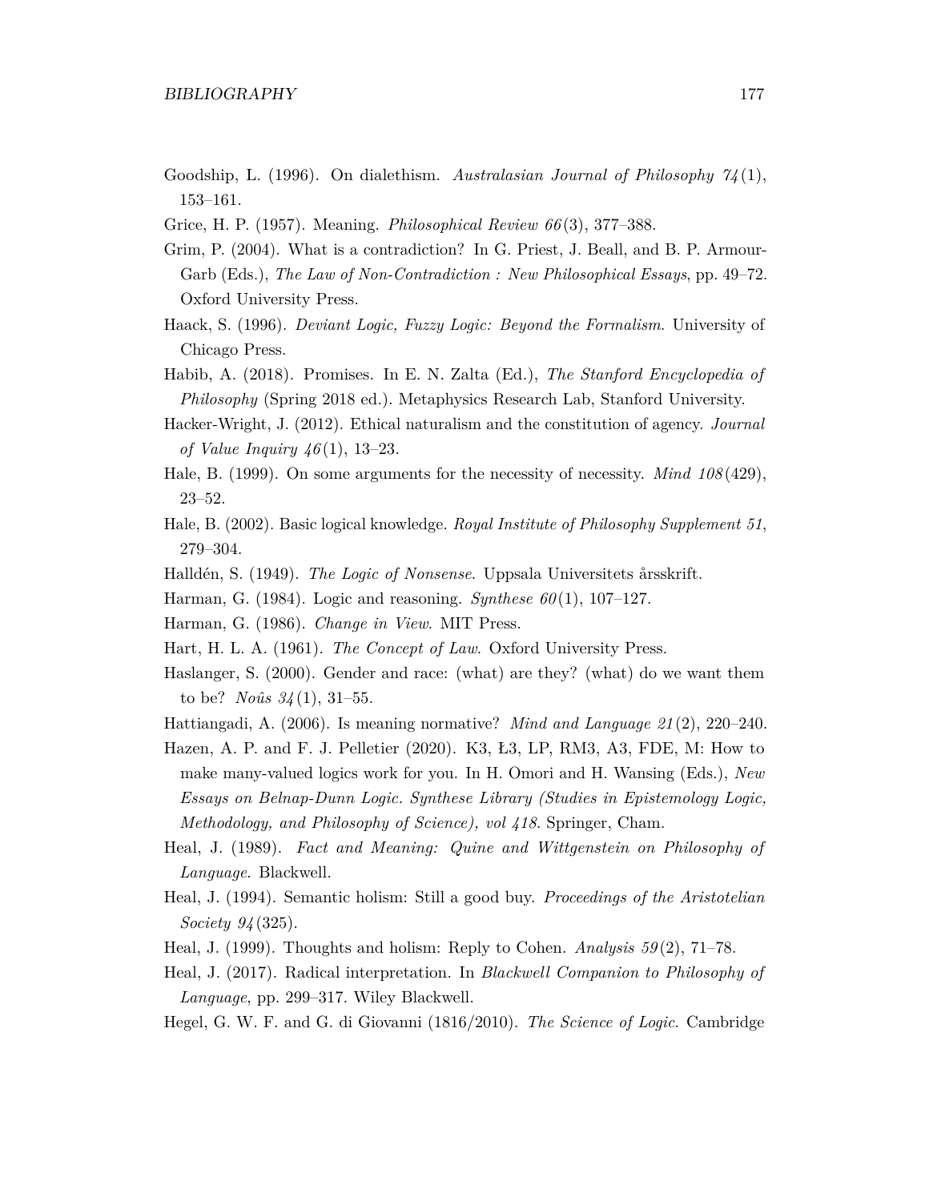Goodship, L. (1996). On dialethism. *Australasian Journal of Philosophy 74*(1), 153–161.

Grice, H. P. (1957). Meaning. *Philosophical Review 66*(3), 377–388.

Grim, P. (2004). What is a contradiction? In G. Priest, J. Beall, and B. P. Armour-Garb (Eds.), *The Law of Non-Contradiction : New Philosophical Essays*, pp. 49–72. Oxford University Press.

Haack, S. (1996). *Deviant Logic, Fuzzy Logic: Beyond the Formalism*. University of Chicago Press.

Habib, A. (2018). Promises. In E. N. Zalta (Ed.), *The Stanford Encyclopedia of Philosophy* (Spring 2018 ed.). Metaphysics Research Lab, Stanford University.

Hacker-Wright, J. (2012). Ethical naturalism and the constitution of agency. *Journal of Value Inquiry 46*(1), 13–23.

Hale, B. (1999). On some arguments for the necessity of necessity. *Mind 108*(429), 23–52.

Hale, B. (2002). Basic logical knowledge. *Royal Institute of Philosophy Supplement 51*, 279–304.

Halldén, S. (1949). *The Logic of Nonsense*. Uppsala Universitets årsskrift.

Harman, G. (1984). Logic and reasoning. *Synthese 60*(1), 107–127.

Harman, G. (1986). *Change in View*. MIT Press.

Hart, H. L. A. (1961). *The Concept of Law*. Oxford University Press.

Haslanger, S. (2000). Gender and race: (what) are they? (what) do we want them to be? *Noûs 34*(1), 31–55.

Hattiangadi, A. (2006). Is meaning normative? *Mind and Language 21*(2), 220–240.

Hazen, A. P. and F. J. Pelletier (2020). K3, Ł3, LP, RM3, A3, FDE, M: How to make many-valued logics work for you. In H. Omori and H. Wansing (Eds.), *New Essays on Belnap-Dunn Logic. Synthese Library (Studies in Epistemology Logic, Methodology, and Philosophy of Science), vol 418*. Springer, Cham.

Heal, J. (1989). *Fact and Meaning: Quine and Wittgenstein on Philosophy of Language*. Blackwell.

Heal, J. (1994). Semantic holism: Still a good buy. *Proceedings of the Aristotelian Society 94*(325).

Heal, J. (1999). Thoughts and holism: Reply to Cohen. *Analysis 59*(2), 71–78.

Heal, J. (2017). Radical interpretation. In *Blackwell Companion to Philosophy of Language*, pp. 299–317. Wiley Blackwell.

Hegel, G. W. F. and G. di Giovanni (1816/2010). *The Science of Logic*. Cambridge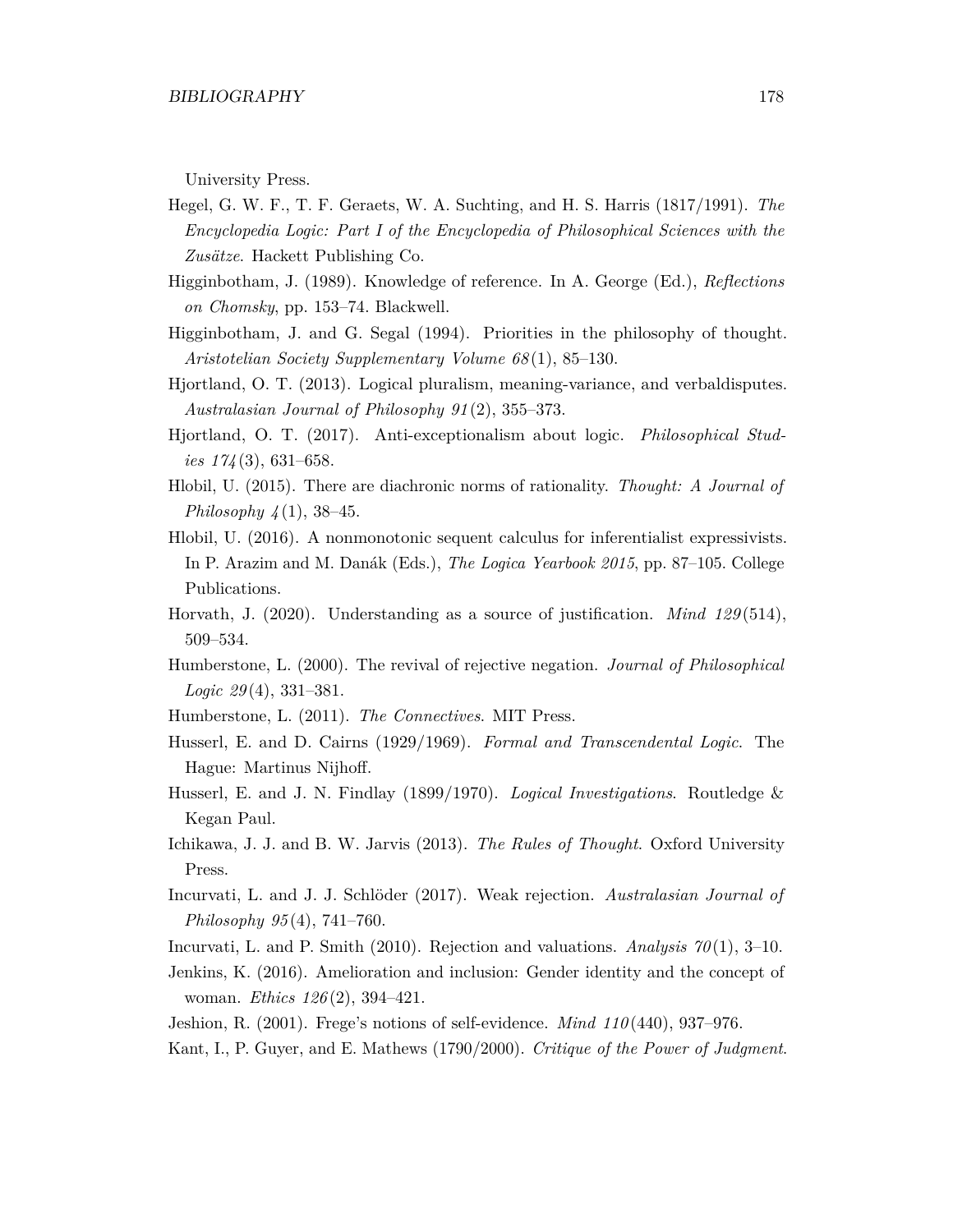University Press.

Hegel, G. W. F., T. F. Geraets, W. A. Suchting, and H. S. Harris (1817/1991). *The Encyclopedia Logic: Part I of the Encyclopedia of Philosophical Sciences with the Zusätze*. Hackett Publishing Co.

Higginbotham, J. (1989). Knowledge of reference. In A. George (Ed.), *Reflections on Chomsky*, pp. 153–74. Blackwell.

Higginbotham, J. and G. Segal (1994). Priorities in the philosophy of thought. *Aristotelian Society Supplementary Volume 68*(1), 85–130.

Hjortland, O. T. (2013). Logical pluralism, meaning-variance, and verbaldisputes. *Australasian Journal of Philosophy 91*(2), 355–373.

Hjortland, O. T. (2017). Anti-exceptionalism about logic. *Philosophical Studies 174*(3), 631–658.

Hlobil, U. (2015). There are diachronic norms of rationality. *Thought: A Journal of Philosophy 4*(1), 38–45.

Hlobil, U. (2016). A nonmonotonic sequent calculus for inferentialist expressivists. In P. Arazim and M. Danák (Eds.), *The Logica Yearbook 2015*, pp. 87–105. College Publications.

Horvath, J. (2020). Understanding as a source of justification. *Mind 129*(514), 509–534.

Humberstone, L. (2000). The revival of rejective negation. *Journal of Philosophical Logic 29*(4), 331–381.

Humberstone, L. (2011). *The Connectives*. MIT Press.

Husserl, E. and D. Cairns (1929/1969). *Formal and Transcendental Logic*. The Hague: Martinus Nijhoff.

Husserl, E. and J. N. Findlay (1899/1970). *Logical Investigations*. Routledge & Kegan Paul.

Ichikawa, J. J. and B. W. Jarvis (2013). *The Rules of Thought*. Oxford University Press.

Incurvati, L. and J. J. Schlöder (2017). Weak rejection. *Australasian Journal of Philosophy 95*(4), 741–760.

Incurvati, L. and P. Smith (2010). Rejection and valuations. *Analysis 70*(1), 3–10.

Jenkins, K. (2016). Amelioration and inclusion: Gender identity and the concept of woman. *Ethics 126*(2), 394–421.

Jeshion, R. (2001). Frege's notions of self-evidence. *Mind 110*(440), 937–976.

Kant, I., P. Guyer, and E. Mathews (1790/2000). *Critique of the Power of Judgment*.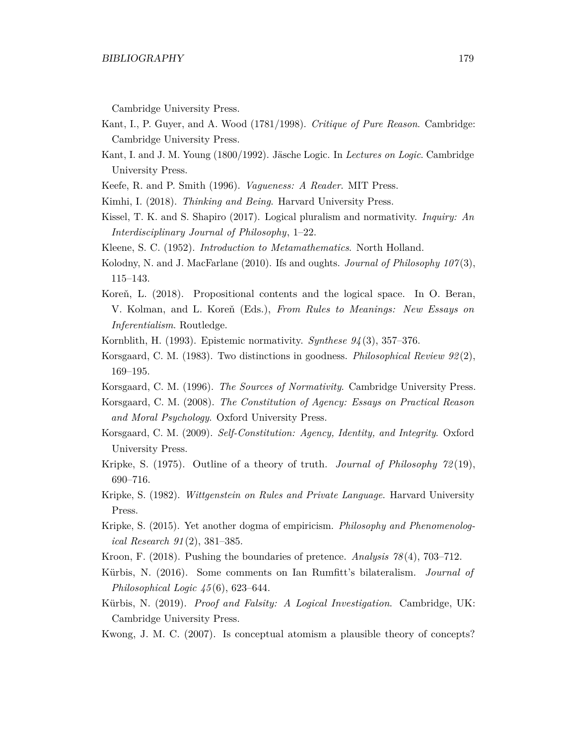Cambridge University Press.

Kant, I., P. Guyer, and A. Wood (1781/1998). *Critique of Pure Reason*. Cambridge: Cambridge University Press.

Kant, I. and J. M. Young (1800/1992). Jäsche Logic. In *Lectures on Logic*. Cambridge University Press.

Keefe, R. and P. Smith (1996). *Vagueness: A Reader*. MIT Press.

Kimhi, I. (2018). *Thinking and Being*. Harvard University Press.

Kissel, T. K. and S. Shapiro (2017). Logical pluralism and normativity. *Inquiry: An Interdisciplinary Journal of Philosophy*, 1–22.

Kleene, S. C. (1952). *Introduction to Metamathematics*. North Holland.

Kolodny, N. and J. MacFarlane (2010). Ifs and oughts. *Journal of Philosophy 107*(3), 115–143.

Koreň, L. (2018). Propositional contents and the logical space. In O. Beran, V. Kolman, and L. Koreň (Eds.), *From Rules to Meanings: New Essays on Inferentialism*. Routledge.

Kornblith, H. (1993). Epistemic normativity. *Synthese 94*(3), 357–376.

Korsgaard, C. M. (1983). Two distinctions in goodness. *Philosophical Review 92*(2), 169–195.

Korsgaard, C. M. (1996). *The Sources of Normativity*. Cambridge University Press.

Korsgaard, C. M. (2008). *The Constitution of Agency: Essays on Practical Reason and Moral Psychology*. Oxford University Press.

Korsgaard, C. M. (2009). *Self-Constitution: Agency, Identity, and Integrity*. Oxford University Press.

Kripke, S. (1975). Outline of a theory of truth. *Journal of Philosophy 72*(19), 690–716.

Kripke, S. (1982). *Wittgenstein on Rules and Private Language*. Harvard University Press.

Kripke, S. (2015). Yet another dogma of empiricism. *Philosophy and Phenomenological Research 91*(2), 381–385.

Kroon, F. (2018). Pushing the boundaries of pretence. *Analysis 78*(4), 703–712.

Kürbis, N. (2016). Some comments on Ian Rumfitt's bilateralism. *Journal of Philosophical Logic 45*(6), 623–644.

Kürbis, N. (2019). *Proof and Falsity: A Logical Investigation*. Cambridge, UK: Cambridge University Press.

Kwong, J. M. C. (2007). Is conceptual atomism a plausible theory of concepts?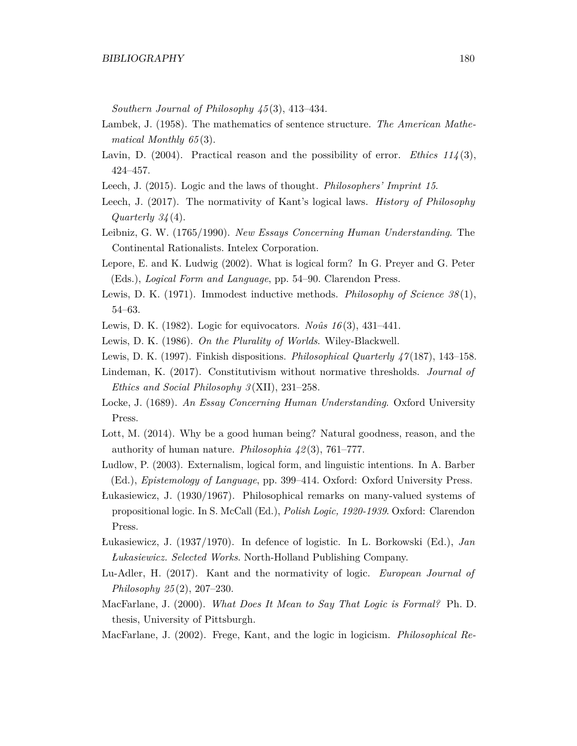*Southern Journal of Philosophy 45*(3), 413–434.

Lambek, J. (1958). The mathematics of sentence structure. *The American Mathematical Monthly 65*(3).

Lavin, D. (2004). Practical reason and the possibility of error. *Ethics 114*(3), 424–457.

Leech, J. (2015). Logic and the laws of thought. *Philosophers' Imprint 15*.

Leech, J. (2017). The normativity of Kant's logical laws. *History of Philosophy Quarterly 34*(4).

Leibniz, G. W. (1765/1990). *New Essays Concerning Human Understanding*. The Continental Rationalists. Intelex Corporation.

Lepore, E. and K. Ludwig (2002). What is logical form? In G. Preyer and G. Peter (Eds.), *Logical Form and Language*, pp. 54–90. Clarendon Press.

Lewis, D. K. (1971). Immodest inductive methods. *Philosophy of Science 38*(1), 54–63.

Lewis, D. K. (1982). Logic for equivocators. *Noûs 16*(3), 431–441.

Lewis, D. K. (1986). *On the Plurality of Worlds*. Wiley-Blackwell.

Lewis, D. K. (1997). Finkish dispositions. *Philosophical Quarterly 47*(187), 143–158.

Lindeman, K. (2017). Constitutivism without normative thresholds. *Journal of Ethics and Social Philosophy 3*(XII), 231–258.

Locke, J. (1689). *An Essay Concerning Human Understanding*. Oxford University Press.

Lott, M. (2014). Why be a good human being? Natural goodness, reason, and the authority of human nature. *Philosophia 42*(3), 761–777.

Ludlow, P. (2003). Externalism, logical form, and linguistic intentions. In A. Barber (Ed.), *Epistemology of Language*, pp. 399–414. Oxford: Oxford University Press.

Łukasiewicz, J. (1930/1967). Philosophical remarks on many-valued systems of propositional logic. In S. McCall (Ed.), *Polish Logic, 1920-1939*. Oxford: Clarendon Press.

Łukasiewicz, J. (1937/1970). In defence of logistic. In L. Borkowski (Ed.), *Jan Łukasiewicz. Selected Works*. North-Holland Publishing Company.

Lu-Adler, H. (2017). Kant and the normativity of logic. *European Journal of Philosophy 25*(2), 207–230.

MacFarlane, J. (2000). *What Does It Mean to Say That Logic is Formal?* Ph. D. thesis, University of Pittsburgh.

MacFarlane, J. (2002). Frege, Kant, and the logic in logicism. *Philosophical Re-*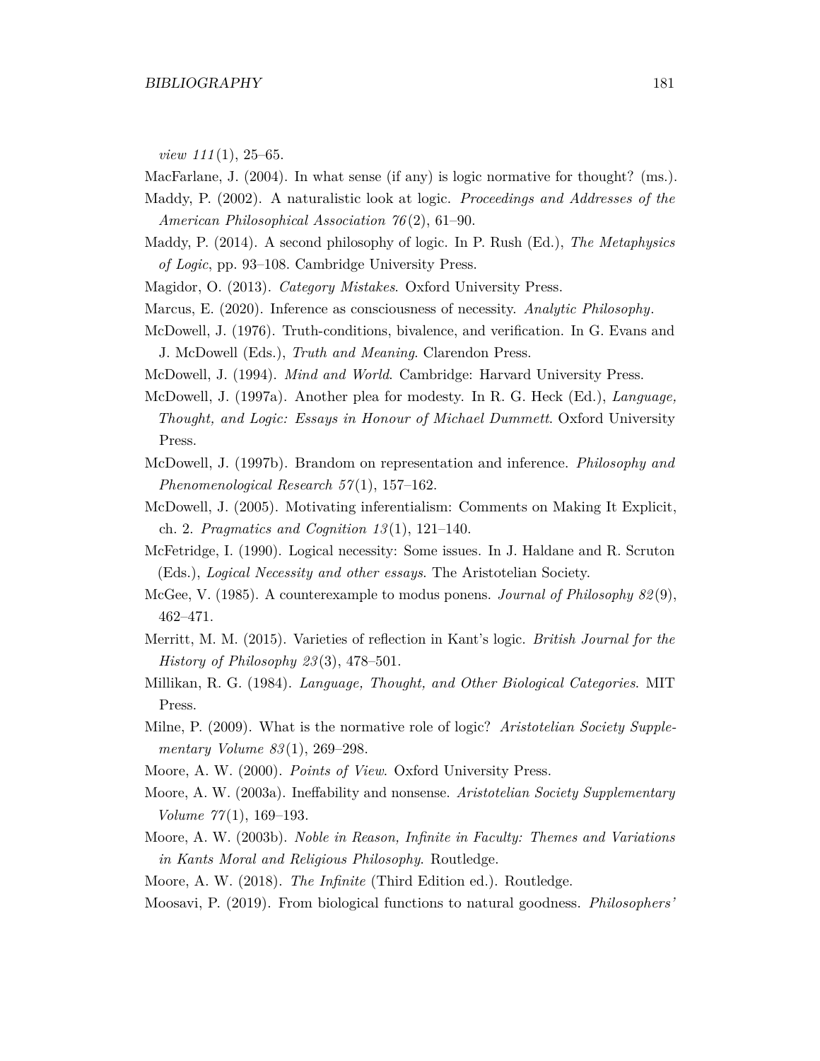*view 111*(1), 25–65.

MacFarlane, J. (2004). In what sense (if any) is logic normative for thought? (ms.).

Maddy, P. (2002). A naturalistic look at logic. *Proceedings and Addresses of the American Philosophical Association 76*(2), 61–90.

Maddy, P. (2014). A second philosophy of logic. In P. Rush (Ed.), *The Metaphysics of Logic*, pp. 93–108. Cambridge University Press.

Magidor, O. (2013). *Category Mistakes*. Oxford University Press.

Marcus, E. (2020). Inference as consciousness of necessity. *Analytic Philosophy*.

McDowell, J. (1976). Truth-conditions, bivalence, and verification. In G. Evans and J. McDowell (Eds.), *Truth and Meaning*. Clarendon Press.

McDowell, J. (1994). *Mind and World*. Cambridge: Harvard University Press.

McDowell, J. (1997a). Another plea for modesty. In R. G. Heck (Ed.), *Language, Thought, and Logic: Essays in Honour of Michael Dummett*. Oxford University Press.

McDowell, J. (1997b). Brandom on representation and inference. *Philosophy and Phenomenological Research 57*(1), 157–162.

McDowell, J. (2005). Motivating inferentialism: Comments on Making It Explicit, ch. 2. *Pragmatics and Cognition 13*(1), 121–140.

McFetridge, I. (1990). Logical necessity: Some issues. In J. Haldane and R. Scruton (Eds.), *Logical Necessity and other essays*. The Aristotelian Society.

McGee, V. (1985). A counterexample to modus ponens. *Journal of Philosophy 82*(9), 462–471.

Merritt, M. M. (2015). Varieties of reflection in Kant's logic. *British Journal for the History of Philosophy 23*(3), 478–501.

Millikan, R. G. (1984). *Language, Thought, and Other Biological Categories*. MIT Press.

Milne, P. (2009). What is the normative role of logic? *Aristotelian Society Supplementary Volume 83*(1), 269–298.

Moore, A. W. (2000). *Points of View*. Oxford University Press.

Moore, A. W. (2003a). Ineffability and nonsense. *Aristotelian Society Supplementary Volume 77*(1), 169–193.

Moore, A. W. (2003b). *Noble in Reason, Infinite in Faculty: Themes and Variations in Kants Moral and Religious Philosophy*. Routledge.

Moore, A. W. (2018). *The Infinite* (Third Edition ed.). Routledge.

Moosavi, P. (2019). From biological functions to natural goodness. *Philosophers'*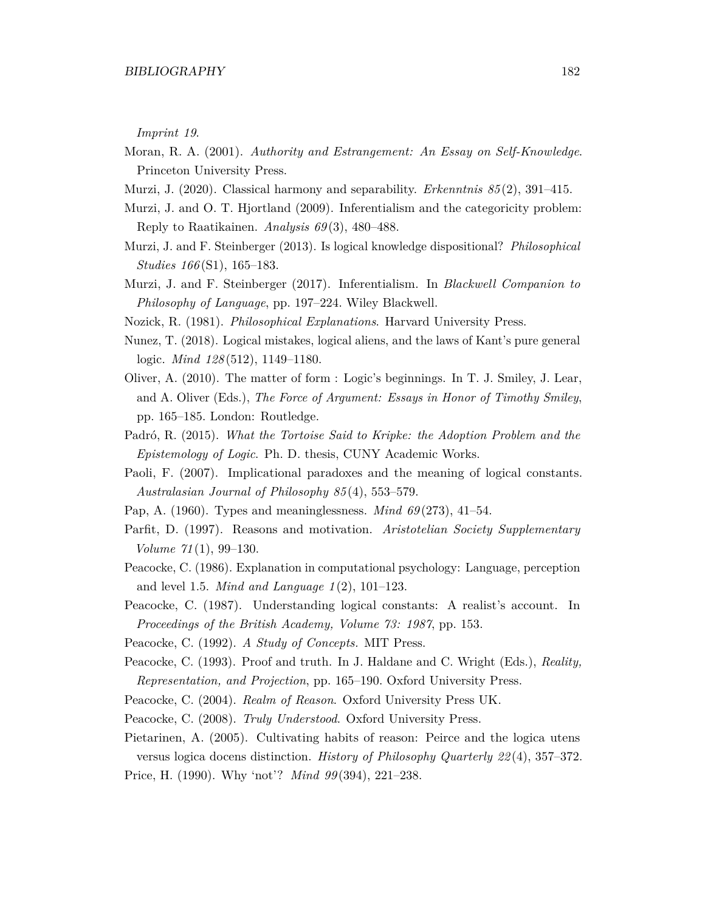*Imprint 19*.

Moran, R. A. (2001). *Authority and Estrangement: An Essay on Self-Knowledge*. Princeton University Press.

Murzi, J. (2020). Classical harmony and separability. *Erkenntnis 85*(2), 391–415.

Murzi, J. and O. T. Hjortland (2009). Inferentialism and the categoricity problem: Reply to Raatikainen. *Analysis 69*(3), 480–488.

Murzi, J. and F. Steinberger (2013). Is logical knowledge dispositional? *Philosophical Studies 166*(S1), 165–183.

Murzi, J. and F. Steinberger (2017). Inferentialism. In *Blackwell Companion to Philosophy of Language*, pp. 197–224. Wiley Blackwell.

Nozick, R. (1981). *Philosophical Explanations*. Harvard University Press.

Nunez, T. (2018). Logical mistakes, logical aliens, and the laws of Kant's pure general logic. *Mind 128*(512), 1149–1180.

Oliver, A. (2010). The matter of form : Logic's beginnings. In T. J. Smiley, J. Lear, and A. Oliver (Eds.), *The Force of Argument: Essays in Honor of Timothy Smiley*, pp. 165–185. London: Routledge.

Padró, R. (2015). *What the Tortoise Said to Kripke: the Adoption Problem and the Epistemology of Logic*. Ph. D. thesis, CUNY Academic Works.

Paoli, F. (2007). Implicational paradoxes and the meaning of logical constants. *Australasian Journal of Philosophy 85*(4), 553–579.

Pap, A. (1960). Types and meaninglessness. *Mind 69*(273), 41–54.

Parfit, D. (1997). Reasons and motivation. *Aristotelian Society Supplementary Volume 71*(1), 99–130.

Peacocke, C. (1986). Explanation in computational psychology: Language, perception and level 1.5. *Mind and Language 1*(2), 101–123.

Peacocke, C. (1987). Understanding logical constants: A realist's account. In *Proceedings of the British Academy, Volume 73: 1987*, pp. 153.

Peacocke, C. (1992). *A Study of Concepts.* MIT Press.

Peacocke, C. (1993). Proof and truth. In J. Haldane and C. Wright (Eds.), *Reality, Representation, and Projection*, pp. 165–190. Oxford University Press.

Peacocke, C. (2004). *Realm of Reason*. Oxford University Press UK.

Peacocke, C. (2008). *Truly Understood*. Oxford University Press.

Pietarinen, A. (2005). Cultivating habits of reason: Peirce and the logica utens versus logica docens distinction. *History of Philosophy Quarterly 22*(4), 357–372.

Price, H. (1990). Why 'not'? *Mind 99*(394), 221–238.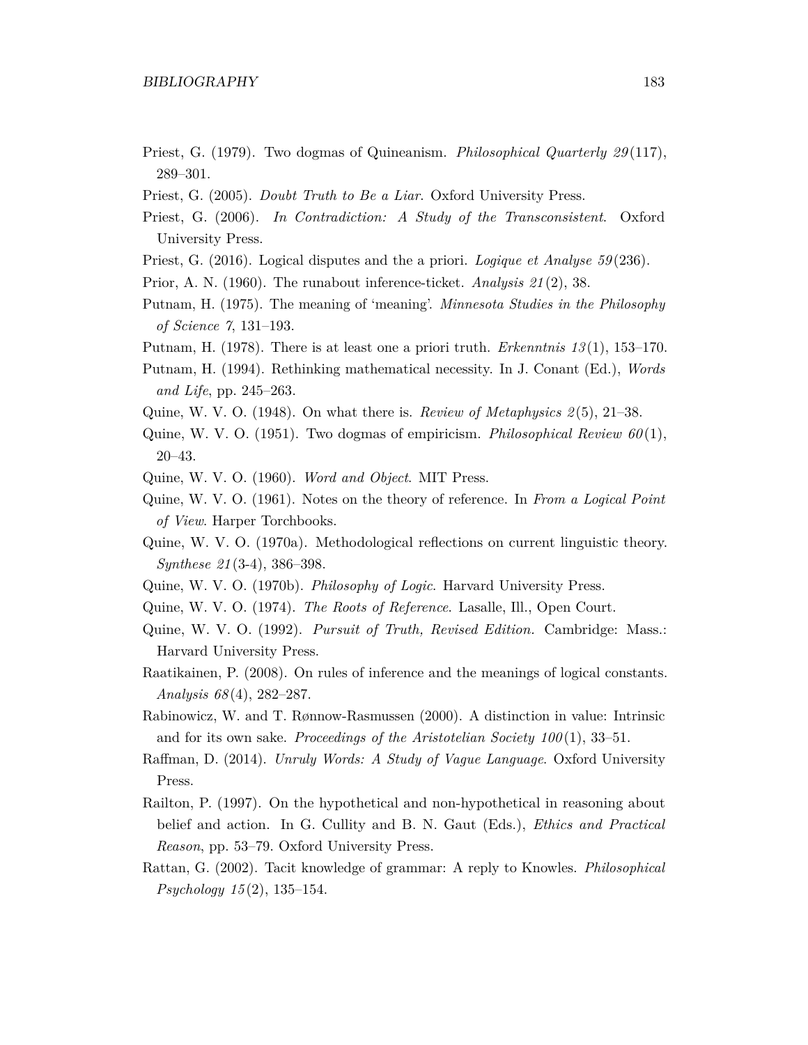Priest, G. (1979). Two dogmas of Quineanism. *Philosophical Quarterly 29*(117), 289–301.

Priest, G. (2005). *Doubt Truth to Be a Liar*. Oxford University Press.

Priest, G. (2006). *In Contradiction: A Study of the Transconsistent*. Oxford University Press.

Priest, G. (2016). Logical disputes and the a priori. *Logique et Analyse 59*(236).

Prior, A. N. (1960). The runabout inference-ticket. *Analysis 21*(2), 38.

Putnam, H. (1975). The meaning of 'meaning'. *Minnesota Studies in the Philosophy of Science 7*, 131–193.

Putnam, H. (1978). There is at least one a priori truth. *Erkenntnis 13*(1), 153–170.

Putnam, H. (1994). Rethinking mathematical necessity. In J. Conant (Ed.), *Words and Life*, pp. 245–263.

Quine, W. V. O. (1948). On what there is. *Review of Metaphysics 2*(5), 21–38.

Quine, W. V. O. (1951). Two dogmas of empiricism. *Philosophical Review 60*(1), 20–43.

Quine, W. V. O. (1960). *Word and Object*. MIT Press.

Quine, W. V. O. (1961). Notes on the theory of reference. In *From a Logical Point of View*. Harper Torchbooks.

Quine, W. V. O. (1970a). Methodological reflections on current linguistic theory. *Synthese 21*(3-4), 386–398.

Quine, W. V. O. (1970b). *Philosophy of Logic*. Harvard University Press.

Quine, W. V. O. (1974). *The Roots of Reference*. Lasalle, Ill., Open Court.

Quine, W. V. O. (1992). *Pursuit of Truth, Revised Edition.* Cambridge: Mass.: Harvard University Press.

Raatikainen, P. (2008). On rules of inference and the meanings of logical constants. *Analysis 68*(4), 282–287.

Rabinowicz, W. and T. Rønnow-Rasmussen (2000). A distinction in value: Intrinsic and for its own sake. *Proceedings of the Aristotelian Society 100*(1), 33–51.

Raffman, D. (2014). *Unruly Words: A Study of Vague Language*. Oxford University Press.

Railton, P. (1997). On the hypothetical and non-hypothetical in reasoning about belief and action. In G. Cullity and B. N. Gaut (Eds.), *Ethics and Practical Reason*, pp. 53–79. Oxford University Press.

Rattan, G. (2002). Tacit knowledge of grammar: A reply to Knowles. *Philosophical Psychology 15*(2), 135–154.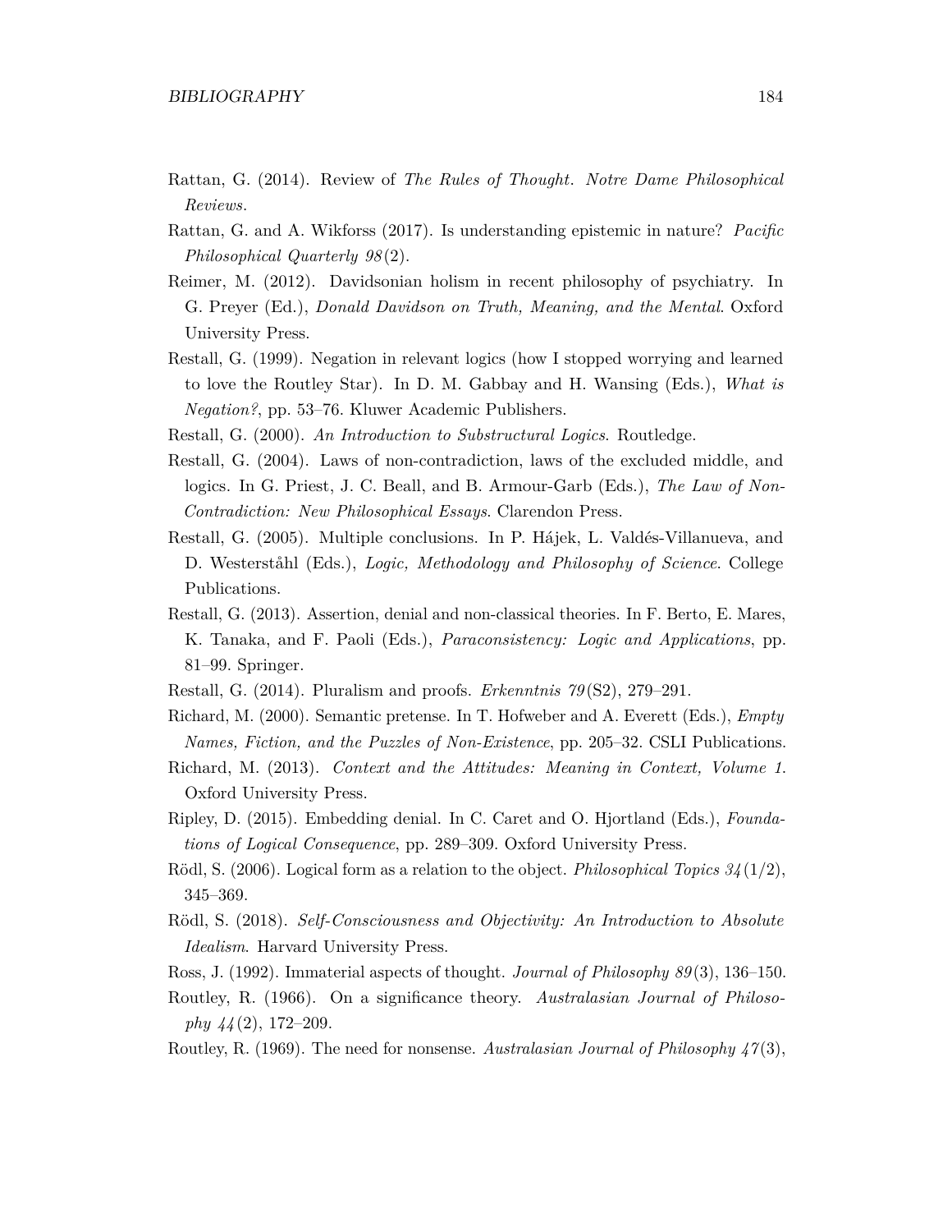Rattan, G. (2014). Review of *The Rules of Thought*. *Notre Dame Philosophical Reviews*.

Rattan, G. and A. Wikforss (2017). Is understanding epistemic in nature? *Pacific Philosophical Quarterly 98*(2).

Reimer, M. (2012). Davidsonian holism in recent philosophy of psychiatry. In G. Preyer (Ed.), *Donald Davidson on Truth, Meaning, and the Mental*. Oxford University Press.

Restall, G. (1999). Negation in relevant logics (how I stopped worrying and learned to love the Routley Star). In D. M. Gabbay and H. Wansing (Eds.), *What is Negation?*, pp. 53–76. Kluwer Academic Publishers.

Restall, G. (2000). *An Introduction to Substructural Logics*. Routledge.

Restall, G. (2004). Laws of non-contradiction, laws of the excluded middle, and logics. In G. Priest, J. C. Beall, and B. Armour-Garb (Eds.), *The Law of Non-Contradiction: New Philosophical Essays*. Clarendon Press.

Restall, G. (2005). Multiple conclusions. In P. Hájek, L. Valdés-Villanueva, and D. Westerståhl (Eds.), *Logic, Methodology and Philosophy of Science*. College Publications.

Restall, G. (2013). Assertion, denial and non-classical theories. In F. Berto, E. Mares, K. Tanaka, and F. Paoli (Eds.), *Paraconsistency: Logic and Applications*, pp. 81–99. Springer.

Restall, G. (2014). Pluralism and proofs. *Erkenntnis 79*(S2), 279–291.

Richard, M. (2000). Semantic pretense. In T. Hofweber and A. Everett (Eds.), *Empty Names, Fiction, and the Puzzles of Non-Existence*, pp. 205–32. CSLI Publications.

Richard, M. (2013). *Context and the Attitudes: Meaning in Context, Volume 1*. Oxford University Press.

Ripley, D. (2015). Embedding denial. In C. Caret and O. Hjortland (Eds.), *Foundations of Logical Consequence*, pp. 289–309. Oxford University Press.

Rödl, S. (2006). Logical form as a relation to the object. *Philosophical Topics 34*(1/2), 345–369.

Rödl, S. (2018). *Self-Consciousness and Objectivity: An Introduction to Absolute Idealism*. Harvard University Press.

Ross, J. (1992). Immaterial aspects of thought. *Journal of Philosophy 89*(3), 136–150.

Routley, R. (1966). On a significance theory. *Australasian Journal of Philosophy 44*(2), 172–209.

Routley, R. (1969). The need for nonsense. *Australasian Journal of Philosophy 47*(3),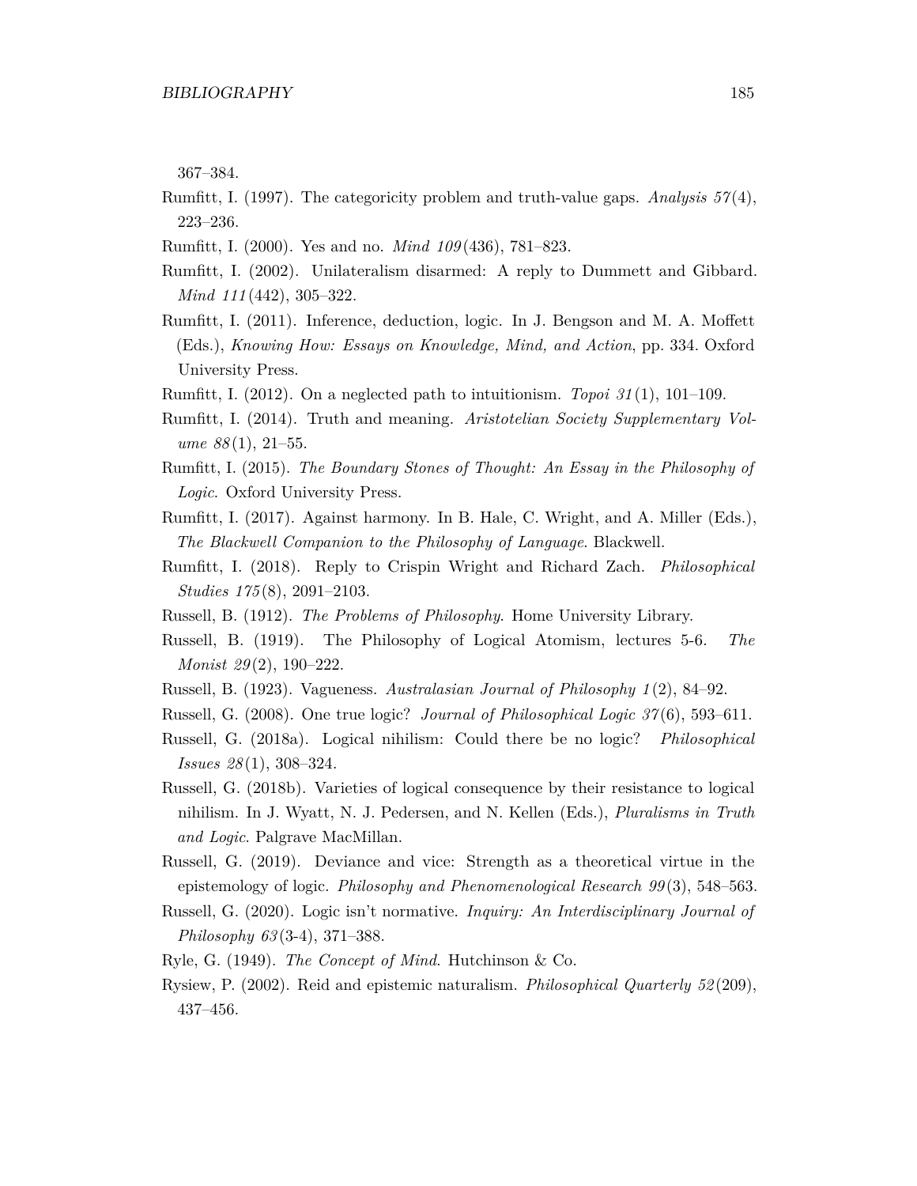367–384.

Rumfitt, I. (1997). The categoricity problem and truth-value gaps. *Analysis 57*(4), 223–236.

Rumfitt, I. (2000). Yes and no. *Mind 109*(436), 781–823.

Rumfitt, I. (2002). Unilateralism disarmed: A reply to Dummett and Gibbard. *Mind 111*(442), 305–322.

Rumfitt, I. (2011). Inference, deduction, logic. In J. Bengson and M. A. Moffett (Eds.), *Knowing How: Essays on Knowledge, Mind, and Action*, pp. 334. Oxford University Press.

Rumfitt, I. (2012). On a neglected path to intuitionism. *Topoi 31*(1), 101–109.

Rumfitt, I. (2014). Truth and meaning. *Aristotelian Society Supplementary Volume 88*(1), 21–55.

Rumfitt, I. (2015). *The Boundary Stones of Thought: An Essay in the Philosophy of Logic*. Oxford University Press.

Rumfitt, I. (2017). Against harmony. In B. Hale, C. Wright, and A. Miller (Eds.), *The Blackwell Companion to the Philosophy of Language*. Blackwell.

Rumfitt, I. (2018). Reply to Crispin Wright and Richard Zach. *Philosophical Studies 175*(8), 2091–2103.

Russell, B. (1912). *The Problems of Philosophy*. Home University Library.

Russell, B. (1919). The Philosophy of Logical Atomism, lectures 5-6. *The Monist 29*(2), 190–222.

Russell, B. (1923). Vagueness. *Australasian Journal of Philosophy 1*(2), 84–92.

Russell, G. (2008). One true logic? *Journal of Philosophical Logic 37*(6), 593–611.

Russell, G. (2018a). Logical nihilism: Could there be no logic? *Philosophical Issues 28*(1), 308–324.

Russell, G. (2018b). Varieties of logical consequence by their resistance to logical nihilism. In J. Wyatt, N. J. Pedersen, and N. Kellen (Eds.), *Pluralisms in Truth and Logic*. Palgrave MacMillan.

Russell, G. (2019). Deviance and vice: Strength as a theoretical virtue in the epistemology of logic. *Philosophy and Phenomenological Research 99*(3), 548–563.

Russell, G. (2020). Logic isn't normative. *Inquiry: An Interdisciplinary Journal of Philosophy 63*(3-4), 371–388.

Ryle, G. (1949). *The Concept of Mind*. Hutchinson & Co.

Rysiew, P. (2002). Reid and epistemic naturalism. *Philosophical Quarterly 52*(209), 437–456.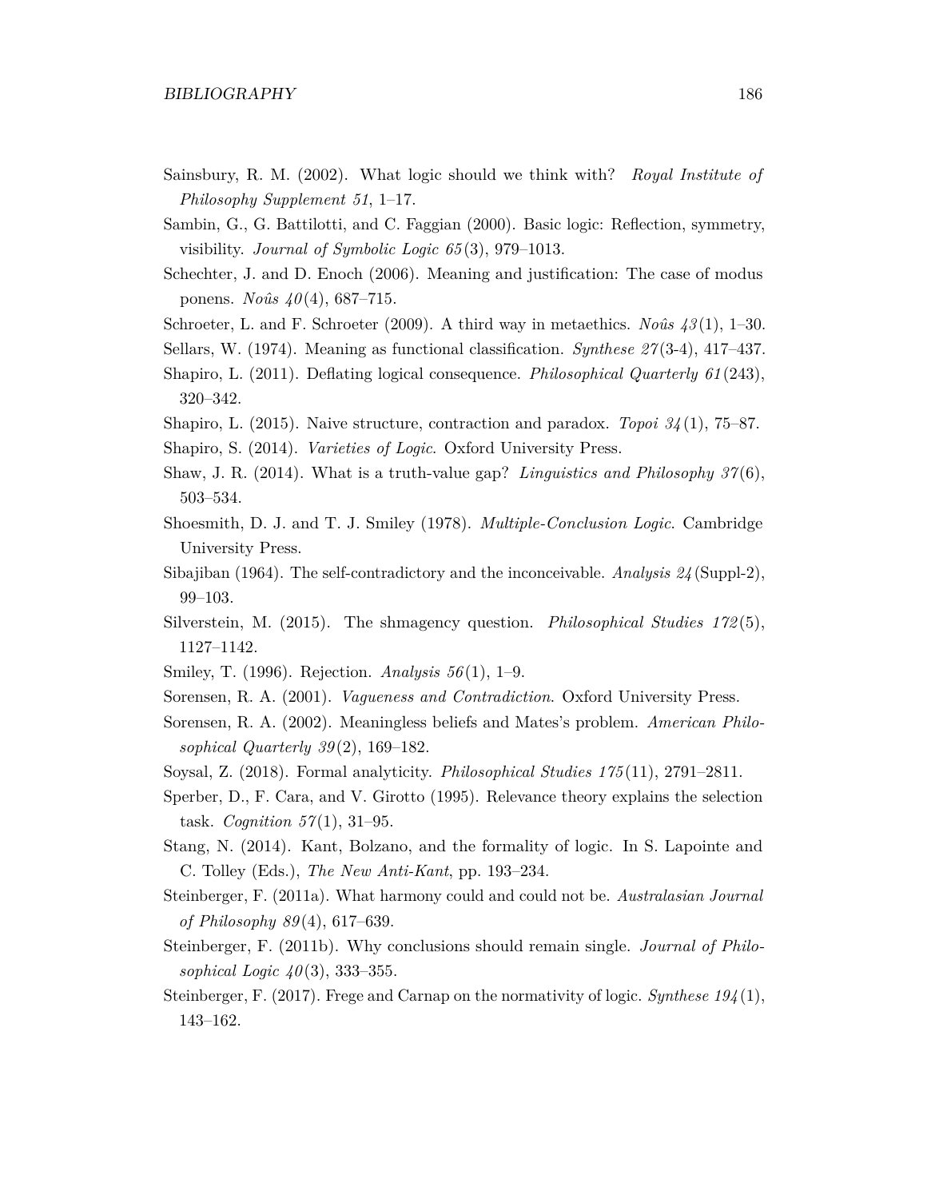Sainsbury, R. M. (2002). What logic should we think with? *Royal Institute of Philosophy Supplement 51*, 1–17.

Sambin, G., G. Battilotti, and C. Faggian (2000). Basic logic: Reflection, symmetry, visibility. *Journal of Symbolic Logic 65*(3), 979–1013.

Schechter, J. and D. Enoch (2006). Meaning and justification: The case of modus ponens. *Noûs 40*(4), 687–715.

Schroeter, L. and F. Schroeter (2009). A third way in metaethics. *Noûs 43*(1), 1–30.

Sellars, W. (1974). Meaning as functional classification. *Synthese 27*(3-4), 417–437.

Shapiro, L. (2011). Deflating logical consequence. *Philosophical Quarterly 61*(243), 320–342.

Shapiro, L. (2015). Naive structure, contraction and paradox. *Topoi 34*(1), 75–87.

Shapiro, S. (2014). *Varieties of Logic*. Oxford University Press.

Shaw, J. R. (2014). What is a truth-value gap? *Linguistics and Philosophy 37*(6), 503–534.

Shoesmith, D. J. and T. J. Smiley (1978). *Multiple-Conclusion Logic*. Cambridge University Press.

Sibajiban (1964). The self-contradictory and the inconceivable. *Analysis 24*(Suppl-2), 99–103.

Silverstein, M. (2015). The shmagency question. *Philosophical Studies 172*(5), 1127–1142.

Smiley, T. (1996). Rejection. *Analysis 56*(1), 1–9.

Sorensen, R. A. (2001). *Vagueness and Contradiction*. Oxford University Press.

Sorensen, R. A. (2002). Meaningless beliefs and Mates's problem. *American Philosophical Quarterly 39*(2), 169–182.

Soysal, Z. (2018). Formal analyticity. *Philosophical Studies 175*(11), 2791–2811.

Sperber, D., F. Cara, and V. Girotto (1995). Relevance theory explains the selection task. *Cognition 57*(1), 31–95.

Stang, N. (2014). Kant, Bolzano, and the formality of logic. In S. Lapointe and C. Tolley (Eds.), *The New Anti-Kant*, pp. 193–234.

Steinberger, F. (2011a). What harmony could and could not be. *Australasian Journal of Philosophy 89*(4), 617–639.

Steinberger, F. (2011b). Why conclusions should remain single. *Journal of Philosophical Logic 40*(3), 333–355.

Steinberger, F. (2017). Frege and Carnap on the normativity of logic. *Synthese 194*(1), 143–162.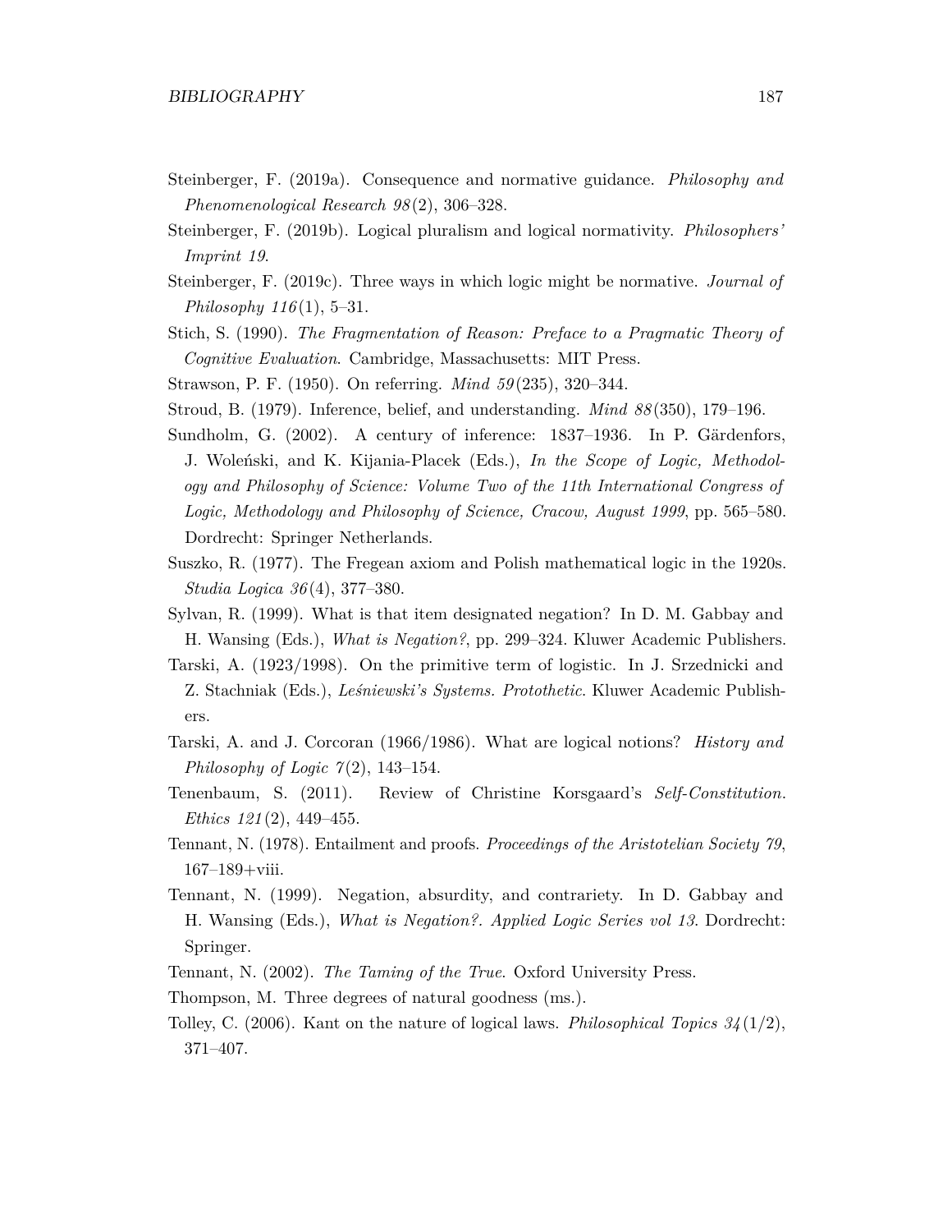Steinberger, F. (2019a). Consequence and normative guidance. *Philosophy and Phenomenological Research 98*(2), 306–328.

Steinberger, F. (2019b). Logical pluralism and logical normativity. *Philosophers' Imprint 19*.

Steinberger, F. (2019c). Three ways in which logic might be normative. *Journal of Philosophy 116*(1), 5–31.

Stich, S. (1990). *The Fragmentation of Reason: Preface to a Pragmatic Theory of Cognitive Evaluation*. Cambridge, Massachusetts: MIT Press.

Strawson, P. F. (1950). On referring. *Mind 59*(235), 320–344.

Stroud, B. (1979). Inference, belief, and understanding. *Mind 88*(350), 179–196.

Sundholm, G. (2002). A century of inference: 1837–1936. In P. Gärdenfors, J. Woleński, and K. Kijania-Placek (Eds.), *In the Scope of Logic, Methodology and Philosophy of Science: Volume Two of the 11th International Congress of Logic, Methodology and Philosophy of Science, Cracow, August 1999*, pp. 565–580. Dordrecht: Springer Netherlands.

Suszko, R. (1977). The Fregean axiom and Polish mathematical logic in the 1920s. *Studia Logica 36*(4), 377–380.

Sylvan, R. (1999). What is that item designated negation? In D. M. Gabbay and H. Wansing (Eds.), *What is Negation?*, pp. 299–324. Kluwer Academic Publishers.

Tarski, A. (1923/1998). On the primitive term of logistic. In J. Srzednicki and Z. Stachniak (Eds.), *Leśniewski's Systems. Protothetic*. Kluwer Academic Publishers.

Tarski, A. and J. Corcoran (1966/1986). What are logical notions? *History and Philosophy of Logic 7*(2), 143–154.

Tenenbaum, S. (2011). Review of Christine Korsgaard's *Self-Constitution*. *Ethics 121*(2), 449–455.

Tennant, N. (1978). Entailment and proofs. *Proceedings of the Aristotelian Society 79*, 167–189+viii.

Tennant, N. (1999). Negation, absurdity, and contrariety. In D. Gabbay and H. Wansing (Eds.), *What is Negation?. Applied Logic Series vol 13*. Dordrecht: Springer.

Tennant, N. (2002). *The Taming of the True*. Oxford University Press.

Thompson, M. Three degrees of natural goodness (ms.).

Tolley, C. (2006). Kant on the nature of logical laws. *Philosophical Topics 34*(1/2), 371–407.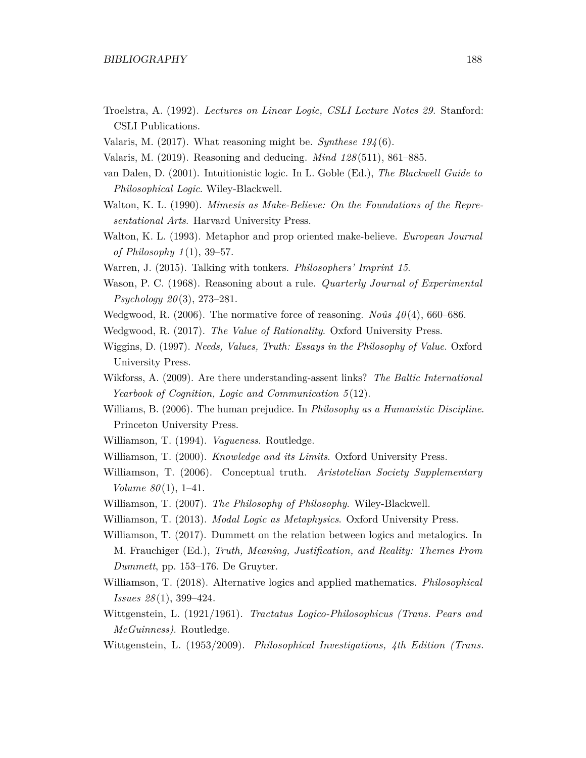Troelstra, A. (1992). *Lectures on Linear Logic, CSLI Lecture Notes 29*. Stanford: CSLI Publications.

Valaris, M. (2017). What reasoning might be. *Synthese 194*(6).

Valaris, M. (2019). Reasoning and deducing. *Mind 128*(511), 861–885.

van Dalen, D. (2001). Intuitionistic logic. In L. Goble (Ed.), *The Blackwell Guide to Philosophical Logic*. Wiley-Blackwell.

Walton, K. L. (1990). *Mimesis as Make-Believe: On the Foundations of the Representational Arts*. Harvard University Press.

Walton, K. L. (1993). Metaphor and prop oriented make-believe. *European Journal of Philosophy 1*(1), 39–57.

Warren, J. (2015). Talking with tonkers. *Philosophers' Imprint 15*.

Wason, P. C. (1968). Reasoning about a rule. *Quarterly Journal of Experimental Psychology 20*(3), 273–281.

Wedgwood, R. (2006). The normative force of reasoning. *Noûs 40*(4), 660–686.

Wedgwood, R. (2017). *The Value of Rationality*. Oxford University Press.

Wiggins, D. (1997). *Needs, Values, Truth: Essays in the Philosophy of Value*. Oxford University Press.

Wikforss, A. (2009). Are there understanding-assent links? *The Baltic International Yearbook of Cognition, Logic and Communication 5*(12).

Williams, B. (2006). The human prejudice. In *Philosophy as a Humanistic Discipline*. Princeton University Press.

Williamson, T. (1994). *Vagueness*. Routledge.

Williamson, T. (2000). *Knowledge and its Limits*. Oxford University Press.

Williamson, T. (2006). Conceptual truth. *Aristotelian Society Supplementary Volume 80*(1), 1–41.

Williamson, T. (2007). *The Philosophy of Philosophy*. Wiley-Blackwell.

Williamson, T. (2013). *Modal Logic as Metaphysics*. Oxford University Press.

Williamson, T. (2017). Dummett on the relation between logics and metalogics. In M. Frauchiger (Ed.), *Truth, Meaning, Justification, and Reality: Themes From Dummett*, pp. 153–176. De Gruyter.

Williamson, T. (2018). Alternative logics and applied mathematics. *Philosophical Issues 28*(1), 399–424.

Wittgenstein, L. (1921/1961). *Tractatus Logico-Philosophicus (Trans. Pears and McGuinness)*. Routledge.

Wittgenstein, L. (1953/2009). *Philosophical Investigations, 4th Edition (Trans.*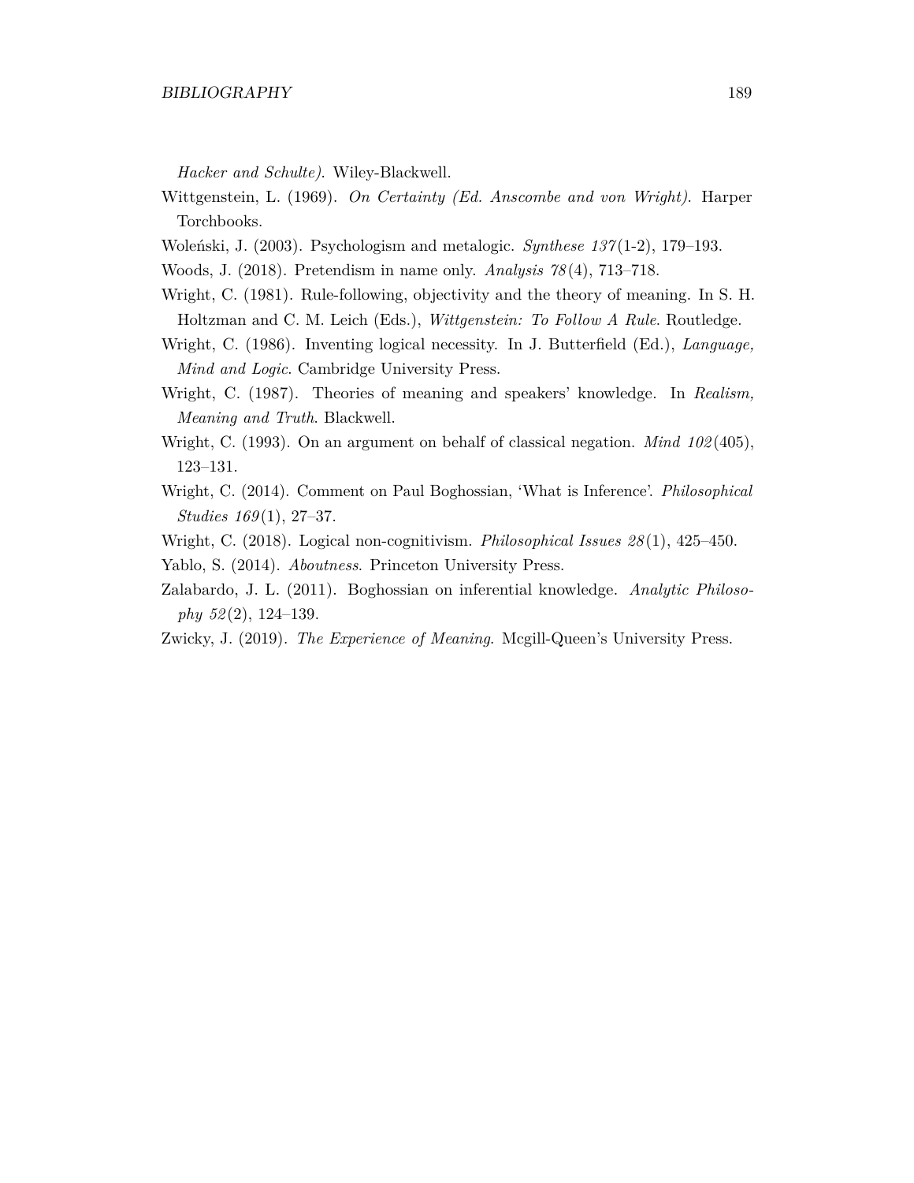*Hacker and Schulte)*. Wiley-Blackwell.

Wittgenstein, L. (1969). *On Certainty (Ed. Anscombe and von Wright)*. Harper Torchbooks.

Woleński, J. (2003). Psychologism and metalogic. *Synthese 137*(1-2), 179–193.

Woods, J. (2018). Pretendism in name only. *Analysis 78*(4), 713–718.

Wright, C. (1981). Rule-following, objectivity and the theory of meaning. In S. H. Holtzman and C. M. Leich (Eds.), *Wittgenstein: To Follow A Rule*. Routledge.

Wright, C. (1986). Inventing logical necessity. In J. Butterfield (Ed.), *Language, Mind and Logic*. Cambridge University Press.

Wright, C. (1987). Theories of meaning and speakers' knowledge. In *Realism, Meaning and Truth*. Blackwell.

Wright, C. (1993). On an argument on behalf of classical negation. *Mind 102*(405), 123–131.

Wright, C. (2014). Comment on Paul Boghossian, 'What is Inference'. *Philosophical Studies 169*(1), 27–37.

Wright, C. (2018). Logical non-cognitivism. *Philosophical Issues 28*(1), 425–450.

Yablo, S. (2014). *Aboutness*. Princeton University Press.

Zalabardo, J. L. (2011). Boghossian on inferential knowledge. *Analytic Philosophy 52*(2), 124–139.

Zwicky, J. (2019). *The Experience of Meaning*. Mcgill-Queen's University Press.